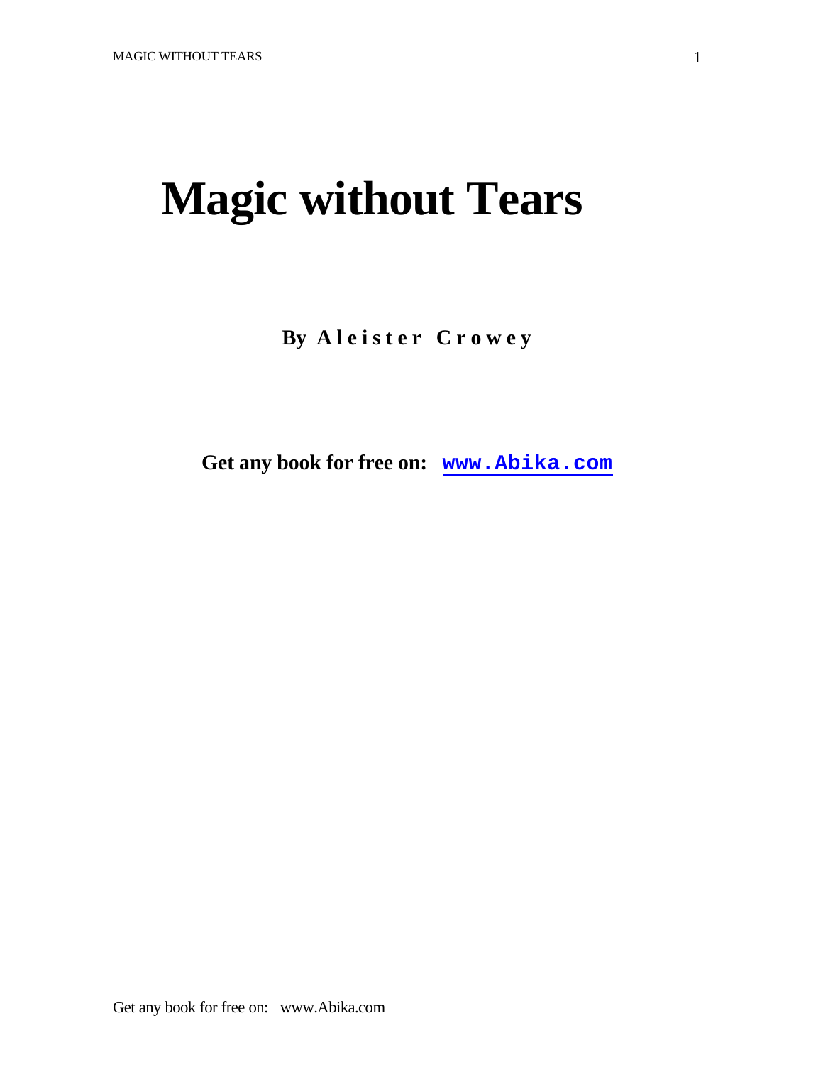# Magic without Tears

**By Aleister Crowey**

**Get any book for free on: www.Abika.com**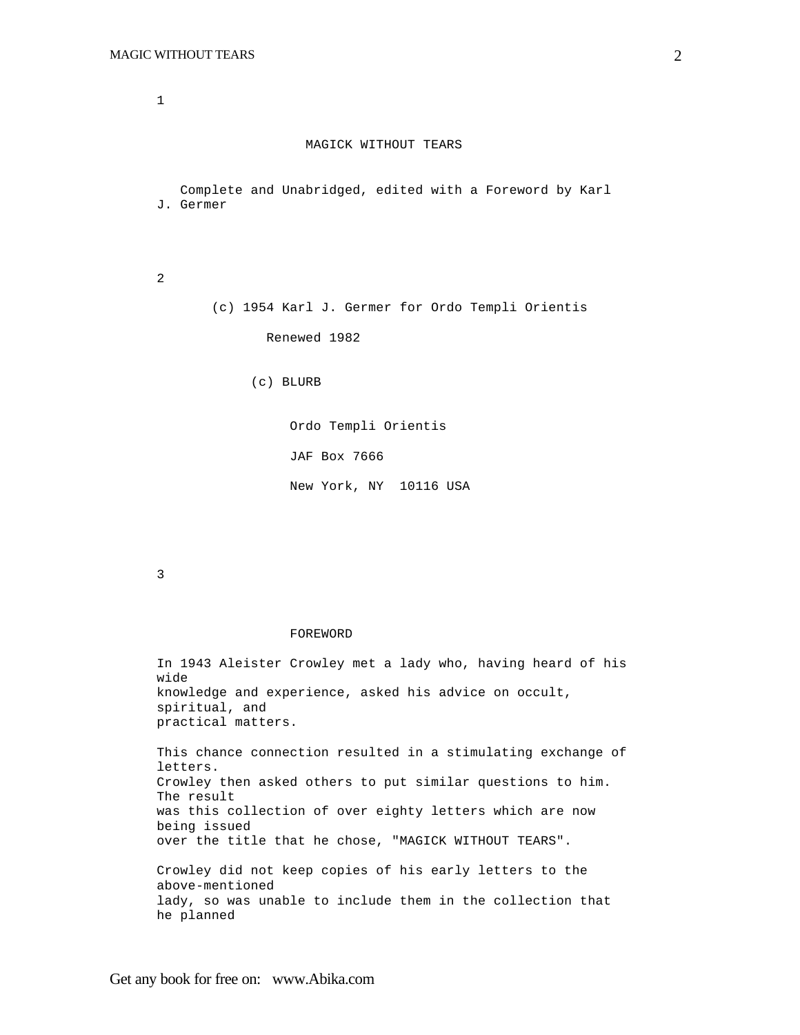1

# MAGICK WITHOUT TEARS

Complete and Unabridged, edited with a Foreword by Karl J. Germer

2

(c) 1954 Karl J. Germer for Ordo Templi Orientis

Renewed 1982

(c) BLURB

Ordo Templi Orientis

JAF Box 7666

New York, NY 10116 USA

3

## FOREWORD

In 1943 Aleister Crowley met a lady who, having heard of his wide knowledge and experience, asked his advice on occult, spiritual, and practical matters.

This chance connection resulted in a stimulating exchange of letters. Crowley then asked others to put similar questions to him. The result was this collection of over eighty letters which are now being issued over the title that he chose, "MAGICK WITHOUT TEARS".

Crowley did not keep copies of his early letters to the above-mentioned lady, so was unable to include them in the collection that he planned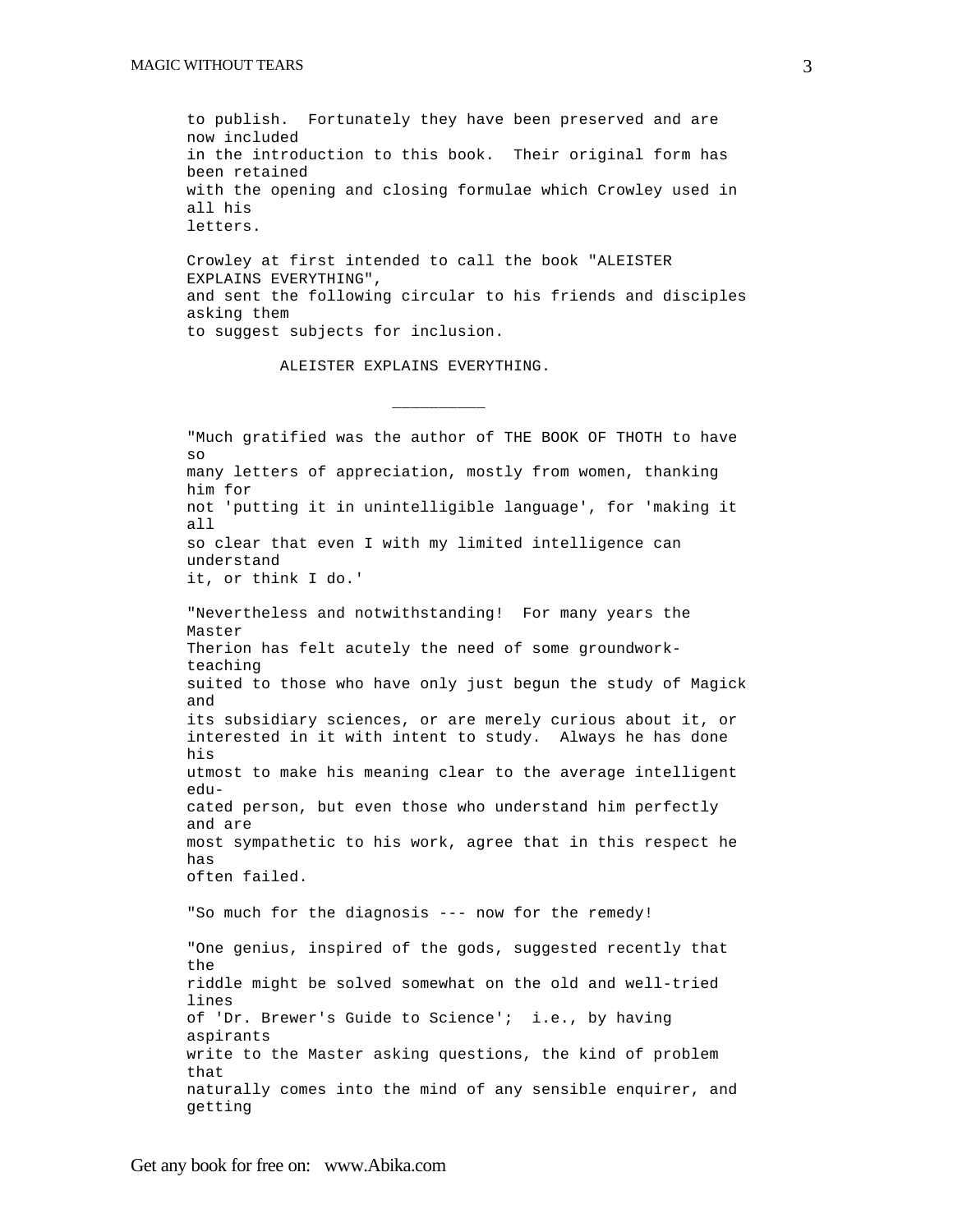to publish. Fortunately they have been preserved and are now included in the introduction to this book. Their original form has been retained with the opening and closing formulae which Crowley used in all his letters.

Crowley at first intended to call the book "ALEISTER EXPLAINS EVERYTHING", and sent the following circular to his friends and disciples asking them to suggest subjects for inclusion.

ALEISTER EXPLAINS EVERYTHING.

---

"Much gratified was the author of THE BOOK OF THOTH to have so many letters of appreciation, mostly from women, thanking him for not 'putting it in unintelligible language', for 'making it all so clear that even I with my limited intelligence can understand it, or think I do.'

"Nevertheless and notwithstanding! For many years the Master Therion has felt acutely the need of some groundwork-teaching suited to those who have only just begun the study of Magick and its subsidiary sciences, or are merely curious about it, or interested in it with intent to study. Always he has done his utmost to make his meaning clear to the average intelligent educated person, but even those who understand him perfectly and are most sympathetic to his work, agree that in this respect he has often failed.

"So much for the diagnosis --- now for the remedy!

"One genius, inspired of the gods, suggested recently that the riddle might be solved somewhat on the old and well-tried lines of 'Dr. Brewer's Guide to Science'; i.e., by having aspirants write to the Master asking questions, the kind of problem that naturally comes into the mind of any sensible enquirer, and getting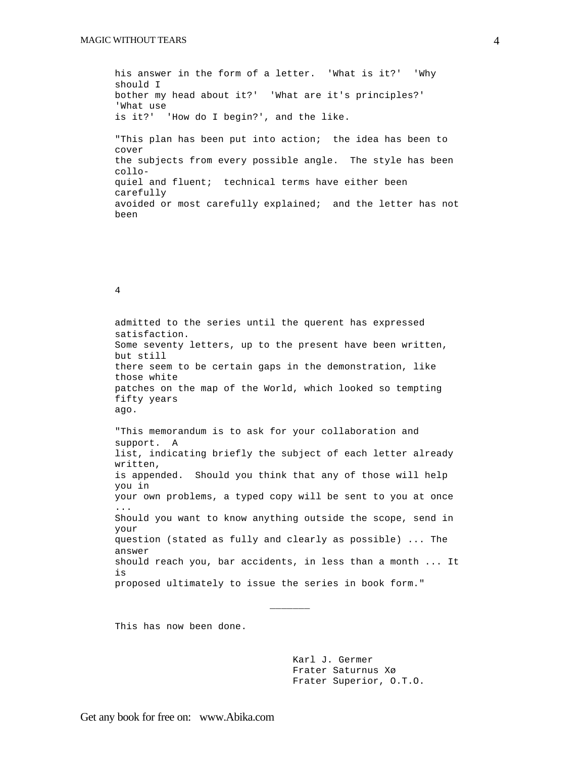his answer in the form of a letter. 'What is it?' 'Why should I bother my head about it?' 'What are it's principles?' 'What use is it?' 'How do I begin?', and the like.

"This plan has been put into action; the idea has been to cover the subjects from every possible angle. The style has been colloquiel and fluent; technical terms have either been carefully avoided or most carefully explained; and the letter has not been admitted to the series until the querent has expressed satisfaction. Some seventy letters, up to the present have been written, but still there seem to be certain gaps in the demonstration, like those white patches on the map of the World, which looked so tempting fifty years ago.

"This memorandum is to ask for your collaboration and support. A list, indicating briefly the subject of each letter already written, is appended. Should you think that any of those will help you in your own problems, a typed copy will be sent to you at once ... Should you want to know anything outside the scope, send in your question (stated as fully and clearly as possible) ... The answer should reach you, bar accidents, in less than a month ... It is proposed ultimately to issue the series in book form."

---

This has now been done.

Karl J. Germer
Frater Saturnus Xø
Frater Superior, O.T.O.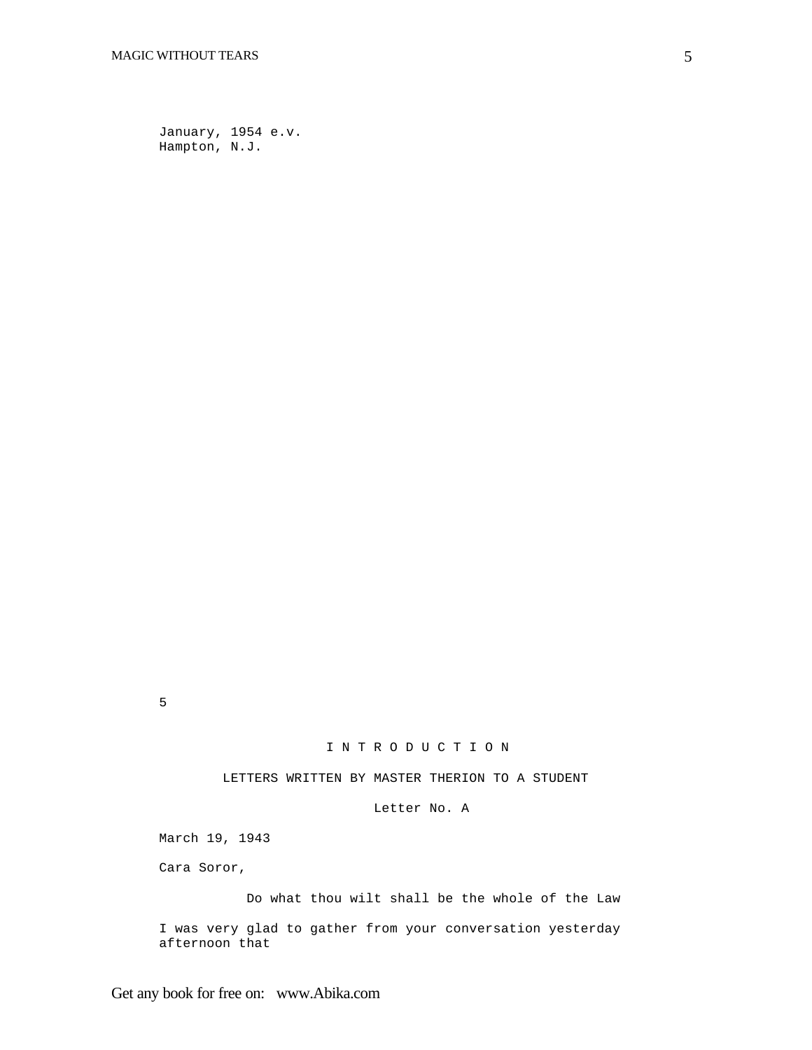January, 1954 e.v.
Hampton, N.J.

# I N T R O D U C T I O N

## LETTERS WRITTEN BY MASTER THERION TO A STUDENT

### Letter No. A

March 19, 1943

Cara Soror,

Do what thou wilt shall be the whole of the Law

I was very glad to gather from your conversation yesterday afternoon that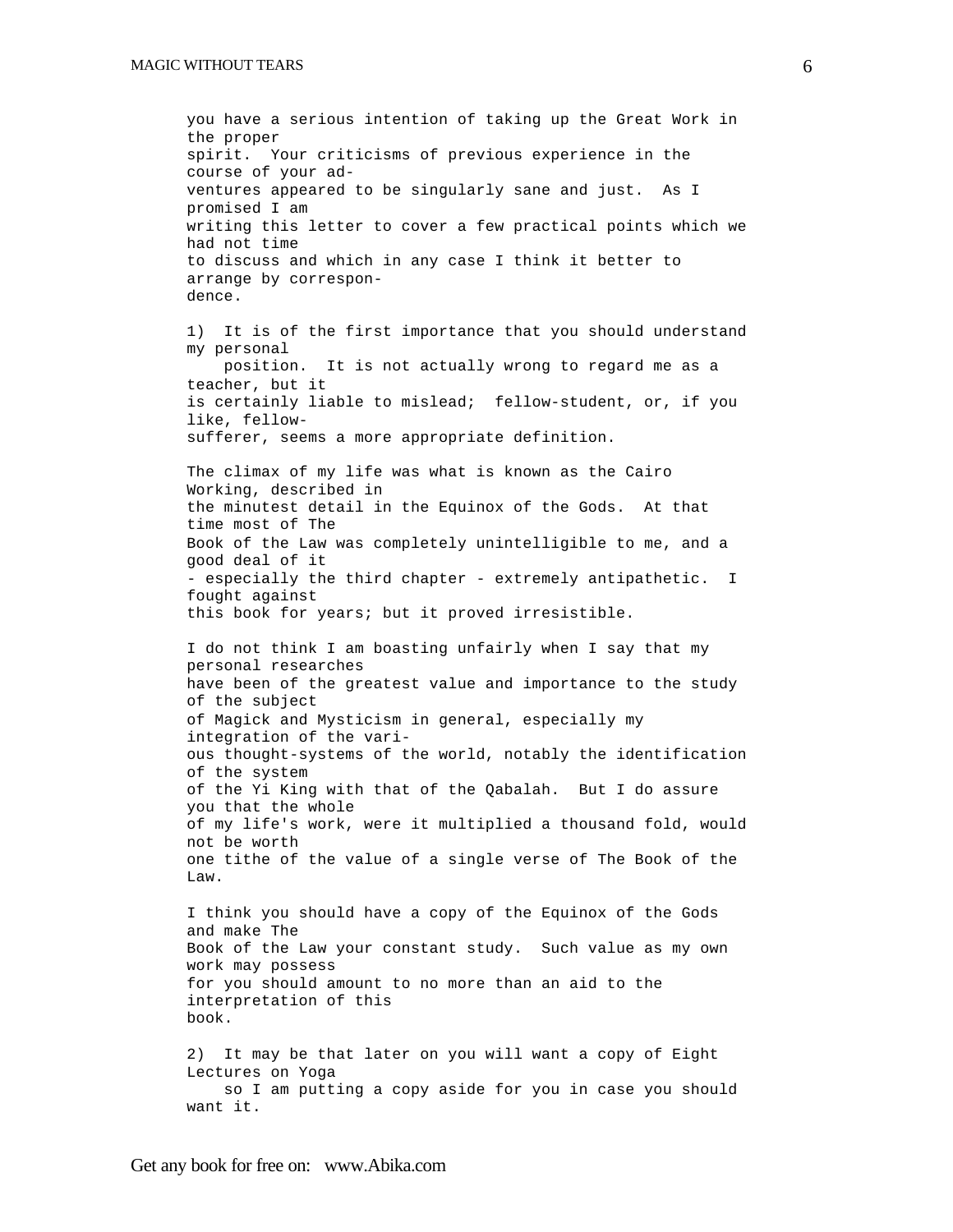you have a serious intention of taking up the Great Work in the proper spirit. Your criticisms of previous experience in the course of your adventures appeared to be singularly sane and just. As I promised I am writing this letter to cover a few practical points which we had not time to discuss and which in any case I think it better to arrange by correspondence.

1) It is of the first importance that you should understand my personal position. It is not actually wrong to regard me as a teacher, but it is certainly liable to mislead; fellow-student, or, if you like, fellow-sufferer, seems a more appropriate definition.

The climax of my life was what is known as the Cairo Working, described in the minutest detail in the Equinox of the Gods. At that time most of The Book of the Law was completely unintelligible to me, and a good deal of it - especially the third chapter - extremely antipathetic. I fought against this book for years; but it proved irresistible.

I do not think I am boasting unfairly when I say that my personal researches have been of the greatest value and importance to the study of the subject of Magick and Mysticism in general, especially my integration of the various thought-systems of the world, notably the identification of the system of the Yi King with that of the Qabalah. But I do assure you that the whole of my life's work, were it multiplied a thousand fold, would not be worth one tithe of the value of a single verse of The Book of the Law.

I think you should have a copy of the Equinox of the Gods and make The Book of the Law your constant study. Such value as my own work may possess for you should amount to no more than an aid to the interpretation of this book.

2) It may be that later on you will want a copy of Eight Lectures on Yoga so I am putting a copy aside for you in case you should want it.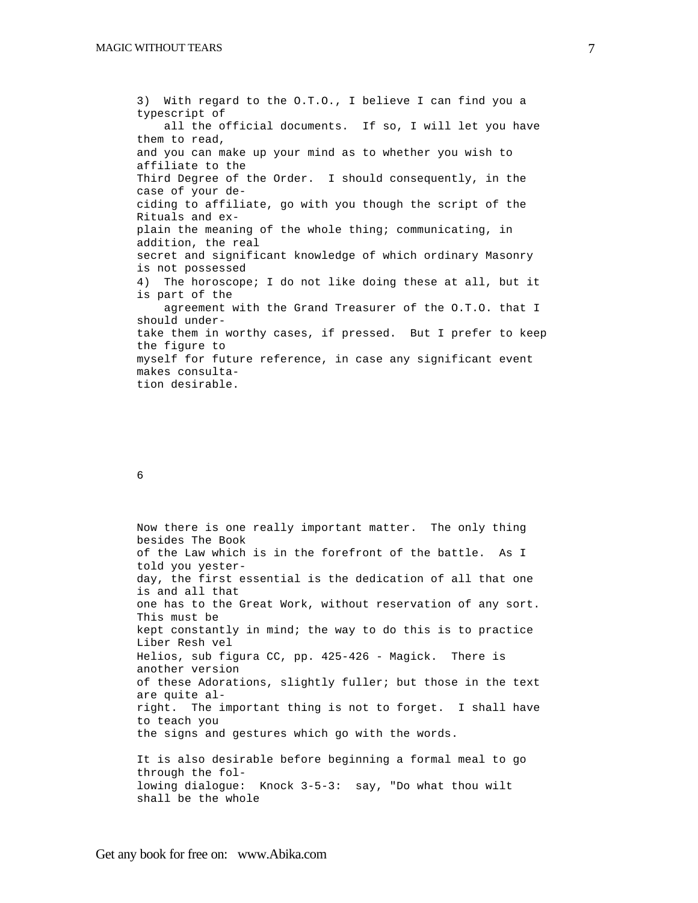3) With regard to the O.T.O., I believe I can find you a typescript of all the official documents. If so, I will let you have them to read, and you can make up your mind as to whether you wish to affiliate to the Third Degree of the Order. I should consequently, in the case of your deciding to affiliate, go with you though the script of the Rituals and explain the meaning of the whole thing; communicating, in addition, the real secret and significant knowledge of which ordinary Masonry is not possessed

4) The horoscope; I do not like doing these at all, but it is part of the agreement with the Grand Treasurer of the O.T.O. that I should undertake them in worthy cases, if pressed. But I prefer to keep the figure to myself for future reference, in case any significant event makes consultation desirable.

6

Now there is one really important matter. The only thing besides The Book of the Law which is in the forefront of the battle. As I told you yesterday, the first essential is the dedication of all that one is and all that one has to the Great Work, without reservation of any sort. This must be kept constantly in mind; the way to do this is to practice Liber Resh vel Helios, sub figura CC, pp. 425-426 - Magick. There is another version of these Adorations, slightly fuller; but those in the text are quite alright. The important thing is not to forget. I shall have to teach you the signs and gestures which go with the words.

It is also desirable before beginning a formal meal to go through the following dialogue: Knock 3-5-3: say, "Do what thou wilt shall be the whole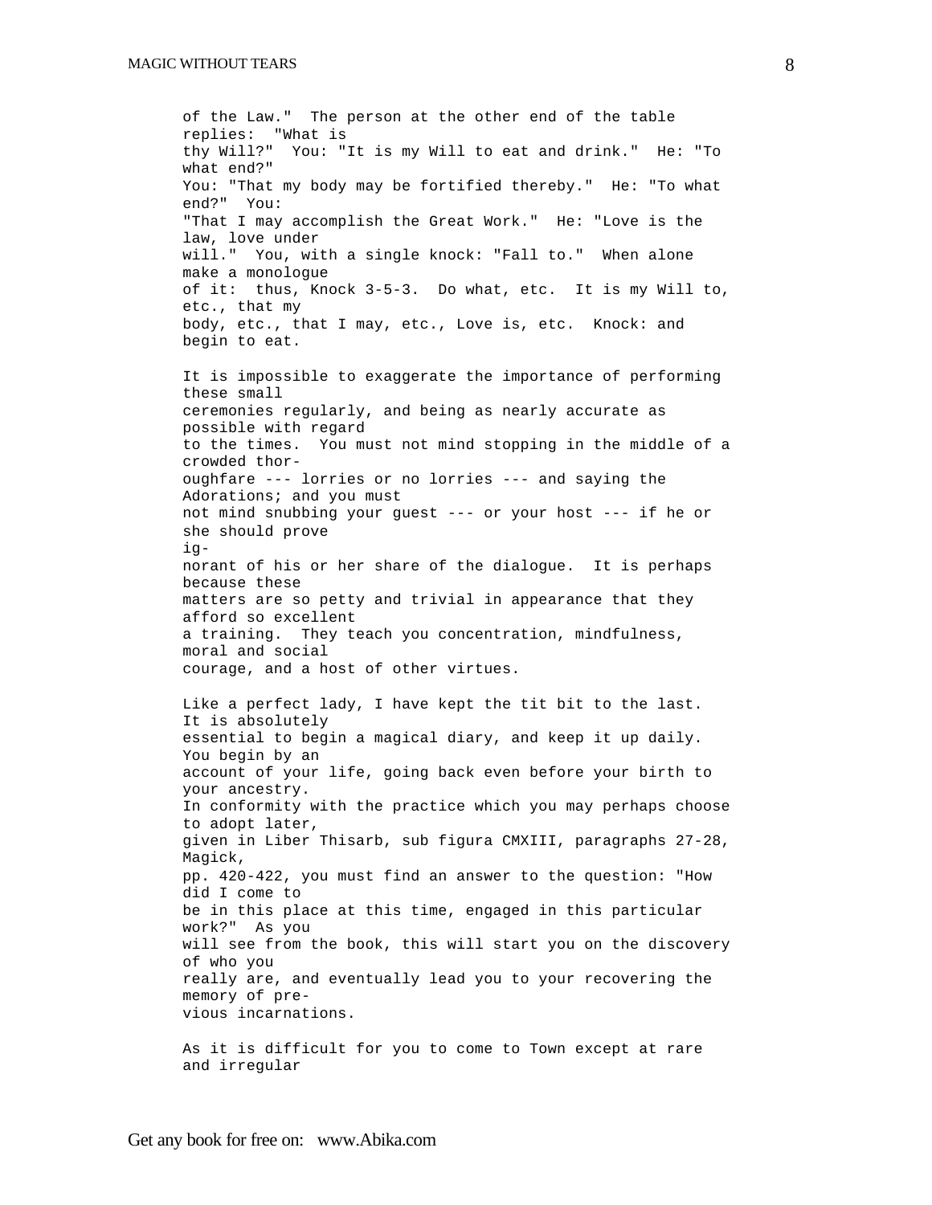of the Law." The person at the other end of the table replies: "What is thy Will?" You: "It is my Will to eat and drink." He: "To what end?" You: "That my body may be fortified thereby." He: "To what end?" You: "That I may accomplish the Great Work." He: "Love is the law, love under will." You, with a single knock: "Fall to." When alone make a monologue of it: thus, Knock 3-5-3. Do what, etc. It is my Will to, etc., that my body, etc., that I may, etc., Love is, etc. Knock: and begin to eat.

It is impossible to exaggerate the importance of performing these small ceremonies regularly, and being as nearly accurate as possible with regard to the times. You must not mind stopping in the middle of a crowded thoroughfare --- lorries or no lorries --- and saying the Adorations; and you must not mind snubbing your guest --- or your host --- if he or she should prove ignorant of his or her share of the dialogue. It is perhaps because these matters are so petty and trivial in appearance that they afford so excellent a training. They teach you concentration, mindfulness, moral and social courage, and a host of other virtues.

Like a perfect lady, I have kept the tit bit to the last. It is absolutely essential to begin a magical diary, and keep it up daily. You begin by an account of your life, going back even before your birth to your ancestry. In conformity with the practice which you may perhaps choose to adopt later, given in Liber Thisarb, sub figura CMXIII, paragraphs 27-28, Magick, pp. 420-422, you must find an answer to the question: "How did I come to be in this place at this time, engaged in this particular work?" As you will see from the book, this will start you on the discovery of who you really are, and eventually lead you to your recovering the memory of previous incarnations.

As it is difficult for you to come to Town except at rare and irregular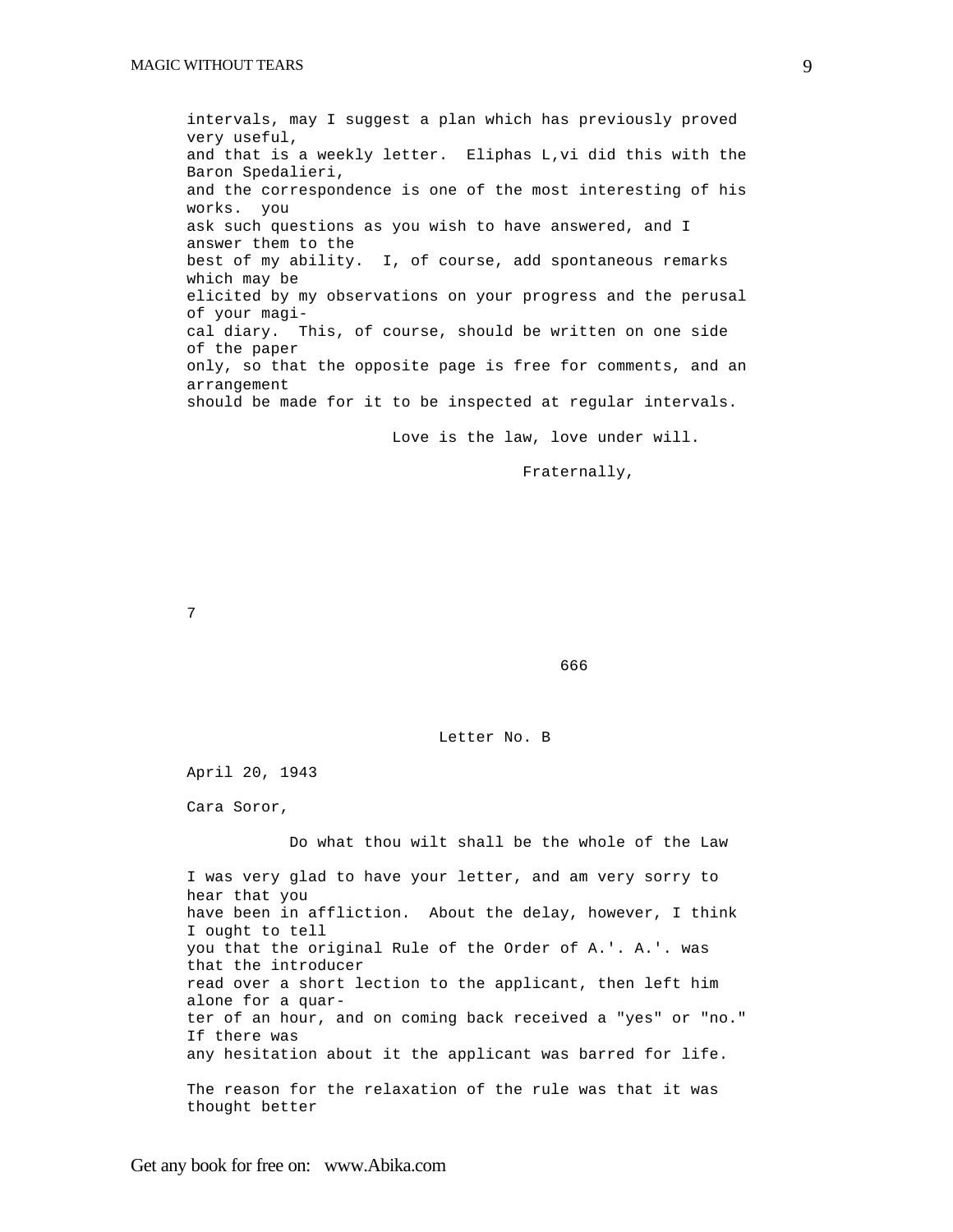intervals, may I suggest a plan which has previously proved very useful, and that is a weekly letter. Eliphas L,vi did this with the Baron Spedalieri, and the correspondence is one of the most interesting of his works. you ask such questions as you wish to have answered, and I answer them to the best of my ability. I, of course, add spontaneous remarks which may be elicited by my observations on your progress and the perusal of your magical diary. This, of course, should be written on one side of the paper only, so that the opposite page is free for comments, and an arrangement should be made for it to be inspected at regular intervals.

Love is the law, love under will.

Fraternally,

7

666

Letter No. B

April 20, 1943

Cara Soror,

Do what thou wilt shall be the whole of the Law

I was very glad to have your letter, and am very sorry to hear that you have been in affliction. About the delay, however, I think I ought to tell you that the original Rule of the Order of A.'. A.'. was that the introducer read over a short lection to the applicant, then left him alone for a quarter of an hour, and on coming back received a "yes" or "no." If there was any hesitation about it the applicant was barred for life.

The reason for the relaxation of the rule was that it was thought better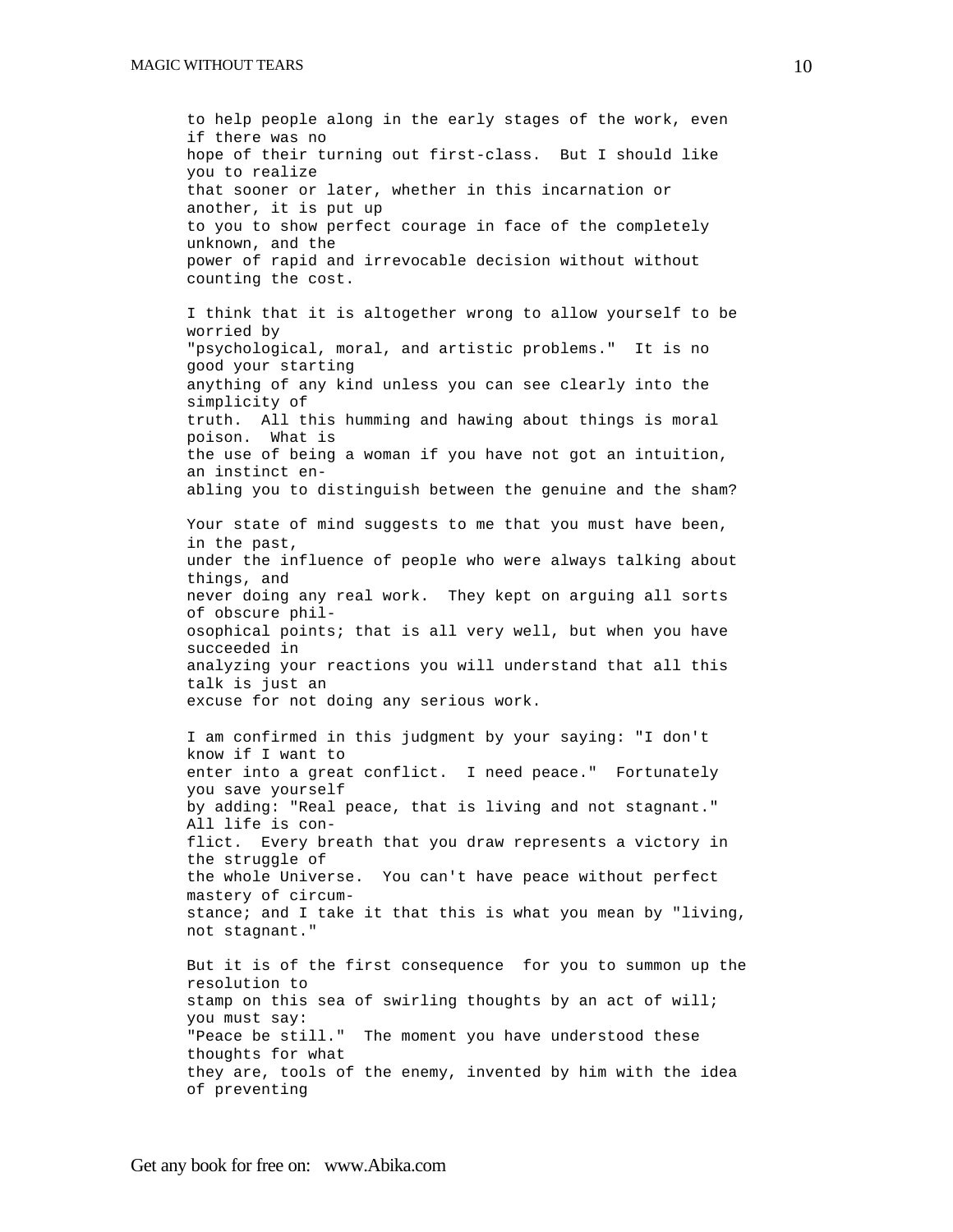to help people along in the early stages of the work, even if there was no hope of their turning out first-class. But I should like you to realize that sooner or later, whether in this incarnation or another, it is put up to you to show perfect courage in face of the completely unknown, and the power of rapid and irrevocable decision without without counting the cost.

I think that it is altogether wrong to allow yourself to be worried by "psychological, moral, and artistic problems." It is no good your starting anything of any kind unless you can see clearly into the simplicity of truth. All this humming and hawing about things is moral poison. What is the use of being a woman if you have not got an intuition, an instinct enabling you to distinguish between the genuine and the sham?

Your state of mind suggests to me that you must have been, in the past, under the influence of people who were always talking about things, and never doing any real work. They kept on arguing all sorts of obscure philosophical points; that is all very well, but when you have succeeded in analyzing your reactions you will understand that all this talk is just an excuse for not doing any serious work.

I am confirmed in this judgment by your saying: "I don't know if I want to enter into a great conflict. I need peace." Fortunately you save yourself by adding: "Real peace, that is living and not stagnant." All life is conflict. Every breath that you draw represents a victory in the struggle of the whole Universe. You can't have peace without perfect mastery of circumstance; and I take it that this is what you mean by "living, not stagnant."

But it is of the first consequence for you to summon up the resolution to stamp on this sea of swirling thoughts by an act of will; you must say: "Peace be still." The moment you have understood these thoughts for what they are, tools of the enemy, invented by him with the idea of preventing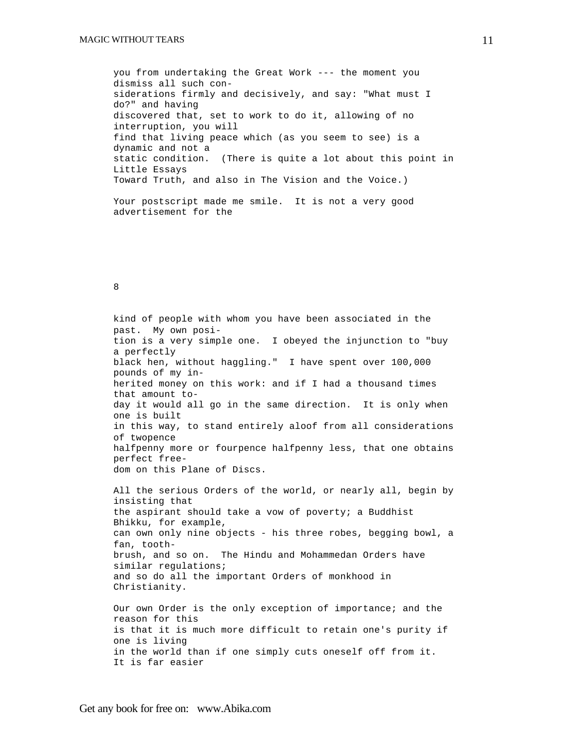you from undertaking the Great Work --- the moment you dismiss all such considerations firmly and decisively, and say: "What must I do?" and having discovered that, set to work to do it, allowing of no interruption, you will find that living peace which (as you seem to see) is a dynamic and not a static condition. (There is quite a lot about this point in Little Essays Toward Truth, and also in The Vision and the Voice.)

Your postscript made me smile. It is not a very good advertisement for the kind of people with whom you have been associated in the past. My own position is a very simple one. I obeyed the injunction to "buy a perfectly black hen, without haggling." I have spent over 100,000 pounds of my inherited money on this work: and if I had a thousand times that amount today it would all go in the same direction. It is only when one is built in this way, to stand entirely aloof from all considerations of twopence halfpenny more or fourpence halfpenny less, that one obtains perfect freedom on this Plane of Discs.

All the serious Orders of the world, or nearly all, begin by insisting that the aspirant should take a vow of poverty; a Buddhist Bhikku, for example, can own only nine objects - his three robes, begging bowl, a fan, toothbrush, and so on. The Hindu and Mohammedan Orders have similar regulations; and so do all the important Orders of monkhood in Christianity.

Our own Order is the only exception of importance; and the reason for this is that it is much more difficult to retain one's purity if one is living in the world than if one simply cuts oneself off from it. It is far easier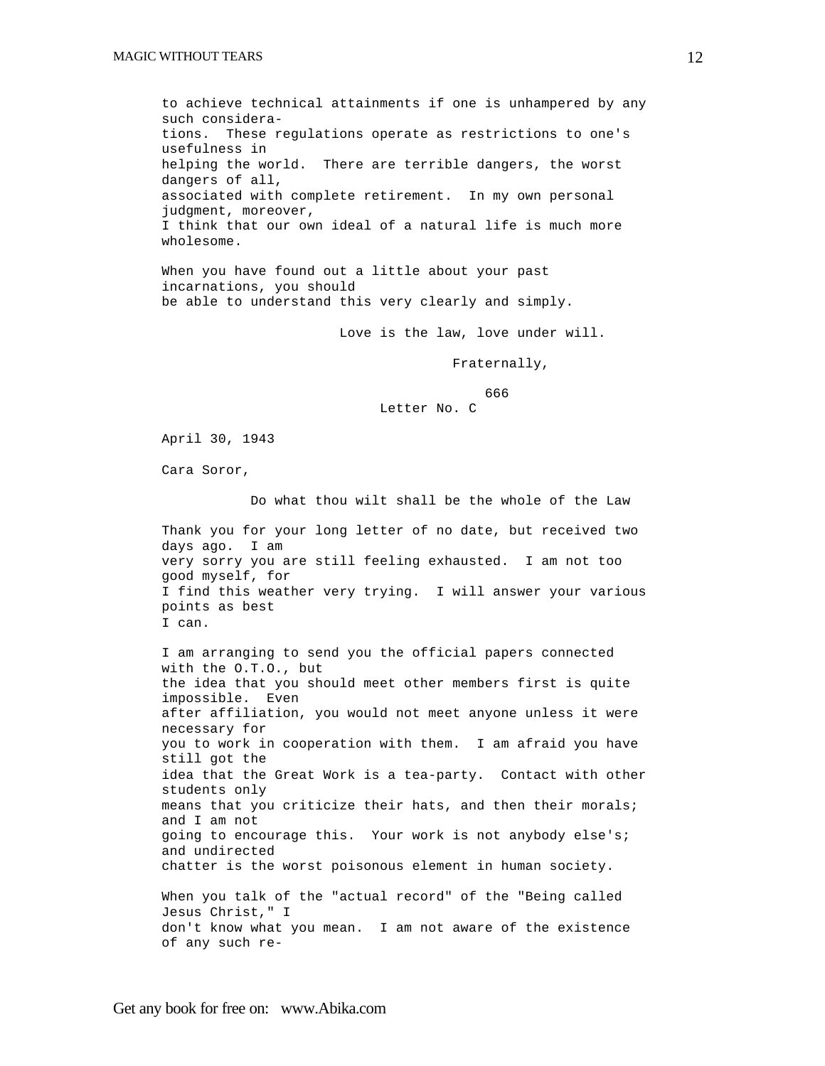to achieve technical attainments if one is unhampered by any such considerations. These regulations operate as restrictions to one's usefulness in helping the world. There are terrible dangers, the worst dangers of all, associated with complete retirement. In my own personal judgment, moreover, I think that our own ideal of a natural life is much more wholesome.

When you have found out a little about your past incarnations, you should be able to understand this very clearly and simply.

Love is the law, love under will.

Fraternally,

666

## Letter No. C

April 30, 1943

Cara Soror,

Do what thou wilt shall be the whole of the Law

Thank you for your long letter of no date, but received two days ago. I am very sorry you are still feeling exhausted. I am not too good myself, for I find this weather very trying. I will answer your various points as best I can.

I am arranging to send you the official papers connected with the O.T.O., but the idea that you should meet other members first is quite impossible. Even after affiliation, you would not meet anyone unless it were necessary for you to work in cooperation with them. I am afraid you have still got the idea that the Great Work is a tea-party. Contact with other students only means that you criticize their hats, and then their morals; and I am not going to encourage this. Your work is not anybody else's; and undirected chatter is the worst poisonous element in human society.

When you talk of the "actual record" of the "Being called Jesus Christ," I don't know what you mean. I am not aware of the existence of any such re-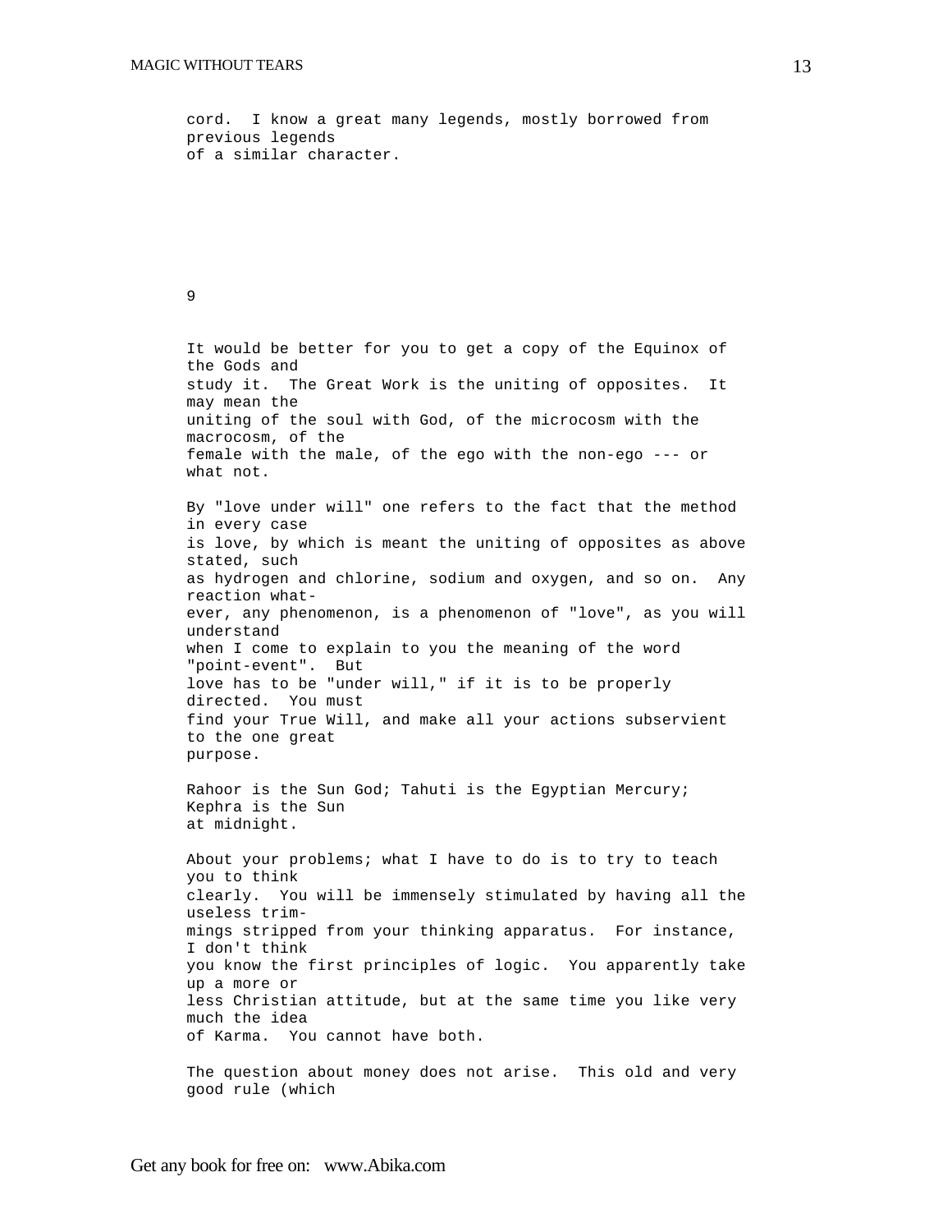cord. I know a great many legends, mostly borrowed from previous legends of a similar character.

9

It would be better for you to get a copy of the Equinox of the Gods and study it. The Great Work is the uniting of opposites. It may mean the uniting of the soul with God, of the microcosm with the macrocosm, of the female with the male, of the ego with the non-ego --- or what not.

By "love under will" one refers to the fact that the method in every case is love, by which is meant the uniting of opposites as above stated, such as hydrogen and chlorine, sodium and oxygen, and so on. Any reaction whatever, any phenomenon, is a phenomenon of "love", as you will understand when I come to explain to you the meaning of the word "point-event". But love has to be "under will," if it is to be properly directed. You must find your True Will, and make all your actions subservient to the one great purpose.

Rahoor is the Sun God; Tahuti is the Egyptian Mercury; Kephra is the Sun at midnight.

About your problems; what I have to do is to try to teach you to think clearly. You will be immensely stimulated by having all the useless trimmings stripped from your thinking apparatus. For instance, I don't think you know the first principles of logic. You apparently take up a more or less Christian attitude, but at the same time you like very much the idea of Karma. You cannot have both.

The question about money does not arise. This old and very good rule (which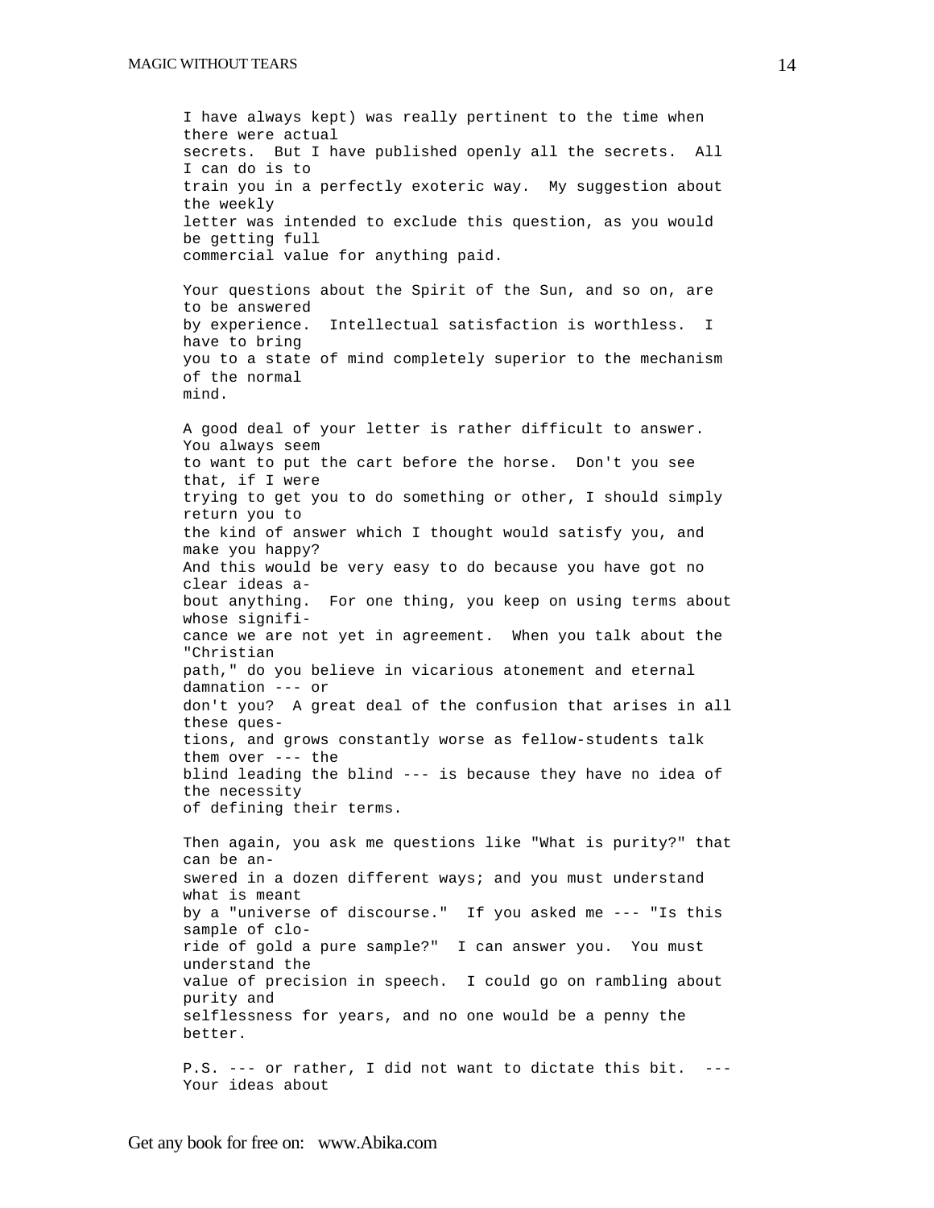I have always kept) was really pertinent to the time when there were actual secrets. But I have published openly all the secrets. All I can do is to train you in a perfectly exoteric way. My suggestion about the weekly letter was intended to exclude this question, as you would be getting full commercial value for anything paid.

Your questions about the Spirit of the Sun, and so on, are to be answered by experience. Intellectual satisfaction is worthless. I have to bring you to a state of mind completely superior to the mechanism of the normal mind.

A good deal of your letter is rather difficult to answer. You always seem to want to put the cart before the horse. Don't you see that, if I were trying to get you to do something or other, I should simply return you to the kind of answer which I thought would satisfy you, and make you happy? And this would be very easy to do because you have got no clear ideas about anything. For one thing, you keep on using terms about whose significance we are not yet in agreement. When you talk about the "Christian path," do you believe in vicarious atonement and eternal damnation --- or don't you? A great deal of the confusion that arises in all these questions, and grows constantly worse as fellow-students talk them over --- the blind leading the blind --- is because they have no idea of the necessity of defining their terms.

Then again, you ask me questions like "What is purity?" that can be answered in a dozen different ways; and you must understand what is meant by a "universe of discourse." If you asked me --- "Is this sample of cloride of gold a pure sample?" I can answer you. You must understand the value of precision in speech. I could go on rambling about purity and selflessness for years, and no one would be a penny the better.

P.S. --- or rather, I did not want to dictate this bit. --- Your ideas about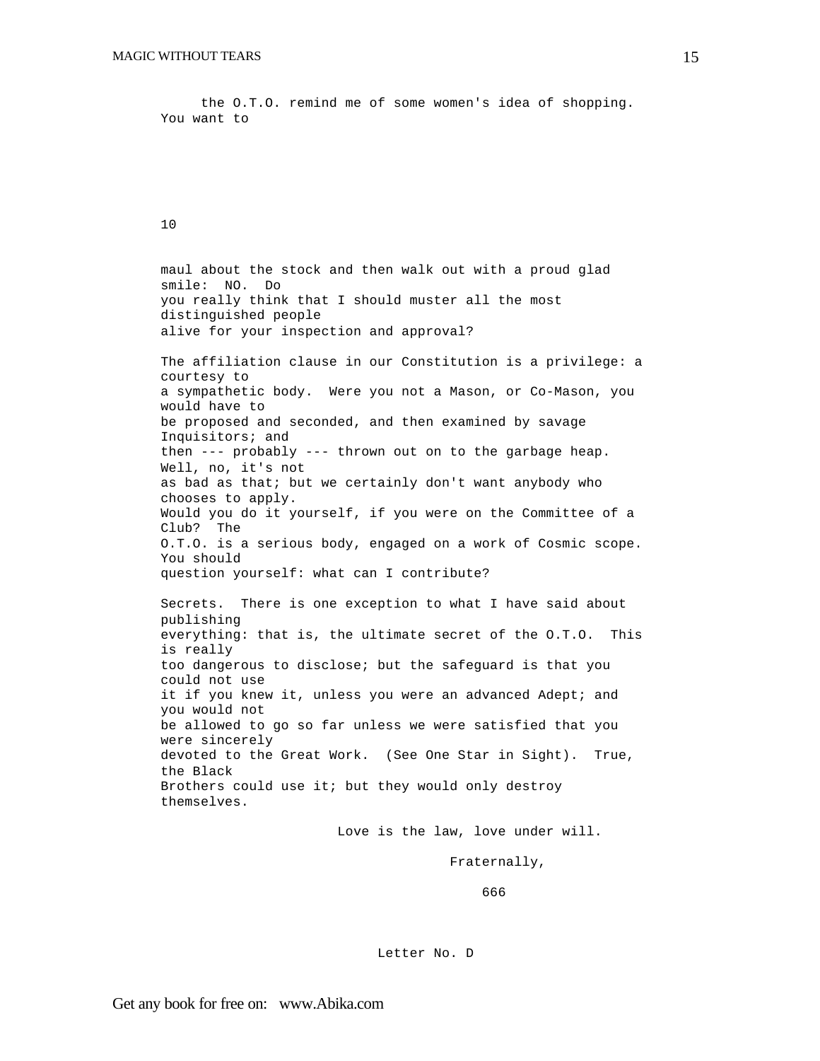the O.T.O. remind me of some women's idea of shopping. You want to

10

maul about the stock and then walk out with a proud glad smile: NO. Do you really think that I should muster all the most distinguished people alive for your inspection and approval?

The affiliation clause in our Constitution is a privilege: a courtesy to a sympathetic body. Were you not a Mason, or Co-Mason, you would have to be proposed and seconded, and then examined by savage Inquisitors; and then --- probably --- thrown out on to the garbage heap. Well, no, it's not as bad as that; but we certainly don't want anybody who chooses to apply. Would you do it yourself, if you were on the Committee of a Club? The O.T.O. is a serious body, engaged on a work of Cosmic scope. You should question yourself: what can I contribute?

Secrets. There is one exception to what I have said about publishing everything: that is, the ultimate secret of the O.T.O. This is really too dangerous to disclose; but the safeguard is that you could not use it if you knew it, unless you were an advanced Adept; and you would not be allowed to go so far unless we were satisfied that you were sincerely devoted to the Great Work. (See One Star in Sight). True, the Black Brothers could use it; but they would only destroy themselves.

Love is the law, love under will.

Fraternally,

666

Letter No. D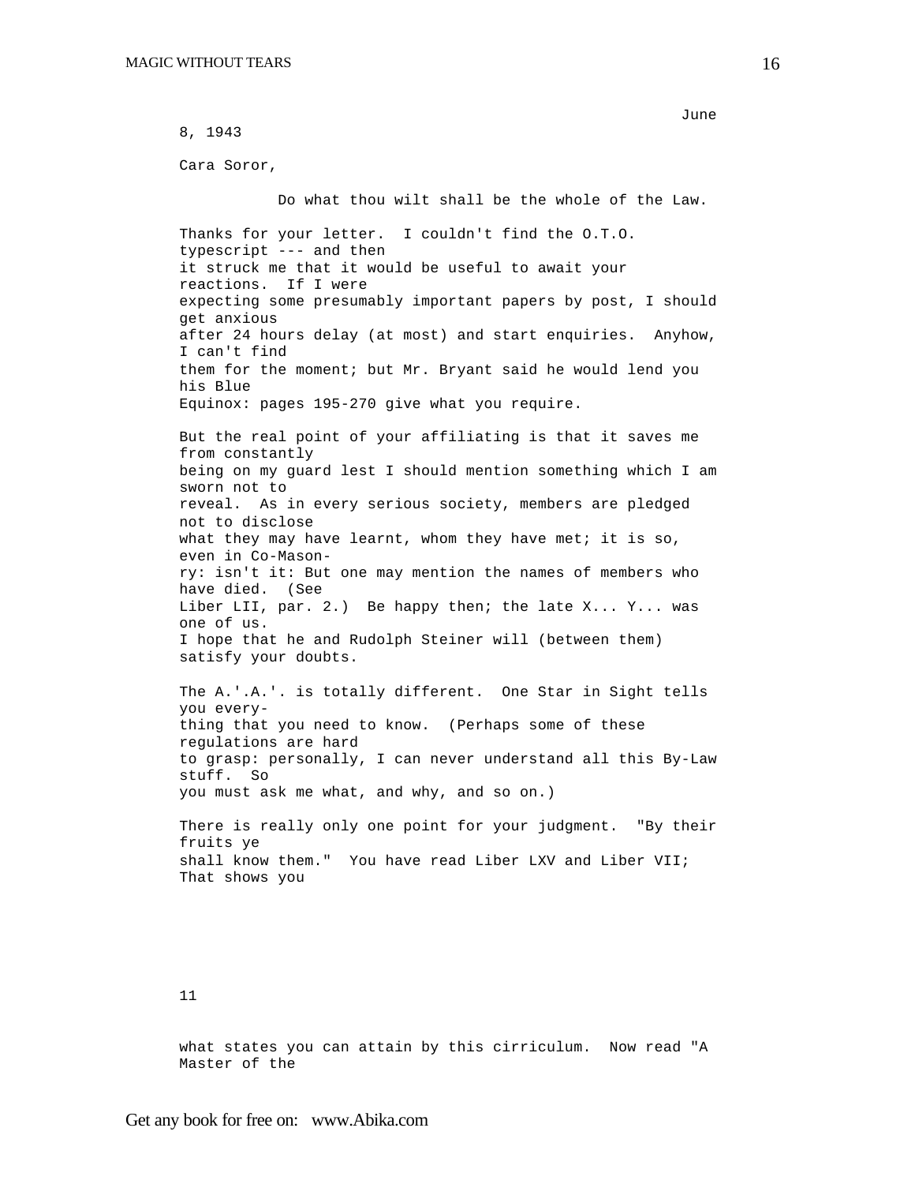June 8, 1943

Cara Soror,

Do what thou wilt shall be the whole of the Law.

Thanks for your letter. I couldn't find the O.T.O. typescript --- and then it struck me that it would be useful to await your reactions. If I were expecting some presumably important papers by post, I should get anxious after 24 hours delay (at most) and start enquiries. Anyhow, I can't find them for the moment; but Mr. Bryant said he would lend you his Blue Equinox: pages 195-270 give what you require.

But the real point of your affiliating is that it saves me from constantly being on my guard lest I should mention something which I am sworn not to reveal. As in every serious society, members are pledged not to disclose what they may have learnt, whom they have met; it is so, even in Co-Masonry: isn't it: But one may mention the names of members who have died. (See Liber LII, par. 2.) Be happy then; the late X... Y... was one of us. I hope that he and Rudolph Steiner will (between them) satisfy your doubts.

The A.'.A.'. is totally different. One Star in Sight tells you everything that you need to know. (Perhaps some of these regulations are hard to grasp: personally, I can never understand all this By-Law stuff. So you must ask me what, and why, and so on.)

There is really only one point for your judgment. "By their fruits ye shall know them." You have read Liber LXV and Liber VII; That shows you

11

what states you can attain by this cirriculum. Now read "A Master of the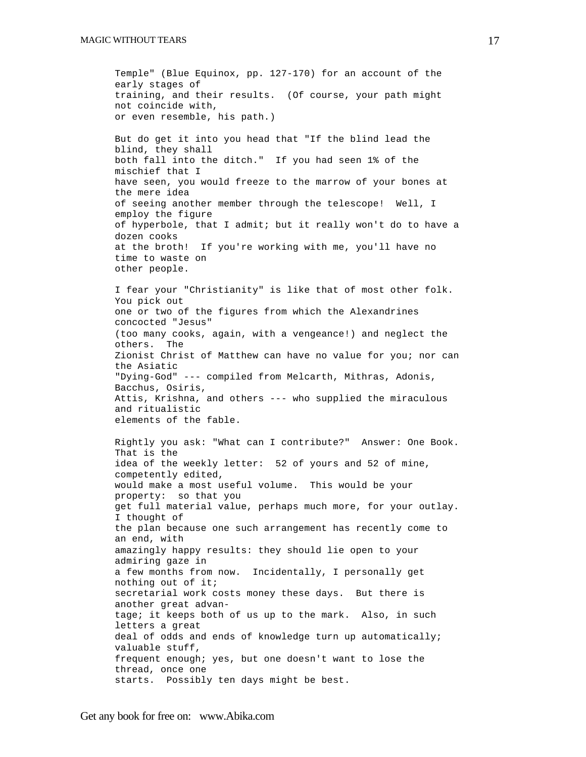Temple" (Blue Equinox, pp. 127-170) for an account of the early stages of training, and their results. (Of course, your path might not coincide with, or even resemble, his path.)

But do get it into you head that "If the blind lead the blind, they shall both fall into the ditch." If you had seen 1% of the mischief that I have seen, you would freeze to the marrow of your bones at the mere idea of seeing another member through the telescope! Well, I employ the figure of hyperbole, that I admit; but it really won't do to have a dozen cooks at the broth! If you're working with me, you'll have no time to waste on other people.

I fear your "Christianity" is like that of most other folk. You pick out one or two of the figures from which the Alexandrines concocted "Jesus" (too many cooks, again, with a vengeance!) and neglect the others. The Zionist Christ of Matthew can have no value for you; nor can the Asiatic "Dying-God" --- compiled from Melcarth, Mithras, Adonis, Bacchus, Osiris, Attis, Krishna, and others --- who supplied the miraculous and ritualistic elements of the fable.

Rightly you ask: "What can I contribute?" Answer: One Book. That is the idea of the weekly letter: 52 of yours and 52 of mine, competently edited, would make a most useful volume. This would be your property: so that you get full material value, perhaps much more, for your outlay. I thought of the plan because one such arrangement has recently come to an end, with amazingly happy results: they should lie open to your admiring gaze in a few months from now. Incidentally, I personally get nothing out of it; secretarial work costs money these days. But there is another great advantage; it keeps both of us up to the mark. Also, in such letters a great deal of odds and ends of knowledge turn up automatically; valuable stuff, frequent enough; yes, but one doesn't want to lose the thread, once one starts. Possibly ten days might be best.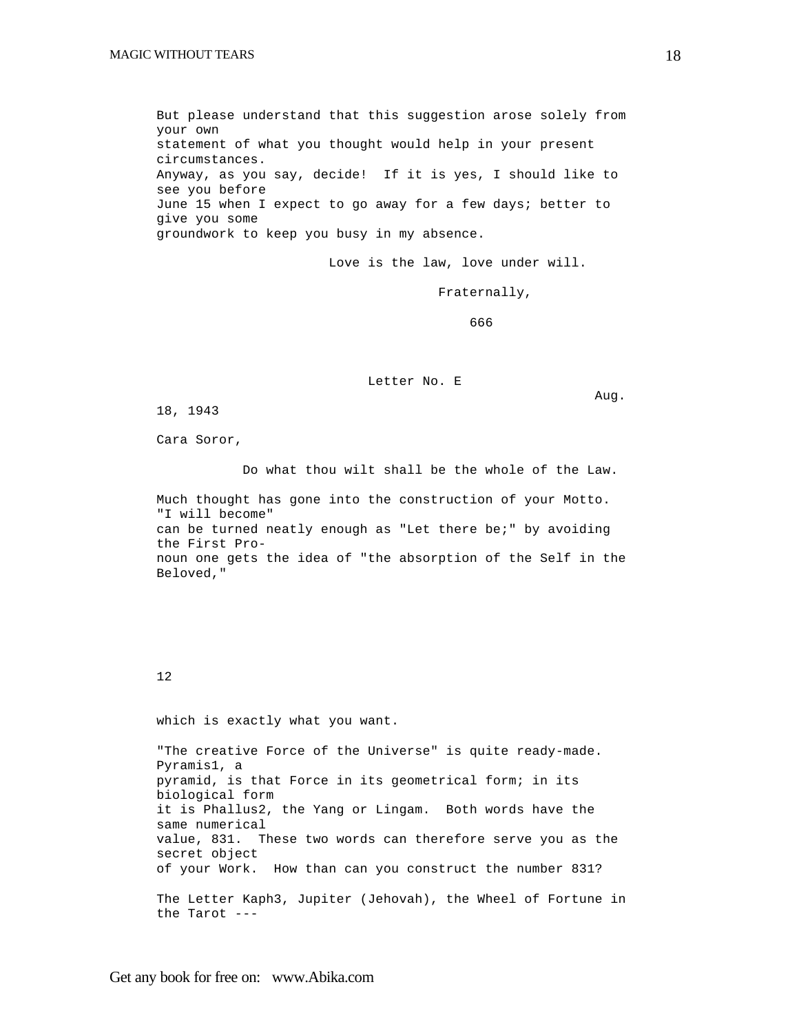But please understand that this suggestion arose solely from your own statement of what you thought would help in your present circumstances. Anyway, as you say, decide! If it is yes, I should like to see you before June 15 when I expect to go away for a few days; better to give you some groundwork to keep you busy in my absence.

Love is the law, love under will.

Fraternally,

666

## Letter No. E

Aug. 18, 1943

Cara Soror,

Do what thou wilt shall be the whole of the Law.

Much thought has gone into the construction of your Motto. "I will become" can be turned neatly enough as "Let there be;" by avoiding the First Pronoun one gets the idea of "the absorption of the Self in the Beloved,"

12

which is exactly what you want.

"The creative Force of the Universe" is quite ready-made. Pyramis1, a pyramid, is that Force in its geometrical form; in its biological form it is Phallus2, the Yang or Lingam. Both words have the same numerical value, 831. These two words can therefore serve you as the secret object of your Work. How than can you construct the number 831?

The Letter Kaph3, Jupiter (Jehovah), the Wheel of Fortune in the Tarot ---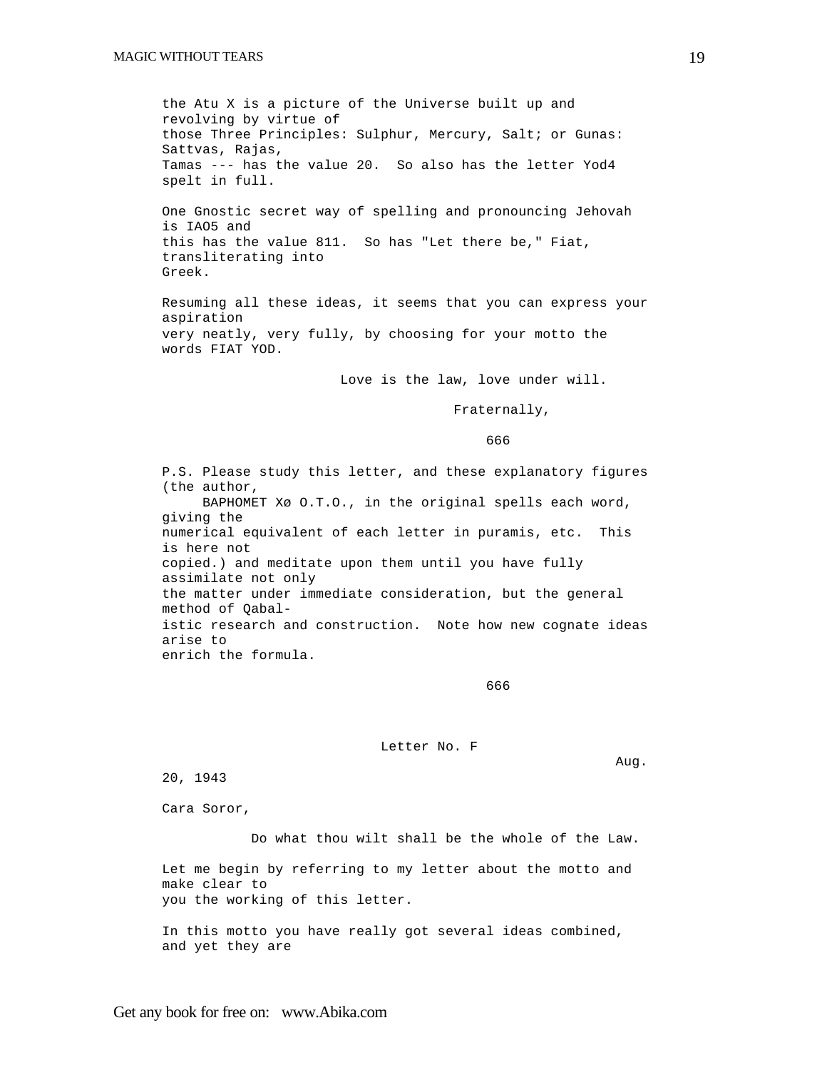the Atu X is a picture of the Universe built up and revolving by virtue of those Three Principles: Sulphur, Mercury, Salt; or Gunas: Sattvas, Rajas, Tamas --- has the value 20. So also has the letter Yod4 spelt in full.

One Gnostic secret way of spelling and pronouncing Jehovah is IAO5 and this has the value 811. So has "Let there be," Fiat, transliterating into Greek.

Resuming all these ideas, it seems that you can express your aspiration very neatly, very fully, by choosing for your motto the words FIAT YOD.

Love is the law, love under will.

Fraternally,

666

P.S. Please study this letter, and these explanatory figures (the author, BAPHOMET Xø O.T.O., in the original spells each word, giving the numerical equivalent of each letter in puramis, etc. This is here not copied.) and meditate upon them until you have fully assimilate not only the matter under immediate consideration, but the general method of Qabalistic research and construction. Note how new cognate ideas arise to enrich the formula.

666

## Letter No. F

Aug. 20, 1943

Cara Soror,

Do what thou wilt shall be the whole of the Law.

Let me begin by referring to my letter about the motto and make clear to you the working of this letter.

In this motto you have really got several ideas combined, and yet they are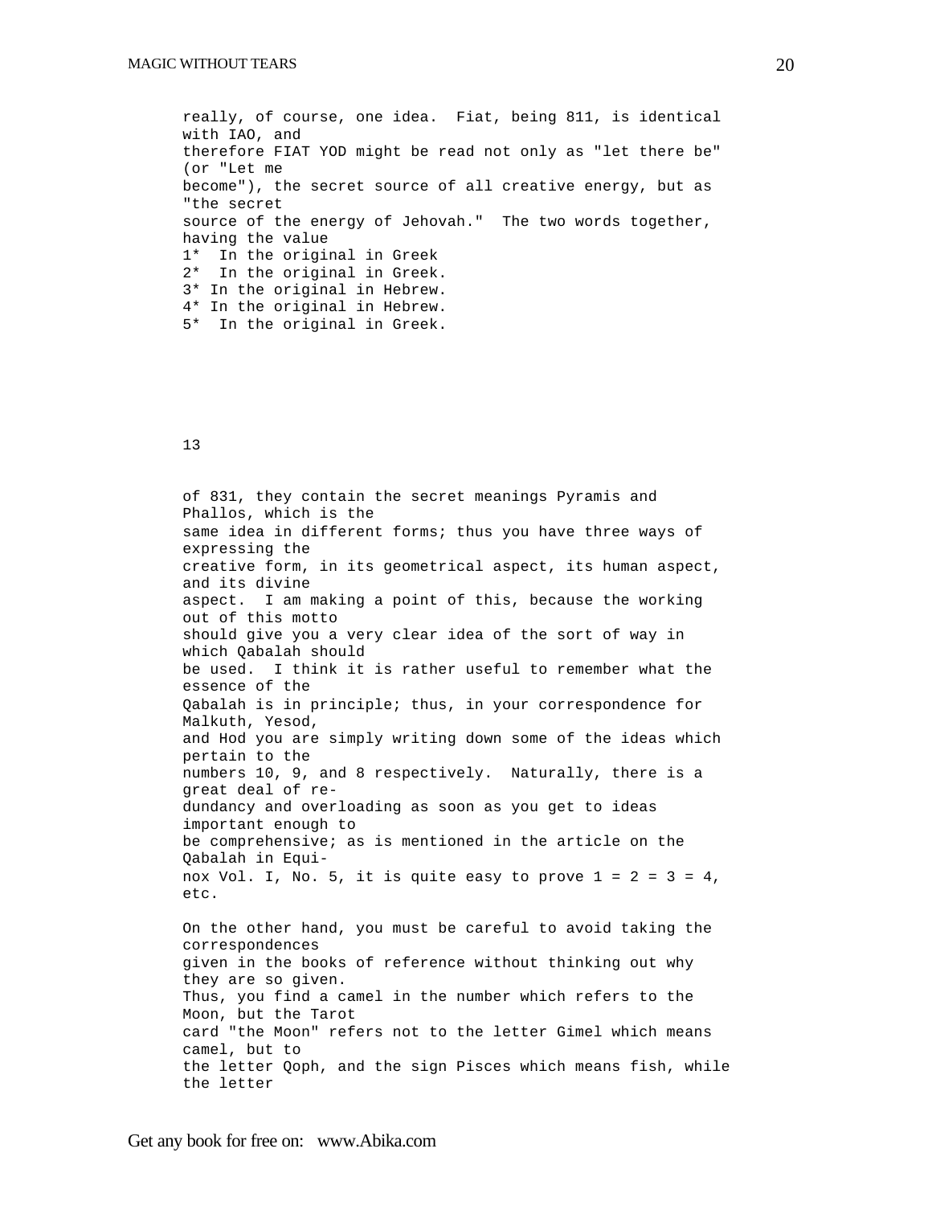really, of course, one idea. Fiat, being 811, is identical with IAO, and therefore FIAT YOD might be read not only as "let there be" (or "Let me become"), the secret source of all creative energy, but as "the secret source of the energy of Jehovah." The two words together, having the value

1* In the original in Greek
2* In the original in Greek.
3* In the original in Hebrew.
4* In the original in Hebrew.
5* In the original in Greek.

13

of 831, they contain the secret meanings Pyramis and Phallos, which is the same idea in different forms; thus you have three ways of expressing the creative form, in its geometrical aspect, its human aspect, and its divine aspect. I am making a point of this, because the working out of this motto should give you a very clear idea of the sort of way in which Qabalah should be used. I think it is rather useful to remember what the essence of the Qabalah is in principle; thus, in your correspondence for Malkuth, Yesod, and Hod you are simply writing down some of the ideas which pertain to the numbers 10, 9, and 8 respectively. Naturally, there is a great deal of redundancy and overloading as soon as you get to ideas important enough to be comprehensive; as is mentioned in the article on the Qabalah in Equinox Vol. I, No. 5, it is quite easy to prove 1 = 2 = 3 = 4, etc.

On the other hand, you must be careful to avoid taking the correspondences given in the books of reference without thinking out why they are so given. Thus, you find a camel in the number which refers to the Moon, but the Tarot card "the Moon" refers not to the letter Gimel which means camel, but to the letter Qoph, and the sign Pisces which means fish, while the letter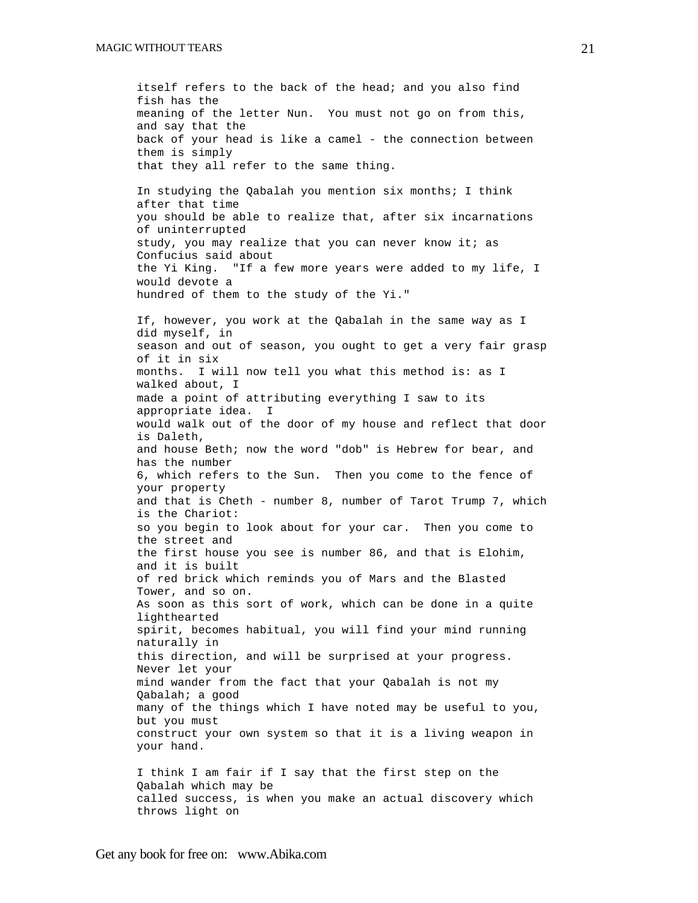itself refers to the back of the head; and you also find fish has the meaning of the letter Nun. You must not go on from this, and say that the back of your head is like a camel - the connection between them is simply that they all refer to the same thing.

In studying the Qabalah you mention six months; I think after that time you should be able to realize that, after six incarnations of uninterrupted study, you may realize that you can never know it; as Confucius said about the Yi King. "If a few more years were added to my life, I would devote a hundred of them to the study of the Yi."

If, however, you work at the Qabalah in the same way as I did myself, in season and out of season, you ought to get a very fair grasp of it in six months. I will now tell you what this method is: as I walked about, I made a point of attributing everything I saw to its appropriate idea. I would walk out of the door of my house and reflect that door is Daleth, and house Beth; now the word "dob" is Hebrew for bear, and has the number 6, which refers to the Sun. Then you come to the fence of your property and that is Cheth - number 8, number of Tarot Trump 7, which is the Chariot: so you begin to look about for your car. Then you come to the street and the first house you see is number 86, and that is Elohim, and it is built of red brick which reminds you of Mars and the Blasted Tower, and so on. As soon as this sort of work, which can be done in a quite lighthearted spirit, becomes habitual, you will find your mind running naturally in this direction, and will be surprised at your progress. Never let your mind wander from the fact that your Qabalah is not my Qabalah; a good many of the things which I have noted may be useful to you, but you must construct your own system so that it is a living weapon in your hand.

I think I am fair if I say that the first step on the Qabalah which may be called success, is when you make an actual discovery which throws light on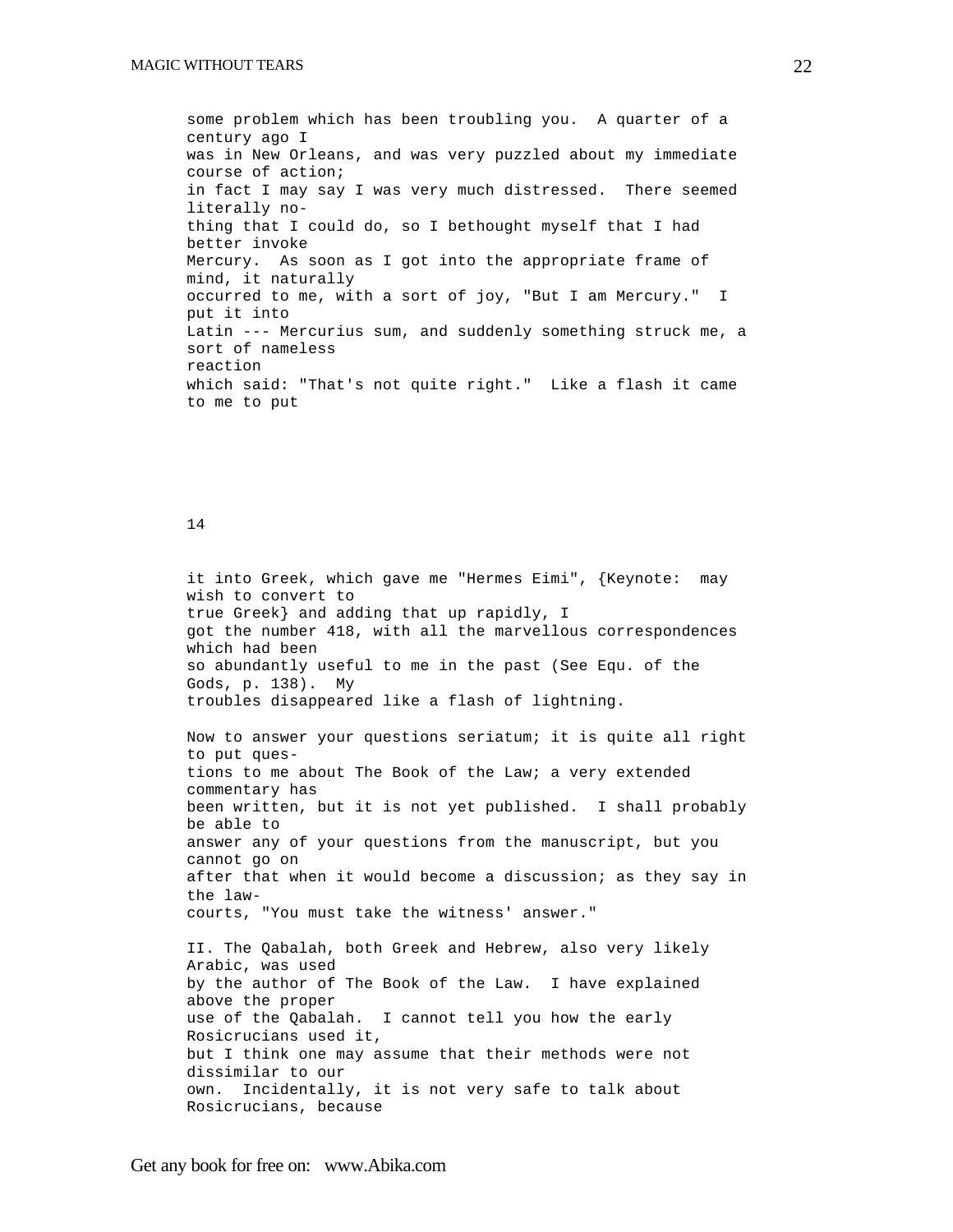some problem which has been troubling you. A quarter of a century ago I was in New Orleans, and was very puzzled about my immediate course of action; in fact I may say I was very much distressed. There seemed literally nothing that I could do, so I bethought myself that I had better invoke Mercury. As soon as I got into the appropriate frame of mind, it naturally occurred to me, with a sort of joy, "But I am Mercury." I put it into Latin --- Mercurius sum, and suddenly something struck me, a sort of nameless reaction which said: "That's not quite right." Like a flash it came to me to put

14

it into Greek, which gave me "Hermes Eimi", {Keynote: may wish to convert to true Greek} and adding that up rapidly, I got the number 418, with all the marvellous correspondences which had been so abundantly useful to me in the past (See Equ. of the Gods, p. 138). My troubles disappeared like a flash of lightning.

Now to answer your questions seriatum; it is quite all right to put questions to me about The Book of the Law; a very extended commentary has been written, but it is not yet published. I shall probably be able to answer any of your questions from the manuscript, but you cannot go on after that when it would become a discussion; as they say in the law-courts, "You must take the witness' answer."

II. The Qabalah, both Greek and Hebrew, also very likely Arabic, was used by the author of The Book of the Law. I have explained above the proper use of the Qabalah. I cannot tell you how the early Rosicrucians used it, but I think one may assume that their methods were not dissimilar to our own. Incidentally, it is not very safe to talk about Rosicrucians, because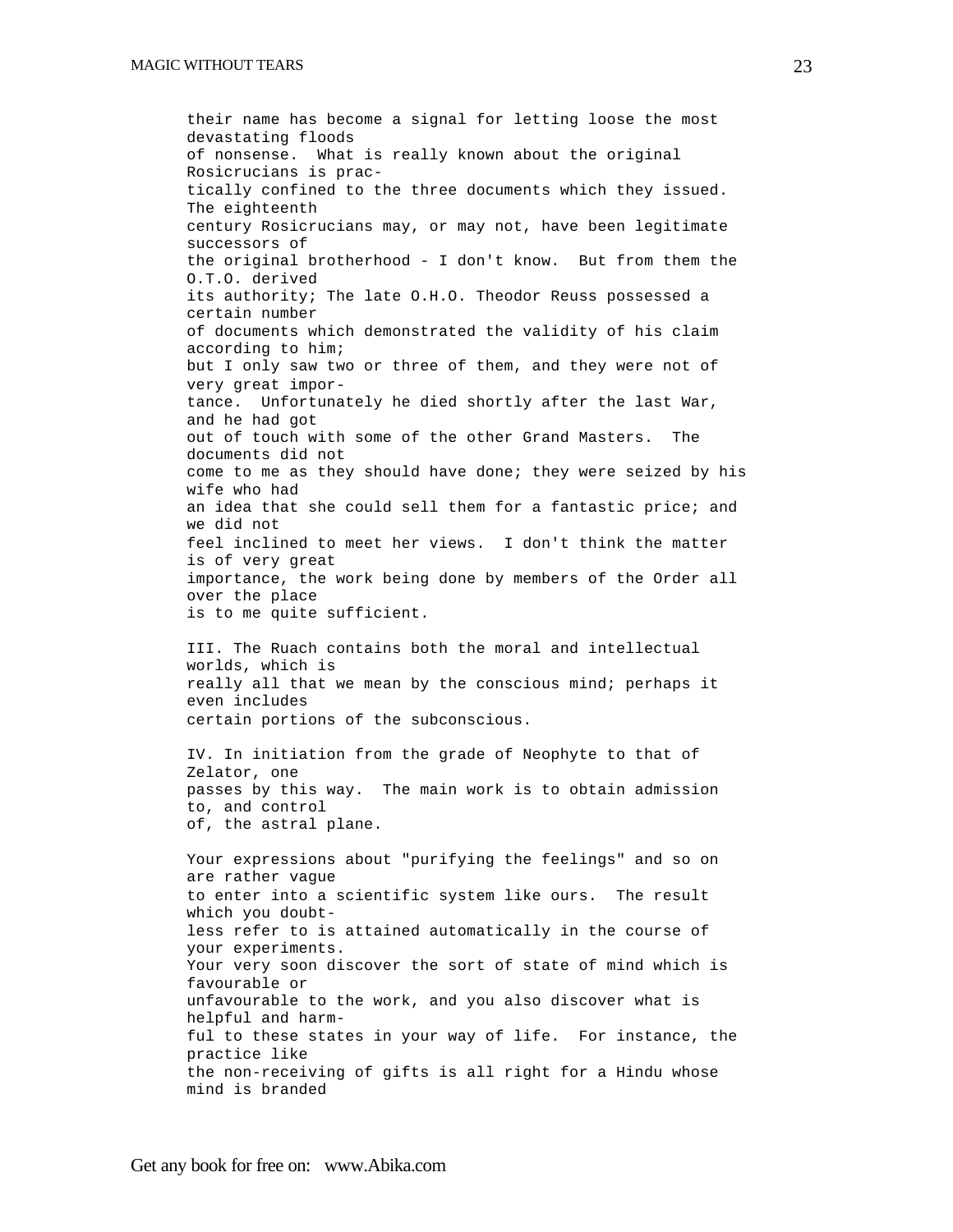their name has become a signal for letting loose the most devastating floods of nonsense. What is really known about the original Rosicrucians is practically confined to the three documents which they issued. The eighteenth century Rosicrucians may, or may not, have been legitimate successors of the original brotherhood - I don't know. But from them the O.T.O. derived its authority; The late O.H.O. Theodor Reuss possessed a certain number of documents which demonstrated the validity of his claim according to him; but I only saw two or three of them, and they were not of very great importance. Unfortunately he died shortly after the last War, and he had got out of touch with some of the other Grand Masters. The documents did not come to me as they should have done; they were seized by his wife who had an idea that she could sell them for a fantastic price; and we did not feel inclined to meet her views. I don't think the matter is of very great importance, the work being done by members of the Order all over the place is to me quite sufficient.

III. The Ruach contains both the moral and intellectual worlds, which is really all that we mean by the conscious mind; perhaps it even includes certain portions of the subconscious.

IV. In initiation from the grade of Neophyte to that of Zelator, one passes by this way. The main work is to obtain admission to, and control of, the astral plane.

Your expressions about "purifying the feelings" and so on are rather vague to enter into a scientific system like ours. The result which you doubtless refer to is attained automatically in the course of your experiments. Your very soon discover the sort of state of mind which is favourable or unfavourable to the work, and you also discover what is helpful and harmful to these states in your way of life. For instance, the practice like the non-receiving of gifts is all right for a Hindu whose mind is branded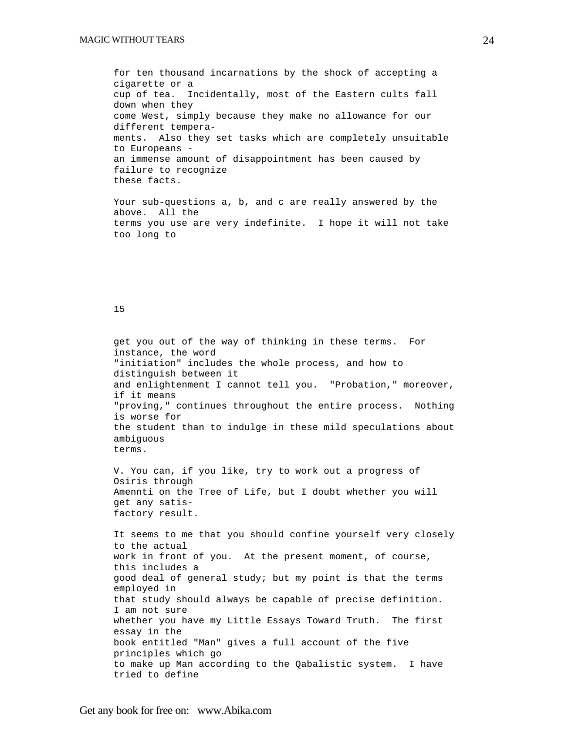for ten thousand incarnations by the shock of accepting a cigarette or a cup of tea. Incidentally, most of the Eastern cults fall down when they come West, simply because they make no allowance for our different temperaments. Also they set tasks which are completely unsuitable to Europeans - an immense amount of disappointment has been caused by failure to recognize these facts.

Your sub-questions a, b, and c are really answered by the above. All the terms you use are very indefinite. I hope it will not take too long to get you out of the way of thinking in these terms. For instance, the word "initiation" includes the whole process, and how to distinguish between it and enlightenment I cannot tell you. "Probation," moreover, if it means "proving," continues throughout the entire process. Nothing is worse for the student than to indulge in these mild speculations about ambiguous terms.

V. You can, if you like, try to work out a progress of Osiris through Amennti on the Tree of Life, but I doubt whether you will get any satisfactory result.

It seems to me that you should confine yourself very closely to the actual work in front of you. At the present moment, of course, this includes a good deal of general study; but my point is that the terms employed in that study should always be capable of precise definition. I am not sure whether you have my Little Essays Toward Truth. The first essay in the book entitled "Man" gives a full account of the five principles which go to make up Man according to the Qabalistic system. I have tried to define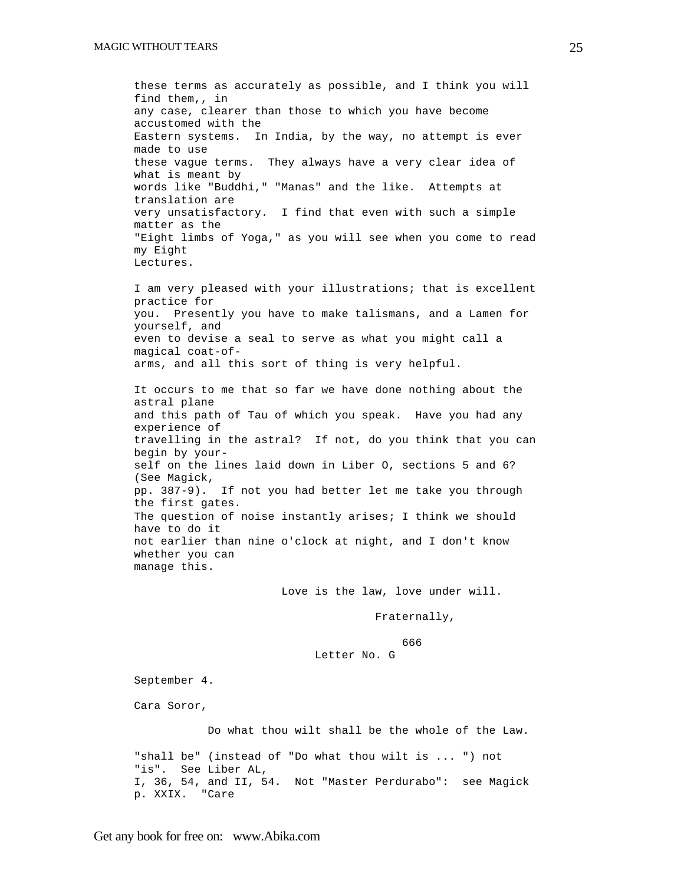these terms as accurately as possible, and I think you will find them,, in any case, clearer than those to which you have become accustomed with the Eastern systems. In India, by the way, no attempt is ever made to use these vague terms. They always have a very clear idea of what is meant by words like "Buddhi," "Manas" and the like. Attempts at translation are very unsatisfactory. I find that even with such a simple matter as the "Eight limbs of Yoga," as you will see when you come to read my Eight Lectures.

I am very pleased with your illustrations; that is excellent practice for you. Presently you have to make talismans, and a Lamen for yourself, and even to devise a seal to serve as what you might call a magical coat-of-arms, and all this sort of thing is very helpful.

It occurs to me that so far we have done nothing about the astral plane and this path of Tau of which you speak. Have you had any experience of travelling in the astral? If not, do you think that you can begin by yourself on the lines laid down in Liber O, sections 5 and 6? (See Magick, pp. 387-9). If not you had better let me take you through the first gates. The question of noise instantly arises; I think we should have to do it not earlier than nine o'clock at night, and I don't know whether you can manage this.

Love is the law, love under will.

Fraternally,

666

Letter No. G

September 4.

Cara Soror,

Do what thou wilt shall be the whole of the Law.

"shall be" (instead of "Do what thou wilt is ... ") not "is". See Liber AL, I, 36, 54, and II, 54. Not "Master Perdurabo": see Magick p. XXIX. "Care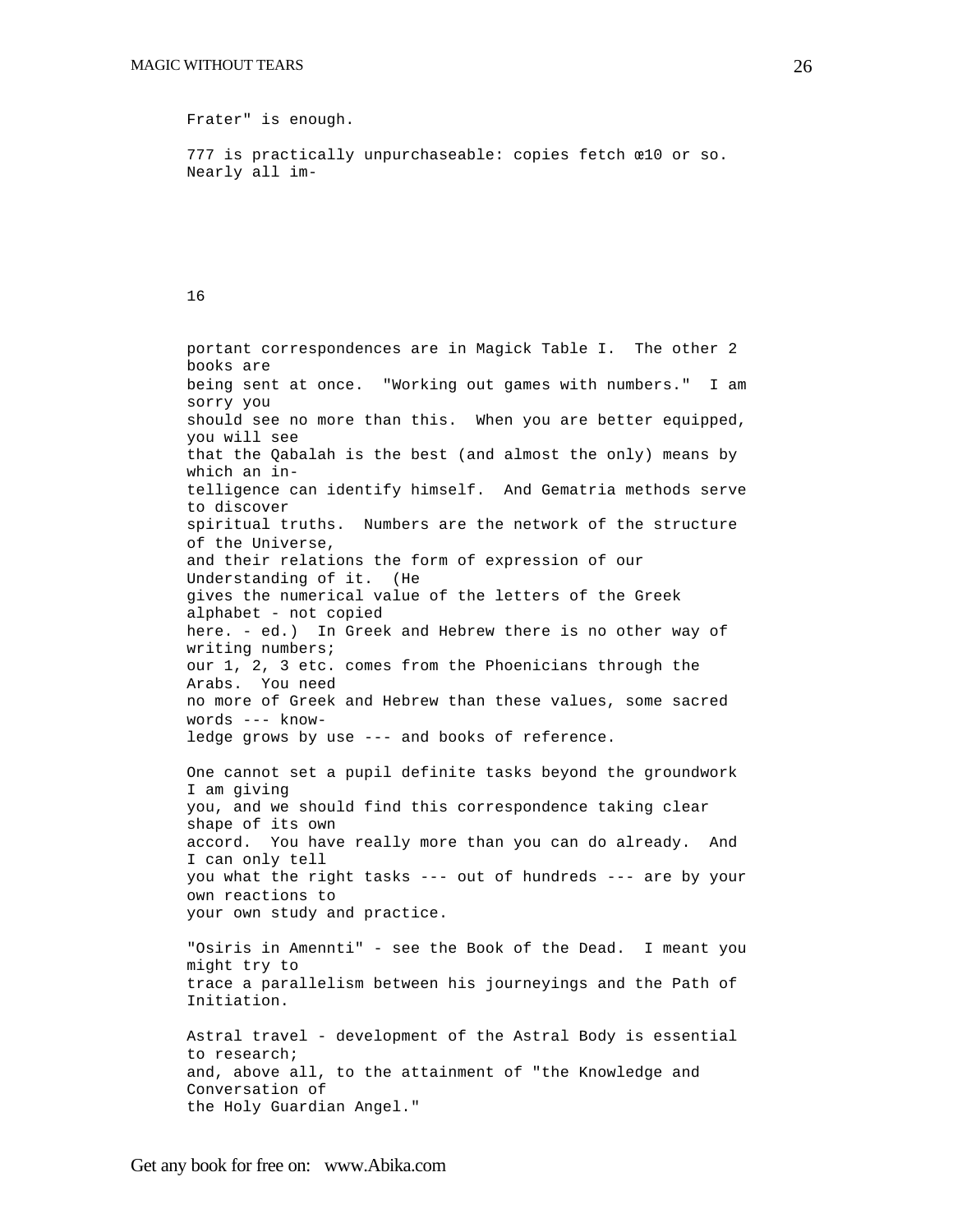Frater" is enough.

777 is practically unpurchaseable: copies fetch œ10 or so. Nearly all important correspondences are in Magick Table I. The other 2 books are being sent at once. "Working out games with numbers." I am sorry you should see no more than this. When you are better equipped, you will see that the Qabalah is the best (and almost the only) means by which an intelligence can identify himself. And Gematria methods serve to discover spiritual truths. Numbers are the network of the structure of the Universe, and their relations the form of expression of our Understanding of it. (He gives the numerical value of the letters of the Greek alphabet - not copied here. - ed.) In Greek and Hebrew there is no other way of writing numbers; our 1, 2, 3 etc. comes from the Phoenicians through the Arabs. You need no more of Greek and Hebrew than these values, some sacred words --- knowledge grows by use --- and books of reference.

One cannot set a pupil definite tasks beyond the groundwork I am giving you, and we should find this correspondence taking clear shape of its own accord. You have really more than you can do already. And I can only tell you what the right tasks --- out of hundreds --- are by your own reactions to your own study and practice.

"Osiris in Amennti" - see the Book of the Dead. I meant you might try to trace a parallelism between his journeyings and the Path of Initiation.

Astral travel - development of the Astral Body is essential to research; and, above all, to the attainment of "the Knowledge and Conversation of the Holy Guardian Angel."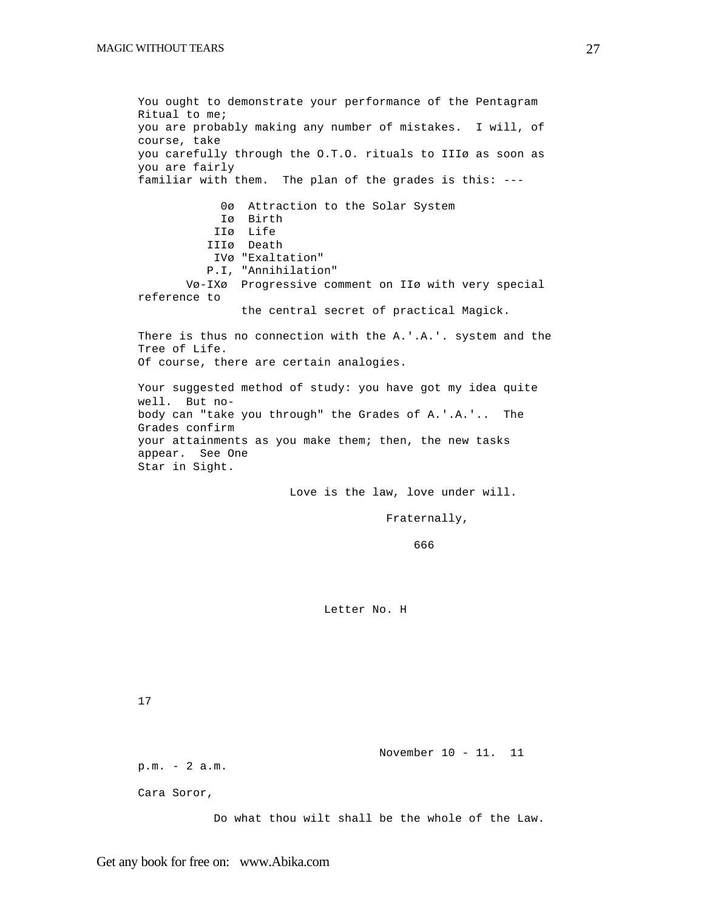You ought to demonstrate your performance of the Pentagram Ritual to me; you are probably making any number of mistakes. I will, of course, take you carefully through the O.T.O. rituals to IIIø as soon as you are fairly familiar with them. The plan of the grades is this: ---

```
          0ø  Attraction to the Solar System
          Iø  Birth
         IIø  Life
        IIIø  Death
         IVø "Exaltation"
        P.I, "Annihilation"
     Vø-IXø  Progressive comment on IIø with very special reference to
              the central secret of practical Magick.
```

There is thus no connection with the A.'.A.'. system and the Tree of Life. Of course, there are certain analogies.

Your suggested method of study: you have got my idea quite well. But nobody can "take you through" the Grades of A.'.A.'.. The Grades confirm your attainments as you make them; then, the new tasks appear. See One Star in Sight.

Love is the law, love under will.

Fraternally,

666

Letter No. H

17

November 10 - 11. 11 p.m. - 2 a.m.

Cara Soror,

Do what thou wilt shall be the whole of the Law.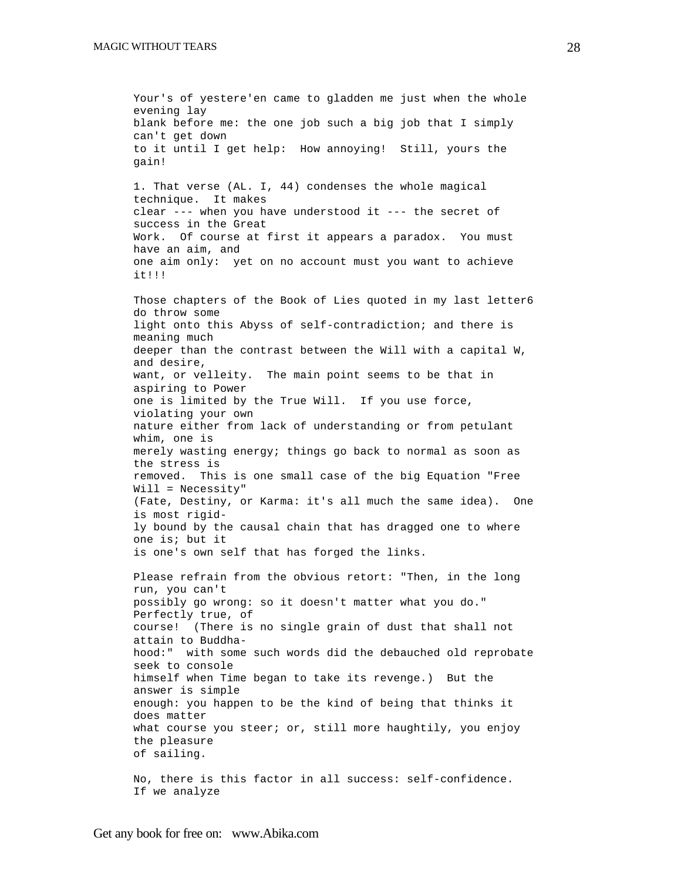Your's of yestere'en came to gladden me just when the whole evening lay blank before me: the one job such a big job that I simply can't get down to it until I get help: How annoying! Still, yours the gain!

1. That verse (AL. I, 44) condenses the whole magical technique. It makes clear --- when you have understood it --- the secret of success in the Great Work. Of course at first it appears a paradox. You must have an aim, and one aim only: yet on no account must you want to achieve it!!!

Those chapters of the Book of Lies quoted in my last letter[6] do throw some light onto this Abyss of self-contradiction; and there is meaning much deeper than the contrast between the Will with a capital W, and desire, want, or velleity. The main point seems to be that in aspiring to Power one is limited by the True Will. If you use force, violating your own nature either from lack of understanding or from petulant whim, one is merely wasting energy; things go back to normal as soon as the stress is removed. This is one small case of the big Equation "Free Will = Necessity" (Fate, Destiny, or Karma: it's all much the same idea). One is most rigidly bound by the causal chain that has dragged one to where one is; but it is one's own self that has forged the links.

Please refrain from the obvious retort: "Then, in the long run, you can't possibly go wrong: so it doesn't matter what you do." Perfectly true, of course! (There is no single grain of dust that shall not attain to Buddhahood:" with some such words did the debauched old reprobate seek to console himself when Time began to take its revenge.) But the answer is simple enough: you happen to be the kind of being that thinks it does matter what course you steer; or, still more haughtily, you enjoy the pleasure of sailing.

No, there is this factor in all success: self-confidence. If we analyze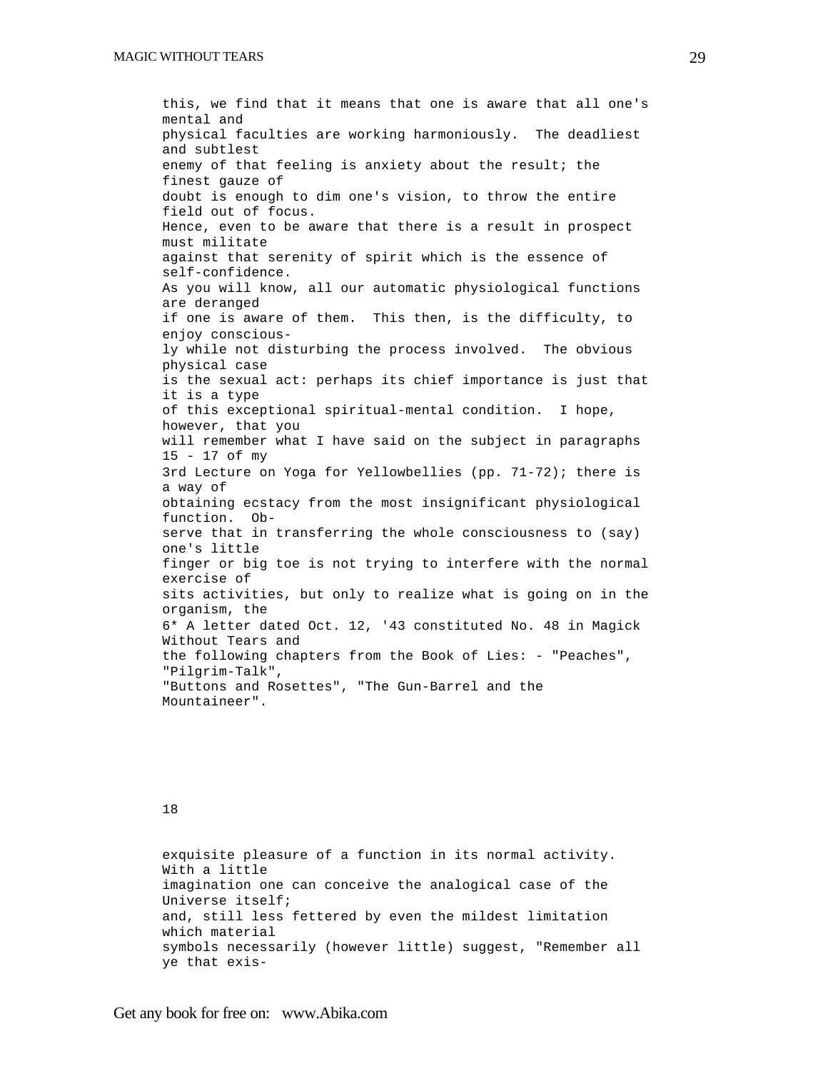this, we find that it means that one is aware that all one's mental and physical faculties are working harmoniously. The deadliest and subtlest enemy of that feeling is anxiety about the result; the finest gauze of doubt is enough to dim one's vision, to throw the entire field out of focus. Hence, even to be aware that there is a result in prospect must militate against that serenity of spirit which is the essence of self-confidence. As you will know, all our automatic physiological functions are deranged if one is aware of them. This then, is the difficulty, to enjoy consciously while not disturbing the process involved. The obvious physical case is the sexual act: perhaps its chief importance is just that it is a type of this exceptional spiritual-mental condition. I hope, however, that you will remember what I have said on the subject in paragraphs 15 - 17 of my 3rd Lecture on Yoga for Yellowbellies (pp. 71-72); there is a way of obtaining ecstacy from the most insignificant physiological function. Observe that in transferring the whole consciousness to (say) one's little finger or big toe is not trying to interfere with the normal exercise of sits activities, but only to realize what is going on in the organism, the

6* A letter dated Oct. 12, '43 constituted No. 48 in Magick Without Tears and the following chapters from the Book of Lies: - "Peaches", "Pilgrim-Talk", "Buttons and Rosettes", "The Gun-Barrel and the Mountaineer".

exquisite pleasure of a function in its normal activity. With a little imagination one can conceive the analogical case of the Universe itself; and, still less fettered by even the mildest limitation which material symbols necessarily (however little) suggest, "Remember all ye that exis-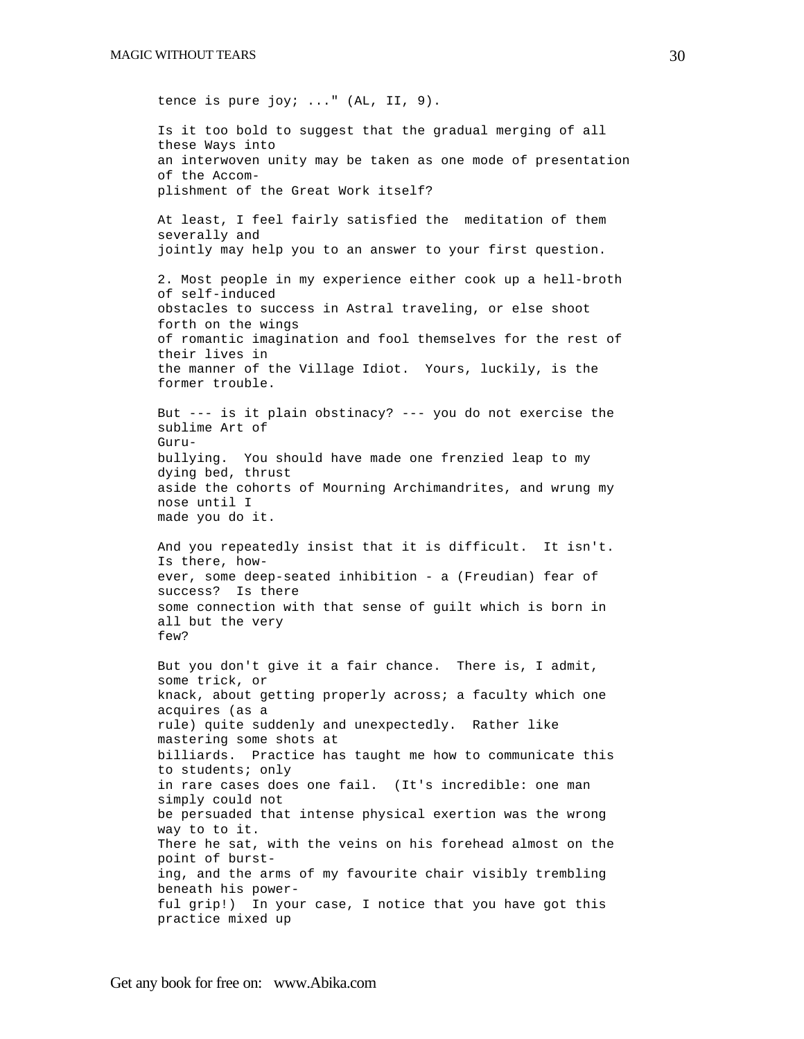tence is pure joy; ..." (AL, II, 9).

Is it too bold to suggest that the gradual merging of all these Ways into an interwoven unity may be taken as one mode of presentation of the Accomplishment of the Great Work itself?

At least, I feel fairly satisfied the meditation of them severally and jointly may help you to an answer to your first question.

2. Most people in my experience either cook up a hell-broth of self-induced obstacles to success in Astral traveling, or else shoot forth on the wings of romantic imagination and fool themselves for the rest of their lives in the manner of the Village Idiot. Yours, luckily, is the former trouble.

But --- is it plain obstinacy? --- you do not exercise the sublime Art of Guru-bullying. You should have made one frenzied leap to my dying bed, thrust aside the cohorts of Mourning Archimandrites, and wrung my nose until I made you do it.

And you repeatedly insist that it is difficult. It isn't. Is there, however, some deep-seated inhibition - a (Freudian) fear of success? Is there some connection with that sense of guilt which is born in all but the very few?

But you don't give it a fair chance. There is, I admit, some trick, or knack, about getting properly across; a faculty which one acquires (as a rule) quite suddenly and unexpectedly. Rather like mastering some shots at billiards. Practice has taught me how to communicate this to students; only in rare cases does one fail. (It's incredible: one man simply could not be persuaded that intense physical exertion was the wrong way to to it. There he sat, with the veins on his forehead almost on the point of bursting, and the arms of my favourite chair visibly trembling beneath his powerful grip!) In your case, I notice that you have got this practice mixed up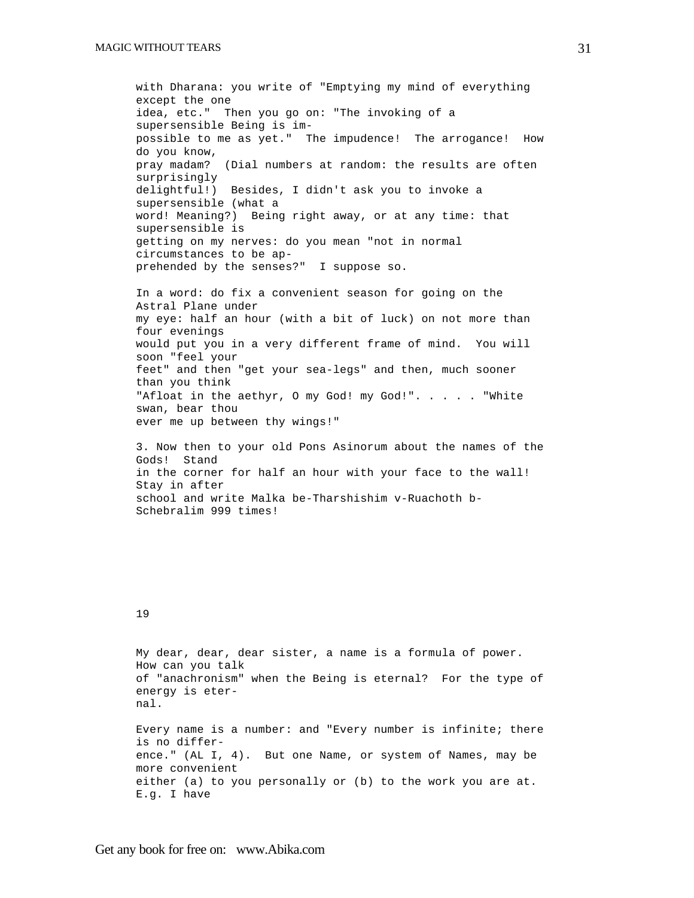with Dharana: you write of "Emptying my mind of everything except the one idea, etc." Then you go on: "The invoking of a supersensible Being is impossible to me as yet." The impudence! The arrogance! How do you know, pray madam? (Dial numbers at random: the results are often surprisingly delightful!) Besides, I didn't ask you to invoke a supersensible (what a word! Meaning?) Being right away, or at any time: that supersensible is getting on my nerves: do you mean "not in normal circumstances to be apprehended by the senses?" I suppose so.

In a word: do fix a convenient season for going on the Astral Plane under my eye: half an hour (with a bit of luck) on not more than four evenings would put you in a very different frame of mind. You will soon "feel your feet" and then "get your sea-legs" and then, much sooner than you think "Afloat in the aethyr, O my God! my God!". . . . . "White swan, bear thou ever me up between thy wings!"

3. Now then to your old Pons Asinorum about the names of the Gods! Stand in the corner for half an hour with your face to the wall! Stay in after school and write Malka be-Tharshishim v-Ruachoth b-Schebralim 999 times!

## 19

My dear, dear, dear sister, a name is a formula of power. How can you talk of "anachronism" when the Being is eternal? For the type of energy is eternal.

Every name is a number: and "Every number is infinite; there is no difference." (AL I, 4). But one Name, or system of Names, may be more convenient either (a) to you personally or (b) to the work you are at. E.g. I have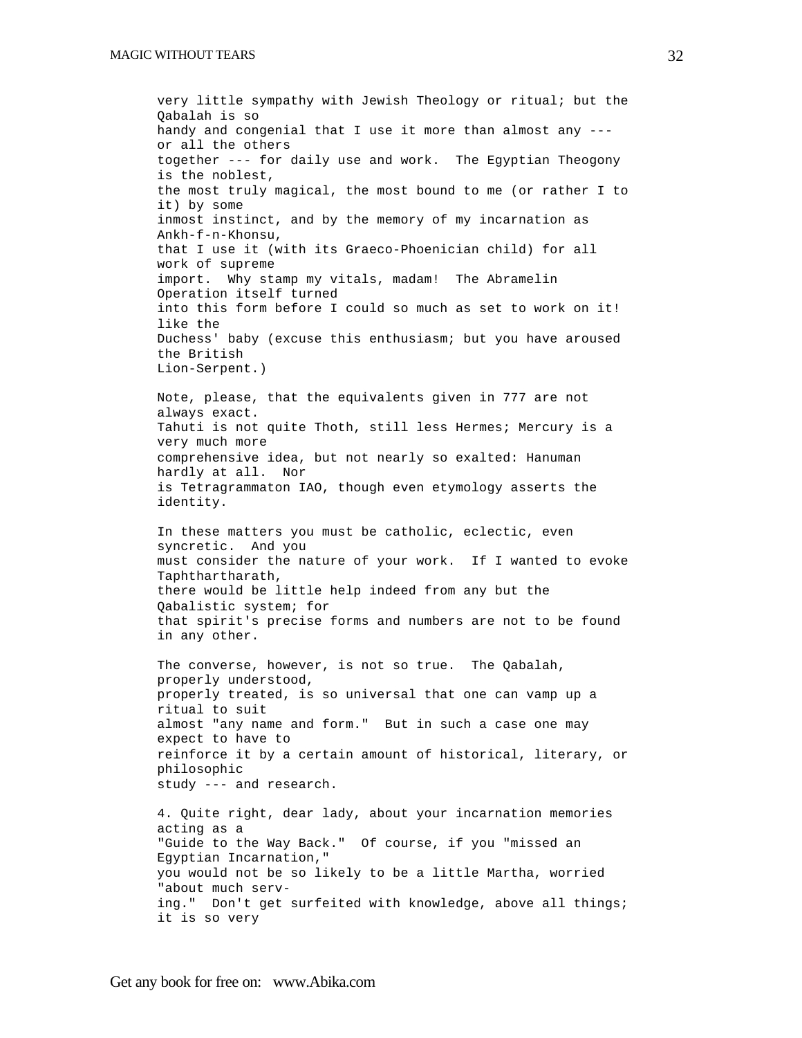very little sympathy with Jewish Theology or ritual; but the Qabalah is so handy and congenial that I use it more than almost any --- or all the others together --- for daily use and work. The Egyptian Theogony is the noblest, the most truly magical, the most bound to me (or rather I to it) by some inmost instinct, and by the memory of my incarnation as Ankh-f-n-Khonsu, that I use it (with its Graeco-Phoenician child) for all work of supreme import. Why stamp my vitals, madam! The Abramelin Operation itself turned into this form before I could so much as set to work on it! like the Duchess' baby (excuse this enthusiasm; but you have aroused the British Lion-Serpent.)

Note, please, that the equivalents given in 777 are not always exact. Tahuti is not quite Thoth, still less Hermes; Mercury is a very much more comprehensive idea, but not nearly so exalted: Hanuman hardly at all. Nor is Tetragrammaton IAO, though even etymology asserts the identity.

In these matters you must be catholic, eclectic, even syncretic. And you must consider the nature of your work. If I wanted to evoke Taphthartharath, there would be little help indeed from any but the Qabalistic system; for that spirit's precise forms and numbers are not to be found in any other.

The converse, however, is not so true. The Qabalah, properly understood, properly treated, is so universal that one can vamp up a ritual to suit almost "any name and form." But in such a case one may expect to have to reinforce it by a certain amount of historical, literary, or philosophic study --- and research.

4. Quite right, dear lady, about your incarnation memories acting as a "Guide to the Way Back." Of course, if you "missed an Egyptian Incarnation," you would not be so likely to be a little Martha, worried "about much serving." Don't get surfeited with knowledge, above all things; it is so very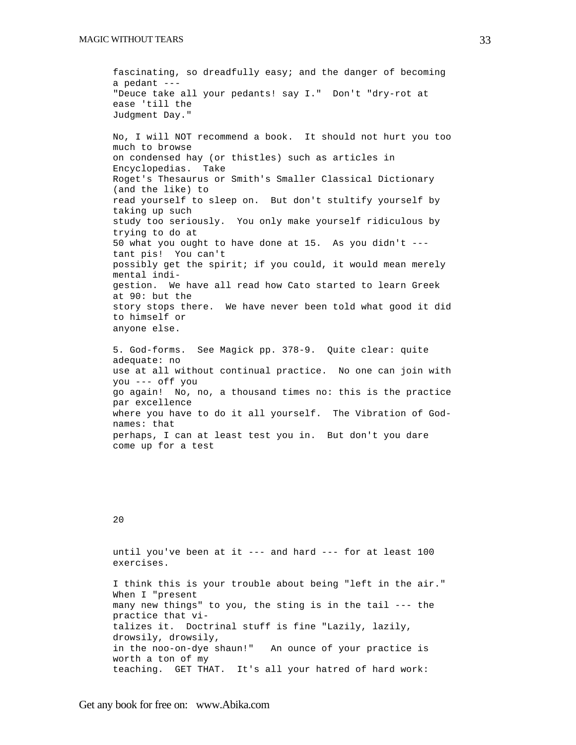fascinating, so dreadfully easy; and the danger of becoming a pedant --- "Deuce take all your pedants! say I." Don't "dry-rot at ease 'till the Judgment Day."

No, I will NOT recommend a book. It should not hurt you too much to browse on condensed hay (or thistles) such as articles in Encyclopedias. Take Roget's Thesaurus or Smith's Smaller Classical Dictionary (and the like) to read yourself to sleep on. But don't stultify yourself by taking up such study too seriously. You only make yourself ridiculous by trying to do at 50 what you ought to have done at 15. As you didn't --- tant pis! You can't possibly get the spirit; if you could, it would mean merely mental indigestion. We have all read how Cato started to learn Greek at 90: but the story stops there. We have never been told what good it did to himself or anyone else.

5. God-forms. See Magick pp. 378-9. Quite clear: quite adequate: no use at all without continual practice. No one can join with you --- off you go again! No, no, a thousand times no: this is the practice par excellence where you have to do it all yourself. The Vibration of God-names: that perhaps, I can at least test you in. But don't you dare come up for a test

20

until you've been at it --- and hard --- for at least 100 exercises.

I think this is your trouble about being "left in the air." When I "present many new things" to you, the sting is in the tail --- the practice that vitalizes it. Doctrinal stuff is fine "Lazily, lazily, drowsily, drowsily, in the noo-on-dye shaun!" An ounce of your practice is worth a ton of my teaching. GET THAT. It's all your hatred of hard work: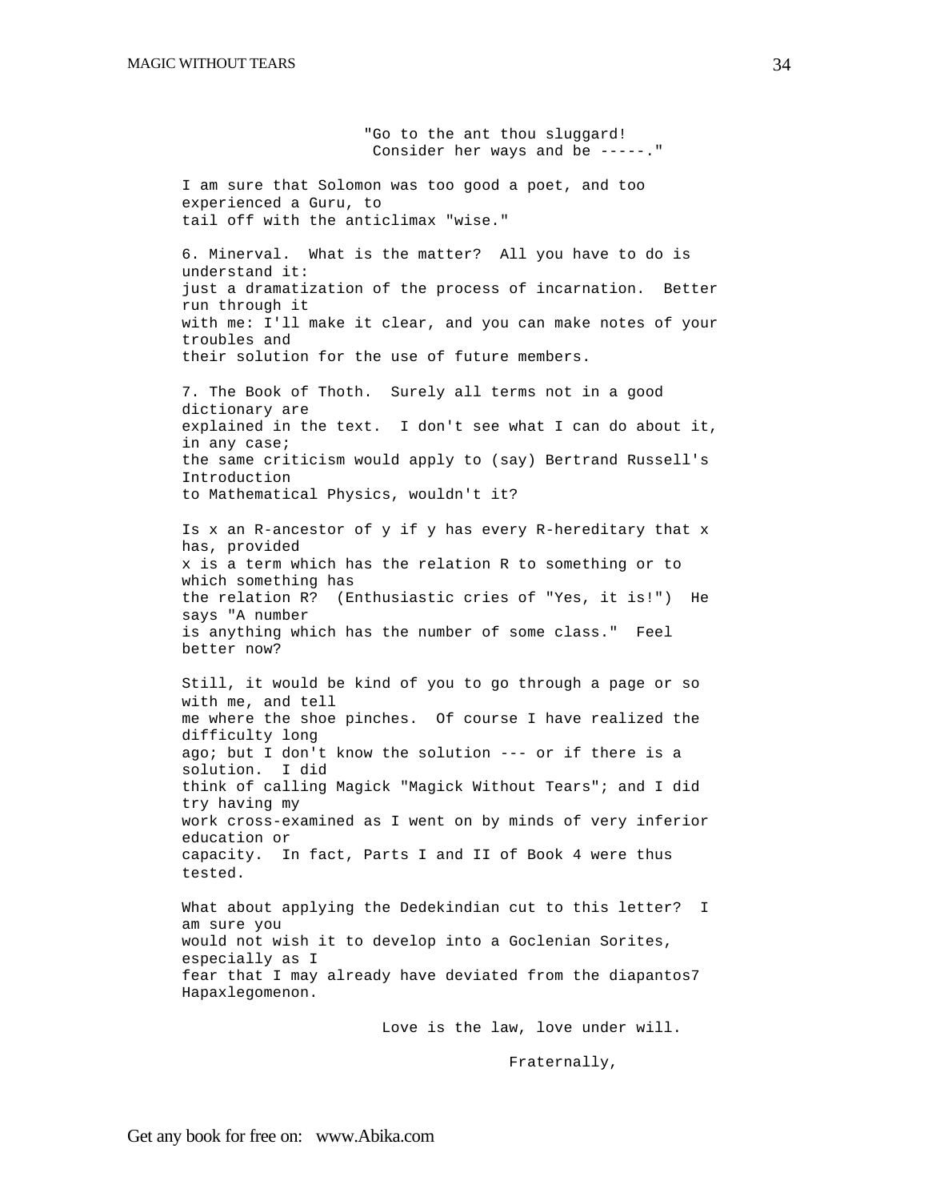"Go to the ant thou sluggard!
Consider her ways and be -----."

I am sure that Solomon was too good a poet, and too experienced a Guru, to tail off with the anticlimax "wise."

6. Minerval. What is the matter? All you have to do is understand it: just a dramatization of the process of incarnation. Better run through it with me: I'll make it clear, and you can make notes of your troubles and their solution for the use of future members.

7. The Book of Thoth. Surely all terms not in a good dictionary are explained in the text. I don't see what I can do about it, in any case; the same criticism would apply to (say) Bertrand Russell's Introduction to Mathematical Physics, wouldn't it?

Is x an R-ancestor of y if y has every R-hereditary that x has, provided x is a term which has the relation R to something or to which something has the relation R? (Enthusiastic cries of "Yes, it is!") He says "A number is anything which has the number of some class." Feel better now?

Still, it would be kind of you to go through a page or so with me, and tell me where the shoe pinches. Of course I have realized the difficulty long ago; but I don't know the solution --- or if there is a solution. I did think of calling Magick "Magick Without Tears"; and I did try having my work cross-examined as I went on by minds of very inferior education or capacity. In fact, Parts I and II of Book 4 were thus tested.

What about applying the Dedekindian cut to this letter? I am sure you would not wish it to develop into a Goclenian Sorites, especially as I fear that I may already have deviated from the diapantos7 Hapaxlegomenon.

Love is the law, love under will.

Fraternally,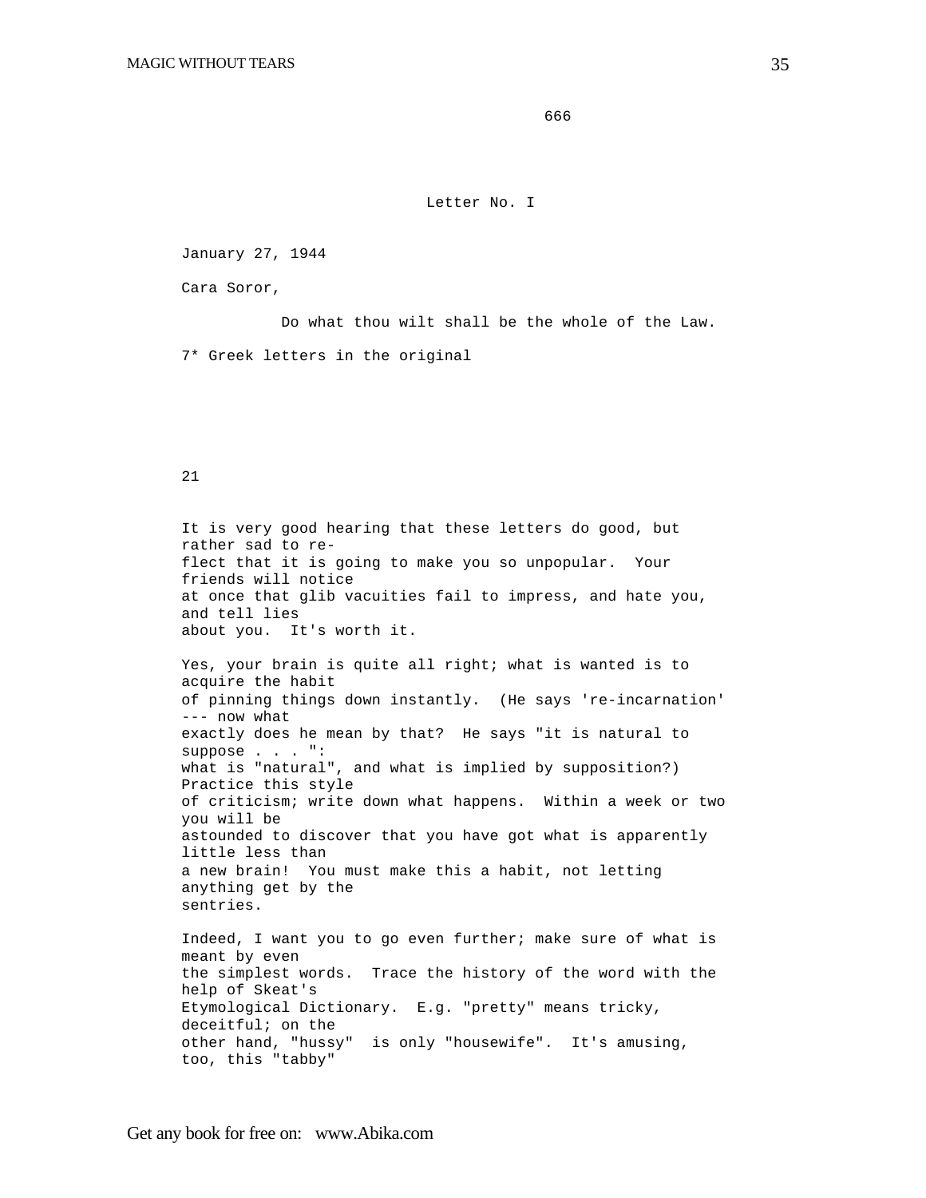666

## Letter No. I

January 27, 1944

Cara Soror,

Do what thou wilt shall be the whole of the Law.

7* Greek letters in the original

21

It is very good hearing that these letters do good, but rather sad to reflect that it is going to make you so unpopular. Your friends will notice at once that glib vacuities fail to impress, and hate you, and tell lies about you. It's worth it.

Yes, your brain is quite all right; what is wanted is to acquire the habit of pinning things down instantly. (He says 're-incarnation' --- now what exactly does he mean by that? He says "it is natural to suppose . . . ": what is "natural", and what is implied by supposition?) Practice this style of criticism; write down what happens. Within a week or two you will be astounded to discover that you have got what is apparently little less than a new brain! You must make this a habit, not letting anything get by the sentries.

Indeed, I want you to go even further; make sure of what is meant by even the simplest words. Trace the history of the word with the help of Skeat's Etymological Dictionary. E.g. "pretty" means tricky, deceitful; on the other hand, "hussy" is only "housewife". It's amusing, too, this "tabby"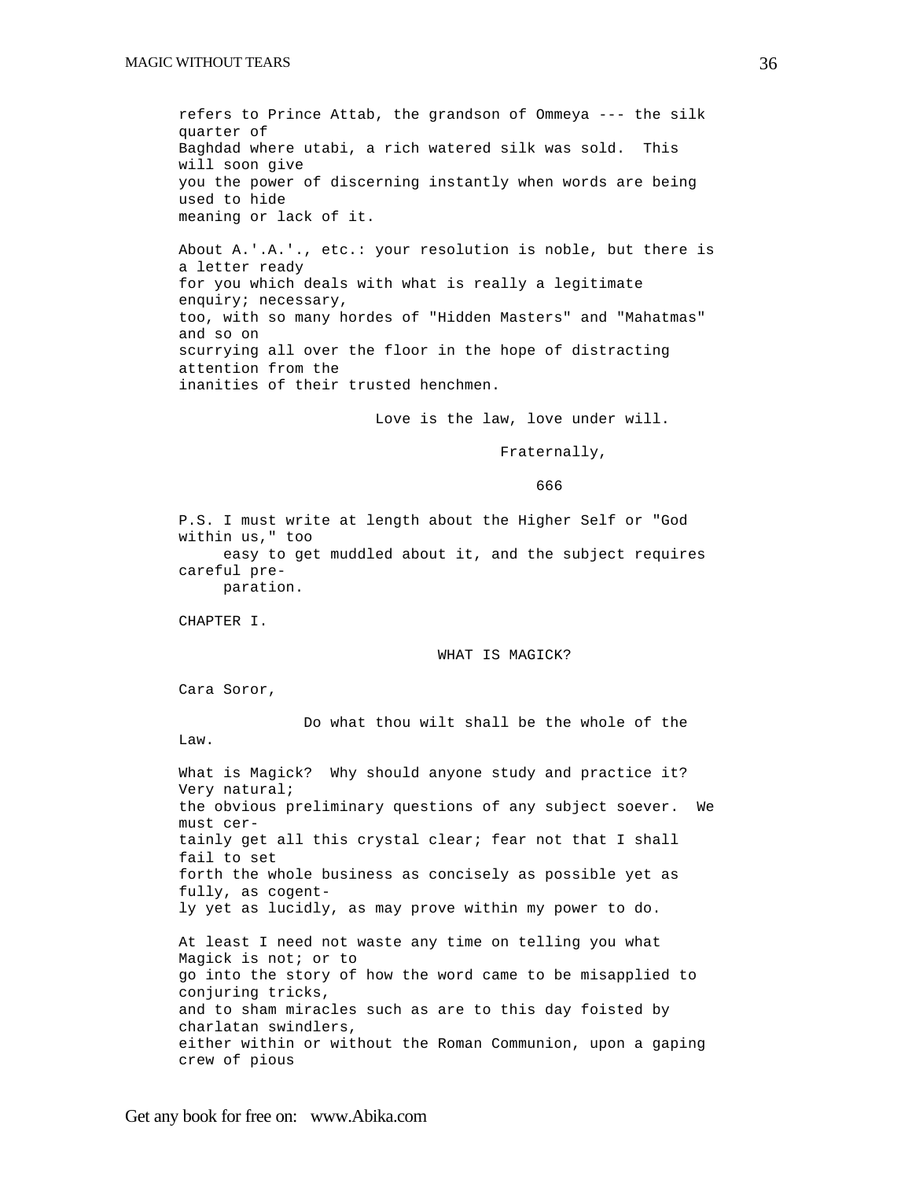refers to Prince Attab, the grandson of Ommeya --- the silk quarter of Baghdad where utabi, a rich watered silk was sold. This will soon give you the power of discerning instantly when words are being used to hide meaning or lack of it.

About A.'.A.'., etc.: your resolution is noble, but there is a letter ready for you which deals with what is really a legitimate enquiry; necessary, too, with so many hordes of "Hidden Masters" and "Mahatmas" and so on scurrying all over the floor in the hope of distracting attention from the inanities of their trusted henchmen.

Love is the law, love under will.

Fraternally,

666

P.S. I must write at length about the Higher Self or "God within us," too easy to get muddled about it, and the subject requires careful preparation.

# CHAPTER I.

## WHAT IS MAGICK?

Cara Soror,

Do what thou wilt shall be the whole of the Law.

What is Magick? Why should anyone study and practice it? Very natural; the obvious preliminary questions of any subject soever. We must certainly get all this crystal clear; fear not that I shall fail to set forth the whole business as concisely as possible yet as fully, as cogently yet as lucidly, as may prove within my power to do.

At least I need not waste any time on telling you what Magick is not; or to go into the story of how the word came to be misapplied to conjuring tricks, and to sham miracles such as are to this day foisted by charlatan swindlers, either within or without the Roman Communion, upon a gaping crew of pious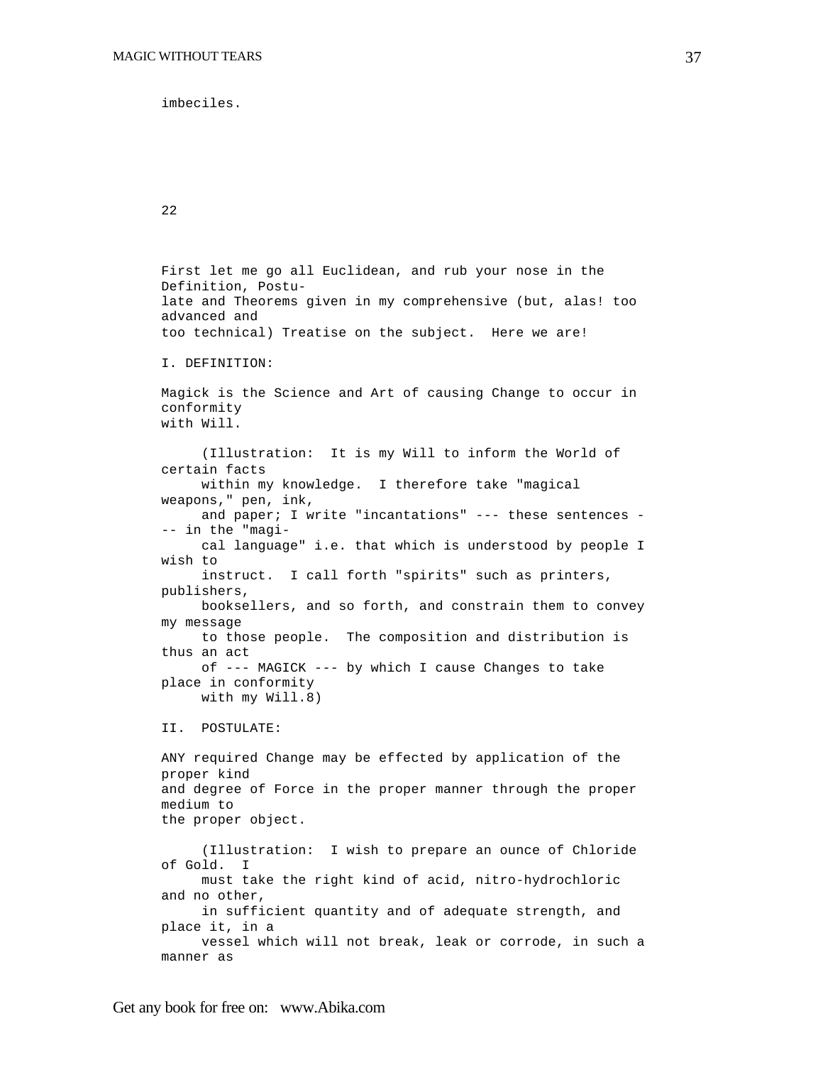imbeciles.

## 22

First let me go all Euclidean, and rub your nose in the Definition, Postulate and Theorems given in my comprehensive (but, alas! too advanced and too technical) Treatise on the subject. Here we are!

I. DEFINITION:

Magick is the Science and Art of causing Change to occur in conformity with Will.

(Illustration: It is my Will to inform the World of certain facts within my knowledge. I therefore take "magical weapons," pen, ink, and paper; I write "incantations" --- these sentences --- in the "magical language" i.e. that which is understood by people I wish to instruct. I call forth "spirits" such as printers, publishers, booksellers, and so forth, and constrain them to convey my message to those people. The composition and distribution is thus an act of --- MAGICK --- by which I cause Changes to take place in conformity with my Will.8)

II. POSTULATE:

ANY required Change may be effected by application of the proper kind and degree of Force in the proper manner through the proper medium to the proper object.

(Illustration: I wish to prepare an ounce of Chloride of Gold. I must take the right kind of acid, nitro-hydrochloric and no other, in sufficient quantity and of adequate strength, and place it, in a vessel which will not break, leak or corrode, in such a manner as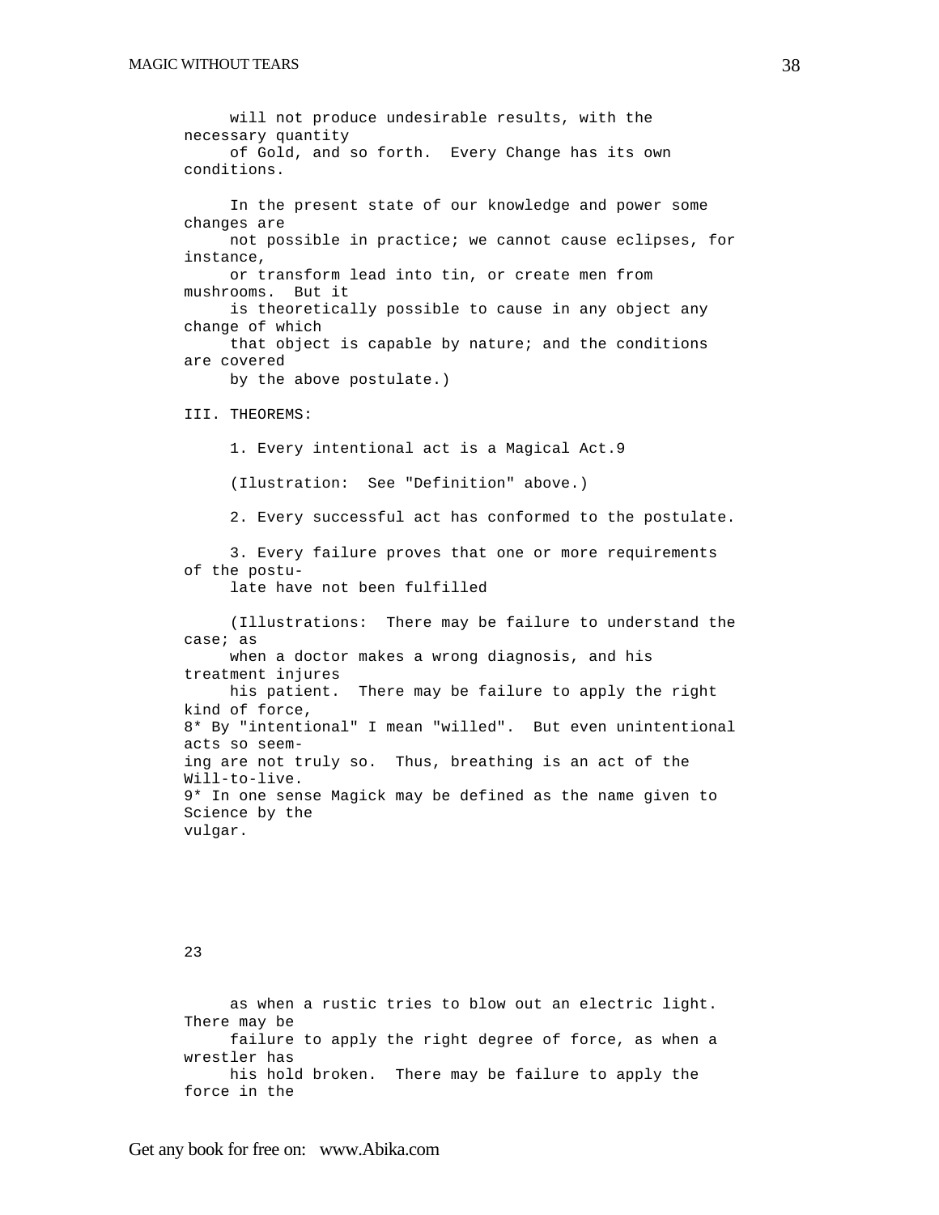will not produce undesirable results, with the necessary quantity of Gold, and so forth. Every Change has its own conditions.

In the present state of our knowledge and power some changes are not possible in practice; we cannot cause eclipses, for instance, or transform lead into tin, or create men from mushrooms. But it is theoretically possible to cause in any object any change of which that object is capable by nature; and the conditions are covered by the above postulate.)

III. THEOREMS:

1. Every intentional act is a Magical Act.[9]

(Ilustration: See "Definition" above.)

2. Every successful act has conformed to the postulate.

3. Every failure proves that one or more requirements of the postulate have not been fulfilled

(Illustrations: There may be failure to understand the case; as when a doctor makes a wrong diagnosis, and his treatment injures his patient. There may be failure to apply the right kind of force,

8* By "intentional" I mean "willed". But even unintentional acts so seeming are not truly so. Thus, breathing is an act of the Will-to-live.

9* In one sense Magick may be defined as the name given to Science by the vulgar.

as when a rustic tries to blow out an electric light. There may be failure to apply the right degree of force, as when a wrestler has his hold broken. There may be failure to apply the force in the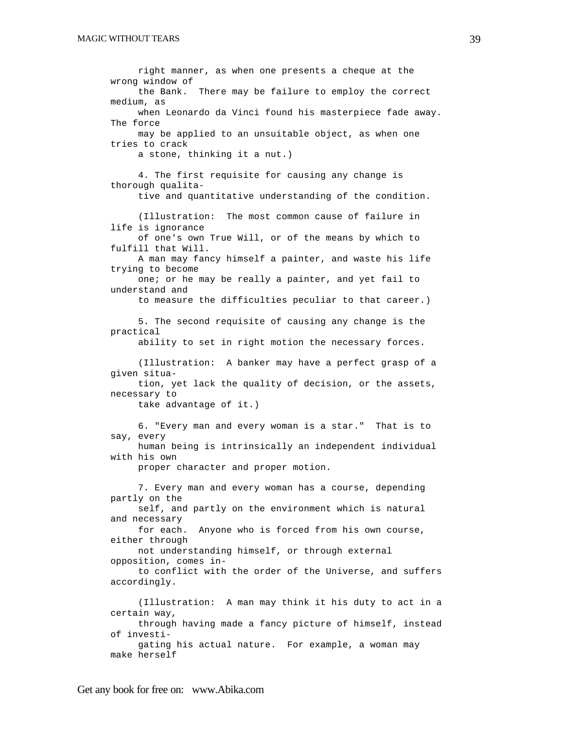right manner, as when one presents a cheque at the wrong window of the Bank. There may be failure to employ the correct medium, as when Leonardo da Vinci found his masterpiece fade away. The force may be applied to an unsuitable object, as when one tries to crack a stone, thinking it a nut.)

4. The first requisite for causing any change is thorough qualitative and quantitative understanding of the condition.

(Illustration: The most common cause of failure in life is ignorance of one's own True Will, or of the means by which to fulfill that Will. A man may fancy himself a painter, and waste his life trying to become one; or he may be really a painter, and yet fail to understand and to measure the difficulties peculiar to that career.)

5. The second requisite of causing any change is the practical ability to set in right motion the necessary forces.

(Illustration: A banker may have a perfect grasp of a given situation, yet lack the quality of decision, or the assets, necessary to take advantage of it.)

6. "Every man and every woman is a star." That is to say, every human being is intrinsically an independent individual with his own proper character and proper motion.

7. Every man and every woman has a course, depending partly on the self, and partly on the environment which is natural and necessary for each. Anyone who is forced from his own course, either through not understanding himself, or through external opposition, comes into conflict with the order of the Universe, and suffers accordingly.

(Illustration: A man may think it his duty to act in a certain way, through having made a fancy picture of himself, instead of investigating his actual nature. For example, a woman may make herself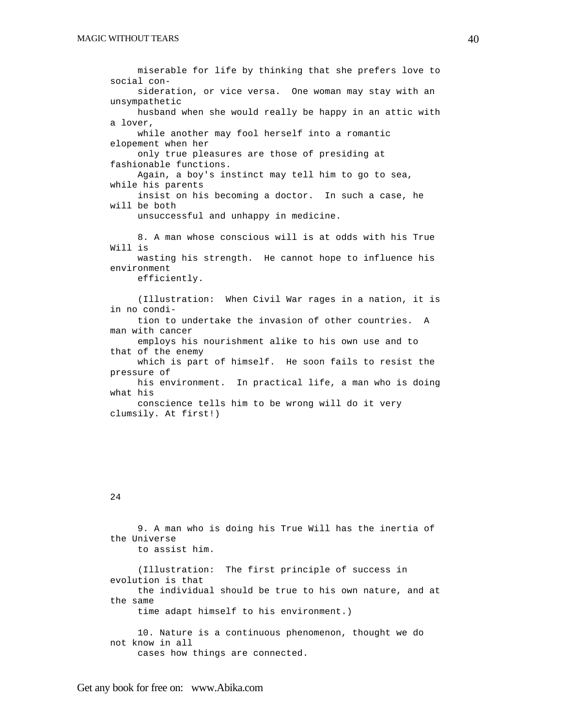miserable for life by thinking that she prefers love to social consideration, or vice versa. One woman may stay with an unsympathetic husband when she would really be happy in an attic with a lover, while another may fool herself into a romantic elopement when her only true pleasures are those of presiding at fashionable functions. Again, a boy's instinct may tell him to go to sea, while his parents insist on his becoming a doctor. In such a case, he will be both unsuccessful and unhappy in medicine.

8. A man whose conscious will is at odds with his True Will is wasting his strength. He cannot hope to influence his environment efficiently.

(Illustration: When Civil War rages in a nation, it is in no condition to undertake the invasion of other countries. A man with cancer employs his nourishment alike to his own use and to that of the enemy which is part of himself. He soon fails to resist the pressure of his environment. In practical life, a man who is doing what his conscience tells him to be wrong will do it very clumsily. At first!)

24

9. A man who is doing his True Will has the inertia of the Universe to assist him.

(Illustration: The first principle of success in evolution is that the individual should be true to his own nature, and at the same time adapt himself to his environment.)

10. Nature is a continuous phenomenon, thought we do not know in all cases how things are connected.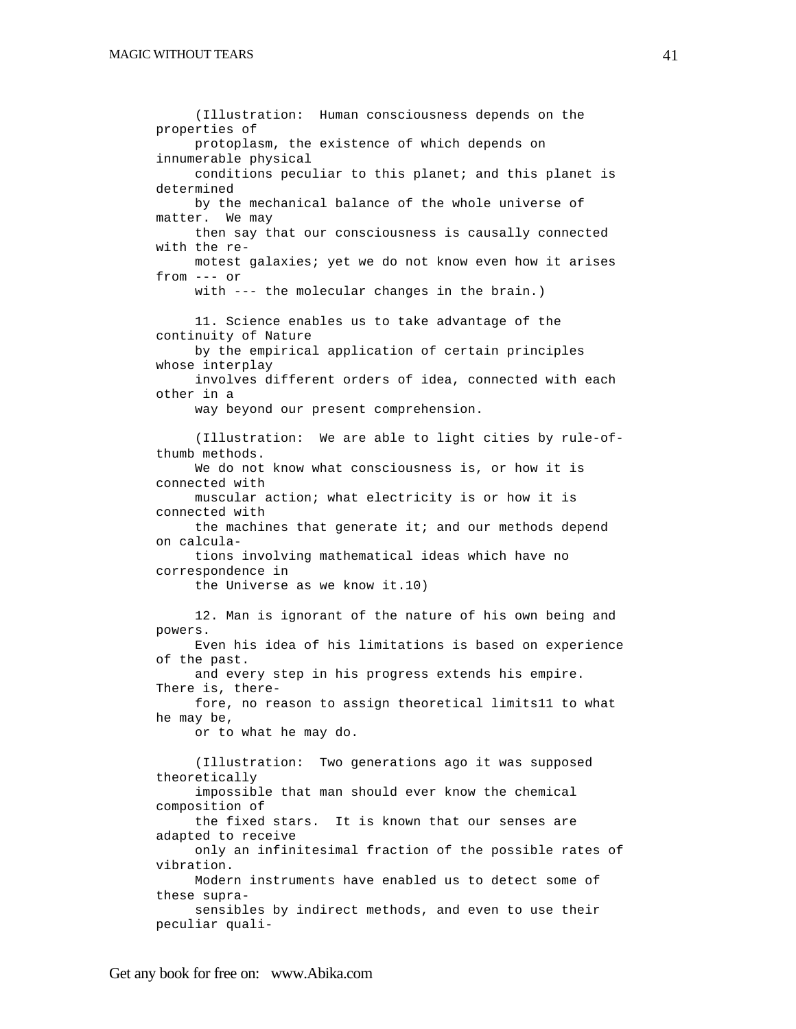(Illustration: Human consciousness depends on the properties of protoplasm, the existence of which depends on innumerable physical conditions peculiar to this planet; and this planet is determined by the mechanical balance of the whole universe of matter. We may then say that our consciousness is causally connected with the remotest galaxies; yet we do not know even how it arises from --- or with --- the molecular changes in the brain.)

11. Science enables us to take advantage of the continuity of Nature by the empirical application of certain principles whose interplay involves different orders of idea, connected with each other in a way beyond our present comprehension.

(Illustration: We are able to light cities by rule-of-thumb methods. We do not know what consciousness is, or how it is connected with muscular action; what electricity is or how it is connected with the machines that generate it; and our methods depend on calculations involving mathematical ideas which have no correspondence in the Universe as we know it.[10])

12. Man is ignorant of the nature of his own being and powers. Even his idea of his limitations is based on experience of the past. and every step in his progress extends his empire. There is, therefore, no reason to assign theoretical limits[11] to what he may be, or to what he may do.

(Illustration: Two generations ago it was supposed theoretically impossible that man should ever know the chemical composition of the fixed stars. It is known that our senses are adapted to receive only an infinitesimal fraction of the possible rates of vibration. Modern instruments have enabled us to detect some of these suprasensibles by indirect methods, and even to use their peculiar quali-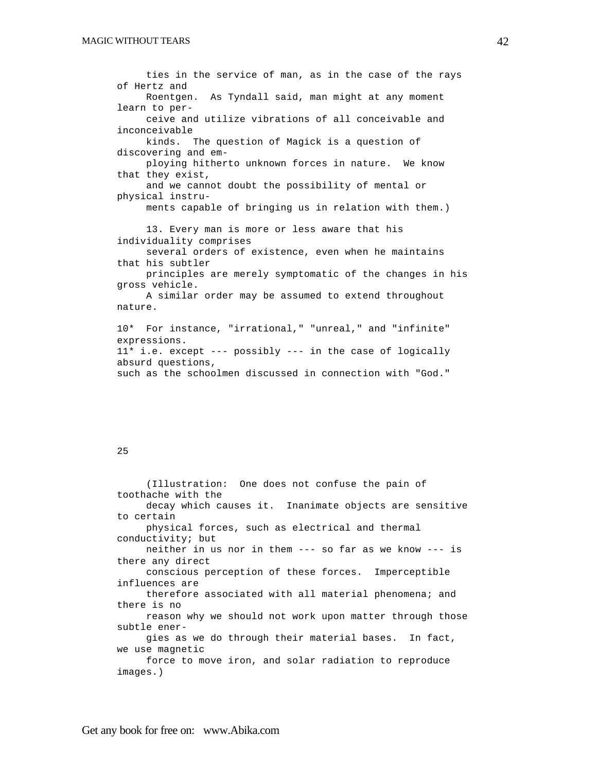ties in the service of man, as in the case of the rays of Hertz and Roentgen. As Tyndall said, man might at any moment learn to perceive and utilize vibrations of all conceivable and inconceivable kinds. The question of Magick is a question of discovering and employing hitherto unknown forces in nature. We know that they exist, and we cannot doubt the possibility of mental or physical instruments capable of bringing us in relation with them.)

13. Every man is more or less aware that his individuality comprises several orders of existence, even when he maintains that his subtler principles are merely symptomatic of the changes in his gross vehicle. A similar order may be assumed to extend throughout nature.

10* For instance, "irrational," "unreal," and "infinite" expressions.
11* i.e. except --- possibly --- in the case of logically absurd questions, such as the schoolmen discussed in connection with "God."

25

(Illustration: One does not confuse the pain of toothache with the decay which causes it. Inanimate objects are sensitive to certain physical forces, such as electrical and thermal conductivity; but neither in us nor in them --- so far as we know --- is there any direct conscious perception of these forces. Imperceptible influences are therefore associated with all material phenomena; and there is no reason why we should not work upon matter through those subtle energies as we do through their material bases. In fact, we use magnetic force to move iron, and solar radiation to reproduce images.)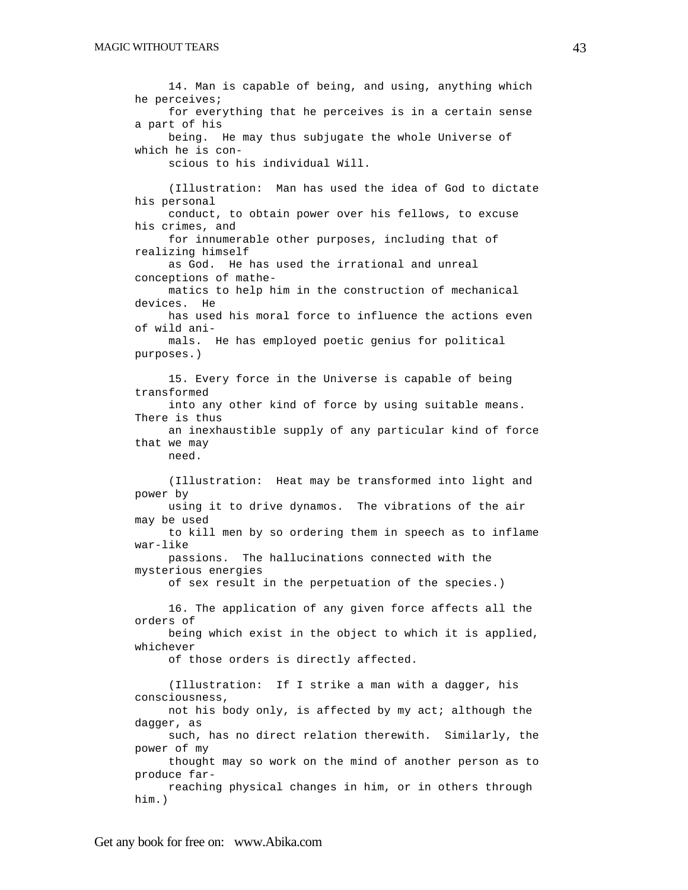14. Man is capable of being, and using, anything which he perceives; for everything that he perceives is in a certain sense a part of his being. He may thus subjugate the whole Universe of which he is conscious to his individual Will.

(Illustration: Man has used the idea of God to dictate his personal conduct, to obtain power over his fellows, to excuse his crimes, and for innumerable other purposes, including that of realizing himself as God. He has used the irrational and unreal conceptions of mathematics to help him in the construction of mechanical devices. He has used his moral force to influence the actions even of wild animals. He has employed poetic genius for political purposes.)

15. Every force in the Universe is capable of being transformed into any other kind of force by using suitable means. There is thus an inexhaustible supply of any particular kind of force that we may need.

(Illustration: Heat may be transformed into light and power by using it to drive dynamos. The vibrations of the air may be used to kill men by so ordering them in speech as to inflame war-like passions. The hallucinations connected with the mysterious energies of sex result in the perpetuation of the species.)

16. The application of any given force affects all the orders of being which exist in the object to which it is applied, whichever of those orders is directly affected.

(Illustration: If I strike a man with a dagger, his consciousness, not his body only, is affected by my act; although the dagger, as such, has no direct relation therewith. Similarly, the power of my thought may so work on the mind of another person as to produce far-reaching physical changes in him, or in others through him.)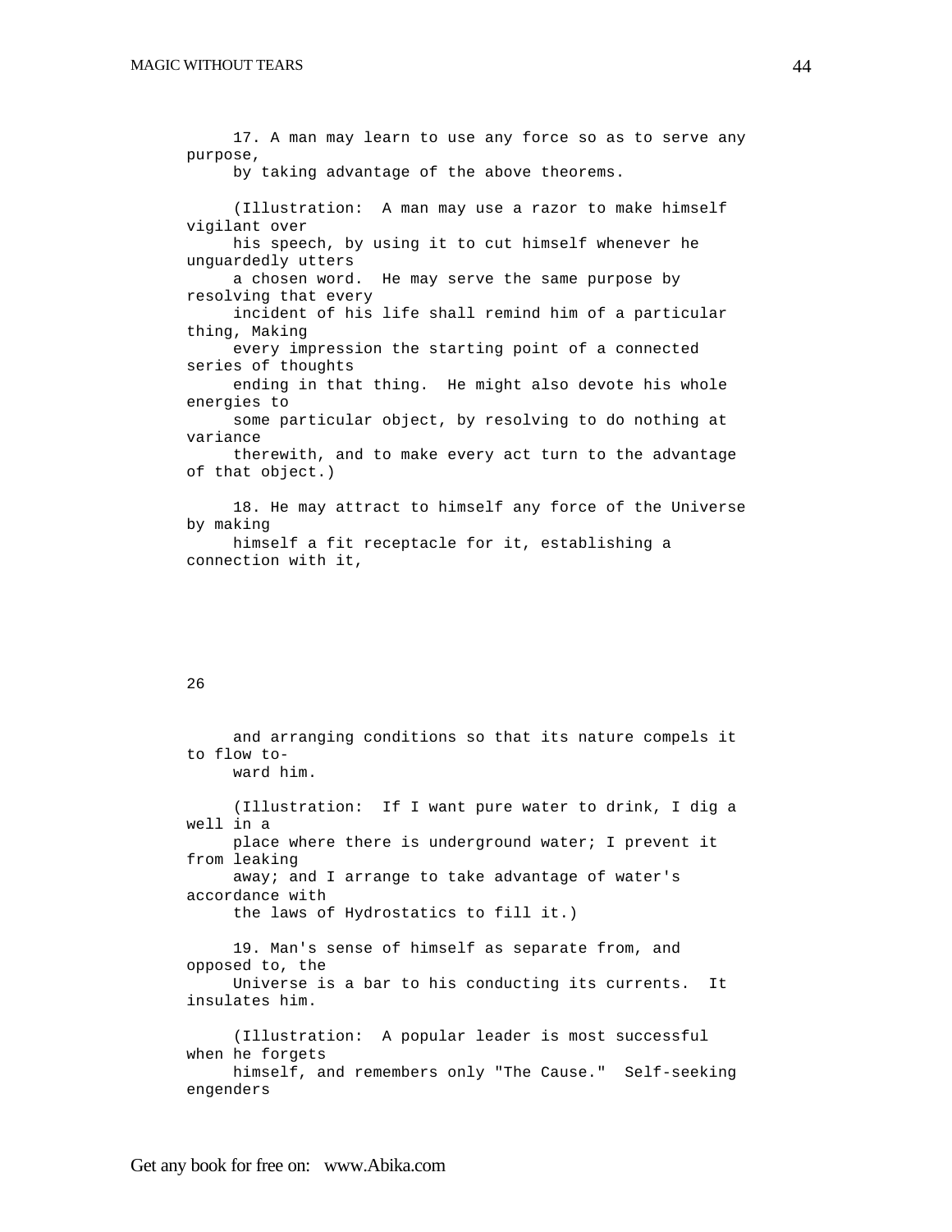17. A man may learn to use any force so as to serve any purpose, by taking advantage of the above theorems.

(Illustration: A man may use a razor to make himself vigilant over his speech, by using it to cut himself whenever he unguardedly utters a chosen word. He may serve the same purpose by resolving that every incident of his life shall remind him of a particular thing, Making every impression the starting point of a connected series of thoughts ending in that thing. He might also devote his whole energies to some particular object, by resolving to do nothing at variance therewith, and to make every act turn to the advantage of that object.)

18. He may attract to himself any force of the Universe by making himself a fit receptacle for it, establishing a connection with it,

26

and arranging conditions so that its nature compels it to flow toward him.

(Illustration: If I want pure water to drink, I dig a well in a place where there is underground water; I prevent it from leaking away; and I arrange to take advantage of water's accordance with the laws of Hydrostatics to fill it.)

19. Man's sense of himself as separate from, and opposed to, the Universe is a bar to his conducting its currents. It insulates him.

(Illustration: A popular leader is most successful when he forgets himself, and remembers only "The Cause." Self-seeking engenders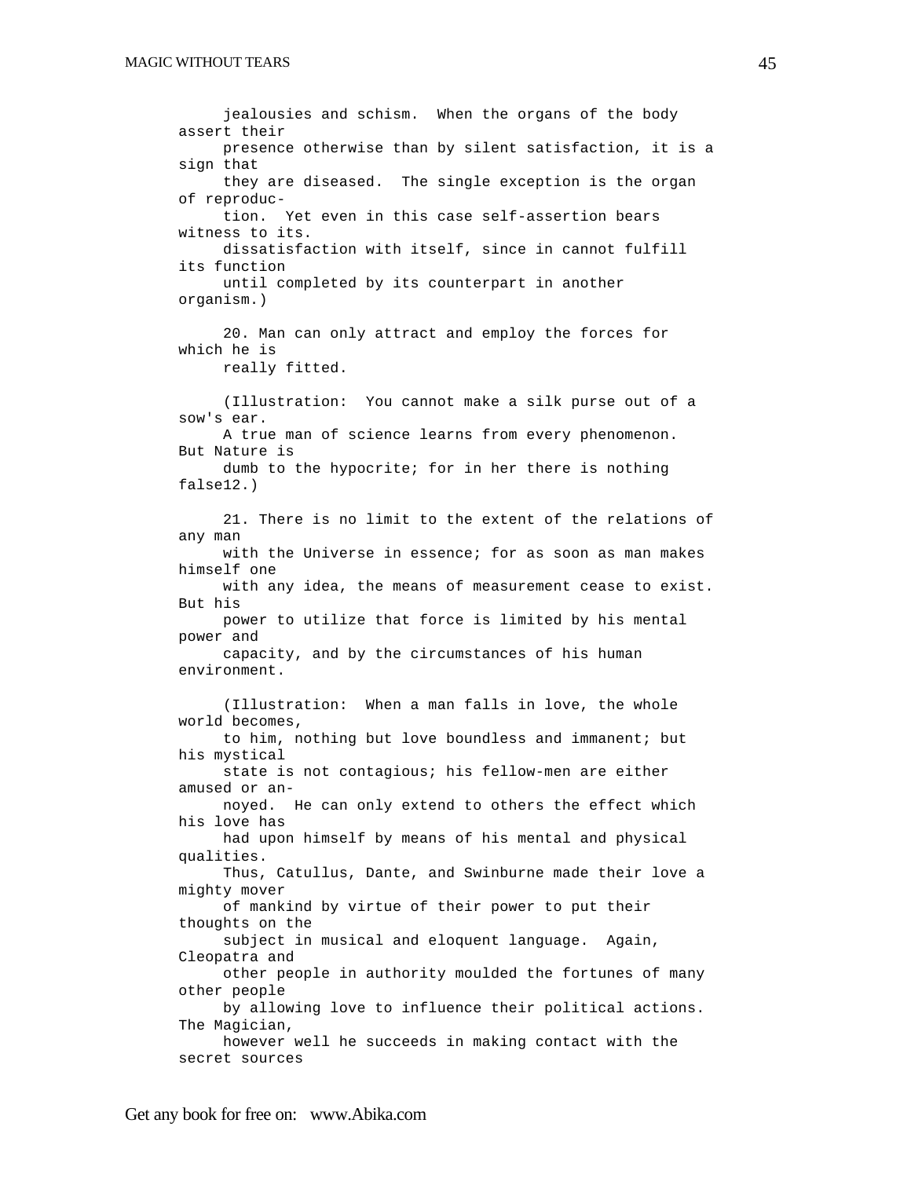jealousies and schism. When the organs of the body assert their presence otherwise than by silent satisfaction, it is a sign that they are diseased. The single exception is the organ of reproduction. Yet even in this case self-assertion bears witness to its. dissatisfaction with itself, since in cannot fulfill its function until completed by its counterpart in another organism.)

20. Man can only attract and employ the forces for which he is really fitted.

(Illustration: You cannot make a silk purse out of a sow's ear. A true man of science learns from every phenomenon. But Nature is dumb to the hypocrite; for in her there is nothing false12.)

21. There is no limit to the extent of the relations of any man with the Universe in essence; for as soon as man makes himself one with any idea, the means of measurement cease to exist. But his power to utilize that force is limited by his mental power and capacity, and by the circumstances of his human environment.

(Illustration: When a man falls in love, the whole world becomes, to him, nothing but love boundless and immanent; but his mystical state is not contagious; his fellow-men are either amused or annoyed. He can only extend to others the effect which his love has had upon himself by means of his mental and physical qualities. Thus, Catullus, Dante, and Swinburne made their love a mighty mover of mankind by virtue of their power to put their thoughts on the subject in musical and eloquent language. Again, Cleopatra and other people in authority moulded the fortunes of many other people by allowing love to influence their political actions. The Magician, however well he succeeds in making contact with the secret sources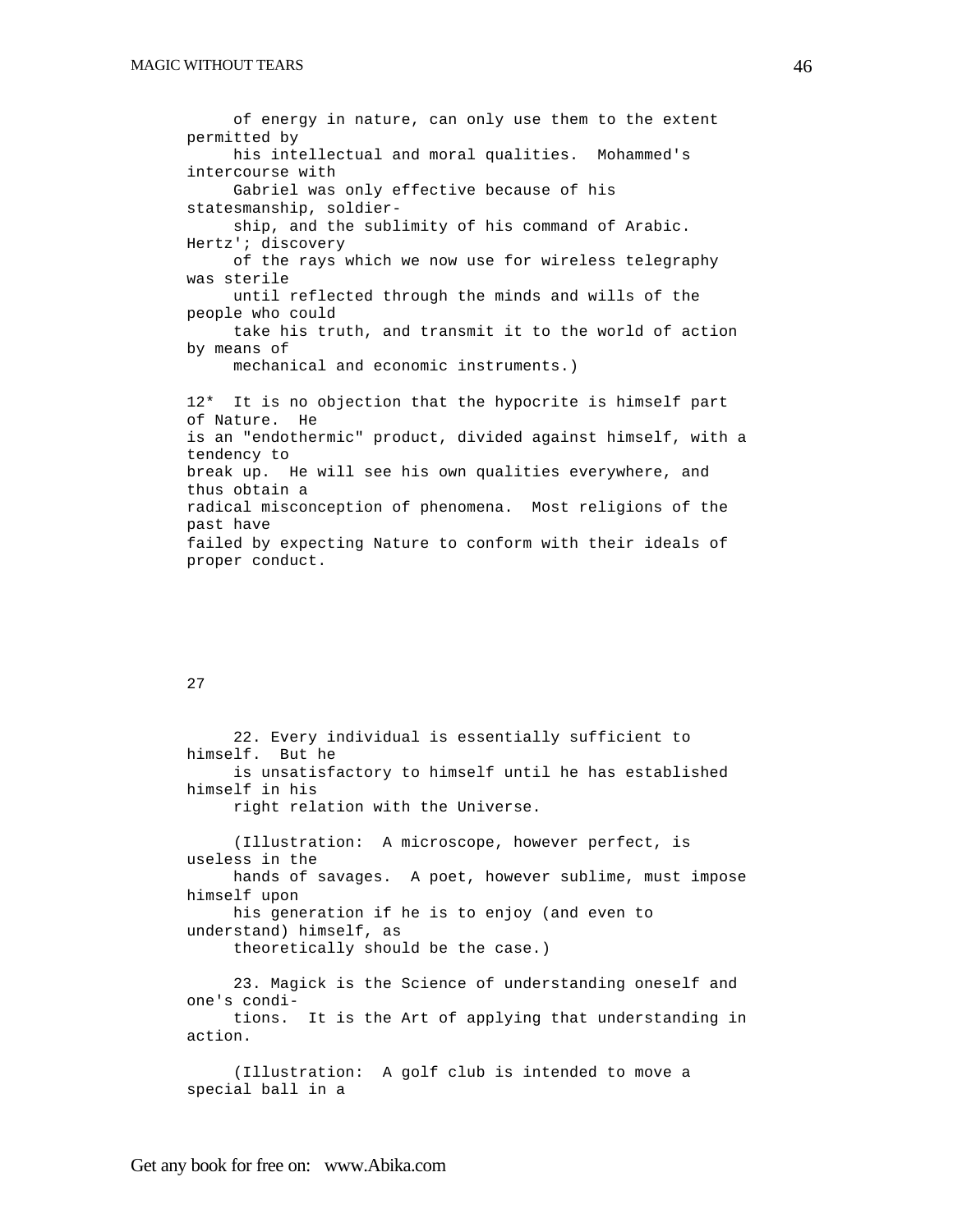of energy in nature, can only use them to the extent permitted by his intellectual and moral qualities. Mohammed's intercourse with Gabriel was only effective because of his statesmanship, soldiership, and the sublimity of his command of Arabic. Hertz'; discovery of the rays which we now use for wireless telegraphy was sterile until reflected through the minds and wills of the people who could take his truth, and transmit it to the world of action by means of mechanical and economic instruments.)

12* It is no objection that the hypocrite is himself part of Nature. He is an "endothermic" product, divided against himself, with a tendency to break up. He will see his own qualities everywhere, and thus obtain a radical misconception of phenomena. Most religions of the past have failed by expecting Nature to conform with their ideals of proper conduct.

27

22. Every individual is essentially sufficient to himself. But he is unsatisfactory to himself until he has established himself in his right relation with the Universe.

(Illustration: A microscope, however perfect, is useless in the hands of savages. A poet, however sublime, must impose himself upon his generation if he is to enjoy (and even to understand) himself, as theoretically should be the case.)

23. Magick is the Science of understanding oneself and one's conditions. It is the Art of applying that understanding in action.

(Illustration: A golf club is intended to move a special ball in a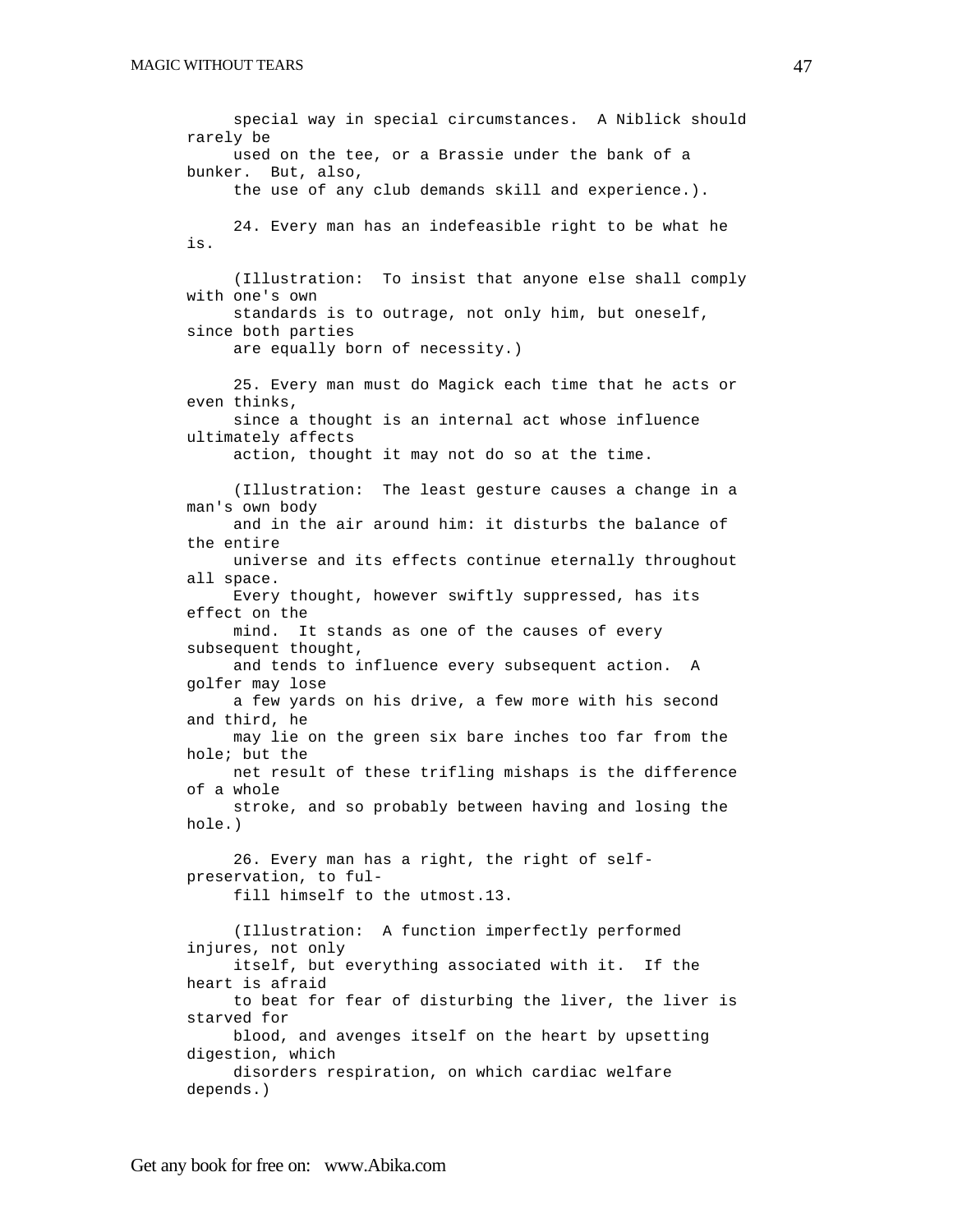special way in special circumstances. A Niblick should rarely be used on the tee, or a Brassie under the bank of a bunker. But, also, the use of any club demands skill and experience.).

24. Every man has an indefeasible right to be what he is.

(Illustration: To insist that anyone else shall comply with one's own standards is to outrage, not only him, but oneself, since both parties are equally born of necessity.)

25. Every man must do Magick each time that he acts or even thinks, since a thought is an internal act whose influence ultimately affects action, thought it may not do so at the time.

(Illustration: The least gesture causes a change in a man's own body and in the air around him: it disturbs the balance of the entire universe and its effects continue eternally throughout all space. Every thought, however swiftly suppressed, has its effect on the mind. It stands as one of the causes of every subsequent thought, and tends to influence every subsequent action. A golfer may lose a few yards on his drive, a few more with his second and third, he may lie on the green six bare inches too far from the hole; but the net result of these trifling mishaps is the difference of a whole stroke, and so probably between having and losing the hole.)

26. Every man has a right, the right of self-preservation, to fulfill himself to the utmost.13.

(Illustration: A function imperfectly performed injures, not only itself, but everything associated with it. If the heart is afraid to beat for fear of disturbing the liver, the liver is starved for blood, and avenges itself on the heart by upsetting digestion, which disorders respiration, on which cardiac welfare depends.)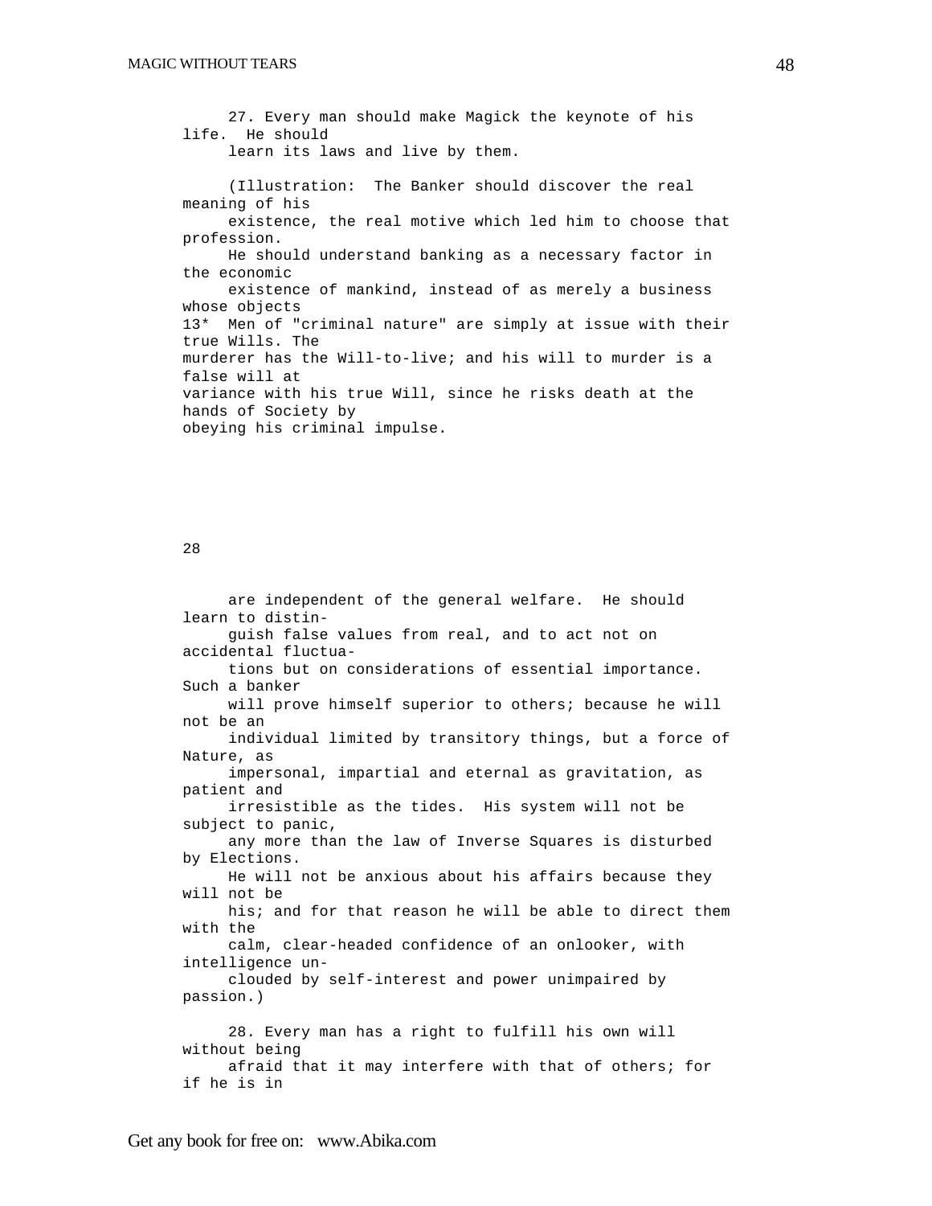27. Every man should make Magick the keynote of his life. He should learn its laws and live by them.

(Illustration: The Banker should discover the real meaning of his existence, the real motive which led him to choose that profession. He should understand banking as a necessary factor in the economic existence of mankind, instead of as merely a business whose objects

13* Men of "criminal nature" are simply at issue with their true Wills. The murderer has the Will-to-live; and his will to murder is a false will at variance with his true Will, since he risks death at the hands of Society by obeying his criminal impulse.

28

are independent of the general welfare. He should learn to distinguish false values from real, and to act not on accidental fluctuations but on considerations of essential importance. Such a banker will prove himself superior to others; because he will not be an individual limited by transitory things, but a force of Nature, as impersonal, impartial and eternal as gravitation, as patient and irresistible as the tides. His system will not be subject to panic, any more than the law of Inverse Squares is disturbed by Elections. He will not be anxious about his affairs because they will not be his; and for that reason he will be able to direct them with the calm, clear-headed confidence of an onlooker, with intelligence unclouded by self-interest and power unimpaired by passion.)

28. Every man has a right to fulfill his own will without being afraid that it may interfere with that of others; for if he is in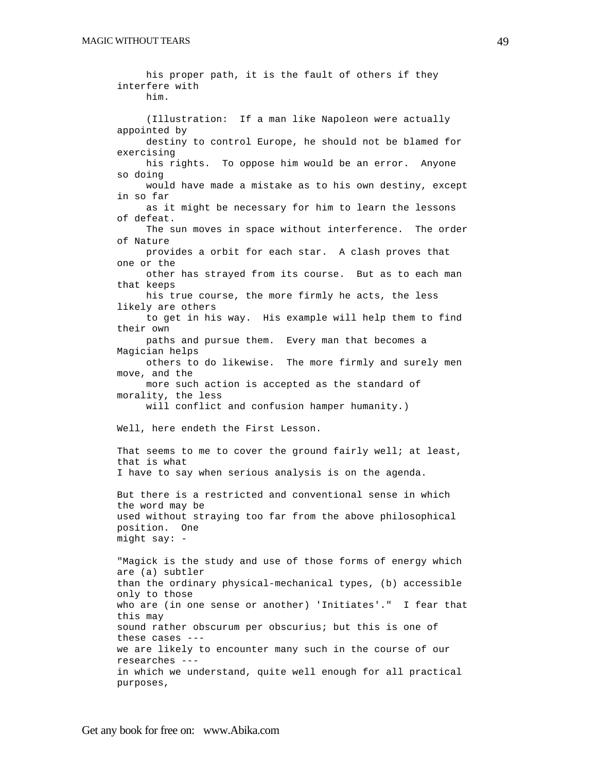his proper path, it is the fault of others if they interfere with him.

(Illustration: If a man like Napoleon were actually appointed by destiny to control Europe, he should not be blamed for exercising his rights. To oppose him would be an error. Anyone so doing would have made a mistake as to his own destiny, except in so far as it might be necessary for him to learn the lessons of defeat. The sun moves in space without interference. The order of Nature provides a orbit for each star. A clash proves that one or the other has strayed from its course. But as to each man that keeps his true course, the more firmly he acts, the less likely are others to get in his way. His example will help them to find their own paths and pursue them. Every man that becomes a Magician helps others to do likewise. The more firmly and surely men move, and the more such action is accepted as the standard of morality, the less will conflict and confusion hamper humanity.)

Well, here endeth the First Lesson.

That seems to me to cover the ground fairly well; at least, that is what I have to say when serious analysis is on the agenda.

But there is a restricted and conventional sense in which the word may be used without straying too far from the above philosophical position. One might say: -

"Magick is the study and use of those forms of energy which are (a) subtler than the ordinary physical-mechanical types, (b) accessible only to those who are (in one sense or another) 'Initiates'." I fear that this may sound rather obscurum per obscurius; but this is one of these cases --- we are likely to encounter many such in the course of our researches --- in which we understand, quite well enough for all practical purposes,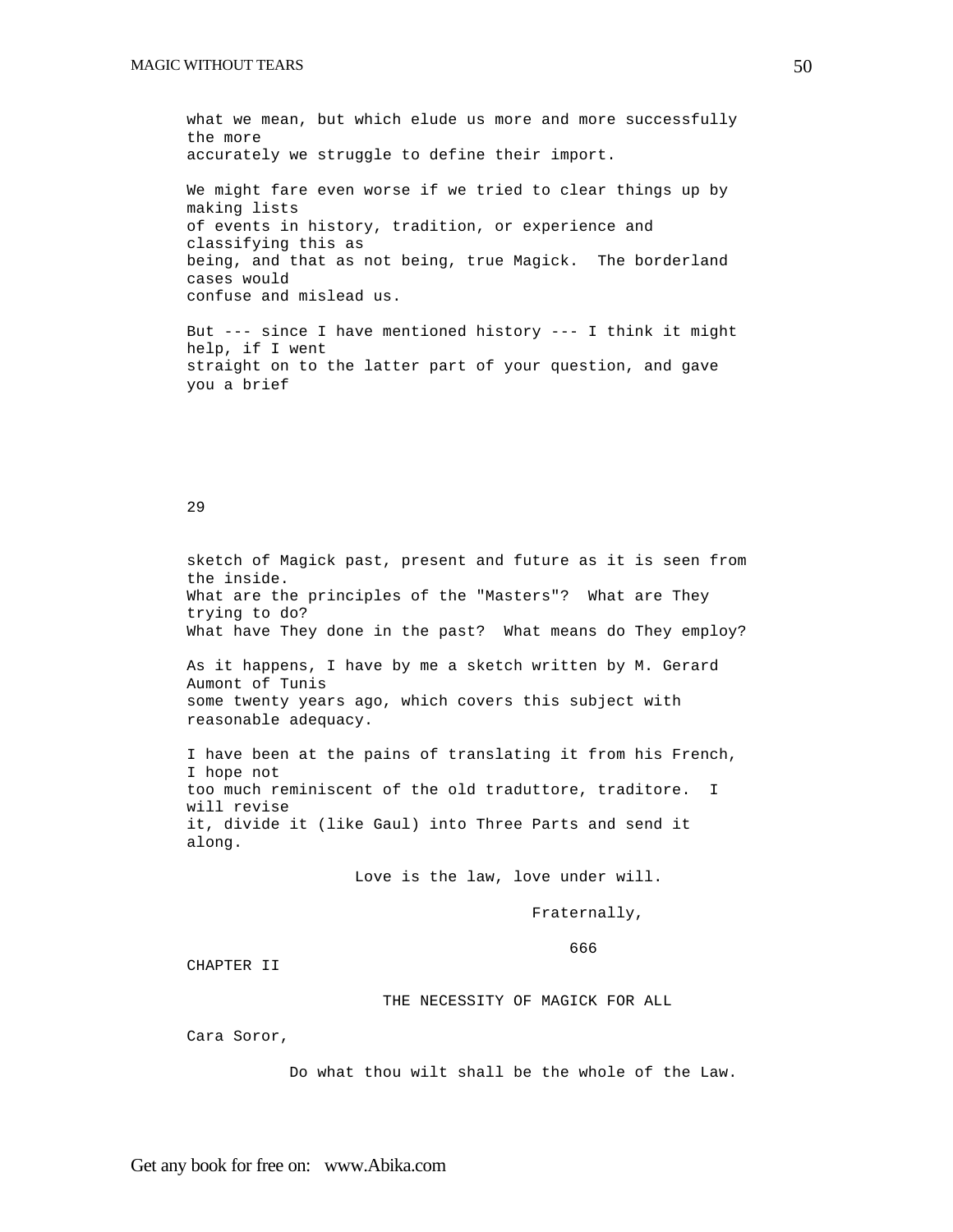what we mean, but which elude us more and more successfully the more accurately we struggle to define their import.

We might fare even worse if we tried to clear things up by making lists of events in history, tradition, or experience and classifying this as being, and that as not being, true Magick. The borderland cases would confuse and mislead us.

But --- since I have mentioned history --- I think it might help, if I went straight on to the latter part of your question, and gave you a brief

29

sketch of Magick past, present and future as it is seen from the inside. What are the principles of the "Masters"? What are They trying to do? What have They done in the past? What means do They employ?

As it happens, I have by me a sketch written by M. Gerard Aumont of Tunis some twenty years ago, which covers this subject with reasonable adequacy.

I have been at the pains of translating it from his French, I hope not too much reminiscent of the old traduttore, traditore. I will revise it, divide it (like Gaul) into Three Parts and send it along.

Love is the law, love under will.

Fraternally,

666

## CHAPTER II

### THE NECESSITY OF MAGICK FOR ALL

Cara Soror,

Do what thou wilt shall be the whole of the Law.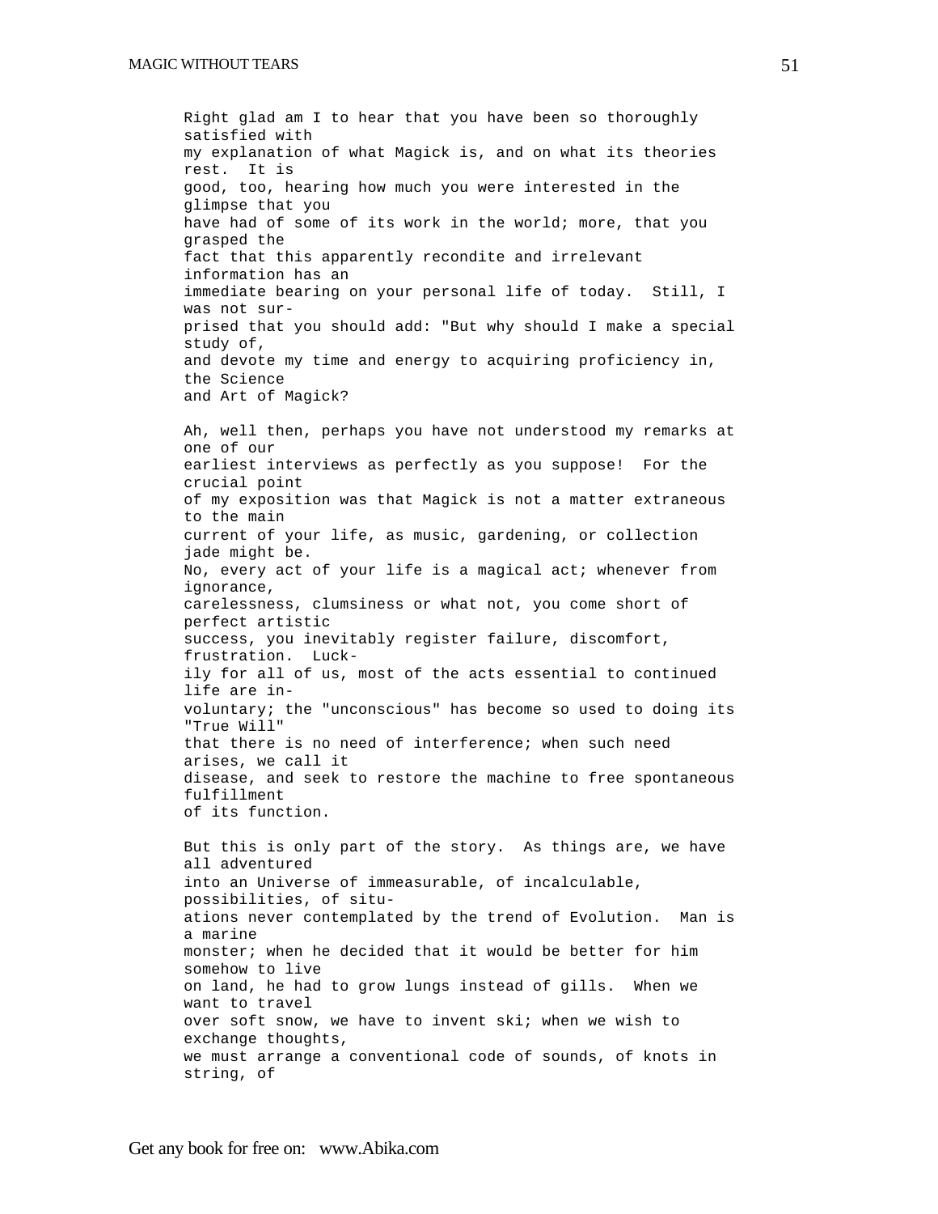Right glad am I to hear that you have been so thoroughly satisfied with my explanation of what Magick is, and on what its theories rest. It is good, too, hearing how much you were interested in the glimpse that you have had of some of its work in the world; more, that you grasped the fact that this apparently recondite and irrelevant information has an immediate bearing on your personal life of today. Still, I was not surprised that you should add: "But why should I make a special study of, and devote my time and energy to acquiring proficiency in, the Science and Art of Magick?

Ah, well then, perhaps you have not understood my remarks at one of our earliest interviews as perfectly as you suppose! For the crucial point of my exposition was that Magick is not a matter extraneous to the main current of your life, as music, gardening, or collection jade might be. No, every act of your life is a magical act; whenever from ignorance, carelessness, clumsiness or what not, you come short of perfect artistic success, you inevitably register failure, discomfort, frustration. Luckily for all of us, most of the acts essential to continued life are involuntary; the "unconscious" has become so used to doing its "True Will" that there is no need of interference; when such need arises, we call it disease, and seek to restore the machine to free spontaneous fulfillment of its function.

But this is only part of the story. As things are, we have all adventured into an Universe of immeasurable, of incalculable, possibilities, of situations never contemplated by the trend of Evolution. Man is a marine monster; when he decided that it would be better for him somehow to live on land, he had to grow lungs instead of gills. When we want to travel over soft snow, we have to invent ski; when we wish to exchange thoughts, we must arrange a conventional code of sounds, of knots in string, of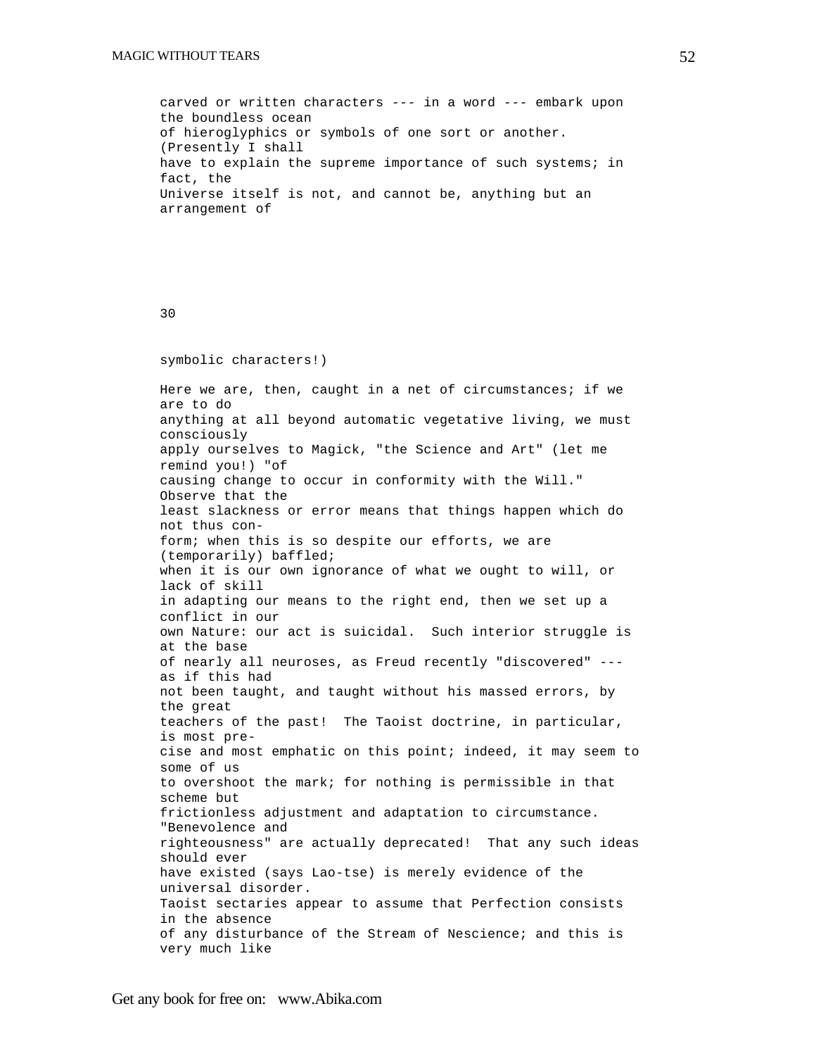carved or written characters --- in a word --- embark upon the boundless ocean of hieroglyphics or symbols of one sort or another. (Presently I shall have to explain the supreme importance of such systems; in fact, the Universe itself is not, and cannot be, anything but an arrangement of symbolic characters!)

Here we are, then, caught in a net of circumstances; if we are to do anything at all beyond automatic vegetative living, we must consciously apply ourselves to Magick, "the Science and Art" (let me remind you!) "of causing change to occur in conformity with the Will." Observe that the least slackness or error means that things happen which do not thus conform; when this is so despite our efforts, we are (temporarily) baffled; when it is our own ignorance of what we ought to will, or lack of skill in adapting our means to the right end, then we set up a conflict in our own Nature: our act is suicidal. Such interior struggle is at the base of nearly all neuroses, as Freud recently "discovered" --- as if this had not been taught, and taught without his massed errors, by the great teachers of the past! The Taoist doctrine, in particular, is most precise and most emphatic on this point; indeed, it may seem to some of us to overshoot the mark; for nothing is permissible in that scheme but frictionless adjustment and adaptation to circumstance. "Benevolence and righteousness" are actually deprecated! That any such ideas should ever have existed (says Lao-tse) is merely evidence of the universal disorder. Taoist sectaries appear to assume that Perfection consists in the absence of any disturbance of the Stream of Nescience; and this is very much like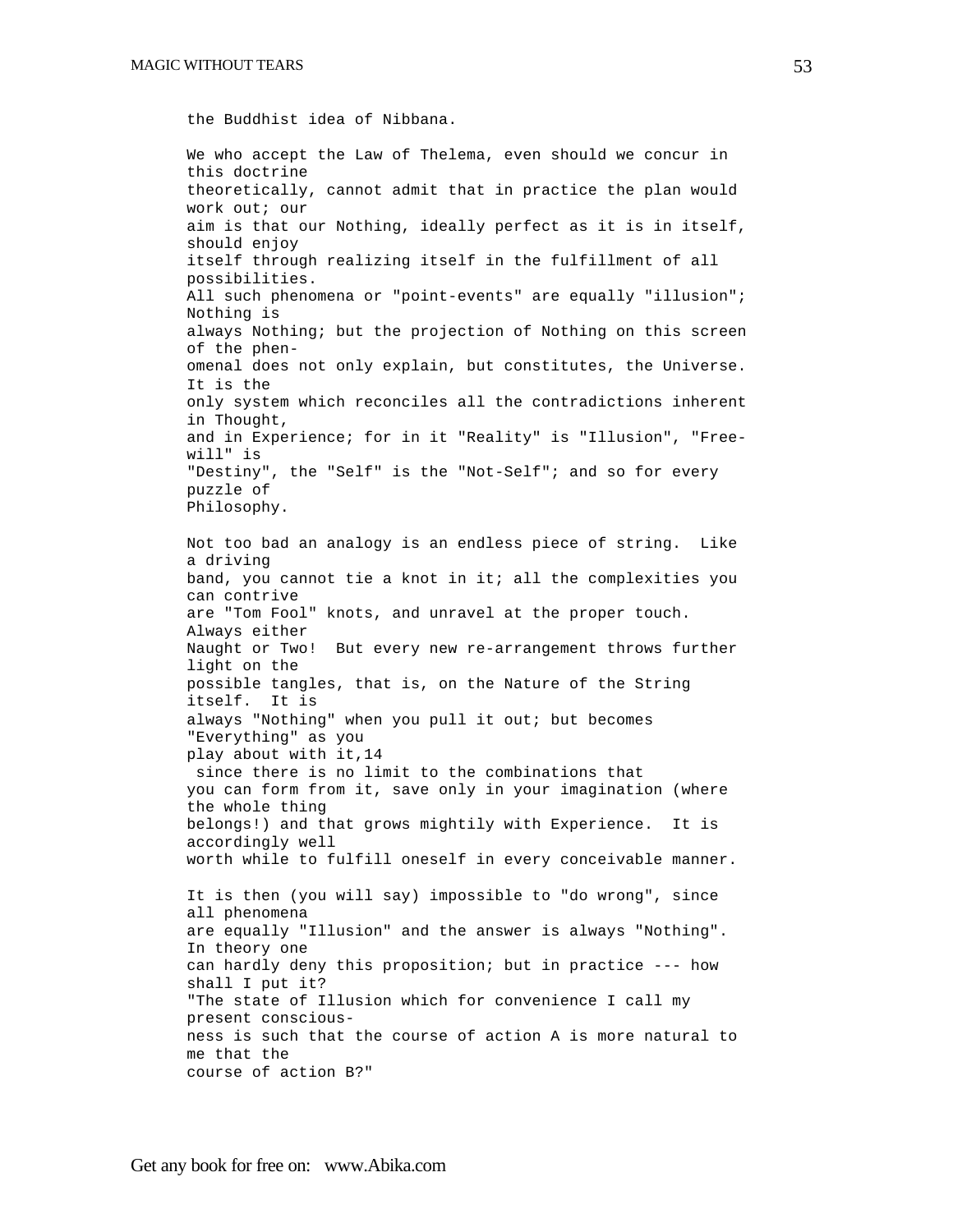the Buddhist idea of Nibbana.

We who accept the Law of Thelema, even should we concur in this doctrine theoretically, cannot admit that in practice the plan would work out; our aim is that our Nothing, ideally perfect as it is in itself, should enjoy itself through realizing itself in the fulfillment of all possibilities. All such phenomena or "point-events" are equally "illusion"; Nothing is always Nothing; but the projection of Nothing on this screen of the phenomenal does not only explain, but constitutes, the Universe. It is the only system which reconciles all the contradictions inherent in Thought, and in Experience; for in it "Reality" is "Illusion", "Free-will" is "Destiny", the "Self" is the "Not-Self"; and so for every puzzle of Philosophy.

Not too bad an analogy is an endless piece of string. Like a driving band, you cannot tie a knot in it; all the complexities you can contrive are "Tom Fool" knots, and unravel at the proper touch. Always either Naught or Two! But every new re-arrangement throws further light on the possible tangles, that is, on the Nature of the String itself. It is always "Nothing" when you pull it out; but becomes "Everything" as you play about with it,[14] since there is no limit to the combinations that you can form from it, save only in your imagination (where the whole thing belongs!) and that grows mightily with Experience. It is accordingly well worth while to fulfill oneself in every conceivable manner.

It is then (you will say) impossible to "do wrong", since all phenomena are equally "Illusion" and the answer is always "Nothing". In theory one can hardly deny this proposition; but in practice --- how shall I put it? "The state of Illusion which for convenience I call my present consciousness is such that the course of action A is more natural to me that the course of action B?"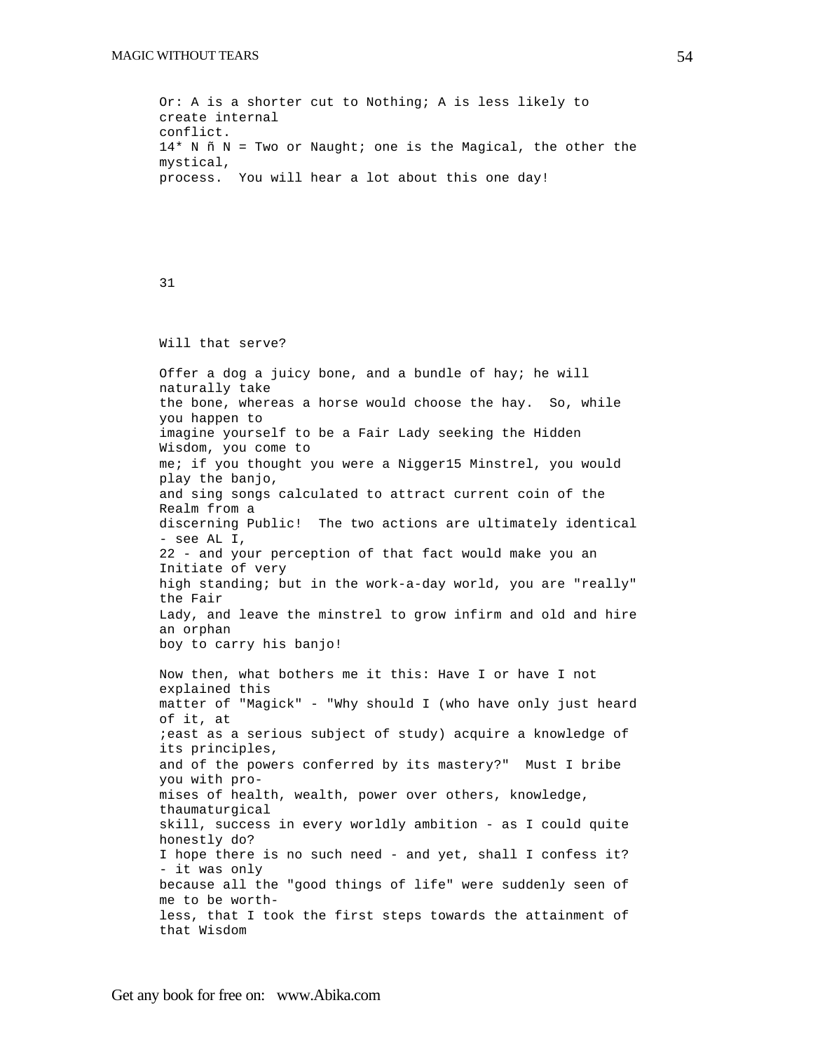Or: A is a shorter cut to Nothing; A is less likely to create internal conflict.

14* N ñ N = Two or Naught; one is the Magical, the other the mystical, process. You will hear a lot about this one day!

31

Will that serve?

Offer a dog a juicy bone, and a bundle of hay; he will naturally take the bone, whereas a horse would choose the hay. So, while you happen to imagine yourself to be a Fair Lady seeking the Hidden Wisdom, you come to me; if you thought you were a Nigger15 Minstrel, you would play the banjo, and sing songs calculated to attract current coin of the Realm from a discerning Public! The two actions are ultimately identical - see AL I, 22 - and your perception of that fact would make you an Initiate of very high standing; but in the work-a-day world, you are "really" the Fair Lady, and leave the minstrel to grow infirm and old and hire an orphan boy to carry his banjo!

Now then, what bothers me it this: Have I or have I not explained this matter of "Magick" - "Why should I (who have only just heard of it, at ;east as a serious subject of study) acquire a knowledge of its principles, and of the powers conferred by its mastery?" Must I bribe you with promises of health, wealth, power over others, knowledge, thaumaturgical skill, success in every worldly ambition - as I could quite honestly do? I hope there is no such need - and yet, shall I confess it? - it was only because all the "good things of life" were suddenly seen of me to be worthless, that I took the first steps towards the attainment of that Wisdom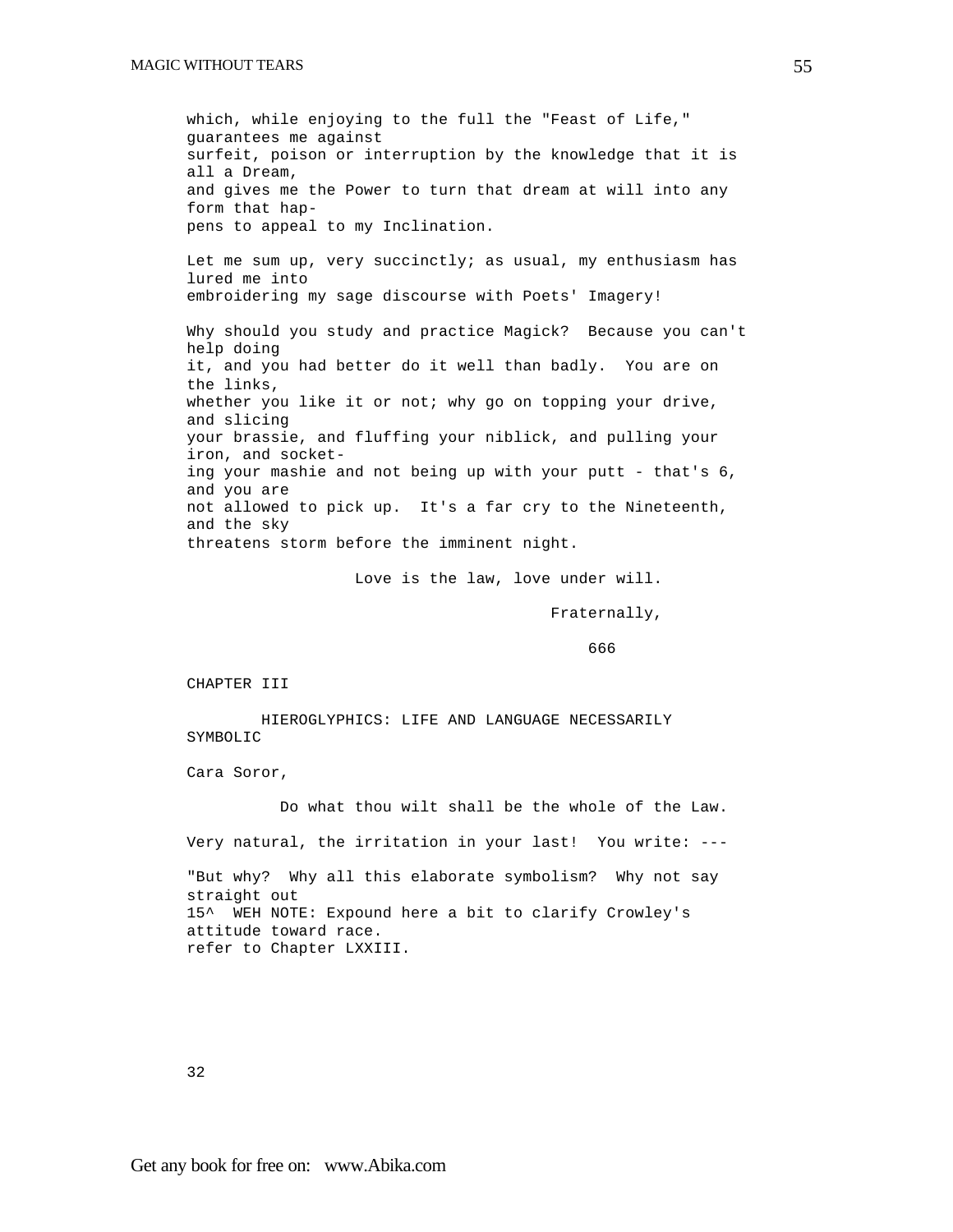which, while enjoying to the full the "Feast of Life," guarantees me against surfeit, poison or interruption by the knowledge that it is all a Dream, and gives me the Power to turn that dream at will into any form that happens to appeal to my Inclination.

Let me sum up, very succinctly; as usual, my enthusiasm has lured me into embroidering my sage discourse with Poets' Imagery!

Why should you study and practice Magick? Because you can't help doing it, and you had better do it well than badly. You are on the links, whether you like it or not; why go on topping your drive, and slicing your brassie, and fluffing your niblick, and pulling your iron, and socketing your mashie and not being up with your putt - that's 6, and you are not allowed to pick up. It's a far cry to the Nineteenth, and the sky threatens storm before the imminent night.

Love is the law, love under will.

Fraternally,

666

## CHAPTER III

### HIEROGLYPHICS: LIFE AND LANGUAGE NECESSARILY SYMBOLIC

Cara Soror,

Do what thou wilt shall be the whole of the Law.

Very natural, the irritation in your last! You write: ---

"But why? Why all this elaborate symbolism? Why not say straight out

15^ WEH NOTE: Expound here a bit to clarify Crowley's attitude toward race. refer to Chapter LXXIII.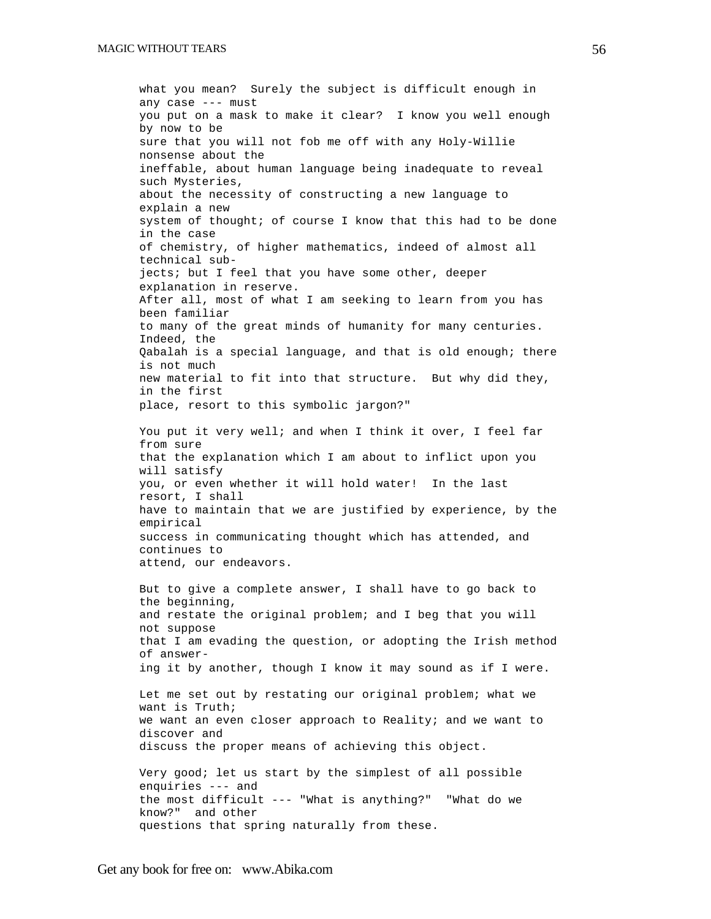what you mean? Surely the subject is difficult enough in any case --- must you put on a mask to make it clear? I know you well enough by now to be sure that you will not fob me off with any Holy-Willie nonsense about the ineffable, about human language being inadequate to reveal such Mysteries, about the necessity of constructing a new language to explain a new system of thought; of course I know that this had to be done in the case of chemistry, of higher mathematics, indeed of almost all technical subjects; but I feel that you have some other, deeper explanation in reserve. After all, most of what I am seeking to learn from you has been familiar to many of the great minds of humanity for many centuries. Indeed, the Qabalah is a special language, and that is old enough; there is not much new material to fit into that structure. But why did they, in the first place, resort to this symbolic jargon?"

You put it very well; and when I think it over, I feel far from sure that the explanation which I am about to inflict upon you will satisfy you, or even whether it will hold water! In the last resort, I shall have to maintain that we are justified by experience, by the empirical success in communicating thought which has attended, and continues to attend, our endeavors.

But to give a complete answer, I shall have to go back to the beginning, and restate the original problem; and I beg that you will not suppose that I am evading the question, or adopting the Irish method of answering it by another, though I know it may sound as if I were.

Let me set out by restating our original problem; what we want is Truth; we want an even closer approach to Reality; and we want to discover and discuss the proper means of achieving this object.

Very good; let us start by the simplest of all possible enquiries --- and the most difficult --- "What is anything?" "What do we know?" and other questions that spring naturally from these.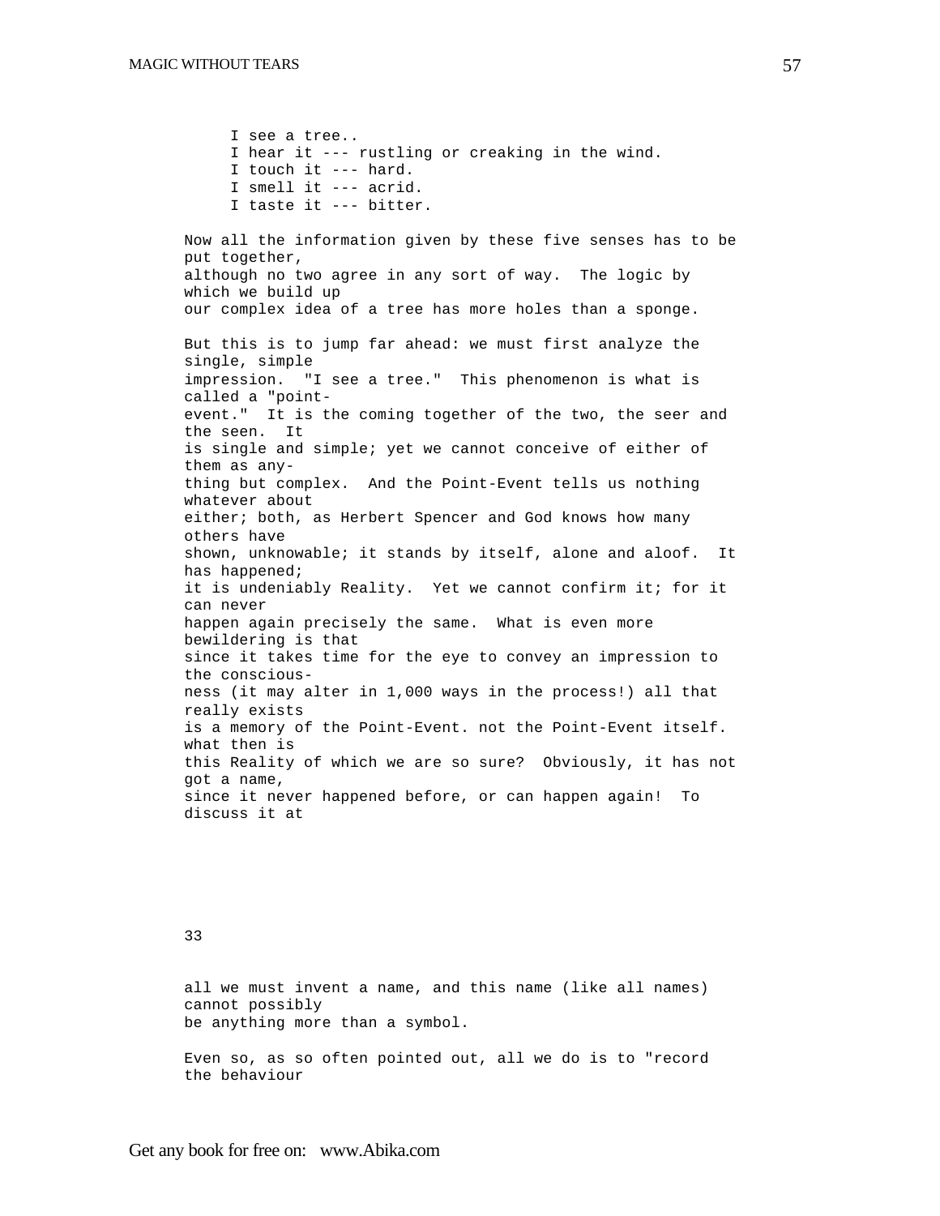I see a tree..
I hear it --- rustling or creaking in the wind.
I touch it --- hard.
I smell it --- acrid.
I taste it --- bitter.

Now all the information given by these five senses has to be put together, although no two agree in any sort of way. The logic by which we build up our complex idea of a tree has more holes than a sponge.

But this is to jump far ahead: we must first analyze the single, simple impression. "I see a tree." This phenomenon is what is called a "point-event." It is the coming together of the two, the seer and the seen. It is single and simple; yet we cannot conceive of either of them as anything but complex. And the Point-Event tells us nothing whatever about either; both, as Herbert Spencer and God knows how many others have shown, unknowable; it stands by itself, alone and aloof. It has happened; it is undeniably Reality. Yet we cannot confirm it; for it can never happen again precisely the same. What is even more bewildering is that since it takes time for the eye to convey an impression to the consciousness (it may alter in 1,000 ways in the process!) all that really exists is a memory of the Point-Event. not the Point-Event itself. what then is this Reality of which we are so sure? Obviously, it has not got a name, since it never happened before, or can happen again! To discuss it at all we must invent a name, and this name (like all names) cannot possibly be anything more than a symbol.

Even so, as so often pointed out, all we do is to "record the behaviour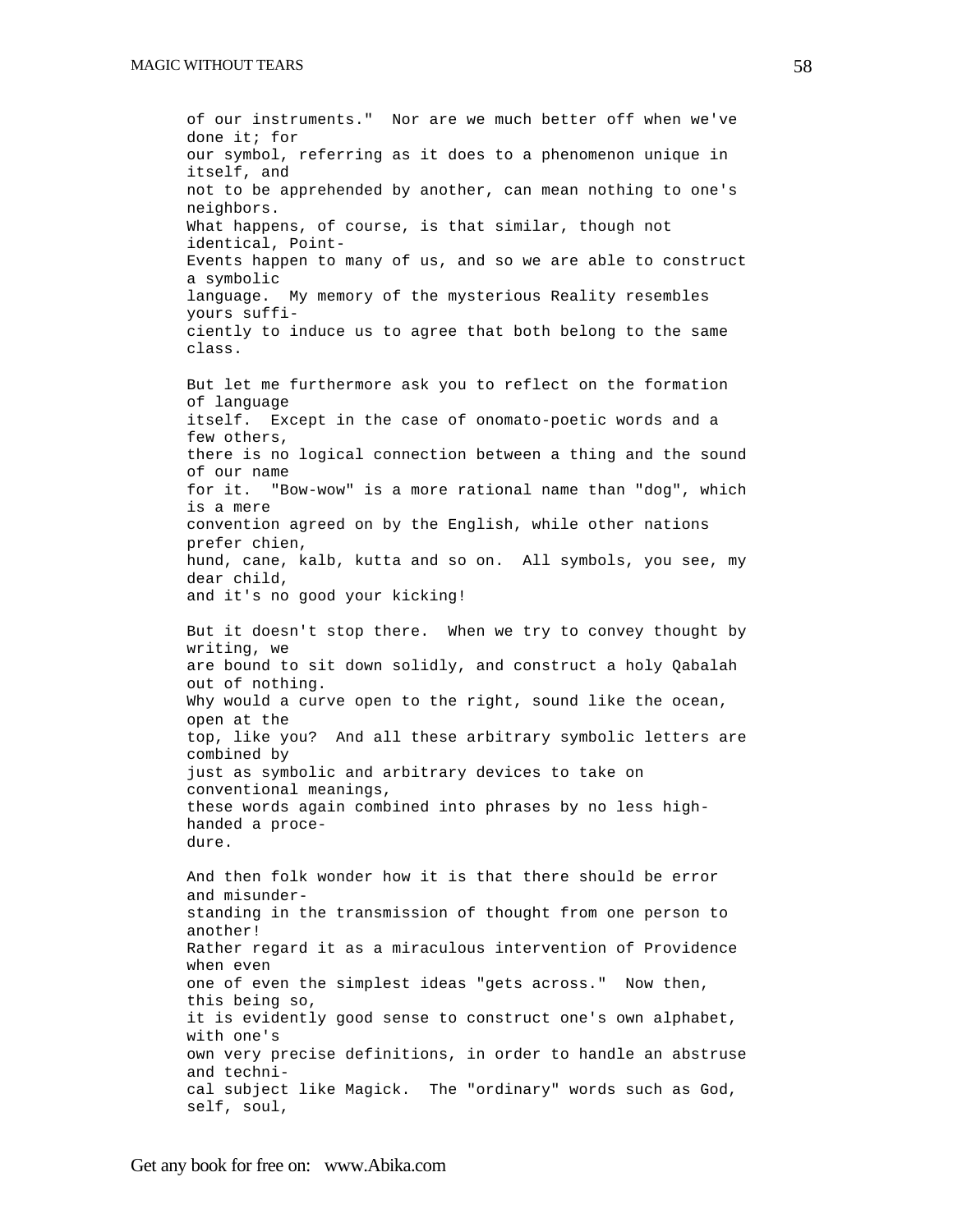of our instruments." Nor are we much better off when we've done it; for our symbol, referring as it does to a phenomenon unique in itself, and not to be apprehended by another, can mean nothing to one's neighbors. What happens, of course, is that similar, though not identical, Point-Events happen to many of us, and so we are able to construct a symbolic language. My memory of the mysterious Reality resembles yours sufficiently to induce us to agree that both belong to the same class.

But let me furthermore ask you to reflect on the formation of language itself. Except in the case of onomato-poetic words and a few others, there is no logical connection between a thing and the sound of our name for it. "Bow-wow" is a more rational name than "dog", which is a mere convention agreed on by the English, while other nations prefer chien, hund, cane, kalb, kutta and so on. All symbols, you see, my dear child, and it's no good your kicking!

But it doesn't stop there. When we try to convey thought by writing, we are bound to sit down solidly, and construct a holy Qabalah out of nothing. Why would a curve open to the right, sound like the ocean, open at the top, like you? And all these arbitrary symbolic letters are combined by just as symbolic and arbitrary devices to take on conventional meanings, these words again combined into phrases by no less high-handed a procedure.

And then folk wonder how it is that there should be error and misunderstanding in the transmission of thought from one person to another! Rather regard it as a miraculous intervention of Providence when even one of even the simplest ideas "gets across." Now then, this being so, it is evidently good sense to construct one's own alphabet, with one's own very precise definitions, in order to handle an abstruse and technical subject like Magick. The "ordinary" words such as God, self, soul,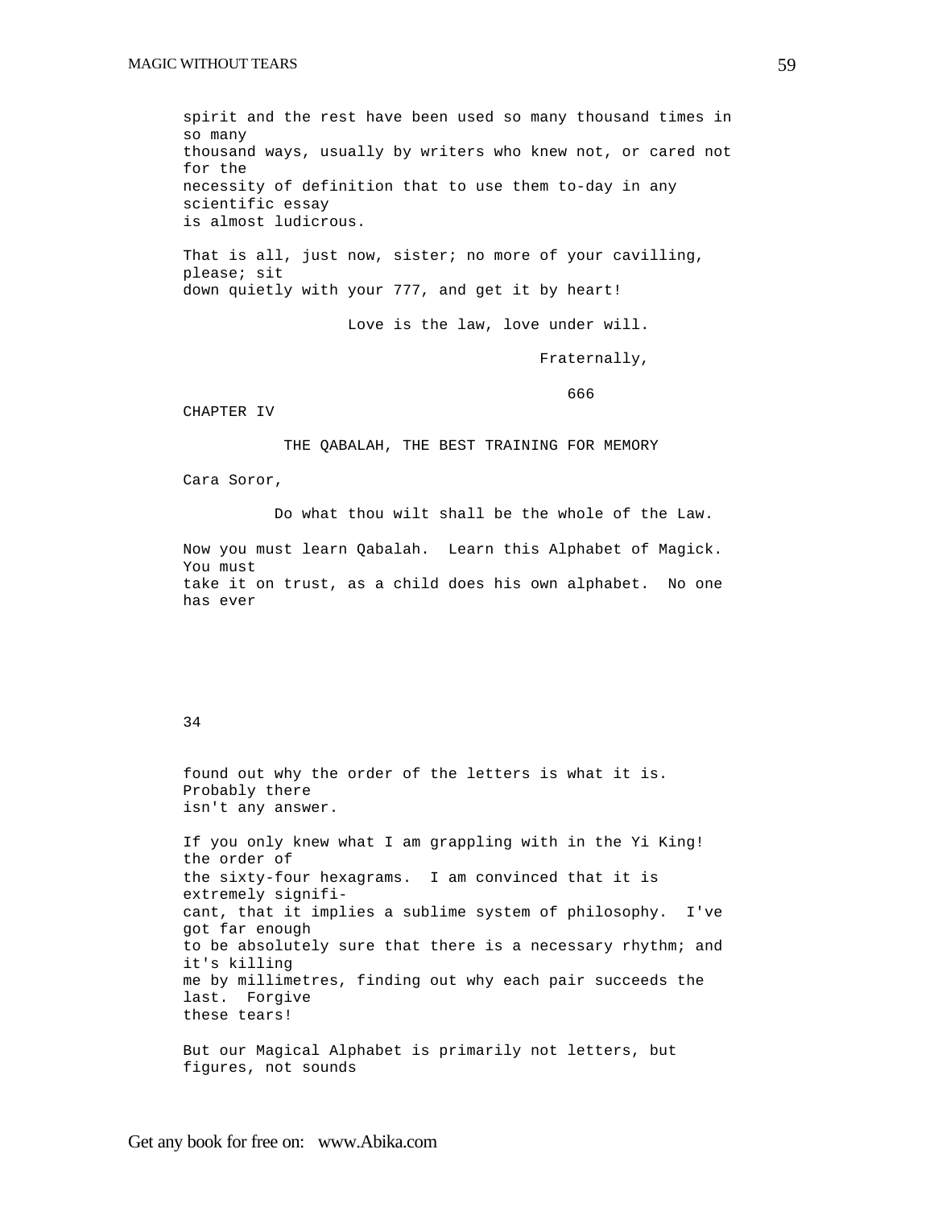spirit and the rest have been used so many thousand times in so many thousand ways, usually by writers who knew not, or cared not for the necessity of definition that to use them to-day in any scientific essay is almost ludicrous.

That is all, just now, sister; no more of your cavilling, please; sit down quietly with your 777, and get it by heart!

Love is the law, love under will.

Fraternally,

666

## CHAPTER IV

### THE QABALAH, THE BEST TRAINING FOR MEMORY

Cara Soror,

Do what thou wilt shall be the whole of the Law.

Now you must learn Qabalah. Learn this Alphabet of Magick. You must take it on trust, as a child does his own alphabet. No one has ever

found out why the order of the letters is what it is. Probably there isn't any answer.

If you only knew what I am grappling with in the Yi King! the order of the sixty-four hexagrams. I am convinced that it is extremely significant, that it implies a sublime system of philosophy. I've got far enough to be absolutely sure that there is a necessary rhythm; and it's killing me by millimetres, finding out why each pair succeeds the last. Forgive these tears!

But our Magical Alphabet is primarily not letters, but figures, not sounds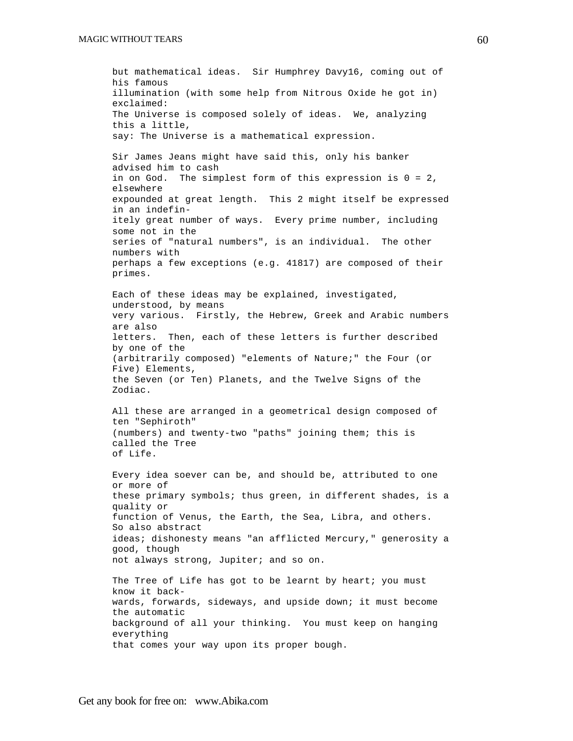but mathematical ideas. Sir Humphrey Davy[16], coming out of his famous illumination (with some help from Nitrous Oxide he got in) exclaimed: The Universe is composed solely of ideas. We, analyzing this a little, say: The Universe is a mathematical expression.

Sir James Jeans might have said this, only his banker advised him to cash in on God. The simplest form of this expression is 0 = 2, elsewhere expounded at great length. This 2 might itself be expressed in an indefinitely great number of ways. Every prime number, including some not in the series of "natural numbers", is an individual. The other numbers with perhaps a few exceptions (e.g. 418[17]) are composed of their primes.

Each of these ideas may be explained, investigated, understood, by means very various. Firstly, the Hebrew, Greek and Arabic numbers are also letters. Then, each of these letters is further described by one of the (arbitrarily composed) "elements of Nature;" the Four (or Five) Elements, the Seven (or Ten) Planets, and the Twelve Signs of the Zodiac.

All these are arranged in a geometrical design composed of ten "Sephiroth" (numbers) and twenty-two "paths" joining them; this is called the Tree of Life.

Every idea soever can be, and should be, attributed to one or more of these primary symbols; thus green, in different shades, is a quality or function of Venus, the Earth, the Sea, Libra, and others. So also abstract ideas; dishonesty means "an afflicted Mercury," generosity a good, though not always strong, Jupiter; and so on.

The Tree of Life has got to be learnt by heart; you must know it backwards, forwards, sideways, and upside down; it must become the automatic background of all your thinking. You must keep on hanging everything that comes your way upon its proper bough.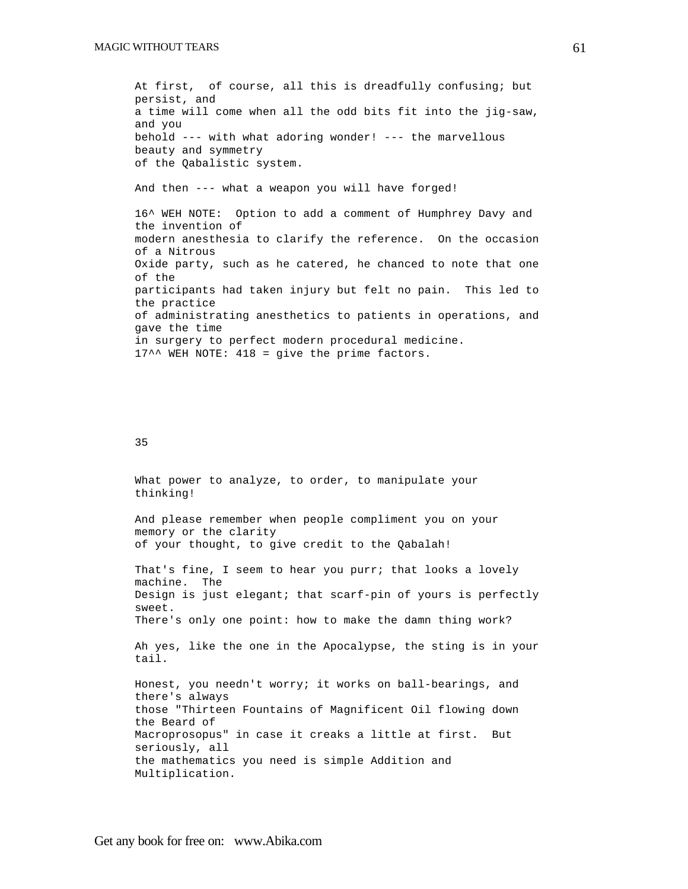At first, of course, all this is dreadfully confusing; but persist, and a time will come when all the odd bits fit into the jig-saw, and you behold --- with what adoring wonder! --- the marvellous beauty and symmetry of the Qabalistic system.

And then --- what a weapon you will have forged!

16^ WEH NOTE: Option to add a comment of Humphrey Davy and the invention of modern anesthesia to clarify the reference. On the occasion of a Nitrous Oxide party, such as he catered, he chanced to note that one of the participants had taken injury but felt no pain. This led to the practice of administrating anesthetics to patients in operations, and gave the time in surgery to perfect modern procedural medicine.
17^^ WEH NOTE: 418 = give the prime factors.

35

What power to analyze, to order, to manipulate your thinking!

And please remember when people compliment you on your memory or the clarity of your thought, to give credit to the Qabalah!

That's fine, I seem to hear you purr; that looks a lovely machine. The Design is just elegant; that scarf-pin of yours is perfectly sweet. There's only one point: how to make the damn thing work?

Ah yes, like the one in the Apocalypse, the sting is in your tail.

Honest, you needn't worry; it works on ball-bearings, and there's always those "Thirteen Fountains of Magnificent Oil flowing down the Beard of Macroprosopus" in case it creaks a little at first. But seriously, all the mathematics you need is simple Addition and Multiplication.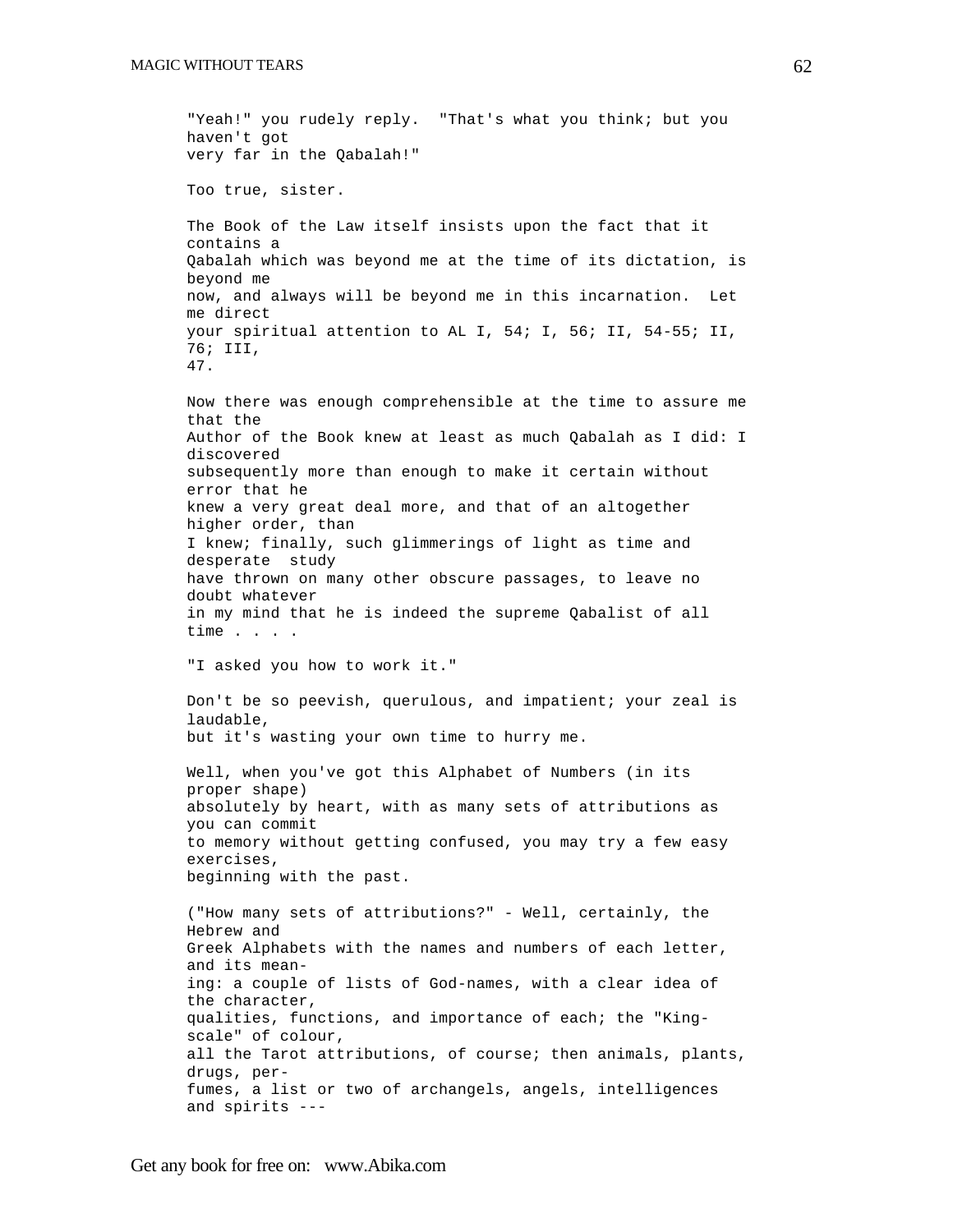"Yeah!" you rudely reply. "That's what you think; but you haven't got very far in the Qabalah!"

Too true, sister.

The Book of the Law itself insists upon the fact that it contains a Qabalah which was beyond me at the time of its dictation, is beyond me now, and always will be beyond me in this incarnation. Let me direct your spiritual attention to AL I, 54; I, 56; II, 54-55; II, 76; III, 47.

Now there was enough comprehensible at the time to assure me that the Author of the Book knew at least as much Qabalah as I did: I discovered subsequently more than enough to make it certain without error that he knew a very great deal more, and that of an altogether higher order, than I knew; finally, such glimmerings of light as time and desperate study have thrown on many other obscure passages, to leave no doubt whatever in my mind that he is indeed the supreme Qabalist of all time . . . .

"I asked you how to work it."

Don't be so peevish, querulous, and impatient; your zeal is laudable, but it's wasting your own time to hurry me.

Well, when you've got this Alphabet of Numbers (in its proper shape) absolutely by heart, with as many sets of attributions as you can commit to memory without getting confused, you may try a few easy exercises, beginning with the past.

("How many sets of attributions?" - Well, certainly, the Hebrew and Greek Alphabets with the names and numbers of each letter, and its meaning: a couple of lists of God-names, with a clear idea of the character, qualities, functions, and importance of each; the "King-scale" of colour, all the Tarot attributions, of course; then animals, plants, drugs, perfumes, a list or two of archangels, angels, intelligences and spirits ---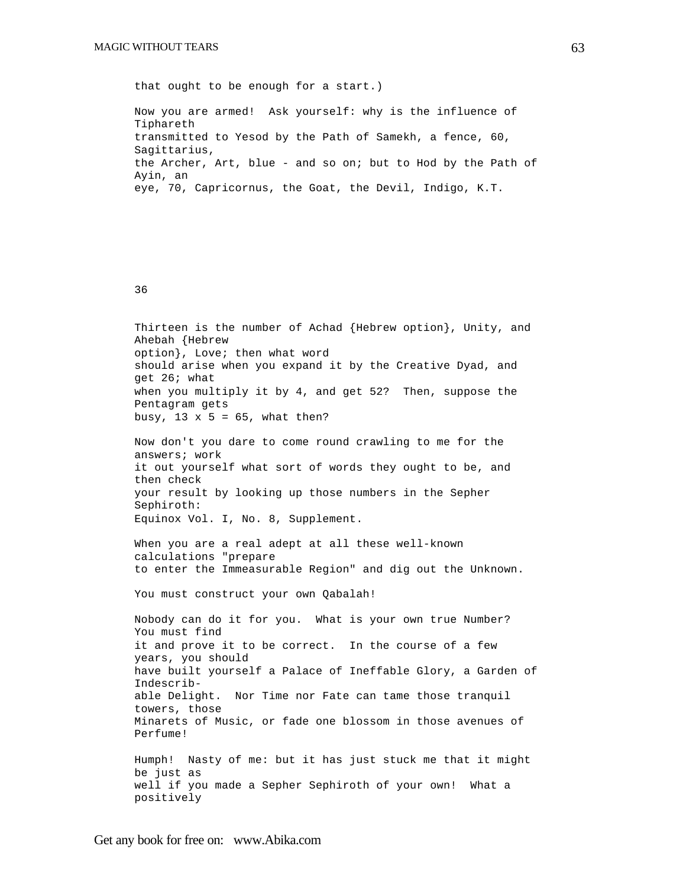that ought to be enough for a start.)

Now you are armed! Ask yourself: why is the influence of Tiphareth transmitted to Yesod by the Path of Samekh, a fence, 60, Sagittarius, the Archer, Art, blue - and so on; but to Hod by the Path of Ayin, an eye, 70, Capricornus, the Goat, the Devil, Indigo, K.T.

36

Thirteen is the number of Achad {Hebrew option}, Unity, and Ahebah {Hebrew option}, Love; then what word should arise when you expand it by the Creative Dyad, and get 26; what when you multiply it by 4, and get 52? Then, suppose the Pentagram gets busy, 13 x 5 = 65, what then?

Now don't you dare to come round crawling to me for the answers; work it out yourself what sort of words they ought to be, and then check your result by looking up those numbers in the Sepher Sephiroth: Equinox Vol. I, No. 8, Supplement.

When you are a real adept at all these well-known calculations "prepare to enter the Immeasurable Region" and dig out the Unknown.

You must construct your own Qabalah!

Nobody can do it for you. What is your own true Number? You must find it and prove it to be correct. In the course of a few years, you should have built yourself a Palace of Ineffable Glory, a Garden of Indescribable Delight. Nor Time nor Fate can tame those tranquil towers, those Minarets of Music, or fade one blossom in those avenues of Perfume!

Humph! Nasty of me: but it has just stuck me that it might be just as well if you made a Sepher Sephiroth of your own! What a positively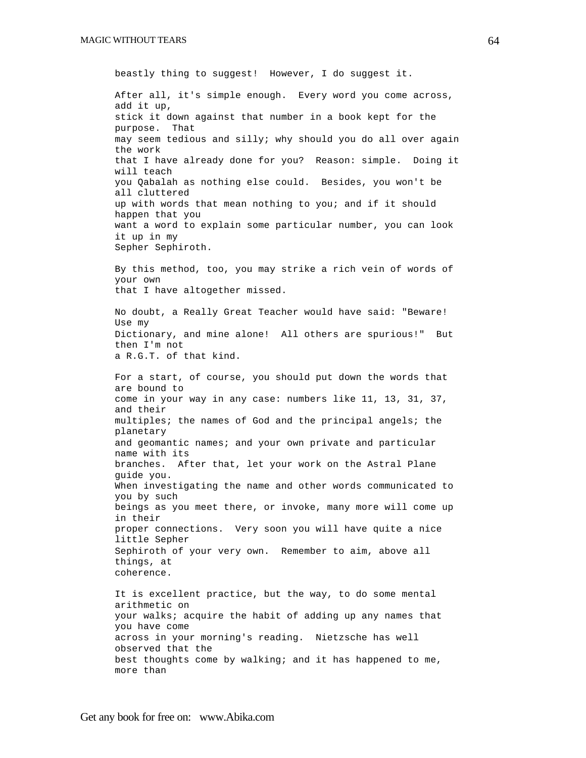beastly thing to suggest! However, I do suggest it.

After all, it's simple enough. Every word you come across, add it up, stick it down against that number in a book kept for the purpose. That may seem tedious and silly; why should you do all over again the work that I have already done for you? Reason: simple. Doing it will teach you Qabalah as nothing else could. Besides, you won't be all cluttered up with words that mean nothing to you; and if it should happen that you want a word to explain some particular number, you can look it up in my Sepher Sephiroth.

By this method, too, you may strike a rich vein of words of your own that I have altogether missed.

No doubt, a Really Great Teacher would have said: "Beware! Use my Dictionary, and mine alone! All others are spurious!" But then I'm not a R.G.T. of that kind.

For a start, of course, you should put down the words that are bound to come in your way in any case: numbers like 11, 13, 31, 37, and their multiples; the names of God and the principal angels; the planetary and geomantic names; and your own private and particular name with its branches. After that, let your work on the Astral Plane guide you. When investigating the name and other words communicated to you by such beings as you meet there, or invoke, many more will come up in their proper connections. Very soon you will have quite a nice little Sepher Sephiroth of your very own. Remember to aim, above all things, at coherence.

It is excellent practice, but the way, to do some mental arithmetic on your walks; acquire the habit of adding up any names that you have come across in your morning's reading. Nietzsche has well observed that the best thoughts come by walking; and it has happened to me, more than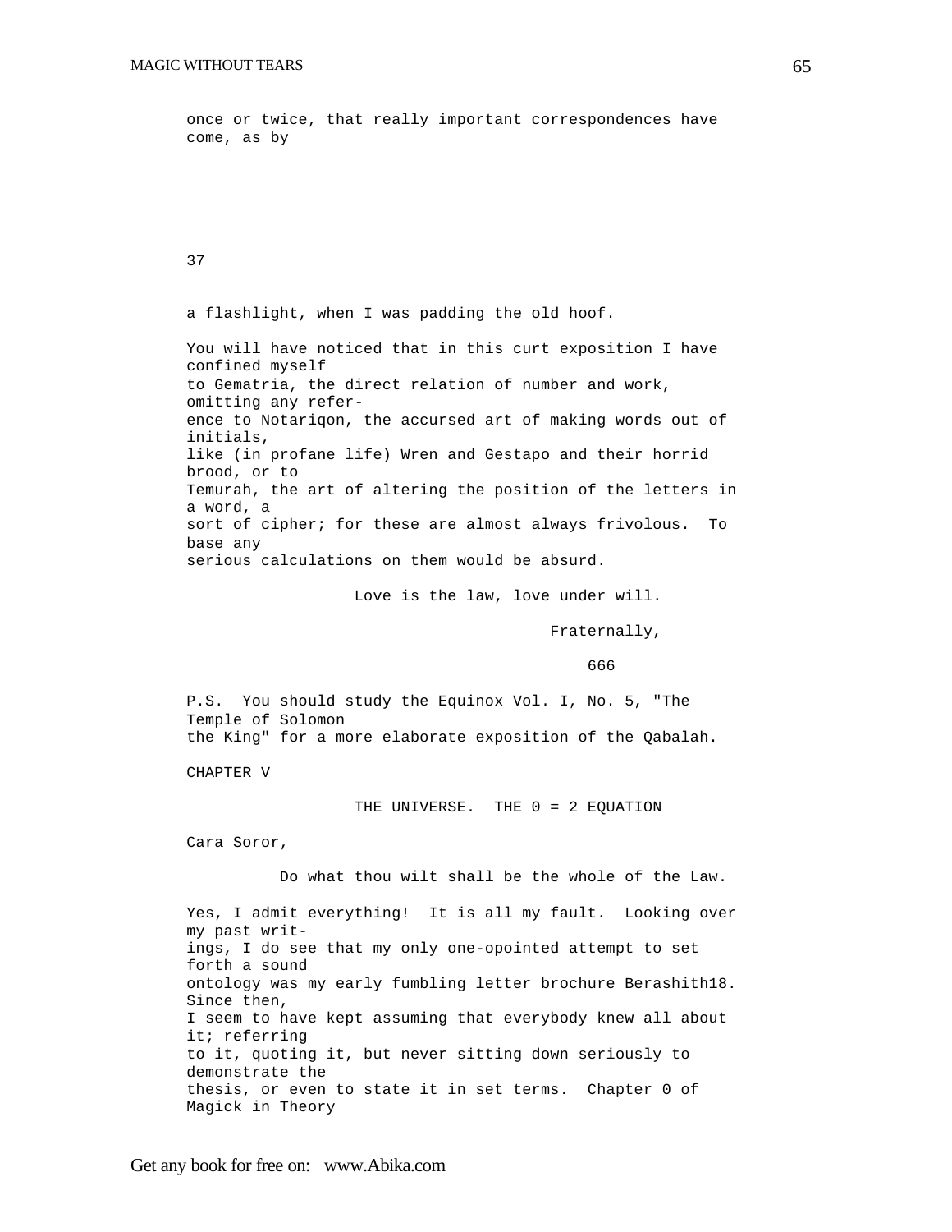once or twice, that really important correspondences have come, as by

37

a flashlight, when I was padding the old hoof.

You will have noticed that in this curt exposition I have confined myself to Gematria, the direct relation of number and work, omitting any reference to Notariqon, the accursed art of making words out of initials, like (in profane life) Wren and Gestapo and their horrid brood, or to Temurah, the art of altering the position of the letters in a word, a sort of cipher; for these are almost always frivolous. To base any serious calculations on them would be absurd.

Love is the law, love under will.

Fraternally,

666

P.S. You should study the Equinox Vol. I, No. 5, "The Temple of Solomon the King" for a more elaborate exposition of the Qabalah.

## CHAPTER V

### THE UNIVERSE. THE 0 = 2 EQUATION

Cara Soror,

Do what thou wilt shall be the whole of the Law.

Yes, I admit everything! It is all my fault. Looking over my past writings, I do see that my only one-opointed attempt to set forth a sound ontology was my early fumbling letter brochure Berashith18. Since then, I seem to have kept assuming that everybody knew all about it; referring to it, quoting it, but never sitting down seriously to demonstrate the thesis, or even to state it in set terms. Chapter 0 of Magick in Theory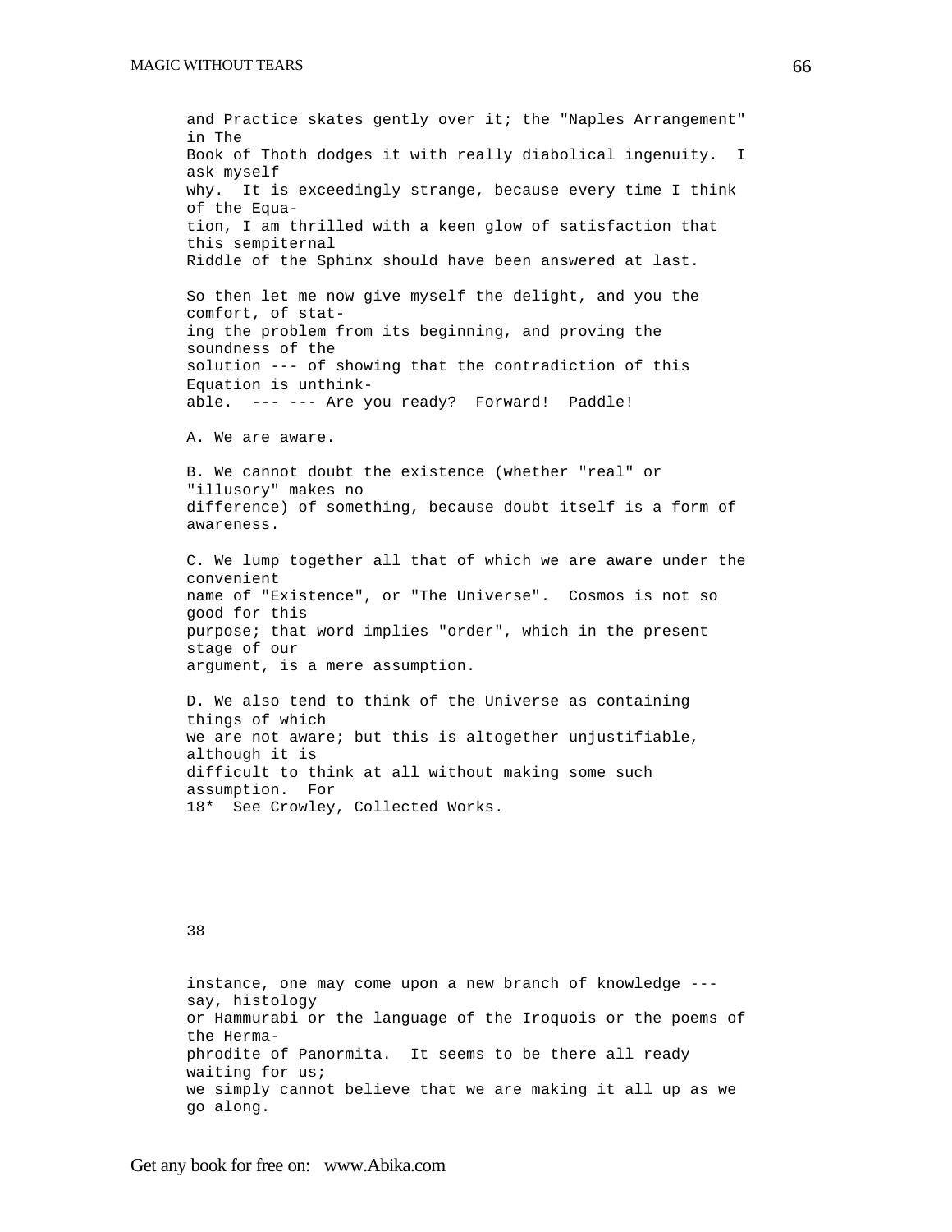and Practice skates gently over it; the "Naples Arrangement" in The Book of Thoth dodges it with really diabolical ingenuity. I ask myself why. It is exceedingly strange, because every time I think of the Equation, I am thrilled with a keen glow of satisfaction that this sempiternal Riddle of the Sphinx should have been answered at last.

So then let me now give myself the delight, and you the comfort, of stating the problem from its beginning, and proving the soundness of the solution --- of showing that the contradiction of this Equation is unthinkable. --- --- Are you ready? Forward! Paddle!

A. We are aware.

B. We cannot doubt the existence (whether "real" or "illusory" makes no difference) of something, because doubt itself is a form of awareness.

C. We lump together all that of which we are aware under the convenient name of "Existence", or "The Universe". Cosmos is not so good for this purpose; that word implies "order", which in the present stage of our argument, is a mere assumption.

D. We also tend to think of the Universe as containing things of which we are not aware; but this is altogether unjustifiable, although it is difficult to think at all without making some such assumption. For instance, one may come upon a new branch of knowledge --- say, histology or Hammurabi or the language of the Iroquois or the poems of the Hermaphrodite of Panormita. It seems to be there all ready waiting for us; we simply cannot believe that we are making it all up as we go along.

18* See Crowley, Collected Works.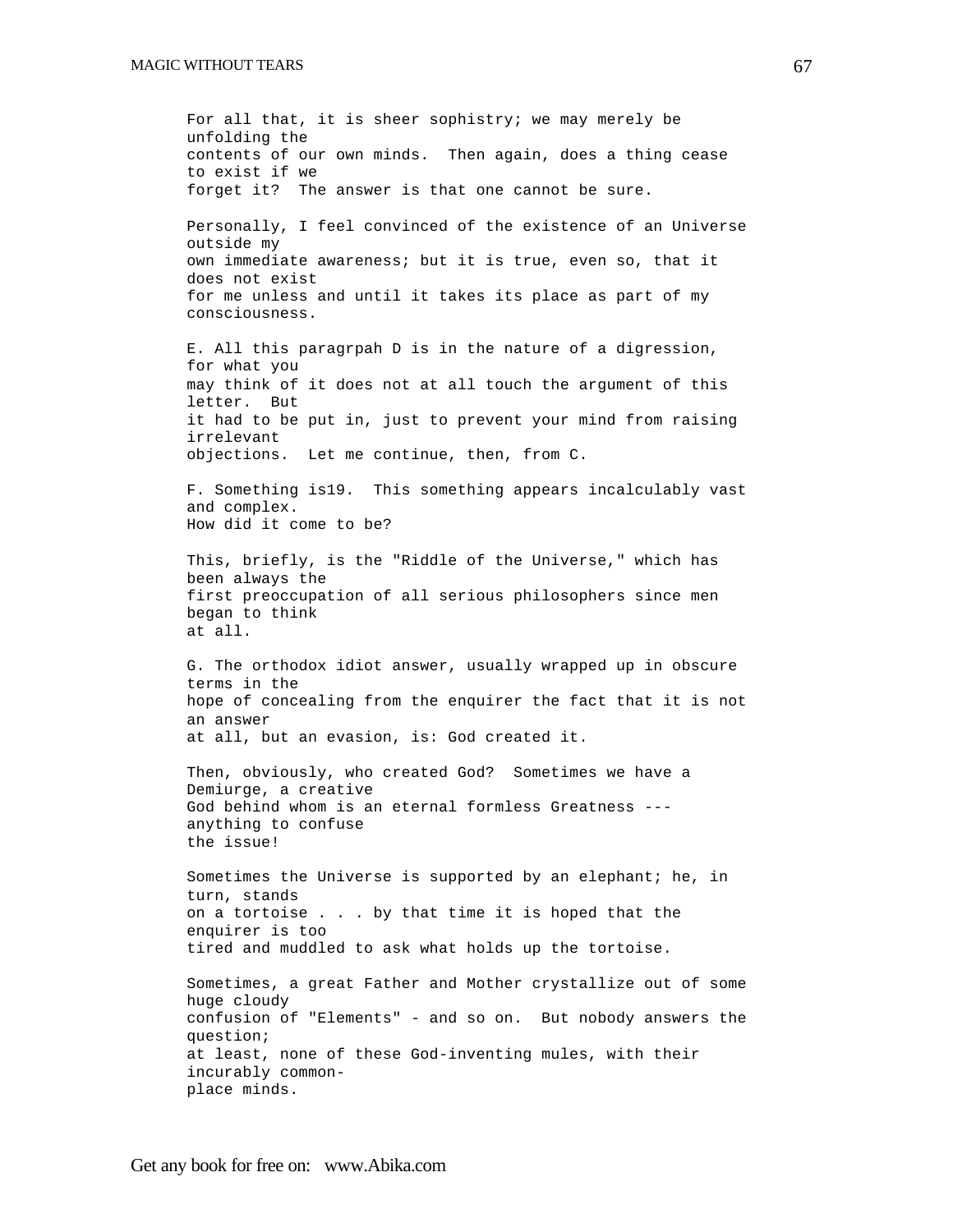For all that, it is sheer sophistry; we may merely be unfolding the contents of our own minds. Then again, does a thing cease to exist if we forget it? The answer is that one cannot be sure.

Personally, I feel convinced of the existence of an Universe outside my own immediate awareness; but it is true, even so, that it does not exist for me unless and until it takes its place as part of my consciousness.

E. All this paragrpah D is in the nature of a digression, for what you may think of it does not at all touch the argument of this letter. But it had to be put in, just to prevent your mind from raising irrelevant objections. Let me continue, then, from C.

F. Something is[19]. This something appears incalculably vast and complex. How did it come to be?

This, briefly, is the "Riddle of the Universe," which has been always the first preoccupation of all serious philosophers since men began to think at all.

G. The orthodox idiot answer, usually wrapped up in obscure terms in the hope of concealing from the enquirer the fact that it is not an answer at all, but an evasion, is: God created it.

Then, obviously, who created God? Sometimes we have a Demiurge, a creative God behind whom is an eternal formless Greatness --- anything to confuse the issue!

Sometimes the Universe is supported by an elephant; he, in turn, stands on a tortoise . . . by that time it is hoped that the enquirer is too tired and muddled to ask what holds up the tortoise.

Sometimes, a great Father and Mother crystallize out of some huge cloudy confusion of "Elements" - and so on. But nobody answers the question; at least, none of these God-inventing mules, with their incurably common-place minds.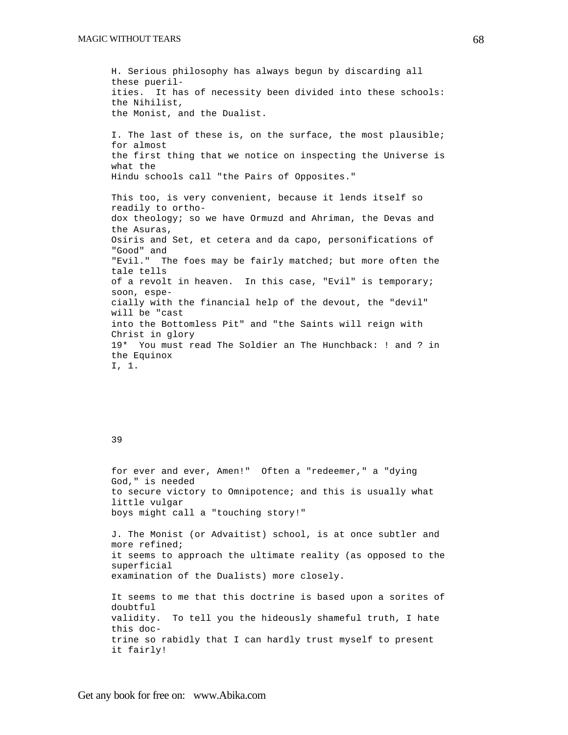H. Serious philosophy has always begun by discarding all these puerilities. It has of necessity been divided into these schools: the Nihilist, the Monist, and the Dualist.

I. The last of these is, on the surface, the most plausible; for almost the first thing that we notice on inspecting the Universe is what the Hindu schools call "the Pairs of Opposites."

This too, is very convenient, because it lends itself so readily to orthodox theology; so we have Ormuzd and Ahriman, the Devas and the Asuras, Osiris and Set, et cetera and da capo, personifications of "Good" and "Evil." The foes may be fairly matched; but more often the tale tells of a revolt in heaven. In this case, "Evil" is temporary; soon, especially with the financial help of the devout, the "devil" will be "cast into the Bottomless Pit" and "the Saints will reign with Christ in glory

19* You must read The Soldier an The Hunchback: ! and ? in the Equinox I, 1.

for ever and ever, Amen!" Often a "redeemer," a "dying God," is needed to secure victory to Omnipotence; and this is usually what little vulgar boys might call a "touching story!"

J. The Monist (or Advaitist) school, is at once subtler and more refined; it seems to approach the ultimate reality (as opposed to the superficial examination of the Dualists) more closely.

It seems to me that this doctrine is based upon a sorites of doubtful validity. To tell you the hideously shameful truth, I hate this doctrine so rabidly that I can hardly trust myself to present it fairly!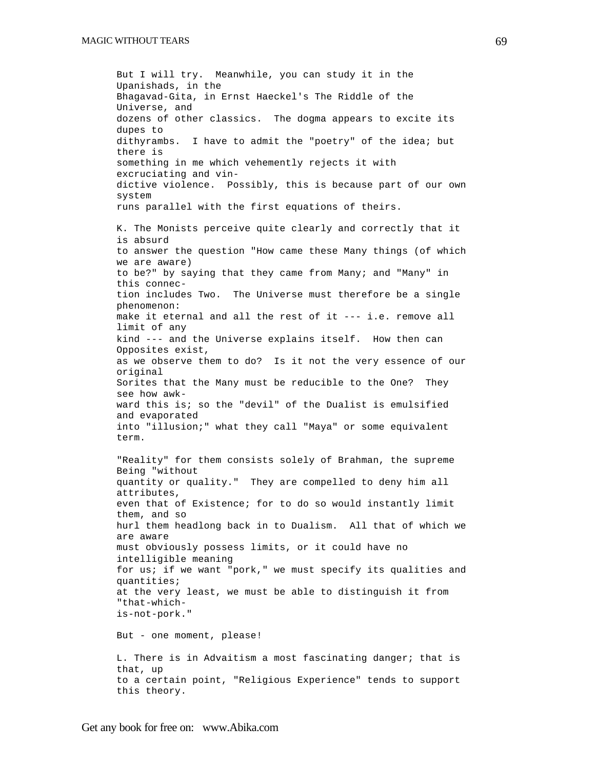But I will try. Meanwhile, you can study it in the Upanishads, in the Bhagavad-Gita, in Ernst Haeckel's The Riddle of the Universe, and dozens of other classics. The dogma appears to excite its dupes to dithyrambs. I have to admit the "poetry" of the idea; but there is something in me which vehemently rejects it with excruciating and vindictive violence. Possibly, this is because part of our own system runs parallel with the first equations of theirs.

K. The Monists perceive quite clearly and correctly that it is absurd to answer the question "How came these Many things (of which we are aware) to be?" by saying that they came from Many; and "Many" in this connection includes Two. The Universe must therefore be a single phenomenon: make it eternal and all the rest of it --- i.e. remove all limit of any kind --- and the Universe explains itself. How then can Opposites exist, as we observe them to do? Is it not the very essence of our original Sorites that the Many must be reducible to the One? They see how awkward this is; so the "devil" of the Dualist is emulsified and evaporated into "illusion;" what they call "Maya" or some equivalent term.

"Reality" for them consists solely of Brahman, the supreme Being "without quantity or quality." They are compelled to deny him all attributes, even that of Existence; for to do so would instantly limit them, and so hurl them headlong back in to Dualism. All that of which we are aware must obviously possess limits, or it could have no intelligible meaning for us; if we want "pork," we must specify its qualities and quantities; at the very least, we must be able to distinguish it from "that-which-is-not-pork."

But - one moment, please!

L. There is in Advaitism a most fascinating danger; that is that, up to a certain point, "Religious Experience" tends to support this theory.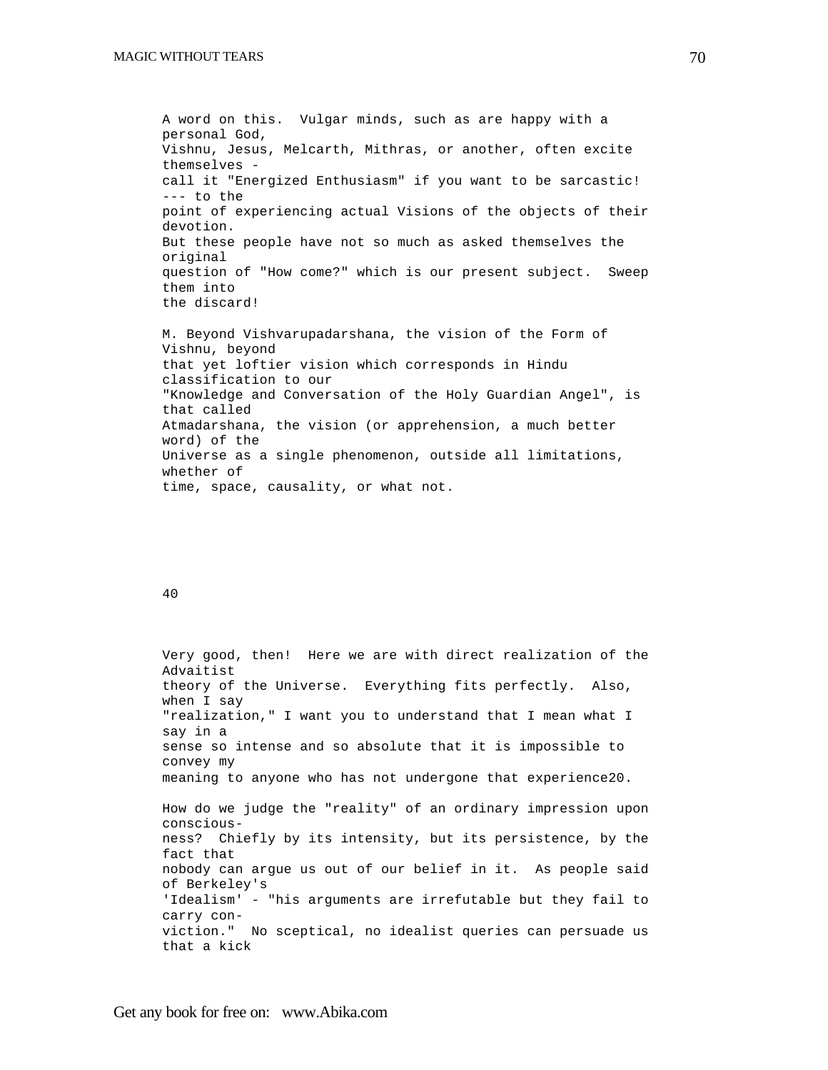A word on this. Vulgar minds, such as are happy with a personal God, Vishnu, Jesus, Melcarth, Mithras, or another, often excite themselves - call it "Energized Enthusiasm" if you want to be sarcastic! --- to the point of experiencing actual Visions of the objects of their devotion. But these people have not so much as asked themselves the original question of "How come?" which is our present subject. Sweep them into the discard!

M. Beyond Vishvarupadarshana, the vision of the Form of Vishnu, beyond that yet loftier vision which corresponds in Hindu classification to our "Knowledge and Conversation of the Holy Guardian Angel", is that called Atmadarshana, the vision (or apprehension, a much better word) of the Universe as a single phenomenon, outside all limitations, whether of time, space, causality, or what not.

40

Very good, then! Here we are with direct realization of the Advaitist theory of the Universe. Everything fits perfectly. Also, when I say "realization," I want you to understand that I mean what I say in a sense so intense and so absolute that it is impossible to convey my meaning to anyone who has not undergone that experience[20].

How do we judge the "reality" of an ordinary impression upon consciousness? Chiefly by its intensity, but its persistence, by the fact that nobody can argue us out of our belief in it. As people said of Berkeley's 'Idealism' - "his arguments are irrefutable but they fail to carry conviction." No sceptical, no idealist queries can persuade us that a kick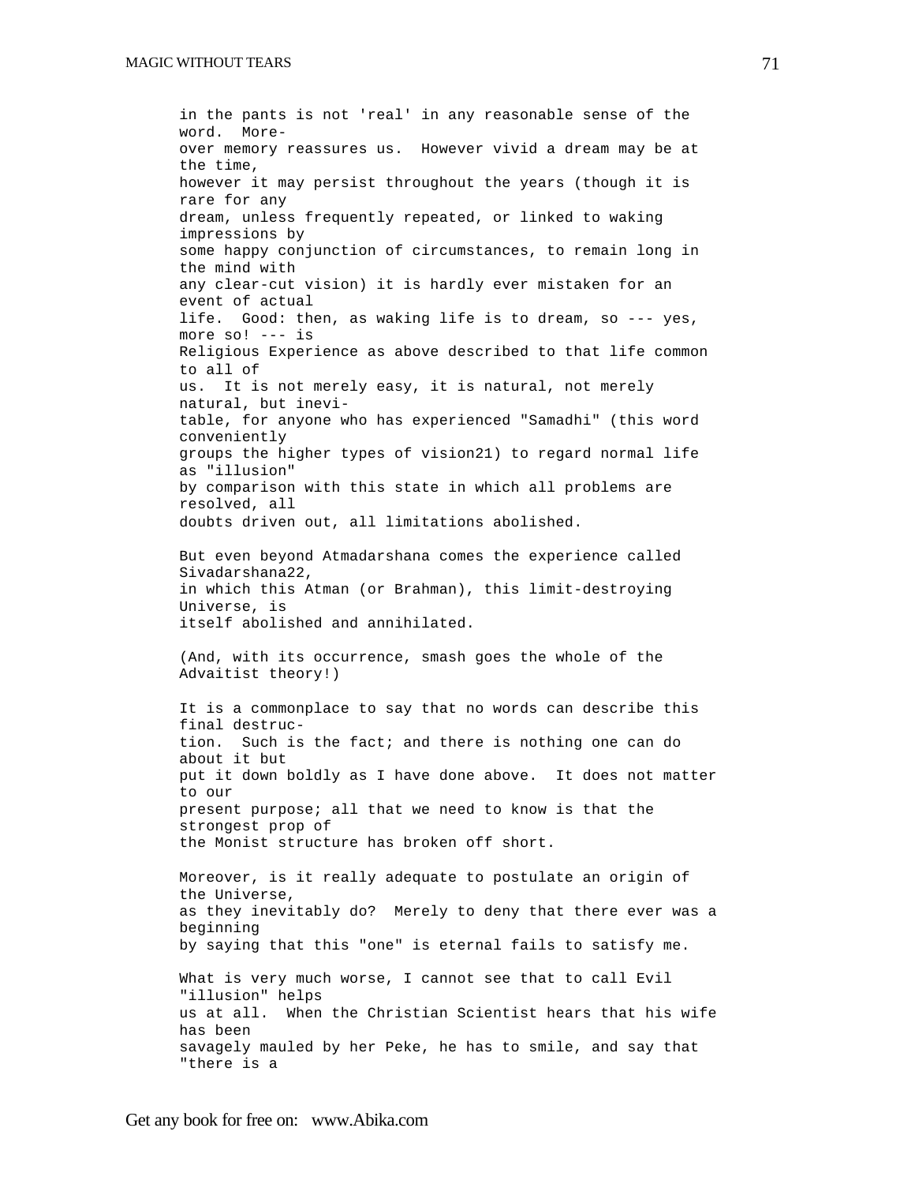in the pants is not 'real' in any reasonable sense of the word. Moreover memory reassures us. However vivid a dream may be at the time, however it may persist throughout the years (though it is rare for any dream, unless frequently repeated, or linked to waking impressions by some happy conjunction of circumstances, to remain long in the mind with any clear-cut vision) it is hardly ever mistaken for an event of actual life. Good: then, as waking life is to dream, so --- yes, more so! --- is Religious Experience as above described to that life common to all of us. It is not merely easy, it is natural, not merely natural, but inevitable, for anyone who has experienced "Samadhi" (this word conveniently groups the higher types of vision[21]) to regard normal life as "illusion" by comparison with this state in which all problems are resolved, all doubts driven out, all limitations abolished.

But even beyond Atmadarshana comes the experience called Sivadarshana[22], in which this Atman (or Brahman), this limit-destroying Universe, is itself abolished and annihilated.

(And, with its occurrence, smash goes the whole of the Advaitist theory!)

It is a commonplace to say that no words can describe this final destruction. Such is the fact; and there is nothing one can do about it but put it down boldly as I have done above. It does not matter to our present purpose; all that we need to know is that the strongest prop of the Monist structure has broken off short.

Moreover, is it really adequate to postulate an origin of the Universe, as they inevitably do? Merely to deny that there ever was a beginning by saying that this "one" is eternal fails to satisfy me.

What is very much worse, I cannot see that to call Evil "illusion" helps us at all. When the Christian Scientist hears that his wife has been savagely mauled by her Peke, he has to smile, and say that "there is a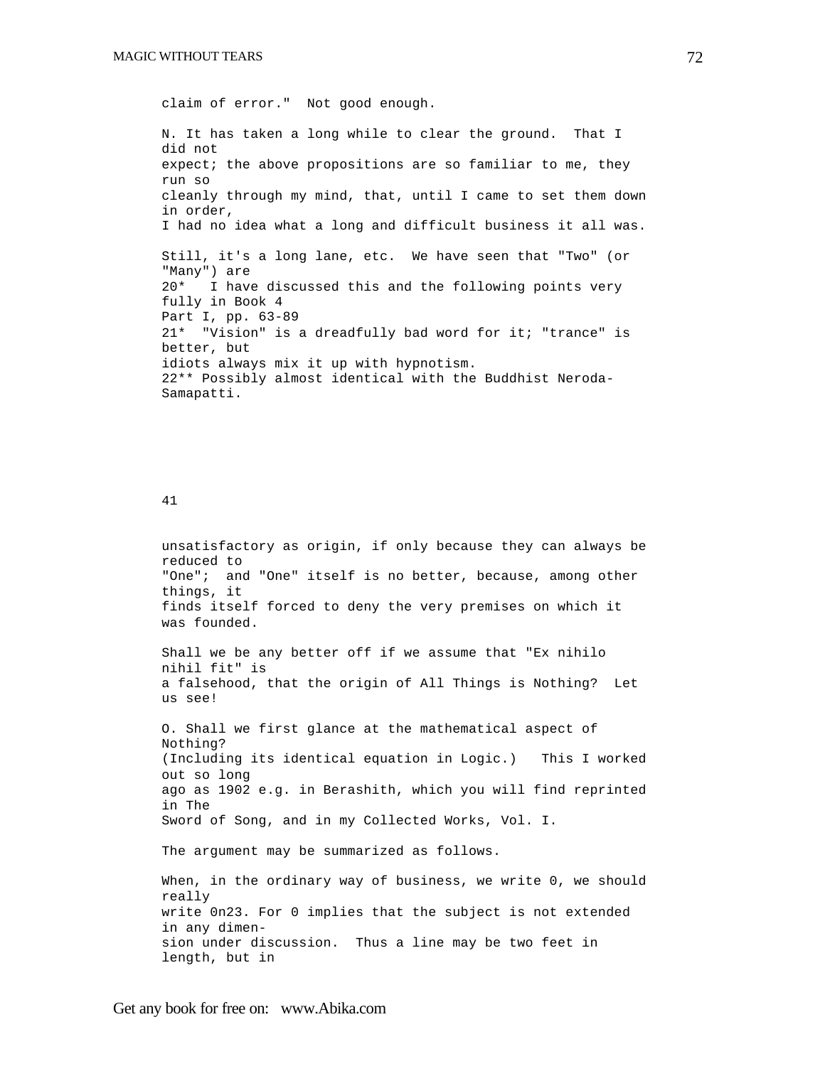claim of error." Not good enough.

N. It has taken a long while to clear the ground. That I did not expect; the above propositions are so familiar to me, they run so cleanly through my mind, that, until I came to set them down in order, I had no idea what a long and difficult business it all was.

Still, it's a long lane, etc. We have seen that "Two" (or "Many") are

20* I have discussed this and the following points very fully in Book 4 Part I, pp. 63-89

21* "Vision" is a dreadfully bad word for it; "trance" is better, but idiots always mix it up with hypnotism.

22** Possibly almost identical with the Buddhist Neroda-Samapatti.

41

unsatisfactory as origin, if only because they can always be reduced to "One"; and "One" itself is no better, because, among other things, it finds itself forced to deny the very premises on which it was founded.

Shall we be any better off if we assume that "Ex nihilo nihil fit" is a falsehood, that the origin of All Things is Nothing? Let us see!

O. Shall we first glance at the mathematical aspect of Nothing? (Including its identical equation in Logic.) This I worked out so long ago as 1902 e.g. in Berashith, which you will find reprinted in The Sword of Song, and in my Collected Works, Vol. I.

The argument may be summarized as follows.

When, in the ordinary way of business, we write 0, we should really write 0n23. For 0 implies that the subject is not extended in any dimension under discussion. Thus a line may be two feet in length, but in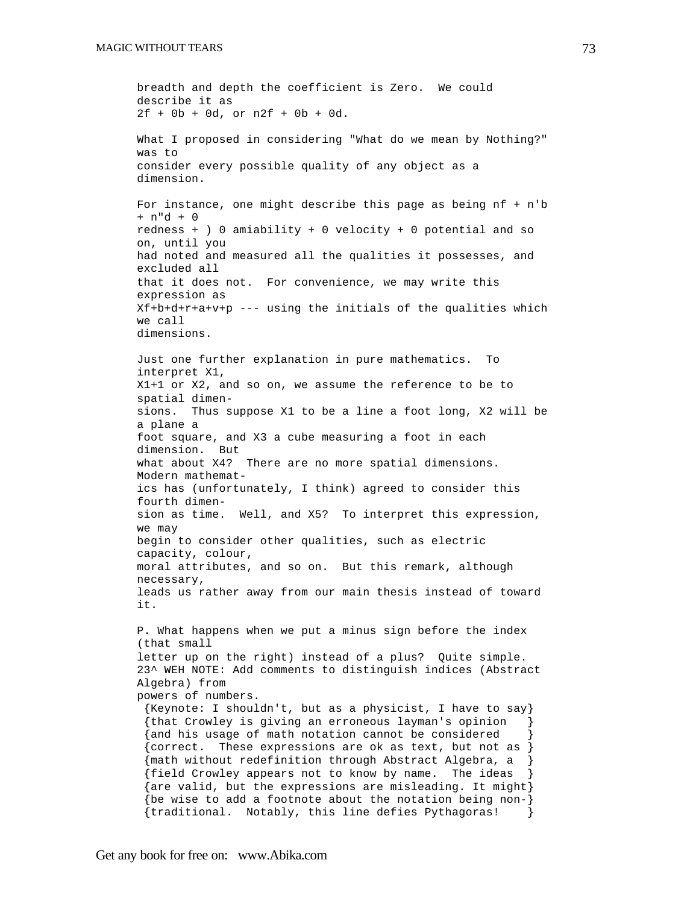breadth and depth the coefficient is Zero. We could describe it as $2f + 0b + 0d$, or $n2f + 0b + 0d$.

What I proposed in considering "What do we mean by Nothing?" was to consider every possible quality of any object as a dimension.

For instance, one might describe this page as being nf + n'b + n"d + 0 redness + ) 0 amiability + 0 velocity + 0 potential and so on, until you had noted and measured all the qualities it possesses, and excluded all that it does not. For convenience, we may write this expression as Xf+b+d+r+a+v+p --- using the initials of the qualities which we call dimensions.

Just one further explanation in pure mathematics. To interpret X1, X1+1 or X2, and so on, we assume the reference to be to spatial dimensions. Thus suppose X1 to be a line a foot long, X2 will be a plane a foot square, and X3 a cube measuring a foot in each dimension. But what about X4? There are no more spatial dimensions. Modern mathematics has (unfortunately, I think) agreed to consider this fourth dimension as time. Well, and X5? To interpret this expression, we may begin to consider other qualities, such as electric capacity, colour, moral attributes, and so on. But this remark, although necessary, leads us rather away from our main thesis instead of toward it.

P. What happens when we put a minus sign before the index (that small letter up on the right) instead of a plus? Quite simple.
23^ WEH NOTE: Add comments to distinguish indices (Abstract Algebra) from powers of numbers.

```
 {Keynote: I shouldn't, but as a physicist, I have to say}
 {that Crowley is giving an erroneous layman's opinion   }
 {and his usage of math notation cannot be considered    }
 {correct.  These expressions are ok as text, but not as }
 {math without redefinition through Abstract Algebra, a  }
 {field Crowley appears not to know by name.  The ideas  }
 {are valid, but the expressions are misleading. It might}
 {be wise to add a footnote about the notation being non-}
 {traditional.  Notably, this line defies Pythagoras!    }
```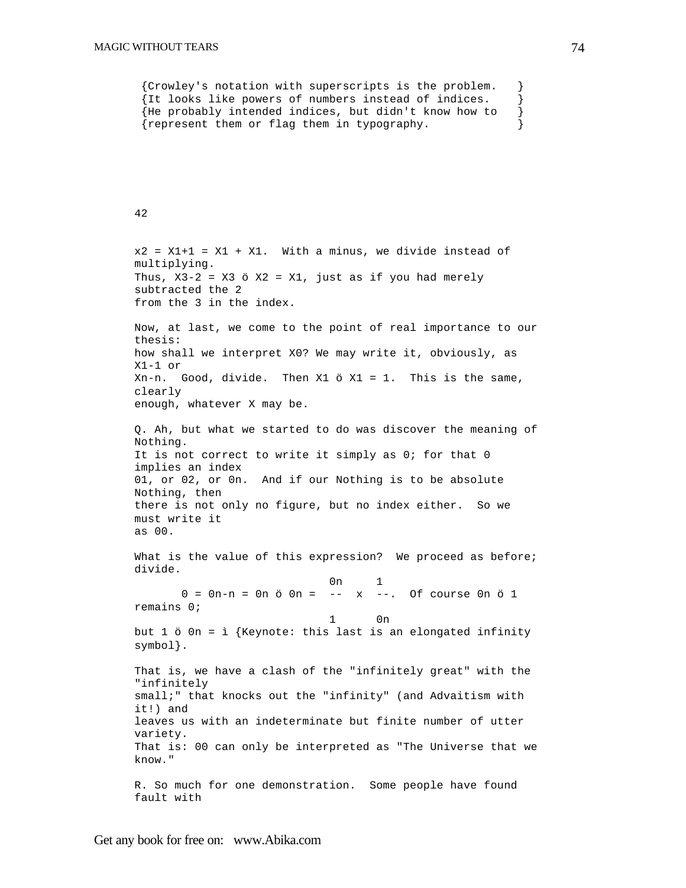{Crowley's notation with superscripts is the problem. }
{It looks like powers of numbers instead of indices. }
{He probably intended indices, but didn't know how to }
{represent them or flag them in typography. }

42

$x2 = X1+1 = X1 + X1$. With a minus, we divide instead of multiplying.
Thus, $X3-2 = X3 ö X2 = X1$, just as if you had merely subtracted the 2
from the 3 in the index.

Now, at last, we come to the point of real importance to our thesis:
how shall we interpret X0? We may write it, obviously, as X1-1 or
Xn-n. Good, divide. Then X1 ö X1 = 1. This is the same, clearly
enough, whatever X may be.

Q. Ah, but what we started to do was discover the meaning of Nothing.
It is not correct to write it simply as 0; for that 0 implies an index
01, or 02, or 0n. And if our Nothing is to be absolute Nothing, then
there is not only no figure, but no index either. So we must write it
as 00.

What is the value of this expression? We proceed as before; divide.

$$0 = 0n-n = 0n ö 0n = \frac{0n}{1} \times \frac{1}{0n}.$$

Of course 0n ö 1 remains 0;
but 1 ö 0n = ì {Keynote: this last is an elongated infinity symbol}.

That is, we have a clash of the "infinitely great" with the "infinitely
small;" that knocks out the "infinity" (and Advaitism with it!) and
leaves us with an indeterminate but finite number of utter variety.
That is: 00 can only be interpreted as "The Universe that we know."

R. So much for one demonstration. Some people have found fault with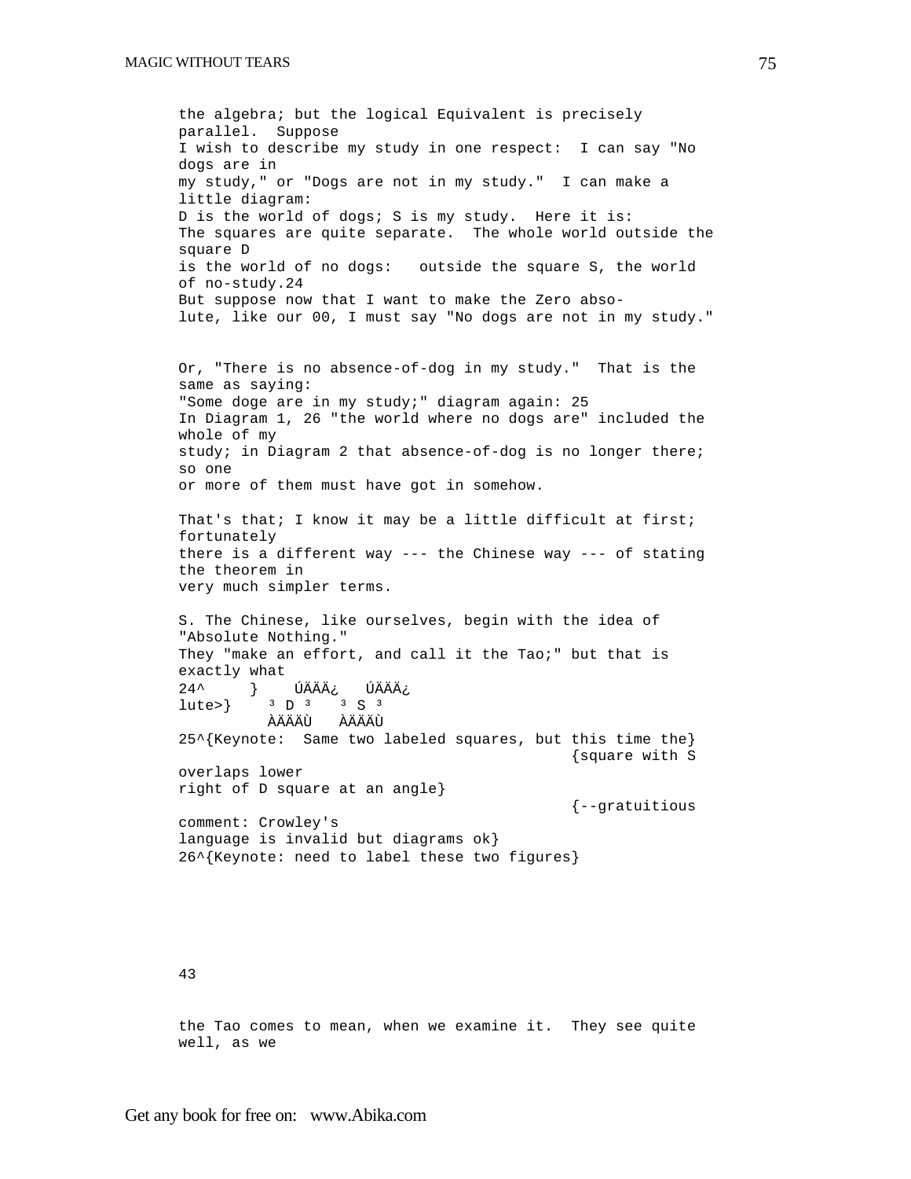the algebra; but the logical Equivalent is precisely parallel. Suppose I wish to describe my study in one respect: I can say "No dogs are in my study," or "Dogs are not in my study." I can make a little diagram:
D is the world of dogs; S is my study. Here it is:
The squares are quite separate. The whole world outside the square D is the world of no dogs: outside the square S, the world of no-study.24
But suppose now that I want to make the Zero absolute, like our 00, I must say "No dogs are not in my study."

Or, "There is no absence-of-dog in my study." That is the same as saying:
"Some doge are in my study;" diagram again: 25
In Diagram 1, 26 "the world where no dogs are" included the whole of my study; in Diagram 2 that absence-of-dog is no longer there; so one or more of them must have got in somehow.

That's that; I know it may be a little difficult at first; fortunately there is a different way --- the Chinese way --- of stating the theorem in very much simpler terms.

S. The Chinese, like ourselves, begin with the idea of "Absolute Nothing."
They "make an effort, and call it the Tao;" but that is exactly what

```
24^     }    ÚÄÄÄ¿   ÚÄÄÄ¿
lute>}    ³ D ³    ³ S ³
          ÀÄÄÄÙ   ÀÄÄÄÙ
```

25^{Keynote: Same two labeled squares, but this time the} {square with S overlaps lower right of D square at an angle} {--gratuitious comment: Crowley's language is invalid but diagrams ok}
26^{Keynote: need to label these two figures}

43

the Tao comes to mean, when we examine it. They see quite well, as we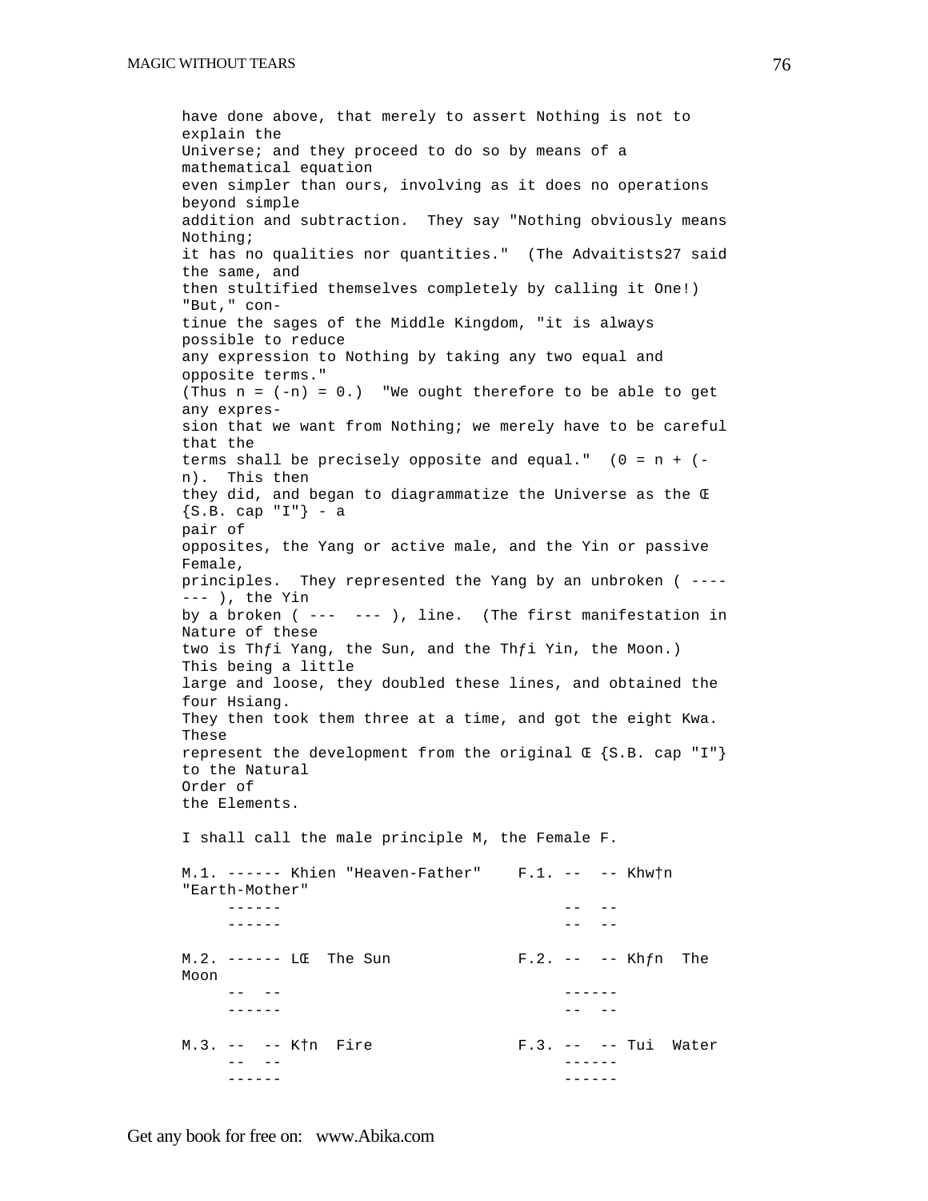have done above, that merely to assert Nothing is not to explain the Universe; and they proceed to do so by means of a mathematical equation even simpler than ours, involving as it does no operations beyond simple addition and subtraction. They say "Nothing obviously means Nothing; it has no qualities nor quantities." (The Advaitists27 said the same, and then stultified themselves completely by calling it One!) "But," continue the sages of the Middle Kingdom, "it is always possible to reduce any expression to Nothing by taking any two equal and opposite terms." (Thus n = (-n) = 0.) "We ought therefore to be able to get any expression that we want from Nothing; we merely have to be careful that the terms shall be precisely opposite and equal." (0 = n + (-n). This then they did, and began to diagrammatize the Universe as the Œ {S.B. cap "I"} - a pair of opposites, the Yang or active male, and the Yin or passive Female, principles. They represented the Yang by an unbroken ( ------- ), the Yin by a broken ( ---  --- ), line. (The first manifestation in Nature of these two is Thƒi Yang, the Sun, and the Thƒi Yin, the Moon.) This being a little large and loose, they doubled these lines, and obtained the four Hsiang. They then took them three at a time, and got the eight Kwa. These represent the development from the original Œ {S.B. cap "I"} to the Natural Order of the Elements.

I shall call the male principle M, the Female F.

```
M.1. ------ Khien "Heaven-Father"    F.1. --  -- Khw†n "Earth-Mother"
     ------                               --  --
     ------                               --  --

M.2. ------ LŒ  The Sun              F.2. --  -- Khƒn  The Moon
     --  --                               ------
     ------                               --  --

M.3. --  -- K†n  Fire                F.3. --  -- Tui  Water
     --  --                               ------
     ------                               ------
```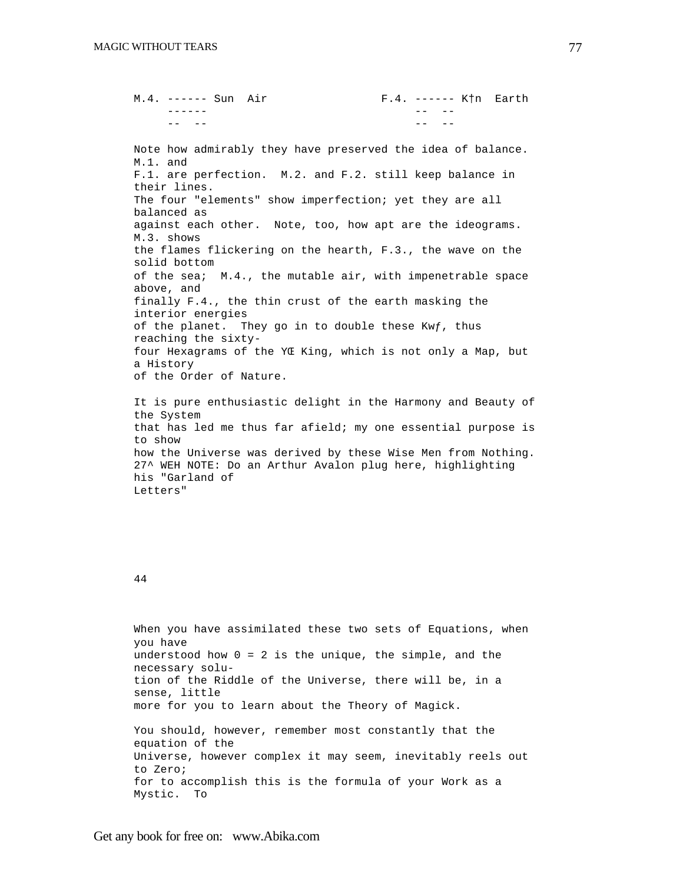```
M.4. ------ Sun  Air                F.4. ------ K†n  Earth
     ------                              --  --
     --  --                              --  --
```

Note how admirably they have preserved the idea of balance. M.1. and F.1. are perfection. M.2. and F.2. still keep balance in their lines. The four "elements" show imperfection; yet they are all balanced as against each other. Note, too, how apt are the ideograms. M.3. shows the flames flickering on the hearth, F.3., the wave on the solid bottom of the sea; M.4., the mutable air, with impenetrable space above, and finally F.4., the thin crust of the earth masking the interior energies of the planet. They go in to double these Kwƒ, thus reaching the sixty-four Hexagrams of the YŒ King, which is not only a Map, but a History of the Order of Nature.

It is pure enthusiastic delight in the Harmony and Beauty of the System that has led me thus far afield; my one essential purpose is to show how the Universe was derived by these Wise Men from Nothing. 27^ WEH NOTE: Do an Arthur Avalon plug here, highlighting his "Garland of Letters"

44

When you have assimilated these two sets of Equations, when you have understood how 0 = 2 is the unique, the simple, and the necessary solution of the Riddle of the Universe, there will be, in a sense, little more for you to learn about the Theory of Magick.

You should, however, remember most constantly that the equation of the Universe, however complex it may seem, inevitably reels out to Zero; for to accomplish this is the formula of your Work as a Mystic. To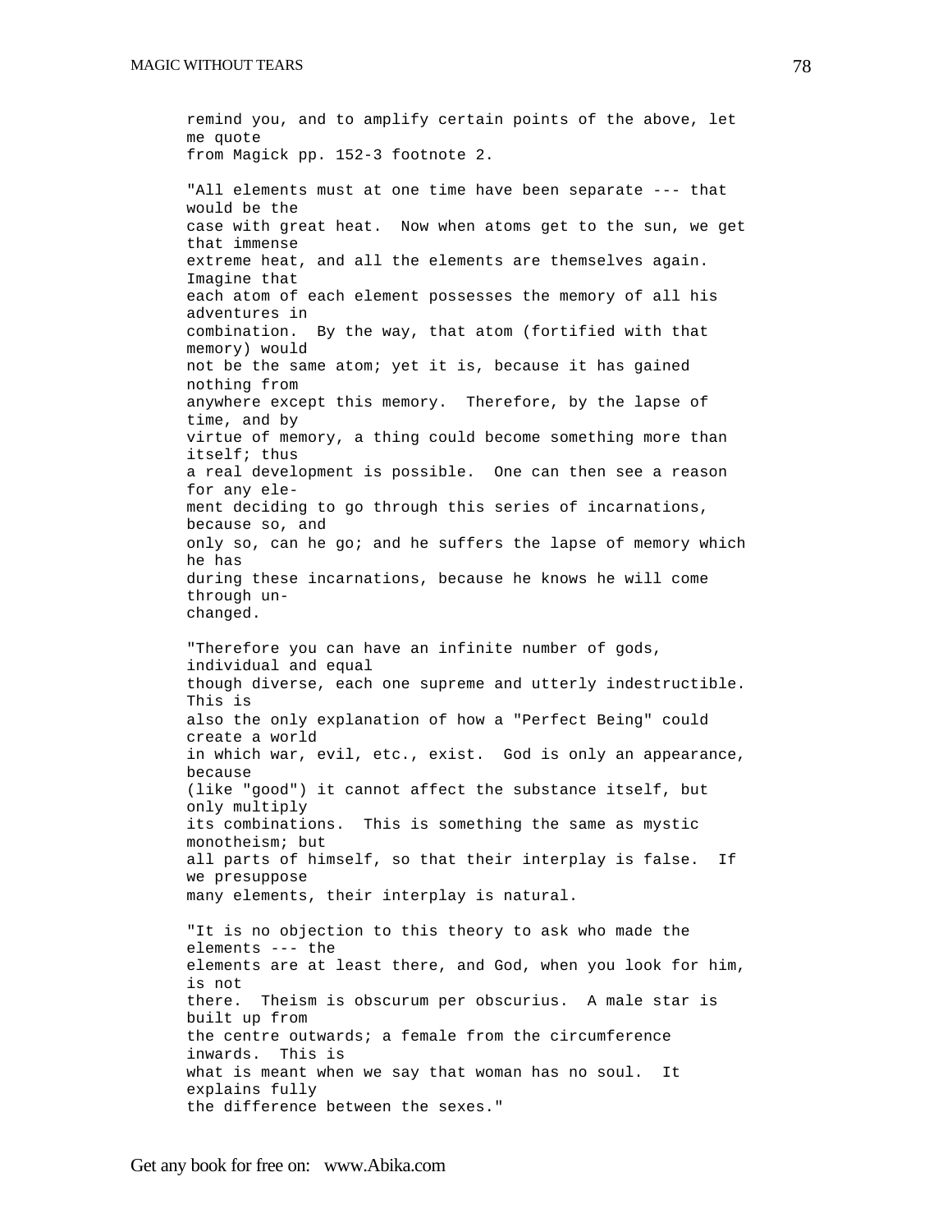remind you, and to amplify certain points of the above, let me quote from Magick pp. 152-3 footnote 2.

"All elements must at one time have been separate --- that would be the case with great heat. Now when atoms get to the sun, we get that immense extreme heat, and all the elements are themselves again. Imagine that each atom of each element possesses the memory of all his adventures in combination. By the way, that atom (fortified with that memory) would not be the same atom; yet it is, because it has gained nothing from anywhere except this memory. Therefore, by the lapse of time, and by virtue of memory, a thing could become something more than itself; thus a real development is possible. One can then see a reason for any element deciding to go through this series of incarnations, because so, and only so, can he go; and he suffers the lapse of memory which he has during these incarnations, because he knows he will come through unchanged.

"Therefore you can have an infinite number of gods, individual and equal though diverse, each one supreme and utterly indestructible. This is also the only explanation of how a "Perfect Being" could create a world in which war, evil, etc., exist. God is only an appearance, because (like "good") it cannot affect the substance itself, but only multiply its combinations. This is something the same as mystic monotheism; but all parts of himself, so that their interplay is false. If we presuppose many elements, their interplay is natural.

"It is no objection to this theory to ask who made the elements --- the elements are at least there, and God, when you look for him, is not there. Theism is obscurum per obscurius. A male star is built up from the centre outwards; a female from the circumference inwards. This is what is meant when we say that woman has no soul. It explains fully the difference between the sexes."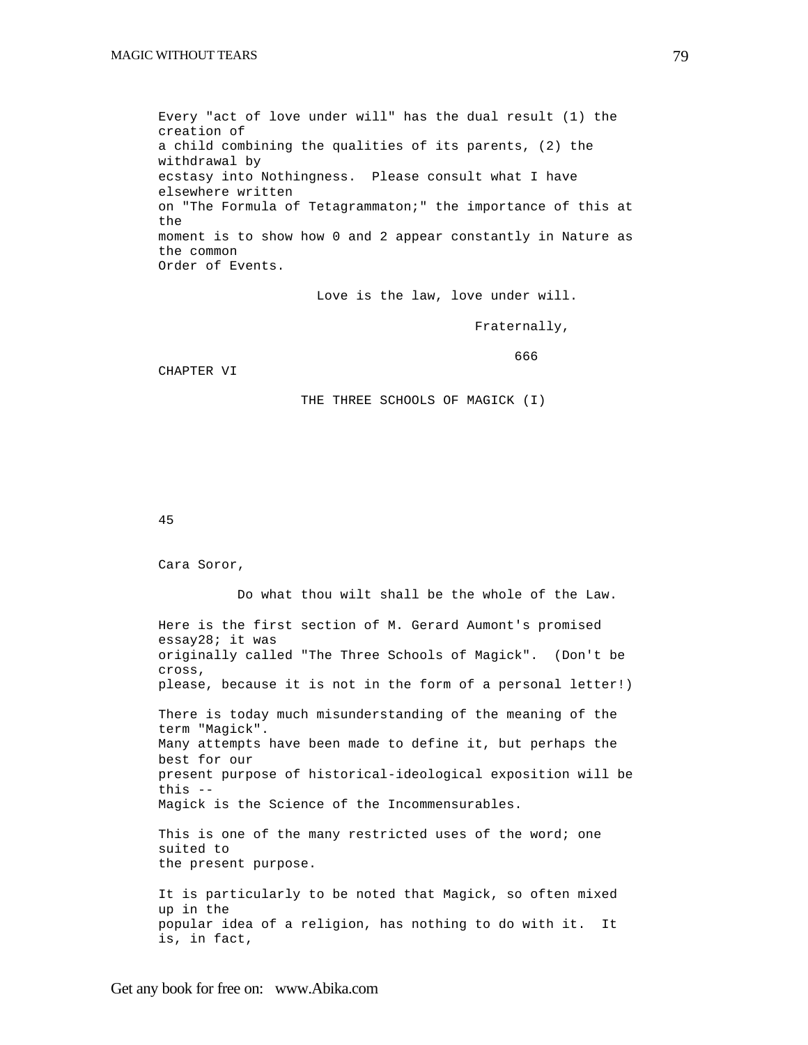Every "act of love under will" has the dual result (1) the creation of a child combining the qualities of its parents, (2) the withdrawal by ecstasy into Nothingness. Please consult what I have elsewhere written on "The Formula of Tetragrammaton;" the importance of this at the moment is to show how 0 and 2 appear constantly in Nature as the common Order of Events.

Love is the law, love under will.

Fraternally,

666

## CHAPTER VI

### THE THREE SCHOOLS OF MAGICK (I)

45

Cara Soror,

Do what thou wilt shall be the whole of the Law.

Here is the first section of M. Gerard Aumont's promised essay[28]; it was originally called "The Three Schools of Magick". (Don't be cross, please, because it is not in the form of a personal letter!)

There is today much misunderstanding of the meaning of the term "Magick". Many attempts have been made to define it, but perhaps the best for our present purpose of historical-ideological exposition will be this -- Magick is the Science of the Incommensurables.

This is one of the many restricted uses of the word; one suited to the present purpose.

It is particularly to be noted that Magick, so often mixed up in the popular idea of a religion, has nothing to do with it. It is, in fact,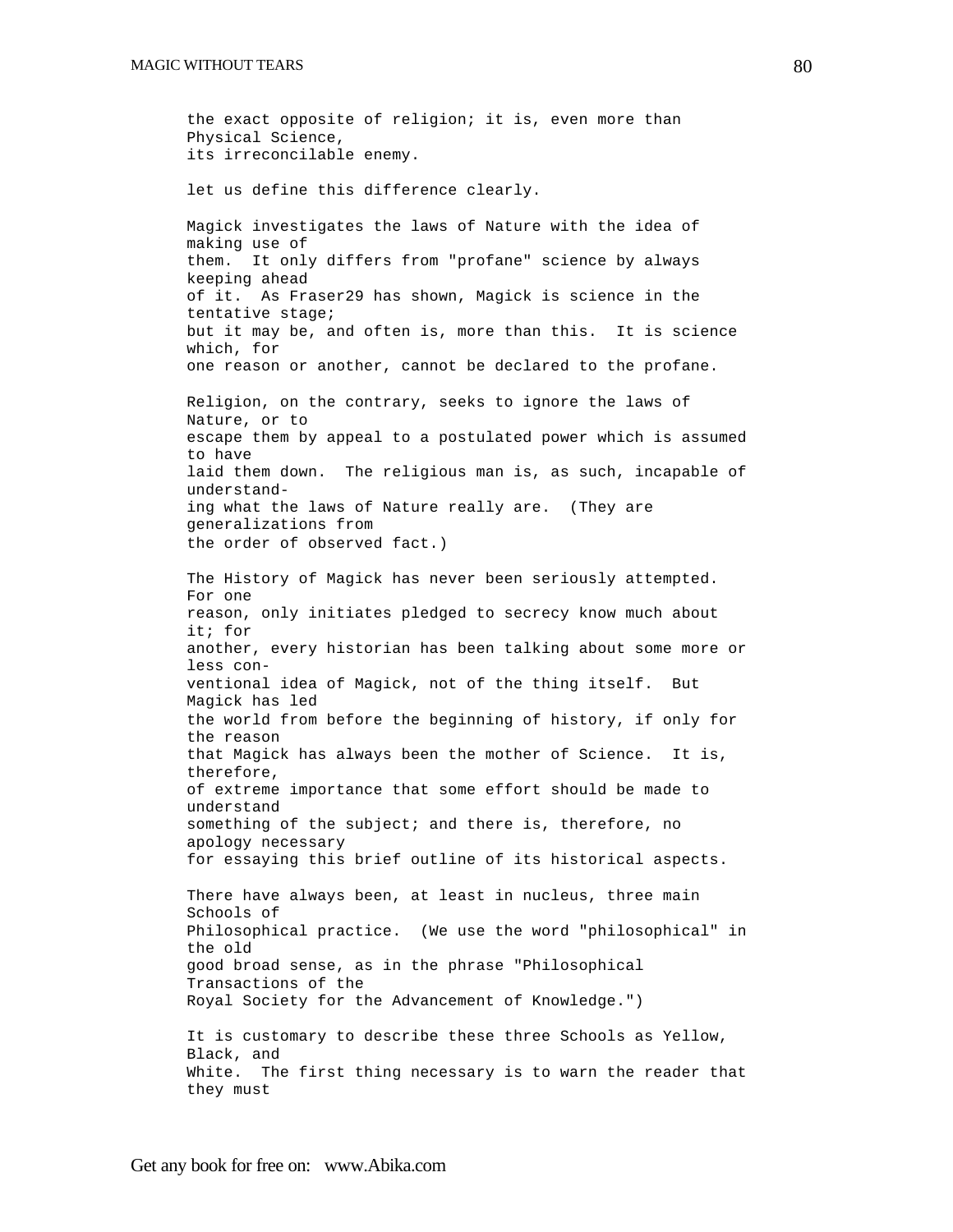the exact opposite of religion; it is, even more than Physical Science, its irreconcilable enemy.

let us define this difference clearly.

Magick investigates the laws of Nature with the idea of making use of them. It only differs from "profane" science by always keeping ahead of it. As Fraser29 has shown, Magick is science in the tentative stage; but it may be, and often is, more than this. It is science which, for one reason or another, cannot be declared to the profane.

Religion, on the contrary, seeks to ignore the laws of Nature, or to escape them by appeal to a postulated power which is assumed to have laid them down. The religious man is, as such, incapable of understanding what the laws of Nature really are. (They are generalizations from the order of observed fact.)

The History of Magick has never been seriously attempted. For one reason, only initiates pledged to secrecy know much about it; for another, every historian has been talking about some more or less conventional idea of Magick, not of the thing itself. But Magick has led the world from before the beginning of history, if only for the reason that Magick has always been the mother of Science. It is, therefore, of extreme importance that some effort should be made to understand something of the subject; and there is, therefore, no apology necessary for essaying this brief outline of its historical aspects.

There have always been, at least in nucleus, three main Schools of Philosophical practice. (We use the word "philosophical" in the old good broad sense, as in the phrase "Philosophical Transactions of the Royal Society for the Advancement of Knowledge.")

It is customary to describe these three Schools as Yellow, Black, and White. The first thing necessary is to warn the reader that they must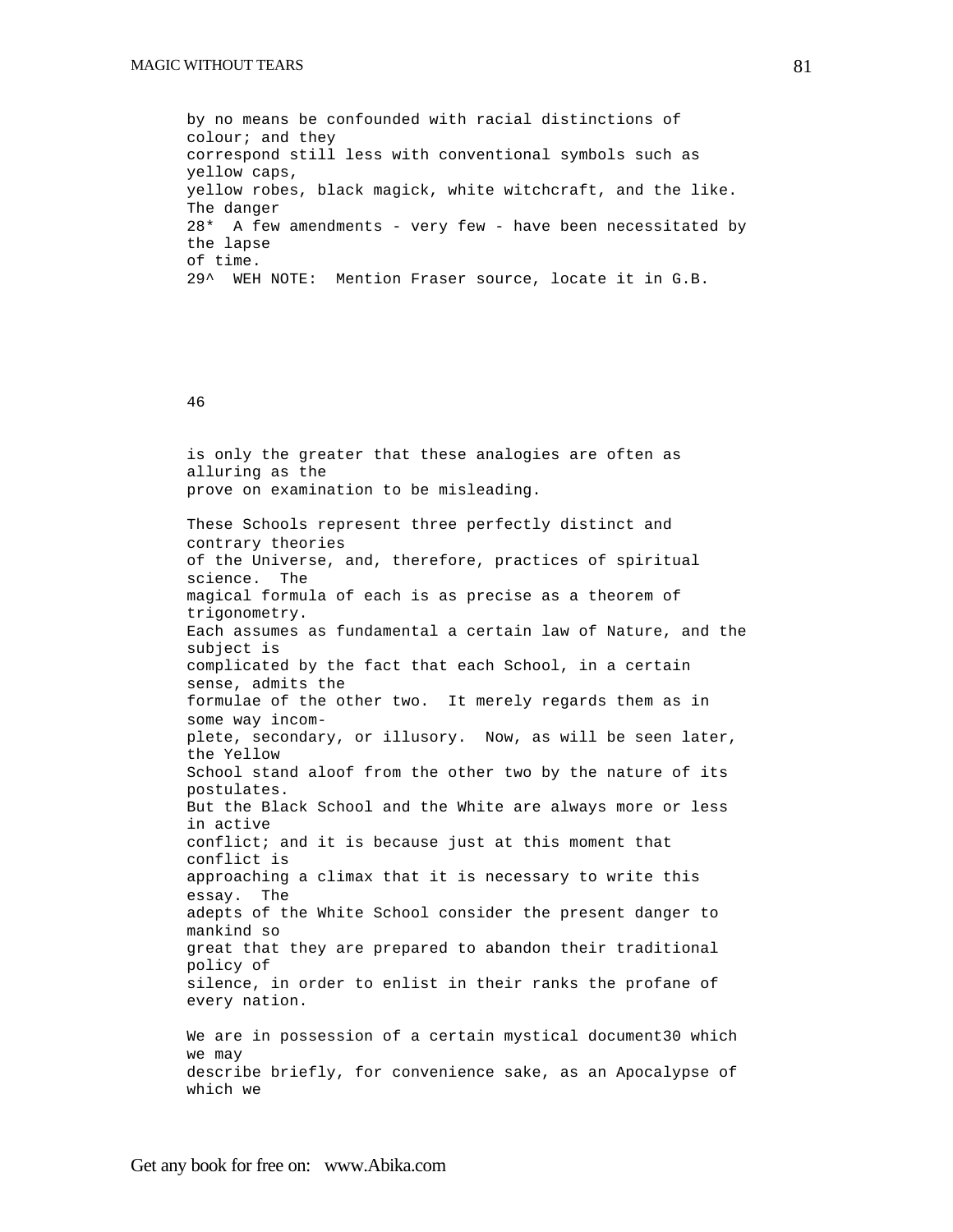by no means be confounded with racial distinctions of colour; and they correspond still less with conventional symbols such as yellow caps, yellow robes, black magick, white witchcraft, and the like. The danger

28* A few amendments - very few - have been necessitated by the lapse of time.

29^ WEH NOTE: Mention Fraser source, locate it in G.B.

46

is only the greater that these analogies are often as alluring as the prove on examination to be misleading.

These Schools represent three perfectly distinct and contrary theories of the Universe, and, therefore, practices of spiritual science. The magical formula of each is as precise as a theorem of trigonometry. Each assumes as fundamental a certain law of Nature, and the subject is complicated by the fact that each School, in a certain sense, admits the formulae of the other two. It merely regards them as in some way incomplete, secondary, or illusory. Now, as will be seen later, the Yellow School stand aloof from the other two by the nature of its postulates. But the Black School and the White are always more or less in active conflict; and it is because just at this moment that conflict is approaching a climax that it is necessary to write this essay. The adepts of the White School consider the present danger to mankind so great that they are prepared to abandon their traditional policy of silence, in order to enlist in their ranks the profane of every nation.

We are in possession of a certain mystical document30 which we may describe briefly, for convenience sake, as an Apocalypse of which we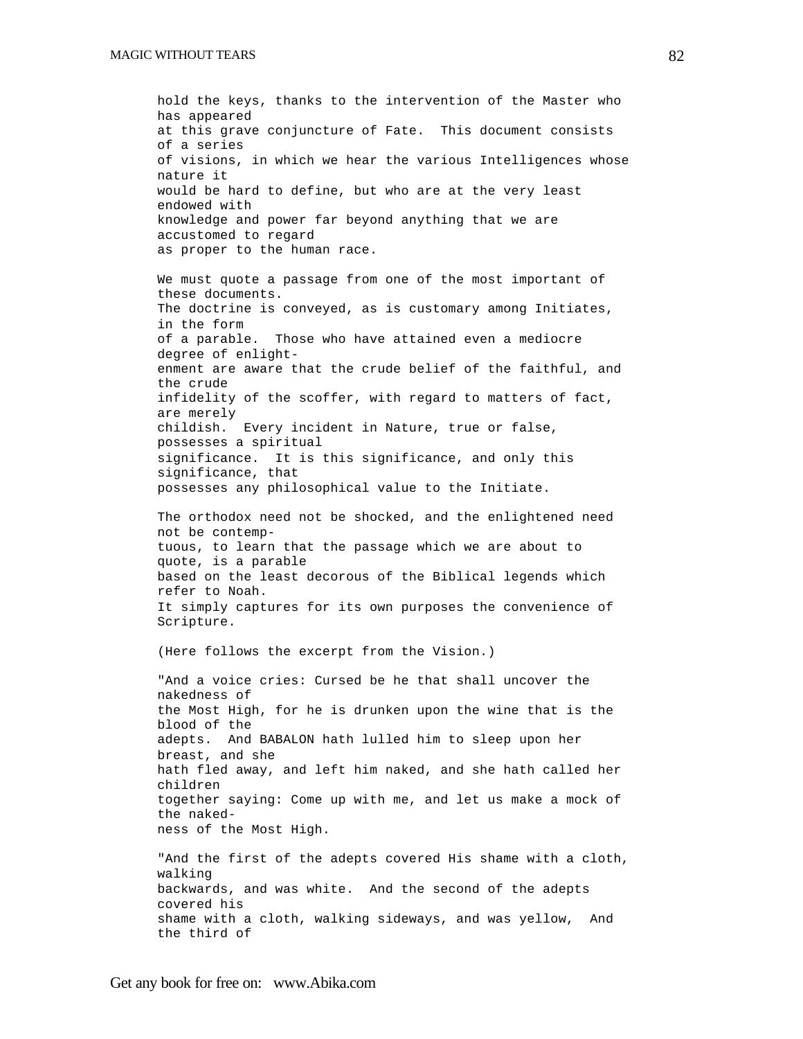hold the keys, thanks to the intervention of the Master who has appeared at this grave conjuncture of Fate. This document consists of a series of visions, in which we hear the various Intelligences whose nature it would be hard to define, but who are at the very least endowed with knowledge and power far beyond anything that we are accustomed to regard as proper to the human race.

We must quote a passage from one of the most important of these documents. The doctrine is conveyed, as is customary among Initiates, in the form of a parable. Those who have attained even a mediocre degree of enlightenment are aware that the crude belief of the faithful, and the crude infidelity of the scoffer, with regard to matters of fact, are merely childish. Every incident in Nature, true or false, possesses a spiritual significance. It is this significance, and only this significance, that possesses any philosophical value to the Initiate.

The orthodox need not be shocked, and the enlightened need not be contemptuous, to learn that the passage which we are about to quote, is a parable based on the least decorous of the Biblical legends which refer to Noah. It simply captures for its own purposes the convenience of Scripture.

(Here follows the excerpt from the Vision.)

"And a voice cries: Cursed be he that shall uncover the nakedness of the Most High, for he is drunken upon the wine that is the blood of the adepts. And BABALON hath lulled him to sleep upon her breast, and she hath fled away, and left him naked, and she hath called her children together saying: Come up with me, and let us make a mock of the nakedness of the Most High.

"And the first of the adepts covered His shame with a cloth, walking backwards, and was white. And the second of the adepts covered his shame with a cloth, walking sideways, and was yellow, And the third of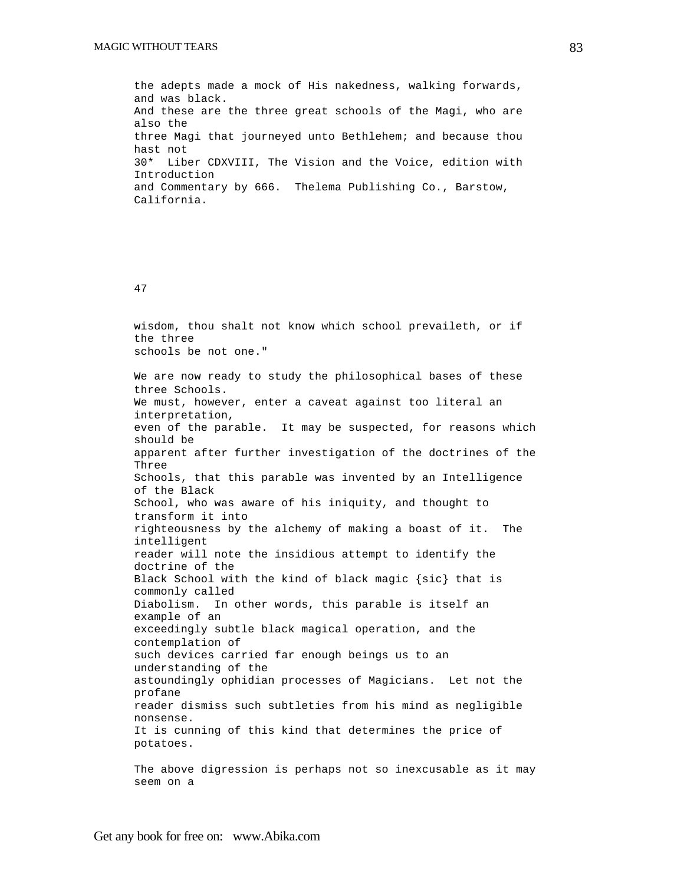the adepts made a mock of His nakedness, walking forwards, and was black.
And these are the three great schools of the Magi, who are also the three Magi that journeyed unto Bethlehem; and because thou hast not

30* Liber CDXVIII, The Vision and the Voice, edition with Introduction and Commentary by 666. Thelema Publishing Co., Barstow, California.

wisdom, thou shalt not know which school prevaileth, or if the three schools be not one."

We are now ready to study the philosophical bases of these three Schools. We must, however, enter a caveat against too literal an interpretation, even of the parable. It may be suspected, for reasons which should be apparent after further investigation of the doctrines of the Three Schools, that this parable was invented by an Intelligence of the Black School, who was aware of his iniquity, and thought to transform it into righteousness by the alchemy of making a boast of it. The intelligent reader will note the insidious attempt to identify the doctrine of the Black School with the kind of black magic {sic} that is commonly called Diabolism. In other words, this parable is itself an example of an exceedingly subtle black magical operation, and the contemplation of such devices carried far enough beings us to an understanding of the astoundingly ophidian processes of Magicians. Let not the profane reader dismiss such subtleties from his mind as negligible nonsense. It is cunning of this kind that determines the price of potatoes.

The above digression is perhaps not so inexcusable as it may seem on a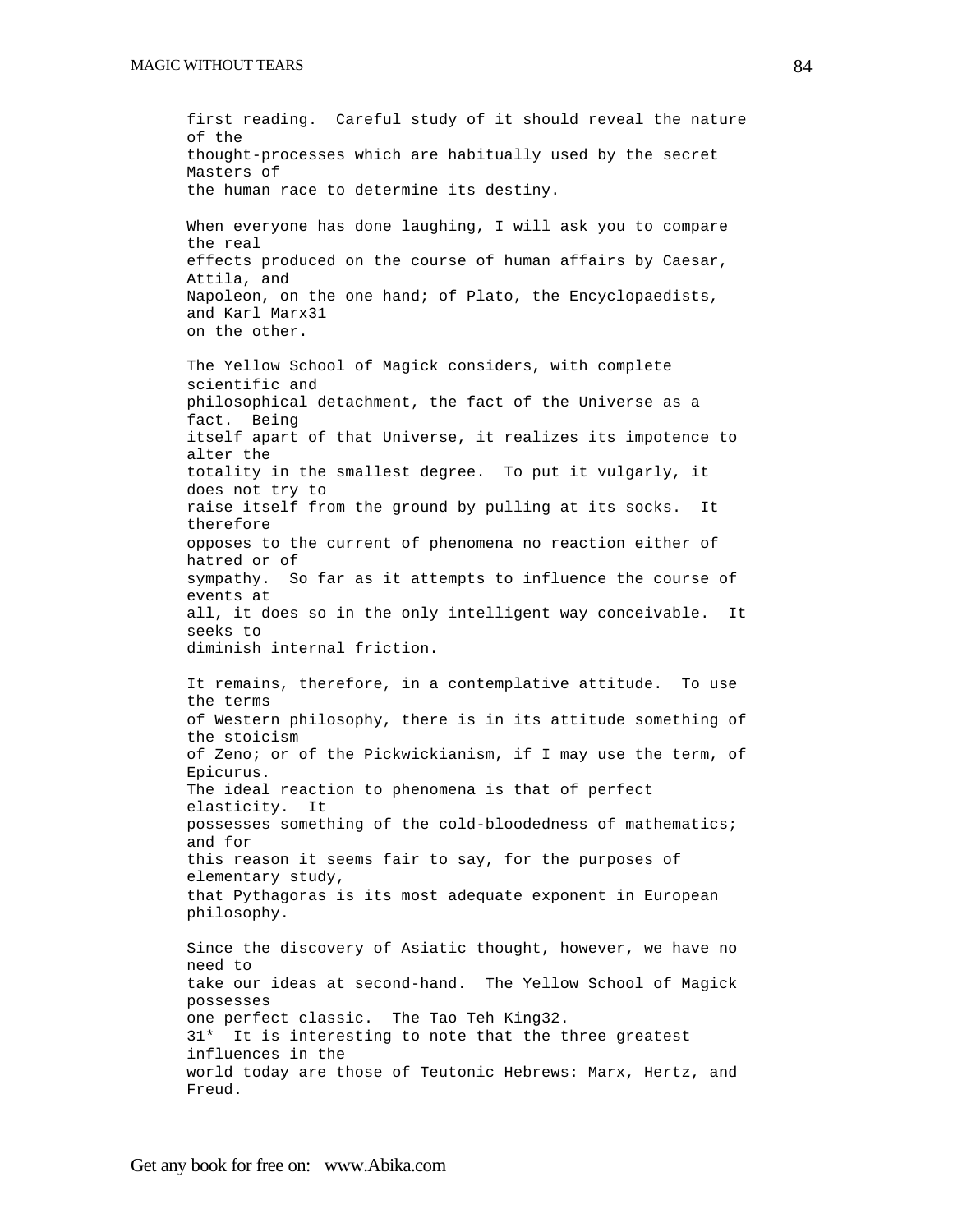first reading. Careful study of it should reveal the nature of the thought-processes which are habitually used by the secret Masters of the human race to determine its destiny.

When everyone has done laughing, I will ask you to compare the real effects produced on the course of human affairs by Caesar, Attila, and Napoleon, on the one hand; of Plato, the Encyclopaedists, and Karl Marx[31] on the other.

The Yellow School of Magick considers, with complete scientific and philosophical detachment, the fact of the Universe as a fact. Being itself apart of that Universe, it realizes its impotence to alter the totality in the smallest degree. To put it vulgarly, it does not try to raise itself from the ground by pulling at its socks. It therefore opposes to the current of phenomena no reaction either of hatred or of sympathy. So far as it attempts to influence the course of events at all, it does so in the only intelligent way conceivable. It seeks to diminish internal friction.

It remains, therefore, in a contemplative attitude. To use the terms of Western philosophy, there is in its attitude something of the stoicism of Zeno; or of the Pickwickianism, if I may use the term, of Epicurus. The ideal reaction to phenomena is that of perfect elasticity. It possesses something of the cold-bloodedness of mathematics; and for this reason it seems fair to say, for the purposes of elementary study, that Pythagoras is its most adequate exponent in European philosophy.

Since the discovery of Asiatic thought, however, we have no need to take our ideas at second-hand. The Yellow School of Magick possesses one perfect classic. The Tao Teh King[32].

31* It is interesting to note that the three greatest influences in the world today are those of Teutonic Hebrews: Marx, Hertz, and Freud.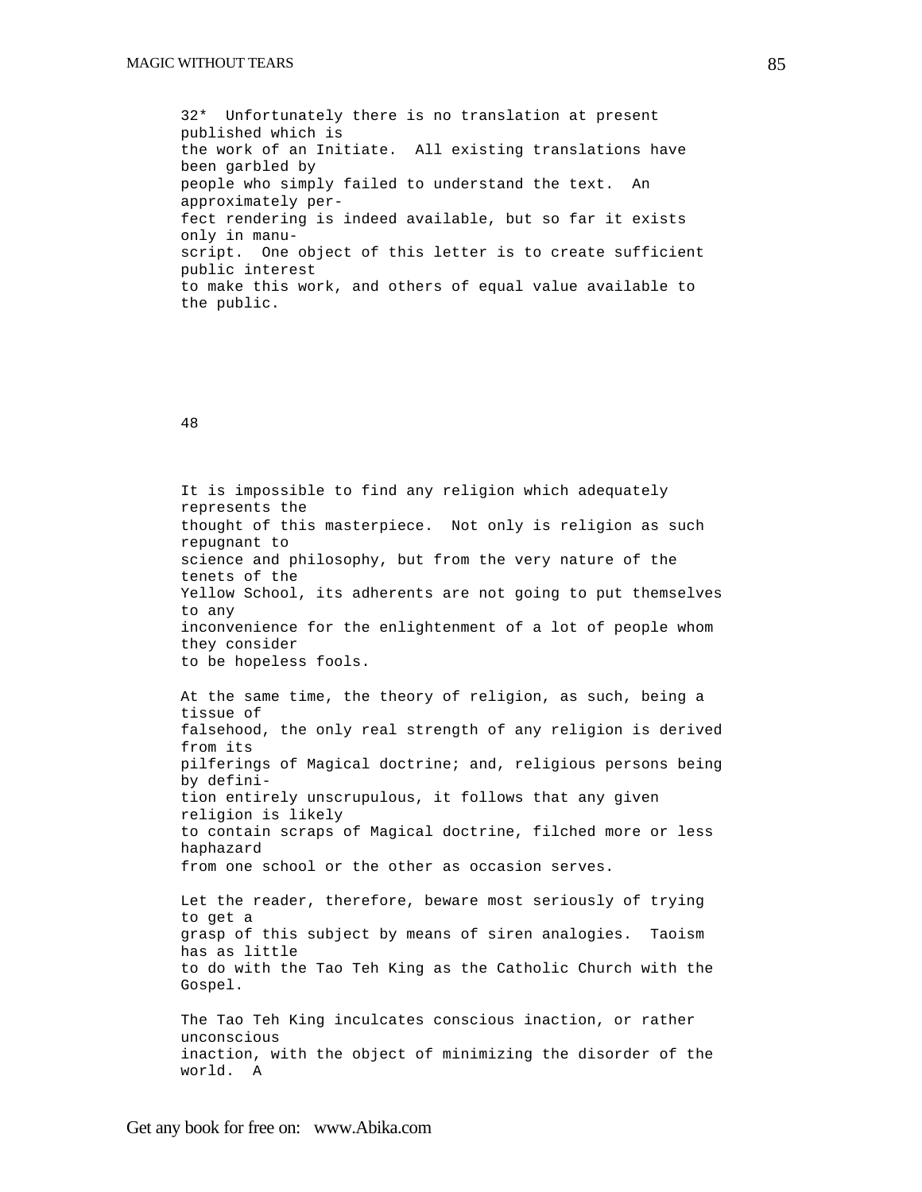32* Unfortunately there is no translation at present published which is the work of an Initiate. All existing translations have been garbled by people who simply failed to understand the text. An approximately perfect rendering is indeed available, but so far it exists only in manuscript. One object of this letter is to create sufficient public interest to make this work, and others of equal value available to the public.

48

It is impossible to find any religion which adequately represents the thought of this masterpiece. Not only is religion as such repugnant to science and philosophy, but from the very nature of the tenets of the Yellow School, its adherents are not going to put themselves to any inconvenience for the enlightenment of a lot of people whom they consider to be hopeless fools.

At the same time, the theory of religion, as such, being a tissue of falsehood, the only real strength of any religion is derived from its pilferings of Magical doctrine; and, religious persons being by definition entirely unscrupulous, it follows that any given religion is likely to contain scraps of Magical doctrine, filched more or less haphazard from one school or the other as occasion serves.

Let the reader, therefore, beware most seriously of trying to get a grasp of this subject by means of siren analogies. Taoism has as little to do with the Tao Teh King as the Catholic Church with the Gospel.

The Tao Teh King inculcates conscious inaction, or rather unconscious inaction, with the object of minimizing the disorder of the world. A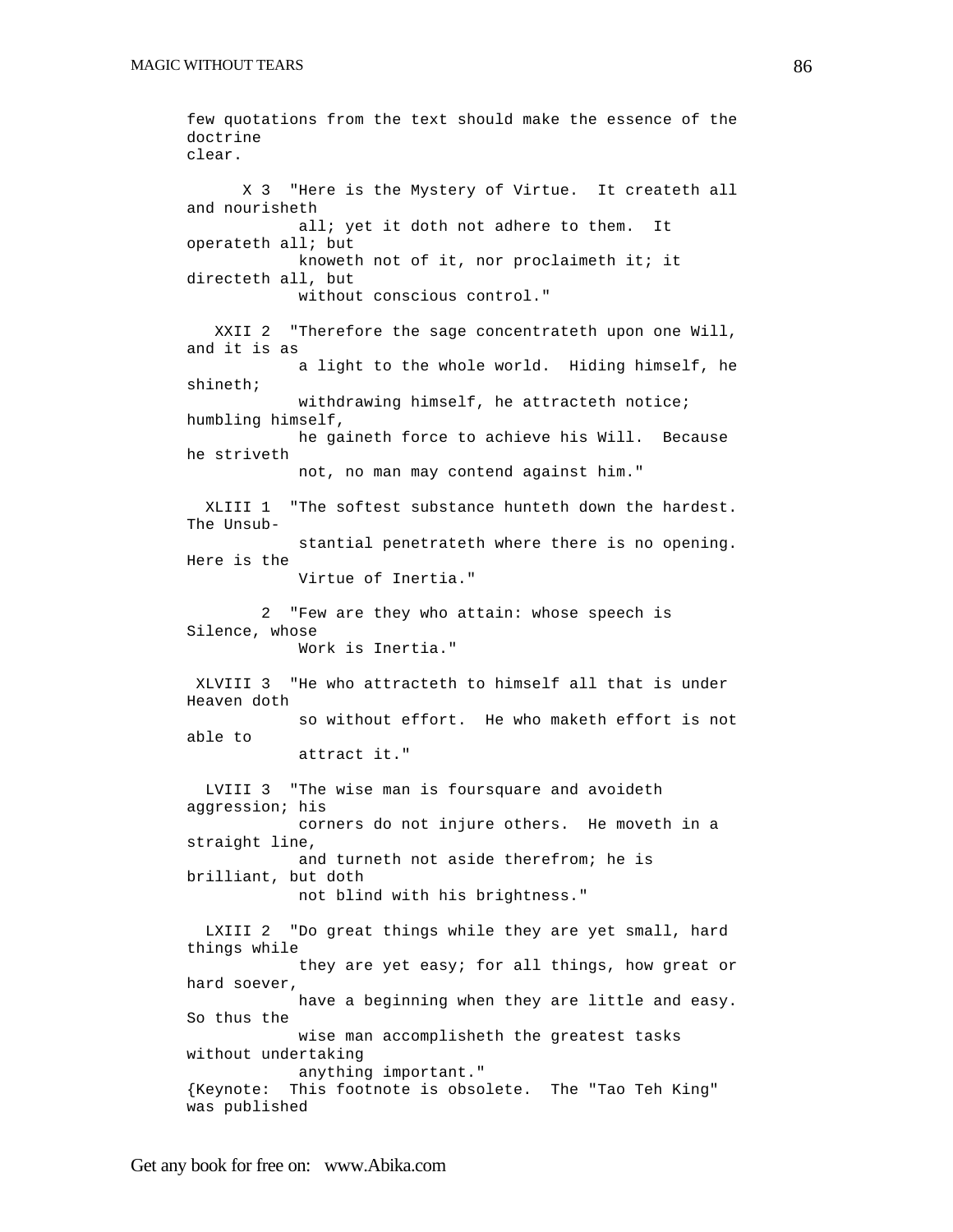few quotations from the text should make the essence of the doctrine clear.

X 3 "Here is the Mystery of Virtue. It createth all and nourisheth all; yet it doth not adhere to them. It operateth all; but knoweth not of it, nor proclaimeth it; it directeth all, but without conscious control."

XXII 2 "Therefore the sage concentrateth upon one Will, and it is as a light to the whole world. Hiding himself, he shineth; withdrawing himself, he attracteth notice; humbling himself, he gaineth force to achieve his Will. Because he striveth not, no man may contend against him."

XLIII 1 "The softest substance hunteth down the hardest. The Unsubstantial penetrateth where there is no opening. Here is the Virtue of Inertia."

2 "Few are they who attain: whose speech is Silence, whose Work is Inertia."

XLVIII 3 "He who attracteth to himself all that is under Heaven doth so without effort. He who maketh effort is not able to attract it."

LVIII 3 "The wise man is foursquare and avoideth aggression; his corners do not injure others. He moveth in a straight line, and turneth not aside therefrom; he is brilliant, but doth not blind with his brightness."

LXIII 2 "Do great things while they are yet small, hard things while they are yet easy; for all things, how great or hard soever, have a beginning when they are little and easy. So thus the wise man accomplisheth the greatest tasks without undertaking anything important."

{Keynote: This footnote is obsolete. The "Tao Teh King" was published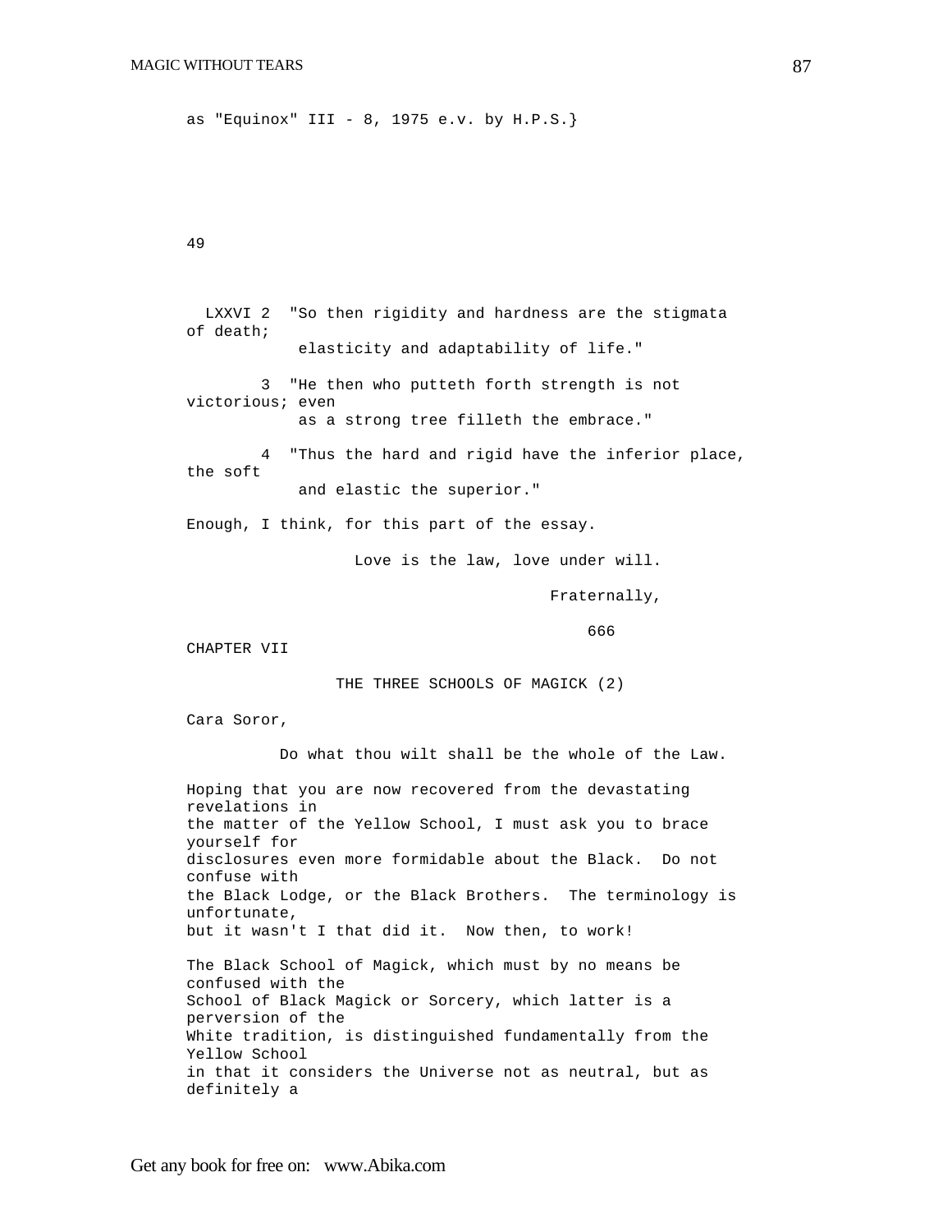as "Equinox" III - 8, 1975 e.v. by H.P.S.}

49

LXXVI 2 "So then rigidity and hardness are the stigmata of death; elasticity and adaptability of life."

3 "He then who putteth forth strength is not victorious; even as a strong tree filleth the embrace."

4 "Thus the hard and rigid have the inferior place, the soft and elastic the superior."

Enough, I think, for this part of the essay.

Love is the law, love under will.

Fraternally,

666

## CHAPTER VII

### THE THREE SCHOOLS OF MAGICK (2)

Cara Soror,

Do what thou wilt shall be the whole of the Law.

Hoping that you are now recovered from the devastating revelations in the matter of the Yellow School, I must ask you to brace yourself for disclosures even more formidable about the Black. Do not confuse with the Black Lodge, or the Black Brothers. The terminology is unfortunate, but it wasn't I that did it. Now then, to work!

The Black School of Magick, which must by no means be confused with the School of Black Magick or Sorcery, which latter is a perversion of the White tradition, is distinguished fundamentally from the Yellow School in that it considers the Universe not as neutral, but as definitely a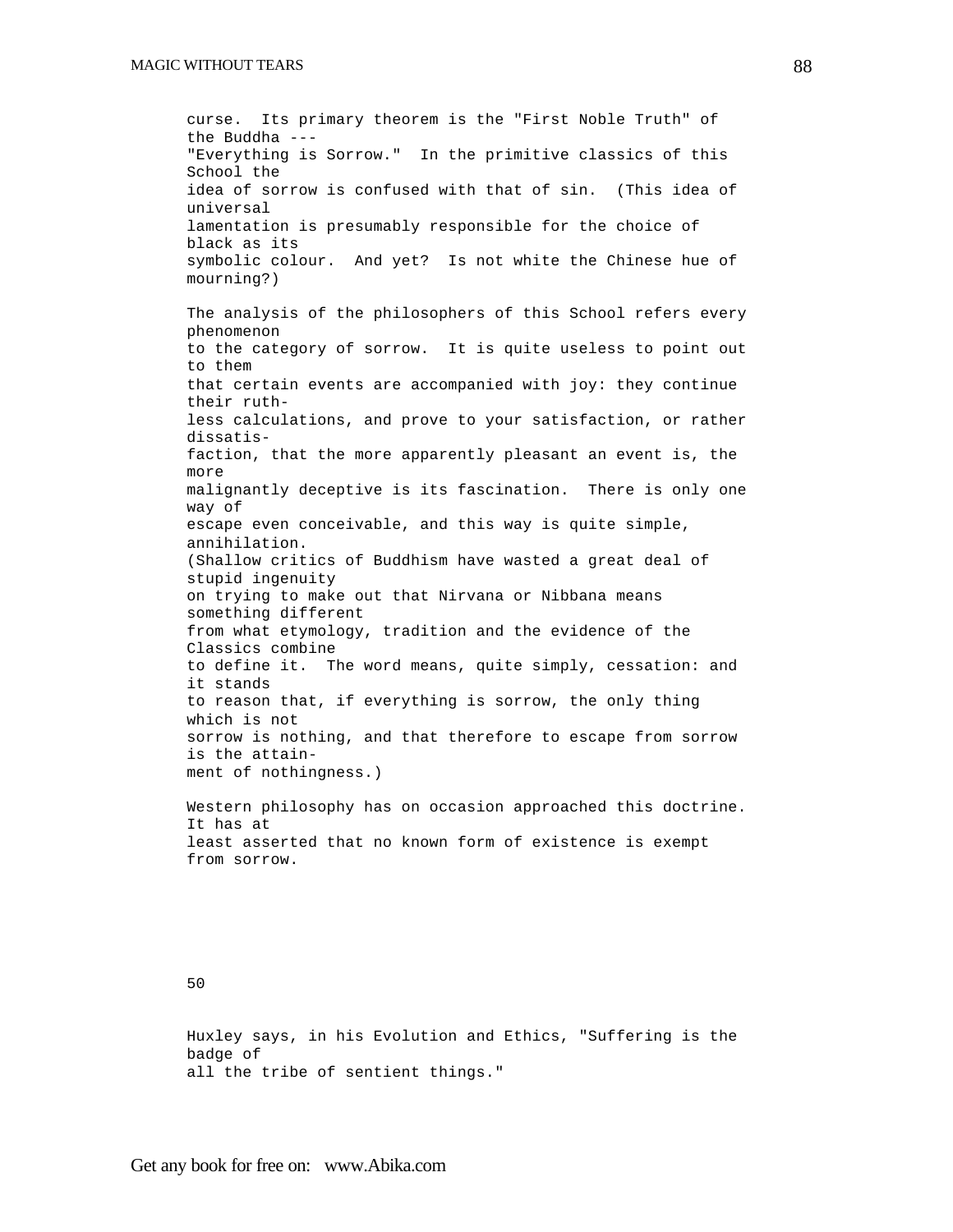curse. Its primary theorem is the "First Noble Truth" of the Buddha --- "Everything is Sorrow." In the primitive classics of this School the idea of sorrow is confused with that of sin. (This idea of universal lamentation is presumably responsible for the choice of black as its symbolic colour. And yet? Is not white the Chinese hue of mourning?)

The analysis of the philosophers of this School refers every phenomenon to the category of sorrow. It is quite useless to point out to them that certain events are accompanied with joy: they continue their ruthless calculations, and prove to your satisfaction, or rather dissatisfaction, that the more apparently pleasant an event is, the more malignantly deceptive is its fascination. There is only one way of escape even conceivable, and this way is quite simple, annihilation. (Shallow critics of Buddhism have wasted a great deal of stupid ingenuity on trying to make out that Nirvana or Nibbana means something different from what etymology, tradition and the evidence of the Classics combine to define it. The word means, quite simply, cessation: and it stands to reason that, if everything is sorrow, the only thing which is not sorrow is nothing, and that therefore to escape from sorrow is the attainment of nothingness.)

Western philosophy has on occasion approached this doctrine. It has at least asserted that no known form of existence is exempt from sorrow.

50

Huxley says, in his Evolution and Ethics, "Suffering is the badge of all the tribe of sentient things."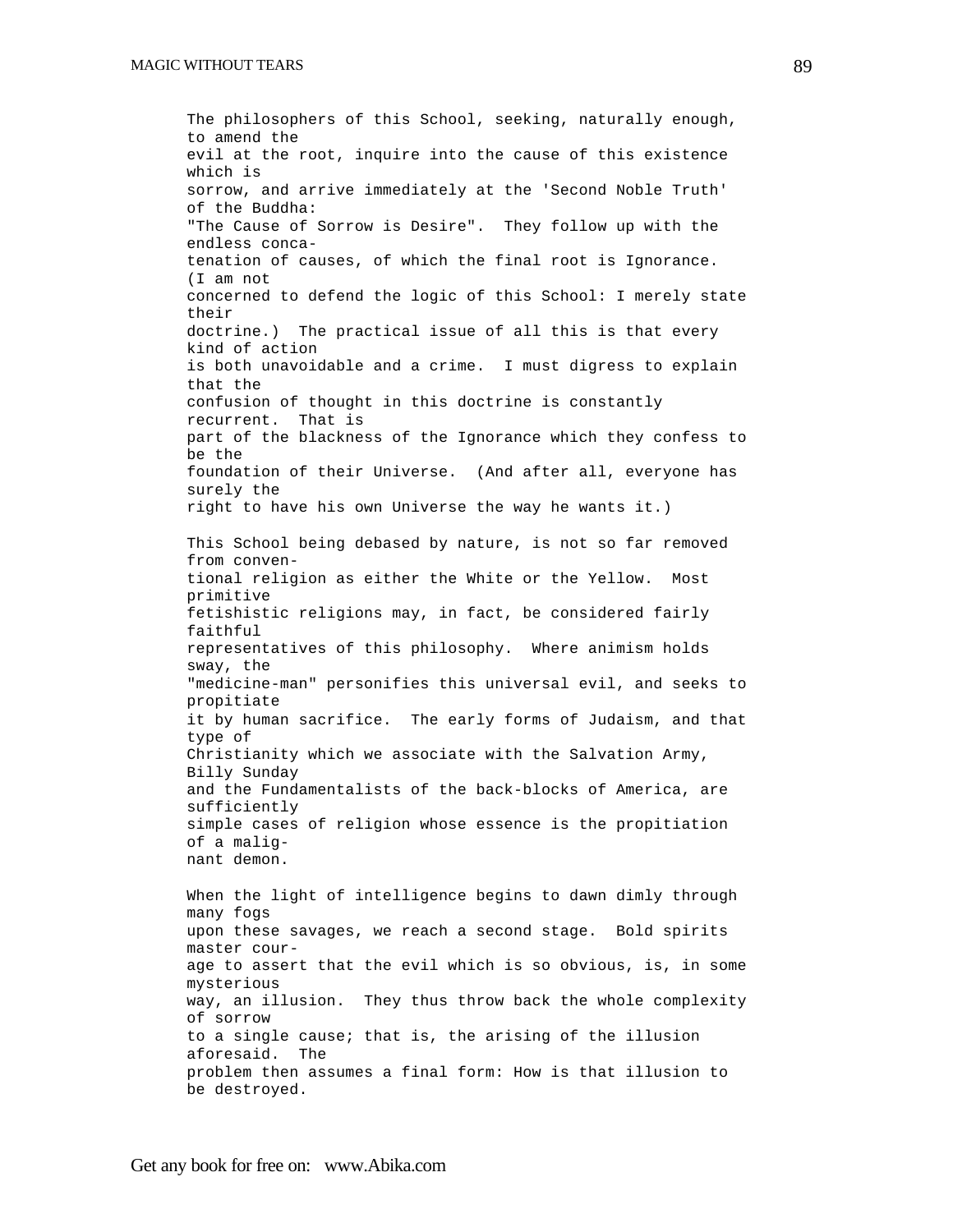The philosophers of this School, seeking, naturally enough, to amend the evil at the root, inquire into the cause of this existence which is sorrow, and arrive immediately at the 'Second Noble Truth' of the Buddha: "The Cause of Sorrow is Desire". They follow up with the endless concatenation of causes, of which the final root is Ignorance. (I am not concerned to defend the logic of this School: I merely state their doctrine.) The practical issue of all this is that every kind of action is both unavoidable and a crime. I must digress to explain that the confusion of thought in this doctrine is constantly recurrent. That is part of the blackness of the Ignorance which they confess to be the foundation of their Universe. (And after all, everyone has surely the right to have his own Universe the way he wants it.)

This School being debased by nature, is not so far removed from conventional religion as either the White or the Yellow. Most primitive fetishistic religions may, in fact, be considered fairly faithful representatives of this philosophy. Where animism holds sway, the "medicine-man" personifies this universal evil, and seeks to propitiate it by human sacrifice. The early forms of Judaism, and that type of Christianity which we associate with the Salvation Army, Billy Sunday and the Fundamentalists of the back-blocks of America, are sufficiently simple cases of religion whose essence is the propitiation of a malignant demon.

When the light of intelligence begins to dawn dimly through many fogs upon these savages, we reach a second stage. Bold spirits master courage to assert that the evil which is so obvious, is, in some mysterious way, an illusion. They thus throw back the whole complexity of sorrow to a single cause; that is, the arising of the illusion aforesaid. The problem then assumes a final form: How is that illusion to be destroyed.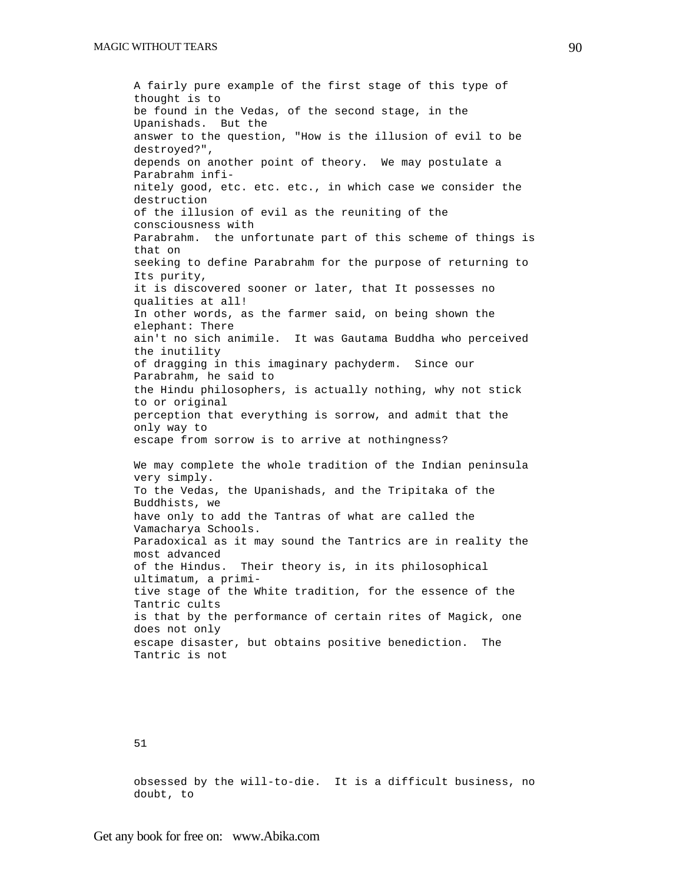A fairly pure example of the first stage of this type of thought is to be found in the Vedas, of the second stage, in the Upanishads. But the answer to the question, "How is the illusion of evil to be destroyed?", depends on another point of theory. We may postulate a Parabrahm infinitely good, etc. etc. etc., in which case we consider the destruction of the illusion of evil as the reuniting of the consciousness with Parabrahm. the unfortunate part of this scheme of things is that on seeking to define Parabrahm for the purpose of returning to Its purity, it is discovered sooner or later, that It possesses no qualities at all! In other words, as the farmer said, on being shown the elephant: There ain't no sich animile. It was Gautama Buddha who perceived the inutility of dragging in this imaginary pachyderm. Since our Parabrahm, he said to the Hindu philosophers, is actually nothing, why not stick to or original perception that everything is sorrow, and admit that the only way to escape from sorrow is to arrive at nothingness?

We may complete the whole tradition of the Indian peninsula very simply. To the Vedas, the Upanishads, and the Tripitaka of the Buddhists, we have only to add the Tantras of what are called the Vamacharya Schools. Paradoxical as it may sound the Tantrics are in reality the most advanced of the Hindus. Their theory is, in its philosophical ultimatum, a primitive stage of the White tradition, for the essence of the Tantric cults is that by the performance of certain rites of Magick, one does not only escape disaster, but obtains positive benediction. The Tantric is not

obsessed by the will-to-die. It is a difficult business, no doubt, to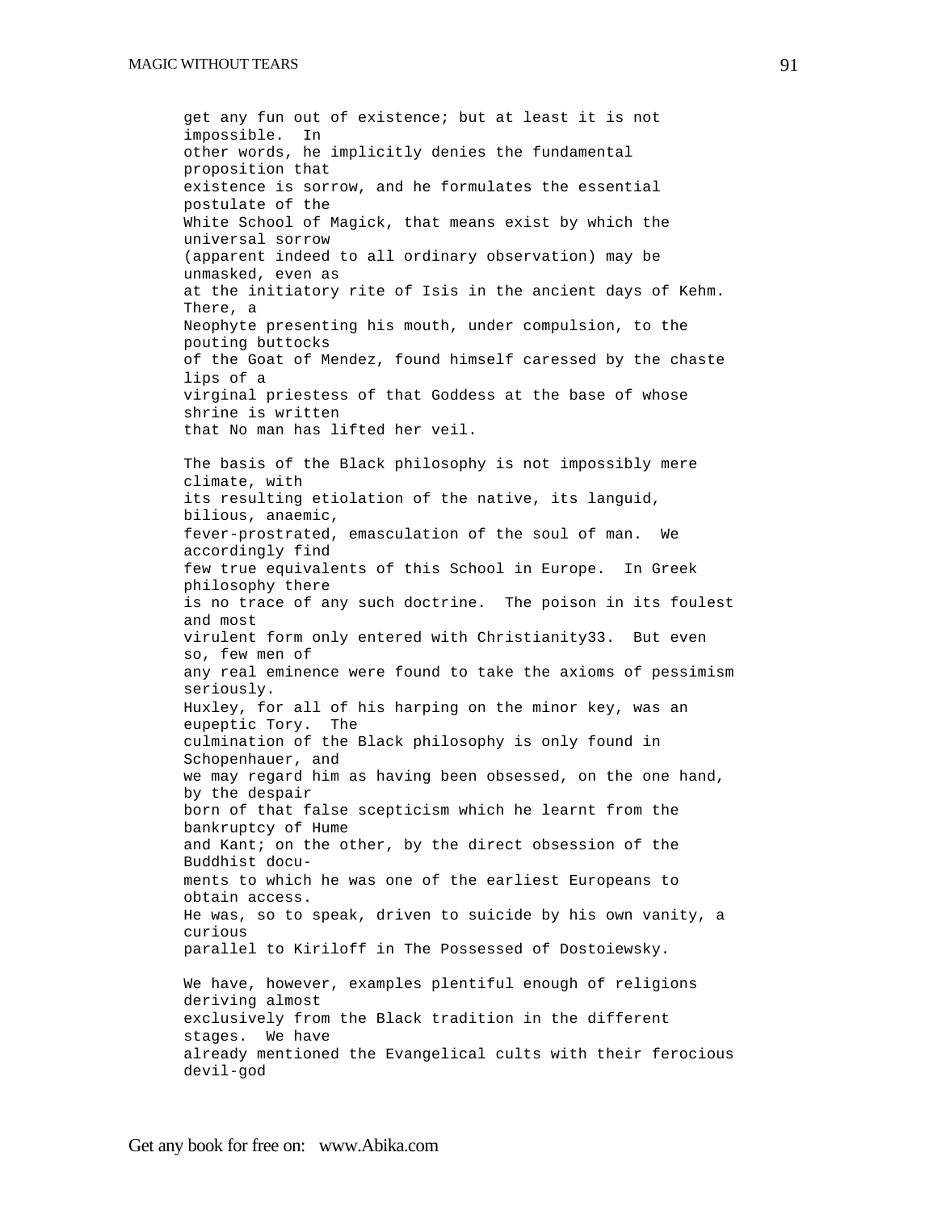get any fun out of existence; but at least it is not impossible. In other words, he implicitly denies the fundamental proposition that existence is sorrow, and he formulates the essential postulate of the White School of Magick, that means exist by which the universal sorrow (apparent indeed to all ordinary observation) may be unmasked, even as at the initiatory rite of Isis in the ancient days of Kehm. There, a Neophyte presenting his mouth, under compulsion, to the pouting buttocks of the Goat of Mendez, found himself caressed by the chaste lips of a virginal priestess of that Goddess at the base of whose shrine is written that No man has lifted her veil.

The basis of the Black philosophy is not impossibly mere climate, with its resulting etiolation of the native, its languid, bilious, anaemic, fever-prostrated, emasculation of the soul of man. We accordingly find few true equivalents of this School in Europe. In Greek philosophy there is no trace of any such doctrine. The poison in its foulest and most virulent form only entered with Christianity[33]. But even so, few men of any real eminence were found to take the axioms of pessimism seriously. Huxley, for all of his harping on the minor key, was an eupeptic Tory. The culmination of the Black philosophy is only found in Schopenhauer, and we may regard him as having been obsessed, on the one hand, by the despair born of that false scepticism which he learnt from the bankruptcy of Hume and Kant; on the other, by the direct obsession of the Buddhist documents to which he was one of the earliest Europeans to obtain access. He was, so to speak, driven to suicide by his own vanity, a curious parallel to Kiriloff in The Possessed of Dostoiewsky.

We have, however, examples plentiful enough of religions deriving almost exclusively from the Black tradition in the different stages. We have already mentioned the Evangelical cults with their ferocious devil-god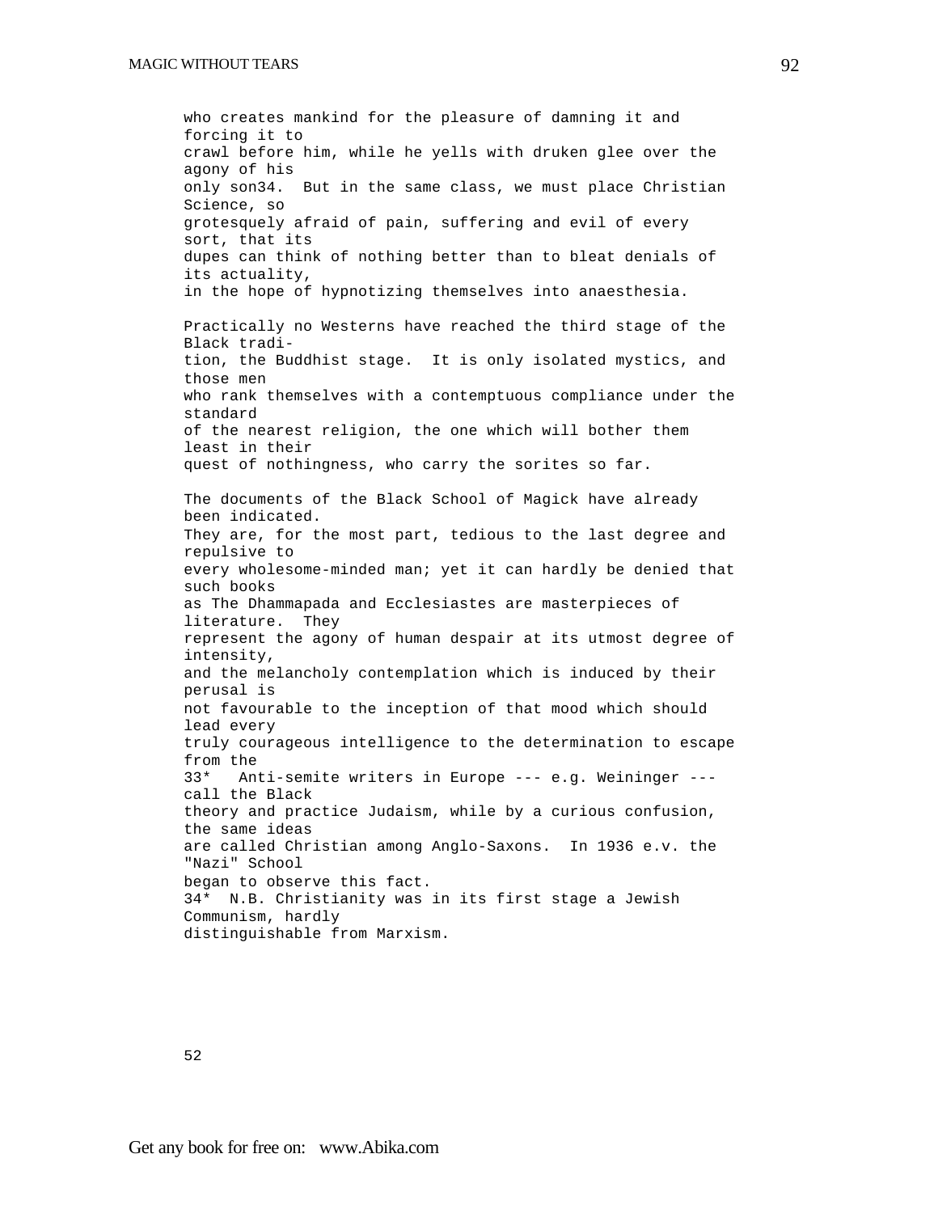who creates mankind for the pleasure of damning it and forcing it to crawl before him, while he yells with druken glee over the agony of his only son34. But in the same class, we must place Christian Science, so grotesquely afraid of pain, suffering and evil of every sort, that its dupes can think of nothing better than to bleat denials of its actuality, in the hope of hypnotizing themselves into anaesthesia.

Practically no Westerns have reached the third stage of the Black tradition, the Buddhist stage. It is only isolated mystics, and those men who rank themselves with a contemptuous compliance under the standard of the nearest religion, the one which will bother them least in their quest of nothingness, who carry the sorites so far.

The documents of the Black School of Magick have already been indicated. They are, for the most part, tedious to the last degree and repulsive to every wholesome-minded man; yet it can hardly be denied that such books as The Dhammapada and Ecclesiastes are masterpieces of literature. They represent the agony of human despair at its utmost degree of intensity, and the melancholy contemplation which is induced by their perusal is not favourable to the inception of that mood which should lead every truly courageous intelligence to the determination to escape from the

33* Anti-semite writers in Europe --- e.g. Weininger --- call the Black theory and practice Judaism, while by a curious confusion, the same ideas are called Christian among Anglo-Saxons. In 1936 e.v. the "Nazi" School began to observe this fact.

34* N.B. Christianity was in its first stage a Jewish Communism, hardly distinguishable from Marxism.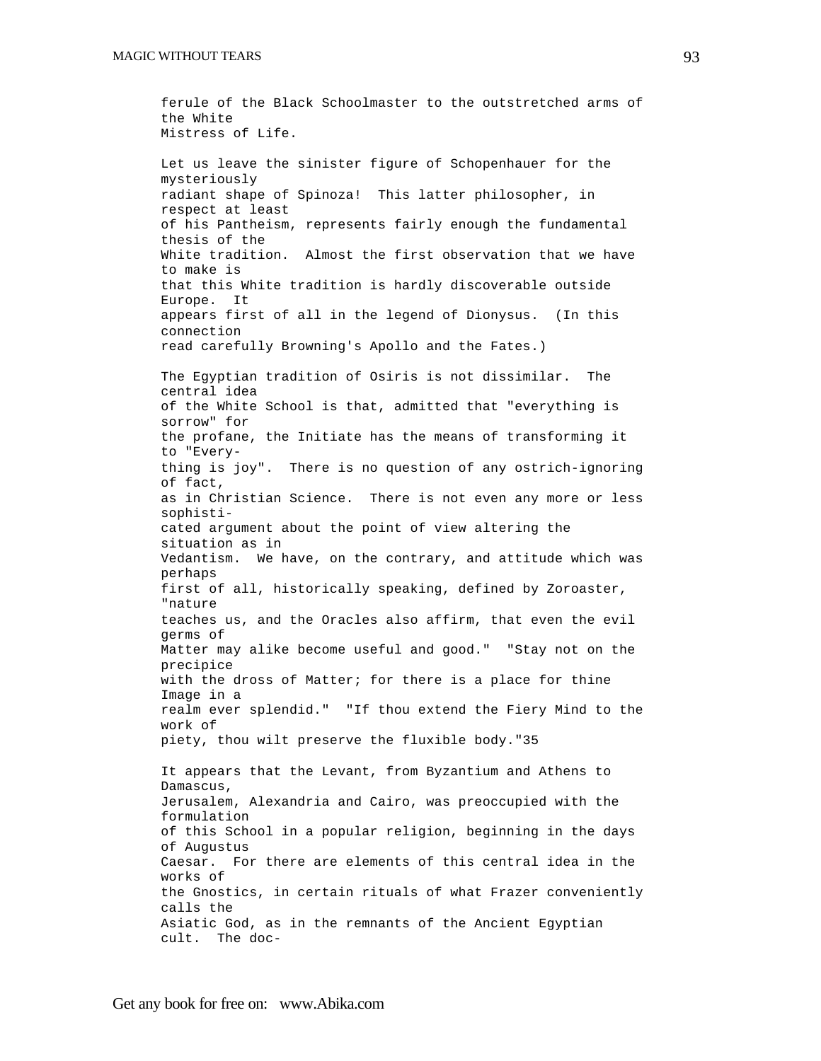ferule of the Black Schoolmaster to the outstretched arms of the White Mistress of Life.

Let us leave the sinister figure of Schopenhauer for the mysteriously radiant shape of Spinoza! This latter philosopher, in respect at least of his Pantheism, represents fairly enough the fundamental thesis of the White tradition. Almost the first observation that we have to make is that this White tradition is hardly discoverable outside Europe. It appears first of all in the legend of Dionysus. (In this connection read carefully Browning's Apollo and the Fates.)

The Egyptian tradition of Osiris is not dissimilar. The central idea of the White School is that, admitted that "everything is sorrow" for the profane, the Initiate has the means of transforming it to "Everything is joy". There is no question of any ostrich-ignoring of fact, as in Christian Science. There is not even any more or less sophisticated argument about the point of view altering the situation as in Vedantism. We have, on the contrary, and attitude which was perhaps first of all, historically speaking, defined by Zoroaster, "nature teaches us, and the Oracles also affirm, that even the evil germs of Matter may alike become useful and good." "Stay not on the precipice with the dross of Matter; for there is a place for thine Image in a realm ever splendid." "If thou extend the Fiery Mind to the work of piety, thou wilt preserve the fluxible body."35

It appears that the Levant, from Byzantium and Athens to Damascus, Jerusalem, Alexandria and Cairo, was preoccupied with the formulation of this School in a popular religion, beginning in the days of Augustus Caesar. For there are elements of this central idea in the works of the Gnostics, in certain rituals of what Frazer conveniently calls the Asiatic God, as in the remnants of the Ancient Egyptian cult. The doc-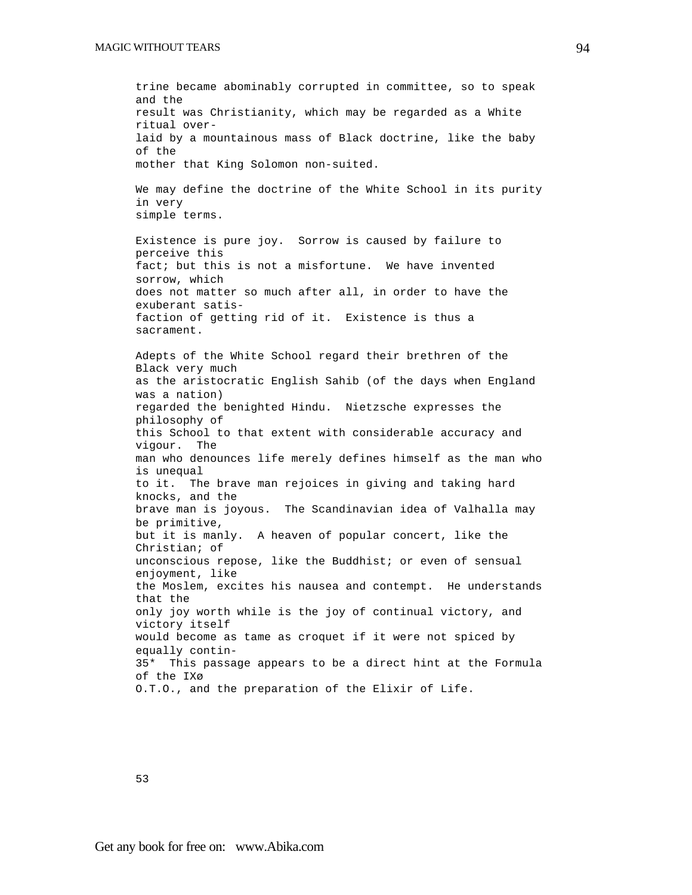trine became abominably corrupted in committee, so to speak and the result was Christianity, which may be regarded as a White ritual overlaid by a mountainous mass of Black doctrine, like the baby of the mother that King Solomon non-suited.

We may define the doctrine of the White School in its purity in very simple terms.

Existence is pure joy. Sorrow is caused by failure to perceive this fact; but this is not a misfortune. We have invented sorrow, which does not matter so much after all, in order to have the exuberant satisfaction of getting rid of it. Existence is thus a sacrament.

Adepts of the White School regard their brethren of the Black very much as the aristocratic English Sahib (of the days when England was a nation) regarded the benighted Hindu. Nietzsche expresses the philosophy of this School to that extent with considerable accuracy and vigour. The man who denounces life merely defines himself as the man who is unequal to it. The brave man rejoices in giving and taking hard knocks, and the brave man is joyous. The Scandinavian idea of Valhalla may be primitive, but it is manly. A heaven of popular concert, like the Christian; of unconscious repose, like the Buddhist; or even of sensual enjoyment, like the Moslem, excites his nausea and contempt. He understands that the only joy worth while is the joy of continual victory, and victory itself would become as tame as croquet if it were not spiced by equally contin-

35* This passage appears to be a direct hint at the Formula of the IXø O.T.O., and the preparation of the Elixir of Life.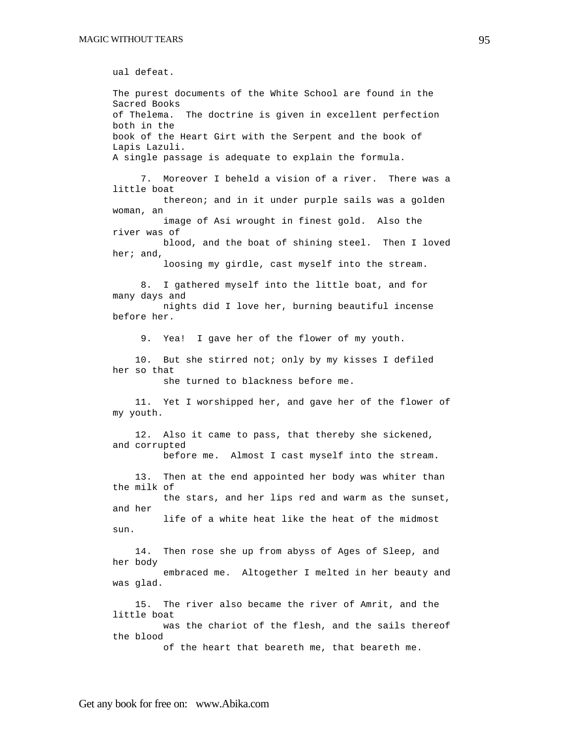ual defeat.

The purest documents of the White School are found in the Sacred Books of Thelema. The doctrine is given in excellent perfection both in the book of the Heart Girt with the Serpent and the book of Lapis Lazuli. A single passage is adequate to explain the formula.

> 7. Moreover I beheld a vision of a river. There was a little boat thereon; and in it under purple sails was a golden woman, an image of Asi wrought in finest gold. Also the river was of blood, and the boat of shining steel. Then I loved her; and, loosing my girdle, cast myself into the stream.
>
> 8. I gathered myself into the little boat, and for many days and nights did I love her, burning beautiful incense before her.
>
> 9. Yea! I gave her of the flower of my youth.
>
> 10. But she stirred not; only by my kisses I defiled her so that she turned to blackness before me.
>
> 11. Yet I worshipped her, and gave her of the flower of my youth.
>
> 12. Also it came to pass, that thereby she sickened, and corrupted before me. Almost I cast myself into the stream.
>
> 13. Then at the end appointed her body was whiter than the milk of the stars, and her lips red and warm as the sunset, and her life of a white heat like the heat of the midmost sun.
>
> 14. Then rose she up from abyss of Ages of Sleep, and her body embraced me. Altogether I melted in her beauty and was glad.
>
> 15. The river also became the river of Amrit, and the little boat was the chariot of the flesh, and the sails thereof the blood of the heart that beareth me, that beareth me.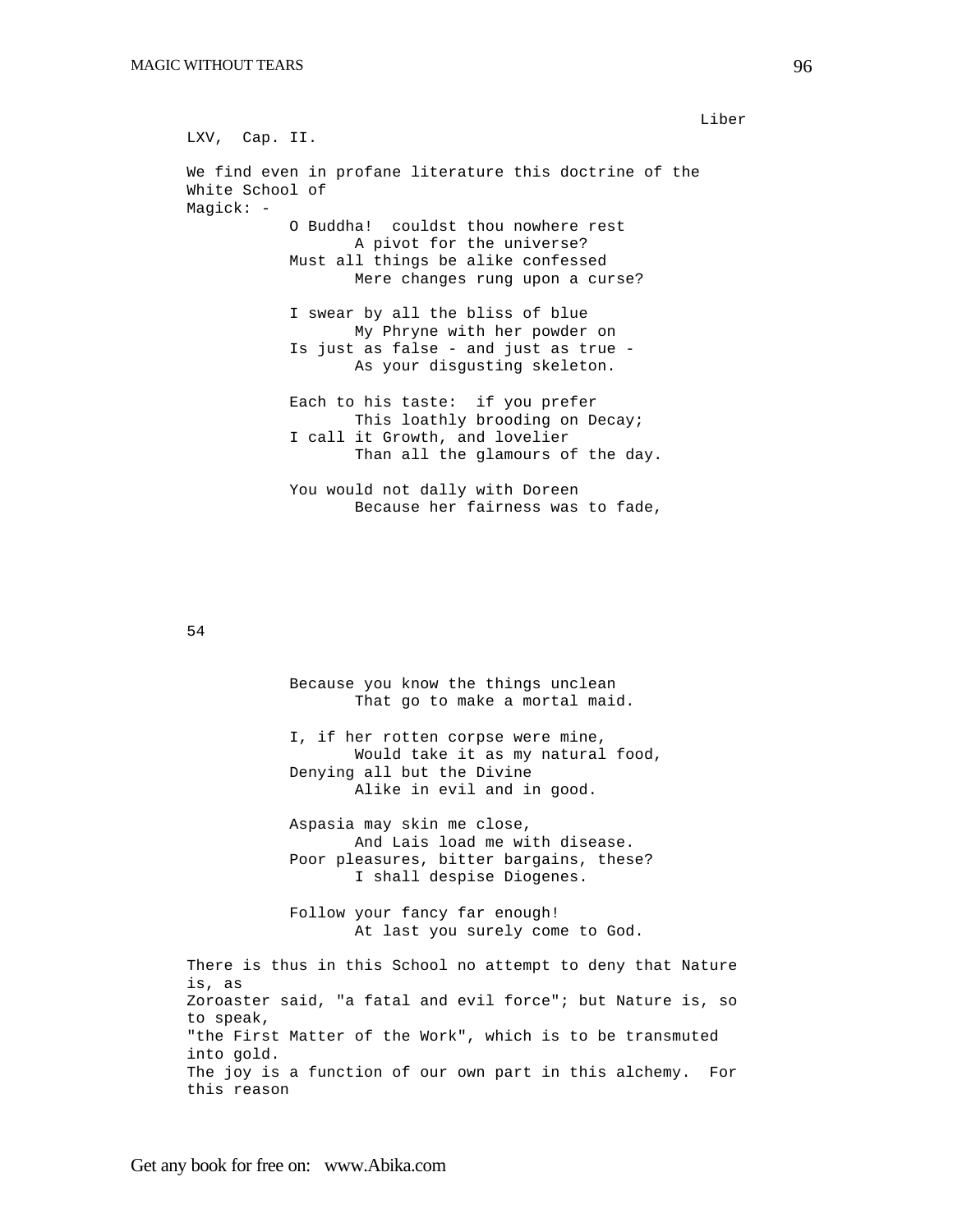Liber LXV, Cap. II.

We find even in profane literature this doctrine of the White School of Magick: -

> O Buddha! couldst thou nowhere rest
> A pivot for the universe?
> Must all things be alike confessed
> Mere changes rung upon a curse?
>
> I swear by all the bliss of blue
> My Phryne with her powder on
> Is just as false - and just as true -
> As your disgusting skeleton.
>
> Each to his taste: if you prefer
> This loathly brooding on Decay;
> I call it Growth, and lovelier
> Than all the glamours of the day.
>
> You would not dally with Doreen
> Because her fairness was to fade,
>
> Because you know the things unclean
> That go to make a mortal maid.
>
> I, if her rotten corpse were mine,
> Would take it as my natural food,
> Denying all but the Divine
> Alike in evil and in good.
>
> Aspasia may skin me close,
> And Lais load me with disease.
> Poor pleasures, bitter bargains, these?
> I shall despise Diogenes.
>
> Follow your fancy far enough!
> At last you surely come to God.

There is thus in this School no attempt to deny that Nature is, as Zoroaster said, "a fatal and evil force"; but Nature is, so to speak, "the First Matter of the Work", which is to be transmuted into gold. The joy is a function of our own part in this alchemy. For this reason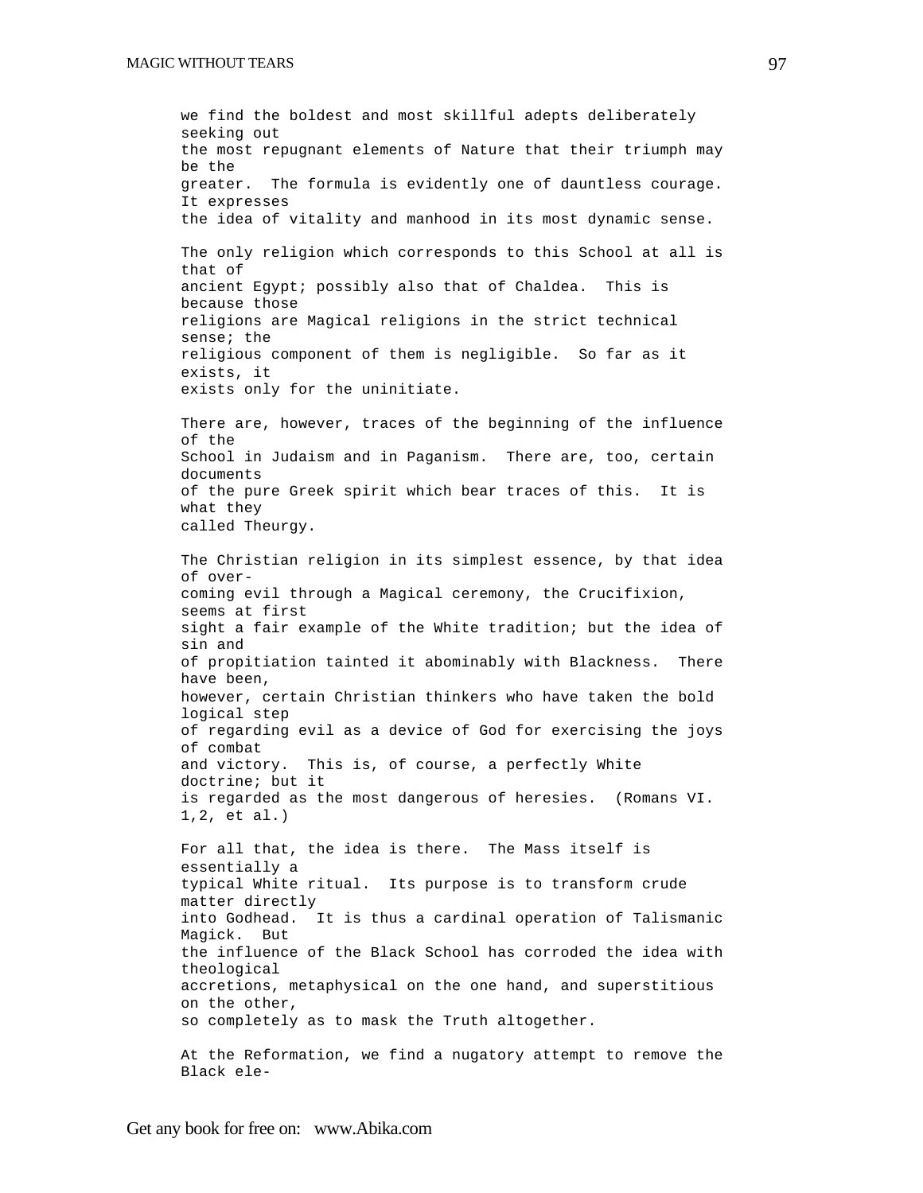we find the boldest and most skillful adepts deliberately seeking out the most repugnant elements of Nature that their triumph may be the greater. The formula is evidently one of dauntless courage. It expresses the idea of vitality and manhood in its most dynamic sense.

The only religion which corresponds to this School at all is that of ancient Egypt; possibly also that of Chaldea. This is because those religions are Magical religions in the strict technical sense; the religious component of them is negligible. So far as it exists, it exists only for the uninitiate.

There are, however, traces of the beginning of the influence of the School in Judaism and in Paganism. There are, too, certain documents of the pure Greek spirit which bear traces of this. It is what they called Theurgy.

The Christian religion in its simplest essence, by that idea of overcoming evil through a Magical ceremony, the Crucifixion, seems at first sight a fair example of the White tradition; but the idea of sin and of propitiation tainted it abominably with Blackness. There have been, however, certain Christian thinkers who have taken the bold logical step of regarding evil as a device of God for exercising the joys of combat and victory. This is, of course, a perfectly White doctrine; but it is regarded as the most dangerous of heresies. (Romans VI. 1,2, et al.)

For all that, the idea is there. The Mass itself is essentially a typical White ritual. Its purpose is to transform crude matter directly into Godhead. It is thus a cardinal operation of Talismanic Magick. But the influence of the Black School has corroded the idea with theological accretions, metaphysical on the one hand, and superstitious on the other, so completely as to mask the Truth altogether.

At the Reformation, we find a nugatory attempt to remove the Black ele-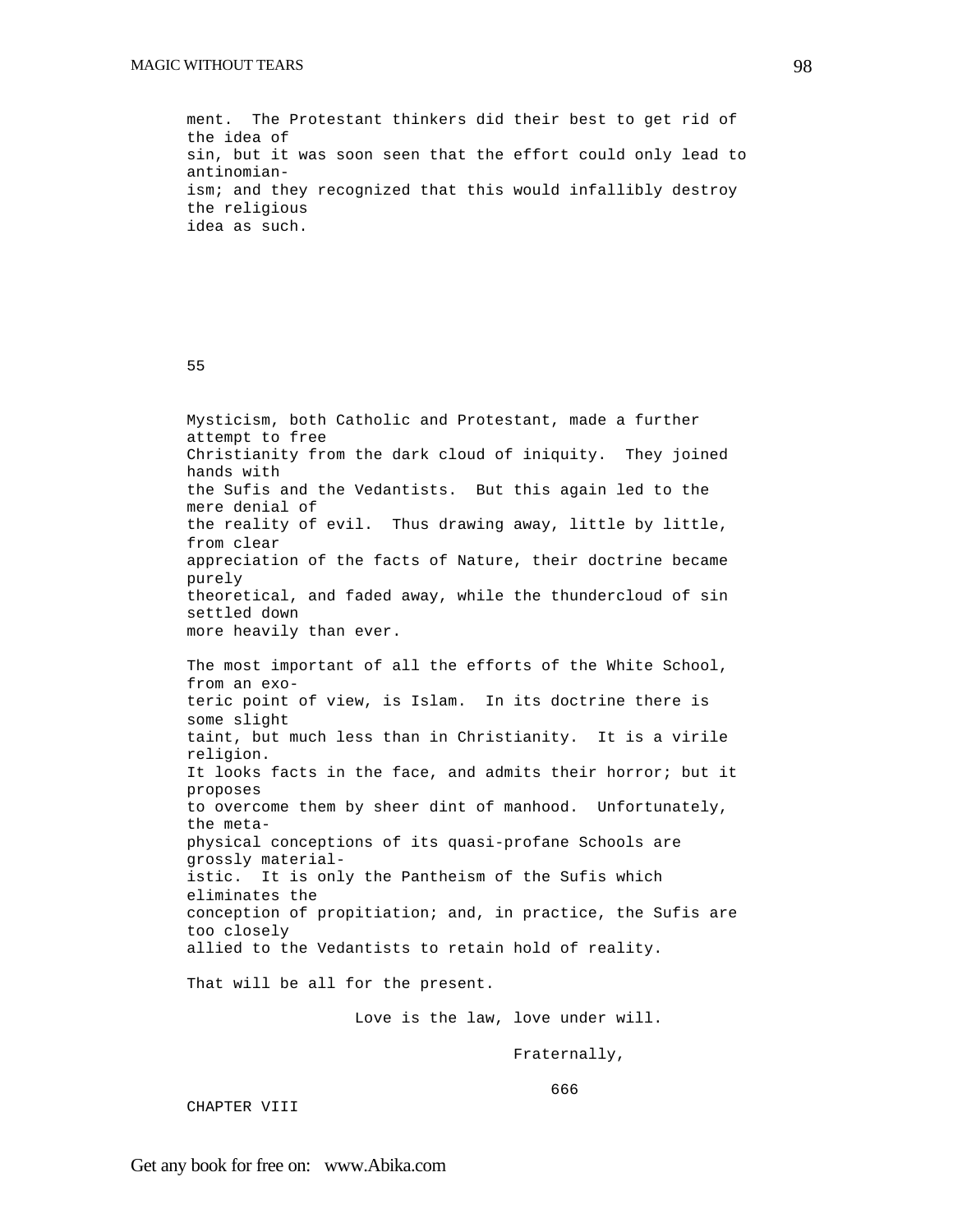ment. The Protestant thinkers did their best to get rid of the idea of sin, but it was soon seen that the effort could only lead to antinomianism; and they recognized that this would infallibly destroy the religious idea as such.

55

Mysticism, both Catholic and Protestant, made a further attempt to free Christianity from the dark cloud of iniquity. They joined hands with the Sufis and the Vedantists. But this again led to the mere denial of the reality of evil. Thus drawing away, little by little, from clear appreciation of the facts of Nature, their doctrine became purely theoretical, and faded away, while the thundercloud of sin settled down more heavily than ever.

The most important of all the efforts of the White School, from an exoteric point of view, is Islam. In its doctrine there is some slight taint, but much less than in Christianity. It is a virile religion. It looks facts in the face, and admits their horror; but it proposes to overcome them by sheer dint of manhood. Unfortunately, the metaphysical conceptions of its quasi-profane Schools are grossly materialistic. It is only the Pantheism of the Sufis which eliminates the conception of propitiation; and, in practice, the Sufis are too closely allied to the Vedantists to retain hold of reality.

That will be all for the present.

Love is the law, love under will.

Fraternally,

666

CHAPTER VIII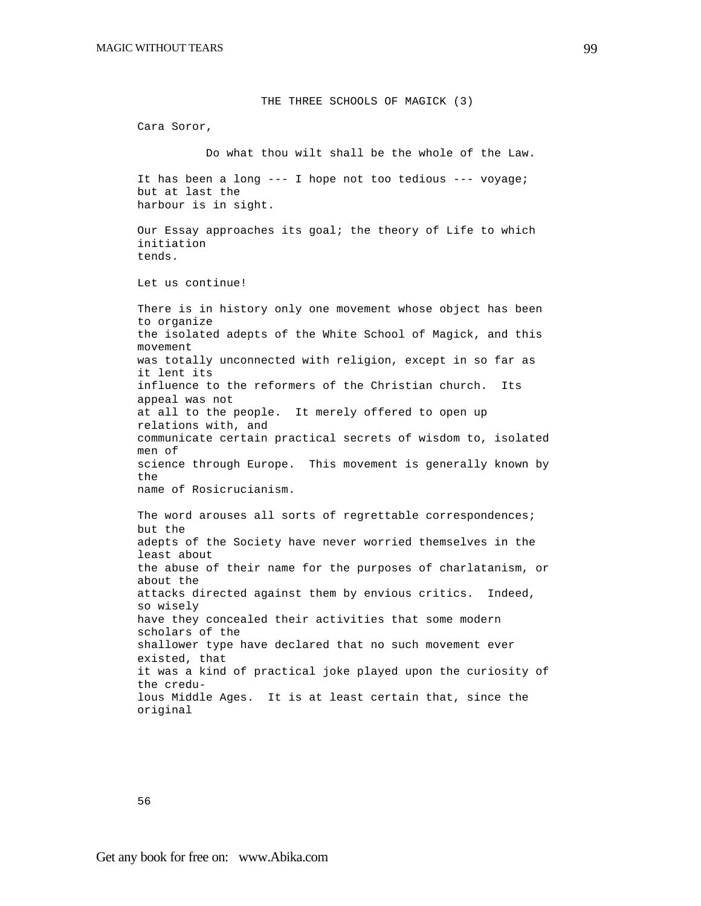# THE THREE SCHOOLS OF MAGICK (3)

Cara Soror,

Do what thou wilt shall be the whole of the Law.

It has been a long --- I hope not too tedious --- voyage; but at last the harbour is in sight.

Our Essay approaches its goal; the theory of Life to which initiation tends.

Let us continue!

There is in history only one movement whose object has been to organize the isolated adepts of the White School of Magick, and this movement was totally unconnected with religion, except in so far as it lent its influence to the reformers of the Christian church. Its appeal was not at all to the people. It merely offered to open up relations with, and communicate certain practical secrets of wisdom to, isolated men of science through Europe. This movement is generally known by the name of Rosicrucianism.

The word arouses all sorts of regrettable correspondences; but the adepts of the Society have never worried themselves in the least about the abuse of their name for the purposes of charlatanism, or about the attacks directed against them by envious critics. Indeed, so wisely have they concealed their activities that some modern scholars of the shallower type have declared that no such movement ever existed, that it was a kind of practical joke played upon the curiosity of the credulous Middle Ages. It is at least certain that, since the original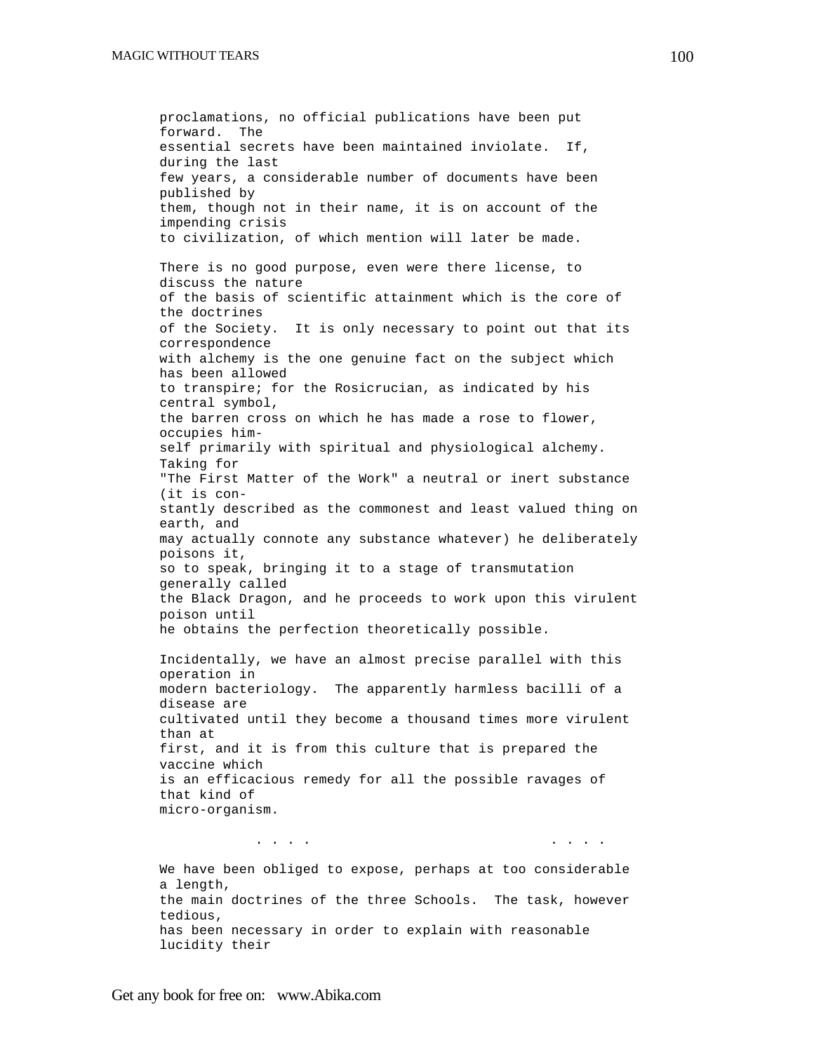proclamations, no official publications have been put forward. The essential secrets have been maintained inviolate. If, during the last few years, a considerable number of documents have been published by them, though not in their name, it is on account of the impending crisis to civilization, of which mention will later be made.

There is no good purpose, even were there license, to discuss the nature of the basis of scientific attainment which is the core of the doctrines of the Society. It is only necessary to point out that its correspondence with alchemy is the one genuine fact on the subject which has been allowed to transpire; for the Rosicrucian, as indicated by his central symbol, the barren cross on which he has made a rose to flower, occupies himself primarily with spiritual and physiological alchemy. Taking for "The First Matter of the Work" a neutral or inert substance (it is constantly described as the commonest and least valued thing on earth, and may actually connote any substance whatever) he deliberately poisons it, so to speak, bringing it to a stage of transmutation generally called the Black Dragon, and he proceeds to work upon this virulent poison until he obtains the perfection theoretically possible.

Incidentally, we have an almost precise parallel with this operation in modern bacteriology. The apparently harmless bacilli of a disease are cultivated until they become a thousand times more virulent than at first, and it is from this culture that is prepared the vaccine which is an efficacious remedy for all the possible ravages of that kind of micro-organism.

. . . .                                  . . . .

We have been obliged to expose, perhaps at too considerable a length, the main doctrines of the three Schools. The task, however tedious, has been necessary in order to explain with reasonable lucidity their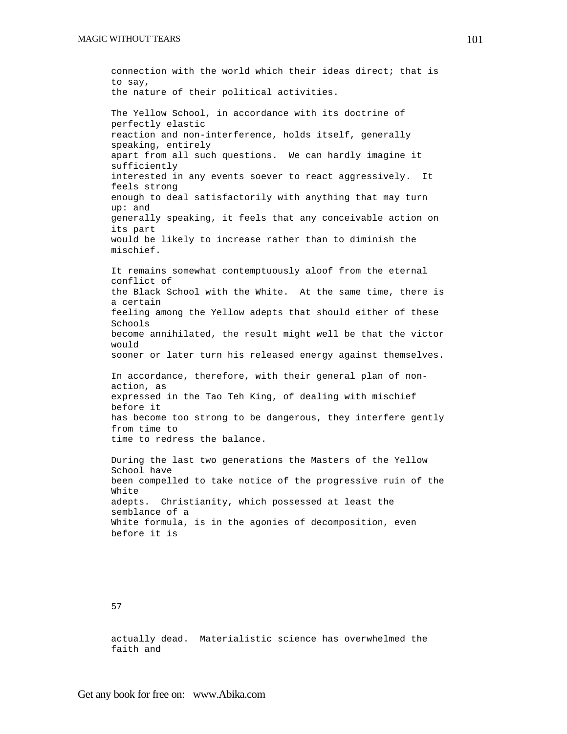connection with the world which their ideas direct; that is to say, the nature of their political activities.

The Yellow School, in accordance with its doctrine of perfectly elastic reaction and non-interference, holds itself, generally speaking, entirely apart from all such questions. We can hardly imagine it sufficiently interested in any events soever to react aggressively. It feels strong enough to deal satisfactorily with anything that may turn up: and generally speaking, it feels that any conceivable action on its part would be likely to increase rather than to diminish the mischief.

It remains somewhat contemptuously aloof from the eternal conflict of the Black School with the White. At the same time, there is a certain feeling among the Yellow adepts that should either of these Schools become annihilated, the result might well be that the victor would sooner or later turn his released energy against themselves.

In accordance, therefore, with their general plan of non-action, as expressed in the Tao Teh King, of dealing with mischief before it has become too strong to be dangerous, they interfere gently from time to time to redress the balance.

During the last two generations the Masters of the Yellow School have been compelled to take notice of the progressive ruin of the White adepts. Christianity, which possessed at least the semblance of a White formula, is in the agonies of decomposition, even before it is

actually dead. Materialistic science has overwhelmed the faith and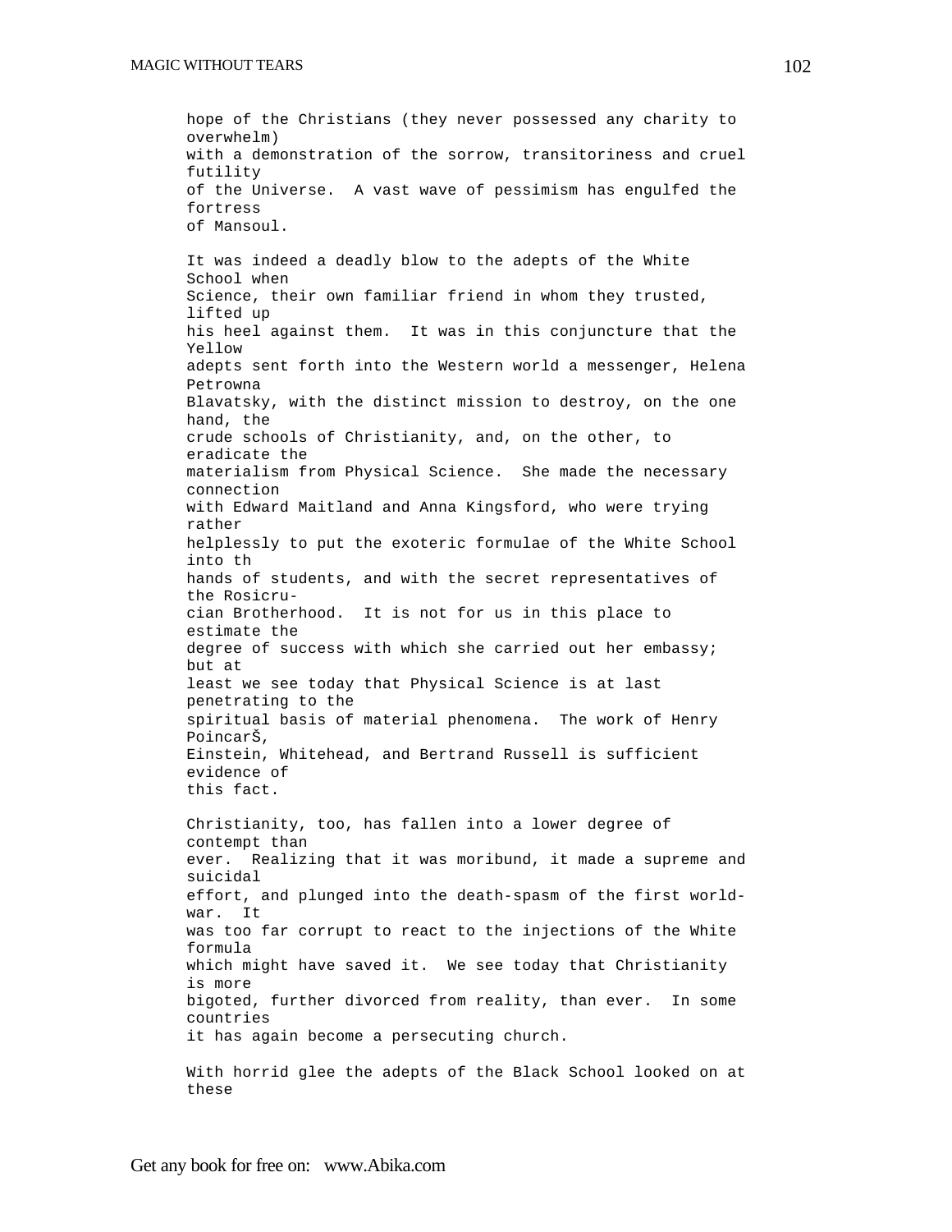hope of the Christians (they never possessed any charity to overwhelm) with a demonstration of the sorrow, transitoriness and cruel futility of the Universe. A vast wave of pessimism has engulfed the fortress of Mansoul.

It was indeed a deadly blow to the adepts of the White School when Science, their own familiar friend in whom they trusted, lifted up his heel against them. It was in this conjuncture that the Yellow adepts sent forth into the Western world a messenger, Helena Petrowna Blavatsky, with the distinct mission to destroy, on the one hand, the crude schools of Christianity, and, on the other, to eradicate the materialism from Physical Science. She made the necessary connection with Edward Maitland and Anna Kingsford, who were trying rather helplessly to put the exoteric formulae of the White School into th hands of students, and with the secret representatives of the Rosicrucian Brotherhood. It is not for us in this place to estimate the degree of success with which she carried out her embassy; but at least we see today that Physical Science is at last penetrating to the spiritual basis of material phenomena. The work of Henry PoincarŠ, Einstein, Whitehead, and Bertrand Russell is sufficient evidence of this fact.

Christianity, too, has fallen into a lower degree of contempt than ever. Realizing that it was moribund, it made a supreme and suicidal effort, and plunged into the death-spasm of the first world-war. It was too far corrupt to react to the injections of the White formula which might have saved it. We see today that Christianity is more bigoted, further divorced from reality, than ever. In some countries it has again become a persecuting church.

With horrid glee the adepts of the Black School looked on at these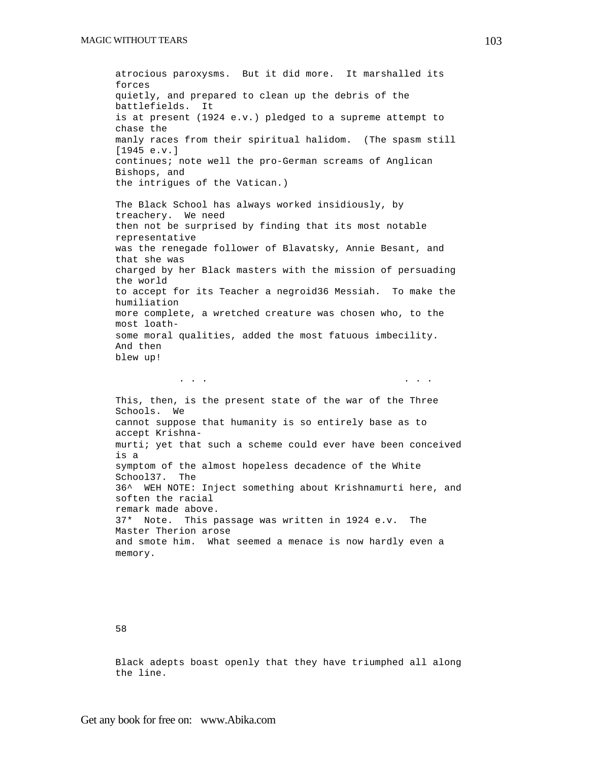atrocious paroxysms. But it did more. It marshalled its forces quietly, and prepared to clean up the debris of the battlefields. It is at present (1924 e.v.) pledged to a supreme attempt to chase the manly races from their spiritual halidom. (The spasm still [1945 e.v.] continues; note well the pro-German screams of Anglican Bishops, and the intrigues of the Vatican.)

The Black School has always worked insidiously, by treachery. We need then not be surprised by finding that its most notable representative was the renegade follower of Blavatsky, Annie Besant, and that she was charged by her Black masters with the mission of persuading the world to accept for its Teacher a negroid[36] Messiah. To make the humiliation more complete, a wretched creature was chosen who, to the most loathsome moral qualities, added the most fatuous imbecility. And then blew up!

. . . . . .

This, then, is the present state of the war of the Three Schools. We cannot suppose that humanity is so entirely base as to accept Krishnamurti; yet that such a scheme could ever have been conceived is a symptom of the almost hopeless decadence of the White School[37]. The

36^ WEH NOTE: Inject something about Krishnamurti here, and soften the racial remark made above.

37* Note. This passage was written in 1924 e.v. The Master Therion arose and smote him. What seemed a menace is now hardly even a memory.

58

Black adepts boast openly that they have triumphed all along the line.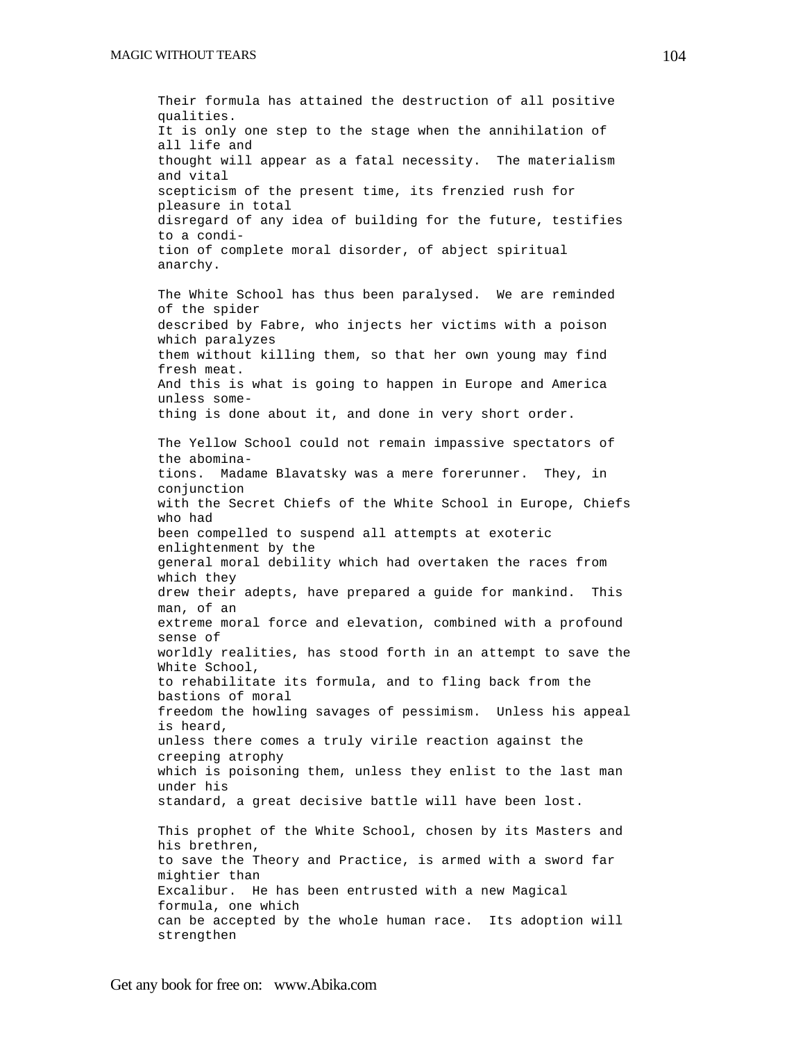Their formula has attained the destruction of all positive qualities. It is only one step to the stage when the annihilation of all life and thought will appear as a fatal necessity. The materialism and vital scepticism of the present time, its frenzied rush for pleasure in total disregard of any idea of building for the future, testifies to a condition of complete moral disorder, of abject spiritual anarchy.

The White School has thus been paralysed. We are reminded of the spider described by Fabre, who injects her victims with a poison which paralyzes them without killing them, so that her own young may find fresh meat. And this is what is going to happen in Europe and America unless something is done about it, and done in very short order.

The Yellow School could not remain impassive spectators of the abominations. Madame Blavatsky was a mere forerunner. They, in conjunction with the Secret Chiefs of the White School in Europe, Chiefs who had been compelled to suspend all attempts at exoteric enlightenment by the general moral debility which had overtaken the races from which they drew their adepts, have prepared a guide for mankind. This man, of an extreme moral force and elevation, combined with a profound sense of worldly realities, has stood forth in an attempt to save the White School, to rehabilitate its formula, and to fling back from the bastions of moral freedom the howling savages of pessimism. Unless his appeal is heard, unless there comes a truly virile reaction against the creeping atrophy which is poisoning them, unless they enlist to the last man under his standard, a great decisive battle will have been lost.

This prophet of the White School, chosen by its Masters and his brethren, to save the Theory and Practice, is armed with a sword far mightier than Excalibur. He has been entrusted with a new Magical formula, one which can be accepted by the whole human race. Its adoption will strengthen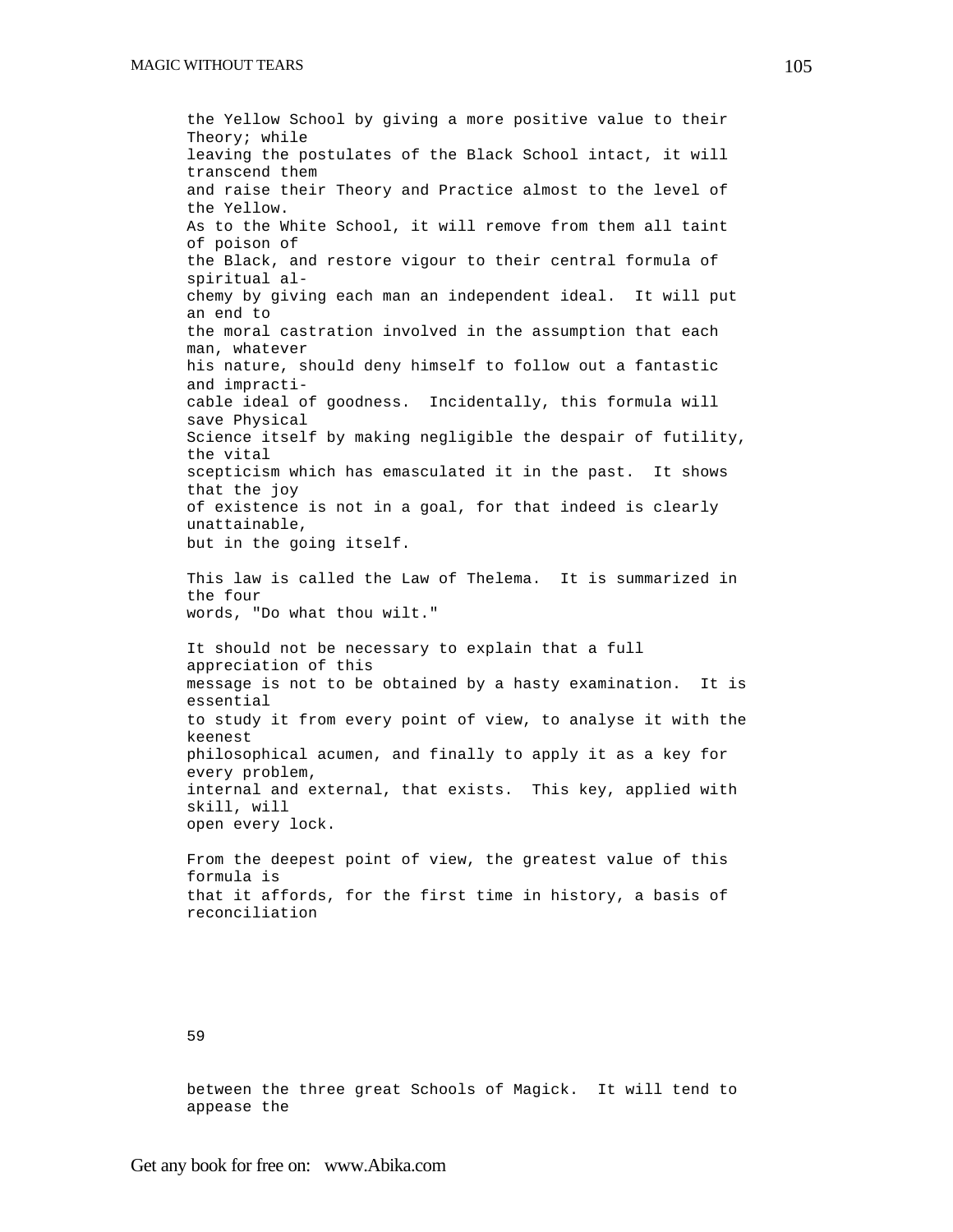the Yellow School by giving a more positive value to their Theory; while leaving the postulates of the Black School intact, it will transcend them and raise their Theory and Practice almost to the level of the Yellow. As to the White School, it will remove from them all taint of poison of the Black, and restore vigour to their central formula of spiritual alchemy by giving each man an independent ideal. It will put an end to the moral castration involved in the assumption that each man, whatever his nature, should deny himself to follow out a fantastic and impracticable ideal of goodness. Incidentally, this formula will save Physical Science itself by making negligible the despair of futility, the vital scepticism which has emasculated it in the past. It shows that the joy of existence is not in a goal, for that indeed is clearly unattainable, but in the going itself.

This law is called the Law of Thelema. It is summarized in the four words, "Do what thou wilt."

It should not be necessary to explain that a full appreciation of this message is not to be obtained by a hasty examination. It is essential to study it from every point of view, to analyse it with the keenest philosophical acumen, and finally to apply it as a key for every problem, internal and external, that exists. This key, applied with skill, will open every lock.

From the deepest point of view, the greatest value of this formula is that it affords, for the first time in history, a basis of reconciliation between the three great Schools of Magick. It will tend to appease the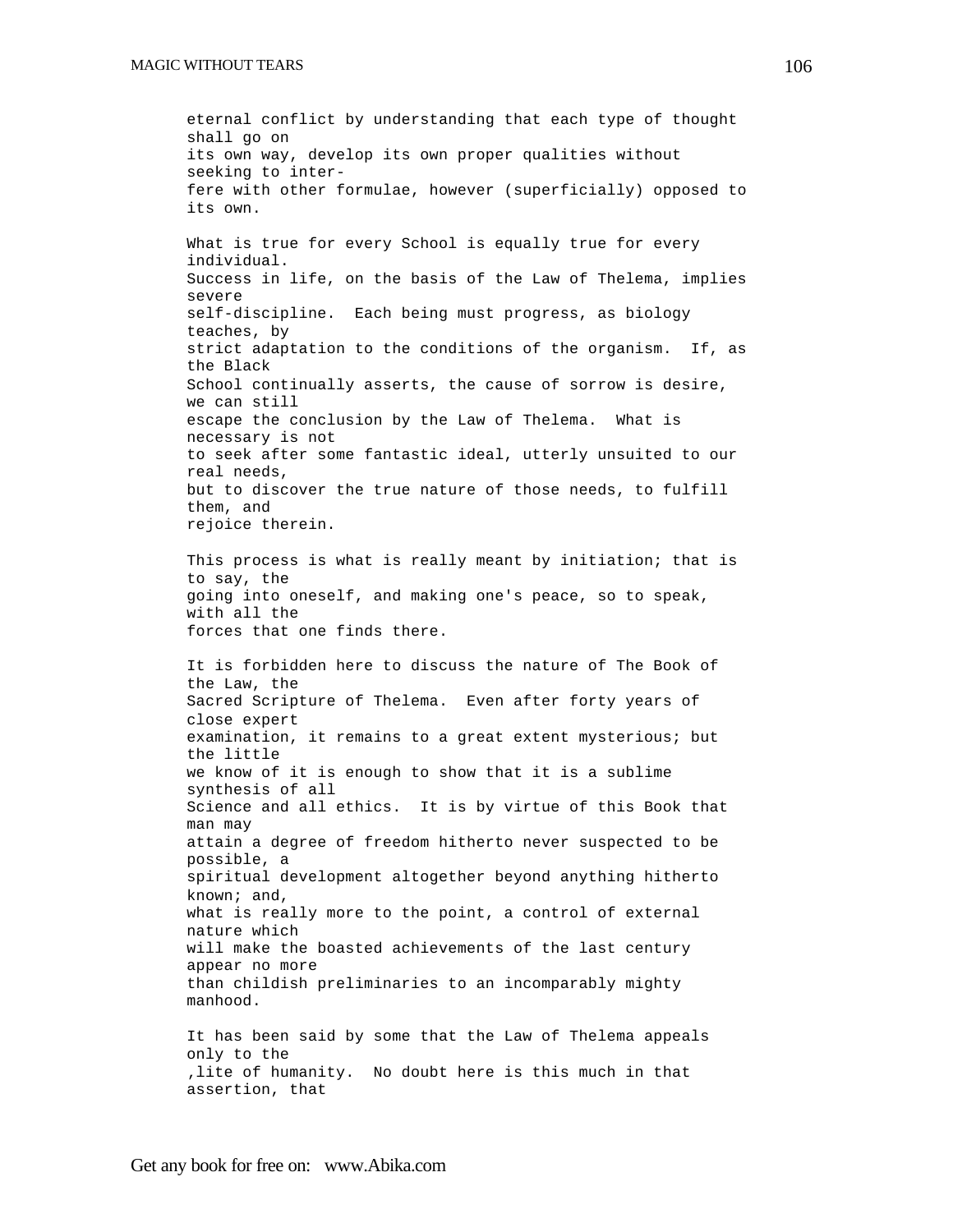eternal conflict by understanding that each type of thought shall go on its own way, develop its own proper qualities without seeking to interfere with other formulae, however (superficially) opposed to its own.

What is true for every School is equally true for every individual. Success in life, on the basis of the Law of Thelema, implies severe self-discipline. Each being must progress, as biology teaches, by strict adaptation to the conditions of the organism. If, as the Black School continually asserts, the cause of sorrow is desire, we can still escape the conclusion by the Law of Thelema. What is necessary is not to seek after some fantastic ideal, utterly unsuited to our real needs, but to discover the true nature of those needs, to fulfill them, and rejoice therein.

This process is what is really meant by initiation; that is to say, the going into oneself, and making one's peace, so to speak, with all the forces that one finds there.

It is forbidden here to discuss the nature of The Book of the Law, the Sacred Scripture of Thelema. Even after forty years of close expert examination, it remains to a great extent mysterious; but the little we know of it is enough to show that it is a sublime synthesis of all Science and all ethics. It is by virtue of this Book that man may attain a degree of freedom hitherto never suspected to be possible, a spiritual development altogether beyond anything hitherto known; and, what is really more to the point, a control of external nature which will make the boasted achievements of the last century appear no more than childish preliminaries to an incomparably mighty manhood.

It has been said by some that the Law of Thelema appeals only to the ,lite of humanity. No doubt here is this much in that assertion, that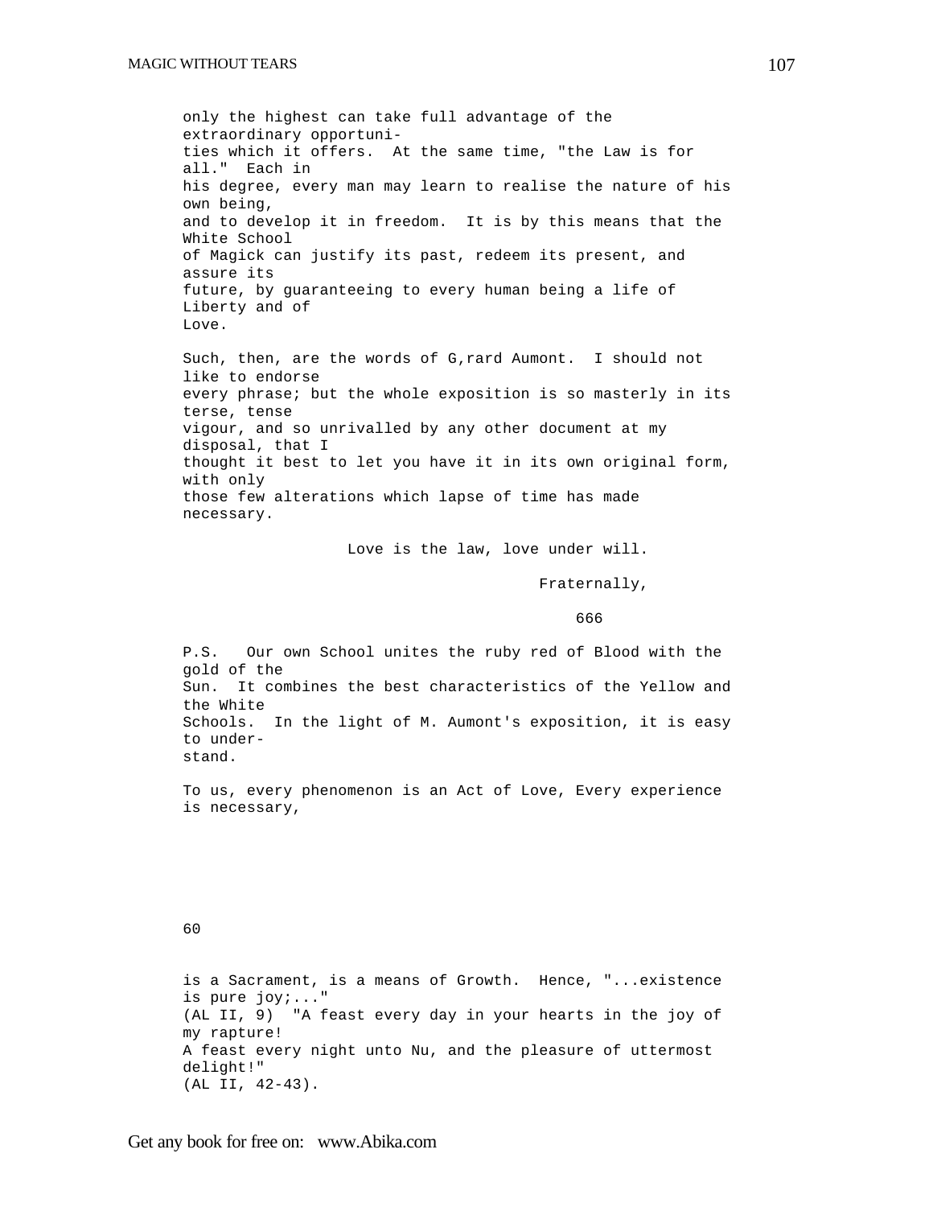only the highest can take full advantage of the extraordinary opportunities which it offers. At the same time, "the Law is for all." Each in his degree, every man may learn to realise the nature of his own being, and to develop it in freedom. It is by this means that the White School of Magick can justify its past, redeem its present, and assure its future, by guaranteeing to every human being a life of Liberty and of Love.

Such, then, are the words of G,rard Aumont. I should not like to endorse every phrase; but the whole exposition is so masterly in its terse, tense vigour, and so unrivalled by any other document at my disposal, that I thought it best to let you have it in its own original form, with only those few alterations which lapse of time has made necessary.

Love is the law, love under will.

Fraternally,

666

P.S. Our own School unites the ruby red of Blood with the gold of the Sun. It combines the best characteristics of the Yellow and the White Schools. In the light of M. Aumont's exposition, it is easy to understand.

To us, every phenomenon is an Act of Love, Every experience is necessary,

60

is a Sacrament, is a means of Growth. Hence, "...existence is pure joy;..." (AL II, 9) "A feast every day in your hearts in the joy of my rapture! A feast every night unto Nu, and the pleasure of uttermost delight!" (AL II, 42-43).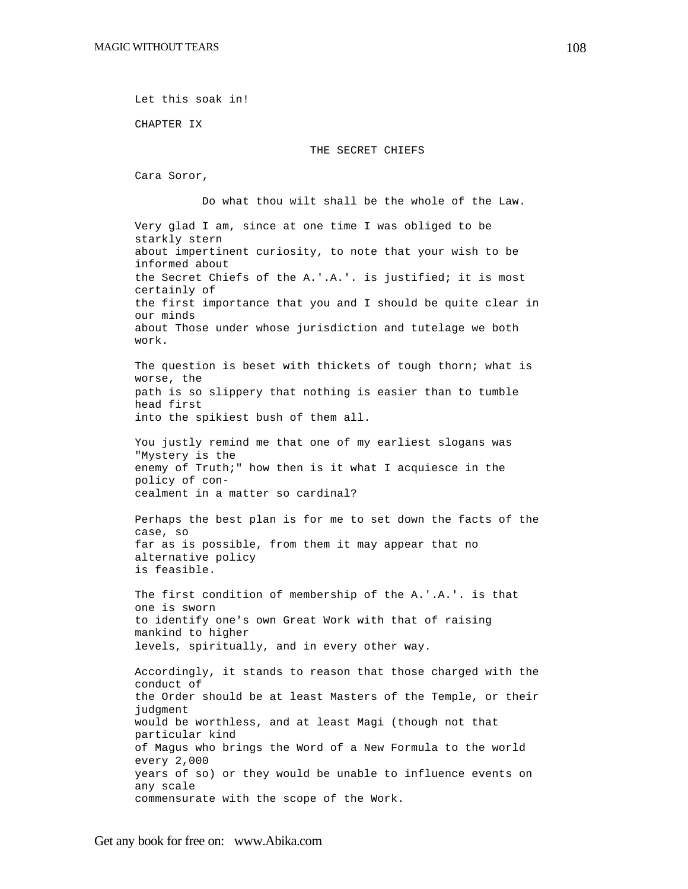Let this soak in!

# CHAPTER IX

## THE SECRET CHIEFS

Cara Soror,

Do what thou wilt shall be the whole of the Law.

Very glad I am, since at one time I was obliged to be starkly stern about impertinent curiosity, to note that your wish to be informed about the Secret Chiefs of the A.'.A.'. is justified; it is most certainly of the first importance that you and I should be quite clear in our minds about Those under whose jurisdiction and tutelage we both work.

The question is beset with thickets of tough thorn; what is worse, the path is so slippery that nothing is easier than to tumble head first into the spikiest bush of them all.

You justly remind me that one of my earliest slogans was "Mystery is the enemy of Truth;" how then is it what I acquiesce in the policy of concealment in a matter so cardinal?

Perhaps the best plan is for me to set down the facts of the case, so far as is possible, from them it may appear that no alternative policy is feasible.

The first condition of membership of the A.'.A.'. is that one is sworn to identify one's own Great Work with that of raising mankind to higher levels, spiritually, and in every other way.

Accordingly, it stands to reason that those charged with the conduct of the Order should be at least Masters of the Temple, or their judgment would be worthless, and at least Magi (though not that particular kind of Magus who brings the Word of a New Formula to the world every 2,000 years of so) or they would be unable to influence events on any scale commensurate with the scope of the Work.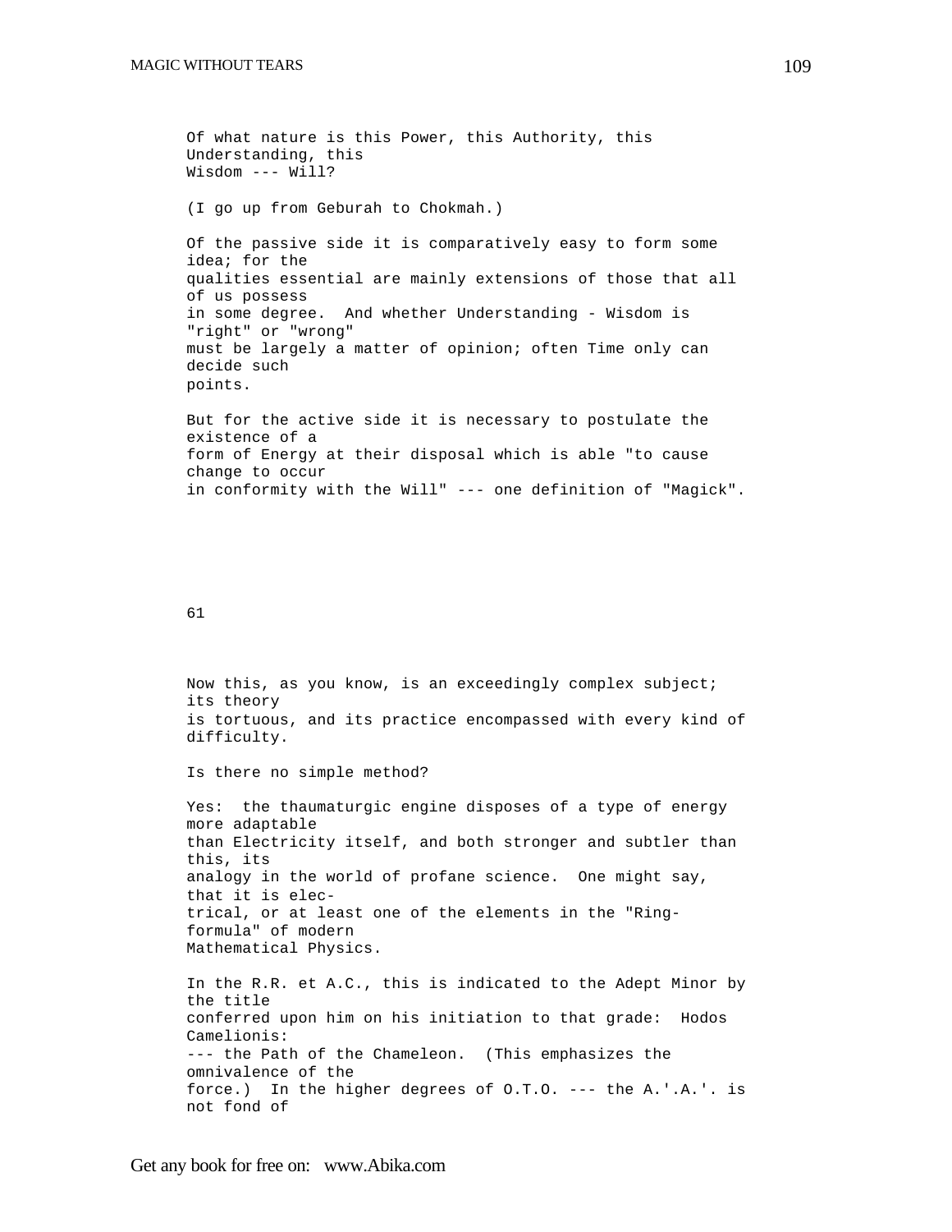Of what nature is this Power, this Authority, this Understanding, this Wisdom --- Will?

(I go up from Geburah to Chokmah.)

Of the passive side it is comparatively easy to form some idea; for the qualities essential are mainly extensions of those that all of us possess in some degree. And whether Understanding - Wisdom is "right" or "wrong" must be largely a matter of opinion; often Time only can decide such points.

But for the active side it is necessary to postulate the existence of a form of Energy at their disposal which is able "to cause change to occur in conformity with the Will" --- one definition of "Magick".

61

Now this, as you know, is an exceedingly complex subject; its theory is tortuous, and its practice encompassed with every kind of difficulty.

Is there no simple method?

Yes: the thaumaturgic engine disposes of a type of energy more adaptable than Electricity itself, and both stronger and subtler than this, its analogy in the world of profane science. One might say, that it is electrical, or at least one of the elements in the "Ring-formula" of modern Mathematical Physics.

In the R.R. et A.C., this is indicated to the Adept Minor by the title conferred upon him on his initiation to that grade: Hodos Camelionis: --- the Path of the Chameleon. (This emphasizes the omnivalence of the force.) In the higher degrees of O.T.O. --- the A.'.A.'. is not fond of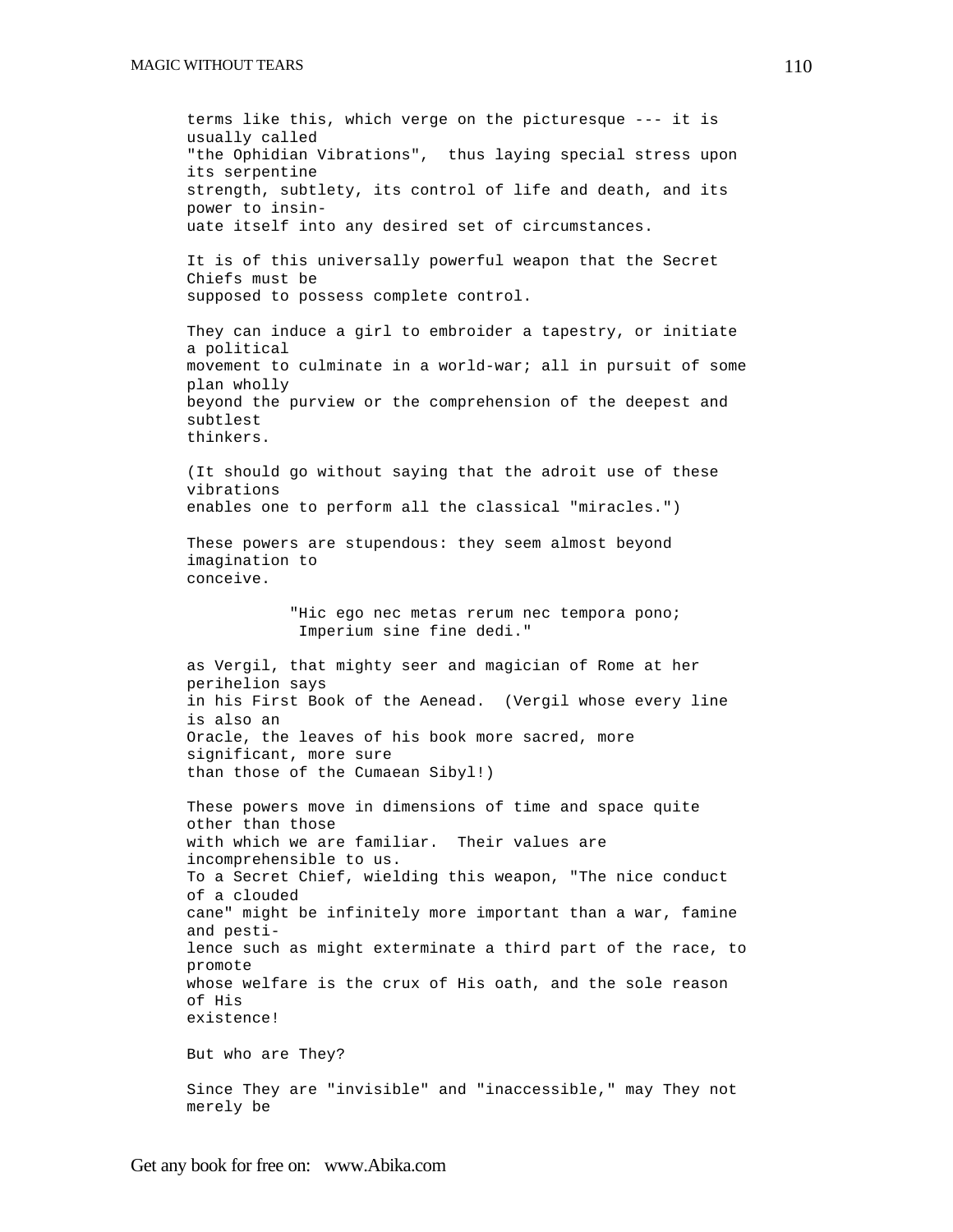terms like this, which verge on the picturesque --- it is usually called "the Ophidian Vibrations", thus laying special stress upon its serpentine strength, subtlety, its control of life and death, and its power to insinuate itself into any desired set of circumstances.

It is of this universally powerful weapon that the Secret Chiefs must be supposed to possess complete control.

They can induce a girl to embroider a tapestry, or initiate a political movement to culminate in a world-war; all in pursuit of some plan wholly beyond the purview or the comprehension of the deepest and subtlest thinkers.

(It should go without saying that the adroit use of these vibrations enables one to perform all the classical "miracles.")

These powers are stupendous: they seem almost beyond imagination to conceive.

> "Hic ego nec metas rerum nec tempora pono;
> Imperium sine fine dedi."

as Vergil, that mighty seer and magician of Rome at her perihelion says in his First Book of the Aenead. (Vergil whose every line is also an Oracle, the leaves of his book more sacred, more significant, more sure than those of the Cumaean Sibyl!)

These powers move in dimensions of time and space quite other than those with which we are familiar. Their values are incomprehensible to us. To a Secret Chief, wielding this weapon, "The nice conduct of a clouded cane" might be infinitely more important than a war, famine and pestilence such as might exterminate a third part of the race, to promote whose welfare is the crux of His oath, and the sole reason of His existence!

But who are They?

Since They are "invisible" and "inaccessible," may They not merely be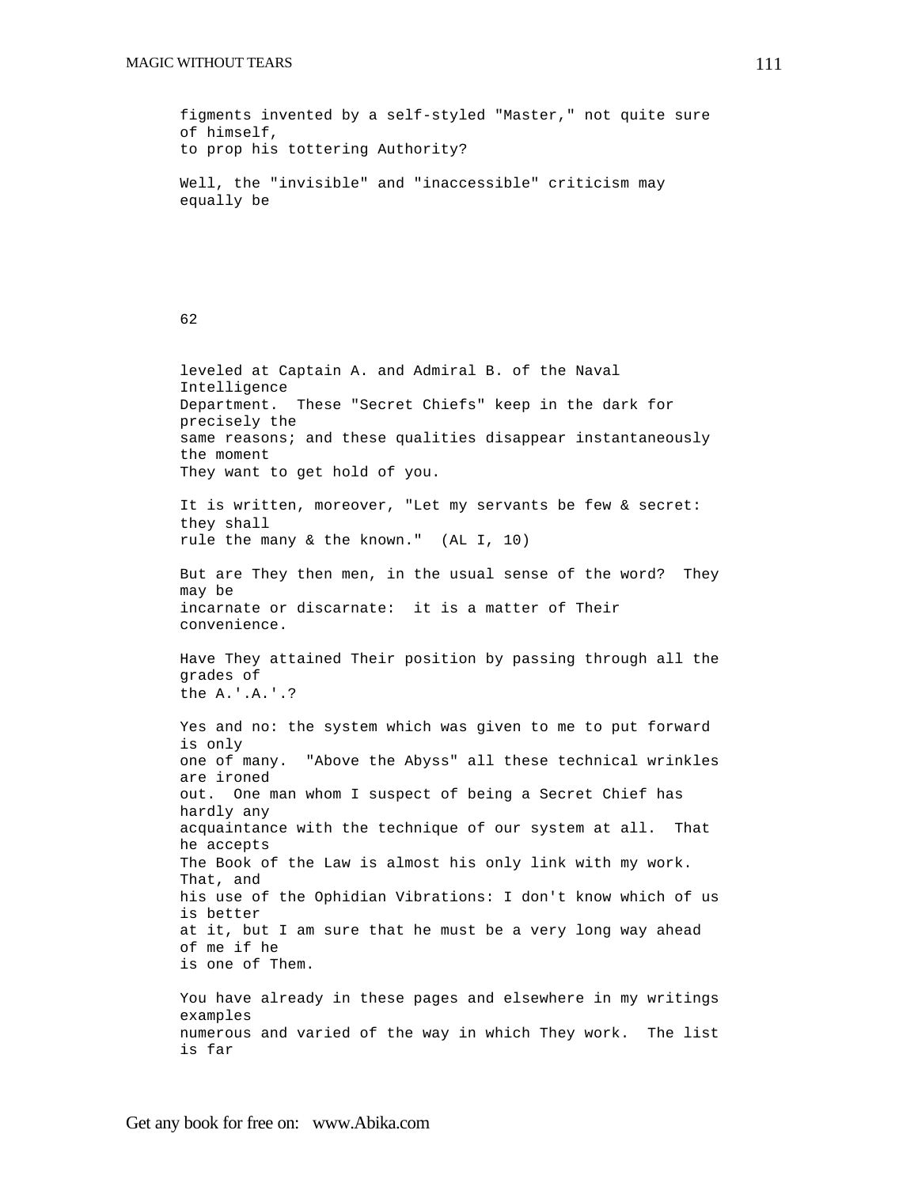figments invented by a self-styled "Master," not quite sure of himself, to prop his tottering Authority?

Well, the "invisible" and "inaccessible" criticism may equally be

62

leveled at Captain A. and Admiral B. of the Naval Intelligence Department. These "Secret Chiefs" keep in the dark for precisely the same reasons; and these qualities disappear instantaneously the moment They want to get hold of you.

It is written, moreover, "Let my servants be few & secret: they shall rule the many & the known." (AL I, 10)

But are They then men, in the usual sense of the word? They may be incarnate or discarnate: it is a matter of Their convenience.

Have They attained Their position by passing through all the grades of the A.'.A.'.?

Yes and no: the system which was given to me to put forward is only one of many. "Above the Abyss" all these technical wrinkles are ironed out. One man whom I suspect of being a Secret Chief has hardly any acquaintance with the technique of our system at all. That he accepts The Book of the Law is almost his only link with my work. That, and his use of the Ophidian Vibrations: I don't know which of us is better at it, but I am sure that he must be a very long way ahead of me if he is one of Them.

You have already in these pages and elsewhere in my writings examples numerous and varied of the way in which They work. The list is far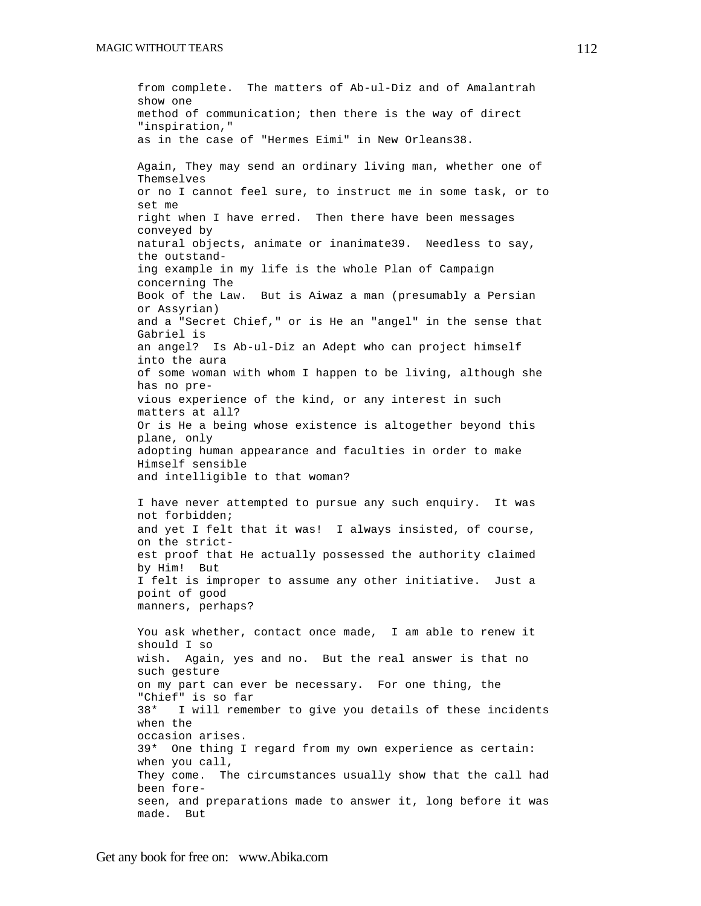from complete. The matters of Ab-ul-Diz and of Amalantrah show one method of communication; then there is the way of direct "inspiration," as in the case of "Hermes Eimi" in New Orleans38.

Again, They may send an ordinary living man, whether one of Themselves or no I cannot feel sure, to instruct me in some task, or to set me right when I have erred. Then there have been messages conveyed by natural objects, animate or inanimate39. Needless to say, the outstanding example in my life is the whole Plan of Campaign concerning The Book of the Law. But is Aiwaz a man (presumably a Persian or Assyrian) and a "Secret Chief," or is He an "angel" in the sense that Gabriel is an angel? Is Ab-ul-Diz an Adept who can project himself into the aura of some woman with whom I happen to be living, although she has no previous experience of the kind, or any interest in such matters at all? Or is He a being whose existence is altogether beyond this plane, only adopting human appearance and faculties in order to make Himself sensible and intelligible to that woman?

I have never attempted to pursue any such enquiry. It was not forbidden; and yet I felt that it was! I always insisted, of course, on the strictest proof that He actually possessed the authority claimed by Him! But I felt is improper to assume any other initiative. Just a point of good manners, perhaps?

You ask whether, contact once made, I am able to renew it should I so wish. Again, yes and no. But the real answer is that no such gesture on my part can ever be necessary. For one thing, the "Chief" is so far

38* I will remember to give you details of these incidents when the occasion arises.

39* One thing I regard from my own experience as certain: when you call, They come. The circumstances usually show that the call had been foreseen, and preparations made to answer it, long before it was made. But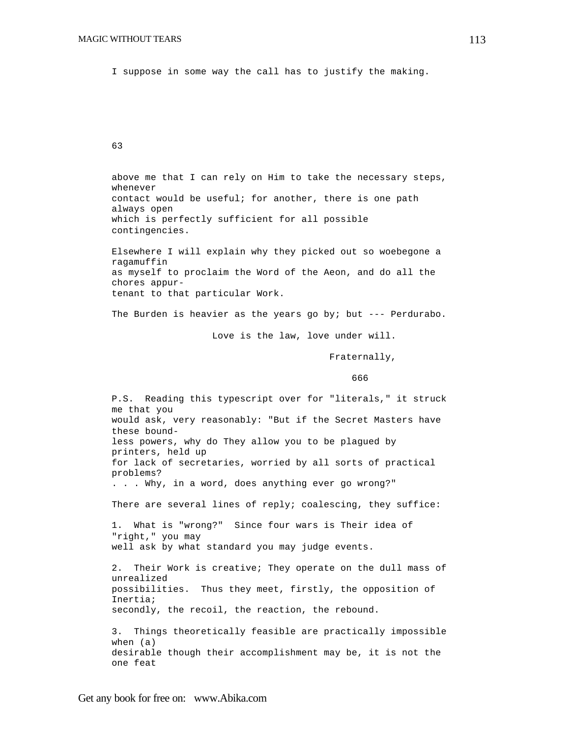I suppose in some way the call has to justify the making.

63

above me that I can rely on Him to take the necessary steps, whenever contact would be useful; for another, there is one path always open which is perfectly sufficient for all possible contingencies.

Elsewhere I will explain why they picked out so woebegone a ragamuffin as myself to proclaim the Word of the Aeon, and do all the chores appurtenant to that particular Work.

The Burden is heavier as the years go by; but --- Perdurabo.

Love is the law, love under will.

Fraternally,

666

P.S. Reading this typescript over for "literals," it struck me that you would ask, very reasonably: "But if the Secret Masters have these boundless powers, why do They allow you to be plagued by printers, held up for lack of secretaries, worried by all sorts of practical problems? . . . Why, in a word, does anything ever go wrong?"

There are several lines of reply; coalescing, they suffice:

1. What is "wrong?" Since four wars is Their idea of "right," you may well ask by what standard you may judge events.

2. Their Work is creative; They operate on the dull mass of unrealized possibilities. Thus they meet, firstly, the opposition of Inertia; secondly, the recoil, the reaction, the rebound.

3. Things theoretically feasible are practically impossible when (a) desirable though their accomplishment may be, it is not the one feat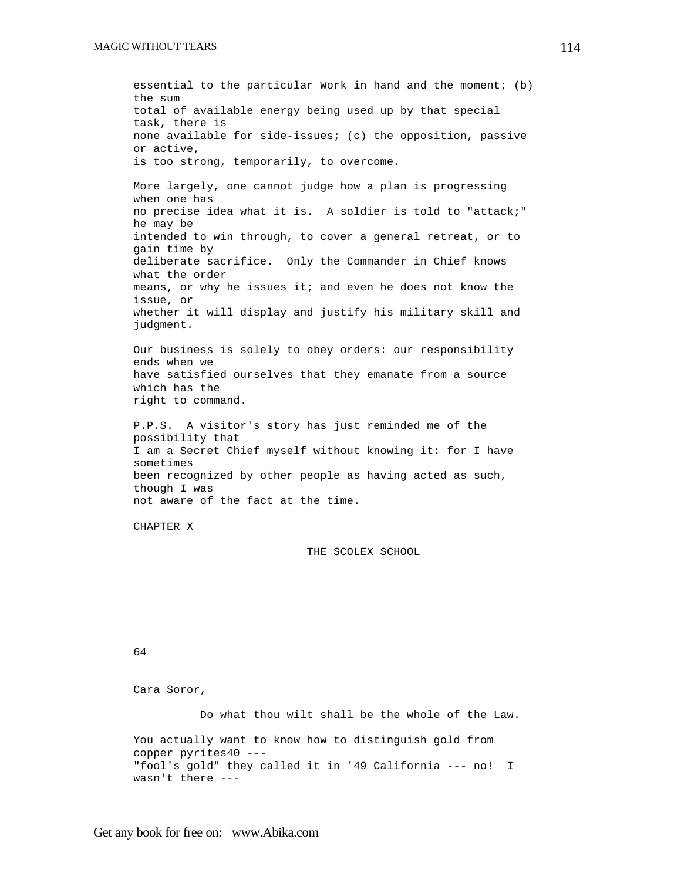essential to the particular Work in hand and the moment; (b) the sum total of available energy being used up by that special task, there is none available for side-issues; (c) the opposition, passive or active, is too strong, temporarily, to overcome.

More largely, one cannot judge how a plan is progressing when one has no precise idea what it is. A soldier is told to "attack;" he may be intended to win through, to cover a general retreat, or to gain time by deliberate sacrifice. Only the Commander in Chief knows what the order means, or why he issues it; and even he does not know the issue, or whether it will display and justify his military skill and judgment.

Our business is solely to obey orders: our responsibility ends when we have satisfied ourselves that they emanate from a source which has the right to command.

P.P.S. A visitor's story has just reminded me of the possibility that I am a Secret Chief myself without knowing it: for I have sometimes been recognized by other people as having acted as such, though I was not aware of the fact at the time.

# CHAPTER X

## THE SCOLEX SCHOOL

64

Cara Soror,

Do what thou wilt shall be the whole of the Law.

You actually want to know how to distinguish gold from copper pyrites[40] --- "fool's gold" they called it in '49 California --- no! I wasn't there ---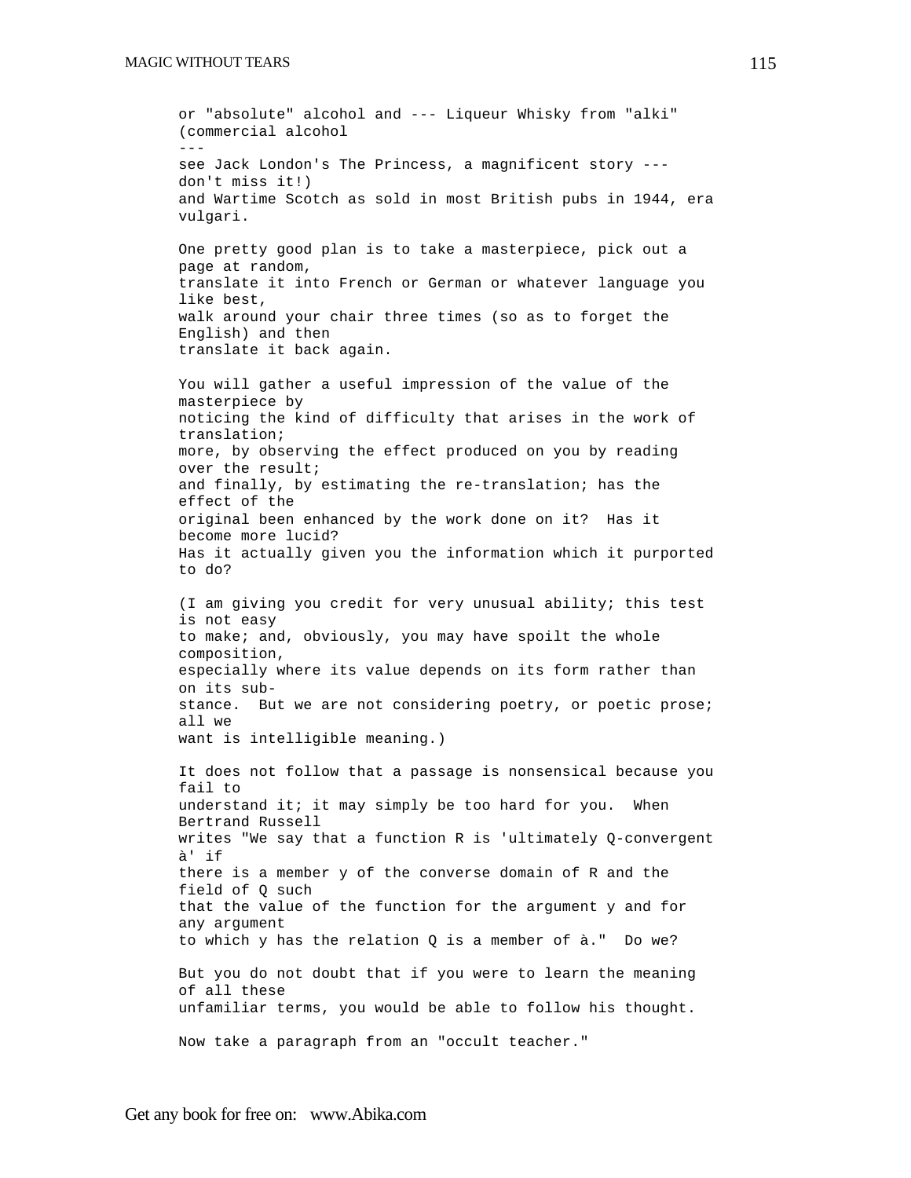or "absolute" alcohol and --- Liqueur Whisky from "alki" (commercial alcohol --- see Jack London's The Princess, a magnificent story --- don't miss it!) and Wartime Scotch as sold in most British pubs in 1944, era vulgari.

One pretty good plan is to take a masterpiece, pick out a page at random, translate it into French or German or whatever language you like best, walk around your chair three times (so as to forget the English) and then translate it back again.

You will gather a useful impression of the value of the masterpiece by noticing the kind of difficulty that arises in the work of translation; more, by observing the effect produced on you by reading over the result; and finally, by estimating the re-translation; has the effect of the original been enhanced by the work done on it? Has it become more lucid? Has it actually given you the information which it purported to do?

(I am giving you credit for very unusual ability; this test is not easy to make; and, obviously, you may have spoilt the whole composition, especially where its value depends on its form rather than on its substance. But we are not considering poetry, or poetic prose; all we want is intelligible meaning.)

It does not follow that a passage is nonsensical because you fail to understand it; it may simply be too hard for you. When Bertrand Russell writes "We say that a function R is 'ultimately Q-convergent à' if there is a member y of the converse domain of R and the field of Q such that the value of the function for the argument y and for any argument to which y has the relation Q is a member of à." Do we?

But you do not doubt that if you were to learn the meaning of all these unfamiliar terms, you would be able to follow his thought.

Now take a paragraph from an "occult teacher."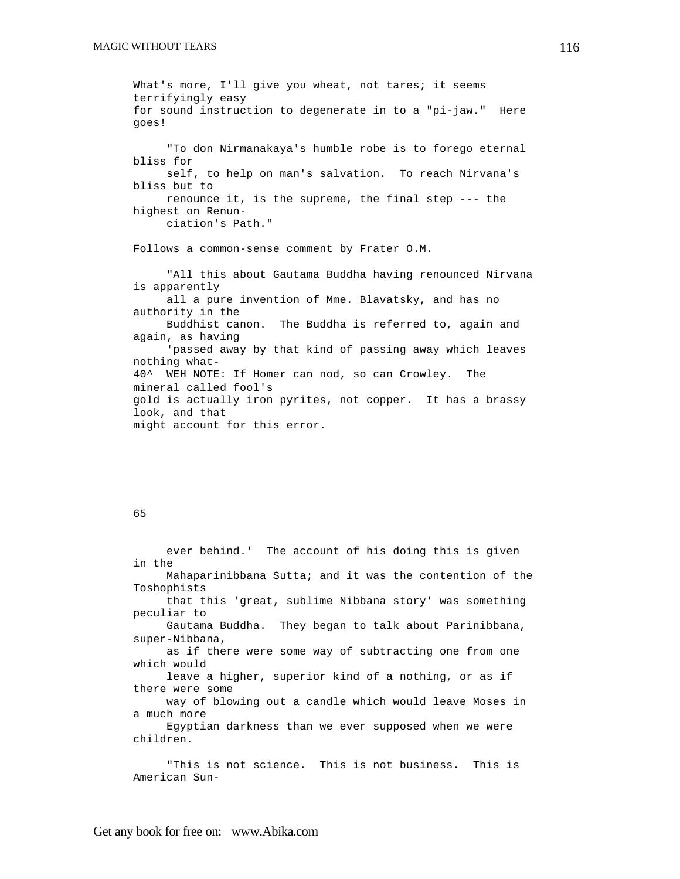What's more, I'll give you wheat, not tares; it seems terrifyingly easy for sound instruction to degenerate in to a "pi-jaw." Here goes!

> "To don Nirmanakaya's humble robe is to forego eternal bliss for self, to help on man's salvation. To reach Nirvana's bliss but to renounce it, is the supreme, the final step --- the highest on Renunciation's Path."

Follows a common-sense comment by Frater O.M.

> "All this about Gautama Buddha having renounced Nirvana is apparently all a pure invention of Mme. Blavatsky, and has no authority in the Buddhist canon. The Buddha is referred to, again and again, as having 'passed away by that kind of passing away which leaves nothing whatever behind.' The account of his doing this is given in the Mahaparinibbana Sutta; and it was the contention of the Toshophists that this 'great, sublime Nibbana story' was something peculiar to Gautama Buddha. They began to talk about Parinibbana, super-Nibbana, as if there were some way of subtracting one from one which would leave a higher, superior kind of a nothing, or as if there were some way of blowing out a candle which would leave Moses in a much more Egyptian darkness than we ever supposed when we were children.

> "This is not science. This is not business. This is American Sun-

40^ WEH NOTE: If Homer can nod, so can Crowley. The mineral called fool's gold is actually iron pyrites, not copper. It has a brassy look, and that might account for this error.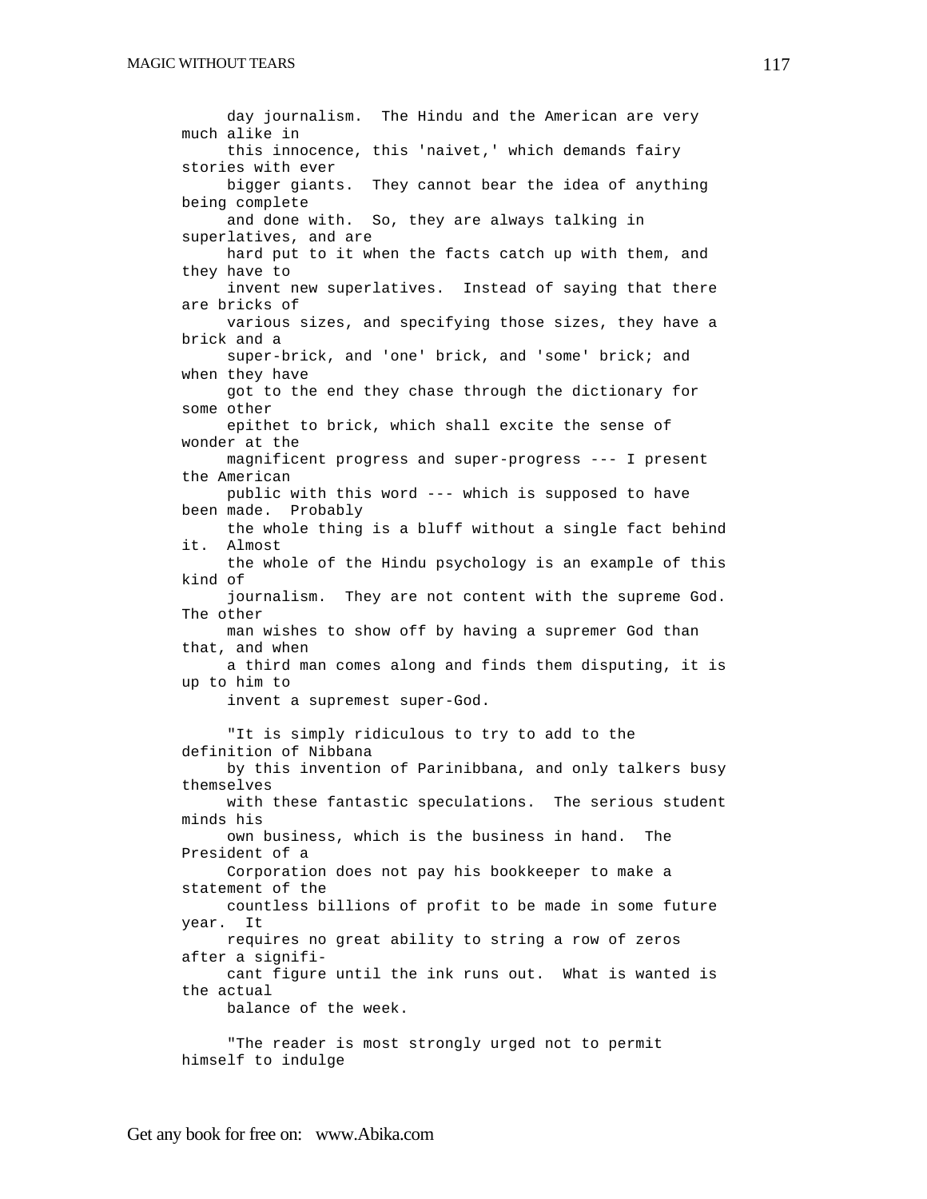day journalism. The Hindu and the American are very much alike in this innocence, this 'naivet,' which demands fairy stories with ever bigger giants. They cannot bear the idea of anything being complete and done with. So, they are always talking in superlatives, and are hard put to it when the facts catch up with them, and they have to invent new superlatives. Instead of saying that there are bricks of various sizes, and specifying those sizes, they have a brick and a super-brick, and 'one' brick, and 'some' brick; and when they have got to the end they chase through the dictionary for some other epithet to brick, which shall excite the sense of wonder at the magnificent progress and super-progress --- I present the American public with this word --- which is supposed to have been made. Probably the whole thing is a bluff without a single fact behind it. Almost the whole of the Hindu psychology is an example of this kind of journalism. They are not content with the supreme God. The other man wishes to show off by having a supremer God than that, and when a third man comes along and finds them disputing, it is up to him to invent a supremest super-God.

"It is simply ridiculous to try to add to the definition of Nibbana by this invention of Parinibbana, and only talkers busy themselves with these fantastic speculations. The serious student minds his own business, which is the business in hand. The President of a Corporation does not pay his bookkeeper to make a statement of the countless billions of profit to be made in some future year. It requires no great ability to string a row of zeros after a significant figure until the ink runs out. What is wanted is the actual balance of the week.

"The reader is most strongly urged not to permit himself to indulge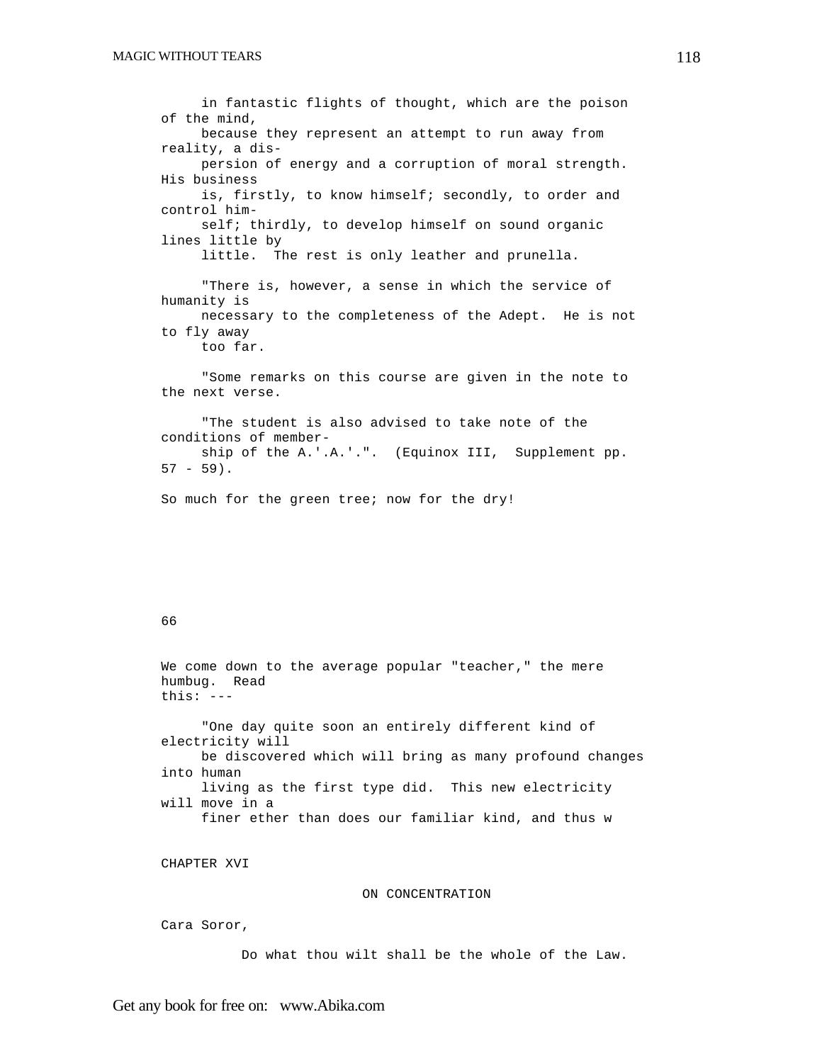in fantastic flights of thought, which are the poison of the mind, because they represent an attempt to run away from reality, a dispersion of energy and a corruption of moral strength. His business is, firstly, to know himself; secondly, to order and control himself; thirdly, to develop himself on sound organic lines little by little. The rest is only leather and prunella.

"There is, however, a sense in which the service of humanity is necessary to the completeness of the Adept. He is not to fly away too far.

"Some remarks on this course are given in the note to the next verse.

"The student is also advised to take note of the conditions of membership of the A.'.A.'.". (Equinox III, Supplement pp. 57 - 59).

So much for the green tree; now for the dry!

66

We come down to the average popular "teacher," the mere humbug. Read this: ---

"One day quite soon an entirely different kind of electricity will be discovered which will bring as many profound changes into human living as the first type did. This new electricity will move in a finer ether than does our familiar kind, and thus w

## CHAPTER XVI

### ON CONCENTRATION

Cara Soror,

Do what thou wilt shall be the whole of the Law.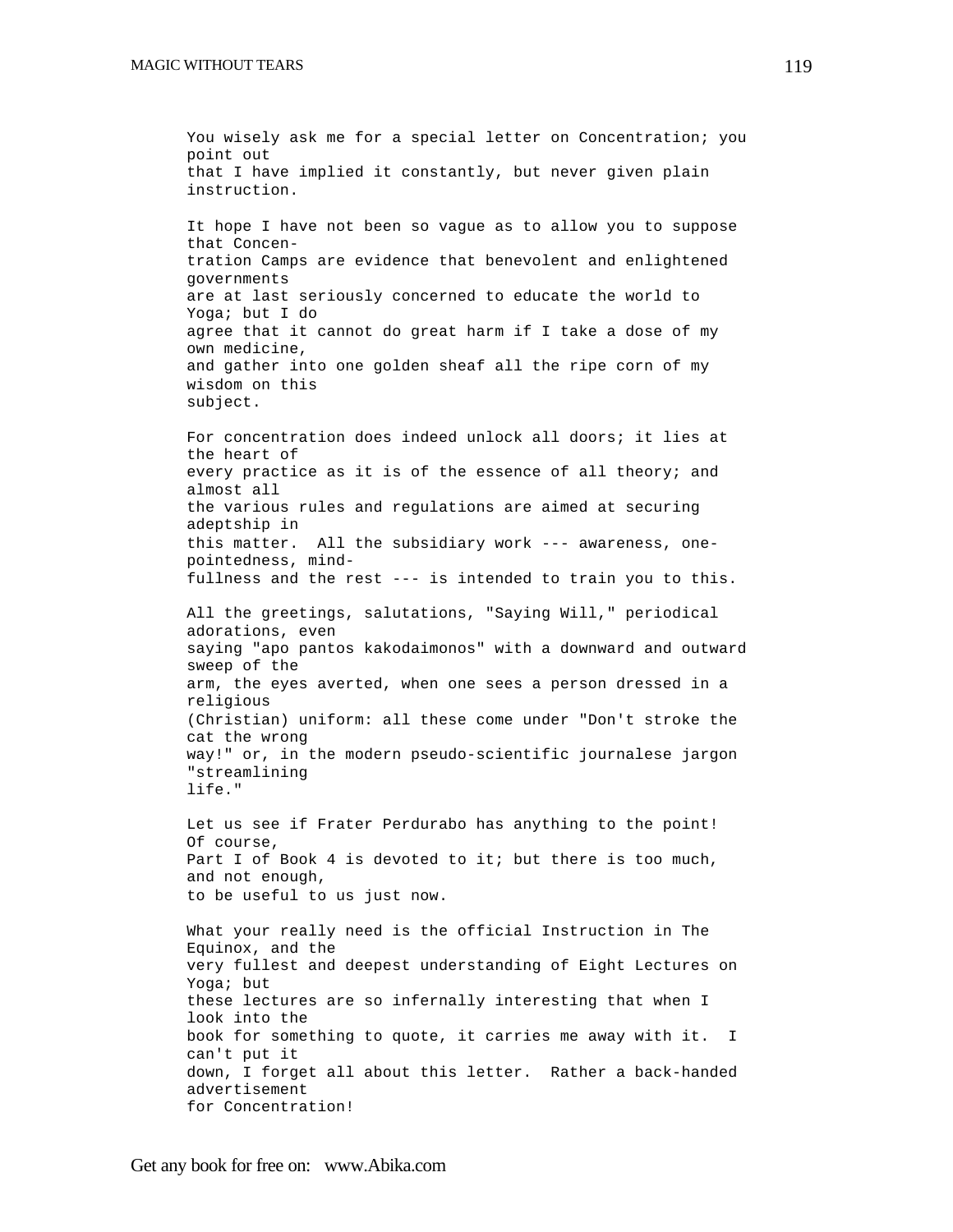You wisely ask me for a special letter on Concentration; you point out that I have implied it constantly, but never given plain instruction.

It hope I have not been so vague as to allow you to suppose that Concentration Camps are evidence that benevolent and enlightened governments are at last seriously concerned to educate the world to Yoga; but I do agree that it cannot do great harm if I take a dose of my own medicine, and gather into one golden sheaf all the ripe corn of my wisdom on this subject.

For concentration does indeed unlock all doors; it lies at the heart of every practice as it is of the essence of all theory; and almost all the various rules and regulations are aimed at securing adeptship in this matter. All the subsidiary work --- awareness, one-pointedness, mindfullness and the rest --- is intended to train you to this.

All the greetings, salutations, "Saying Will," periodical adorations, even saying "apo pantos kakodaimonos" with a downward and outward sweep of the arm, the eyes averted, when one sees a person dressed in a religious (Christian) uniform: all these come under "Don't stroke the cat the wrong way!" or, in the modern pseudo-scientific journalese jargon "streamlining life."

Let us see if Frater Perdurabo has anything to the point! Of course, Part I of Book 4 is devoted to it; but there is too much, and not enough, to be useful to us just now.

What your really need is the official Instruction in The Equinox, and the very fullest and deepest understanding of Eight Lectures on Yoga; but these lectures are so infernally interesting that when I look into the book for something to quote, it carries me away with it. I can't put it down, I forget all about this letter. Rather a back-handed advertisement for Concentration!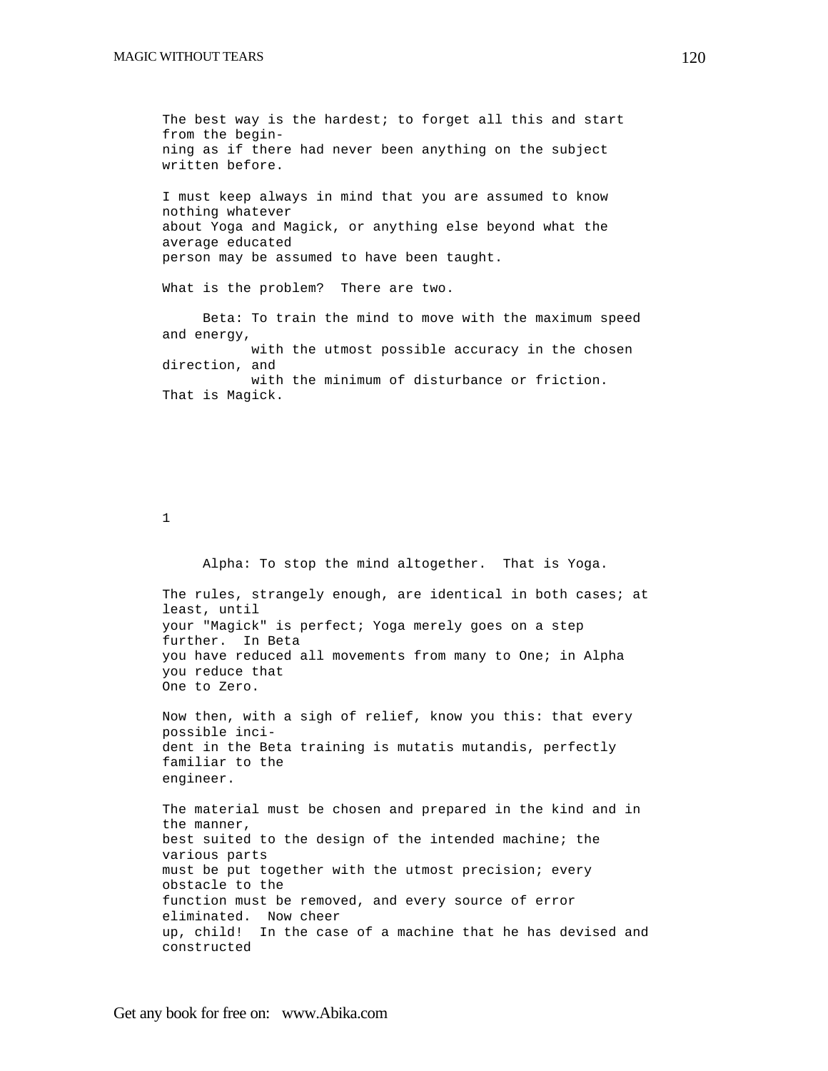The best way is the hardest; to forget all this and start from the beginning as if there had never been anything on the subject written before.

I must keep always in mind that you are assumed to know nothing whatever about Yoga and Magick, or anything else beyond what the average educated person may be assumed to have been taught.

What is the problem? There are two.

Beta: To train the mind to move with the maximum speed and energy, with the utmost possible accuracy in the chosen direction, and with the minimum of disturbance or friction. That is Magick.

1

Alpha: To stop the mind altogether. That is Yoga.

The rules, strangely enough, are identical in both cases; at least, until your "Magick" is perfect; Yoga merely goes on a step further. In Beta you have reduced all movements from many to One; in Alpha you reduce that One to Zero.

Now then, with a sigh of relief, know you this: that every possible incident in the Beta training is mutatis mutandis, perfectly familiar to the engineer.

The material must be chosen and prepared in the kind and in the manner, best suited to the design of the intended machine; the various parts must be put together with the utmost precision; every obstacle to the function must be removed, and every source of error eliminated. Now cheer up, child! In the case of a machine that he has devised and constructed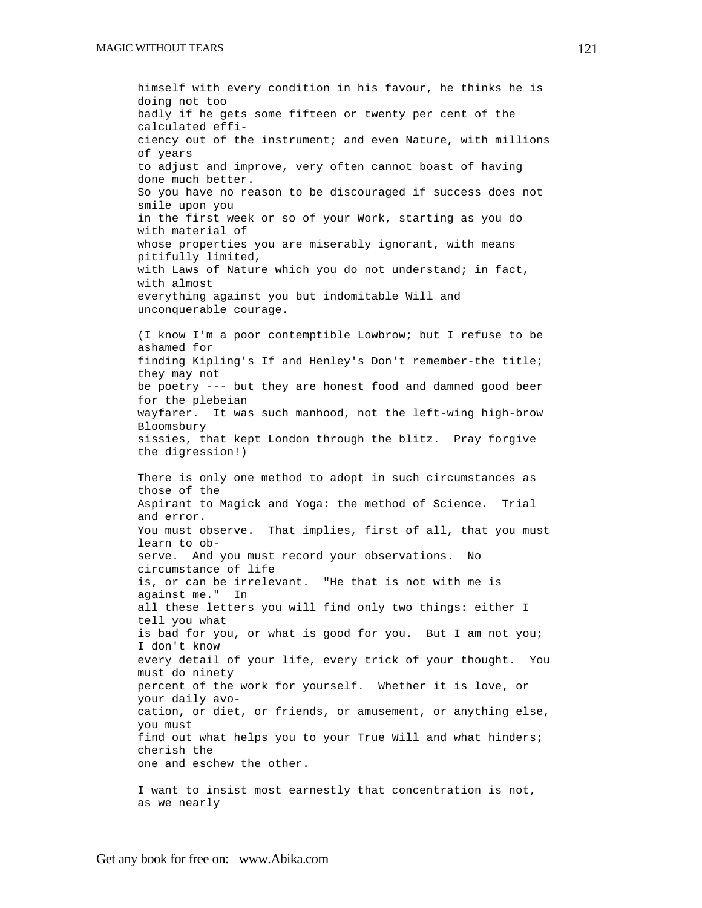himself with every condition in his favour, he thinks he is doing not too badly if he gets some fifteen or twenty per cent of the calculated efficiency out of the instrument; and even Nature, with millions of years to adjust and improve, very often cannot boast of having done much better. So you have no reason to be discouraged if success does not smile upon you in the first week or so of your Work, starting as you do with material of whose properties you are miserably ignorant, with means pitifully limited, with Laws of Nature which you do not understand; in fact, with almost everything against you but indomitable Will and unconquerable courage.

(I know I'm a poor contemptible Lowbrow; but I refuse to be ashamed for finding Kipling's If and Henley's Don't remember-the title; they may not be poetry --- but they are honest food and damned good beer for the plebeian wayfarer. It was such manhood, not the left-wing high-brow Bloomsbury sissies, that kept London through the blitz. Pray forgive the digression!)

There is only one method to adopt in such circumstances as those of the Aspirant to Magick and Yoga: the method of Science. Trial and error. You must observe. That implies, first of all, that you must learn to observe. And you must record your observations. No circumstance of life is, or can be irrelevant. "He that is not with me is against me." In all these letters you will find only two things: either I tell you what is bad for you, or what is good for you. But I am not you; I don't know every detail of your life, every trick of your thought. You must do ninety percent of the work for yourself. Whether it is love, or your daily avocation, or diet, or friends, or amusement, or anything else, you must find out what helps you to your True Will and what hinders; cherish the one and eschew the other.

I want to insist most earnestly that concentration is not, as we nearly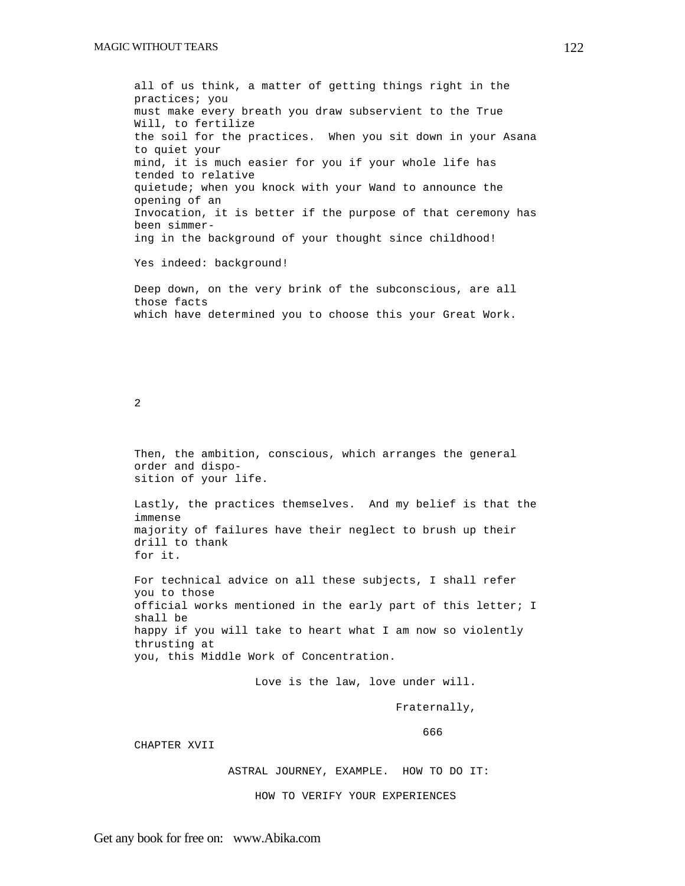all of us think, a matter of getting things right in the practices; you must make every breath you draw subservient to the True Will, to fertilize the soil for the practices. When you sit down in your Asana to quiet your mind, it is much easier for you if your whole life has tended to relative quietude; when you knock with your Wand to announce the opening of an Invocation, it is better if the purpose of that ceremony has been simmering in the background of your thought since childhood!

Yes indeed: background!

Deep down, on the very brink of the subconscious, are all those facts which have determined you to choose this your Great Work.

2

Then, the ambition, conscious, which arranges the general order and disposition of your life.

Lastly, the practices themselves. And my belief is that the immense majority of failures have their neglect to brush up their drill to thank for it.

For technical advice on all these subjects, I shall refer you to those official works mentioned in the early part of this letter; I shall be happy if you will take to heart what I am now so violently thrusting at you, this Middle Work of Concentration.

Love is the law, love under will.

Fraternally,

666

# CHAPTER XVII

## ASTRAL JOURNEY, EXAMPLE. HOW TO DO IT:

## HOW TO VERIFY YOUR EXPERIENCES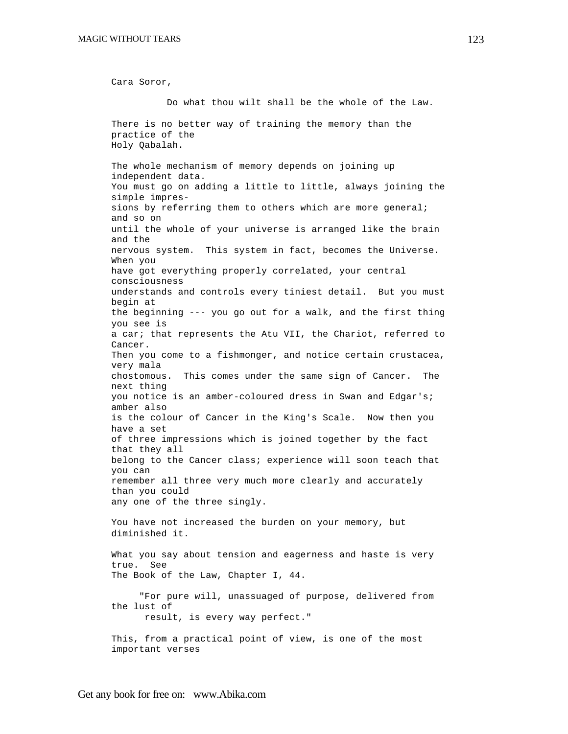Cara Soror,

Do what thou wilt shall be the whole of the Law.

There is no better way of training the memory than the practice of the Holy Qabalah.

The whole mechanism of memory depends on joining up independent data. You must go on adding a little to little, always joining the simple impressions by referring them to others which are more general; and so on until the whole of your universe is arranged like the brain and the nervous system. This system in fact, becomes the Universe. When you have got everything properly correlated, your central consciousness understands and controls every tiniest detail. But you must begin at the beginning --- you go out for a walk, and the first thing you see is a car; that represents the Atu VII, the Chariot, referred to Cancer. Then you come to a fishmonger, and notice certain crustacea, very malachostomous. This comes under the same sign of Cancer. The next thing you notice is an amber-coloured dress in Swan and Edgar's; amber also is the colour of Cancer in the King's Scale. Now then you have a set of three impressions which is joined together by the fact that they all belong to the Cancer class; experience will soon teach that you can remember all three very much more clearly and accurately than you could any one of the three singly.

You have not increased the burden on your memory, but diminished it.

What you say about tension and eagerness and haste is very true. See The Book of the Law, Chapter I, 44.

> "For pure will, unassuaged of purpose, delivered from the lust of result, is every way perfect."

This, from a practical point of view, is one of the most important verses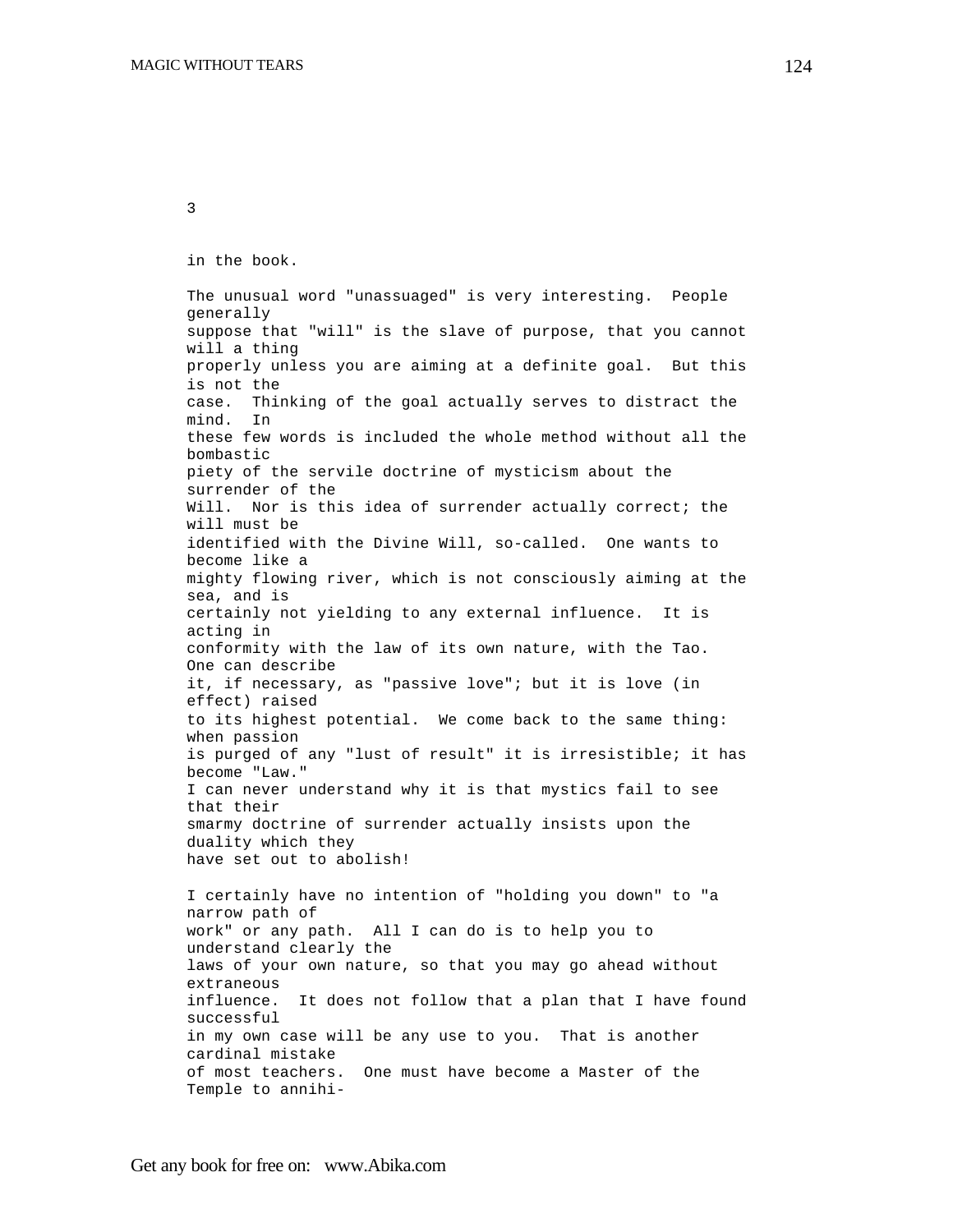3

in the book.

The unusual word "unassuaged" is very interesting. People generally suppose that "will" is the slave of purpose, that you cannot will a thing properly unless you are aiming at a definite goal. But this is not the case. Thinking of the goal actually serves to distract the mind. In these few words is included the whole method without all the bombastic piety of the servile doctrine of mysticism about the surrender of the Will. Nor is this idea of surrender actually correct; the will must be identified with the Divine Will, so-called. One wants to become like a mighty flowing river, which is not consciously aiming at the sea, and is certainly not yielding to any external influence. It is acting in conformity with the law of its own nature, with the Tao. One can describe it, if necessary, as "passive love"; but it is love (in effect) raised to its highest potential. We come back to the same thing: when passion is purged of any "lust of result" it is irresistible; it has become "Law."
I can never understand why it is that mystics fail to see that their smarmy doctrine of surrender actually insists upon the duality which they have set out to abolish!

I certainly have no intention of "holding you down" to "a narrow path of work" or any path. All I can do is to help you to understand clearly the laws of your own nature, so that you may go ahead without extraneous influence. It does not follow that a plan that I have found successful in my own case will be any use to you. That is another cardinal mistake of most teachers. One must have become a Master of the Temple to annihi-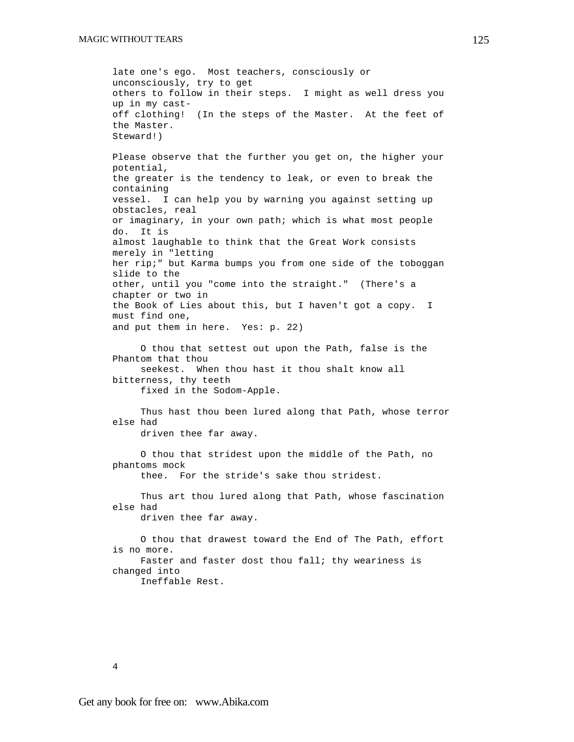late one's ego. Most teachers, consciously or unconsciously, try to get others to follow in their steps. I might as well dress you up in my cast-off clothing! (In the steps of the Master. At the feet of the Master. Steward!)

Please observe that the further you get on, the higher your potential, the greater is the tendency to leak, or even to break the containing vessel. I can help you by warning you against setting up obstacles, real or imaginary, in your own path; which is what most people do. It is almost laughable to think that the Great Work consists merely in "letting her rip;" but Karma bumps you from one side of the toboggan slide to the other, until you "come into the straight." (There's a chapter or two in the Book of Lies about this, but I haven't got a copy. I must find one, and put them in here. Yes: p. 22)

> O thou that settest out upon the Path, false is the Phantom that thou seekest. When thou hast it thou shalt know all bitterness, thy teeth fixed in the Sodom-Apple.
>
> Thus hast thou been lured along that Path, whose terror else had driven thee far away.
>
> O thou that stridest upon the middle of the Path, no phantoms mock thee. For the stride's sake thou stridest.
>
> Thus art thou lured along that Path, whose fascination else had driven thee far away.
>
> O thou that drawest toward the End of The Path, effort is no more. Faster and faster dost thou fall; thy weariness is changed into Ineffable Rest.

4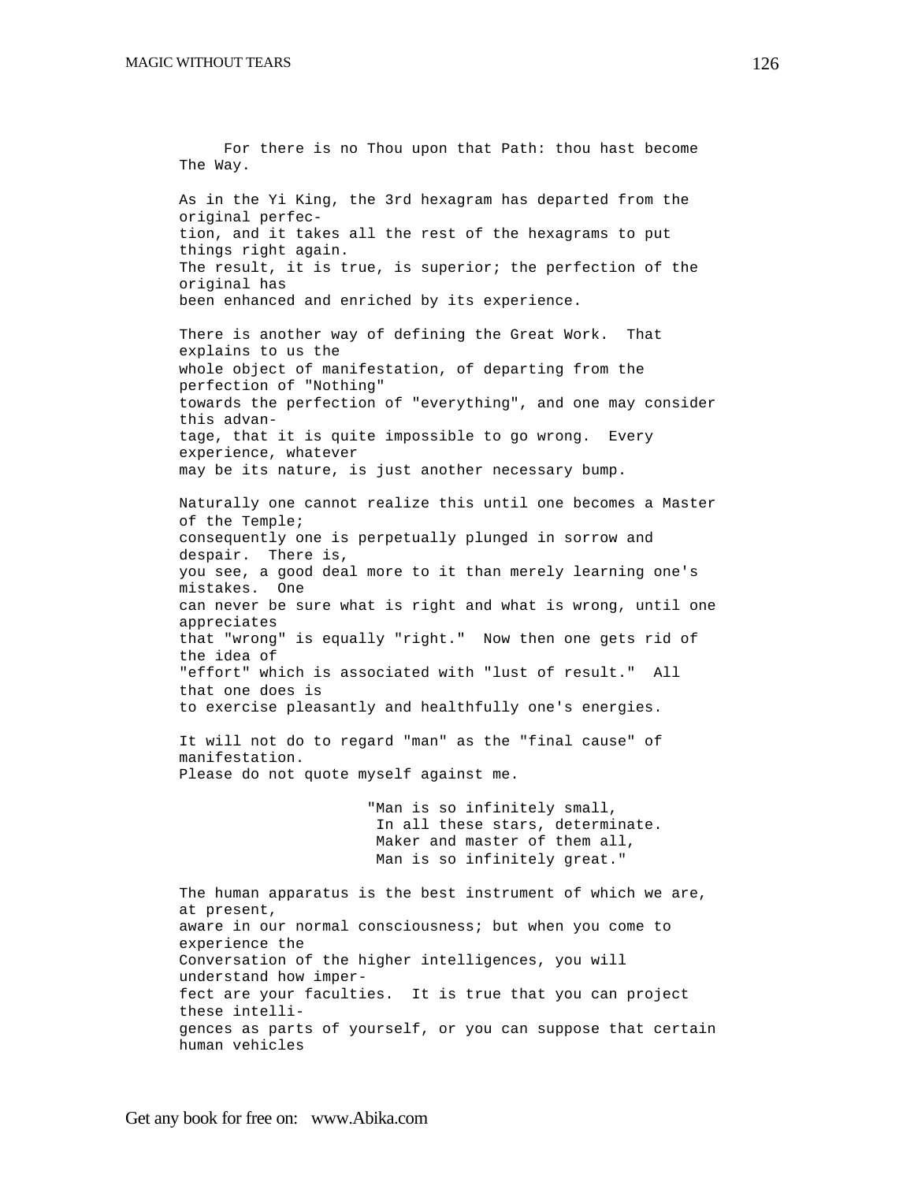For there is no Thou upon that Path: thou hast become The Way.

As in the Yi King, the 3rd hexagram has departed from the original perfection, and it takes all the rest of the hexagrams to put things right again. The result, it is true, is superior; the perfection of the original has been enhanced and enriched by its experience.

There is another way of defining the Great Work. That explains to us the whole object of manifestation, of departing from the perfection of "Nothing" towards the perfection of "everything", and one may consider this advantage, that it is quite impossible to go wrong. Every experience, whatever may be its nature, is just another necessary bump.

Naturally one cannot realize this until one becomes a Master of the Temple; consequently one is perpetually plunged in sorrow and despair. There is, you see, a good deal more to it than merely learning one's mistakes. One can never be sure what is right and what is wrong, until one appreciates that "wrong" is equally "right." Now then one gets rid of the idea of "effort" which is associated with "lust of result." All that one does is to exercise pleasantly and healthfully one's energies.

It will not do to regard "man" as the "final cause" of manifestation. Please do not quote myself against me.

> "Man is so infinitely small,
> In all these stars, determinate.
> Maker and master of them all,
> Man is so infinitely great."

The human apparatus is the best instrument of which we are, at present, aware in our normal consciousness; but when you come to experience the Conversation of the higher intelligences, you will understand how imperfect are your faculties. It is true that you can project these intelligences as parts of yourself, or you can suppose that certain human vehicles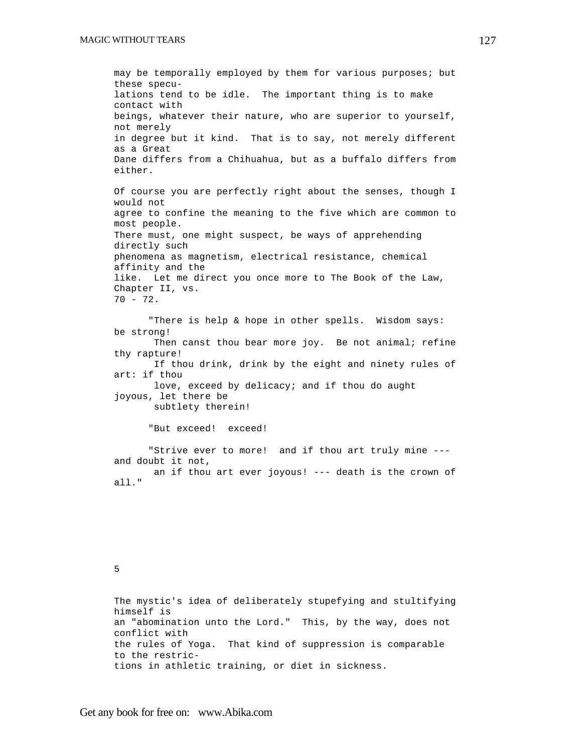may be temporally employed by them for various purposes; but these speculations tend to be idle. The important thing is to make contact with beings, whatever their nature, who are superior to yourself, not merely in degree but it kind. That is to say, not merely different as a Great Dane differs from a Chihuahua, but as a buffalo differs from either.

Of course you are perfectly right about the senses, though I would not agree to confine the meaning to the five which are common to most people. There must, one might suspect, be ways of apprehending directly such phenomena as magnetism, electrical resistance, chemical affinity and the like. Let me direct you once more to The Book of the Law, Chapter II, vs. 70 - 72.

> "There is help & hope in other spells. Wisdom says: be strong!
> Then canst thou bear more joy. Be not animal; refine thy rapture!
> If thou drink, drink by the eight and ninety rules of art: if thou
> love, exceed by delicacy; and if thou do aught joyous, let there be
> subtlety therein!
>
> "But exceed! exceed!
>
> "Strive ever to more! and if thou art truly mine --- and doubt it not,
> an if thou art ever joyous! --- death is the crown of all."

5

The mystic's idea of deliberately stupefying and stultifying himself is an "abomination unto the Lord." This, by the way, does not conflict with the rules of Yoga. That kind of suppression is comparable to the restrictions in athletic training, or diet in sickness.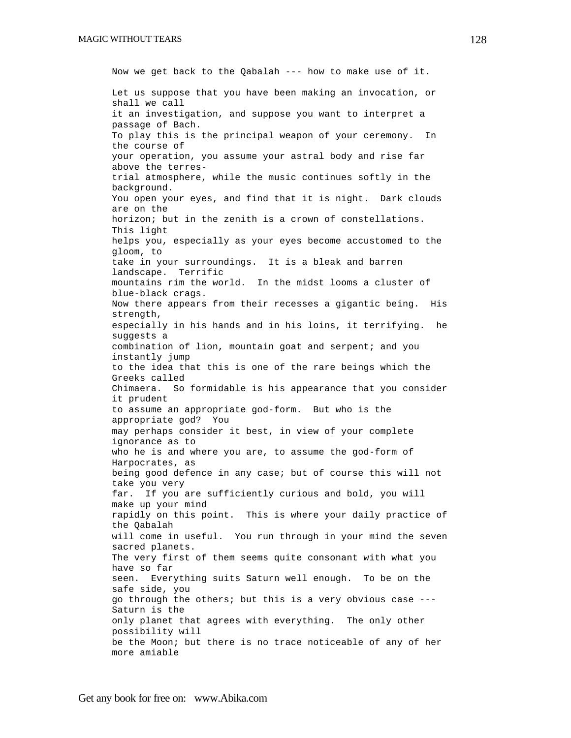Now we get back to the Qabalah --- how to make use of it.

Let us suppose that you have been making an invocation, or shall we call it an investigation, and suppose you want to interpret a passage of Bach. To play this is the principal weapon of your ceremony. In the course of your operation, you assume your astral body and rise far above the terrestrial atmosphere, while the music continues softly in the background. You open your eyes, and find that it is night. Dark clouds are on the horizon; but in the zenith is a crown of constellations. This light helps you, especially as your eyes become accustomed to the gloom, to take in your surroundings. It is a bleak and barren landscape. Terrific mountains rim the world. In the midst looms a cluster of blue-black crags. Now there appears from their recesses a gigantic being. His strength, especially in his hands and in his loins, it terrifying. he suggests a combination of lion, mountain goat and serpent; and you instantly jump to the idea that this is one of the rare beings which the Greeks called Chimaera. So formidable is his appearance that you consider it prudent to assume an appropriate god-form. But who is the appropriate god? You may perhaps consider it best, in view of your complete ignorance as to who he is and where you are, to assume the god-form of Harpocrates, as being good defence in any case; but of course this will not take you very far. If you are sufficiently curious and bold, you will make up your mind rapidly on this point. This is where your daily practice of the Qabalah will come in useful. You run through in your mind the seven sacred planets. The very first of them seems quite consonant with what you have so far seen. Everything suits Saturn well enough. To be on the safe side, you go through the others; but this is a very obvious case --- Saturn is the only planet that agrees with everything. The only other possibility will be the Moon; but there is no trace noticeable of any of her more amiable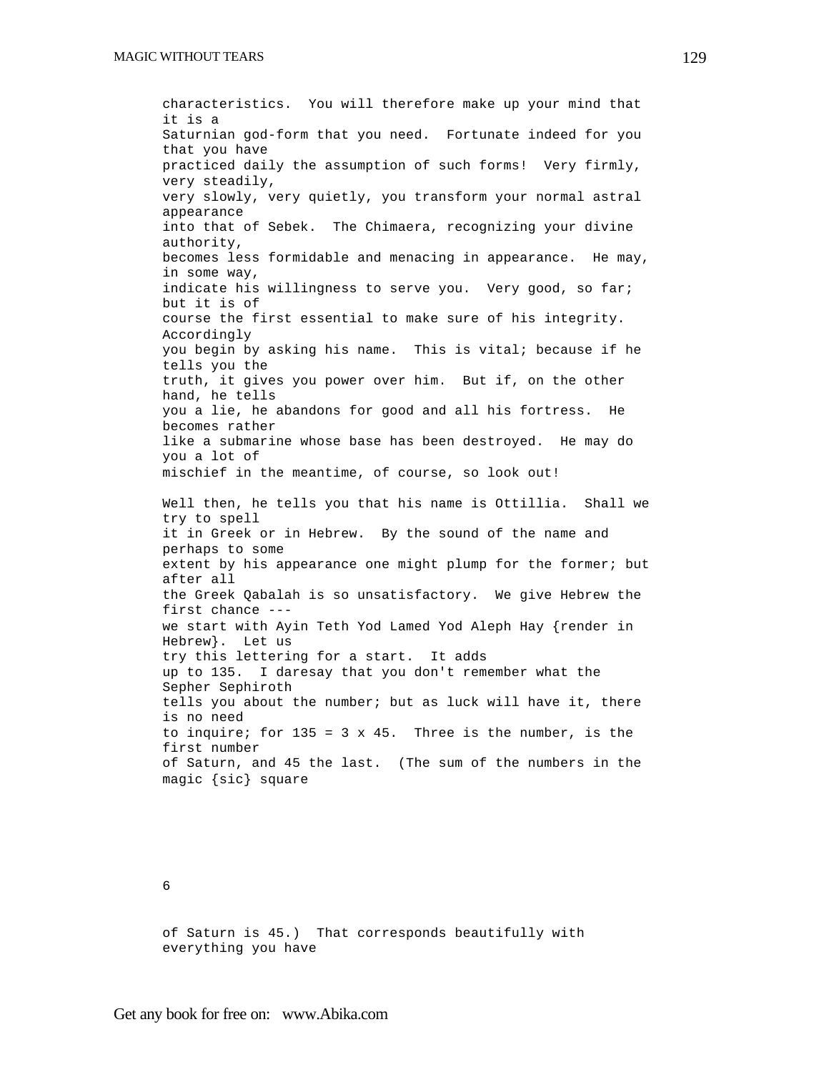characteristics. You will therefore make up your mind that it is a Saturnian god-form that you need. Fortunate indeed for you that you have practiced daily the assumption of such forms! Very firmly, very steadily, very slowly, very quietly, you transform your normal astral appearance into that of Sebek. The Chimaera, recognizing your divine authority, becomes less formidable and menacing in appearance. He may, in some way, indicate his willingness to serve you. Very good, so far; but it is of course the first essential to make sure of his integrity. Accordingly you begin by asking his name. This is vital; because if he tells you the truth, it gives you power over him. But if, on the other hand, he tells you a lie, he abandons for good and all his fortress. He becomes rather like a submarine whose base has been destroyed. He may do you a lot of mischief in the meantime, of course, so look out!

Well then, he tells you that his name is Ottillia. Shall we try to spell it in Greek or in Hebrew. By the sound of the name and perhaps to some extent by his appearance one might plump for the former; but after all the Greek Qabalah is so unsatisfactory. We give Hebrew the first chance --- we start with Ayin Teth Yod Lamed Yod Aleph Hay {render in Hebrew}. Let us try this lettering for a start. It adds up to 135. I daresay that you don't remember what the Sepher Sephiroth tells you about the number; but as luck will have it, there is no need to inquire; for 135 = 3 x 45. Three is the number, is the first number of Saturn, and 45 the last. (The sum of the numbers in the magic {sic} square

6

of Saturn is 45.) That corresponds beautifully with everything you have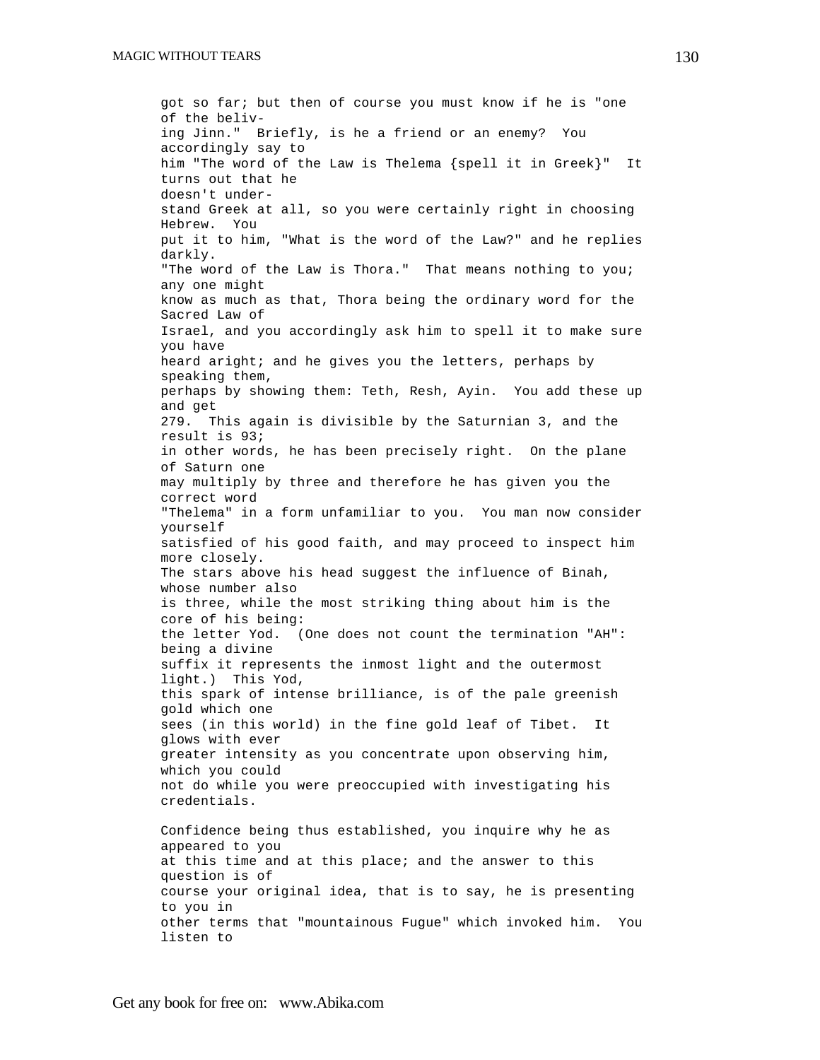got so far; but then of course you must know if he is "one of the beliving Jinn." Briefly, is he a friend or an enemy? You accordingly say to him "The word of the Law is Thelema {spell it in Greek}" It turns out that he doesn't understand Greek at all, so you were certainly right in choosing Hebrew. You put it to him, "What is the word of the Law?" and he replies darkly. "The word of the Law is Thora." That means nothing to you; any one might know as much as that, Thora being the ordinary word for the Sacred Law of Israel, and you accordingly ask him to spell it to make sure you have heard aright; and he gives you the letters, perhaps by speaking them, perhaps by showing them: Teth, Resh, Ayin. You add these up and get 279. This again is divisible by the Saturnian 3, and the result is 93; in other words, he has been precisely right. On the plane of Saturn one may multiply by three and therefore he has given you the correct word "Thelema" in a form unfamiliar to you. You man now consider yourself satisfied of his good faith, and may proceed to inspect him more closely. The stars above his head suggest the influence of Binah, whose number also is three, while the most striking thing about him is the core of his being: the letter Yod. (One does not count the termination "AH": being a divine suffix it represents the inmost light and the outermost light.) This Yod, this spark of intense brilliance, is of the pale greenish gold which one sees (in this world) in the fine gold leaf of Tibet. It glows with ever greater intensity as you concentrate upon observing him, which you could not do while you were preoccupied with investigating his credentials.

Confidence being thus established, you inquire why he as appeared to you at this time and at this place; and the answer to this question is of course your original idea, that is to say, he is presenting to you in other terms that "mountainous Fugue" which invoked him. You listen to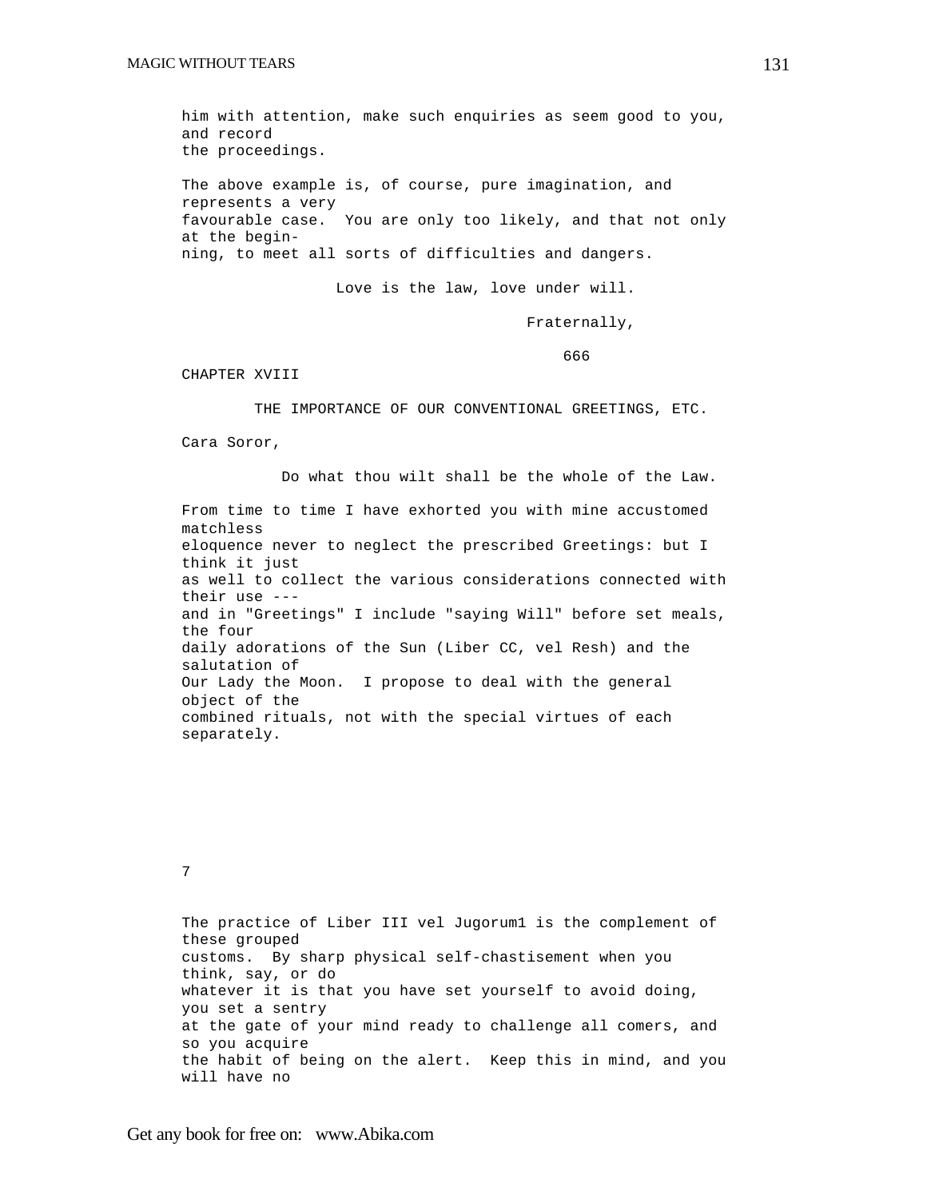him with attention, make such enquiries as seem good to you, and record the proceedings.

The above example is, of course, pure imagination, and represents a very favourable case. You are only too likely, and that not only at the beginning, to meet all sorts of difficulties and dangers.

Love is the law, love under will.

Fraternally,

666

## CHAPTER XVIII

### THE IMPORTANCE OF OUR CONVENTIONAL GREETINGS, ETC.

Cara Soror,

Do what thou wilt shall be the whole of the Law.

From time to time I have exhorted you with mine accustomed matchless eloquence never to neglect the prescribed Greetings: but I think it just as well to collect the various considerations connected with their use --- and in "Greetings" I include "saying Will" before set meals, the four daily adorations of the Sun (Liber CC, vel Resh) and the salutation of Our Lady the Moon. I propose to deal with the general object of the combined rituals, not with the special virtues of each separately.

7

The practice of Liber III vel Jugorum[1] is the complement of these grouped customs. By sharp physical self-chastisement when you think, say, or do whatever it is that you have set yourself to avoid doing, you set a sentry at the gate of your mind ready to challenge all comers, and so you acquire the habit of being on the alert. Keep this in mind, and you will have no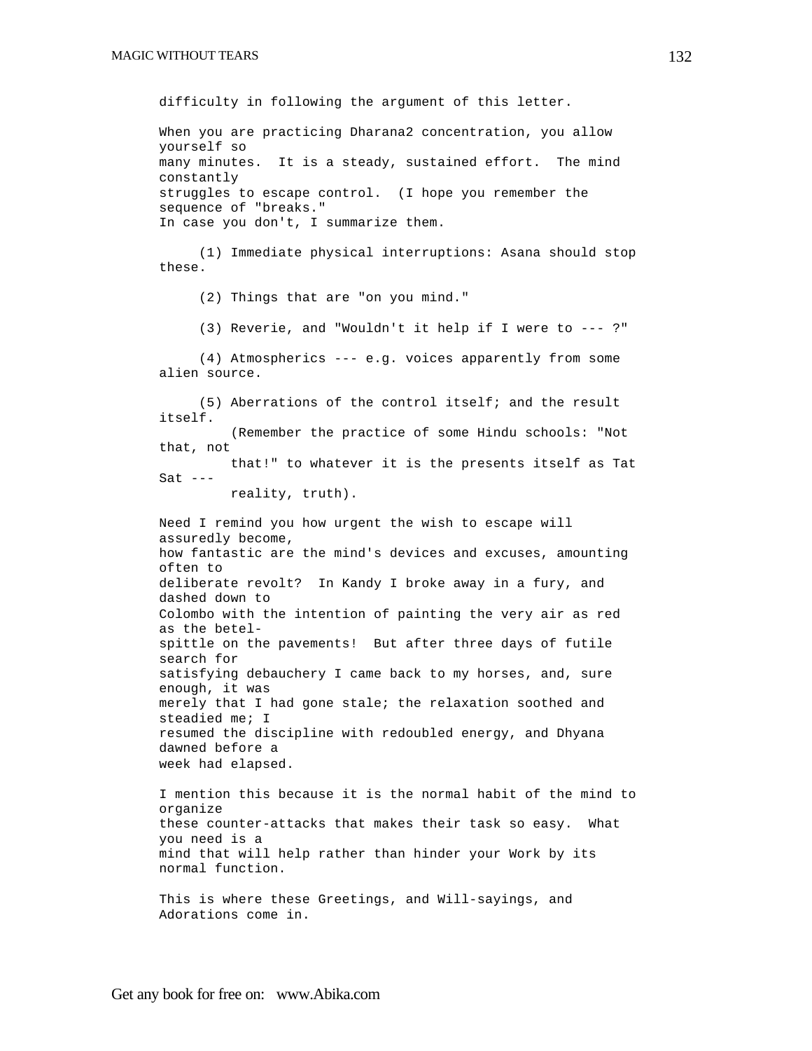difficulty in following the argument of this letter.

When you are practicing Dharana2 concentration, you allow yourself so many minutes. It is a steady, sustained effort. The mind constantly struggles to escape control. (I hope you remember the sequence of "breaks." In case you don't, I summarize them.

(1) Immediate physical interruptions: Asana should stop these.

(2) Things that are "on you mind."

(3) Reverie, and "Wouldn't it help if I were to --- ?"

(4) Atmospherics --- e.g. voices apparently from some alien source.

(5) Aberrations of the control itself; and the result itself.
(Remember the practice of some Hindu schools: "Not that, not that!" to whatever it is the presents itself as Tat Sat --- reality, truth).

Need I remind you how urgent the wish to escape will assuredly become, how fantastic are the mind's devices and excuses, amounting often to deliberate revolt? In Kandy I broke away in a fury, and dashed down to Colombo with the intention of painting the very air as red as the betel-spittle on the pavements! But after three days of futile search for satisfying debauchery I came back to my horses, and, sure enough, it was merely that I had gone stale; the relaxation soothed and steadied me; I resumed the discipline with redoubled energy, and Dhyana dawned before a week had elapsed.

I mention this because it is the normal habit of the mind to organize these counter-attacks that makes their task so easy. What you need is a mind that will help rather than hinder your Work by its normal function.

This is where these Greetings, and Will-sayings, and Adorations come in.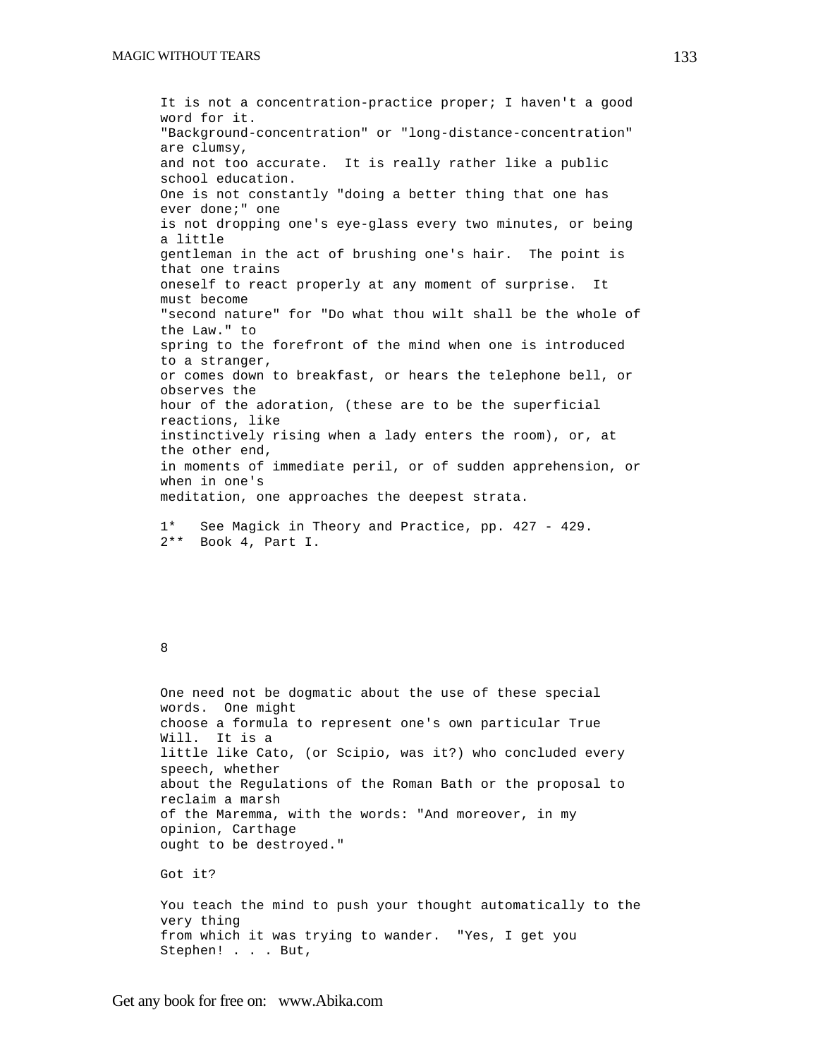It is not a concentration-practice proper; I haven't a good word for it. "Background-concentration" or "long-distance-concentration" are clumsy, and not too accurate. It is really rather like a public school education. One is not constantly "doing a better thing that one has ever done;" one is not dropping one's eye-glass every two minutes, or being a little gentleman in the act of brushing one's hair. The point is that one trains oneself to react properly at any moment of surprise. It must become "second nature" for "Do what thou wilt shall be the whole of the Law." to spring to the forefront of the mind when one is introduced to a stranger, or comes down to breakfast, or hears the telephone bell, or observes the hour of the adoration, (these are to be the superficial reactions, like instinctively rising when a lady enters the room), or, at the other end, in moments of immediate peril, or of sudden apprehension, or when in one's meditation, one approaches the deepest strata.

1* See Magick in Theory and Practice, pp. 427 - 429.
2** Book 4, Part I.

8

One need not be dogmatic about the use of these special words. One might choose a formula to represent one's own particular True Will. It is a little like Cato, (or Scipio, was it?) who concluded every speech, whether about the Regulations of the Roman Bath or the proposal to reclaim a marsh of the Maremma, with the words: "And moreover, in my opinion, Carthage ought to be destroyed."

Got it?

You teach the mind to push your thought automatically to the very thing from which it was trying to wander. "Yes, I get you Stephen! . . . But,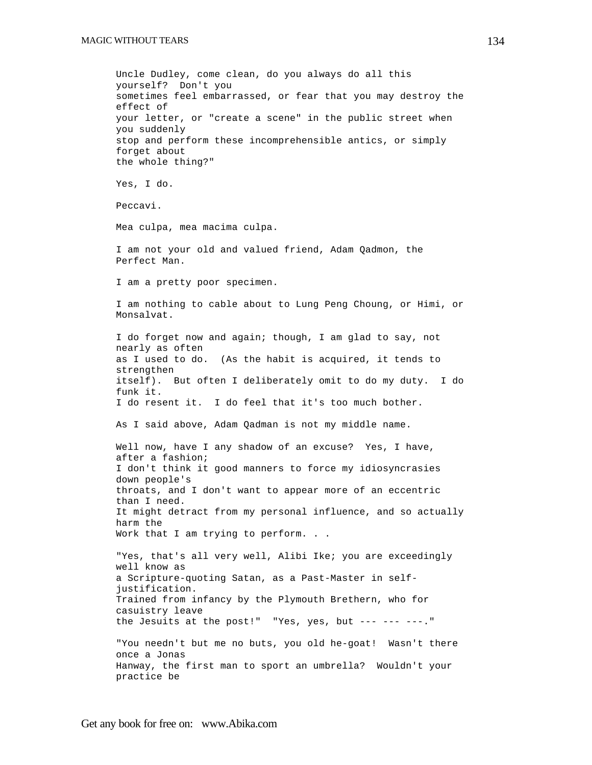Uncle Dudley, come clean, do you always do all this yourself? Don't you sometimes feel embarrassed, or fear that you may destroy the effect of your letter, or "create a scene" in the public street when you suddenly stop and perform these incomprehensible antics, or simply forget about the whole thing?"

Yes, I do.

Peccavi.

Mea culpa, mea macima culpa.

I am not your old and valued friend, Adam Qadmon, the Perfect Man.

I am a pretty poor specimen.

I am nothing to cable about to Lung Peng Choung, or Himi, or Monsalvat.

I do forget now and again; though, I am glad to say, not nearly as often as I used to do. (As the habit is acquired, it tends to strengthen itself). But often I deliberately omit to do my duty. I do funk it. I do resent it. I do feel that it's too much bother.

As I said above, Adam Qadman is not my middle name.

Well now, have I any shadow of an excuse? Yes, I have, after a fashion; I don't think it good manners to force my idiosyncrasies down people's throats, and I don't want to appear more of an eccentric than I need. It might detract from my personal influence, and so actually harm the Work that I am trying to perform. . .

"Yes, that's all very well, Alibi Ike; you are exceedingly well know as a Scripture-quoting Satan, as a Past-Master in self-justification. Trained from infancy by the Plymouth Brethern, who for casuistry leave the Jesuits at the post!" "Yes, yes, but --- --- ---."

"You needn't but me no buts, you old he-goat! Wasn't there once a Jonas Hanway, the first man to sport an umbrella? Wouldn't your practice be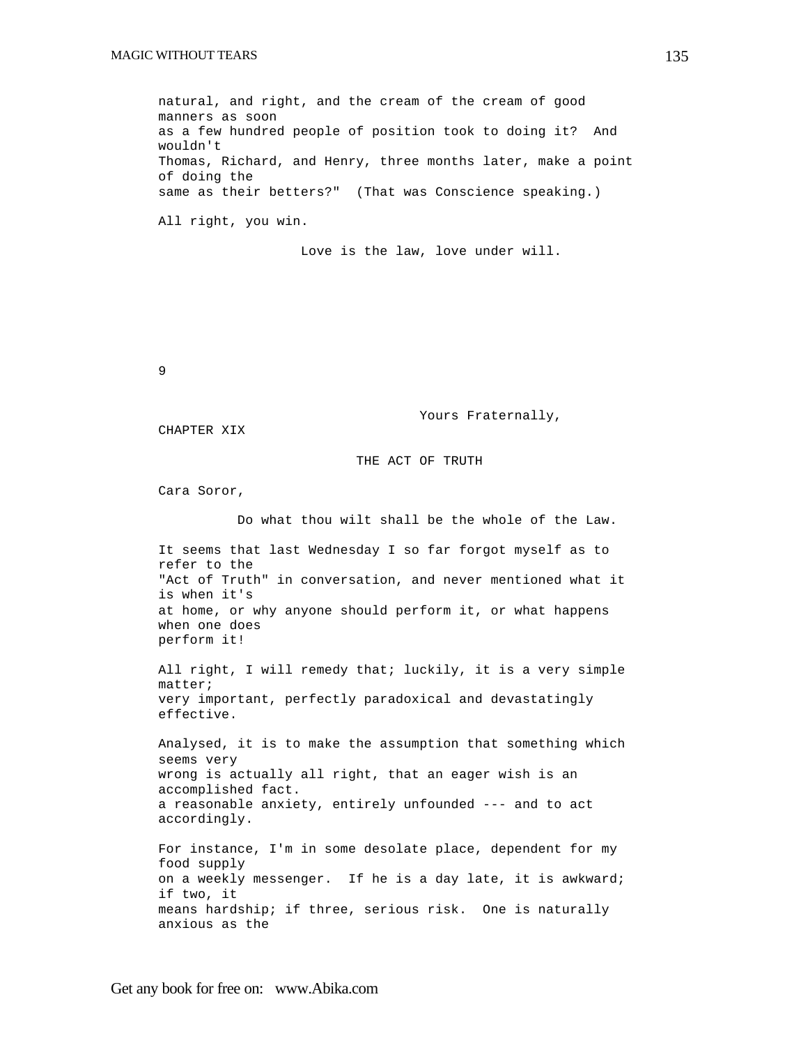natural, and right, and the cream of the cream of good manners as soon as a few hundred people of position took to doing it? And wouldn't Thomas, Richard, and Henry, three months later, make a point of doing the same as their betters?" (That was Conscience speaking.)

All right, you win.

Love is the law, love under will.

9

Yours Fraternally,

## CHAPTER XIX

## THE ACT OF TRUTH

Cara Soror,

Do what thou wilt shall be the whole of the Law.

It seems that last Wednesday I so far forgot myself as to refer to the "Act of Truth" in conversation, and never mentioned what it is when it's at home, or why anyone should perform it, or what happens when one does perform it!

All right, I will remedy that; luckily, it is a very simple matter; very important, perfectly paradoxical and devastatingly effective.

Analysed, it is to make the assumption that something which seems very wrong is actually all right, that an eager wish is an accomplished fact. a reasonable anxiety, entirely unfounded --- and to act accordingly.

For instance, I'm in some desolate place, dependent for my food supply on a weekly messenger. If he is a day late, it is awkward; if two, it means hardship; if three, serious risk. One is naturally anxious as the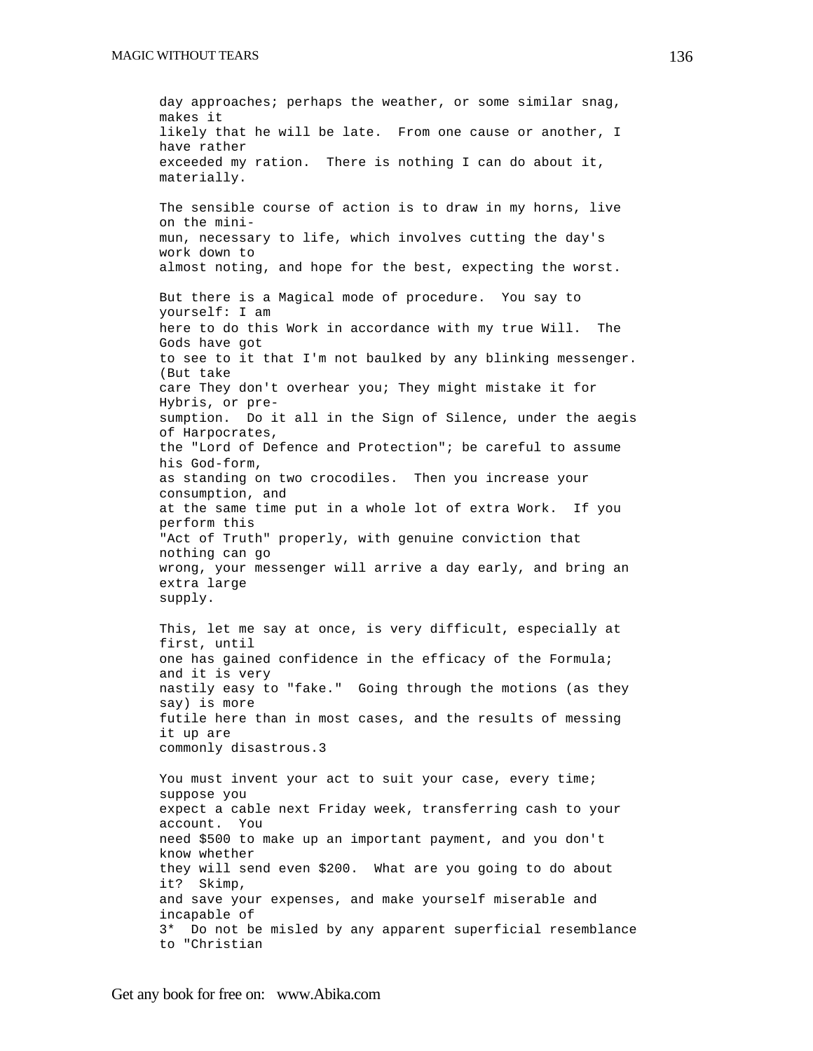day approaches; perhaps the weather, or some similar snag, makes it likely that he will be late. From one cause or another, I have rather exceeded my ration. There is nothing I can do about it, materially.

The sensible course of action is to draw in my horns, live on the minimun, necessary to life, which involves cutting the day's work down to almost noting, and hope for the best, expecting the worst.

But there is a Magical mode of procedure. You say to yourself: I am here to do this Work in accordance with my true Will. The Gods have got to see to it that I'm not baulked by any blinking messenger. (But take care They don't overhear you; They might mistake it for Hybris, or presumption. Do it all in the Sign of Silence, under the aegis of Harpocrates, the "Lord of Defence and Protection"; be careful to assume his God-form, as standing on two crocodiles. Then you increase your consumption, and at the same time put in a whole lot of extra Work. If you perform this "Act of Truth" properly, with genuine conviction that nothing can go wrong, your messenger will arrive a day early, and bring an extra large supply.

This, let me say at once, is very difficult, especially at first, until one has gained confidence in the efficacy of the Formula; and it is very nastily easy to "fake." Going through the motions (as they say) is more futile here than in most cases, and the results of messing it up are commonly disastrous.3

You must invent your act to suit your case, every time; suppose you expect a cable next Friday week, transferring cash to your account. You need $500 to make up an important payment, and you don't know whether they will send even $200. What are you going to do about it? Skimp, and save your expenses, and make yourself miserable and incapable of

3* Do not be misled by any apparent superficial resemblance to "Christian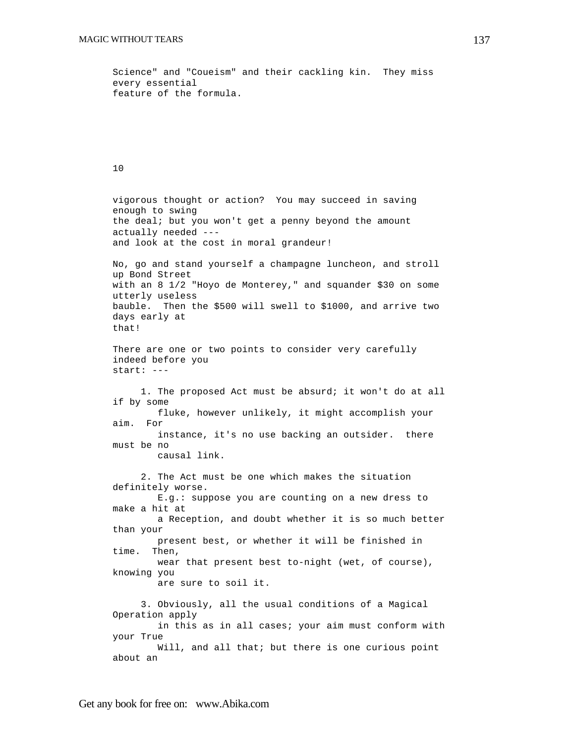Science" and "Coueism" and their cackling kin. They miss every essential feature of the formula.

10

vigorous thought or action? You may succeed in saving enough to swing the deal; but you won't get a penny beyond the amount actually needed --- and look at the cost in moral grandeur!

No, go and stand yourself a champagne luncheon, and stroll up Bond Street with an 8 1/2 "Hoyo de Monterey," and squander $30 on some utterly useless bauble. Then the $500 will swell to $1000, and arrive two days early at that!

There are one or two points to consider very carefully indeed before you start: ---

1. The proposed Act must be absurd; it won't do at all if by some fluke, however unlikely, it might accomplish your aim. For instance, it's no use backing an outsider. there must be no causal link.

2. The Act must be one which makes the situation definitely worse. E.g.: suppose you are counting on a new dress to make a hit at a Reception, and doubt whether it is so much better than your present best, or whether it will be finished in time. Then, wear that present best to-night (wet, of course), knowing you are sure to soil it.

3. Obviously, all the usual conditions of a Magical Operation apply in this as in all cases; your aim must conform with your True Will, and all that; but there is one curious point about an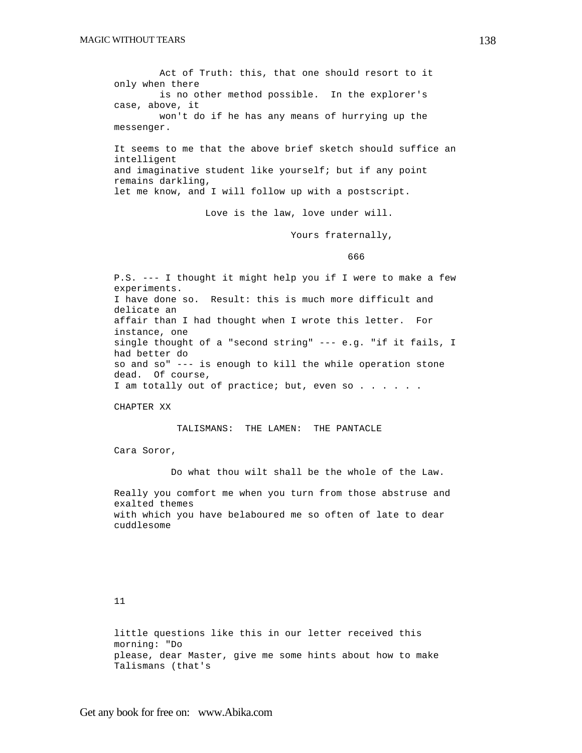Act of Truth: this, that one should resort to it only when there is no other method possible. In the explorer's case, above, it won't do if he has any means of hurrying up the messenger.

It seems to me that the above brief sketch should suffice an intelligent and imaginative student like yourself; but if any point remains darkling, let me know, and I will follow up with a postscript.

Love is the law, love under will.

Yours fraternally,

666

P.S. --- I thought it might help you if I were to make a few experiments. I have done so. Result: this is much more difficult and delicate an affair than I had thought when I wrote this letter. For instance, one single thought of a "second string" --- e.g. "if it fails, I had better do so and so" --- is enough to kill the while operation stone dead. Of course, I am totally out of practice; but, even so . . . . . .

## CHAPTER XX

### TALISMANS: THE LAMEN: THE PANTACLE

Cara Soror,

Do what thou wilt shall be the whole of the Law.

Really you comfort me when you turn from those abstruse and exalted themes with which you have belaboured me so often of late to dear cuddlesome

11

little questions like this in our letter received this morning: "Do please, dear Master, give me some hints about how to make Talismans (that's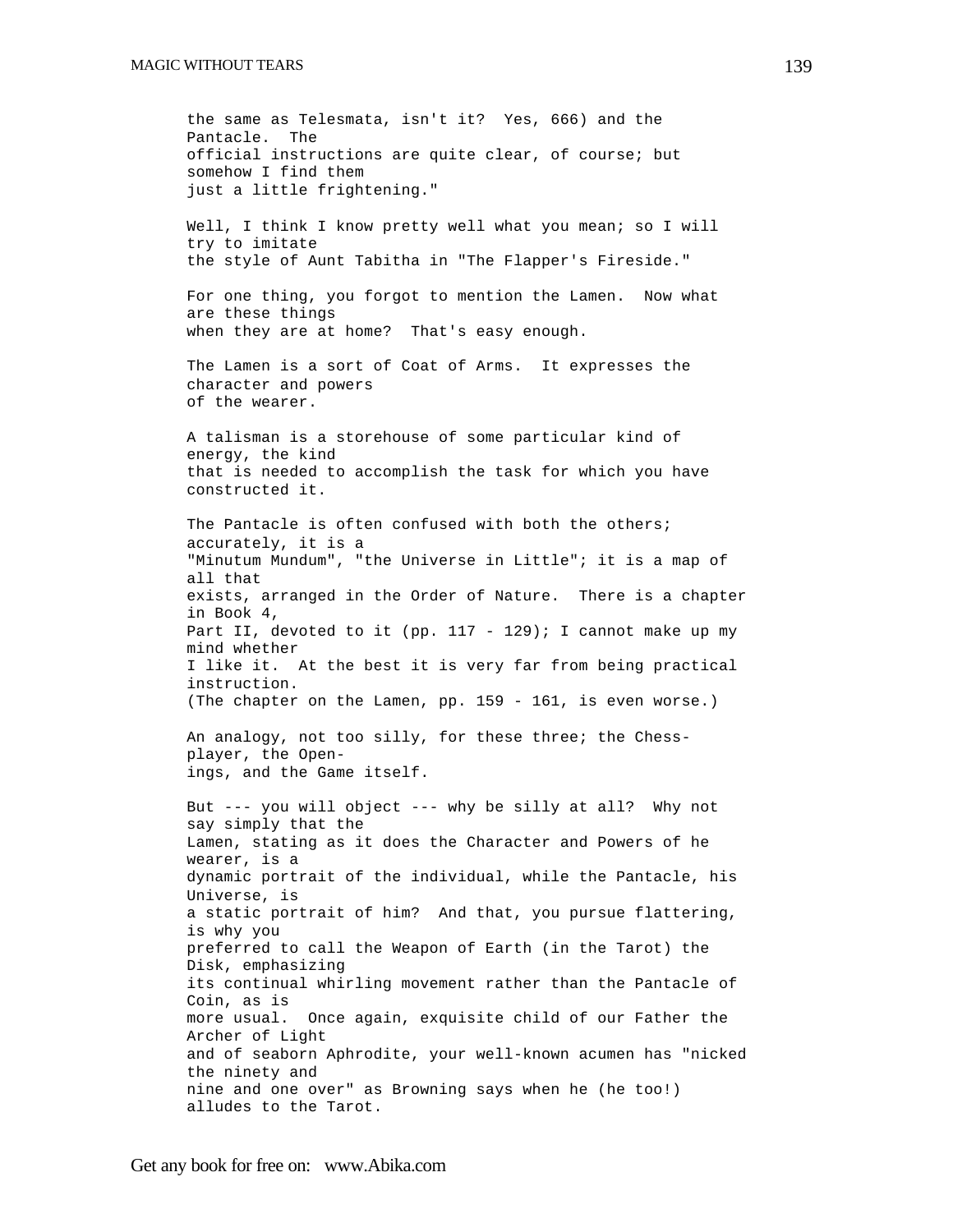the same as Telesmata, isn't it? Yes, 666) and the Pantacle. The official instructions are quite clear, of course; but somehow I find them just a little frightening."

Well, I think I know pretty well what you mean; so I will try to imitate the style of Aunt Tabitha in "The Flapper's Fireside."

For one thing, you forgot to mention the Lamen. Now what are these things when they are at home? That's easy enough.

The Lamen is a sort of Coat of Arms. It expresses the character and powers of the wearer.

A talisman is a storehouse of some particular kind of energy, the kind that is needed to accomplish the task for which you have constructed it.

The Pantacle is often confused with both the others; accurately, it is a "Minutum Mundum", "the Universe in Little"; it is a map of all that exists, arranged in the Order of Nature. There is a chapter in Book 4, Part II, devoted to it (pp. 117 - 129); I cannot make up my mind whether I like it. At the best it is very far from being practical instruction. (The chapter on the Lamen, pp. 159 - 161, is even worse.)

An analogy, not too silly, for these three; the Chess-player, the Openings, and the Game itself.

But --- you will object --- why be silly at all? Why not say simply that the Lamen, stating as it does the Character and Powers of he wearer, is a dynamic portrait of the individual, while the Pantacle, his Universe, is a static portrait of him? And that, you pursue flattering, is why you preferred to call the Weapon of Earth (in the Tarot) the Disk, emphasizing its continual whirling movement rather than the Pantacle of Coin, as is more usual. Once again, exquisite child of our Father the Archer of Light and of seaborn Aphrodite, your well-known acumen has "nicked the ninety and nine and one over" as Browning says when he (he too!) alludes to the Tarot.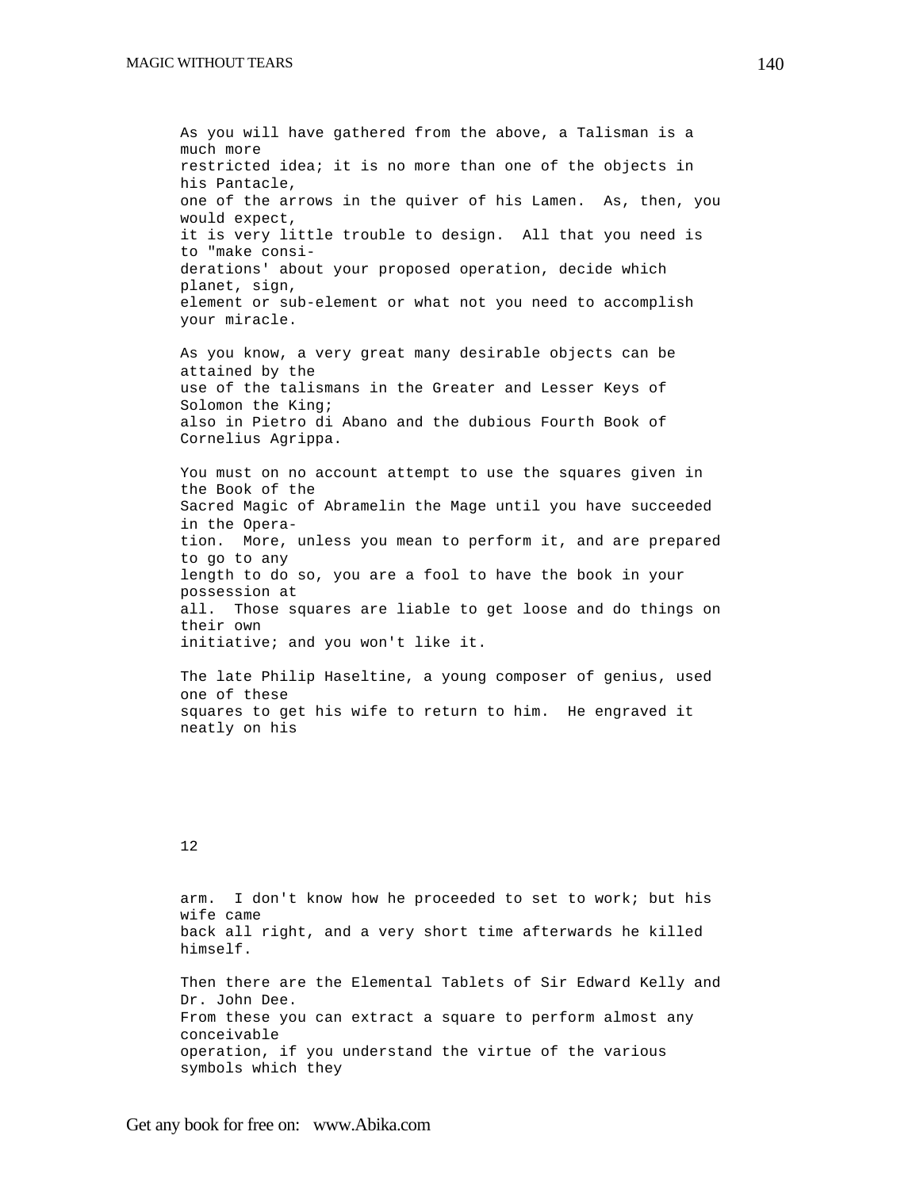As you will have gathered from the above, a Talisman is a much more restricted idea; it is no more than one of the objects in his Pantacle, one of the arrows in the quiver of his Lamen. As, then, you would expect, it is very little trouble to design. All that you need is to "make considerations' about your proposed operation, decide which planet, sign, element or sub-element or what not you need to accomplish your miracle.

As you know, a very great many desirable objects can be attained by the use of the talismans in the Greater and Lesser Keys of Solomon the King; also in Pietro di Abano and the dubious Fourth Book of Cornelius Agrippa.

You must on no account attempt to use the squares given in the Book of the Sacred Magic of Abramelin the Mage until you have succeeded in the Operation. More, unless you mean to perform it, and are prepared to go to any length to do so, you are a fool to have the book in your possession at all. Those squares are liable to get loose and do things on their own initiative; and you won't like it.

The late Philip Haseltine, a young composer of genius, used one of these squares to get his wife to return to him. He engraved it neatly on his arm. I don't know how he proceeded to set to work; but his wife came back all right, and a very short time afterwards he killed himself.

Then there are the Elemental Tablets of Sir Edward Kelly and Dr. John Dee. From these you can extract a square to perform almost any conceivable operation, if you understand the virtue of the various symbols which they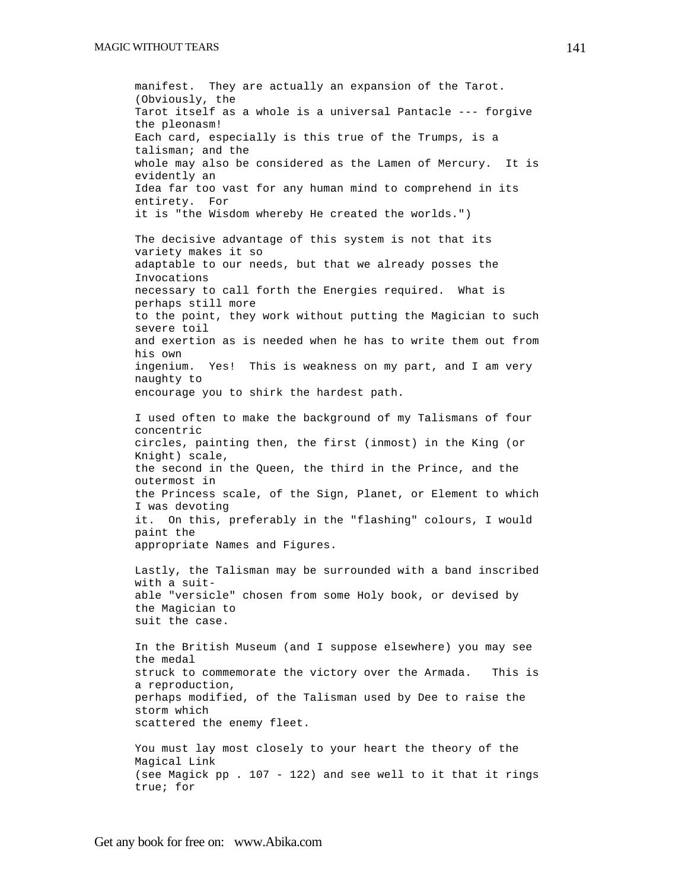manifest. They are actually an expansion of the Tarot. (Obviously, the Tarot itself as a whole is a universal Pantacle --- forgive the pleonasm! Each card, especially is this true of the Trumps, is a talisman; and the whole may also be considered as the Lamen of Mercury. It is evidently an Idea far too vast for any human mind to comprehend in its entirety. For it is "the Wisdom whereby He created the worlds.")

The decisive advantage of this system is not that its variety makes it so adaptable to our needs, but that we already posses the Invocations necessary to call forth the Energies required. What is perhaps still more to the point, they work without putting the Magician to such severe toil and exertion as is needed when he has to write them out from his own ingenium. Yes! This is weakness on my part, and I am very naughty to encourage you to shirk the hardest path.

I used often to make the background of my Talismans of four concentric circles, painting then, the first (inmost) in the King (or Knight) scale, the second in the Queen, the third in the Prince, and the outermost in the Princess scale, of the Sign, Planet, or Element to which I was devoting it. On this, preferably in the "flashing" colours, I would paint the appropriate Names and Figures.

Lastly, the Talisman may be surrounded with a band inscribed with a suitable "versicle" chosen from some Holy book, or devised by the Magician to suit the case.

In the British Museum (and I suppose elsewhere) you may see the medal struck to commemorate the victory over the Armada. This is a reproduction, perhaps modified, of the Talisman used by Dee to raise the storm which scattered the enemy fleet.

You must lay most closely to your heart the theory of the Magical Link (see Magick pp . 107 - 122) and see well to it that it rings true; for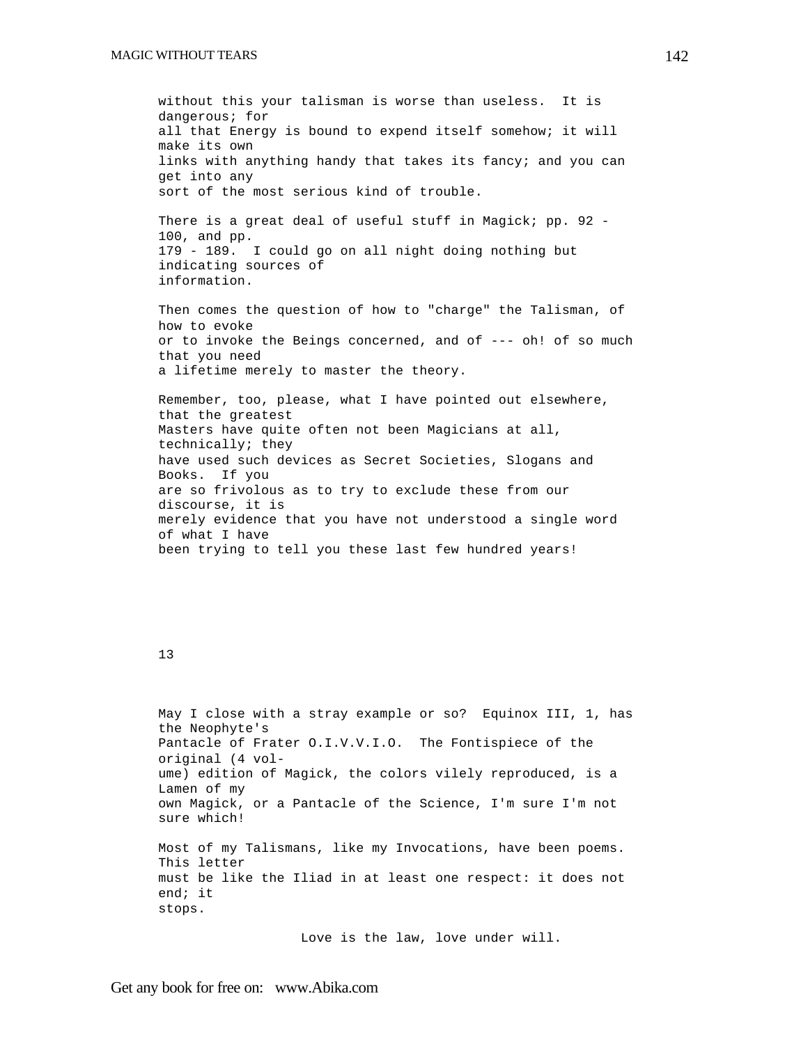without this your talisman is worse than useless. It is dangerous; for all that Energy is bound to expend itself somehow; it will make its own links with anything handy that takes its fancy; and you can get into any sort of the most serious kind of trouble.

There is a great deal of useful stuff in Magick; pp. 92 - 100, and pp. 179 - 189. I could go on all night doing nothing but indicating sources of information.

Then comes the question of how to "charge" the Talisman, of how to evoke or to invoke the Beings concerned, and of --- oh! of so much that you need a lifetime merely to master the theory.

Remember, too, please, what I have pointed out elsewhere, that the greatest Masters have quite often not been Magicians at all, technically; they have used such devices as Secret Societies, Slogans and Books. If you are so frivolous as to try to exclude these from our discourse, it is merely evidence that you have not understood a single word of what I have been trying to tell you these last few hundred years!

13

May I close with a stray example or so? Equinox III, 1, has the Neophyte's Pantacle of Frater O.I.V.V.I.O. The Fontispiece of the original (4 volume) edition of Magick, the colors vilely reproduced, is a Lamen of my own Magick, or a Pantacle of the Science, I'm sure I'm not sure which!

Most of my Talismans, like my Invocations, have been poems. This letter must be like the Iliad in at least one respect: it does not end; it stops.

Love is the law, love under will.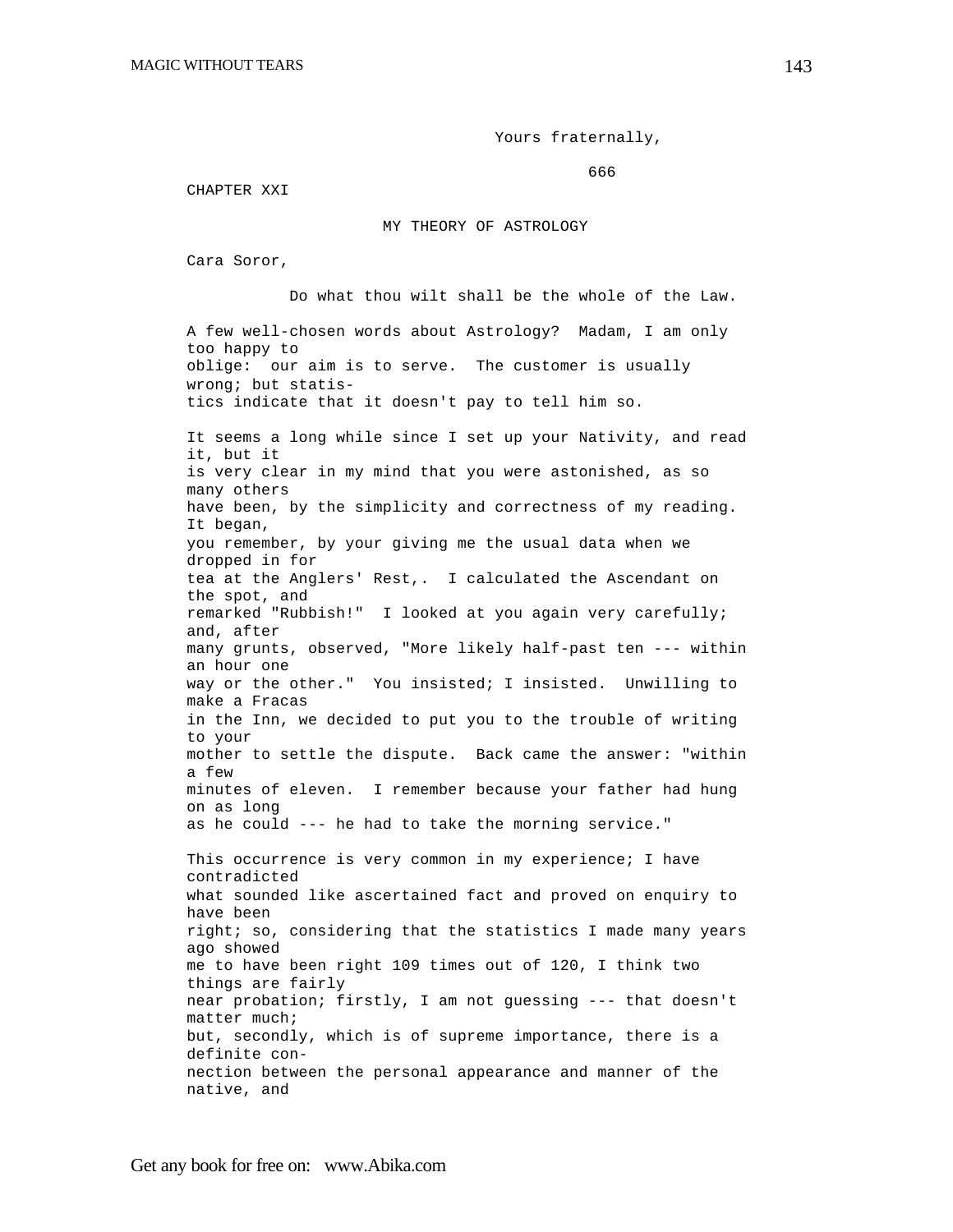Yours fraternally,

666

# CHAPTER XXI

## MY THEORY OF ASTROLOGY

Cara Soror,

Do what thou wilt shall be the whole of the Law.

A few well-chosen words about Astrology? Madam, I am only too happy to oblige: our aim is to serve. The customer is usually wrong; but statistics indicate that it doesn't pay to tell him so.

It seems a long while since I set up your Nativity, and read it, but it is very clear in my mind that you were astonished, as so many others have been, by the simplicity and correctness of my reading. It began, you remember, by your giving me the usual data when we dropped in for tea at the Anglers' Rest,. I calculated the Ascendant on the spot, and remarked "Rubbish!" I looked at you again very carefully; and, after many grunts, observed, "More likely half-past ten --- within an hour one way or the other." You insisted; I insisted. Unwilling to make a Fracas in the Inn, we decided to put you to the trouble of writing to your mother to settle the dispute. Back came the answer: "within a few minutes of eleven. I remember because your father had hung on as long as he could --- he had to take the morning service."

This occurrence is very common in my experience; I have contradicted what sounded like ascertained fact and proved on enquiry to have been right; so, considering that the statistics I made many years ago showed me to have been right 109 times out of 120, I think two things are fairly near probation; firstly, I am not guessing --- that doesn't matter much; but, secondly, which is of supreme importance, there is a definite connection between the personal appearance and manner of the native, and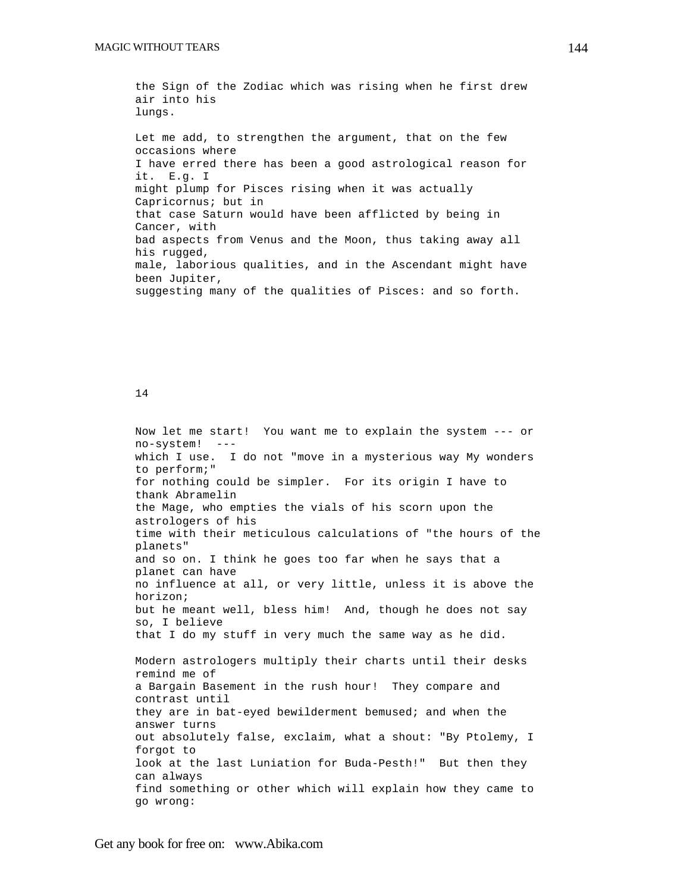the Sign of the Zodiac which was rising when he first drew air into his lungs.

Let me add, to strengthen the argument, that on the few occasions where I have erred there has been a good astrological reason for it. E.g. I might plump for Pisces rising when it was actually Capricornus; but in that case Saturn would have been afflicted by being in Cancer, with bad aspects from Venus and the Moon, thus taking away all his rugged, male, laborious qualities, and in the Ascendant might have been Jupiter, suggesting many of the qualities of Pisces: and so forth.

## 14

Now let me start! You want me to explain the system --- or no-system! --- which I use. I do not "move in a mysterious way My wonders to perform;" for nothing could be simpler. For its origin I have to thank Abramelin the Mage, who empties the vials of his scorn upon the astrologers of his time with their meticulous calculations of "the hours of the planets" and so on. I think he goes too far when he says that a planet can have no influence at all, or very little, unless it is above the horizon; but he meant well, bless him! And, though he does not say so, I believe that I do my stuff in very much the same way as he did.

Modern astrologers multiply their charts until their desks remind me of a Bargain Basement in the rush hour! They compare and contrast until they are in bat-eyed bewilderment bemused; and when the answer turns out absolutely false, exclaim, what a shout: "By Ptolemy, I forgot to look at the last Luniation for Buda-Pesth!" But then they can always find something or other which will explain how they came to go wrong: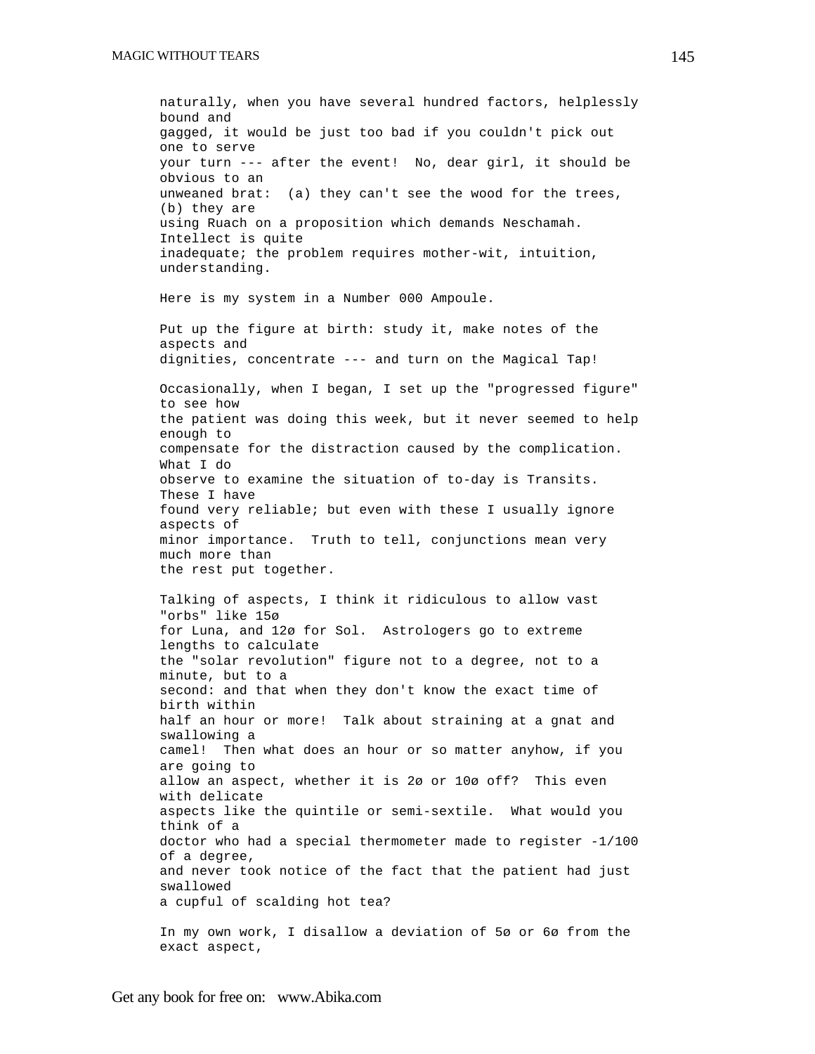naturally, when you have several hundred factors, helplessly bound and gagged, it would be just too bad if you couldn't pick out one to serve your turn --- after the event! No, dear girl, it should be obvious to an unweaned brat: (a) they can't see the wood for the trees, (b) they are using Ruach on a proposition which demands Neschamah. Intellect is quite inadequate; the problem requires mother-wit, intuition, understanding.

Here is my system in a Number 000 Ampoule.

Put up the figure at birth: study it, make notes of the aspects and dignities, concentrate --- and turn on the Magical Tap!

Occasionally, when I began, I set up the "progressed figure" to see how the patient was doing this week, but it never seemed to help enough to compensate for the distraction caused by the complication. What I do observe to examine the situation of to-day is Transits. These I have found very reliable; but even with these I usually ignore aspects of minor importance. Truth to tell, conjunctions mean very much more than the rest put together.

Talking of aspects, I think it ridiculous to allow vast "orbs" like 15ø for Luna, and 12ø for Sol. Astrologers go to extreme lengths to calculate the "solar revolution" figure not to a degree, not to a minute, but to a second: and that when they don't know the exact time of birth within half an hour or more! Talk about straining at a gnat and swallowing a camel! Then what does an hour or so matter anyhow, if you are going to allow an aspect, whether it is 2ø or 10ø off? This even with delicate aspects like the quintile or semi-sextile. What would you think of a doctor who had a special thermometer made to register -1/100 of a degree, and never took notice of the fact that the patient had just swallowed a cupful of scalding hot tea?

In my own work, I disallow a deviation of 5ø or 6ø from the exact aspect,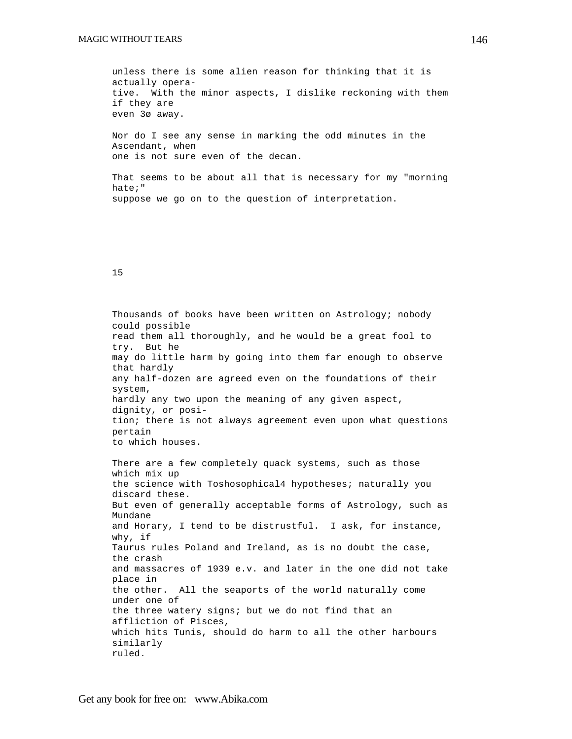unless there is some alien reason for thinking that it is actually operative. With the minor aspects, I dislike reckoning with them if they are even 3ø away.

Nor do I see any sense in marking the odd minutes in the Ascendant, when one is not sure even of the decan.

That seems to be about all that is necessary for my "morning hate;" suppose we go on to the question of interpretation.

## 15

Thousands of books have been written on Astrology; nobody could possible read them all thoroughly, and he would be a great fool to try. But he may do little harm by going into them far enough to observe that hardly any half-dozen are agreed even on the foundations of their system, hardly any two upon the meaning of any given aspect, dignity, or position; there is not always agreement even upon what questions pertain to which houses.

There are a few completely quack systems, such as those which mix up the science with Toshosophical4 hypotheses; naturally you discard these. But even of generally acceptable forms of Astrology, such as Mundane and Horary, I tend to be distrustful. I ask, for instance, why, if Taurus rules Poland and Ireland, as is no doubt the case, the crash and massacres of 1939 e.v. and later in the one did not take place in the other. All the seaports of the world naturally come under one of the three watery signs; but we do not find that an affliction of Pisces, which hits Tunis, should do harm to all the other harbours similarly ruled.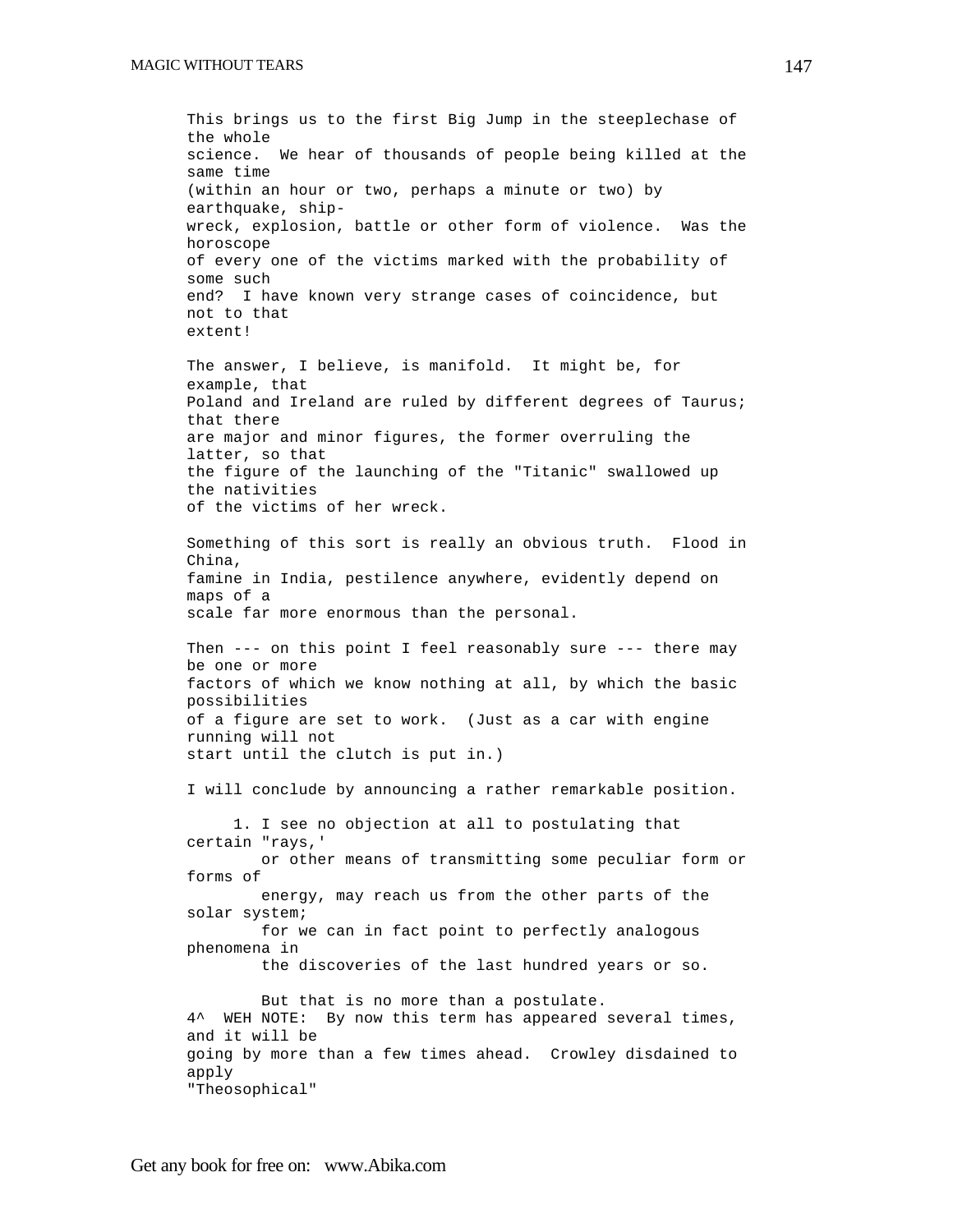This brings us to the first Big Jump in the steeplechase of the whole science. We hear of thousands of people being killed at the same time (within an hour or two, perhaps a minute or two) by earthquake, shipwreck, explosion, battle or other form of violence. Was the horoscope of every one of the victims marked with the probability of some such end? I have known very strange cases of coincidence, but not to that extent!

The answer, I believe, is manifold. It might be, for example, that Poland and Ireland are ruled by different degrees of Taurus; that there are major and minor figures, the former overruling the latter, so that the figure of the launching of the "Titanic" swallowed up the nativities of the victims of her wreck.

Something of this sort is really an obvious truth. Flood in China, famine in India, pestilence anywhere, evidently depend on maps of a scale far more enormous than the personal.

Then --- on this point I feel reasonably sure --- there may be one or more factors of which we know nothing at all, by which the basic possibilities of a figure are set to work. (Just as a car with engine running will not start until the clutch is put in.)

I will conclude by announcing a rather remarkable position.

1. I see no objection at all to postulating that certain "rays,' or other means of transmitting some peculiar form or forms of energy, may reach us from the other parts of the solar system; for we can in fact point to perfectly analogous phenomena in the discoveries of the last hundred years or so.

   But that is no more than a postulate.

4^ WEH NOTE: By now this term has appeared several times, and it will be going by more than a few times ahead. Crowley disdained to apply "Theosophical"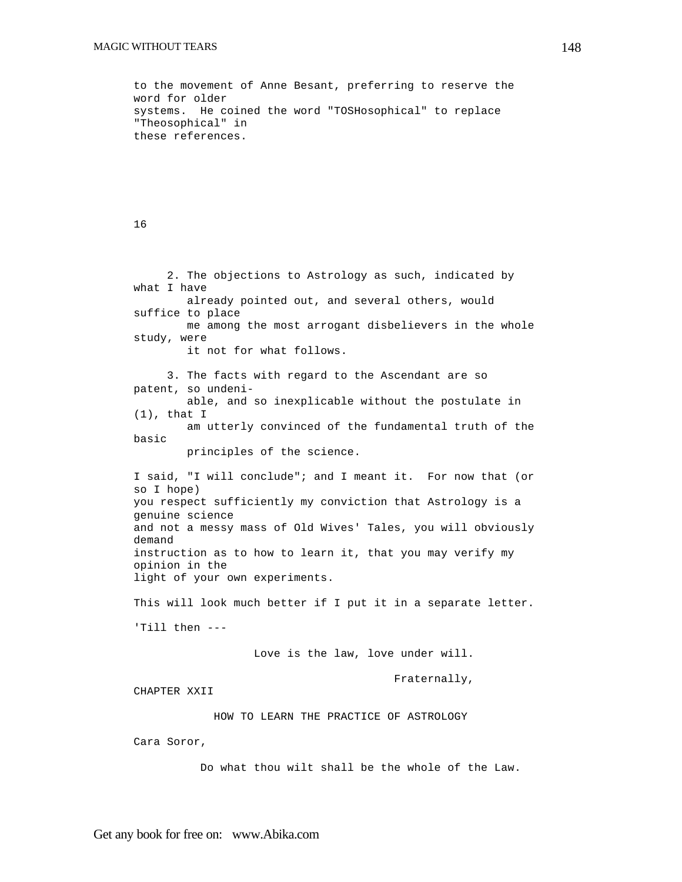to the movement of Anne Besant, preferring to reserve the word for older systems. He coined the word "TOSHosophical" to replace "Theosophical" in these references.

16

2. The objections to Astrology as such, indicated by what I have already pointed out, and several others, would suffice to place me among the most arrogant disbelievers in the whole study, were it not for what follows.

3. The facts with regard to the Ascendant are so patent, so undeniable, and so inexplicable without the postulate in (1), that I am utterly convinced of the fundamental truth of the basic principles of the science.

I said, "I will conclude"; and I meant it. For now that (or so I hope) you respect sufficiently my conviction that Astrology is a genuine science and not a messy mass of Old Wives' Tales, you will obviously demand instruction as to how to learn it, that you may verify my opinion in the light of your own experiments.

This will look much better if I put it in a separate letter.

'Till then ---

Love is the law, love under will.

Fraternally,

## CHAPTER XXII

### HOW TO LEARN THE PRACTICE OF ASTROLOGY

Cara Soror,

Do what thou wilt shall be the whole of the Law.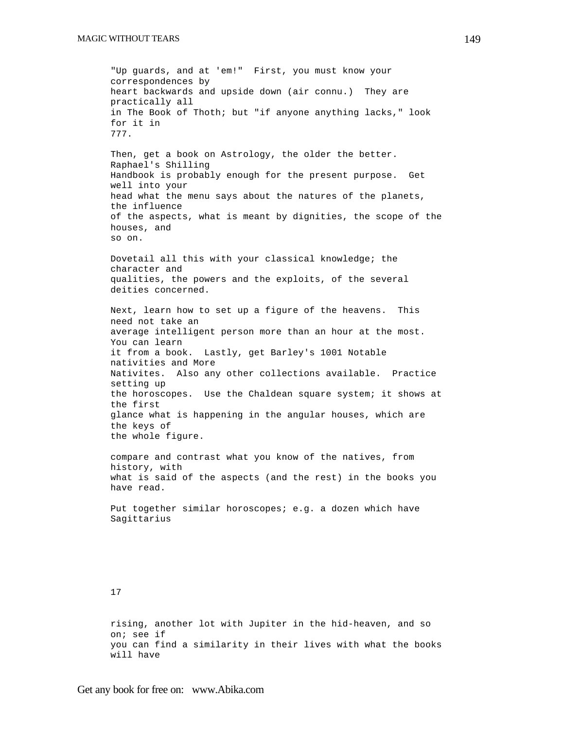"Up guards, and at 'em!" First, you must know your correspondences by heart backwards and upside down (air connu.) They are practically all in The Book of Thoth; but "if anyone anything lacks," look for it in 777.

Then, get a book on Astrology, the older the better. Raphael's Shilling Handbook is probably enough for the present purpose. Get well into your head what the menu says about the natures of the planets, the influence of the aspects, what is meant by dignities, the scope of the houses, and so on.

Dovetail all this with your classical knowledge; the character and qualities, the powers and the exploits, of the several deities concerned.

Next, learn how to set up a figure of the heavens. This need not take an average intelligent person more than an hour at the most. You can learn it from a book. Lastly, get Barley's 1001 Notable nativities and More Nativites. Also any other collections available. Practice setting up the horoscopes. Use the Chaldean square system; it shows at the first glance what is happening in the angular houses, which are the keys of the whole figure.

compare and contrast what you know of the natives, from history, with what is said of the aspects (and the rest) in the books you have read.

Put together similar horoscopes; e.g. a dozen which have Sagittarius

17

rising, another lot with Jupiter in the hid-heaven, and so on; see if you can find a similarity in their lives with what the books will have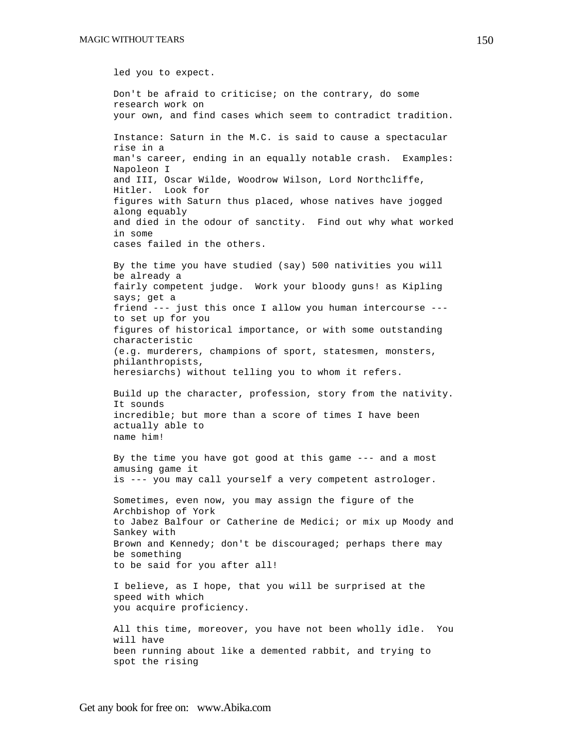led you to expect.

Don't be afraid to criticise; on the contrary, do some research work on your own, and find cases which seem to contradict tradition.

Instance: Saturn in the M.C. is said to cause a spectacular rise in a man's career, ending in an equally notable crash. Examples: Napoleon I and III, Oscar Wilde, Woodrow Wilson, Lord Northcliffe, Hitler. Look for figures with Saturn thus placed, whose natives have jogged along equably and died in the odour of sanctity. Find out why what worked in some cases failed in the others.

By the time you have studied (say) 500 nativities you will be already a fairly competent judge. Work your bloody guns! as Kipling says; get a friend --- just this once I allow you human intercourse --- to set up for you figures of historical importance, or with some outstanding characteristic (e.g. murderers, champions of sport, statesmen, monsters, philanthropists, heresiarchs) without telling you to whom it refers.

Build up the character, profession, story from the nativity. It sounds incredible; but more than a score of times I have been actually able to name him!

By the time you have got good at this game --- and a most amusing game it is --- you may call yourself a very competent astrologer.

Sometimes, even now, you may assign the figure of the Archbishop of York to Jabez Balfour or Catherine de Medici; or mix up Moody and Sankey with Brown and Kennedy; don't be discouraged; perhaps there may be something to be said for you after all!

I believe, as I hope, that you will be surprised at the speed with which you acquire proficiency.

All this time, moreover, you have not been wholly idle. You will have been running about like a demented rabbit, and trying to spot the rising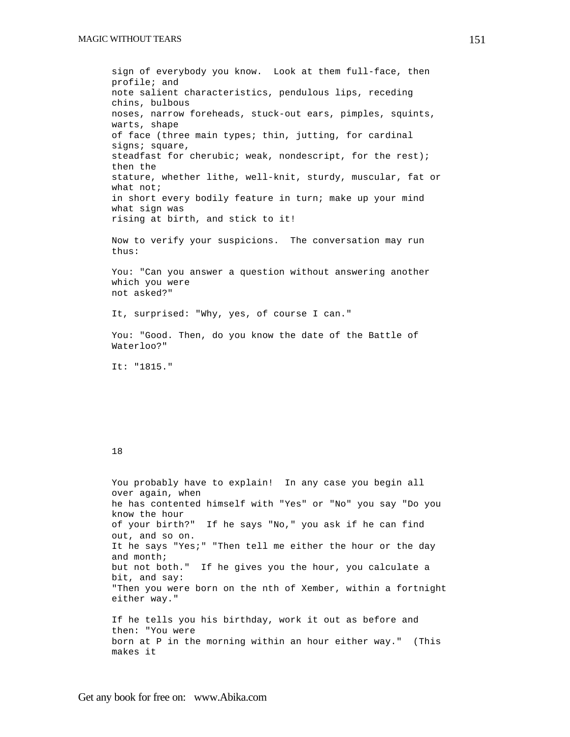sign of everybody you know. Look at them full-face, then profile; and note salient characteristics, pendulous lips, receding chins, bulbous noses, narrow foreheads, stuck-out ears, pimples, squints, warts, shape of face (three main types; thin, jutting, for cardinal signs; square, steadfast for cherubic; weak, nondescript, for the rest); then the stature, whether lithe, well-knit, sturdy, muscular, fat or what not; in short every bodily feature in turn; make up your mind what sign was rising at birth, and stick to it!

Now to verify your suspicions. The conversation may run thus:

You: "Can you answer a question without answering another which you were not asked?"

It, surprised: "Why, yes, of course I can."

You: "Good. Then, do you know the date of the Battle of Waterloo?"

It: "1815."

18

You probably have to explain! In any case you begin all over again, when he has contented himself with "Yes" or "No" you say "Do you know the hour of your birth?" If he says "No," you ask if he can find out, and so on. It he says "Yes;" "Then tell me either the hour or the day and month; but not both." If he gives you the hour, you calculate a bit, and say: "Then you were born on the nth of Xember, within a fortnight either way."

If he tells you his birthday, work it out as before and then: "You were born at P in the morning within an hour either way." (This makes it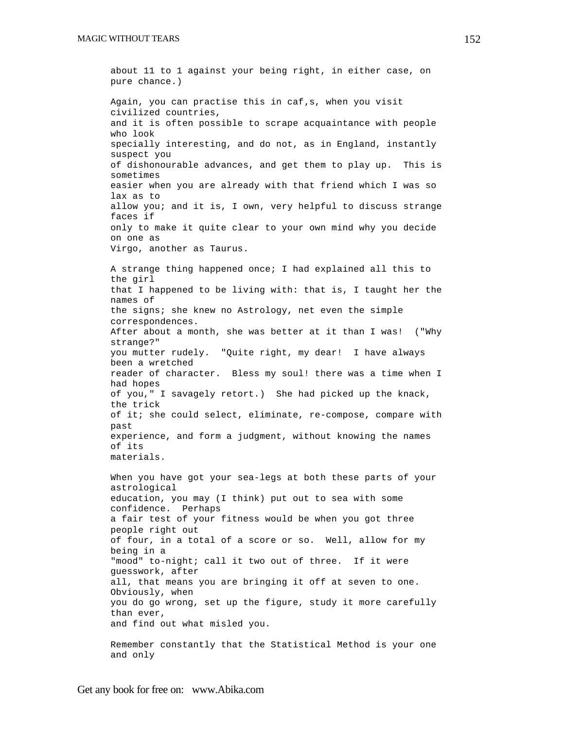about 11 to 1 against your being right, in either case, on pure chance.)

Again, you can practise this in caf,s, when you visit civilized countries, and it is often possible to scrape acquaintance with people who look specially interesting, and do not, as in England, instantly suspect you of dishonourable advances, and get them to play up. This is sometimes easier when you are already with that friend which I was so lax as to allow you; and it is, I own, very helpful to discuss strange faces if only to make it quite clear to your own mind why you decide on one as Virgo, another as Taurus.

A strange thing happened once; I had explained all this to the girl that I happened to be living with: that is, I taught her the names of the signs; she knew no Astrology, net even the simple correspondences. After about a month, she was better at it than I was! ("Why strange?" you mutter rudely. "Quite right, my dear! I have always been a wretched reader of character. Bless my soul! there was a time when I had hopes of you," I savagely retort.) She had picked up the knack, the trick of it; she could select, eliminate, re-compose, compare with past experience, and form a judgment, without knowing the names of its materials.

When you have got your sea-legs at both these parts of your astrological education, you may (I think) put out to sea with some confidence. Perhaps a fair test of your fitness would be when you got three people right out of four, in a total of a score or so. Well, allow for my being in a "mood" to-night; call it two out of three. If it were guesswork, after all, that means you are bringing it off at seven to one. Obviously, when you do go wrong, set up the figure, study it more carefully than ever, and find out what misled you.

Remember constantly that the Statistical Method is your one and only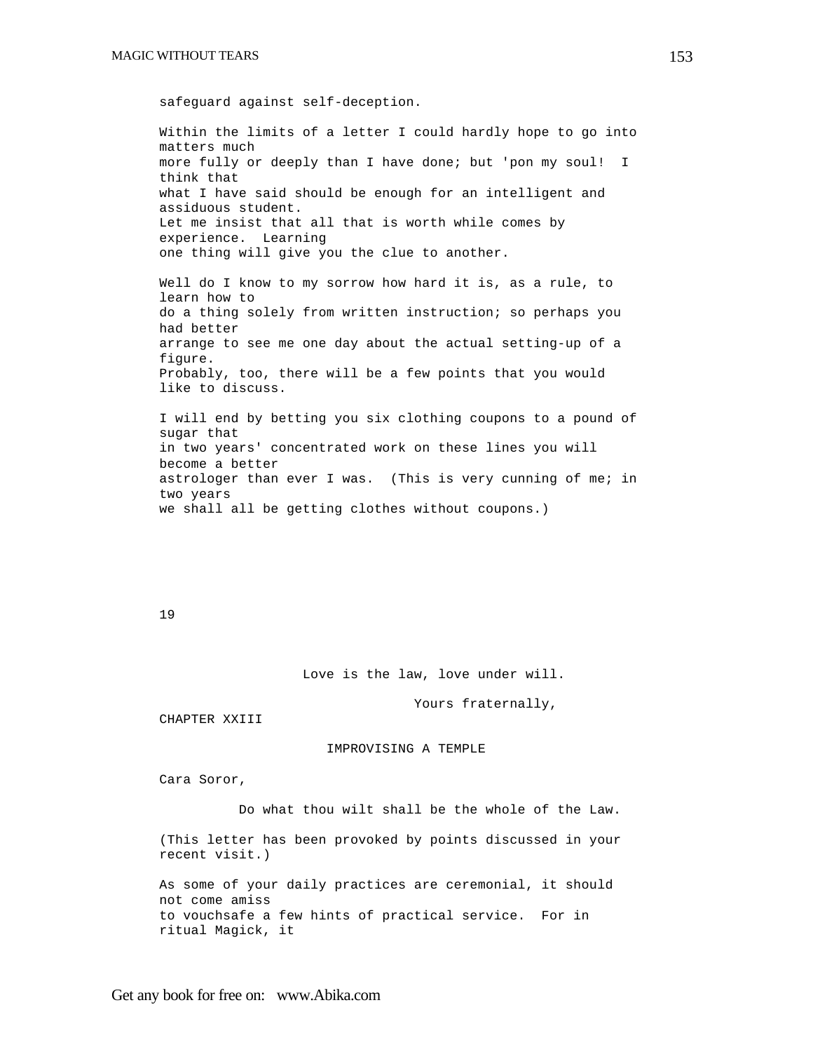safeguard against self-deception.

Within the limits of a letter I could hardly hope to go into matters much more fully or deeply than I have done; but 'pon my soul! I think that what I have said should be enough for an intelligent and assiduous student. Let me insist that all that is worth while comes by experience. Learning one thing will give you the clue to another.

Well do I know to my sorrow how hard it is, as a rule, to learn how to do a thing solely from written instruction; so perhaps you had better arrange to see me one day about the actual setting-up of a figure. Probably, too, there will be a few points that you would like to discuss.

I will end by betting you six clothing coupons to a pound of sugar that in two years' concentrated work on these lines you will become a better astrologer than ever I was. (This is very cunning of me; in two years we shall all be getting clothes without coupons.)

19

Love is the law, love under will.

Yours fraternally,

## CHAPTER XXIII

### IMPROVISING A TEMPLE

Cara Soror,

Do what thou wilt shall be the whole of the Law.

(This letter has been provoked by points discussed in your recent visit.)

As some of your daily practices are ceremonial, it should not come amiss to vouchsafe a few hints of practical service. For in ritual Magick, it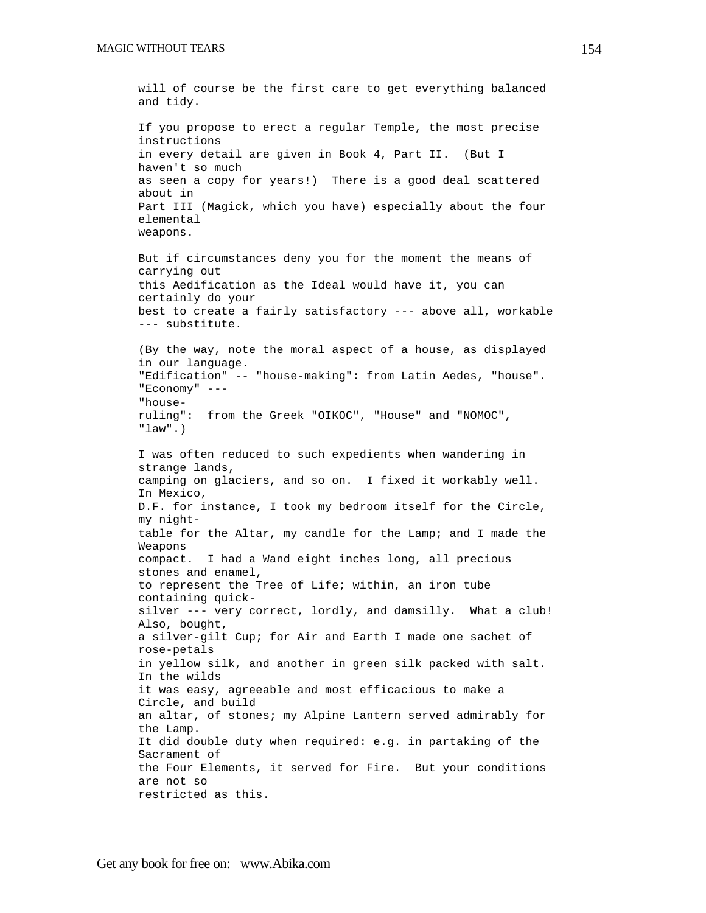will of course be the first care to get everything balanced and tidy.

If you propose to erect a regular Temple, the most precise instructions in every detail are given in Book 4, Part II. (But I haven't so much as seen a copy for years!) There is a good deal scattered about in Part III (Magick, which you have) especially about the four elemental weapons.

But if circumstances deny you for the moment the means of carrying out this Aedification as the Ideal would have it, you can certainly do your best to create a fairly satisfactory --- above all, workable --- substitute.

(By the way, note the moral aspect of a house, as displayed in our language. "Edification" -- "house-making": from Latin Aedes, "house". "Economy" --- "house-ruling": from the Greek "OIKOC", "House" and "NOMOC", "law".)

I was often reduced to such expedients when wandering in strange lands, camping on glaciers, and so on. I fixed it workably well. In Mexico, D.F. for instance, I took my bedroom itself for the Circle, my night-table for the Altar, my candle for the Lamp; and I made the Weapons compact. I had a Wand eight inches long, all precious stones and enamel, to represent the Tree of Life; within, an iron tube containing quick-silver --- very correct, lordly, and damsilly. What a club! Also, bought, a silver-gilt Cup; for Air and Earth I made one sachet of rose-petals in yellow silk, and another in green silk packed with salt. In the wilds it was easy, agreeable and most efficacious to make a Circle, and build an altar, of stones; my Alpine Lantern served admirably for the Lamp. It did double duty when required: e.g. in partaking of the Sacrament of the Four Elements, it served for Fire. But your conditions are not so restricted as this.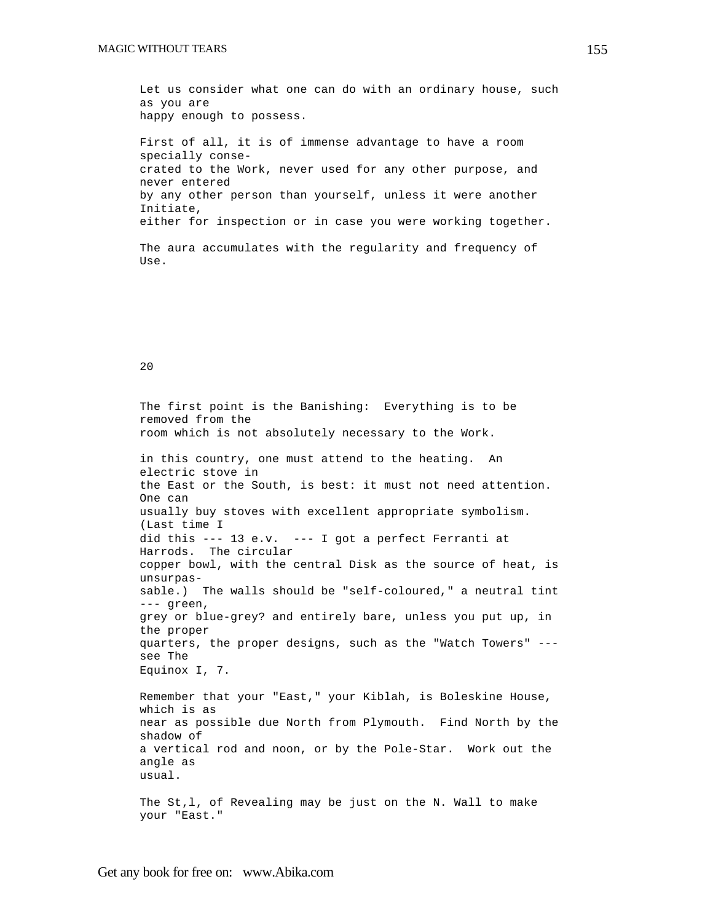Let us consider what one can do with an ordinary house, such as you are happy enough to possess.

First of all, it is of immense advantage to have a room specially consecrated to the Work, never used for any other purpose, and never entered by any other person than yourself, unless it were another Initiate, either for inspection or in case you were working together.

The aura accumulates with the regularity and frequency of Use.

20

The first point is the Banishing: Everything is to be removed from the room which is not absolutely necessary to the Work.

in this country, one must attend to the heating. An electric stove in the East or the South, is best: it must not need attention. One can usually buy stoves with excellent appropriate symbolism. (Last time I did this --- 13 e.v. --- I got a perfect Ferranti at Harrods. The circular copper bowl, with the central Disk as the source of heat, is unsurpassable.) The walls should be "self-coloured," a neutral tint --- green, grey or blue-grey? and entirely bare, unless you put up, in the proper quarters, the proper designs, such as the "Watch Towers" --- see The Equinox I, 7.

Remember that your "East," your Kiblah, is Boleskine House, which is as near as possible due North from Plymouth. Find North by the shadow of a vertical rod and noon, or by the Pole-Star. Work out the angle as usual.

The St,l, of Revealing may be just on the N. Wall to make your "East."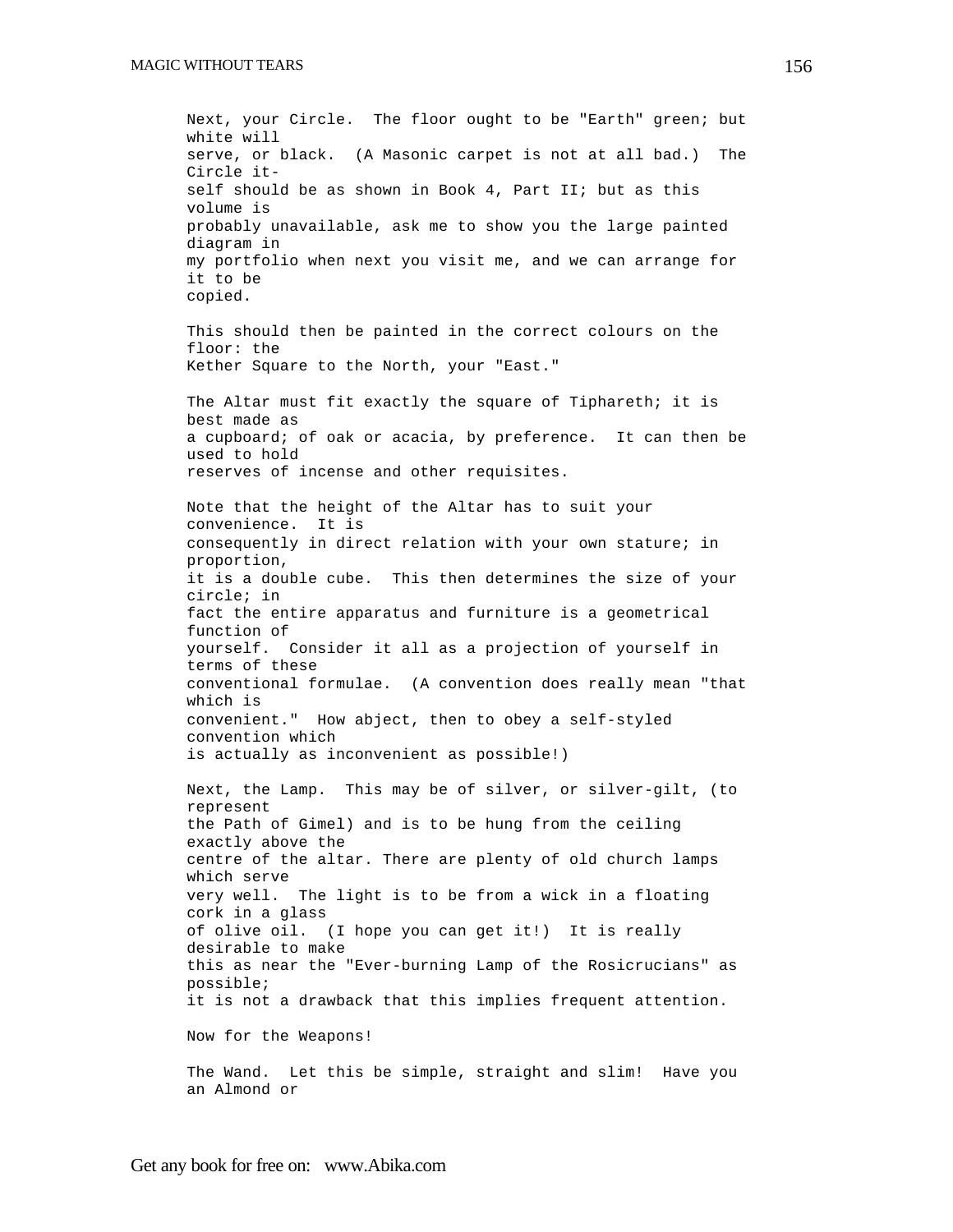Next, your Circle. The floor ought to be "Earth" green; but white will serve, or black. (A Masonic carpet is not at all bad.) The Circle itself should be as shown in Book 4, Part II; but as this volume is probably unavailable, ask me to show you the large painted diagram in my portfolio when next you visit me, and we can arrange for it to be copied.

This should then be painted in the correct colours on the floor: the Kether Square to the North, your "East."

The Altar must fit exactly the square of Tiphareth; it is best made as a cupboard; of oak or acacia, by preference. It can then be used to hold reserves of incense and other requisites.

Note that the height of the Altar has to suit your convenience. It is consequently in direct relation with your own stature; in proportion, it is a double cube. This then determines the size of your circle; in fact the entire apparatus and furniture is a geometrical function of yourself. Consider it all as a projection of yourself in terms of these conventional formulae. (A convention does really mean "that which is convenient." How abject, then to obey a self-styled convention which is actually as inconvenient as possible!)

Next, the Lamp. This may be of silver, or silver-gilt, (to represent the Path of Gimel) and is to be hung from the ceiling exactly above the centre of the altar. There are plenty of old church lamps which serve very well. The light is to be from a wick in a floating cork in a glass of olive oil. (I hope you can get it!) It is really desirable to make this as near the "Ever-burning Lamp of the Rosicrucians" as possible; it is not a drawback that this implies frequent attention.

Now for the Weapons!

The Wand. Let this be simple, straight and slim! Have you an Almond or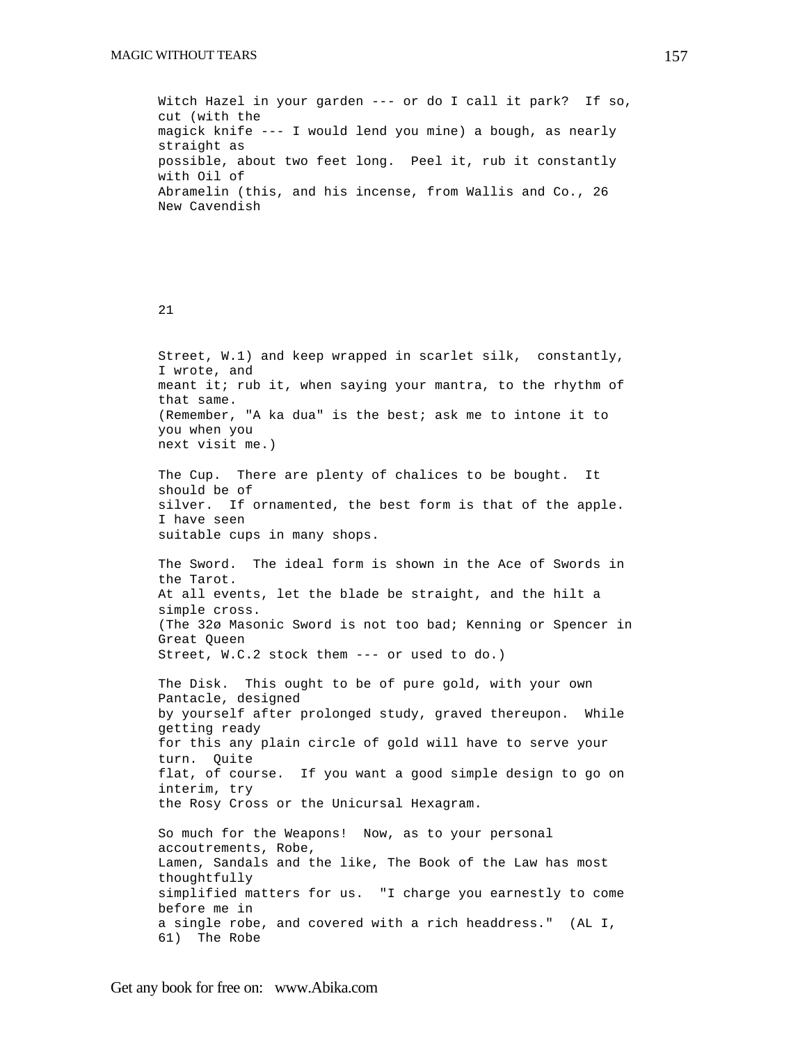Witch Hazel in your garden --- or do I call it park? If so, cut (with the magick knife --- I would lend you mine) a bough, as nearly straight as possible, about two feet long. Peel it, rub it constantly with Oil of Abramelin (this, and his incense, from Wallis and Co., 26 New Cavendish

21

Street, W.1) and keep wrapped in scarlet silk, constantly, I wrote, and meant it; rub it, when saying your mantra, to the rhythm of that same. (Remember, "A ka dua" is the best; ask me to intone it to you when you next visit me.)

The Cup. There are plenty of chalices to be bought. It should be of silver. If ornamented, the best form is that of the apple. I have seen suitable cups in many shops.

The Sword. The ideal form is shown in the Ace of Swords in the Tarot. At all events, let the blade be straight, and the hilt a simple cross. (The 32ø Masonic Sword is not too bad; Kenning or Spencer in Great Queen Street, W.C.2 stock them --- or used to do.)

The Disk. This ought to be of pure gold, with your own Pantacle, designed by yourself after prolonged study, graved thereupon. While getting ready for this any plain circle of gold will have to serve your turn. Quite flat, of course. If you want a good simple design to go on interim, try the Rosy Cross or the Unicursal Hexagram.

So much for the Weapons! Now, as to your personal accoutrements, Robe, Lamen, Sandals and the like, The Book of the Law has most thoughtfully simplified matters for us. "I charge you earnestly to come before me in a single robe, and covered with a rich headdress." (AL I, 61) The Robe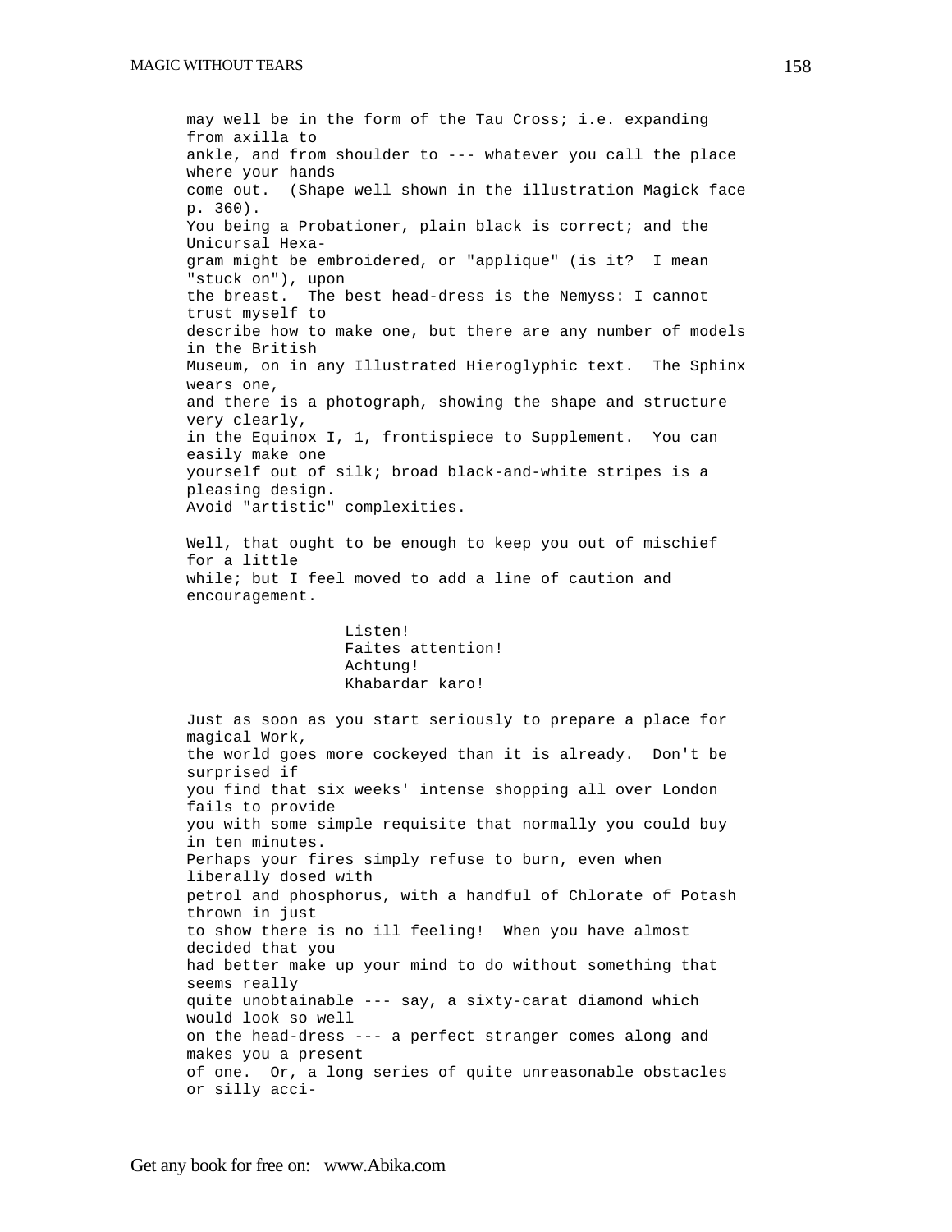may well be in the form of the Tau Cross; i.e. expanding from axilla to ankle, and from shoulder to --- whatever you call the place where your hands come out. (Shape well shown in the illustration Magick face p. 360). You being a Probationer, plain black is correct; and the Unicursal Hexagram might be embroidered, or "applique" (is it? I mean "stuck on"), upon the breast. The best head-dress is the Nemyss: I cannot trust myself to describe how to make one, but there are any number of models in the British Museum, on in any Illustrated Hieroglyphic text. The Sphinx wears one, and there is a photograph, showing the shape and structure very clearly, in the Equinox I, 1, frontispiece to Supplement. You can easily make one yourself out of silk; broad black-and-white stripes is a pleasing design. Avoid "artistic" complexities.

Well, that ought to be enough to keep you out of mischief for a little while; but I feel moved to add a line of caution and encouragement.

> Listen!
> Faites attention!
> Achtung!
> Khabardar karo!

Just as soon as you start seriously to prepare a place for magical Work, the world goes more cockeyed than it is already. Don't be surprised if you find that six weeks' intense shopping all over London fails to provide you with some simple requisite that normally you could buy in ten minutes. Perhaps your fires simply refuse to burn, even when liberally dosed with petrol and phosphorus, with a handful of Chlorate of Potash thrown in just to show there is no ill feeling! When you have almost decided that you had better make up your mind to do without something that seems really quite unobtainable --- say, a sixty-carat diamond which would look so well on the head-dress --- a perfect stranger comes along and makes you a present of one. Or, a long series of quite unreasonable obstacles or silly acci-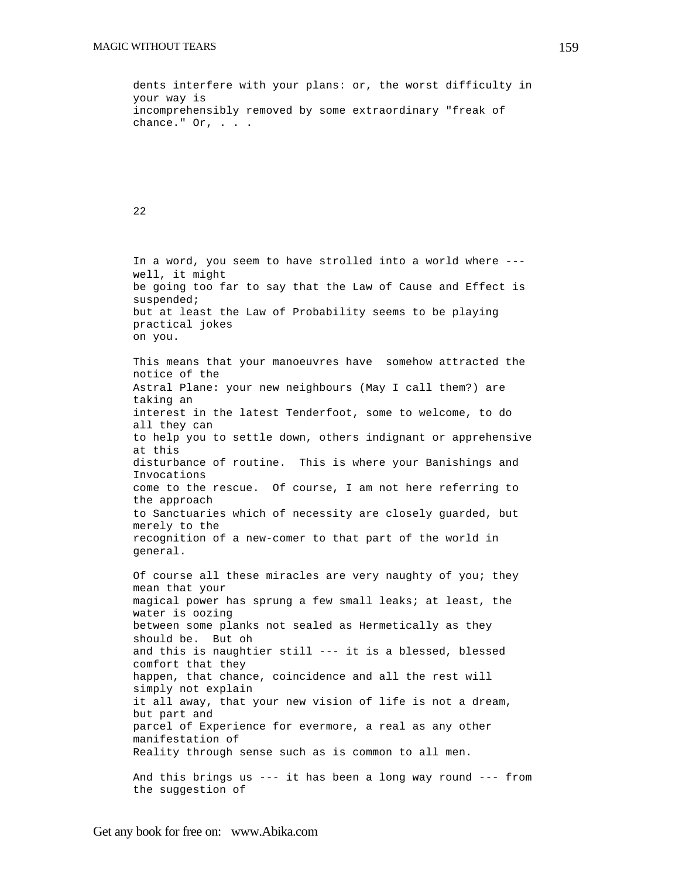dents interfere with your plans: or, the worst difficulty in your way is incomprehensibly removed by some extraordinary "freak of chance." Or, . . .

22

In a word, you seem to have strolled into a world where --- well, it might be going too far to say that the Law of Cause and Effect is suspended; but at least the Law of Probability seems to be playing practical jokes on you.

This means that your manoeuvres have somehow attracted the notice of the Astral Plane: your new neighbours (May I call them?) are taking an interest in the latest Tenderfoot, some to welcome, to do all they can to help you to settle down, others indignant or apprehensive at this disturbance of routine. This is where your Banishings and Invocations come to the rescue. Of course, I am not here referring to the approach to Sanctuaries which of necessity are closely guarded, but merely to the recognition of a new-comer to that part of the world in general.

Of course all these miracles are very naughty of you; they mean that your magical power has sprung a few small leaks; at least, the water is oozing between some planks not sealed as Hermetically as they should be. But oh and this is naughtier still --- it is a blessed, blessed comfort that they happen, that chance, coincidence and all the rest will simply not explain it all away, that your new vision of life is not a dream, but part and parcel of Experience for evermore, a real as any other manifestation of Reality through sense such as is common to all men.

And this brings us --- it has been a long way round --- from the suggestion of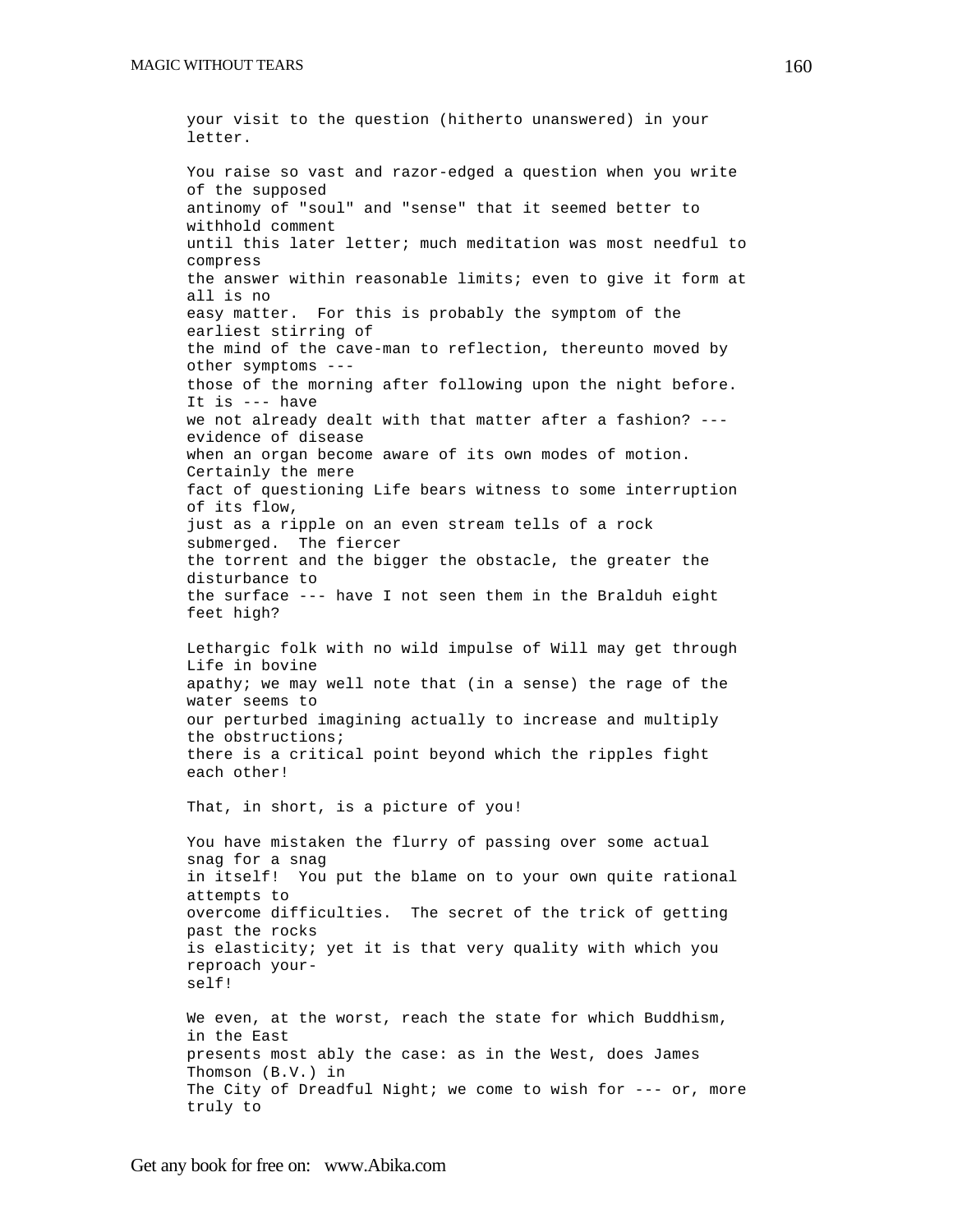your visit to the question (hitherto unanswered) in your letter.

You raise so vast and razor-edged a question when you write of the supposed antinomy of "soul" and "sense" that it seemed better to withhold comment until this later letter; much meditation was most needful to compress the answer within reasonable limits; even to give it form at all is no easy matter. For this is probably the symptom of the earliest stirring of the mind of the cave-man to reflection, thereunto moved by other symptoms --- those of the morning after following upon the night before. It is --- have we not already dealt with that matter after a fashion? --- evidence of disease when an organ become aware of its own modes of motion. Certainly the mere fact of questioning Life bears witness to some interruption of its flow, just as a ripple on an even stream tells of a rock submerged. The fiercer the torrent and the bigger the obstacle, the greater the disturbance to the surface --- have I not seen them in the Bralduh eight feet high?

Lethargic folk with no wild impulse of Will may get through Life in bovine apathy; we may well note that (in a sense) the rage of the water seems to our perturbed imagining actually to increase and multiply the obstructions; there is a critical point beyond which the ripples fight each other!

That, in short, is a picture of you!

You have mistaken the flurry of passing over some actual snag for a snag in itself! You put the blame on to your own quite rational attempts to overcome difficulties. The secret of the trick of getting past the rocks is elasticity; yet it is that very quality with which you reproach yourself!

We even, at the worst, reach the state for which Buddhism, in the East presents most ably the case: as in the West, does James Thomson (B.V.) in The City of Dreadful Night; we come to wish for --- or, more truly to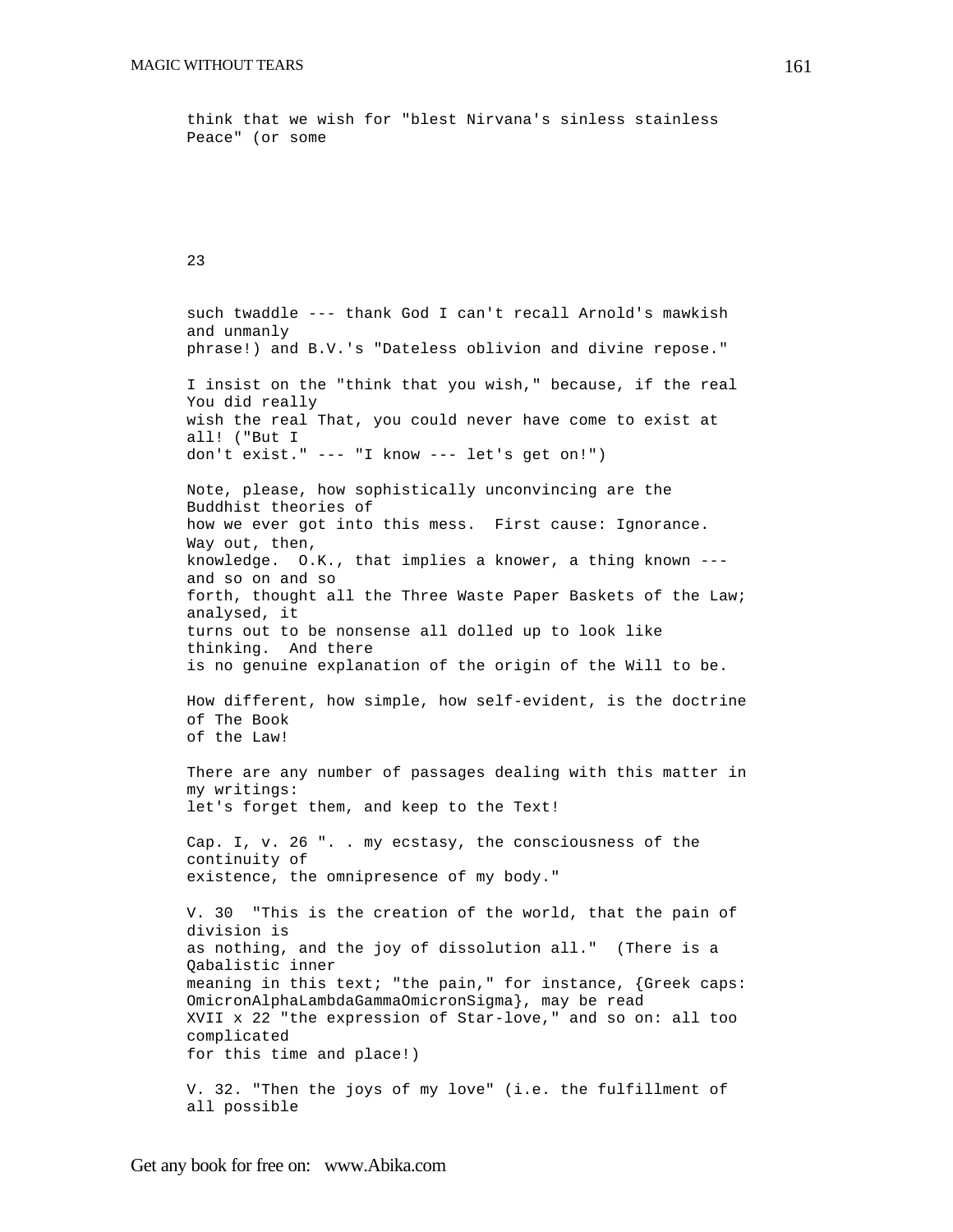think that we wish for "blest Nirvana's sinless stainless Peace" (or some

23

such twaddle --- thank God I can't recall Arnold's mawkish and unmanly phrase!) and B.V.'s "Dateless oblivion and divine repose."

I insist on the "think that you wish," because, if the real You did really wish the real That, you could never have come to exist at all! ("But I don't exist." --- "I know --- let's get on!")

Note, please, how sophistically unconvincing are the Buddhist theories of how we ever got into this mess. First cause: Ignorance. Way out, then, knowledge. O.K., that implies a knower, a thing known --- and so on and so forth, thought all the Three Waste Paper Baskets of the Law; analysed, it turns out to be nonsense all dolled up to look like thinking. And there is no genuine explanation of the origin of the Will to be.

How different, how simple, how self-evident, is the doctrine of The Book of the Law!

There are any number of passages dealing with this matter in my writings: let's forget them, and keep to the Text!

Cap. I, v. 26 ". . my ecstasy, the consciousness of the continuity of existence, the omnipresence of my body."

V. 30 "This is the creation of the world, that the pain of division is as nothing, and the joy of dissolution all." (There is a Qabalistic inner meaning in this text; "the pain," for instance, {Greek caps: OmicronAlphaLambdaGammaOmicronSigma}, may be read XVII x 22 "the expression of Star-love," and so on: all too complicated for this time and place!)

V. 32. "Then the joys of my love" (i.e. the fulfillment of all possible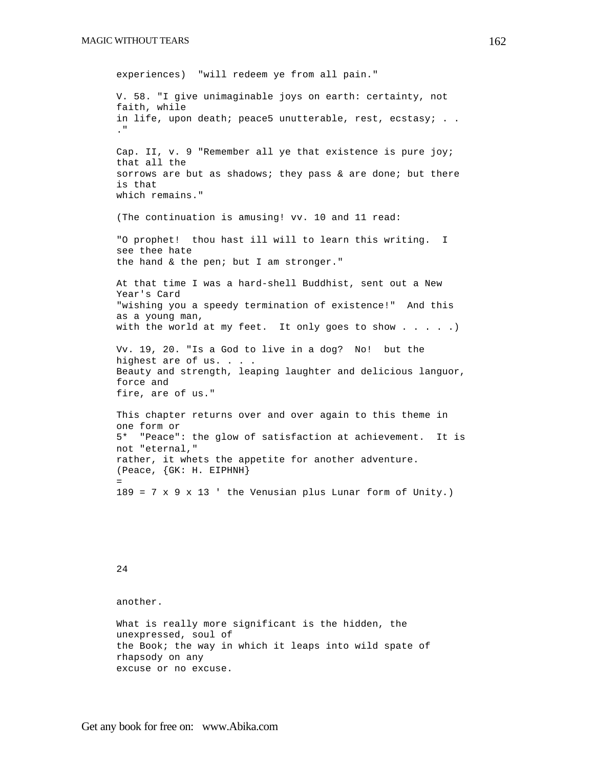experiences) "will redeem ye from all pain."

V. 58. "I give unimaginable joys on earth: certainty, not faith, while in life, upon death; peace[5] unutterable, rest, ecstasy; . . ."

Cap. II, v. 9 "Remember all ye that existence is pure joy; that all the sorrows are but as shadows; they pass & are done; but there is that which remains."

(The continuation is amusing! vv. 10 and 11 read:

"O prophet! thou hast ill will to learn this writing. I see thee hate the hand & the pen; but I am stronger."

At that time I was a hard-shell Buddhist, sent out a New Year's Card "wishing you a speedy termination of existence!" And this as a young man, with the world at my feet. It only goes to show . . . . .)

Vv. 19, 20. "Is a God to live in a dog? No! but the highest are of us. . . . Beauty and strength, leaping laughter and delicious languor, force and fire, are of us."

This chapter returns over and over again to this theme in one form or another.

What is really more significant is the hidden, the unexpressed, soul of the Book; the way in which it leaps into wild spate of rhapsody on any excuse or no excuse.

5* "Peace": the glow of satisfaction at achievement. It is not "eternal," rather, it whets the appetite for another adventure. (Peace, {GK: H. EIPHNH} = 189 = 7 x 9 x 13 ' the Venusian plus Lunar form of Unity.)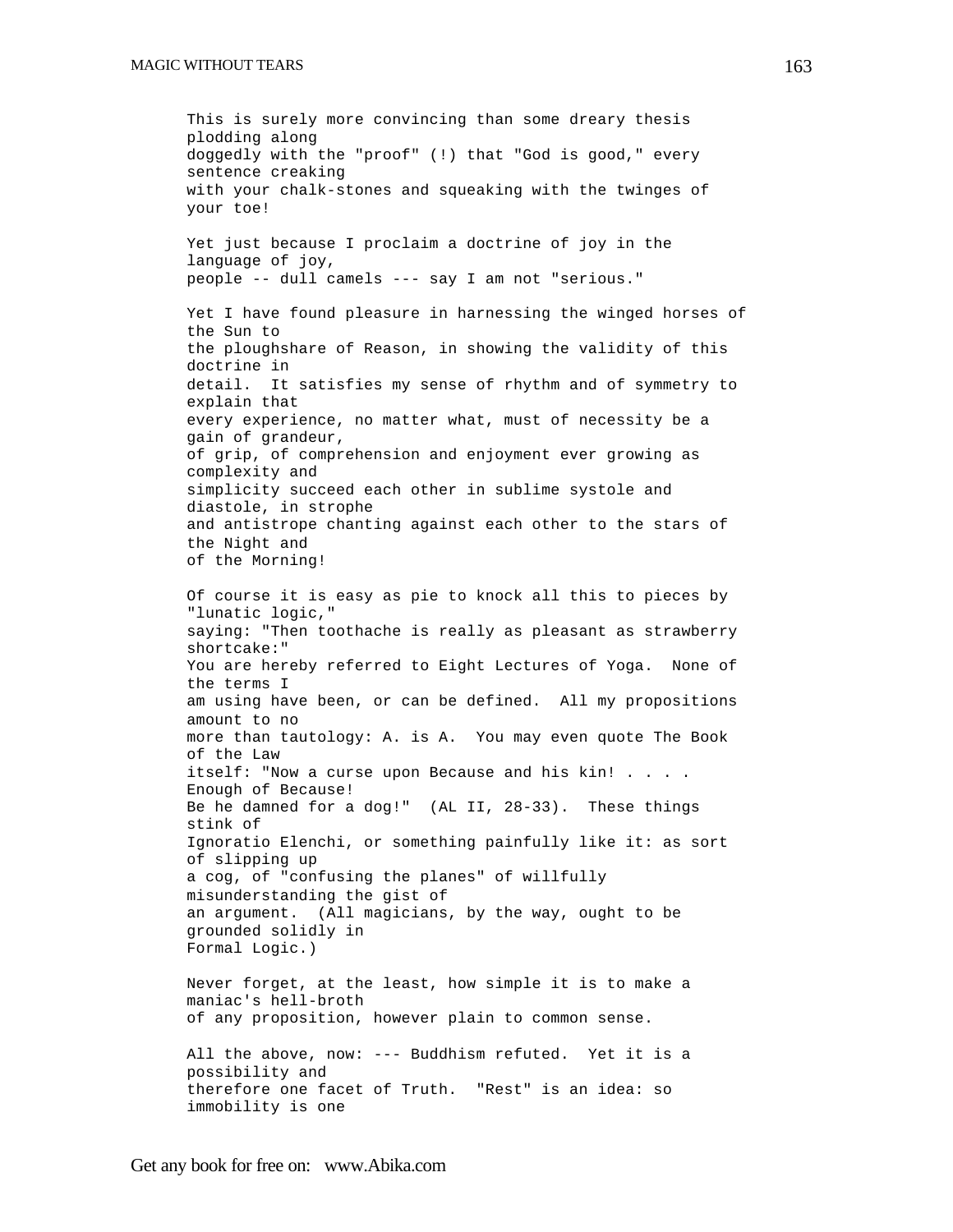This is surely more convincing than some dreary thesis plodding along doggedly with the "proof" (!) that "God is good," every sentence creaking with your chalk-stones and squeaking with the twinges of your toe!

Yet just because I proclaim a doctrine of joy in the language of joy, people -- dull camels --- say I am not "serious."

Yet I have found pleasure in harnessing the winged horses of the Sun to the ploughshare of Reason, in showing the validity of this doctrine in detail. It satisfies my sense of rhythm and of symmetry to explain that every experience, no matter what, must of necessity be a gain of grandeur, of grip, of comprehension and enjoyment ever growing as complexity and simplicity succeed each other in sublime systole and diastole, in strophe and antistrope chanting against each other to the stars of the Night and of the Morning!

Of course it is easy as pie to knock all this to pieces by "lunatic logic," saying: "Then toothache is really as pleasant as strawberry shortcake:" You are hereby referred to Eight Lectures of Yoga. None of the terms I am using have been, or can be defined. All my propositions amount to no more than tautology: A. is A. You may even quote The Book of the Law itself: "Now a curse upon Because and his kin! . . . . Enough of Because! Be he damned for a dog!" (AL II, 28-33). These things stink of Ignoratio Elenchi, or something painfully like it: as sort of slipping up a cog, of "confusing the planes" of willfully misunderstanding the gist of an argument. (All magicians, by the way, ought to be grounded solidly in Formal Logic.)

Never forget, at the least, how simple it is to make a maniac's hell-broth of any proposition, however plain to common sense.

All the above, now: --- Buddhism refuted. Yet it is a possibility and therefore one facet of Truth. "Rest" is an idea: so immobility is one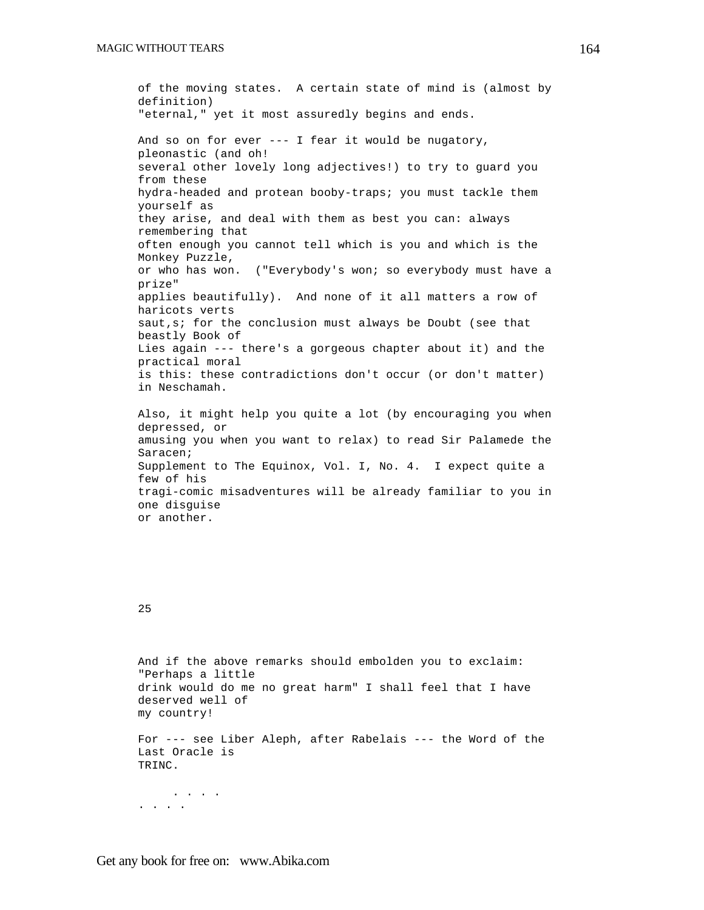of the moving states. A certain state of mind is (almost by definition) "eternal," yet it most assuredly begins and ends.

And so on for ever --- I fear it would be nugatory, pleonastic (and oh! several other lovely long adjectives!) to try to guard you from these hydra-headed and protean booby-traps; you must tackle them yourself as they arise, and deal with them as best you can: always remembering that often enough you cannot tell which is you and which is the Monkey Puzzle, or who has won. ("Everybody's won; so everybody must have a prize" applies beautifully). And none of it all matters a row of haricots verts saut,s; for the conclusion must always be Doubt (see that beastly Book of Lies again --- there's a gorgeous chapter about it) and the practical moral is this: these contradictions don't occur (or don't matter) in Neschamah.

Also, it might help you quite a lot (by encouraging you when depressed, or amusing you when you want to relax) to read Sir Palamede the Saracen; Supplement to The Equinox, Vol. I, No. 4. I expect quite a few of his tragi-comic misadventures will be already familiar to you in one disguise or another.

25

And if the above remarks should embolden you to exclaim: "Perhaps a little drink would do me no great harm" I shall feel that I have deserved well of my country!

For --- see Liber Aleph, after Rabelais --- the Word of the Last Oracle is TRINC.

. . . .
. . . .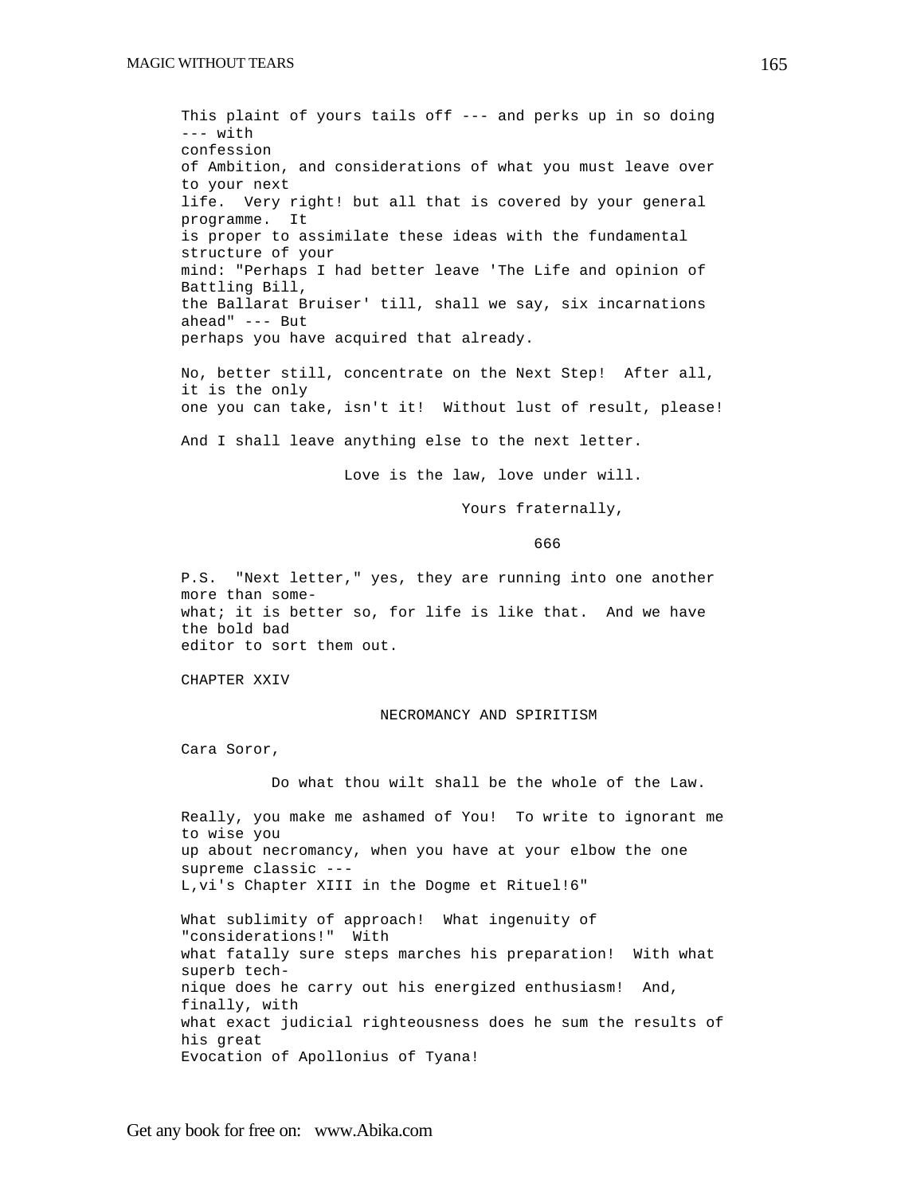This plaint of yours tails off --- and perks up in so doing --- with confession of Ambition, and considerations of what you must leave over to your next life. Very right! but all that is covered by your general programme. It is proper to assimilate these ideas with the fundamental structure of your mind: "Perhaps I had better leave 'The Life and opinion of Battling Bill, the Ballarat Bruiser' till, shall we say, six incarnations ahead" --- But perhaps you have acquired that already.

No, better still, concentrate on the Next Step! After all, it is the only one you can take, isn't it! Without lust of result, please!

And I shall leave anything else to the next letter.

Love is the law, love under will.

Yours fraternally,

666

P.S. "Next letter," yes, they are running into one another more than somewhat; it is better so, for life is like that. And we have the bold bad editor to sort them out.

## CHAPTER XXIV

### NECROMANCY AND SPIRITISM

Cara Soror,

Do what thou wilt shall be the whole of the Law.

Really, you make me ashamed of You! To write to ignorant me to wise you up about necromancy, when you have at your elbow the one supreme classic --- L,vi's Chapter XIII in the Dogme et Rituel!6"

What sublimity of approach! What ingenuity of "considerations!" With what fatally sure steps marches his preparation! With what superb technique does he carry out his energized enthusiasm! And, finally, with what exact judicial righteousness does he sum the results of his great Evocation of Apollonius of Tyana!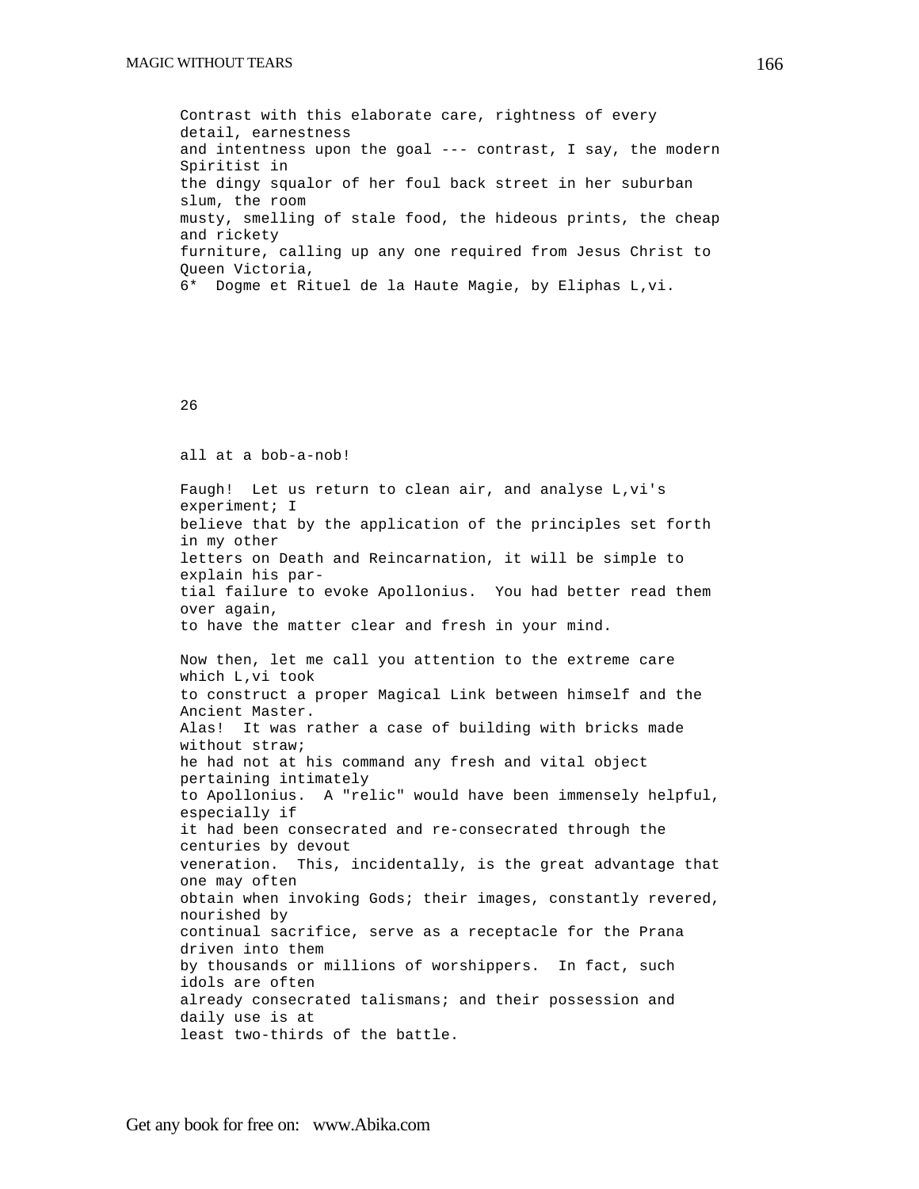Contrast with this elaborate care, rightness of every detail, earnestness and intentness upon the goal --- contrast, I say, the modern Spiritist in the dingy squalor of her foul back street in her suburban slum, the room musty, smelling of stale food, the hideous prints, the cheap and rickety furniture, calling up any one required from Jesus Christ to Queen Victoria,

6* Dogme et Rituel de la Haute Magie, by Eliphas L,vi.

26

all at a bob-a-nob!

Faugh! Let us return to clean air, and analyse L,vi's experiment; I believe that by the application of the principles set forth in my other letters on Death and Reincarnation, it will be simple to explain his partial failure to evoke Apollonius. You had better read them over again, to have the matter clear and fresh in your mind.

Now then, let me call you attention to the extreme care which L,vi took to construct a proper Magical Link between himself and the Ancient Master. Alas! It was rather a case of building with bricks made without straw; he had not at his command any fresh and vital object pertaining intimately to Apollonius. A "relic" would have been immensely helpful, especially if it had been consecrated and re-consecrated through the centuries by devout veneration. This, incidentally, is the great advantage that one may often obtain when invoking Gods; their images, constantly revered, nourished by continual sacrifice, serve as a receptacle for the Prana driven into them by thousands or millions of worshippers. In fact, such idols are often already consecrated talismans; and their possession and daily use is at least two-thirds of the battle.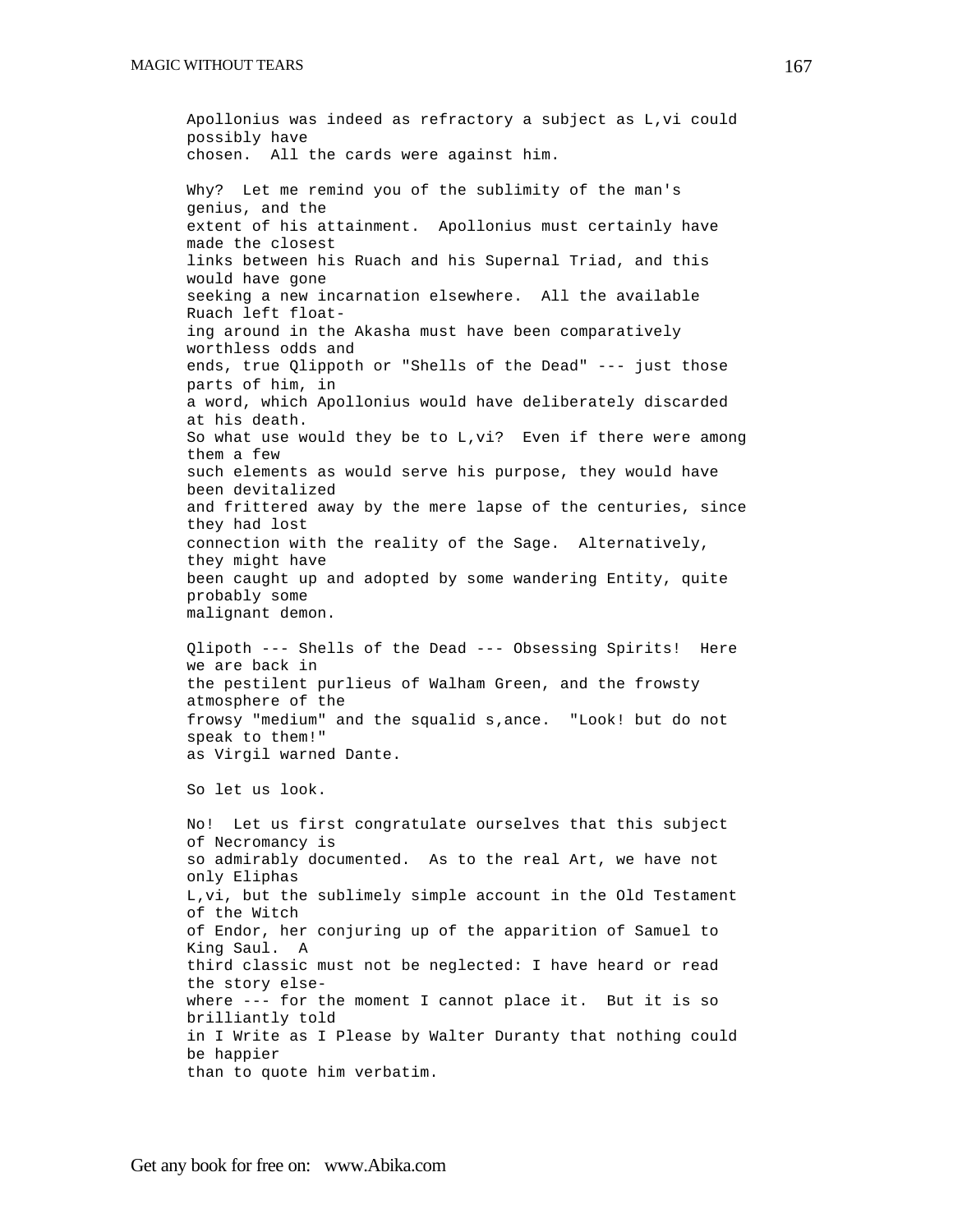Apollonius was indeed as refractory a subject as L‚vi could possibly have chosen. All the cards were against him.

Why? Let me remind you of the sublimity of the man's genius, and the extent of his attainment. Apollonius must certainly have made the closest links between his Ruach and his Supernal Triad, and this would have gone seeking a new incarnation elsewhere. All the available Ruach left floating around in the Akasha must have been comparatively worthless odds and ends, true Qlippoth or "Shells of the Dead" --- just those parts of him, in a word, which Apollonius would have deliberately discarded at his death. So what use would they be to L‚vi? Even if there were among them a few such elements as would serve his purpose, they would have been devitalized and frittered away by the mere lapse of the centuries, since they had lost connection with the reality of the Sage. Alternatively, they might have been caught up and adopted by some wandering Entity, quite probably some malignant demon.

Qlipoth --- Shells of the Dead --- Obsessing Spirits! Here we are back in the pestilent purlieus of Walham Green, and the frowsty atmosphere of the frowsy "medium" and the squalid s‚ance. "Look! but do not speak to them!" as Virgil warned Dante.

So let us look.

No! Let us first congratulate ourselves that this subject of Necromancy is so admirably documented. As to the real Art, we have not only Eliphas L‚vi, but the sublimely simple account in the Old Testament of the Witch of Endor, her conjuring up of the apparition of Samuel to King Saul. A third classic must not be neglected: I have heard or read the story elsewhere --- for the moment I cannot place it. But it is so brilliantly told in I Write as I Please by Walter Duranty that nothing could be happier than to quote him verbatim.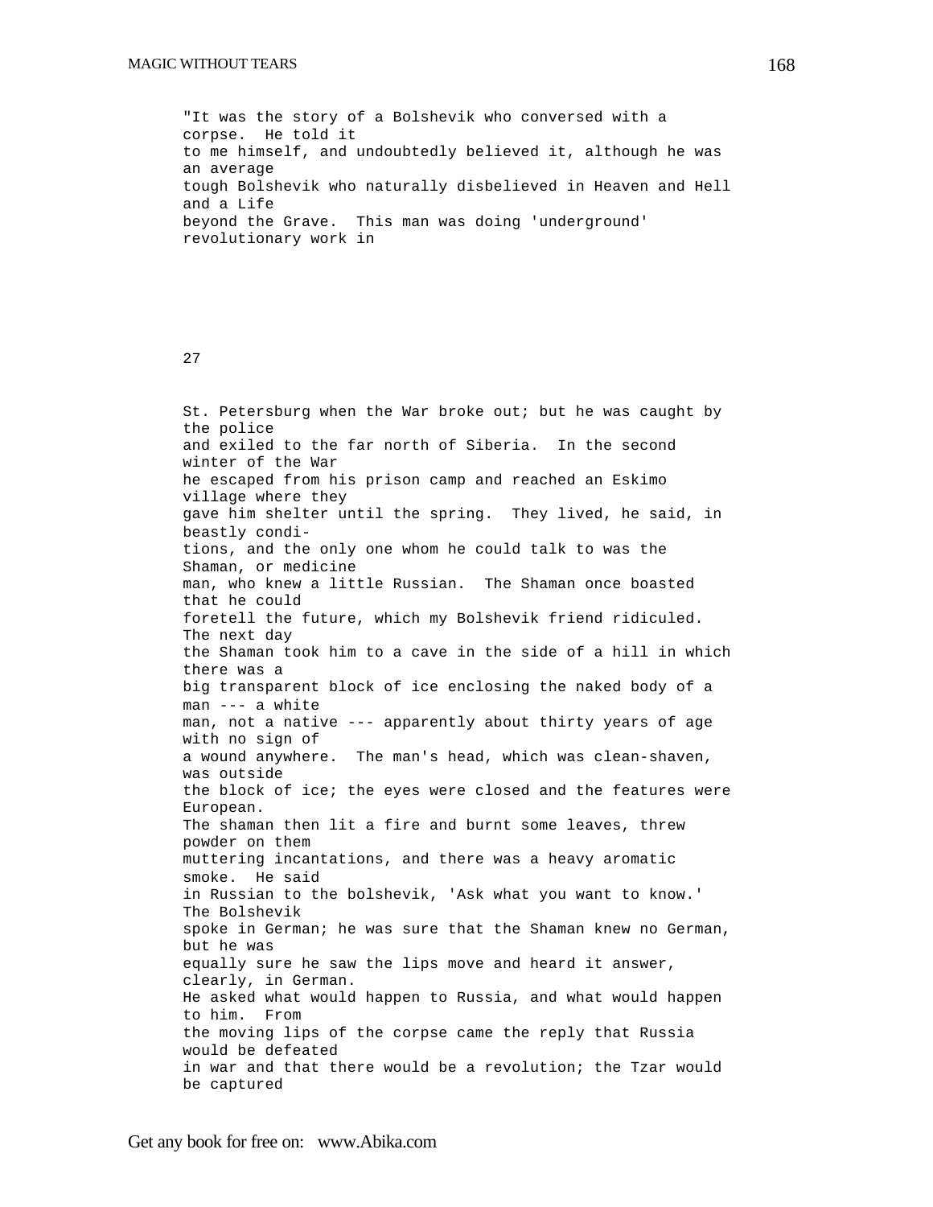"It was the story of a Bolshevik who conversed with a corpse. He told it to me himself, and undoubtedly believed it, although he was an average tough Bolshevik who naturally disbelieved in Heaven and Hell and a Life beyond the Grave. This man was doing 'underground' revolutionary work in

27

St. Petersburg when the War broke out; but he was caught by the police and exiled to the far north of Siberia. In the second winter of the War he escaped from his prison camp and reached an Eskimo village where they gave him shelter until the spring. They lived, he said, in beastly conditions, and the only one whom he could talk to was the Shaman, or medicine man, who knew a little Russian. The Shaman once boasted that he could foretell the future, which my Bolshevik friend ridiculed. The next day the Shaman took him to a cave in the side of a hill in which there was a big transparent block of ice enclosing the naked body of a man --- a white man, not a native --- apparently about thirty years of age with no sign of a wound anywhere. The man's head, which was clean-shaven, was outside the block of ice; the eyes were closed and the features were European. The shaman then lit a fire and burnt some leaves, threw powder on them muttering incantations, and there was a heavy aromatic smoke. He said in Russian to the bolshevik, 'Ask what you want to know.' The Bolshevik spoke in German; he was sure that the Shaman knew no German, but he was equally sure he saw the lips move and heard it answer, clearly, in German. He asked what would happen to Russia, and what would happen to him. From the moving lips of the corpse came the reply that Russia would be defeated in war and that there would be a revolution; the Tzar would be captured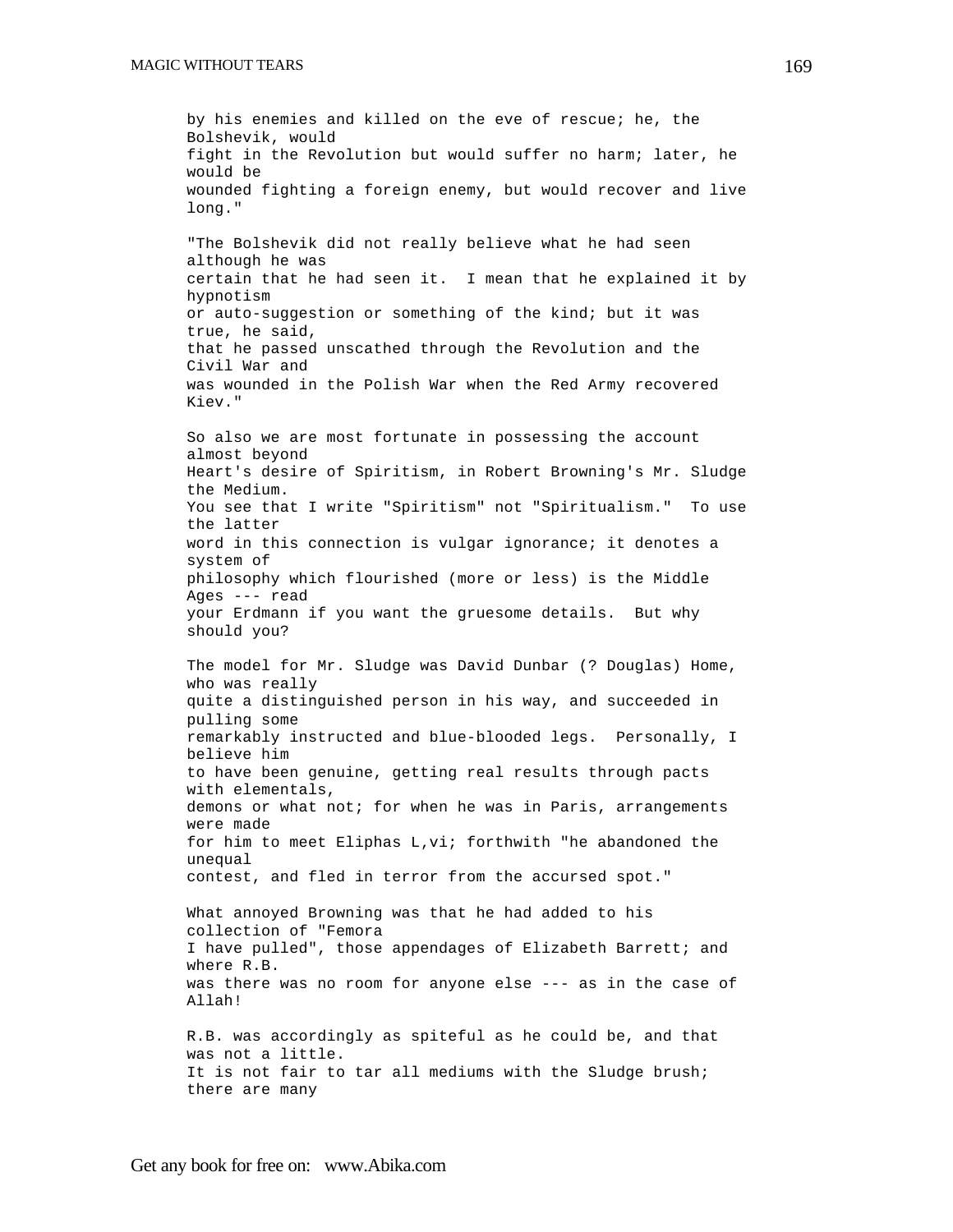by his enemies and killed on the eve of rescue; he, the Bolshevik, would fight in the Revolution but would suffer no harm; later, he would be wounded fighting a foreign enemy, but would recover and live long."

"The Bolshevik did not really believe what he had seen although he was certain that he had seen it. I mean that he explained it by hypnotism or auto-suggestion or something of the kind; but it was true, he said, that he passed unscathed through the Revolution and the Civil War and was wounded in the Polish War when the Red Army recovered Kiev."

So also we are most fortunate in possessing the account almost beyond Heart's desire of Spiritism, in Robert Browning's Mr. Sludge the Medium. You see that I write "Spiritism" not "Spiritualism." To use the latter word in this connection is vulgar ignorance; it denotes a system of philosophy which flourished (more or less) is the Middle Ages --- read your Erdmann if you want the gruesome details. But why should you?

The model for Mr. Sludge was David Dunbar (? Douglas) Home, who was really quite a distinguished person in his way, and succeeded in pulling some remarkably instructed and blue-blooded legs. Personally, I believe him to have been genuine, getting real results through pacts with elementals, demons or what not; for when he was in Paris, arrangements were made for him to meet Eliphas L,vi; forthwith "he abandoned the unequal contest, and fled in terror from the accursed spot."

What annoyed Browning was that he had added to his collection of "Femora I have pulled", those appendages of Elizabeth Barrett; and where R.B. was there was no room for anyone else --- as in the case of Allah!

R.B. was accordingly as spiteful as he could be, and that was not a little. It is not fair to tar all mediums with the Sludge brush; there are many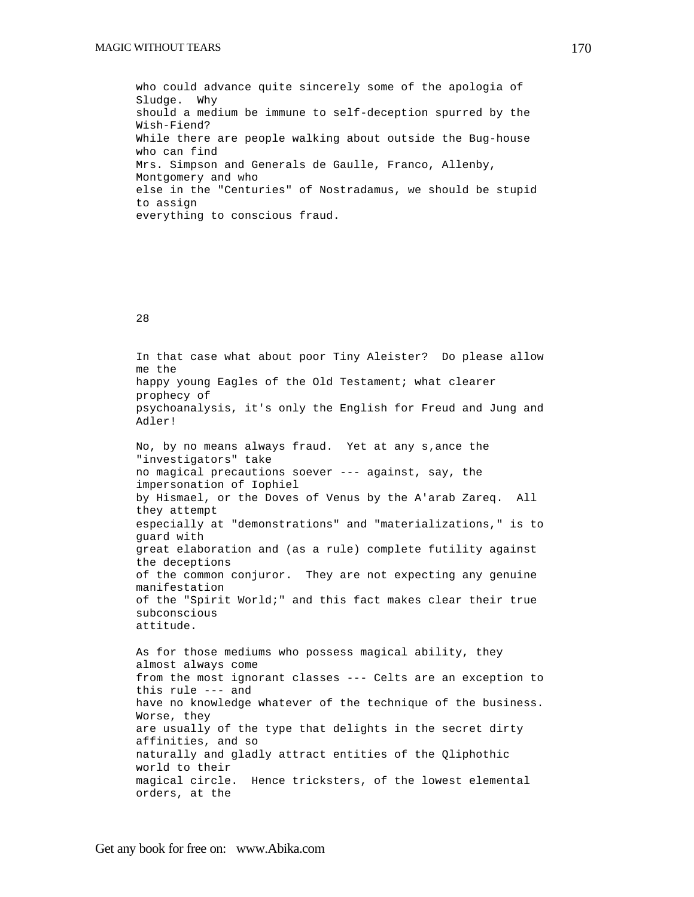who could advance quite sincerely some of the apologia of Sludge. Why should a medium be immune to self-deception spurred by the Wish-Fiend? While there are people walking about outside the Bug-house who can find Mrs. Simpson and Generals de Gaulle, Franco, Allenby, Montgomery and who else in the "Centuries" of Nostradamus, we should be stupid to assign everything to conscious fraud.

28

In that case what about poor Tiny Aleister? Do please allow me the happy young Eagles of the Old Testament; what clearer prophecy of psychoanalysis, it's only the English for Freud and Jung and Adler!

No, by no means always fraud. Yet at any s,ance the "investigators" take no magical precautions soever --- against, say, the impersonation of Iophiel by Hismael, or the Doves of Venus by the A'arab Zareq. All they attempt especially at "demonstrations" and "materializations," is to guard with great elaboration and (as a rule) complete futility against the deceptions of the common conjuror. They are not expecting any genuine manifestation of the "Spirit World;" and this fact makes clear their true subconscious attitude.

As for those mediums who possess magical ability, they almost always come from the most ignorant classes --- Celts are an exception to this rule --- and have no knowledge whatever of the technique of the business. Worse, they are usually of the type that delights in the secret dirty affinities, and so naturally and gladly attract entities of the Qliphothic world to their magical circle. Hence tricksters, of the lowest elemental orders, at the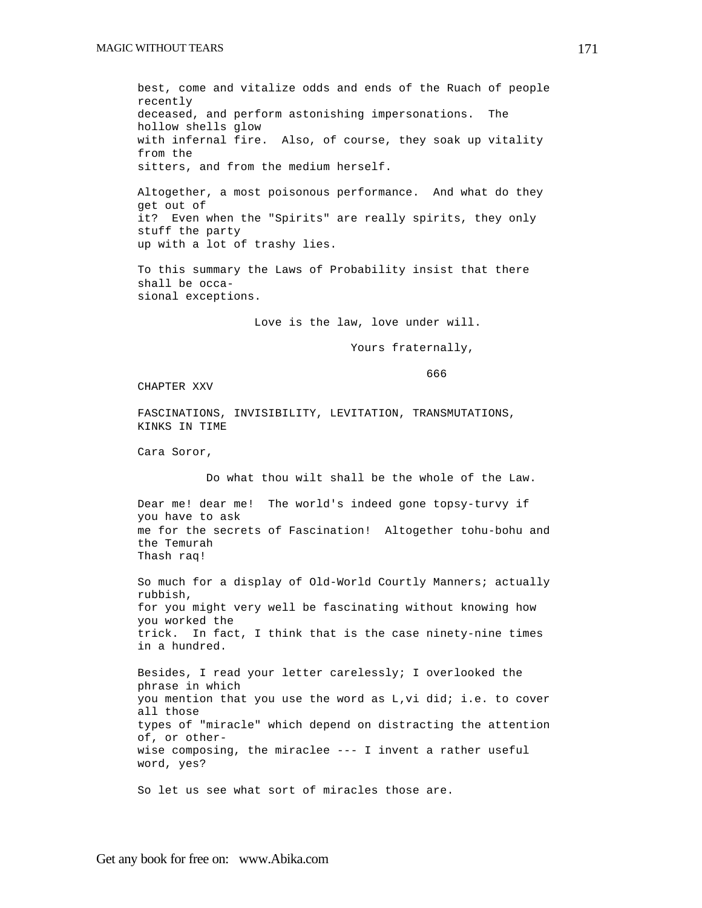best, come and vitalize odds and ends of the Ruach of people recently deceased, and perform astonishing impersonations. The hollow shells glow with infernal fire. Also, of course, they soak up vitality from the sitters, and from the medium herself.

Altogether, a most poisonous performance. And what do they get out of it? Even when the "Spirits" are really spirits, they only stuff the party up with a lot of trashy lies.

To this summary the Laws of Probability insist that there shall be occasional exceptions.

Love is the law, love under will.

Yours fraternally,

666

## CHAPTER XXV

## FASCINATIONS, INVISIBILITY, LEVITATION, TRANSMUTATIONS, KINKS IN TIME

Cara Soror,

Do what thou wilt shall be the whole of the Law.

Dear me! dear me! The world's indeed gone topsy-turvy if you have to ask me for the secrets of Fascination! Altogether tohu-bohu and the Temurah Thash raq!

So much for a display of Old-World Courtly Manners; actually rubbish, for you might very well be fascinating without knowing how you worked the trick. In fact, I think that is the case ninety-nine times in a hundred.

Besides, I read your letter carelessly; I overlooked the phrase in which you mention that you use the word as L,vi did; i.e. to cover all those types of "miracle" which depend on distracting the attention of, or otherwise composing, the miraclee --- I invent a rather useful word, yes?

So let us see what sort of miracles those are.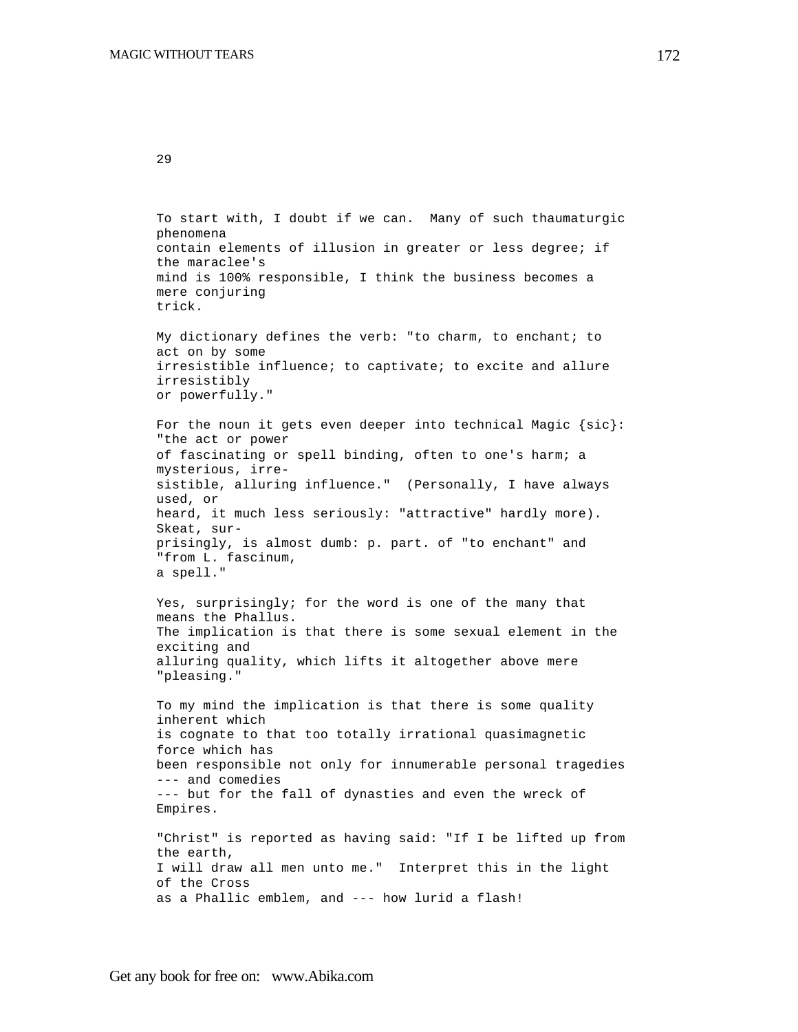29

To start with, I doubt if we can. Many of such thaumaturgic phenomena contain elements of illusion in greater or less degree; if the maraclee's mind is 100% responsible, I think the business becomes a mere conjuring trick.

My dictionary defines the verb: "to charm, to enchant; to act on by some irresistible influence; to captivate; to excite and allure irresistibly or powerfully."

For the noun it gets even deeper into technical Magic {sic}: "the act or power of fascinating or spell binding, often to one's harm; a mysterious, irresistible, alluring influence." (Personally, I have always used, or heard, it much less seriously: "attractive" hardly more). Skeat, surprisingly, is almost dumb: p. part. of "to enchant" and "from L. fascinum, a spell."

Yes, surprisingly; for the word is one of the many that means the Phallus. The implication is that there is some sexual element in the exciting and alluring quality, which lifts it altogether above mere "pleasing."

To my mind the implication is that there is some quality inherent which is cognate to that too totally irrational quasimagnetic force which has been responsible not only for innumerable personal tragedies --- and comedies --- but for the fall of dynasties and even the wreck of Empires.

"Christ" is reported as having said: "If I be lifted up from the earth, I will draw all men unto me." Interpret this in the light of the Cross as a Phallic emblem, and --- how lurid a flash!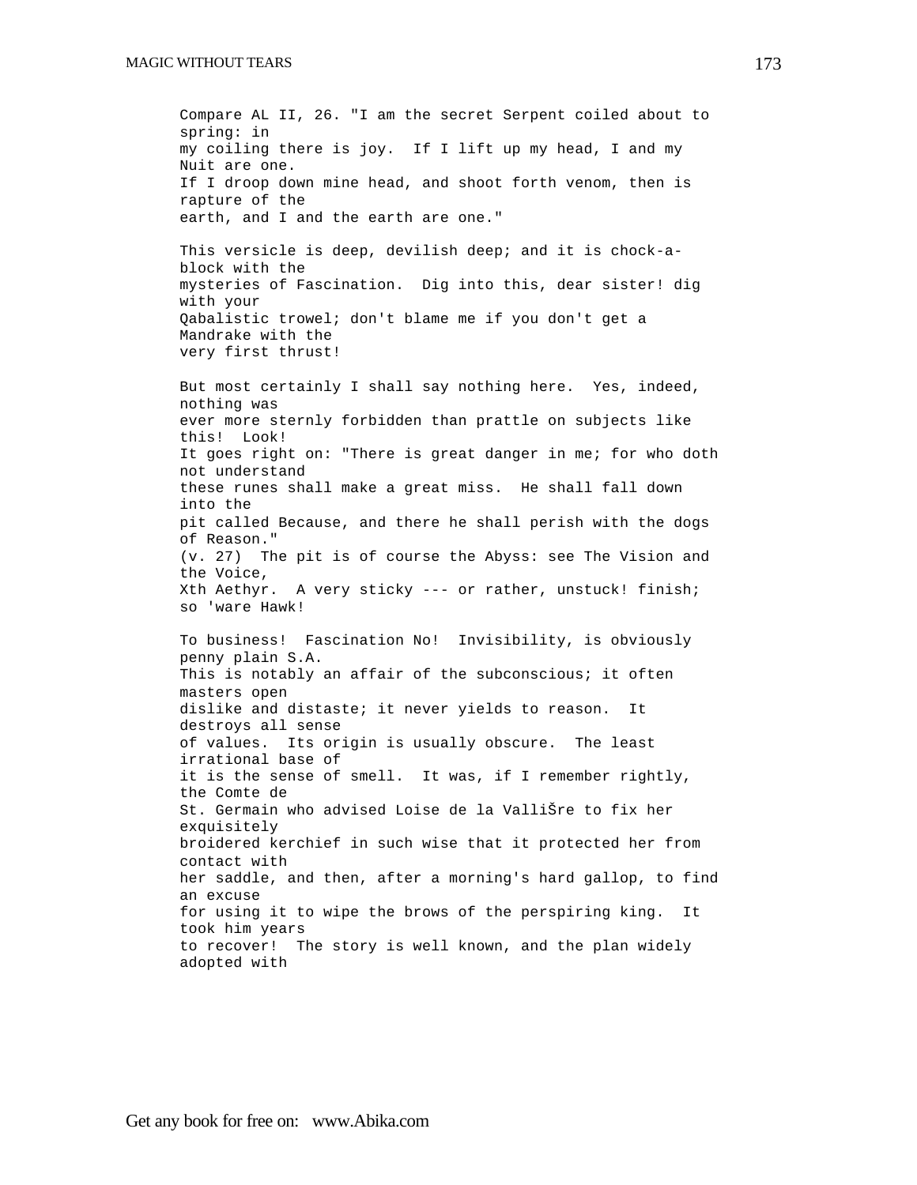Compare AL II, 26. "I am the secret Serpent coiled about to spring: in my coiling there is joy. If I lift up my head, I and my Nuit are one. If I droop down mine head, and shoot forth venom, then is rapture of the earth, and I and the earth are one."

This versicle is deep, devilish deep; and it is chock-a-block with the mysteries of Fascination. Dig into this, dear sister! dig with your Qabalistic trowel; don't blame me if you don't get a Mandrake with the very first thrust!

But most certainly I shall say nothing here. Yes, indeed, nothing was ever more sternly forbidden than prattle on subjects like this! Look! It goes right on: "There is great danger in me; for who doth not understand these runes shall make a great miss. He shall fall down into the pit called Because, and there he shall perish with the dogs of Reason." (v. 27) The pit is of course the Abyss: see The Vision and the Voice, Xth Aethyr. A very sticky --- or rather, unstuck! finish; so 'ware Hawk!

To business! Fascination No! Invisibility, is obviously penny plain S.A. This is notably an affair of the subconscious; it often masters open dislike and distaste; it never yields to reason. It destroys all sense of values. Its origin is usually obscure. The least irrational base of it is the sense of smell. It was, if I remember rightly, the Comte de St. Germain who advised Loise de la ValliŠre to fix her exquisitely broidered kerchief in such wise that it protected her from contact with her saddle, and then, after a morning's hard gallop, to find an excuse for using it to wipe the brows of the perspiring king. It took him years to recover! The story is well known, and the plan widely adopted with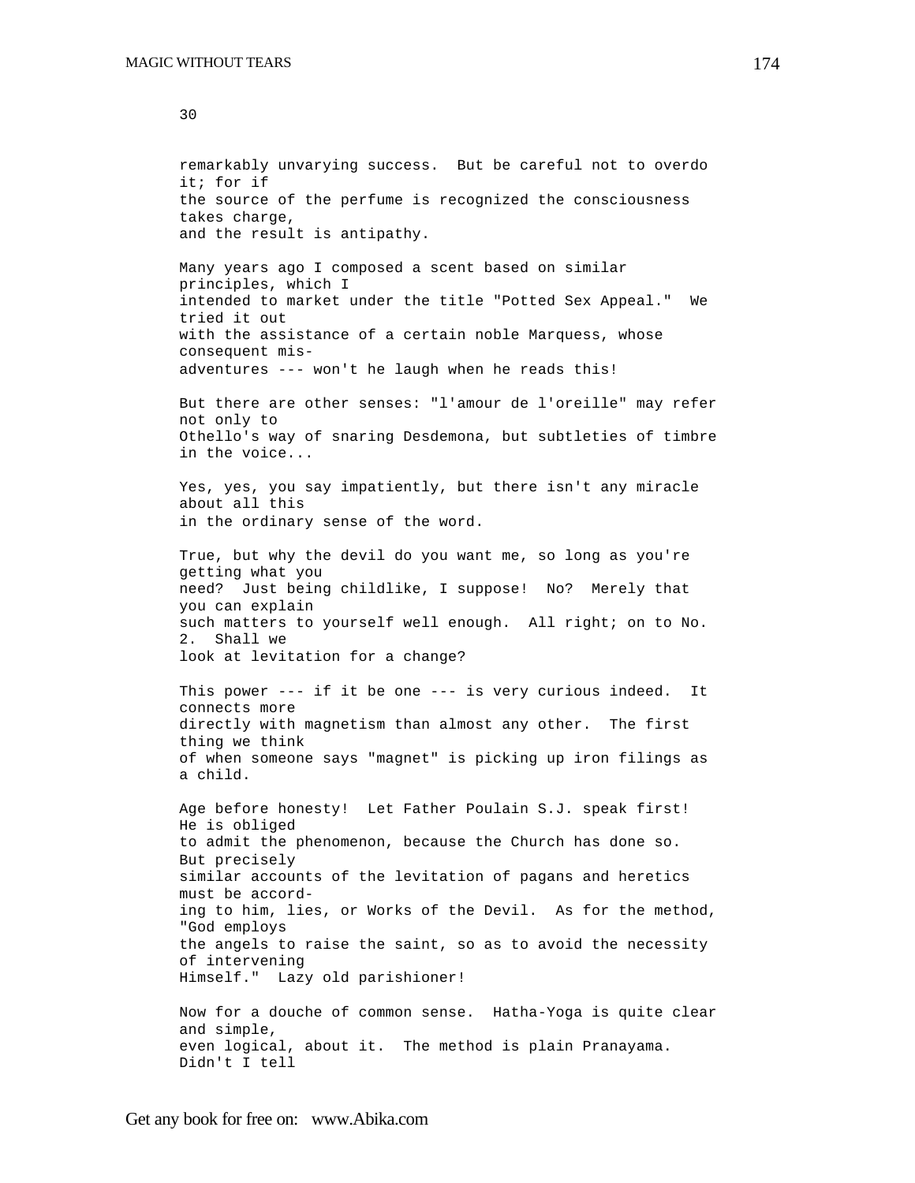30

remarkably unvarying success. But be careful not to overdo it; for if the source of the perfume is recognized the consciousness takes charge, and the result is antipathy.

Many years ago I composed a scent based on similar principles, which I intended to market under the title "Potted Sex Appeal." We tried it out with the assistance of a certain noble Marquess, whose consequent mis-adventures --- won't he laugh when he reads this!

But there are other senses: "l'amour de l'oreille" may refer not only to Othello's way of snaring Desdemona, but subtleties of timbre in the voice...

Yes, yes, you say impatiently, but there isn't any miracle about all this in the ordinary sense of the word.

True, but why the devil do you want me, so long as you're getting what you need? Just being childlike, I suppose! No? Merely that you can explain such matters to yourself well enough. All right; on to No. 2. Shall we look at levitation for a change?

This power --- if it be one --- is very curious indeed. It connects more directly with magnetism than almost any other. The first thing we think of when someone says "magnet" is picking up iron filings as a child.

Age before honesty! Let Father Poulain S.J. speak first! He is obliged to admit the phenomenon, because the Church has done so. But precisely similar accounts of the levitation of pagans and heretics must be according to him, lies, or Works of the Devil. As for the method, "God employs the angels to raise the saint, so as to avoid the necessity of intervening Himself." Lazy old parishioner!

Now for a douche of common sense. Hatha-Yoga is quite clear and simple, even logical, about it. The method is plain Pranayama. Didn't I tell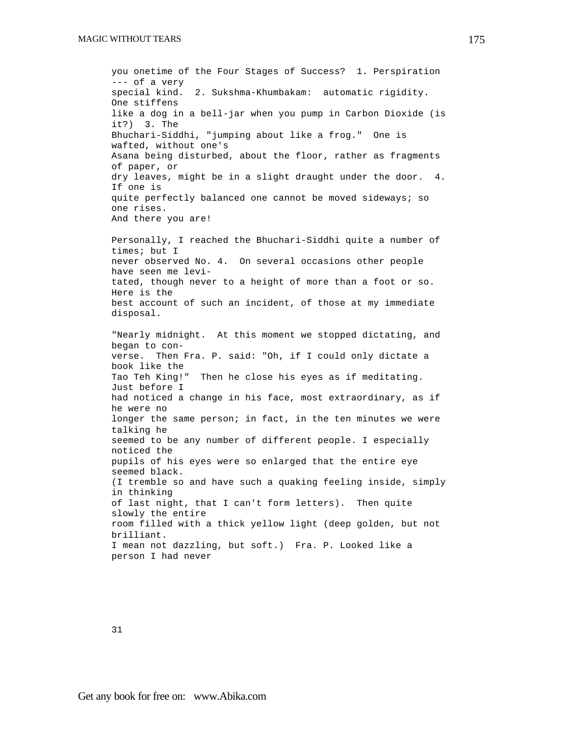you onetime of the Four Stages of Success? 1. Perspiration --- of a very special kind. 2. Sukshma-Khumbakam: automatic rigidity. One stiffens like a dog in a bell-jar when you pump in Carbon Dioxide (is it?) 3. The Bhuchari-Siddhi, "jumping about like a frog." One is wafted, without one's Asana being disturbed, about the floor, rather as fragments of paper, or dry leaves, might be in a slight draught under the door. 4. If one is quite perfectly balanced one cannot be moved sideways; so one rises. And there you are!

Personally, I reached the Bhuchari-Siddhi quite a number of times; but I never observed No. 4. On several occasions other people have seen me levitated, though never to a height of more than a foot or so. Here is the best account of such an incident, of those at my immediate disposal.

"Nearly midnight. At this moment we stopped dictating, and began to converse. Then Fra. P. said: "Oh, if I could only dictate a book like the Tao Teh King!" Then he close his eyes as if meditating. Just before I had noticed a change in his face, most extraordinary, as if he were no longer the same person; in fact, in the ten minutes we were talking he seemed to be any number of different people. I especially noticed the pupils of his eyes were so enlarged that the entire eye seemed black. (I tremble so and have such a quaking feeling inside, simply in thinking of last night, that I can't form letters). Then quite slowly the entire room filled with a thick yellow light (deep golden, but not brilliant. I mean not dazzling, but soft.) Fra. P. Looked like a person I had never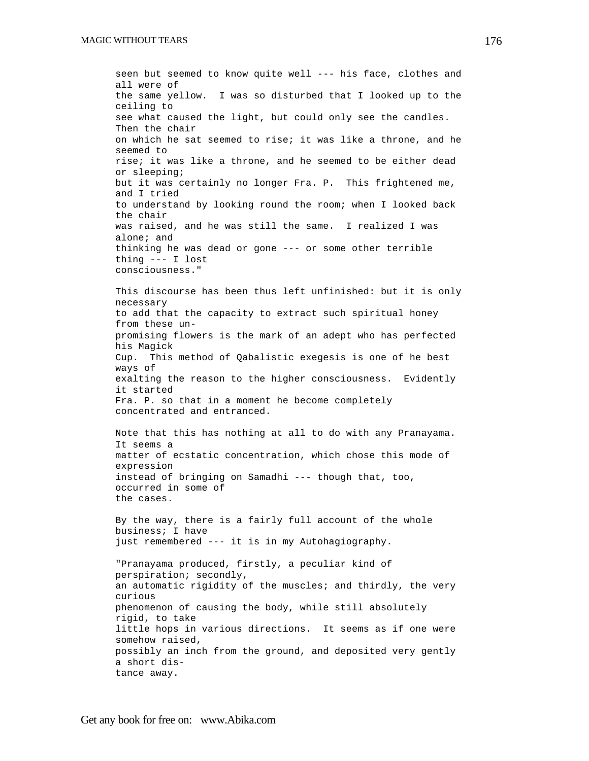seen but seemed to know quite well --- his face, clothes and all were of the same yellow. I was so disturbed that I looked up to the ceiling to see what caused the light, but could only see the candles. Then the chair on which he sat seemed to rise; it was like a throne, and he seemed to rise; it was like a throne, and he seemed to be either dead or sleeping; but it was certainly no longer Fra. P. This frightened me, and I tried to understand by looking round the room; when I looked back the chair was raised, and he was still the same. I realized I was alone; and thinking he was dead or gone --- or some other terrible thing --- I lost consciousness."

This discourse has been thus left unfinished: but it is only necessary to add that the capacity to extract such spiritual honey from these unpromising flowers is the mark of an adept who has perfected his Magick Cup. This method of Qabalistic exegesis is one of he best ways of exalting the reason to the higher consciousness. Evidently it started Fra. P. so that in a moment he become completely concentrated and entranced.

Note that this has nothing at all to do with any Pranayama. It seems a matter of ecstatic concentration, which chose this mode of expression instead of bringing on Samadhi --- though that, too, occurred in some of the cases.

By the way, there is a fairly full account of the whole business; I have just remembered --- it is in my Autohagiography.

"Pranayama produced, firstly, a peculiar kind of perspiration; secondly, an automatic rigidity of the muscles; and thirdly, the very curious phenomenon of causing the body, while still absolutely rigid, to take little hops in various directions. It seems as if one were somehow raised, possibly an inch from the ground, and deposited very gently a short distance away.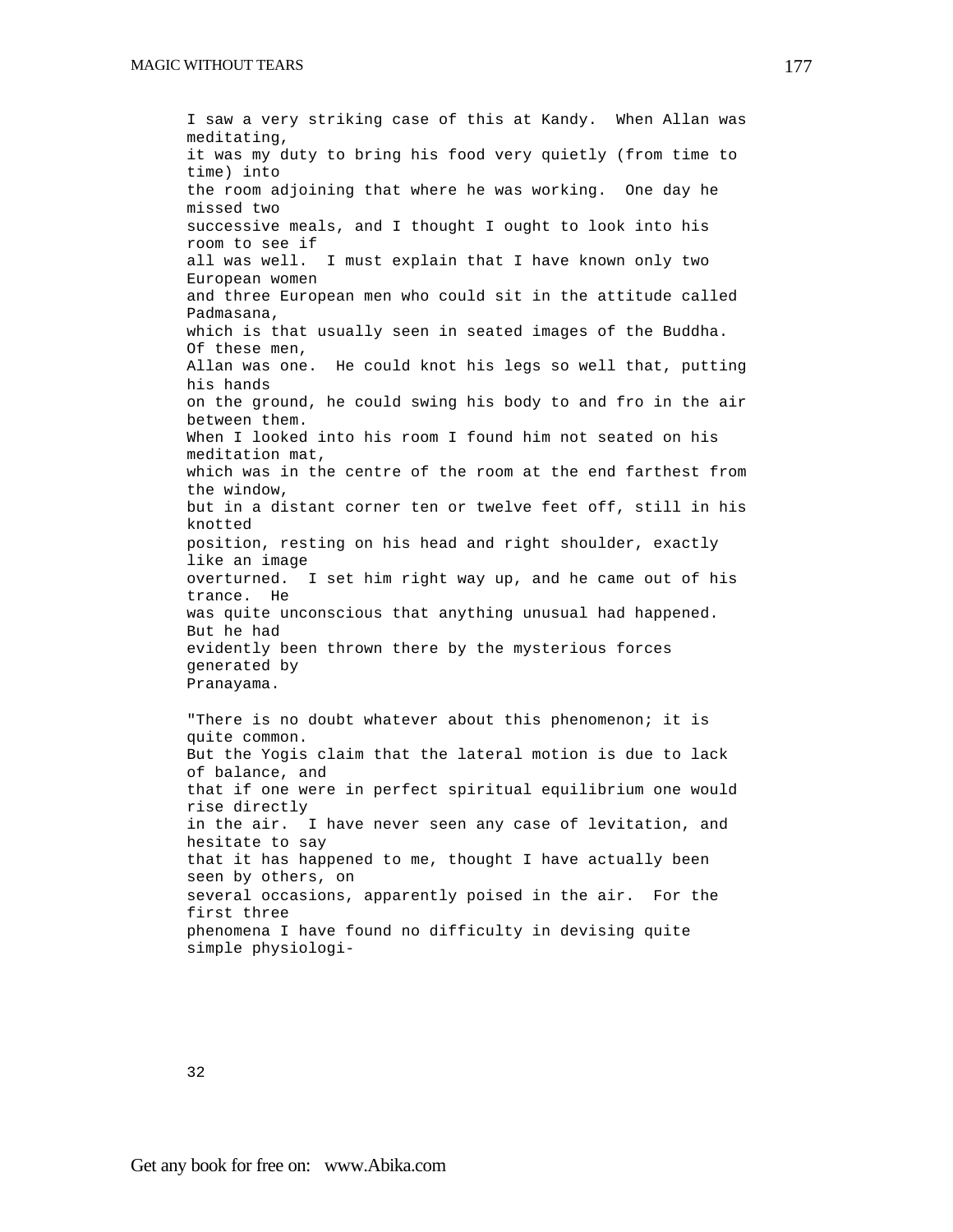I saw a very striking case of this at Kandy. When Allan was meditating, it was my duty to bring his food very quietly (from time to time) into the room adjoining that where he was working. One day he missed two successive meals, and I thought I ought to look into his room to see if all was well. I must explain that I have known only two European women and three European men who could sit in the attitude called Padmasana, which is that usually seen in seated images of the Buddha. Of these men, Allan was one. He could knot his legs so well that, putting his hands on the ground, he could swing his body to and fro in the air between them. When I looked into his room I found him not seated on his meditation mat, which was in the centre of the room at the end farthest from the window, but in a distant corner ten or twelve feet off, still in his knotted position, resting on his head and right shoulder, exactly like an image overturned. I set him right way up, and he came out of his trance. He was quite unconscious that anything unusual had happened. But he had evidently been thrown there by the mysterious forces generated by Pranayama.

"There is no doubt whatever about this phenomenon; it is quite common. But the Yogis claim that the lateral motion is due to lack of balance, and that if one were in perfect spiritual equilibrium one would rise directly in the air. I have never seen any case of levitation, and hesitate to say that it has happened to me, thought I have actually been seen by others, on several occasions, apparently poised in the air. For the first three phenomena I have found no difficulty in devising quite simple physiologi-

32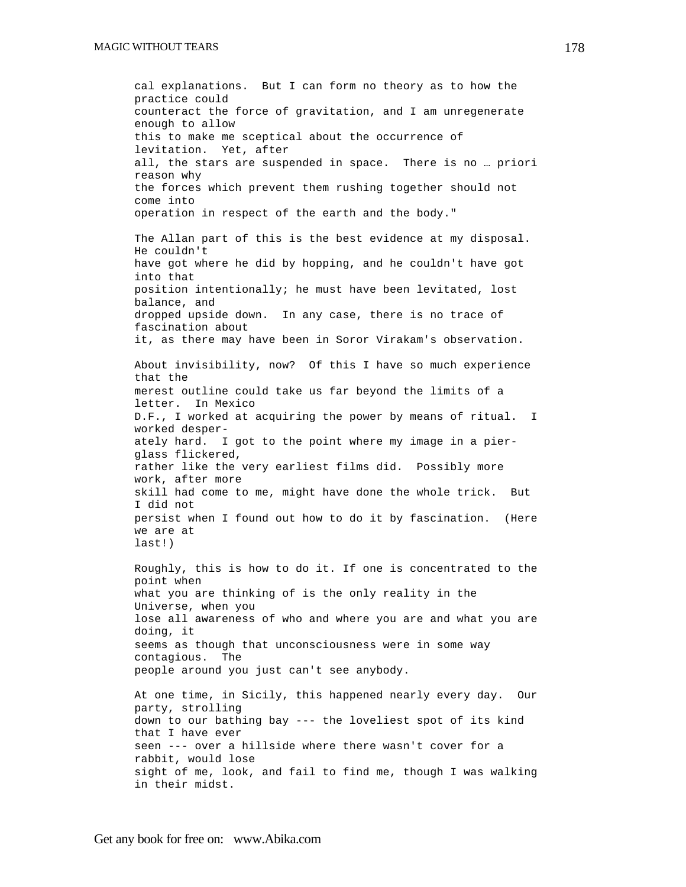cal explanations. But I can form no theory as to how the practice could counteract the force of gravitation, and I am unregenerate enough to allow this to make me sceptical about the occurrence of levitation. Yet, after all, the stars are suspended in space. There is no … priori reason why the forces which prevent them rushing together should not come into operation in respect of the earth and the body."

The Allan part of this is the best evidence at my disposal. He couldn't have got where he did by hopping, and he couldn't have got into that position intentionally; he must have been levitated, lost balance, and dropped upside down. In any case, there is no trace of fascination about it, as there may have been in Soror Virakam's observation.

About invisibility, now? Of this I have so much experience that the merest outline could take us far beyond the limits of a letter. In Mexico D.F., I worked at acquiring the power by means of ritual. I worked desperately hard. I got to the point where my image in a pier-glass flickered, rather like the very earliest films did. Possibly more work, after more skill had come to me, might have done the whole trick. But I did not persist when I found out how to do it by fascination. (Here we are at last!)

Roughly, this is how to do it. If one is concentrated to the point when what you are thinking of is the only reality in the Universe, when you lose all awareness of who and where you are and what you are doing, it seems as though that unconsciousness were in some way contagious. The people around you just can't see anybody.

At one time, in Sicily, this happened nearly every day. Our party, strolling down to our bathing bay --- the loveliest spot of its kind that I have ever seen --- over a hillside where there wasn't cover for a rabbit, would lose sight of me, look, and fail to find me, though I was walking in their midst.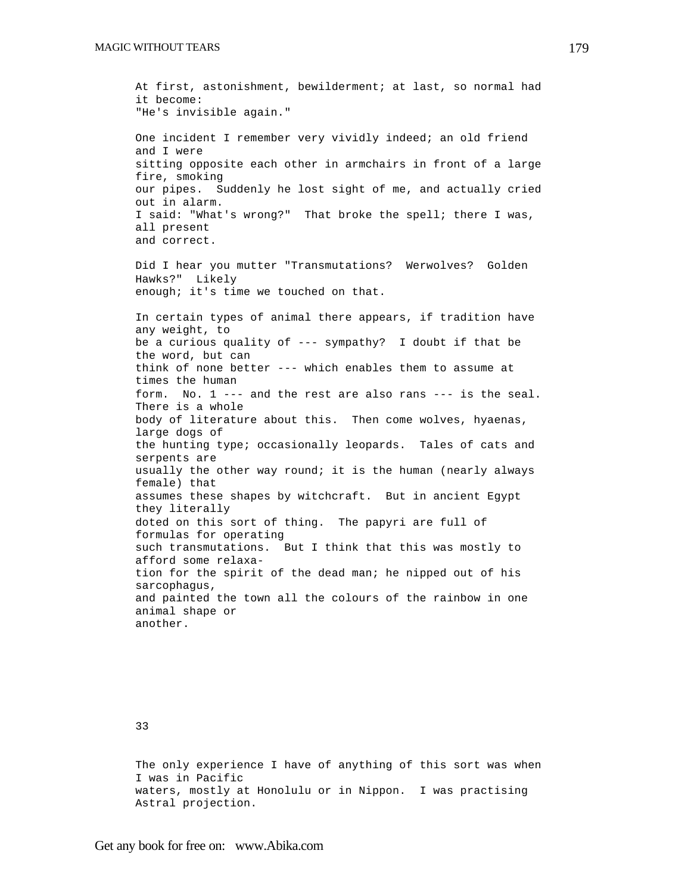At first, astonishment, bewilderment; at last, so normal had it become: "He's invisible again."

One incident I remember very vividly indeed; an old friend and I were sitting opposite each other in armchairs in front of a large fire, smoking our pipes. Suddenly he lost sight of me, and actually cried out in alarm. I said: "What's wrong?" That broke the spell; there I was, all present and correct.

Did I hear you mutter "Transmutations? Werwolves? Golden Hawks?" Likely enough; it's time we touched on that.

In certain types of animal there appears, if tradition have any weight, to be a curious quality of --- sympathy? I doubt if that be the word, but can think of none better --- which enables them to assume at times the human form. No. 1 --- and the rest are also rans --- is the seal. There is a whole body of literature about this. Then come wolves, hyaenas, large dogs of the hunting type; occasionally leopards. Tales of cats and serpents are usually the other way round; it is the human (nearly always female) that assumes these shapes by witchcraft. But in ancient Egypt they literally doted on this sort of thing. The papyri are full of formulas for operating such transmutations. But I think that this was mostly to afford some relaxation for the spirit of the dead man; he nipped out of his sarcophagus, and painted the town all the colours of the rainbow in one animal shape or another.

33

The only experience I have of anything of this sort was when I was in Pacific waters, mostly at Honolulu or in Nippon. I was practising Astral projection.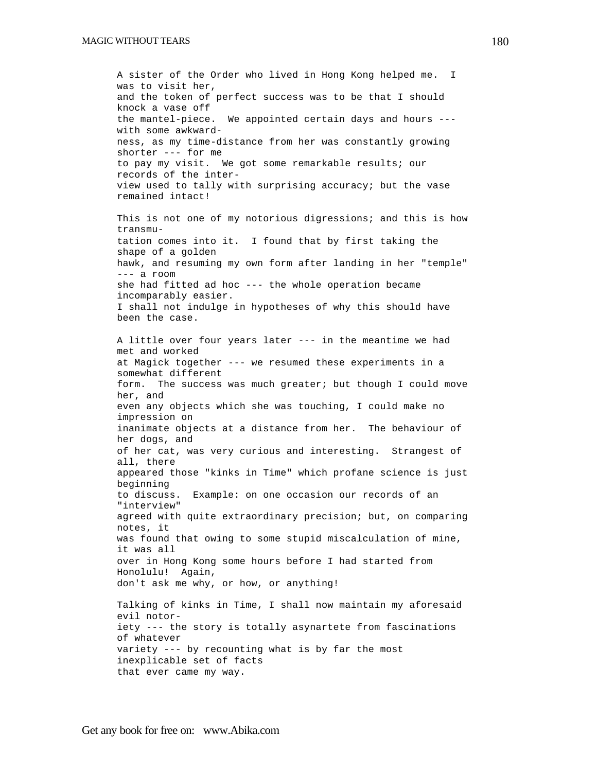A sister of the Order who lived in Hong Kong helped me. I was to visit her, and the token of perfect success was to be that I should knock a vase off the mantel-piece. We appointed certain days and hours --- with some awkwardness, as my time-distance from her was constantly growing shorter --- for me to pay my visit. We got some remarkable results; our records of the interview used to tally with surprising accuracy; but the vase remained intact!

This is not one of my notorious digressions; and this is how transmutation comes into it. I found that by first taking the shape of a golden hawk, and resuming my own form after landing in her "temple" --- a room she had fitted ad hoc --- the whole operation became incomparably easier. I shall not indulge in hypotheses of why this should have been the case.

A little over four years later --- in the meantime we had met and worked at Magick together --- we resumed these experiments in a somewhat different form. The success was much greater; but though I could move her, and even any objects which she was touching, I could make no impression on inanimate objects at a distance from her. The behaviour of her dogs, and of her cat, was very curious and interesting. Strangest of all, there appeared those "kinks in Time" which profane science is just beginning to discuss. Example: on one occasion our records of an "interview" agreed with quite extraordinary precision; but, on comparing notes, it was found that owing to some stupid miscalculation of mine, it was all over in Hong Kong some hours before I had started from Honolulu! Again, don't ask me why, or how, or anything!

Talking of kinks in Time, I shall now maintain my aforesaid evil notoriety --- the story is totally asynartete from fascinations of whatever variety --- by recounting what is by far the most inexplicable set of facts that ever came my way.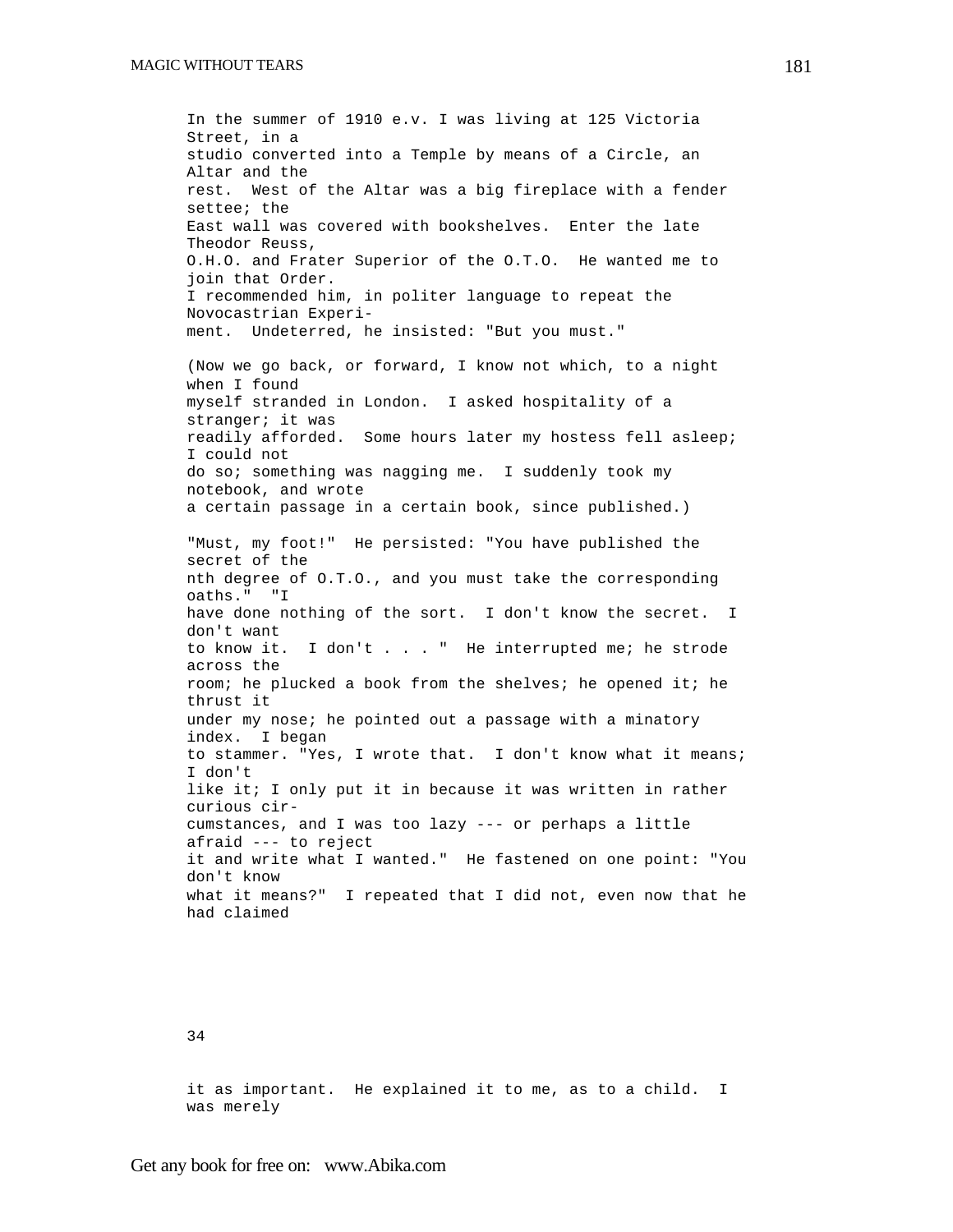In the summer of 1910 e.v. I was living at 125 Victoria Street, in a studio converted into a Temple by means of a Circle, an Altar and the rest. West of the Altar was a big fireplace with a fender settee; the East wall was covered with bookshelves. Enter the late Theodor Reuss, O.H.O. and Frater Superior of the O.T.O. He wanted me to join that Order. I recommended him, in politer language to repeat the Novocastrian Experiment. Undeterred, he insisted: "But you must."

(Now we go back, or forward, I know not which, to a night when I found myself stranded in London. I asked hospitality of a stranger; it was readily afforded. Some hours later my hostess fell asleep; I could not do so; something was nagging me. I suddenly took my notebook, and wrote a certain passage in a certain book, since published.)

"Must, my foot!" He persisted: "You have published the secret of the nth degree of O.T.O., and you must take the corresponding oaths." "I have done nothing of the sort. I don't know the secret. I don't want to know it. I don't . . . " He interrupted me; he strode across the room; he plucked a book from the shelves; he opened it; he thrust it under my nose; he pointed out a passage with a minatory index. I began to stammer. "Yes, I wrote that. I don't know what it means; I don't like it; I only put it in because it was written in rather curious circumstances, and I was too lazy --- or perhaps a little afraid --- to reject it and write what I wanted." He fastened on one point: "You don't know what it means?" I repeated that I did not, even now that he had claimed

34

it as important. He explained it to me, as to a child. I was merely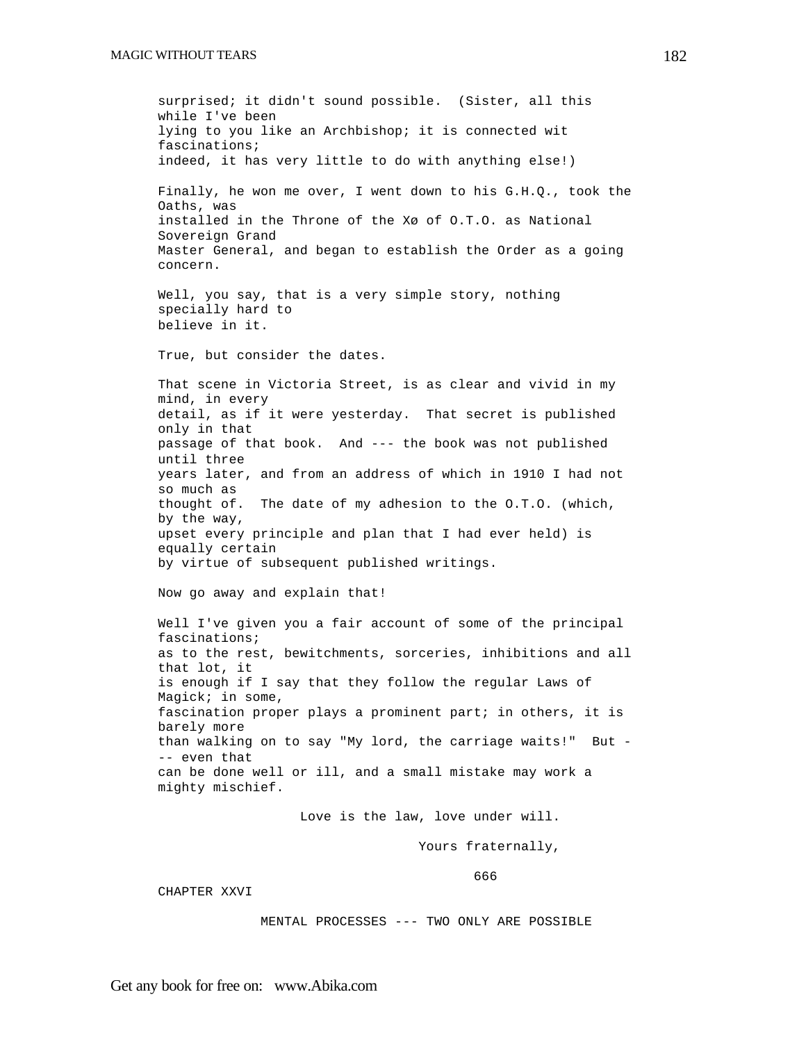surprised; it didn't sound possible. (Sister, all this while I've been lying to you like an Archbishop; it is connected wit fascinations; indeed, it has very little to do with anything else!)

Finally, he won me over, I went down to his G.H.Q., took the Oaths, was installed in the Throne of the Xø of O.T.O. as National Sovereign Grand Master General, and began to establish the Order as a going concern.

Well, you say, that is a very simple story, nothing specially hard to believe in it.

True, but consider the dates.

That scene in Victoria Street, is as clear and vivid in my mind, in every detail, as if it were yesterday. That secret is published only in that passage of that book. And --- the book was not published until three years later, and from an address of which in 1910 I had not so much as thought of. The date of my adhesion to the O.T.O. (which, by the way, upset every principle and plan that I had ever held) is equally certain by virtue of subsequent published writings.

Now go away and explain that!

Well I've given you a fair account of some of the principal fascinations; as to the rest, bewitchments, sorceries, inhibitions and all that lot, it is enough if I say that they follow the regular Laws of Magick; in some, fascination proper plays a prominent part; in others, it is barely more than walking on to say "My lord, the carriage waits!" But --- even that can be done well or ill, and a small mistake may work a mighty mischief.

Love is the law, love under will.

Yours fraternally,

666

## CHAPTER XXVI

### MENTAL PROCESSES --- TWO ONLY ARE POSSIBLE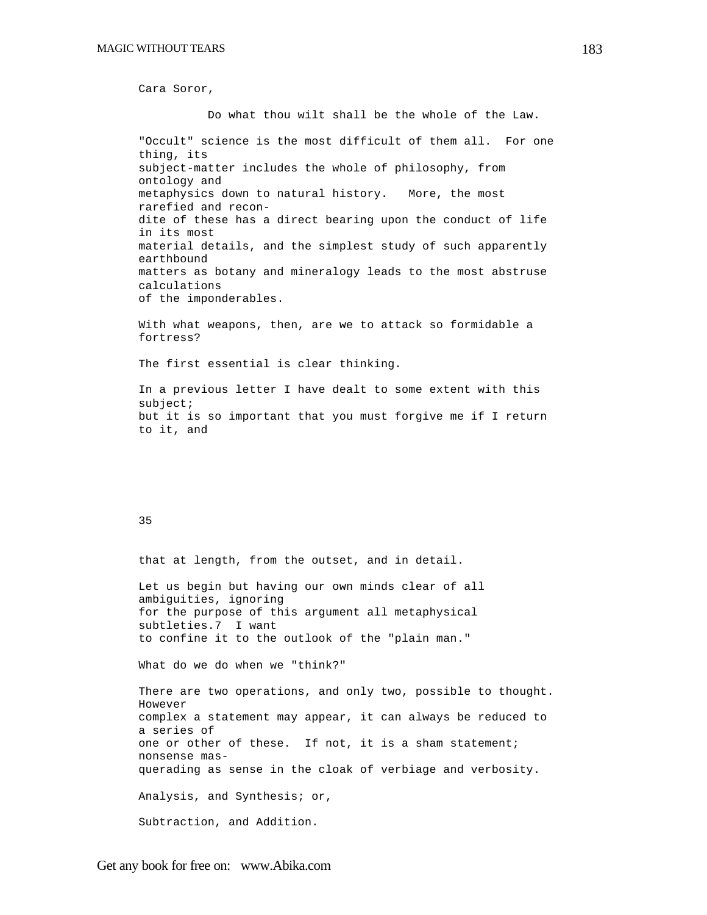Cara Soror,

Do what thou wilt shall be the whole of the Law.

"Occult" science is the most difficult of them all. For one thing, its subject-matter includes the whole of philosophy, from ontology and metaphysics down to natural history. More, the most rarefied and recondite of these has a direct bearing upon the conduct of life in its most material details, and the simplest study of such apparently earthbound matters as botany and mineralogy leads to the most abstruse calculations of the imponderables.

With what weapons, then, are we to attack so formidable a fortress?

The first essential is clear thinking.

In a previous letter I have dealt to some extent with this subject; but it is so important that you must forgive me if I return to it, and

35

that at length, from the outset, and in detail.

Let us begin but having our own minds clear of all ambiguities, ignoring for the purpose of this argument all metaphysical subtleties.7 I want to confine it to the outlook of the "plain man."

What do we do when we "think?"

There are two operations, and only two, possible to thought. However complex a statement may appear, it can always be reduced to a series of one or other of these. If not, it is a sham statement; nonsense masquerading as sense in the cloak of verbiage and verbosity.

Analysis, and Synthesis; or,

Subtraction, and Addition.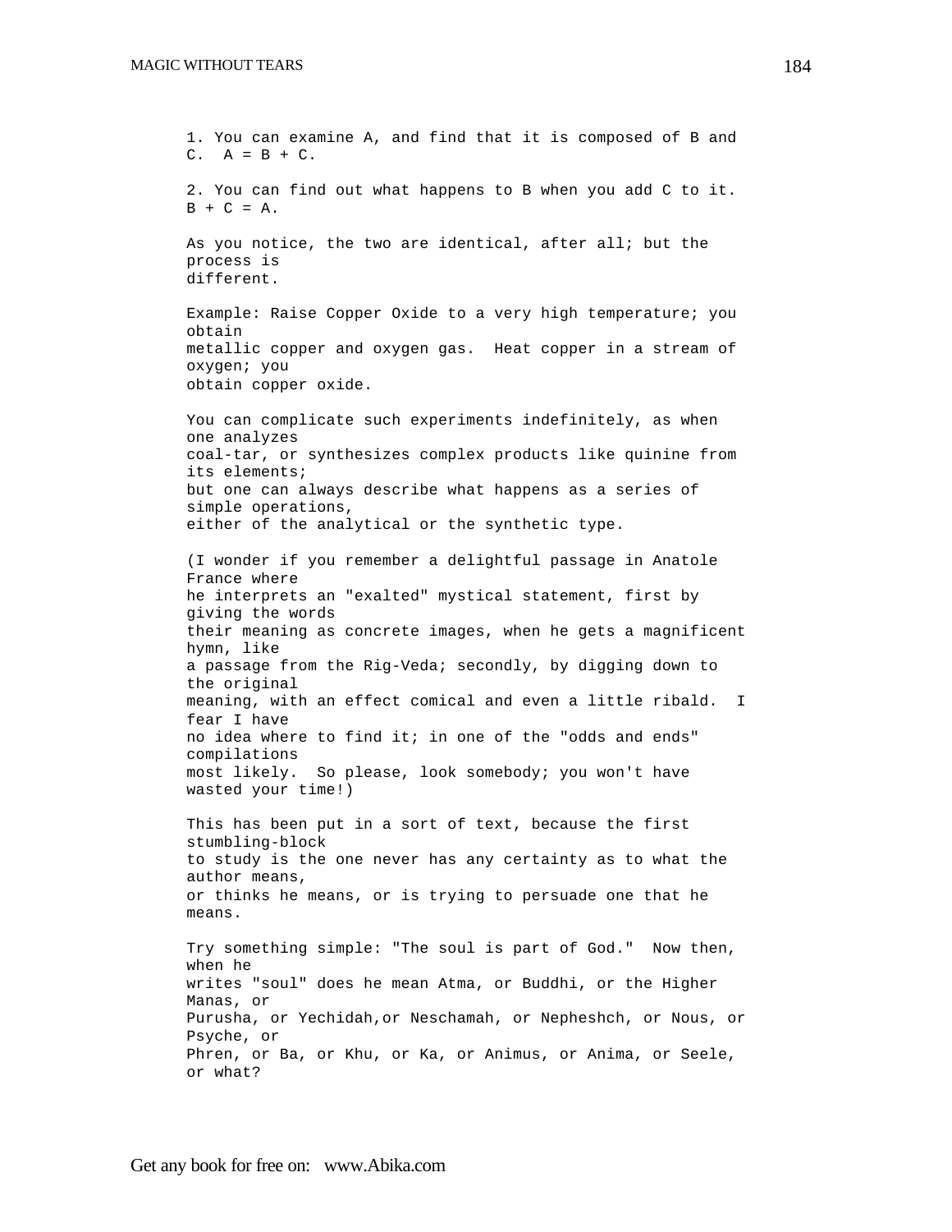1. You can examine A, and find that it is composed of B and C. $A = B + C$.

2. You can find out what happens to B when you add C to it. $B + C = A$.

As you notice, the two are identical, after all; but the process is different.

Example: Raise Copper Oxide to a very high temperature; you obtain metallic copper and oxygen gas. Heat copper in a stream of oxygen; you obtain copper oxide.

You can complicate such experiments indefinitely, as when one analyzes coal-tar, or synthesizes complex products like quinine from its elements; but one can always describe what happens as a series of simple operations, either of the analytical or the synthetic type.

(I wonder if you remember a delightful passage in Anatole France where he interprets an "exalted" mystical statement, first by giving the words their meaning as concrete images, when he gets a magnificent hymn, like a passage from the Rig-Veda; secondly, by digging down to the original meaning, with an effect comical and even a little ribald. I fear I have no idea where to find it; in one of the "odds and ends" compilations most likely. So please, look somebody; you won't have wasted your time!)

This has been put in a sort of text, because the first stumbling-block to study is the one never has any certainty as to what the author means, or thinks he means, or is trying to persuade one that he means.

Try something simple: "The soul is part of God." Now then, when he writes "soul" does he mean Atma, or Buddhi, or the Higher Manas, or Purusha, or Yechidah,or Neschamah, or Nepheshch, or Nous, or Psyche, or Phren, or Ba, or Khu, or Ka, or Animus, or Anima, or Seele, or what?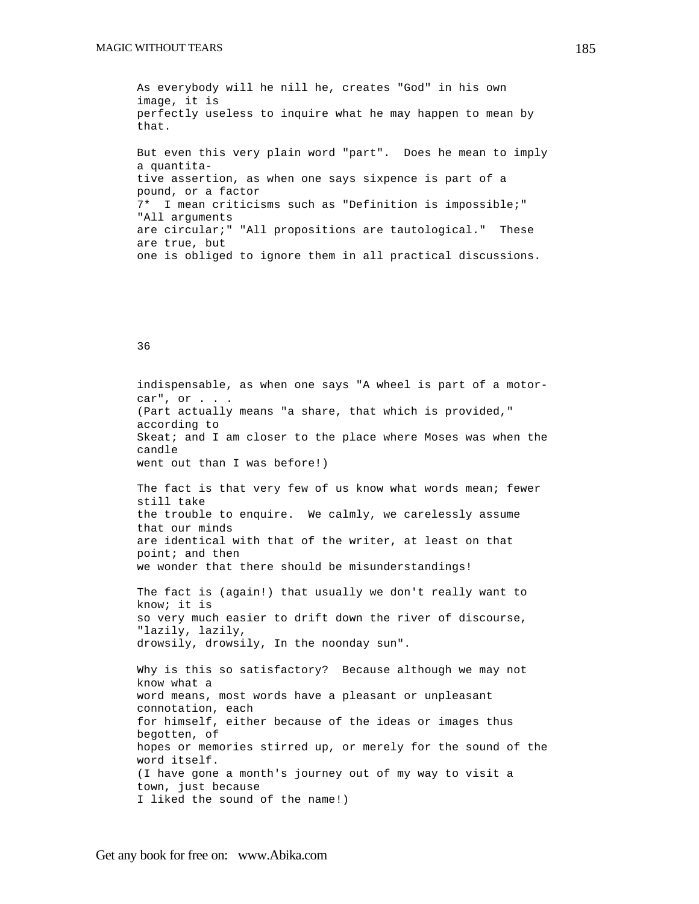As everybody will he nill he, creates "God" in his own image, it is perfectly useless to inquire what he may happen to mean by that.

But even this very plain word "part". Does he mean to imply a quantitative assertion, as when one says sixpence is part of a pound, or a factor

7* I mean criticisms such as "Definition is impossible;" "All arguments are circular;" "All propositions are tautological." These are true, but one is obliged to ignore them in all practical discussions.

36

indispensable, as when one says "A wheel is part of a motor-car", or . . . (Part actually means "a share, that which is provided," according to Skeat; and I am closer to the place where Moses was when the candle went out than I was before!)

The fact is that very few of us know what words mean; fewer still take the trouble to enquire. We calmly, we carelessly assume that our minds are identical with that of the writer, at least on that point; and then we wonder that there should be misunderstandings!

The fact is (again!) that usually we don't really want to know; it is so very much easier to drift down the river of discourse, "lazily, lazily, drowsily, drowsily, In the noonday sun".

Why is this so satisfactory? Because although we may not know what a word means, most words have a pleasant or unpleasant connotation, each for himself, either because of the ideas or images thus begotten, of hopes or memories stirred up, or merely for the sound of the word itself. (I have gone a month's journey out of my way to visit a town, just because I liked the sound of the name!)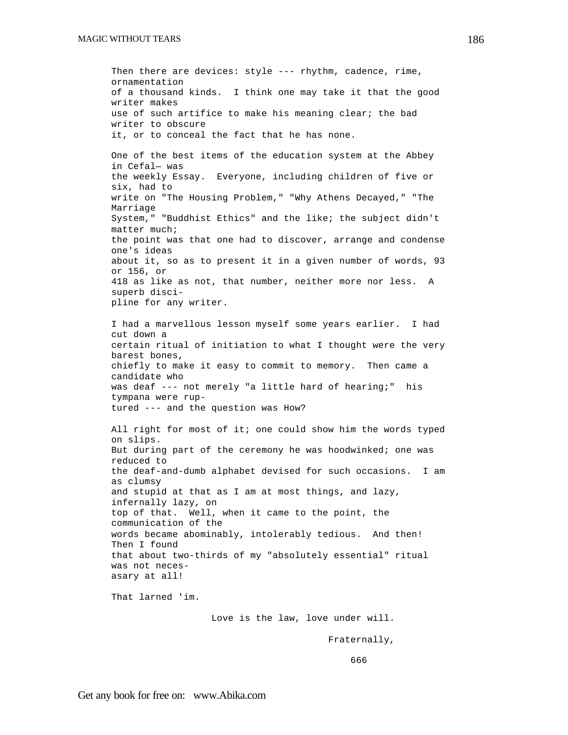Then there are devices: style --- rhythm, cadence, rime, ornamentation of a thousand kinds. I think one may take it that the good writer makes use of such artifice to make his meaning clear; the bad writer to obscure it, or to conceal the fact that he has none.

One of the best items of the education system at the Abbey in Cefal— was the weekly Essay. Everyone, including children of five or six, had to write on "The Housing Problem," "Why Athens Decayed," "The Marriage System," "Buddhist Ethics" and the like; the subject didn't matter much; the point was that one had to discover, arrange and condense one's ideas about it, so as to present it in a given number of words, 93 or 156, or 418 as like as not, that number, neither more nor less. A superb discipline for any writer.

I had a marvellous lesson myself some years earlier. I had cut down a certain ritual of initiation to what I thought were the very barest bones, chiefly to make it easy to commit to memory. Then came a candidate who was deaf --- not merely "a little hard of hearing;" his tympana were ruptured --- and the question was How?

All right for most of it; one could show him the words typed on slips. But during part of the ceremony he was hoodwinked; one was reduced to the deaf-and-dumb alphabet devised for such occasions. I am as clumsy and stupid at that as I am at most things, and lazy, infernally lazy, on top of that. Well, when it came to the point, the communication of the words became abominably, intolerably tedious. And then! Then I found that about two-thirds of my "absolutely essential" ritual was not necesasary at all!

That larned 'im.

Love is the law, love under will.

Fraternally,

666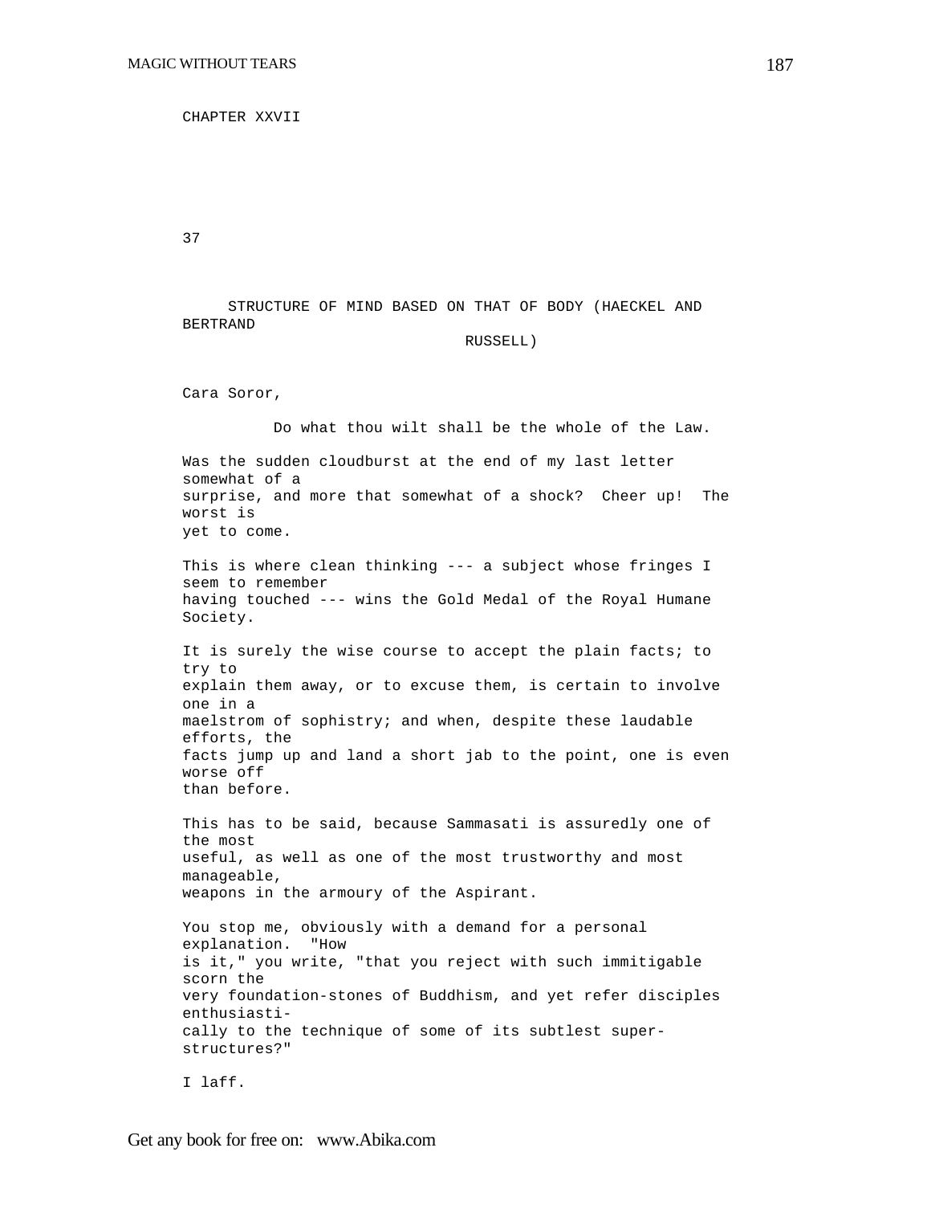# CHAPTER XXVII

## 37

### STRUCTURE OF MIND BASED ON THAT OF BODY (HAECKEL AND BERTRAND RUSSELL)

Cara Soror,

Do what thou wilt shall be the whole of the Law.

Was the sudden cloudburst at the end of my last letter somewhat of a surprise, and more that somewhat of a shock? Cheer up! The worst is yet to come.

This is where clean thinking --- a subject whose fringes I seem to remember having touched --- wins the Gold Medal of the Royal Humane Society.

It is surely the wise course to accept the plain facts; to try to explain them away, or to excuse them, is certain to involve one in a maelstrom of sophistry; and when, despite these laudable efforts, the facts jump up and land a short jab to the point, one is even worse off than before.

This has to be said, because Sammasati is assuredly one of the most useful, as well as one of the most trustworthy and most manageable, weapons in the armoury of the Aspirant.

You stop me, obviously with a demand for a personal explanation. "How is it," you write, "that you reject with such immitigable scorn the very foundation-stones of Buddhism, and yet refer disciples enthusiastically to the technique of some of its subtlest super-structures?"

I laff.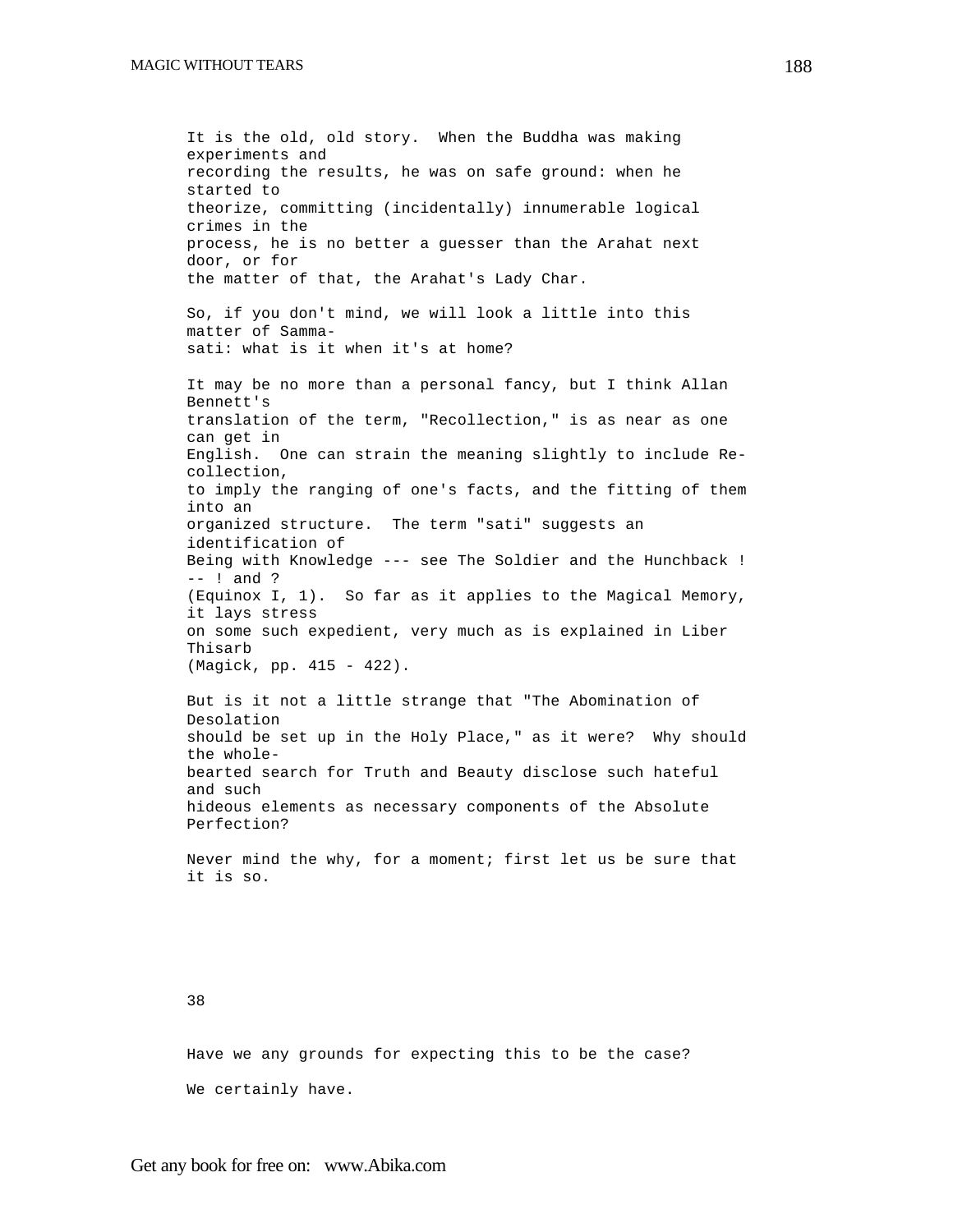It is the old, old story. When the Buddha was making experiments and recording the results, he was on safe ground: when he started to theorize, committing (incidentally) innumerable logical crimes in the process, he is no better a guesser than the Arahat next door, or for the matter of that, the Arahat's Lady Char.

So, if you don't mind, we will look a little into this matter of Samma-sati: what is it when it's at home?

It may be no more than a personal fancy, but I think Allan Bennett's translation of the term, "Recollection," is as near as one can get in English. One can strain the meaning slightly to include Re-collection, to imply the ranging of one's facts, and the fitting of them into an organized structure. The term "sati" suggests an identification of Being with Knowledge --- see The Soldier and the Hunchback ! -- ! and ? (Equinox I, 1). So far as it applies to the Magical Memory, it lays stress on some such expedient, very much as is explained in Liber Thisarb (Magick, pp. 415 - 422).

But is it not a little strange that "The Abomination of Desolation should be set up in the Holy Place," as it were? Why should the whole-bearted search for Truth and Beauty disclose such hateful and such hideous elements as necessary components of the Absolute Perfection?

Never mind the why, for a moment; first let us be sure that it is so.

38

Have we any grounds for expecting this to be the case?

We certainly have.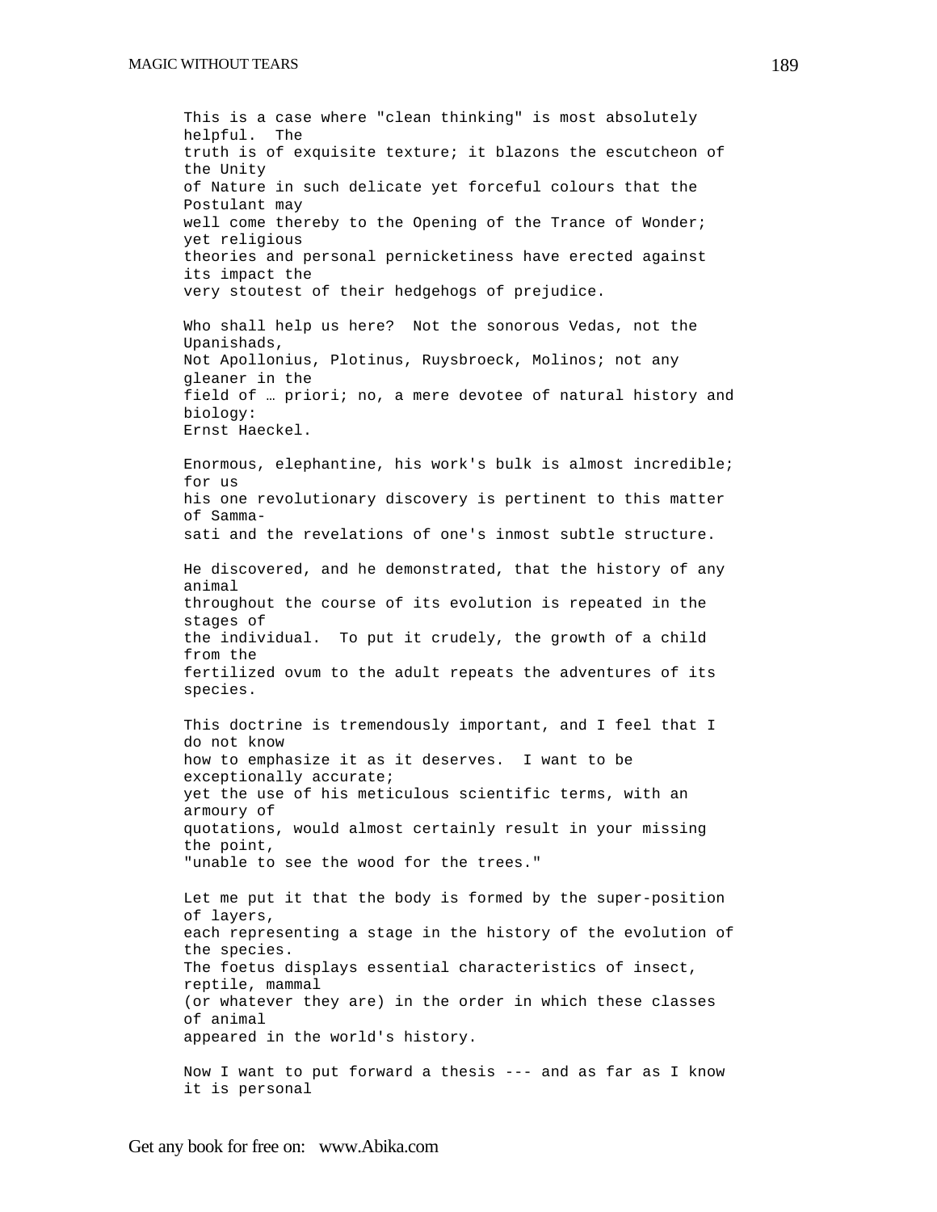This is a case where "clean thinking" is most absolutely helpful. The truth is of exquisite texture; it blazons the escutcheon of the Unity of Nature in such delicate yet forceful colours that the Postulant may well come thereby to the Opening of the Trance of Wonder; yet religious theories and personal pernicketiness have erected against its impact the very stoutest of their hedgehogs of prejudice.

Who shall help us here? Not the sonorous Vedas, not the Upanishads, Not Apollonius, Plotinus, Ruysbroeck, Molinos; not any gleaner in the field of … priori; no, a mere devotee of natural history and biology: Ernst Haeckel.

Enormous, elephantine, his work's bulk is almost incredible; for us his one revolutionary discovery is pertinent to this matter of Samma-sati and the revelations of one's inmost subtle structure.

He discovered, and he demonstrated, that the history of any animal throughout the course of its evolution is repeated in the stages of the individual. To put it crudely, the growth of a child from the fertilized ovum to the adult repeats the adventures of its species.

This doctrine is tremendously important, and I feel that I do not know how to emphasize it as it deserves. I want to be exceptionally accurate; yet the use of his meticulous scientific terms, with an armoury of quotations, would almost certainly result in your missing the point, "unable to see the wood for the trees."

Let me put it that the body is formed by the super-position of layers, each representing a stage in the history of the evolution of the species. The foetus displays essential characteristics of insect, reptile, mammal (or whatever they are) in the order in which these classes of animal appeared in the world's history.

Now I want to put forward a thesis --- and as far as I know it is personal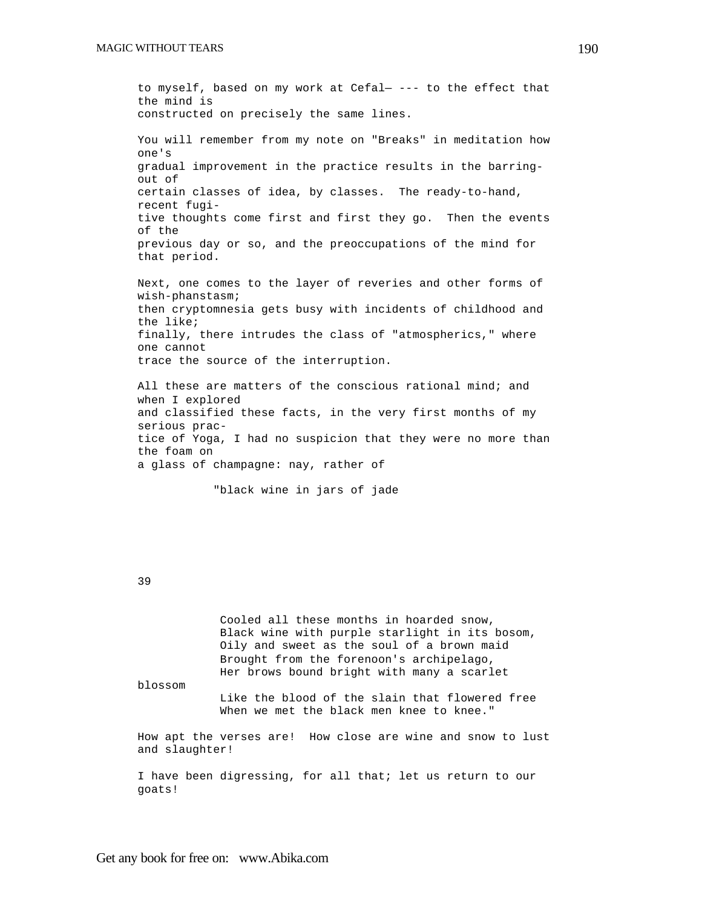to myself, based on my work at Cefalù --- to the effect that the mind is constructed on precisely the same lines.

You will remember from my note on "Breaks" in meditation how one's gradual improvement in the practice results in the barring-out of certain classes of idea, by classes. The ready-to-hand, recent fugitive thoughts come first and first they go. Then the events of the previous day or so, and the preoccupations of the mind for that period.

Next, one comes to the layer of reveries and other forms of wish-phanstasm; then cryptomnesia gets busy with incidents of childhood and the like; finally, there intrudes the class of "atmospherics," where one cannot trace the source of the interruption.

All these are matters of the conscious rational mind; and when I explored and classified these facts, in the very first months of my serious practice of Yoga, I had no suspicion that they were no more than the foam on a glass of champagne: nay, rather of

> "black wine in jars of jade

39

> Cooled all these months in hoarded snow,
> Black wine with purple starlight in its bosom,
> Oily and sweet as the soul of a brown maid
> Brought from the forenoon's archipelago,
> Her brows bound bright with many a scarlet blossom
> Like the blood of the slain that flowered free
> When we met the black men knee to knee."

How apt the verses are! How close are wine and snow to lust and slaughter!

I have been digressing, for all that; let us return to our goats!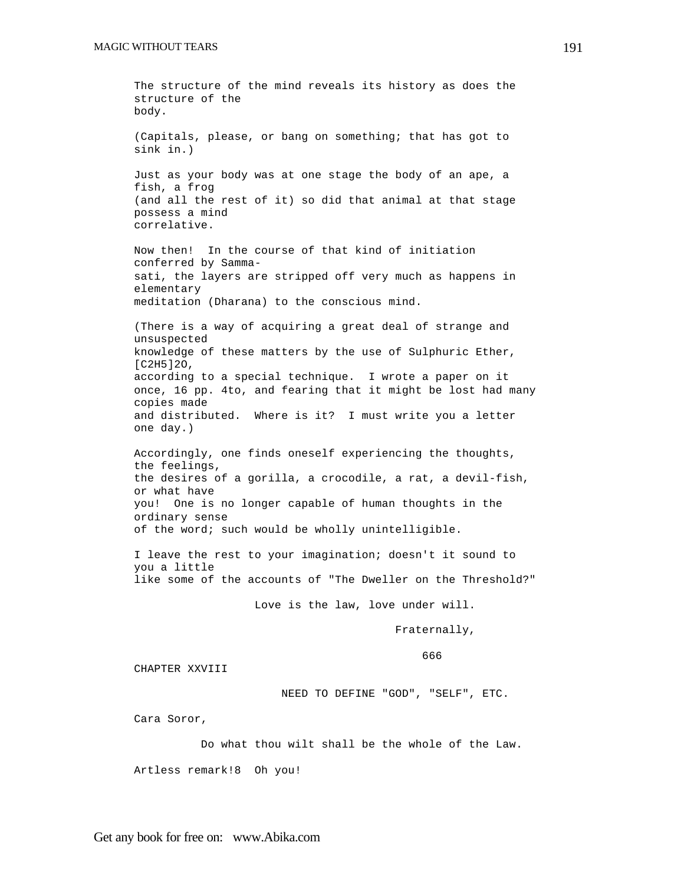The structure of the mind reveals its history as does the structure of the body.

(Capitals, please, or bang on something; that has got to sink in.)

Just as your body was at one stage the body of an ape, a fish, a frog (and all the rest of it) so did that animal at that stage possess a mind correlative.

Now then! In the course of that kind of initiation conferred by Samma-sati, the layers are stripped off very much as happens in elementary meditation (Dharana) to the conscious mind.

(There is a way of acquiring a great deal of strange and unsuspected knowledge of these matters by the use of Sulphuric Ether, $[C_2H_5]_2O$, according to a special technique. I wrote a paper on it once, 16 pp. 4to, and fearing that it might be lost had many copies made and distributed. Where is it? I must write you a letter one day.)

Accordingly, one finds oneself experiencing the thoughts, the feelings, the desires of a gorilla, a crocodile, a rat, a devil-fish, or what have you! One is no longer capable of human thoughts in the ordinary sense of the word; such would be wholly unintelligible.

I leave the rest to your imagination; doesn't it sound to you a little like some of the accounts of "The Dweller on the Threshold?"

Love is the law, love under will.

Fraternally,

666

## CHAPTER XXVIII

### NEED TO DEFINE "GOD", "SELF", ETC.

Cara Soror,

Do what thou wilt shall be the whole of the Law.

Artless remark![8] Oh you!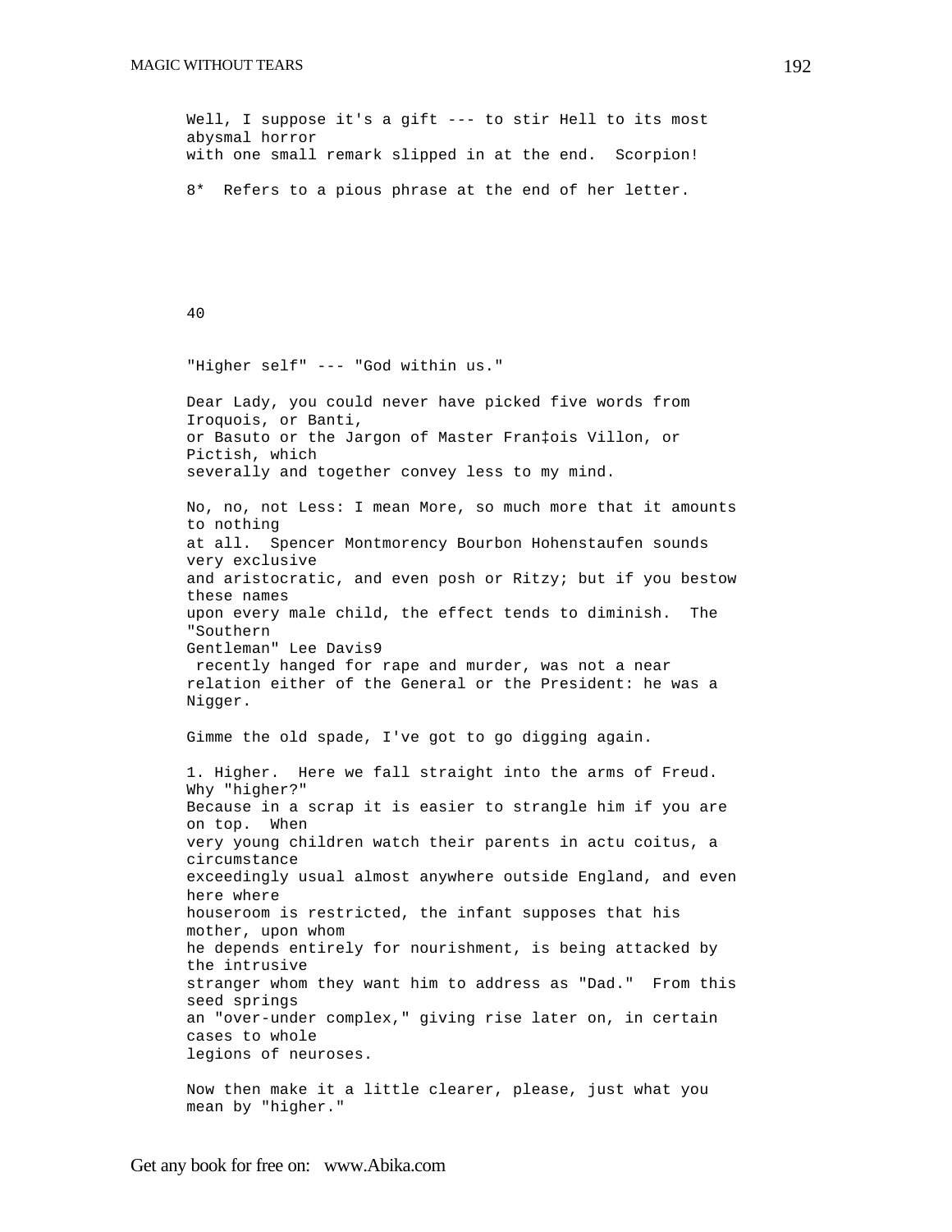Well, I suppose it's a gift --- to stir Hell to its most abysmal horror with one small remark slipped in at the end. Scorpion!

8* Refers to a pious phrase at the end of her letter.

## 40

"Higher self" --- "God within us."

Dear Lady, you could never have picked five words from Iroquois, or Banti, or Basuto or the Jargon of Master Fran‡ois Villon, or Pictish, which severally and together convey less to my mind.

No, no, not Less: I mean More, so much more that it amounts to nothing at all. Spencer Montmorency Bourbon Hohenstaufen sounds very exclusive and aristocratic, and even posh or Ritzy; but if you bestow these names upon every male child, the effect tends to diminish. The "Southern Gentleman" Lee Davis9 recently hanged for rape and murder, was not a near relation either of the General or the President: he was a Nigger.

Gimme the old spade, I've got to go digging again.

1. Higher. Here we fall straight into the arms of Freud. Why "higher?" Because in a scrap it is easier to strangle him if you are on top. When very young children watch their parents in actu coitus, a circumstance exceedingly usual almost anywhere outside England, and even here where houseroom is restricted, the infant supposes that his mother, upon whom he depends entirely for nourishment, is being attacked by the intrusive stranger whom they want him to address as "Dad." From this seed springs an "over-under complex," giving rise later on, in certain cases to whole legions of neuroses.

Now then make it a little clearer, please, just what you mean by "higher."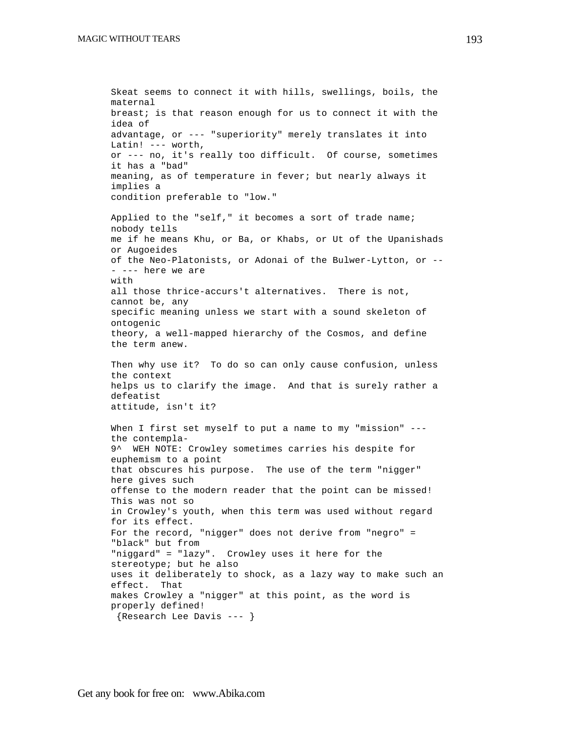Skeat seems to connect it with hills, swellings, boils, the maternal breast; is that reason enough for us to connect it with the idea of advantage, or --- "superiority" merely translates it into Latin! --- worth, or --- no, it's really too difficult. Of course, sometimes it has a "bad" meaning, as of temperature in fever; but nearly always it implies a condition preferable to "low."

Applied to the "self," it becomes a sort of trade name; nobody tells me if he means Khu, or Ba, or Khabs, or Ut of the Upanishads or Augoeides of the Neo-Platonists, or Adonai of the Bulwer-Lytton, or --- --- here we are with all those thrice-accurs't alternatives. There is not, cannot be, any specific meaning unless we start with a sound skeleton of ontogenic theory, a well-mapped hierarchy of the Cosmos, and define the term anew.

Then why use it? To do so can only cause confusion, unless the context helps us to clarify the image. And that is surely rather a defeatist attitude, isn't it?

When I first set myself to put a name to my "mission" --- the contempla-

9^ WEH NOTE: Crowley sometimes carries his despite for euphemism to a point that obscures his purpose. The use of the term "nigger" here gives such offense to the modern reader that the point can be missed! This was not so in Crowley's youth, when this term was used without regard for its effect. For the record, "nigger" does not derive from "negro" = "black" but from "niggard" = "lazy". Crowley uses it here for the stereotype; but he also uses it deliberately to shock, as a lazy way to make such an effect. That makes Crowley a "nigger" at this point, as the word is properly defined! {Research Lee Davis --- }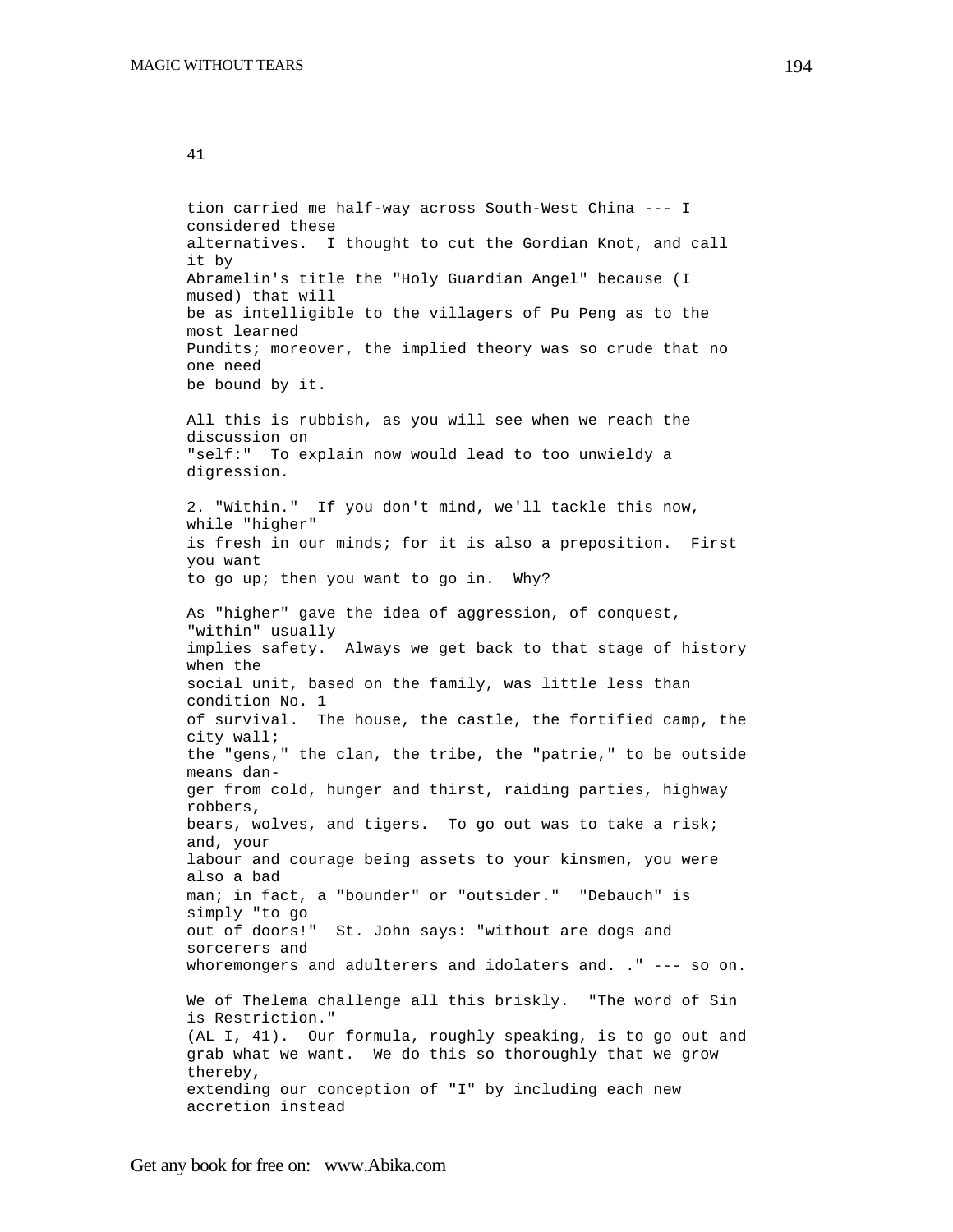41

tion carried me half-way across South-West China --- I considered these alternatives. I thought to cut the Gordian Knot, and call it by Abramelin's title the "Holy Guardian Angel" because (I mused) that will be as intelligible to the villagers of Pu Peng as to the most learned Pundits; moreover, the implied theory was so crude that no one need be bound by it.

All this is rubbish, as you will see when we reach the discussion on "self:" To explain now would lead to too unwieldy a digression.

2. "Within." If you don't mind, we'll tackle this now, while "higher" is fresh in our minds; for it is also a preposition. First you want to go up; then you want to go in. Why?

As "higher" gave the idea of aggression, of conquest, "within" usually implies safety. Always we get back to that stage of history when the social unit, based on the family, was little less than condition No. 1 of survival. The house, the castle, the fortified camp, the city wall; the "gens," the clan, the tribe, the "patrie," to be outside means danger from cold, hunger and thirst, raiding parties, highway robbers, bears, wolves, and tigers. To go out was to take a risk; and, your labour and courage being assets to your kinsmen, you were also a bad man; in fact, a "bounder" or "outsider." "Debauch" is simply "to go out of doors!" St. John says: "without are dogs and sorcerers and whoremongers and adulterers and idolaters and. ." --- so on.

We of Thelema challenge all this briskly. "The word of Sin is Restriction." (AL I, 41). Our formula, roughly speaking, is to go out and grab what we want. We do this so thoroughly that we grow thereby, extending our conception of "I" by including each new accretion instead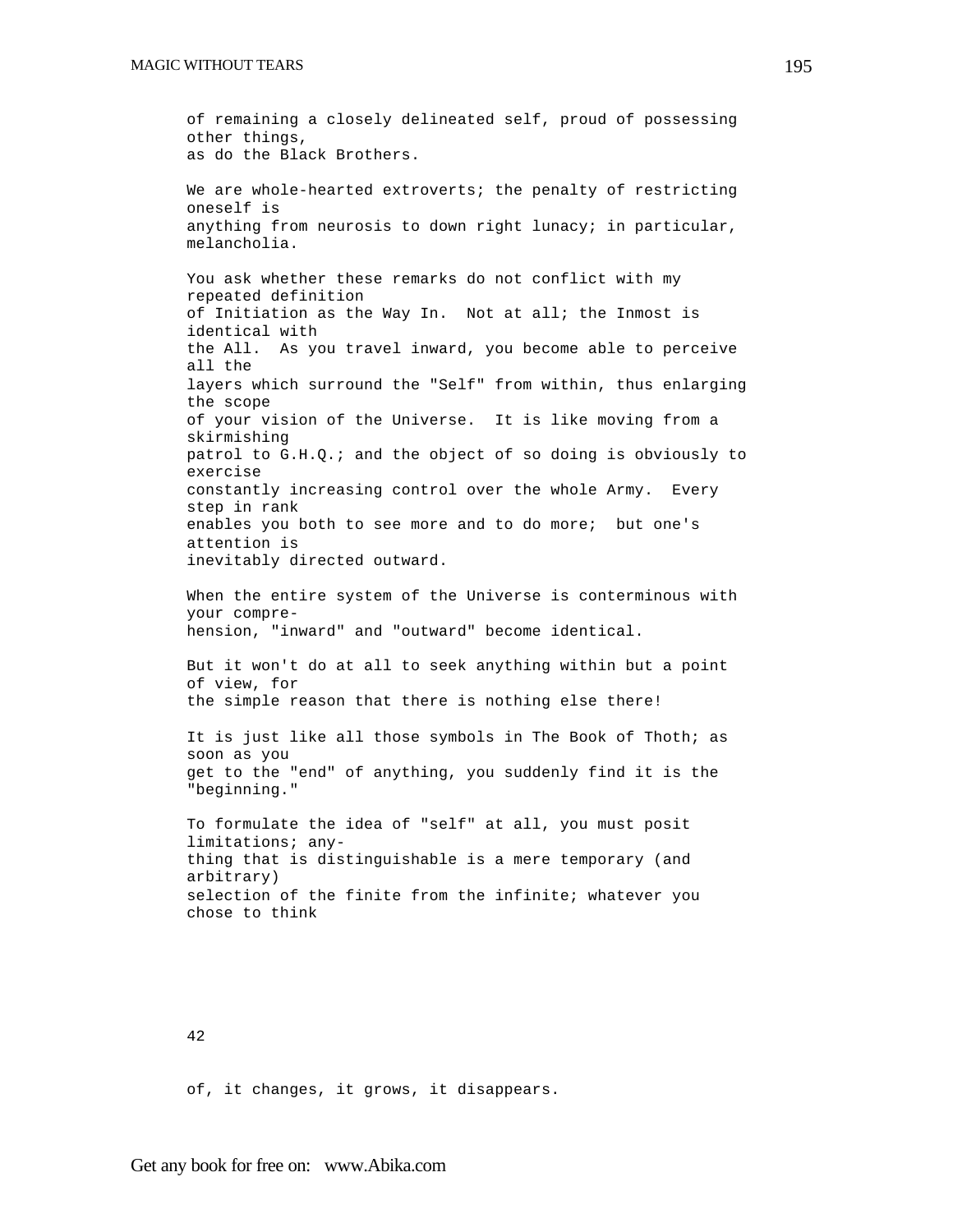of remaining a closely delineated self, proud of possessing other things, as do the Black Brothers.

We are whole-hearted extroverts; the penalty of restricting oneself is anything from neurosis to down right lunacy; in particular, melancholia.

You ask whether these remarks do not conflict with my repeated definition of Initiation as the Way In. Not at all; the Inmost is identical with the All. As you travel inward, you become able to perceive all the layers which surround the "Self" from within, thus enlarging the scope of your vision of the Universe. It is like moving from a skirmishing patrol to G.H.Q.; and the object of so doing is obviously to exercise constantly increasing control over the whole Army. Every step in rank enables you both to see more and to do more; but one's attention is inevitably directed outward.

When the entire system of the Universe is conterminous with your comprehension, "inward" and "outward" become identical.

But it won't do at all to seek anything within but a point of view, for the simple reason that there is nothing else there!

It is just like all those symbols in The Book of Thoth; as soon as you get to the "end" of anything, you suddenly find it is the "beginning."

To formulate the idea of "self" at all, you must posit limitations; anything that is distinguishable is a mere temporary (and arbitrary) selection of the finite from the infinite; whatever you chose to think of, it changes, it grows, it disappears.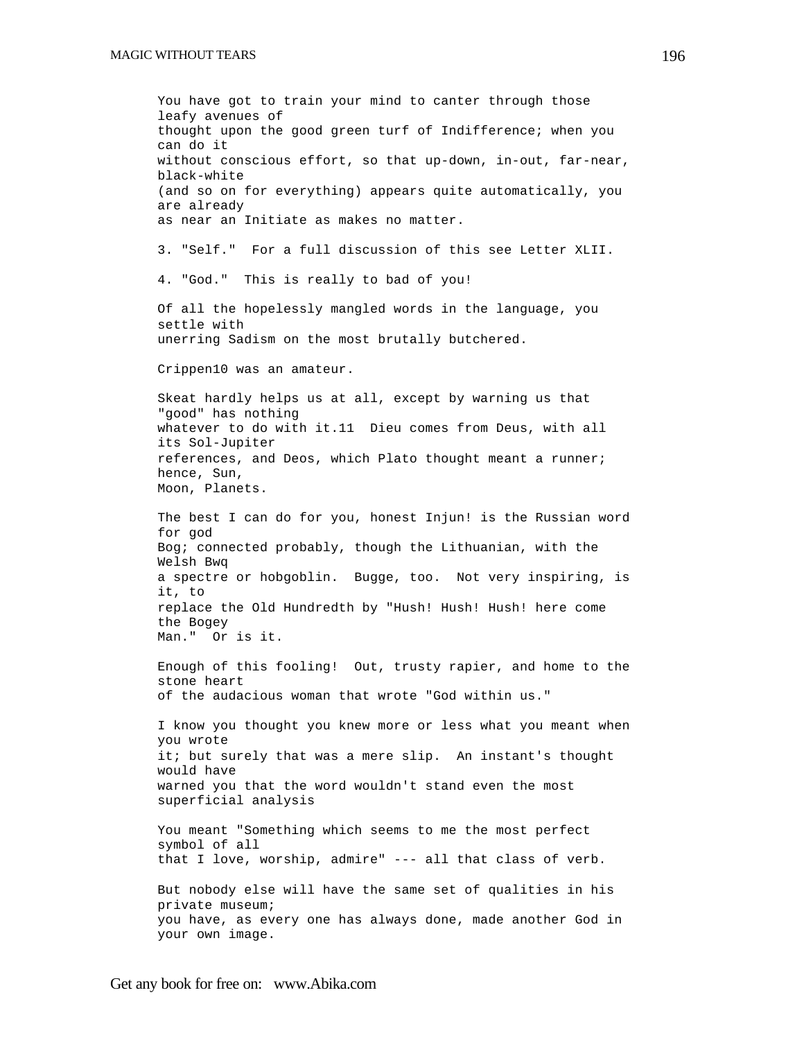You have got to train your mind to canter through those leafy avenues of thought upon the good green turf of Indifference; when you can do it without conscious effort, so that up-down, in-out, far-near, black-white (and so on for everything) appears quite automatically, you are already as near an Initiate as makes no matter.

3. "Self." For a full discussion of this see Letter XLII.

4. "God." This is really to bad of you!

Of all the hopelessly mangled words in the language, you settle with unerring Sadism on the most brutally butchered.

Crippen[10] was an amateur.

Skeat hardly helps us at all, except by warning us that "good" has nothing whatever to do with it.[11] Dieu comes from Deus, with all its Sol-Jupiter references, and Deos, which Plato thought meant a runner; hence, Sun, Moon, Planets.

The best I can do for you, honest Injun! is the Russian word for god Bog; connected probably, though the Lithuanian, with the Welsh Bwq a spectre or hobgoblin. Bugge, too. Not very inspiring, is it, to replace the Old Hundredth by "Hush! Hush! Hush! here come the Bogey Man." Or is it.

Enough of this fooling! Out, trusty rapier, and home to the stone heart of the audacious woman that wrote "God within us."

I know you thought you knew more or less what you meant when you wrote it; but surely that was a mere slip. An instant's thought would have warned you that the word wouldn't stand even the most superficial analysis

You meant "Something which seems to me the most perfect symbol of all that I love, worship, admire" --- all that class of verb.

But nobody else will have the same set of qualities in his private museum; you have, as every one has always done, made another God in your own image.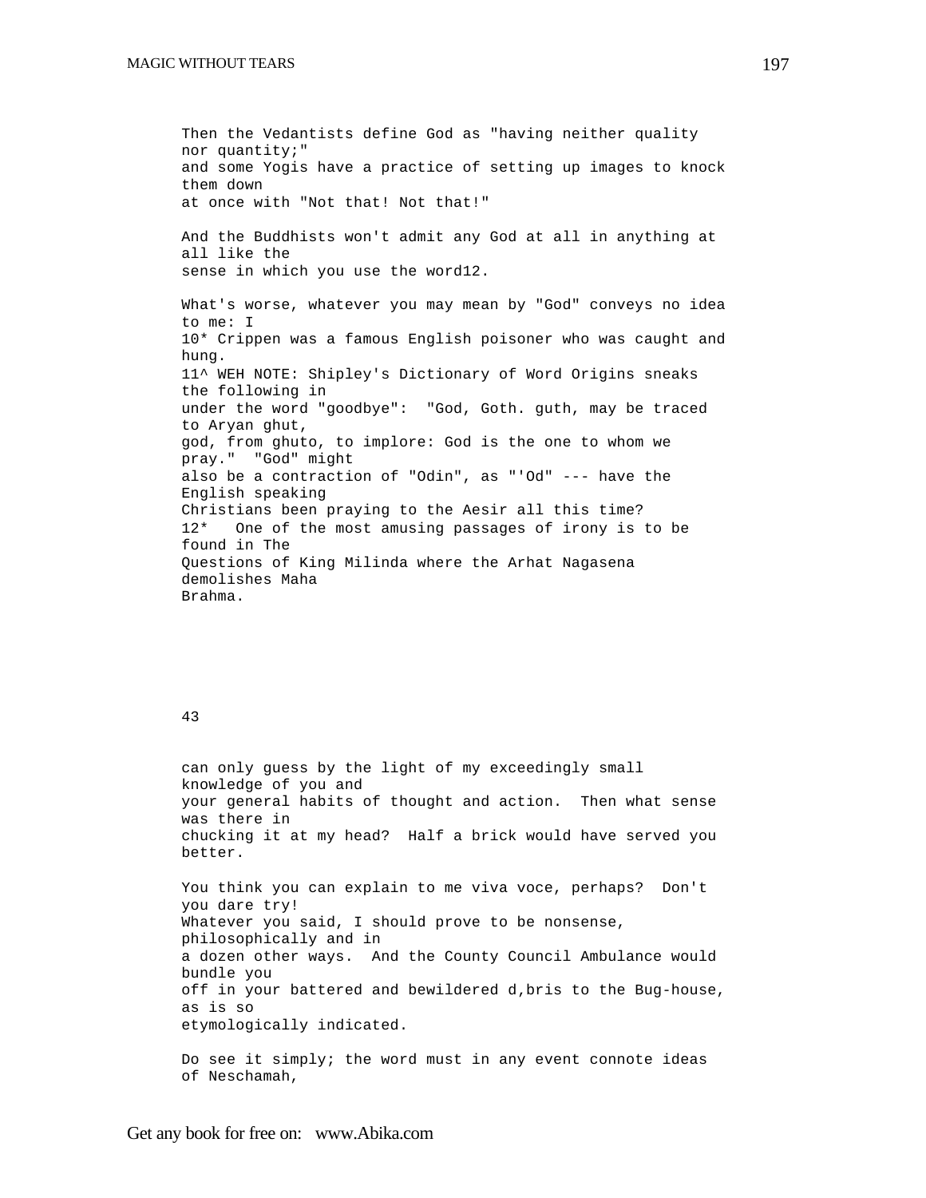Then the Vedantists define God as "having neither quality nor quantity;" and some Yogis have a practice of setting up images to knock them down at once with "Not that! Not that!"

And the Buddhists won't admit any God at all in anything at all like the sense in which you use the word12.

What's worse, whatever you may mean by "God" conveys no idea to me: I

10* Crippen was a famous English poisoner who was caught and hung.

11^ WEH NOTE: Shipley's Dictionary of Word Origins sneaks the following in under the word "goodbye": "God, Goth. guth, may be traced to Aryan ghut, god, from ghuto, to implore: God is the one to whom we pray." "God" might also be a contraction of "Odin", as "'Od" --- have the English speaking Christians been praying to the Aesir all this time?

12* One of the most amusing passages of irony is to be found in The Questions of King Milinda where the Arhat Nagasena demolishes Maha Brahma.

43

can only guess by the light of my exceedingly small knowledge of you and your general habits of thought and action. Then what sense was there in chucking it at my head? Half a brick would have served you better.

You think you can explain to me viva voce, perhaps? Don't you dare try! Whatever you said, I should prove to be nonsense, philosophically and in a dozen other ways. And the County Council Ambulance would bundle you off in your battered and bewildered d,bris to the Bug-house, as is so etymologically indicated.

Do see it simply; the word must in any event connote ideas of Neschamah,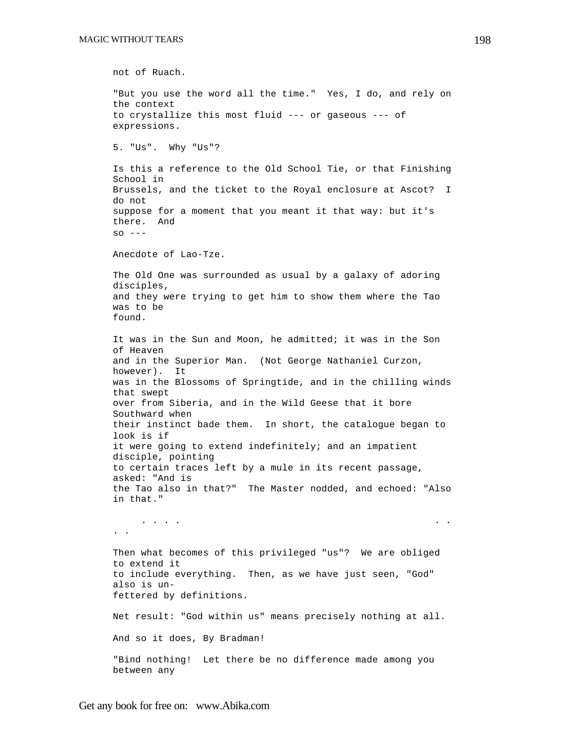not of Ruach.

"But you use the word all the time." Yes, I do, and rely on the context to crystallize this most fluid --- or gaseous --- of expressions.

5. "Us". Why "Us"?

Is this a reference to the Old School Tie, or that Finishing School in Brussels, and the ticket to the Royal enclosure at Ascot? I do not suppose for a moment that you meant it that way: but it's there. And so ---

Anecdote of Lao-Tze.

The Old One was surrounded as usual by a galaxy of adoring disciples, and they were trying to get him to show them where the Tao was to be found.

It was in the Sun and Moon, he admitted; it was in the Son of Heaven and in the Superior Man. (Not George Nathaniel Curzon, however). It was in the Blossoms of Springtide, and in the chilling winds that swept over from Siberia, and in the Wild Geese that it bore Southward when their instinct bade them. In short, the catalogue began to look is if it were going to extend indefinitely; and an impatient disciple, pointing to certain traces left by a mule in its recent passage, asked: "And is the Tao also in that?" The Master nodded, and echoed: "Also in that."

. . . . . . . .

Then what becomes of this privileged "us"? We are obliged to extend it to include everything. Then, as we have just seen, "God" also is unfettered by definitions.

Net result: "God within us" means precisely nothing at all.

And so it does, By Bradman!

"Bind nothing! Let there be no difference made among you between any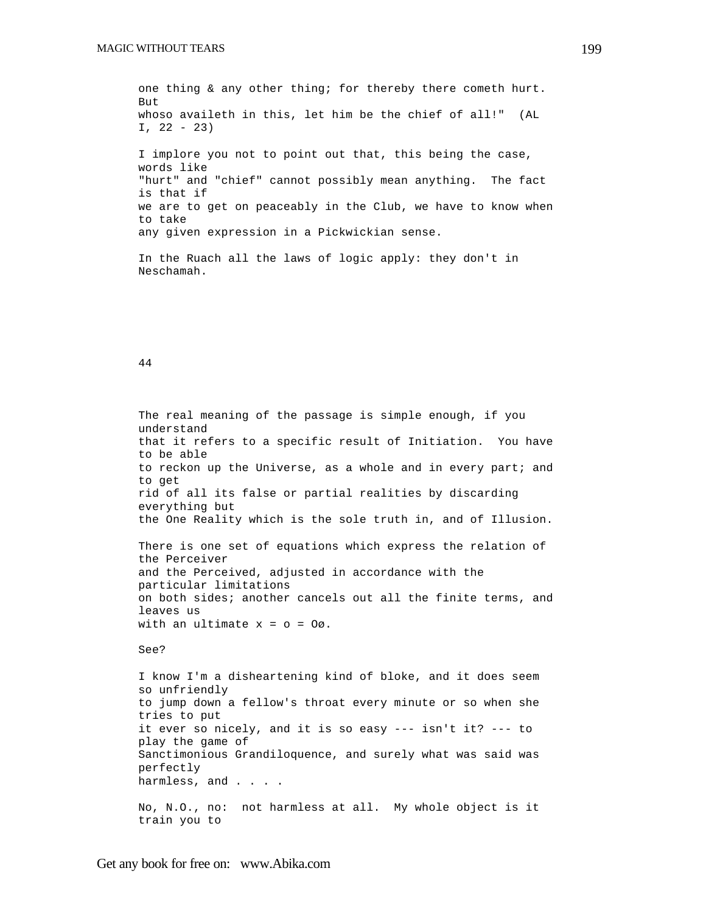one thing & any other thing; for thereby there cometh hurt. But whoso availeth in this, let him be the chief of all!" (AL I, 22 - 23)

I implore you not to point out that, this being the case, words like "hurt" and "chief" cannot possibly mean anything. The fact is that if we are to get on peaceably in the Club, we have to know when to take any given expression in a Pickwickian sense.

In the Ruach all the laws of logic apply: they don't in Neschamah.

44

The real meaning of the passage is simple enough, if you understand that it refers to a specific result of Initiation. You have to be able to reckon up the Universe, as a whole and in every part; and to get rid of all its false or partial realities by discarding everything but the One Reality which is the sole truth in, and of Illusion.

There is one set of equations which express the relation of the Perceiver and the Perceived, adjusted in accordance with the particular limitations on both sides; another cancels out all the finite terms, and leaves us with an ultimate x = o = Oø.

See?

I know I'm a disheartening kind of bloke, and it does seem so unfriendly to jump down a fellow's throat every minute or so when she tries to put it ever so nicely, and it is so easy --- isn't it? --- to play the game of Sanctimonious Grandiloquence, and surely what was said was perfectly harmless, and . . . .

No, N.O., no: not harmless at all. My whole object is it train you to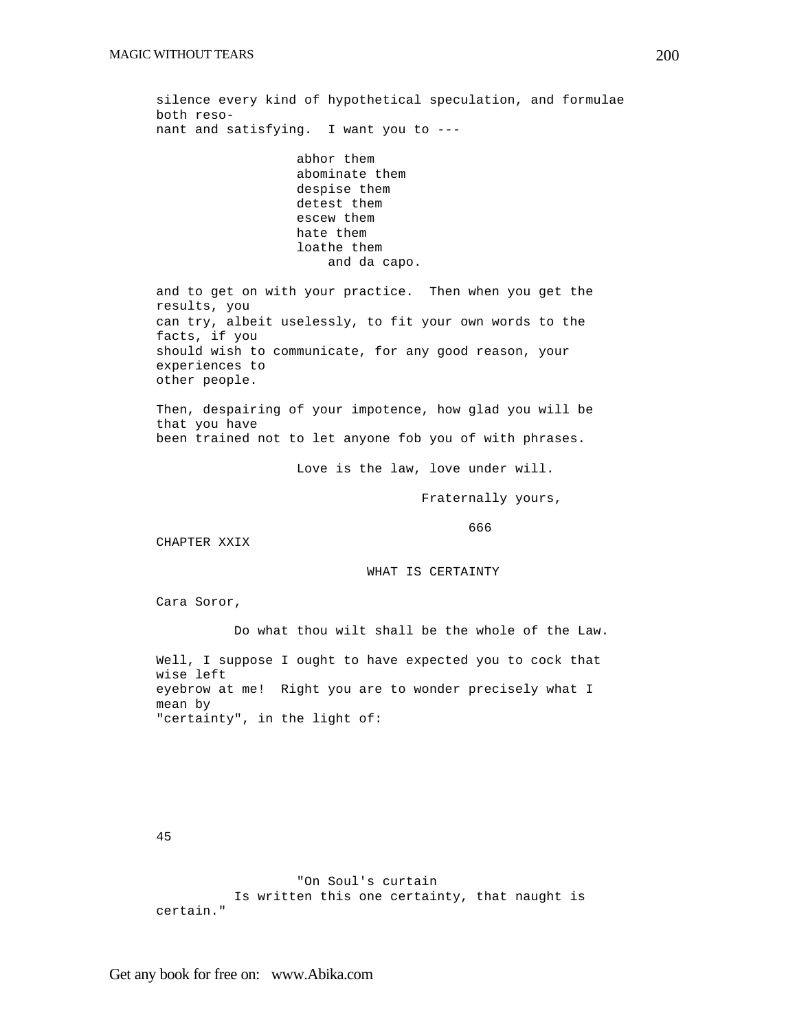silence every kind of hypothetical speculation, and formulae both resonant and satisfying. I want you to ---

> abhor them
> abominate them
> despise them
> detest them
> escew them
> hate them
> loathe them
> and da capo.

and to get on with your practice. Then when you get the results, you can try, albeit uselessly, to fit your own words to the facts, if you should wish to communicate, for any good reason, your experiences to other people.

Then, despairing of your impotence, how glad you will be that you have been trained not to let anyone fob you of with phrases.

Love is the law, love under will.

Fraternally yours,

666

## CHAPTER XXIX

### WHAT IS CERTAINTY

Cara Soror,

Do what thou wilt shall be the whole of the Law.

Well, I suppose I ought to have expected you to cock that wise left eyebrow at me! Right you are to wonder precisely what I mean by "certainty", in the light of:

45

> "On Soul's curtain
> Is written this one certainty, that naught is certain."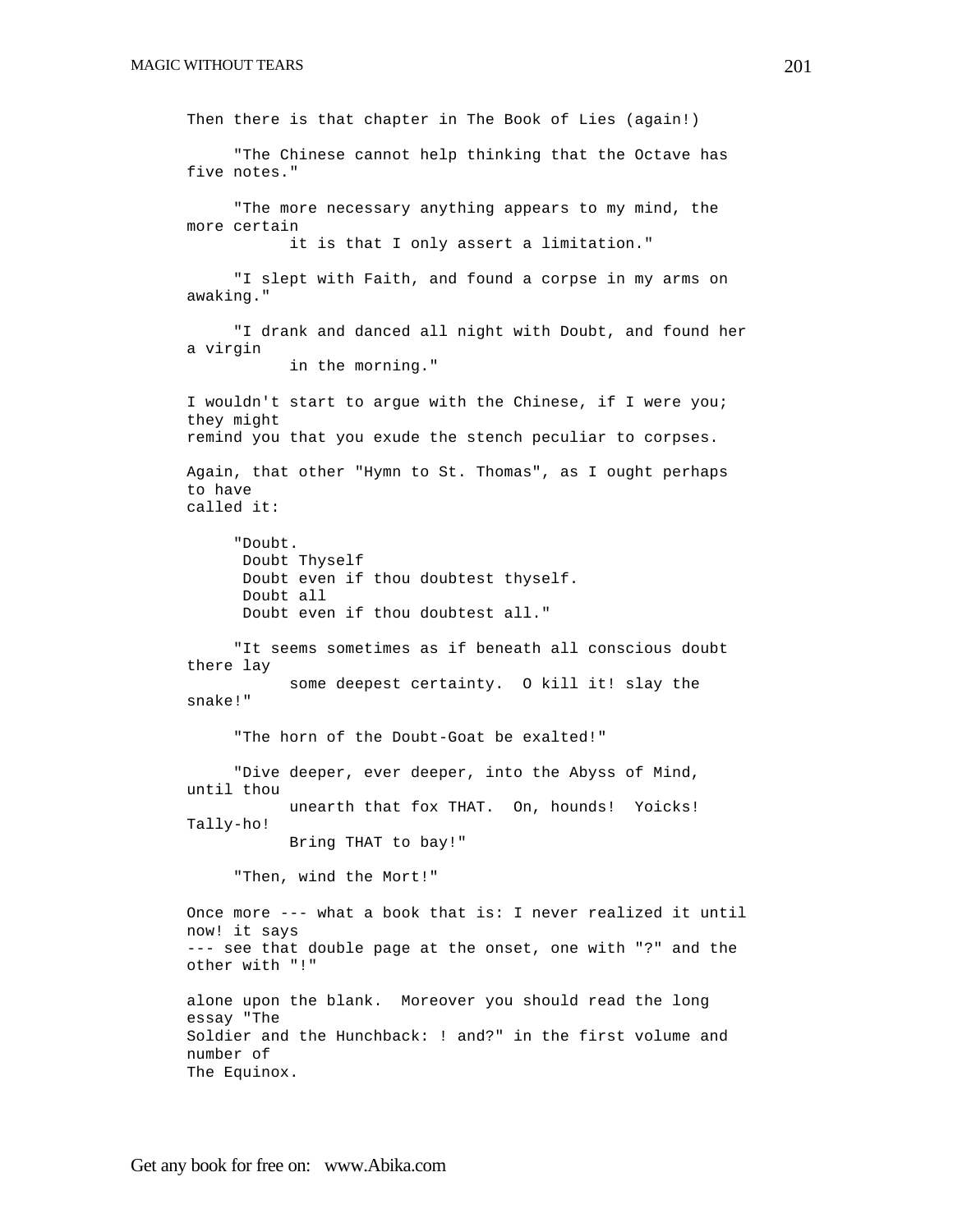Then there is that chapter in The Book of Lies (again!)

"The Chinese cannot help thinking that the Octave has five notes."

"The more necessary anything appears to my mind, the more certain it is that I only assert a limitation."

"I slept with Faith, and found a corpse in my arms on awaking."

"I drank and danced all night with Doubt, and found her a virgin in the morning."

I wouldn't start to argue with the Chinese, if I were you; they might remind you that you exude the stench peculiar to corpses.

Again, that other "Hymn to St. Thomas", as I ought perhaps to have called it:

"Doubt.  
Doubt Thyself  
Doubt even if thou doubtest thyself.  
Doubt all  
Doubt even if thou doubtest all."

"It seems sometimes as if beneath all conscious doubt there lay some deepest certainty. O kill it! slay the snake!"

"The horn of the Doubt-Goat be exalted!"

"Dive deeper, ever deeper, into the Abyss of Mind, until thou unearth that fox THAT. On, hounds! Yoicks! Tally-ho! Bring THAT to bay!"

"Then, wind the Mort!"

Once more --- what a book that is: I never realized it until now! it says --- see that double page at the onset, one with "?" and the other with "!"

alone upon the blank. Moreover you should read the long essay "The Soldier and the Hunchback: ! and?" in the first volume and number of The Equinox.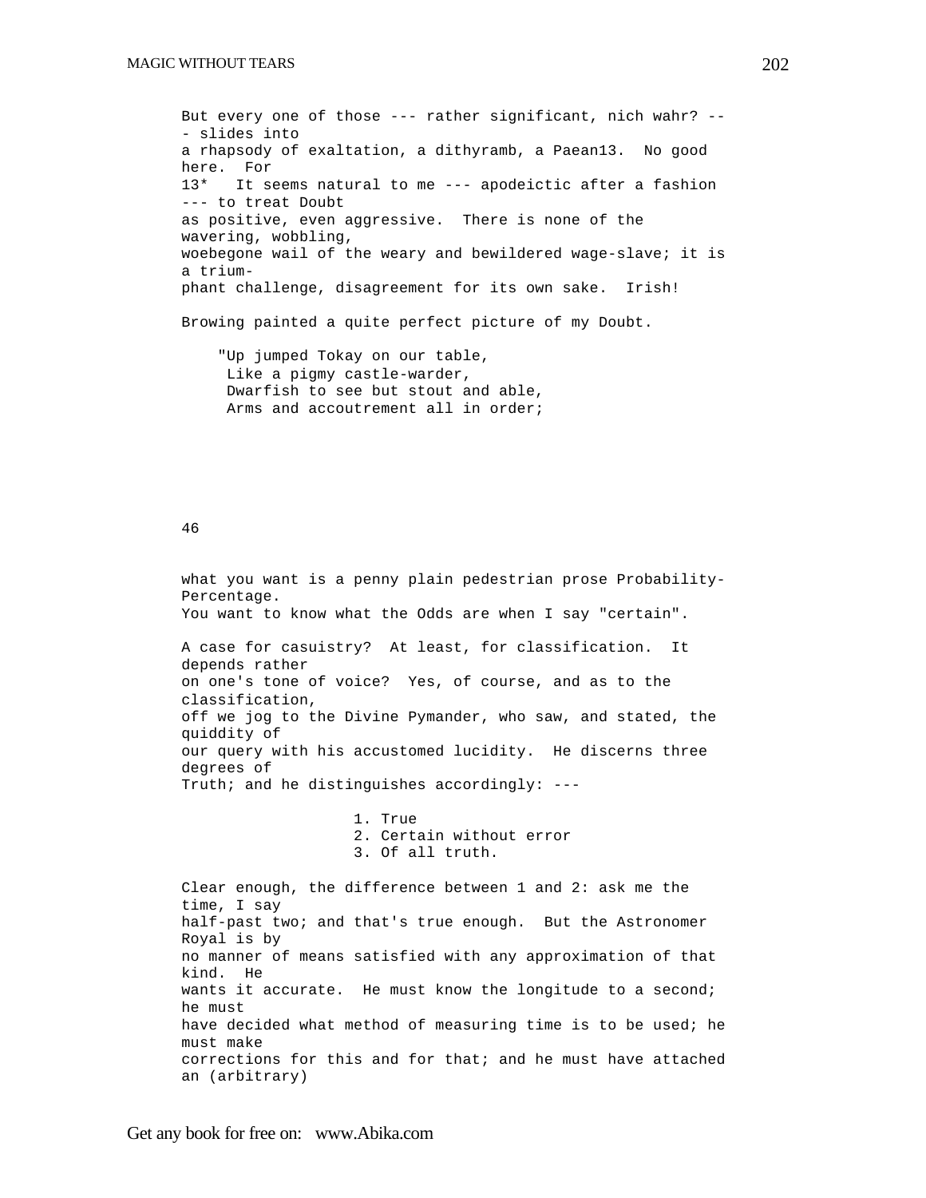But every one of those --- rather significant, nich wahr? --- slides into a rhapsody of exaltation, a dithyramb, a Paean13. No good here. For

13* It seems natural to me --- apodeictic after a fashion --- to treat Doubt as positive, even aggressive. There is none of the wavering, wobbling, woebegone wail of the weary and bewildered wage-slave; it is a triumphant challenge, disagreement for its own sake. Irish!

Browing painted a quite perfect picture of my Doubt.

"Up jumped Tokay on our table,  
Like a pigmy castle-warder,  
Dwarfish to see but stout and able,  
Arms and accoutrement all in order;

46

what you want is a penny plain pedestrian prose Probability-Percentage. You want to know what the Odds are when I say "certain".

A case for casuistry? At least, for classification. It depends rather on one's tone of voice? Yes, of course, and as to the classification, off we jog to the Divine Pymander, who saw, and stated, the quiddity of our query with his accustomed lucidity. He discerns three degrees of Truth; and he distinguishes accordingly: ---

1. True
2. Certain without error
3. Of all truth.

Clear enough, the difference between 1 and 2: ask me the time, I say half-past two; and that's true enough. But the Astronomer Royal is by no manner of means satisfied with any approximation of that kind. He wants it accurate. He must know the longitude to a second; he must have decided what method of measuring time is to be used; he must make corrections for this and for that; and he must have attached an (arbitrary)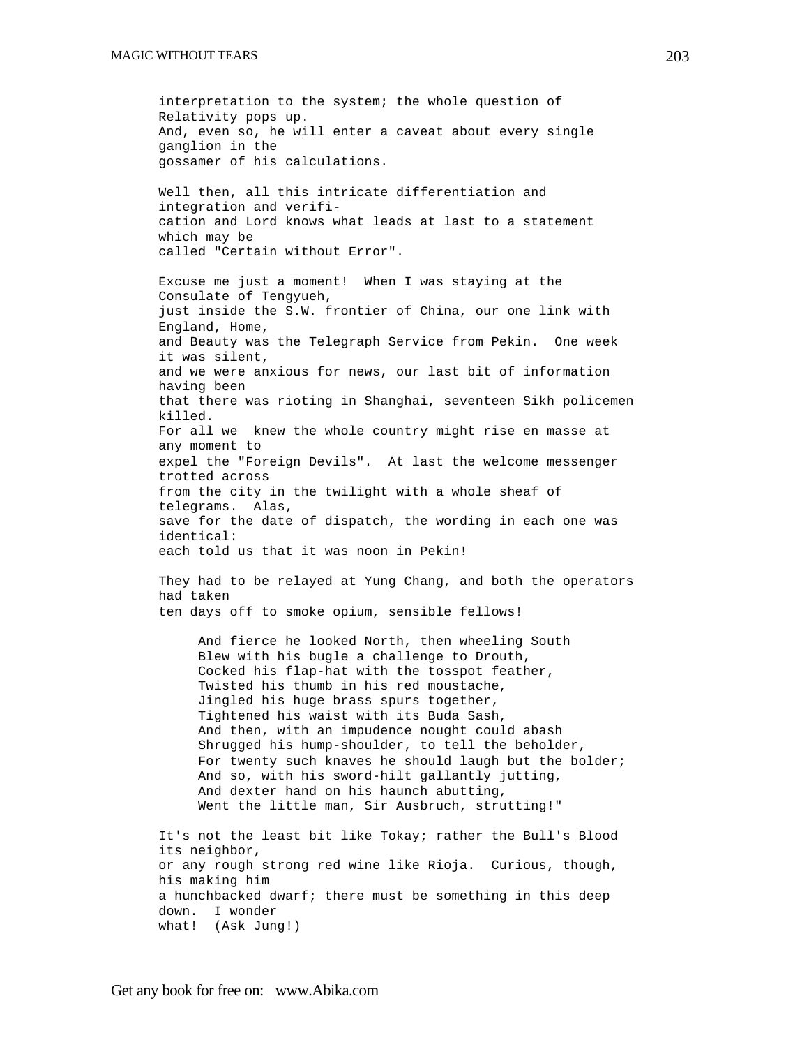interpretation to the system; the whole question of Relativity pops up. And, even so, he will enter a caveat about every single ganglion in the gossamer of his calculations.

Well then, all this intricate differentiation and integration and verification and Lord knows what leads at last to a statement which may be called "Certain without Error".

Excuse me just a moment! When I was staying at the Consulate of Tengyueh, just inside the S.W. frontier of China, our one link with England, Home, and Beauty was the Telegraph Service from Pekin. One week it was silent, and we were anxious for news, our last bit of information having been that there was rioting in Shanghai, seventeen Sikh policemen killed. For all we knew the whole country might rise en masse at any moment to expel the "Foreign Devils". At last the welcome messenger trotted across from the city in the twilight with a whole sheaf of telegrams. Alas, save for the date of dispatch, the wording in each one was identical: each told us that it was noon in Pekin!

They had to be relayed at Yung Chang, and both the operators had taken ten days off to smoke opium, sensible fellows!

> And fierce he looked North, then wheeling South
> Blew with his bugle a challenge to Drouth,
> Cocked his flap-hat with the tosspot feather,
> Twisted his thumb in his red moustache,
> Jingled his huge brass spurs together,
> Tightened his waist with its Buda Sash,
> And then, with an impudence nought could abash
> Shrugged his hump-shoulder, to tell the beholder,
> For twenty such knaves he should laugh but the bolder;
> And so, with his sword-hilt gallantly jutting,
> And dexter hand on his haunch abutting,
> Went the little man, Sir Ausbruch, strutting!"

It's not the least bit like Tokay; rather the Bull's Blood its neighbor, or any rough strong red wine like Rioja. Curious, though, his making him a hunchbacked dwarf; there must be something in this deep down. I wonder what! (Ask Jung!)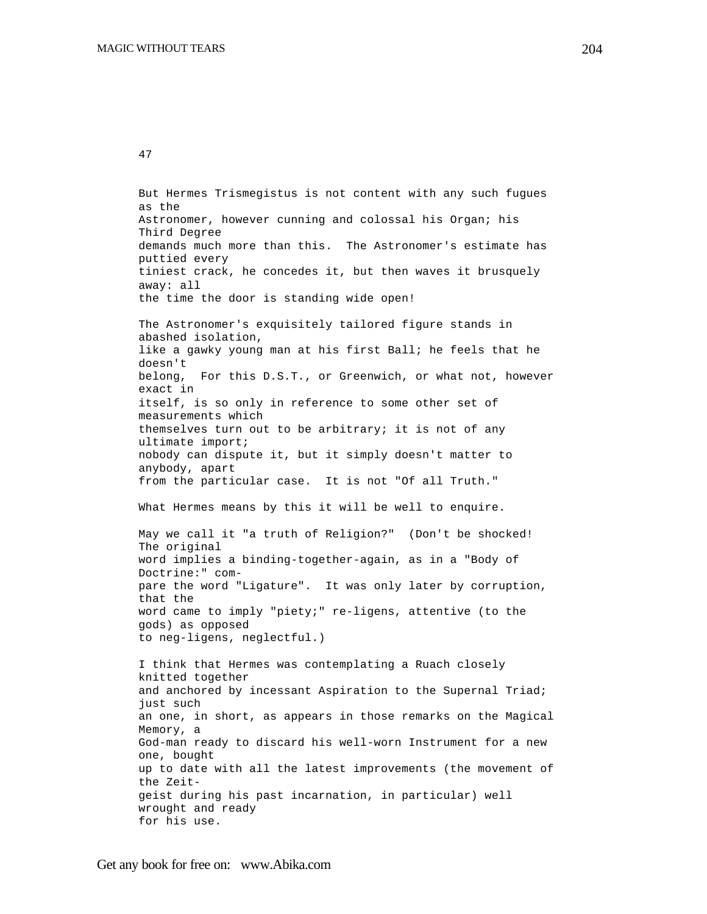47

But Hermes Trismegistus is not content with any such fugues as the Astronomer, however cunning and colossal his Organ; his Third Degree demands much more than this. The Astronomer's estimate has puttied every tiniest crack, he concedes it, but then waves it brusquely away: all the time the door is standing wide open!

The Astronomer's exquisitely tailored figure stands in abashed isolation, like a gawky young man at his first Ball; he feels that he doesn't belong, For this D.S.T., or Greenwich, or what not, however exact in itself, is so only in reference to some other set of measurements which themselves turn out to be arbitrary; it is not of any ultimate import; nobody can dispute it, but it simply doesn't matter to anybody, apart from the particular case. It is not "Of all Truth."

What Hermes means by this it will be well to enquire.

May we call it "a truth of Religion?" (Don't be shocked! The original word implies a binding-together-again, as in a "Body of Doctrine:" compare the word "Ligature". It was only later by corruption, that the word came to imply "piety;" re-ligens, attentive (to the gods) as opposed to neg-ligens, neglectful.)

I think that Hermes was contemplating a Ruach closely knitted together and anchored by incessant Aspiration to the Supernal Triad; just such an one, in short, as appears in those remarks on the Magical Memory, a God-man ready to discard his well-worn Instrument for a new one, bought up to date with all the latest improvements (the movement of the Zeitgeist during his past incarnation, in particular) well wrought and ready for his use.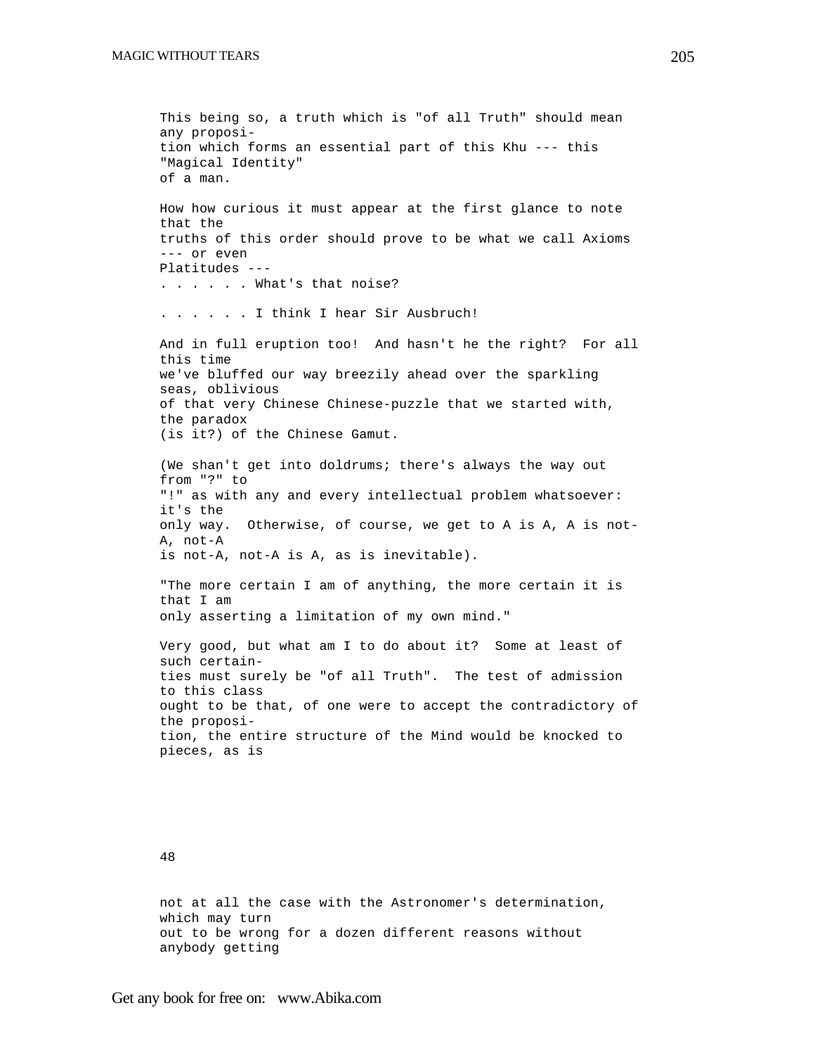This being so, a truth which is "of all Truth" should mean any proposition which forms an essential part of this Khu --- this "Magical Identity" of a man.

How how curious it must appear at the first glance to note that the truths of this order should prove to be what we call Axioms --- or even Platitudes ---
. . . . . . What's that noise?

. . . . . . I think I hear Sir Ausbruch!

And in full eruption too! And hasn't he the right? For all this time we've bluffed our way breezily ahead over the sparkling seas, oblivious of that very Chinese Chinese-puzzle that we started with, the paradox (is it?) of the Chinese Gamut.

(We shan't get into doldrums; there's always the way out from "?" to "!" as with any and every intellectual problem whatsoever: it's the only way. Otherwise, of course, we get to A is A, A is not-A, not-A is not-A, not-A is A, as is inevitable).

"The more certain I am of anything, the more certain it is that I am only asserting a limitation of my own mind."

Very good, but what am I to do about it? Some at least of such certainties must surely be "of all Truth". The test of admission to this class ought to be that, of one were to accept the contradictory of the proposition, the entire structure of the Mind would be knocked to pieces, as is

48

not at all the case with the Astronomer's determination, which may turn out to be wrong for a dozen different reasons without anybody getting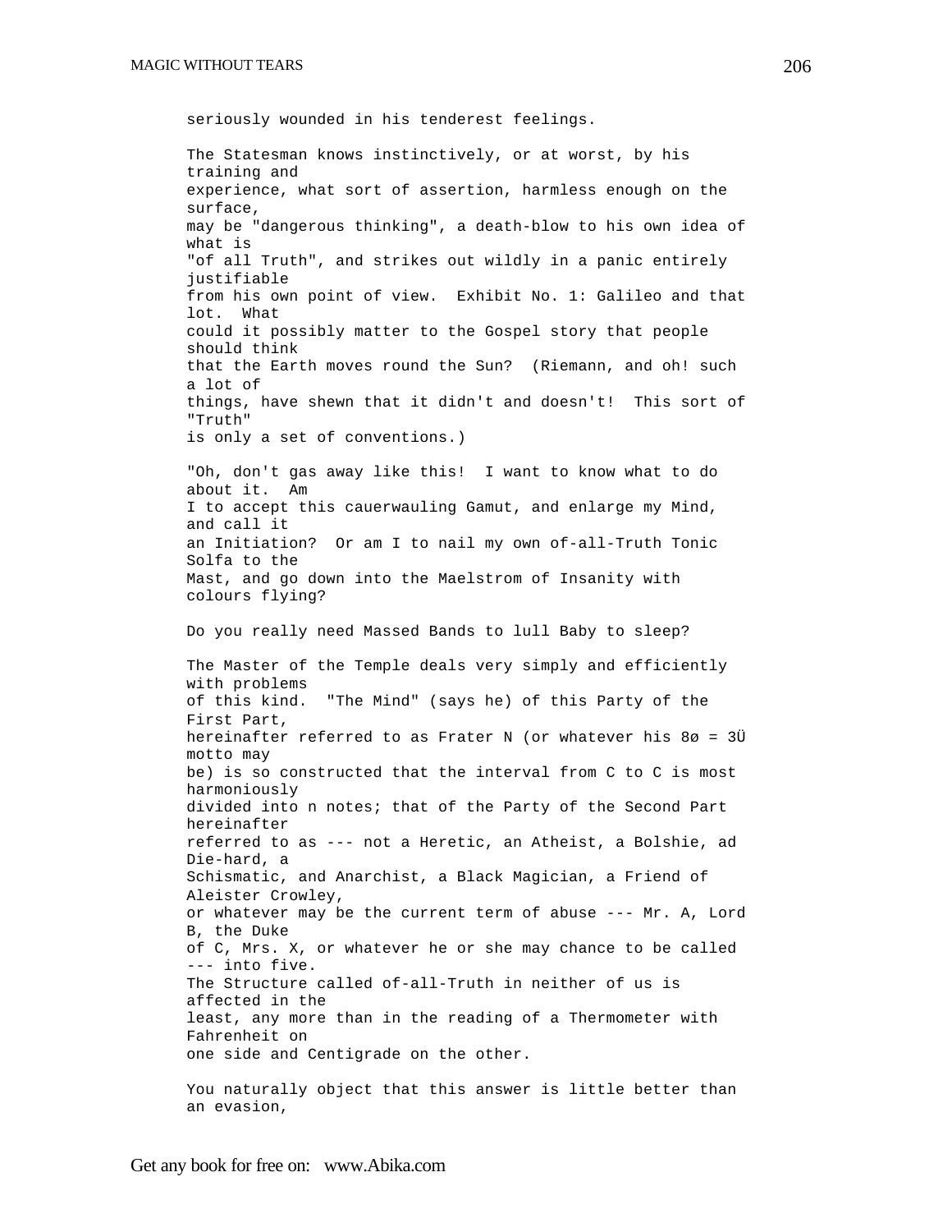seriously wounded in his tenderest feelings.

The Statesman knows instinctively, or at worst, by his training and experience, what sort of assertion, harmless enough on the surface, may be "dangerous thinking", a death-blow to his own idea of what is "of all Truth", and strikes out wildly in a panic entirely justifiable from his own point of view. Exhibit No. 1: Galileo and that lot. What could it possibly matter to the Gospel story that people should think that the Earth moves round the Sun? (Riemann, and oh! such a lot of things, have shewn that it didn't and doesn't! This sort of "Truth" is only a set of conventions.)

"Oh, don't gas away like this! I want to know what to do about it. Am I to accept this cauerwauling Gamut, and enlarge my Mind, and call it an Initiation? Or am I to nail my own of-all-Truth Tonic Solfa to the Mast, and go down into the Maelstrom of Insanity with colours flying?

Do you really need Massed Bands to lull Baby to sleep?

The Master of the Temple deals very simply and efficiently with problems of this kind. "The Mind" (says he) of this Party of the First Part, hereinafter referred to as Frater N (or whatever his 8ø = 3Ü motto may be) is so constructed that the interval from C to C is most harmoniously divided into n notes; that of the Party of the Second Part hereinafter referred to as --- not a Heretic, an Atheist, a Bolshie, ad Die-hard, a Schismatic, and Anarchist, a Black Magician, a Friend of Aleister Crowley, or whatever may be the current term of abuse --- Mr. A, Lord B, the Duke of C, Mrs. X, or whatever he or she may chance to be called --- into five. The Structure called of-all-Truth in neither of us is affected in the least, any more than in the reading of a Thermometer with Fahrenheit on one side and Centigrade on the other.

You naturally object that this answer is little better than an evasion,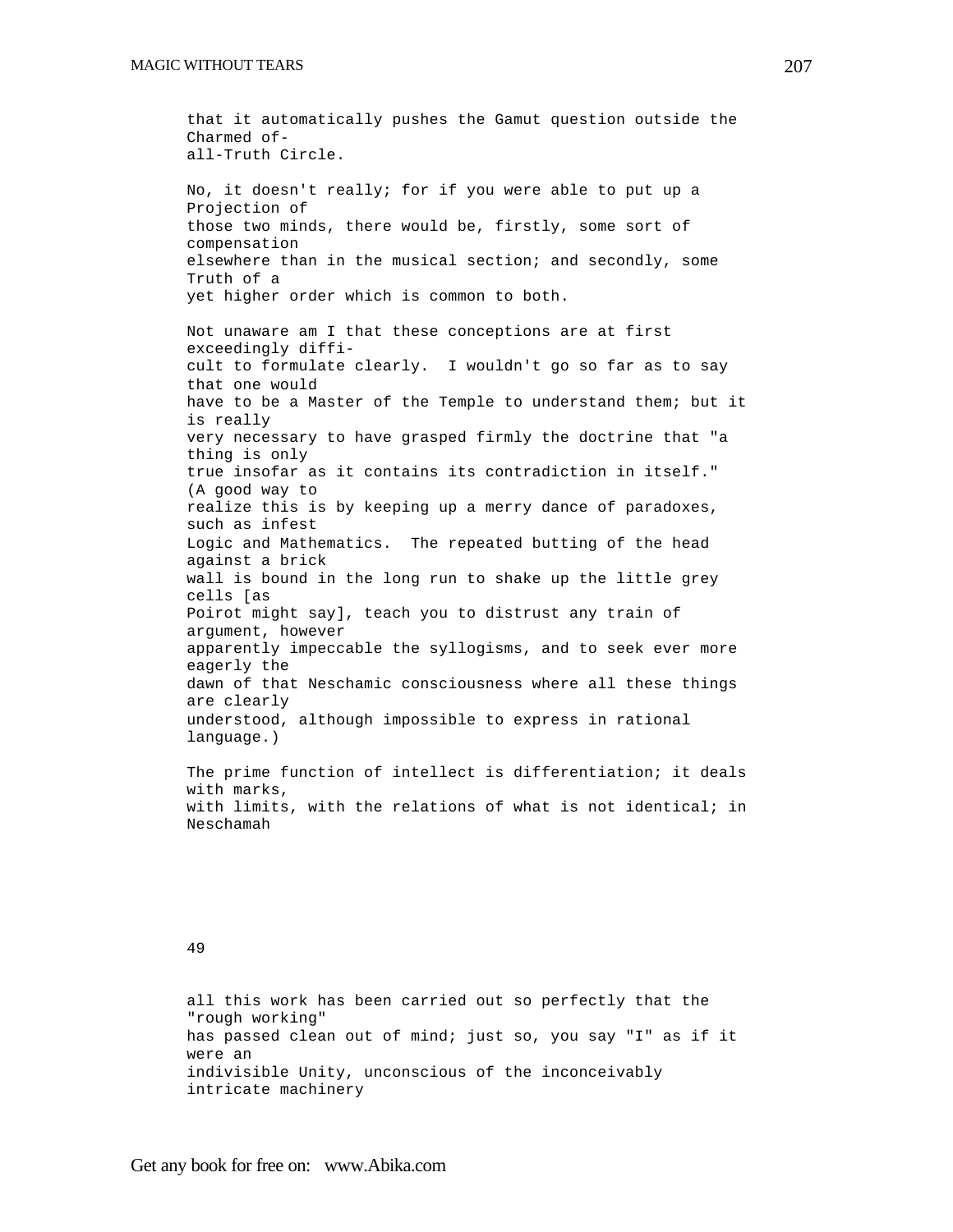that it automatically pushes the Gamut question outside the Charmed of-all-Truth Circle.

No, it doesn't really; for if you were able to put up a Projection of those two minds, there would be, firstly, some sort of compensation elsewhere than in the musical section; and secondly, some Truth of a yet higher order which is common to both.

Not unaware am I that these conceptions are at first exceedingly difficult to formulate clearly. I wouldn't go so far as to say that one would have to be a Master of the Temple to understand them; but it is really very necessary to have grasped firmly the doctrine that "a thing is only true insofar as it contains its contradiction in itself." (A good way to realize this is by keeping up a merry dance of paradoxes, such as infest Logic and Mathematics. The repeated butting of the head against a brick wall is bound in the long run to shake up the little grey cells [as Poirot might say], teach you to distrust any train of argument, however apparently impeccable the syllogisms, and to seek ever more eagerly the dawn of that Neschamic consciousness where all these things are clearly understood, although impossible to express in rational language.)

The prime function of intellect is differentiation; it deals with marks, with limits, with the relations of what is not identical; in Neschamah

49

all this work has been carried out so perfectly that the "rough working" has passed clean out of mind; just so, you say "I" as if it were an indivisible Unity, unconscious of the inconceivably intricate machinery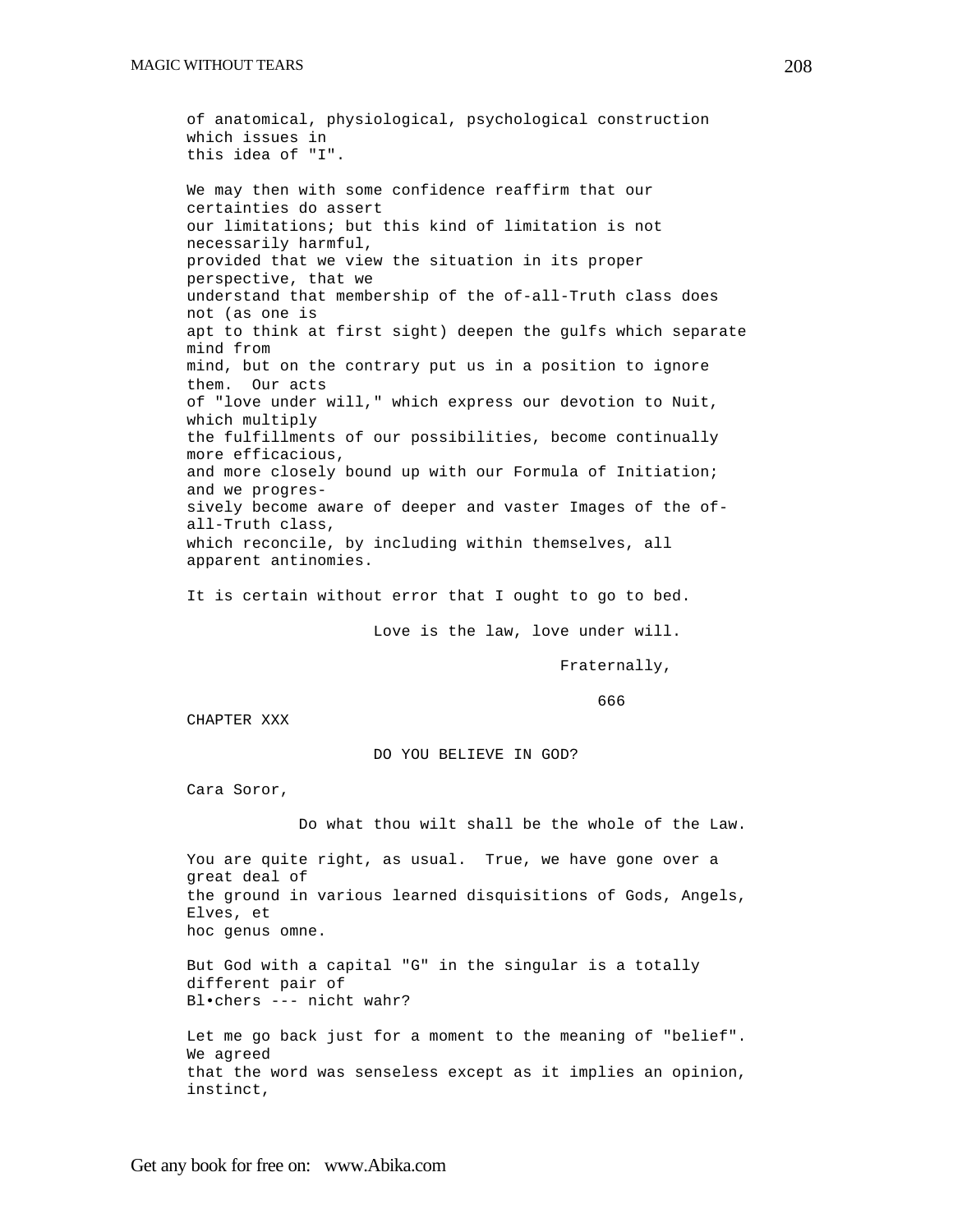of anatomical, physiological, psychological construction which issues in this idea of "I".

We may then with some confidence reaffirm that our certainties do assert our limitations; but this kind of limitation is not necessarily harmful, provided that we view the situation in its proper perspective, that we understand that membership of the of-all-Truth class does not (as one is apt to think at first sight) deepen the gulfs which separate mind from mind, but on the contrary put us in a position to ignore them. Our acts of "love under will," which express our devotion to Nuit, which multiply the fulfillments of our possibilities, become continually more efficacious, and more closely bound up with our Formula of Initiation; and we progressively become aware of deeper and vaster Images of the of-all-Truth class, which reconcile, by including within themselves, all apparent antinomies.

It is certain without error that I ought to go to bed.

Love is the law, love under will.

Fraternally,

666

## CHAPTER XXX

### DO YOU BELIEVE IN GOD?

Cara Soror,

Do what thou wilt shall be the whole of the Law.

You are quite right, as usual. True, we have gone over a great deal of the ground in various learned disquisitions of Gods, Angels, Elves, et hoc genus omne.

But God with a capital "G" in the singular is a totally different pair of Bl•chers --- nicht wahr?

Let me go back just for a moment to the meaning of "belief". We agreed that the word was senseless except as it implies an opinion, instinct,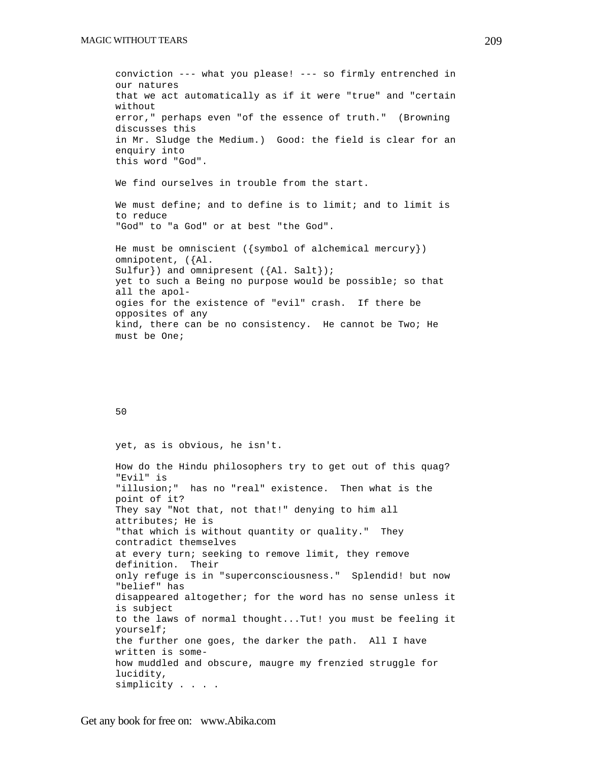conviction --- what you please! --- so firmly entrenched in our natures that we act automatically as if it were "true" and "certain without error," perhaps even "of the essence of truth." (Browning discusses this in Mr. Sludge the Medium.) Good: the field is clear for an enquiry into this word "God".

We find ourselves in trouble from the start.

We must define; and to define is to limit; and to limit is to reduce "God" to "a God" or at best "the God".

He must be omniscient ({symbol of alchemical mercury}) omnipotent, ({Al. Sulfur}) and omnipresent ({Al. Salt}); yet to such a Being no purpose would be possible; so that all the apologies for the existence of "evil" crash. If there be opposites of any kind, there can be no consistency. He cannot be Two; He must be One;

50

yet, as is obvious, he isn't.

How do the Hindu philosophers try to get out of this quag? "Evil" is "illusion;" has no "real" existence. Then what is the point of it? They say "Not that, not that!" denying to him all attributes; He is "that which is without quantity or quality." They contradict themselves at every turn; seeking to remove limit, they remove definition. Their only refuge is in "superconsciousness." Splendid! but now "belief" has disappeared altogether; for the word has no sense unless it is subject to the laws of normal thought...Tut! you must be feeling it yourself; the further one goes, the darker the path. All I have written is somehow muddled and obscure, maugre my frenzied struggle for lucidity, simplicity . . . .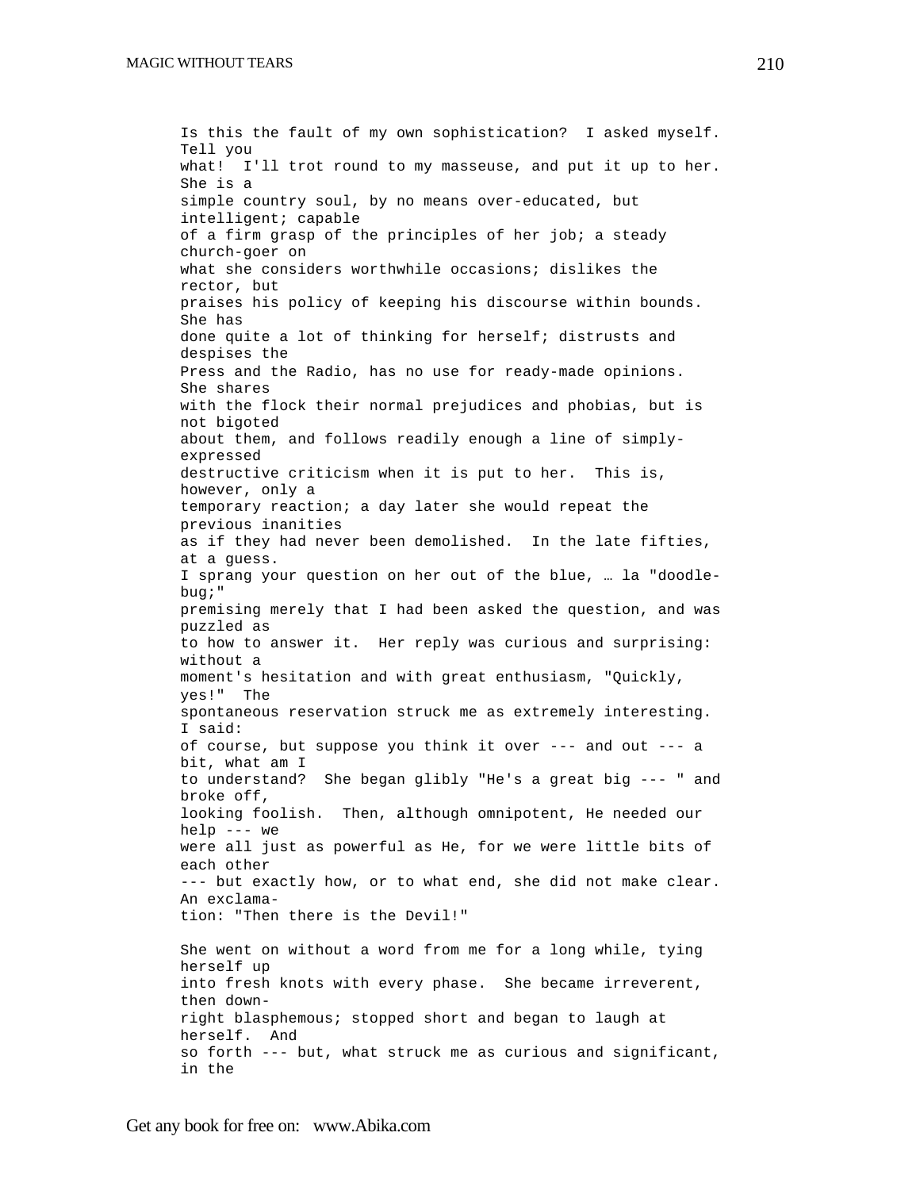Is this the fault of my own sophistication? I asked myself. Tell you what! I'll trot round to my masseuse, and put it up to her. She is a simple country soul, by no means over-educated, but intelligent; capable of a firm grasp of the principles of her job; a steady church-goer on what she considers worthwhile occasions; dislikes the rector, but praises his policy of keeping his discourse within bounds. She has done quite a lot of thinking for herself; distrusts and despises the Press and the Radio, has no use for ready-made opinions. She shares with the flock their normal prejudices and phobias, but is not bigoted about them, and follows readily enough a line of simply-expressed destructive criticism when it is put to her. This is, however, only a temporary reaction; a day later she would repeat the previous inanities as if they had never been demolished. In the late fifties, at a guess. I sprang your question on her out of the blue, … la "doodle-bug;" premising merely that I had been asked the question, and was puzzled as to how to answer it. Her reply was curious and surprising: without a moment's hesitation and with great enthusiasm, "Quickly, yes!" The spontaneous reservation struck me as extremely interesting. I said: of course, but suppose you think it over --- and out --- a bit, what am I to understand? She began glibly "He's a great big --- " and broke off, looking foolish. Then, although omnipotent, He needed our help --- we were all just as powerful as He, for we were little bits of each other --- but exactly how, or to what end, she did not make clear. An exclamation: "Then there is the Devil!"

She went on without a word from me for a long while, tying herself up into fresh knots with every phase. She became irreverent, then downright blasphemous; stopped short and began to laugh at herself. And so forth --- but, what struck me as curious and significant, in the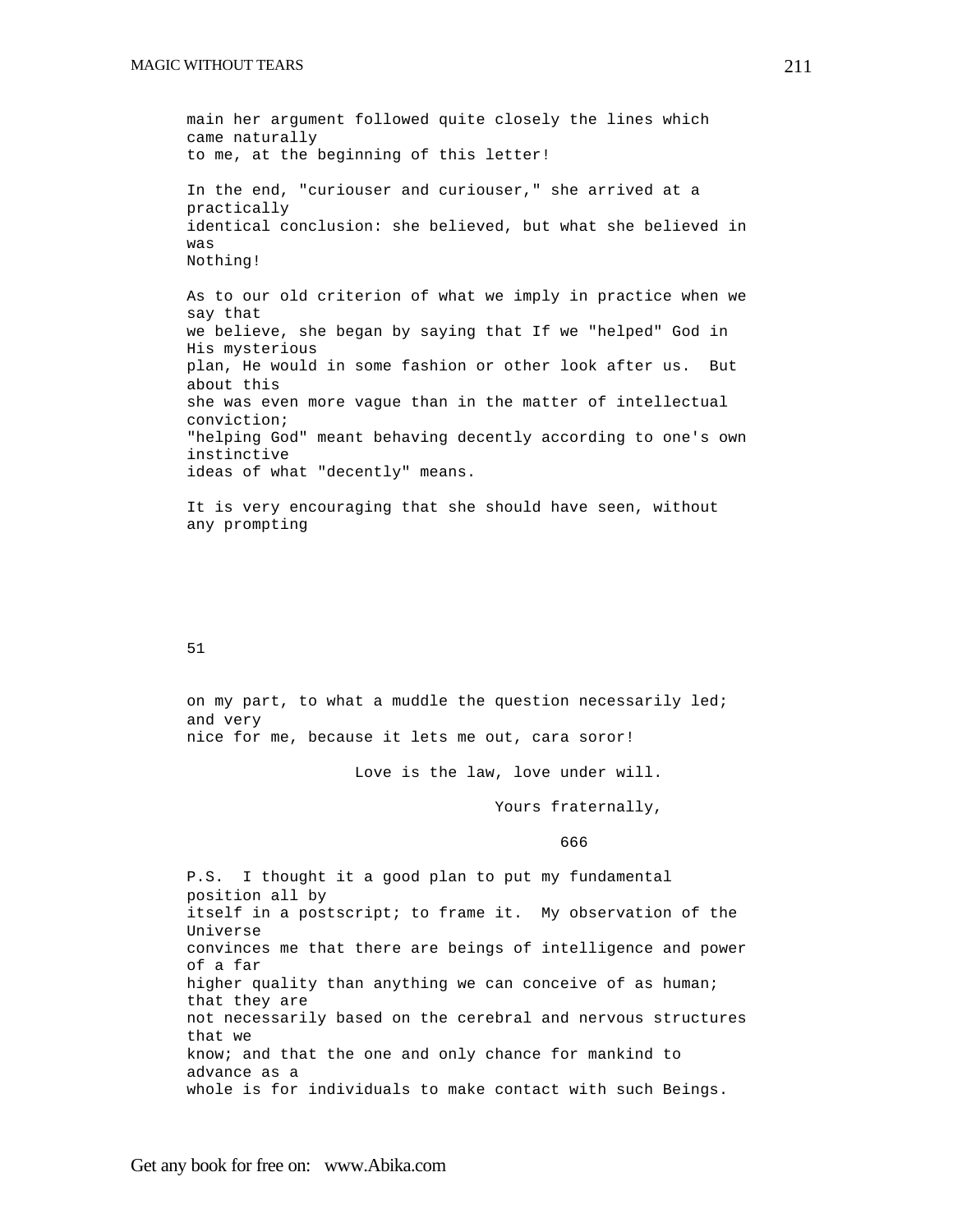main her argument followed quite closely the lines which came naturally to me, at the beginning of this letter!

In the end, "curiouser and curiouser," she arrived at a practically identical conclusion: she believed, but what she believed in was Nothing!

As to our old criterion of what we imply in practice when we say that we believe, she began by saying that If we "helped" God in His mysterious plan, He would in some fashion or other look after us. But about this she was even more vague than in the matter of intellectual conviction; "helping God" meant behaving decently according to one's own instinctive ideas of what "decently" means.

It is very encouraging that she should have seen, without any prompting

51

on my part, to what a muddle the question necessarily led; and very nice for me, because it lets me out, cara soror!

Love is the law, love under will.

Yours fraternally,

666

P.S. I thought it a good plan to put my fundamental position all by itself in a postscript; to frame it. My observation of the Universe convinces me that there are beings of intelligence and power of a far higher quality than anything we can conceive of as human; that they are not necessarily based on the cerebral and nervous structures that we know; and that the one and only chance for mankind to advance as a whole is for individuals to make contact with such Beings.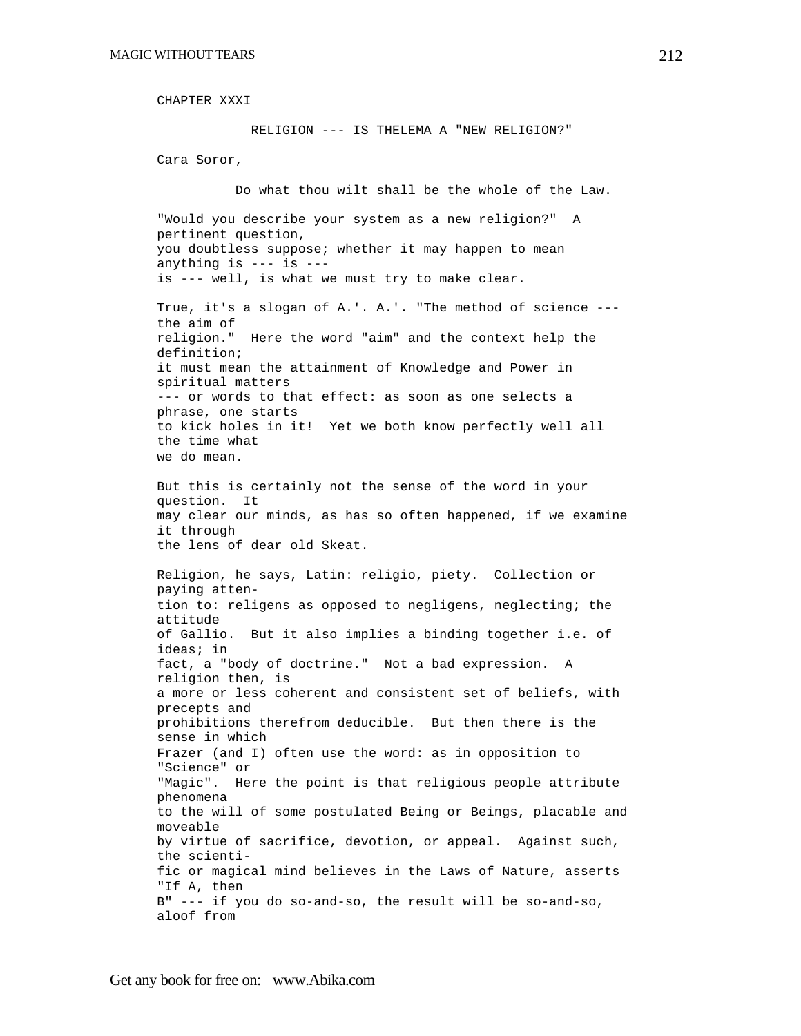CHAPTER XXXI

## RELIGION --- IS THELEMA A "NEW RELIGION?"

Cara Soror,

Do what thou wilt shall be the whole of the Law.

"Would you describe your system as a new religion?" A pertinent question, you doubtless suppose; whether it may happen to mean anything is --- is --- is --- well, is what we must try to make clear.

True, it's a slogan of A.'. A.'. "The method of science --- the aim of religion." Here the word "aim" and the context help the definition; it must mean the attainment of Knowledge and Power in spiritual matters --- or words to that effect: as soon as one selects a phrase, one starts to kick holes in it! Yet we both know perfectly well all the time what we do mean.

But this is certainly not the sense of the word in your question. It may clear our minds, as has so often happened, if we examine it through the lens of dear old Skeat.

Religion, he says, Latin: religio, piety. Collection or paying attention to: religens as opposed to negligens, neglecting; the attitude of Gallio. But it also implies a binding together i.e. of ideas; in fact, a "body of doctrine." Not a bad expression. A religion then, is a more or less coherent and consistent set of beliefs, with precepts and prohibitions therefrom deducible. But then there is the sense in which Frazer (and I) often use the word: as in opposition to "Science" or "Magic". Here the point is that religious people attribute phenomena to the will of some postulated Being or Beings, placable and moveable by virtue of sacrifice, devotion, or appeal. Against such, the scientific or magical mind believes in the Laws of Nature, asserts "If A, then B" --- if you do so-and-so, the result will be so-and-so, aloof from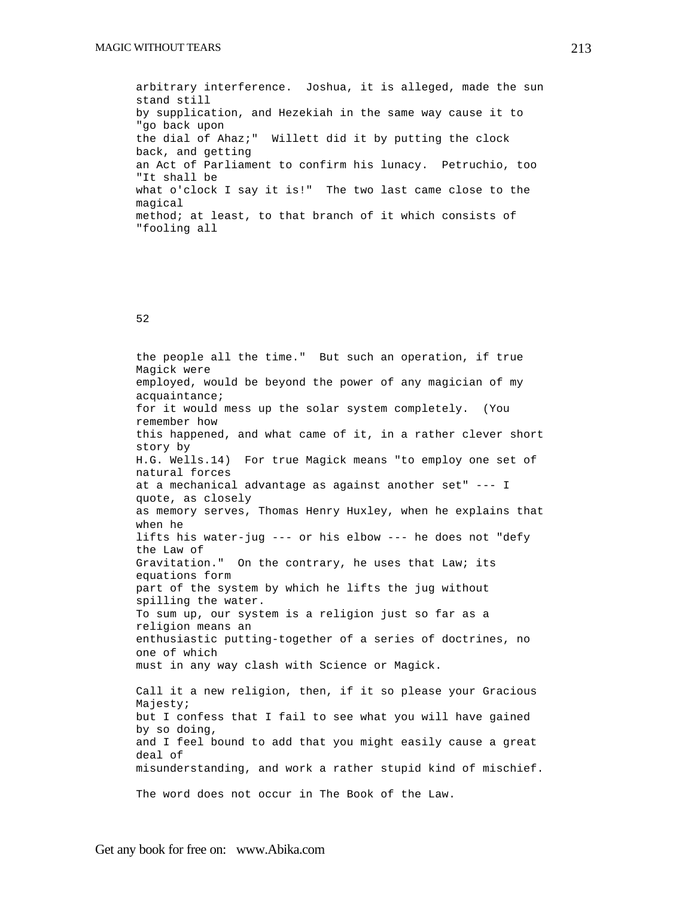arbitrary interference. Joshua, it is alleged, made the sun stand still by supplication, and Hezekiah in the same way cause it to "go back upon the dial of Ahaz;" Willett did it by putting the clock back, and getting an Act of Parliament to confirm his lunacy. Petruchio, too "It shall be what o'clock I say it is!" The two last came close to the magical method; at least, to that branch of it which consists of "fooling all the people all the time." But such an operation, if true Magick were employed, would be beyond the power of any magician of my acquaintance; for it would mess up the solar system completely. (You remember how this happened, and what came of it, in a rather clever short story by H.G. Wells.14) For true Magick means "to employ one set of natural forces at a mechanical advantage as against another set" --- I quote, as closely as memory serves, Thomas Henry Huxley, when he explains that when he lifts his water-jug --- or his elbow --- he does not "defy the Law of Gravitation." On the contrary, he uses that Law; its equations form part of the system by which he lifts the jug without spilling the water.

To sum up, our system is a religion just so far as a religion means an enthusiastic putting-together of a series of doctrines, no one of which must in any way clash with Science or Magick.

Call it a new religion, then, if it so please your Gracious Majesty; but I confess that I fail to see what you will have gained by so doing, and I feel bound to add that you might easily cause a great deal of misunderstanding, and work a rather stupid kind of mischief.

The word does not occur in The Book of the Law.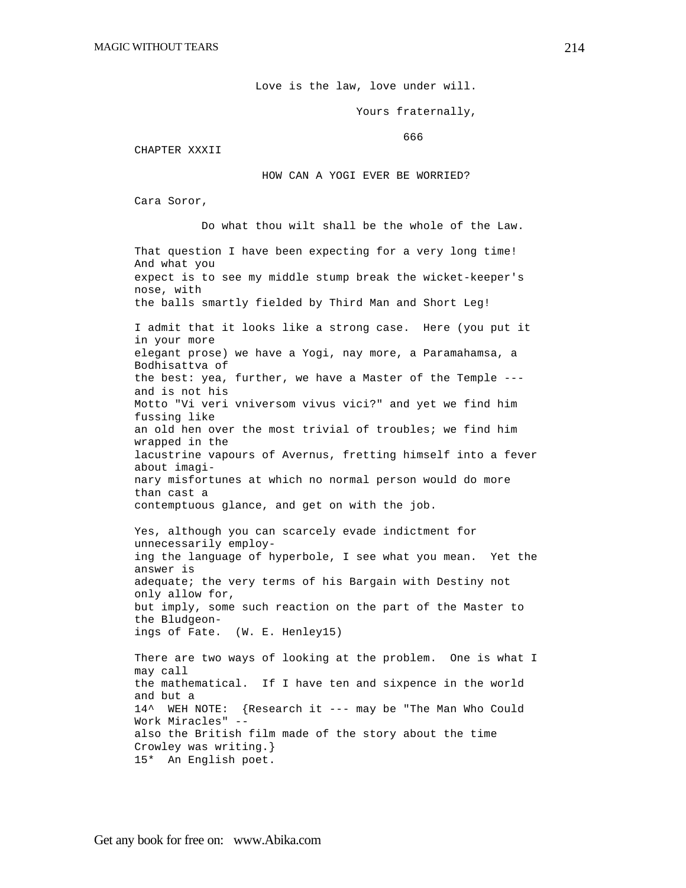Love is the law, love under will.

Yours fraternally,

666

## CHAPTER XXXII

### HOW CAN A YOGI EVER BE WORRIED?

Cara Soror,

Do what thou wilt shall be the whole of the Law.

That question I have been expecting for a very long time! And what you expect is to see my middle stump break the wicket-keeper's nose, with the balls smartly fielded by Third Man and Short Leg!

I admit that it looks like a strong case. Here (you put it in your more elegant prose) we have a Yogi, nay more, a Paramahamsa, a Bodhisattva of the best: yea, further, we have a Master of the Temple --- and is not his Motto "Vi veri vniversom vivus vici?" and yet we find him fussing like an old hen over the most trivial of troubles; we find him wrapped in the lacustrine vapours of Avernus, fretting himself into a fever about imaginary misfortunes at which no normal person would do more than cast a contemptuous glance, and get on with the job.

Yes, although you can scarcely evade indictment for unnecessarily employing the language of hyperbole, I see what you mean. Yet the answer is adequate; the very terms of his Bargain with Destiny not only allow for, but imply, some such reaction on the part of the Master to the Bludgeonings of Fate. (W. E. Henley15)

There are two ways of looking at the problem. One is what I may call the mathematical. If I have ten and sixpence in the world and but a

14^ WEH NOTE: {Research it --- may be "The Man Who Could Work Miracles" -- also the British film made of the story about the time Crowley was writing.}

15* An English poet.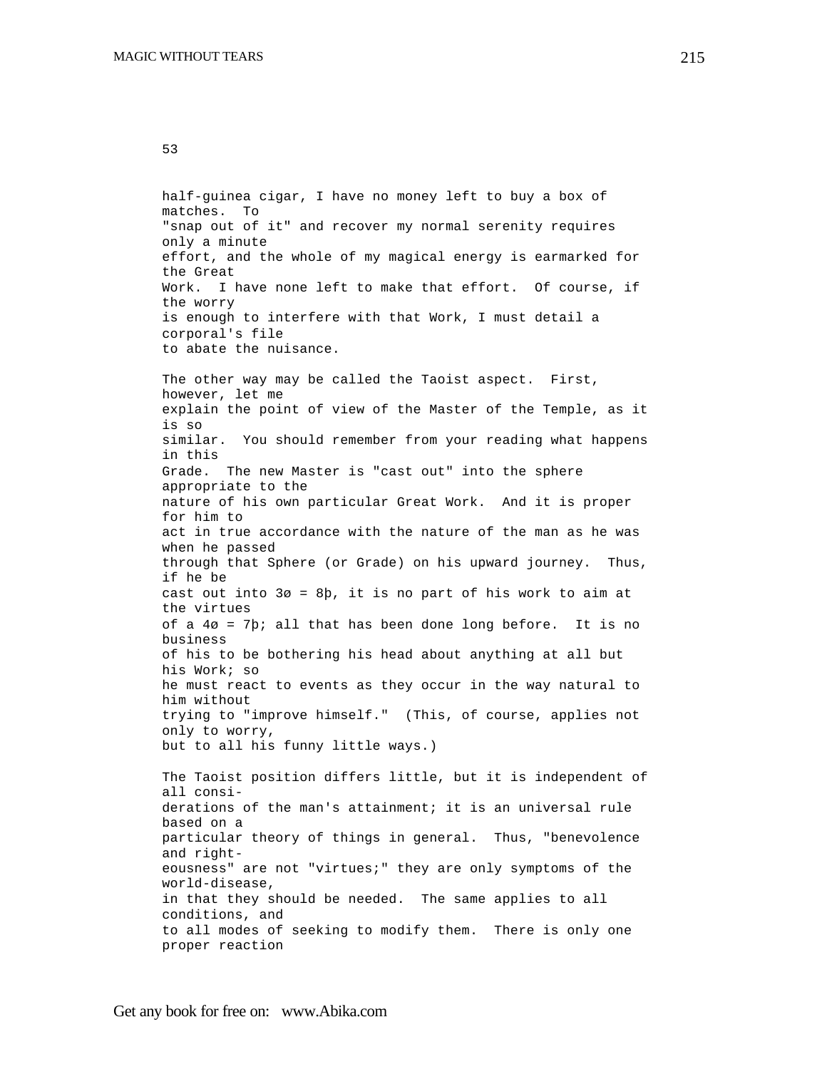half-guinea cigar, I have no money left to buy a box of matches. To "snap out of it" and recover my normal serenity requires only a minute effort, and the whole of my magical energy is earmarked for the Great Work. I have none left to make that effort. Of course, if the worry is enough to interfere with that Work, I must detail a corporal's file to abate the nuisance.

The other way may be called the Taoist aspect. First, however, let me explain the point of view of the Master of the Temple, as it is so similar. You should remember from your reading what happens in this Grade. The new Master is "cast out" into the sphere appropriate to the nature of his own particular Great Work. And it is proper for him to act in true accordance with the nature of the man as he was when he passed through that Sphere (or Grade) on his upward journey. Thus, if he be cast out into 3ø = 8þ, it is no part of his work to aim at the virtues of a 4ø = 7þ; all that has been done long before. It is no business of his to be bothering his head about anything at all but his Work; so he must react to events as they occur in the way natural to him without trying to "improve himself." (This, of course, applies not only to worry, but to all his funny little ways.)

The Taoist position differs little, but it is independent of all considerations of the man's attainment; it is an universal rule based on a particular theory of things in general. Thus, "benevolence and righteousness" are not "virtues;" they are only symptoms of the world-disease, in that they should be needed. The same applies to all conditions, and to all modes of seeking to modify them. There is only one proper reaction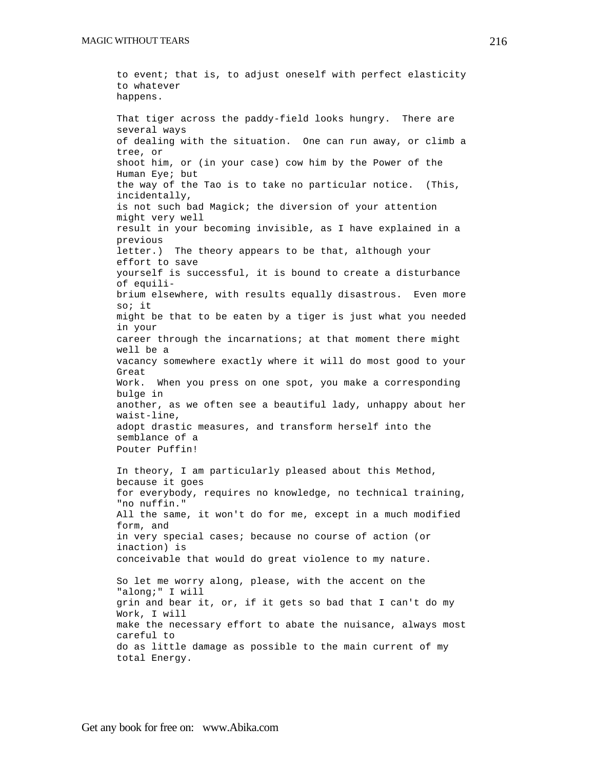to event; that is, to adjust oneself with perfect elasticity to whatever happens.

That tiger across the paddy-field looks hungry. There are several ways of dealing with the situation. One can run away, or climb a tree, or shoot him, or (in your case) cow him by the Power of the Human Eye; but the way of the Tao is to take no particular notice. (This, incidentally, is not such bad Magick; the diversion of your attention might very well result in your becoming invisible, as I have explained in a previous letter.) The theory appears to be that, although your effort to save yourself is successful, it is bound to create a disturbance of equilibrium elsewhere, with results equally disastrous. Even more so; it might be that to be eaten by a tiger is just what you needed in your career through the incarnations; at that moment there might well be a vacancy somewhere exactly where it will do most good to your Great Work. When you press on one spot, you make a corresponding bulge in another, as we often see a beautiful lady, unhappy about her waist-line, adopt drastic measures, and transform herself into the semblance of a Pouter Puffin!

In theory, I am particularly pleased about this Method, because it goes for everybody, requires no knowledge, no technical training, "no nuffin." All the same, it won't do for me, except in a much modified form, and in very special cases; because no course of action (or inaction) is conceivable that would do great violence to my nature.

So let me worry along, please, with the accent on the "along;" I will grin and bear it, or, if it gets so bad that I can't do my Work, I will make the necessary effort to abate the nuisance, always most careful to do as little damage as possible to the main current of my total Energy.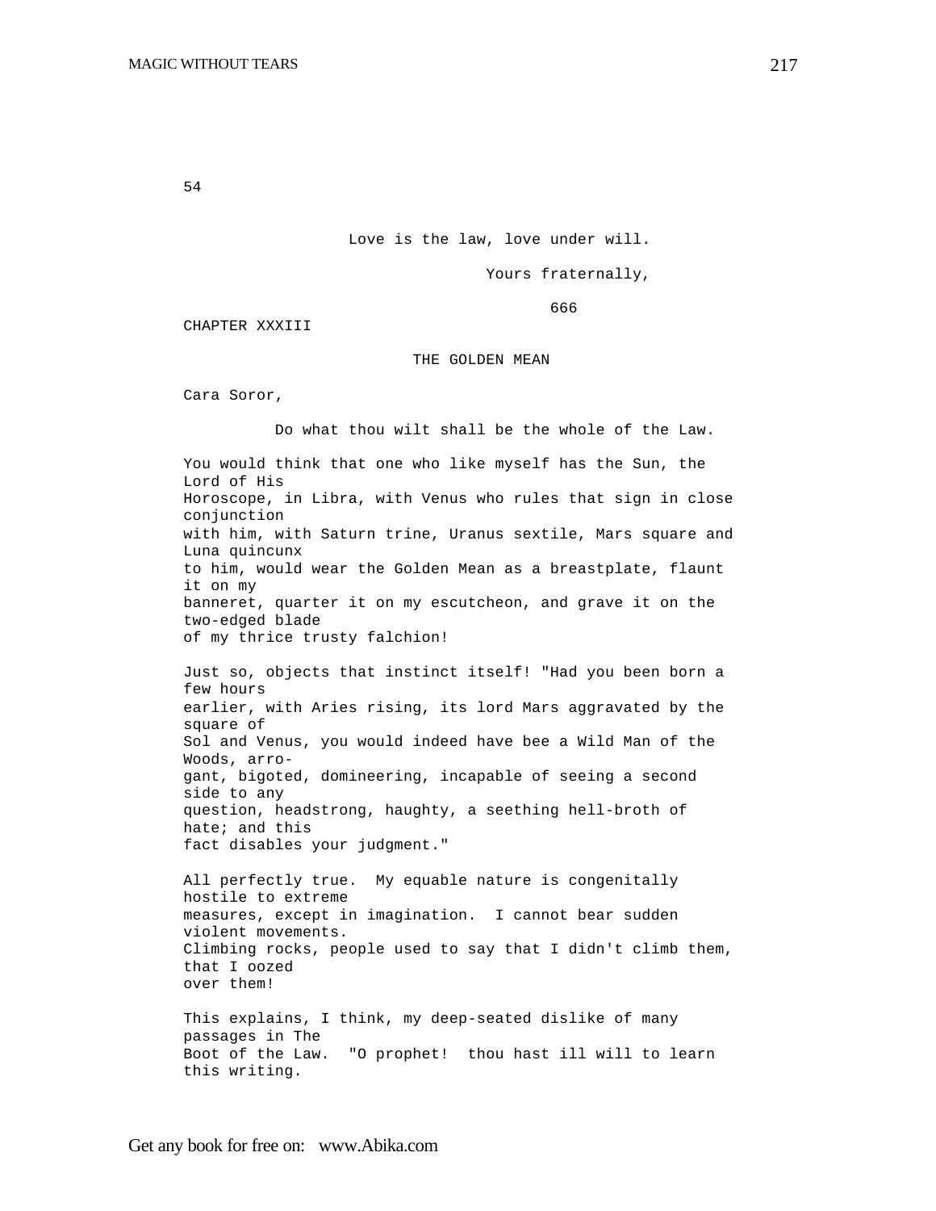54

Love is the law, love under will.

Yours fraternally,

666

## CHAPTER XXXIII

### THE GOLDEN MEAN

Cara Soror,

Do what thou wilt shall be the whole of the Law.

You would think that one who like myself has the Sun, the Lord of His Horoscope, in Libra, with Venus who rules that sign in close conjunction with him, with Saturn trine, Uranus sextile, Mars square and Luna quincunx to him, would wear the Golden Mean as a breastplate, flaunt it on my banneret, quarter it on my escutcheon, and grave it on the two-edged blade of my thrice trusty falchion!

Just so, objects that instinct itself! "Had you been born a few hours earlier, with Aries rising, its lord Mars aggravated by the square of Sol and Venus, you would indeed have bee a Wild Man of the Woods, arrogant, bigoted, domineering, incapable of seeing a second side to any question, headstrong, haughty, a seething hell-broth of hate; and this fact disables your judgment."

All perfectly true. My equable nature is congenitally hostile to extreme measures, except in imagination. I cannot bear sudden violent movements. Climbing rocks, people used to say that I didn't climb them, that I oozed over them!

This explains, I think, my deep-seated dislike of many passages in The Boot of the Law. "O prophet! thou hast ill will to learn this writing.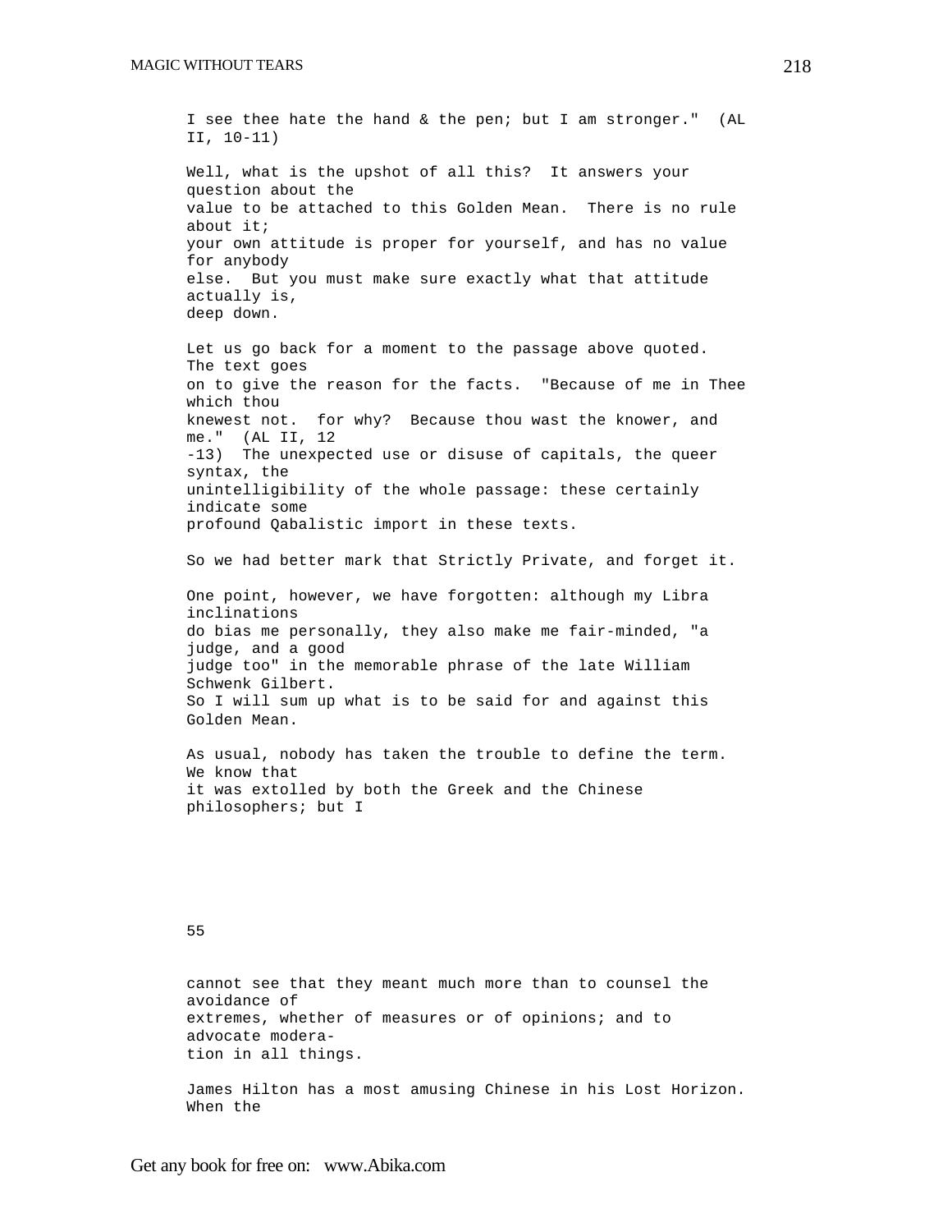I see thee hate the hand & the pen; but I am stronger." (AL II, 10-11)

Well, what is the upshot of all this? It answers your question about the value to be attached to this Golden Mean. There is no rule about it; your own attitude is proper for yourself, and has no value for anybody else. But you must make sure exactly what that attitude actually is, deep down.

Let us go back for a moment to the passage above quoted. The text goes on to give the reason for the facts. "Because of me in Thee which thou knewest not. for why? Because thou wast the knower, and me." (AL II, 12 -13) The unexpected use or disuse of capitals, the queer syntax, the unintelligibility of the whole passage: these certainly indicate some profound Qabalistic import in these texts.

So we had better mark that Strictly Private, and forget it.

One point, however, we have forgotten: although my Libra inclinations do bias me personally, they also make me fair-minded, "a judge, and a good judge too" in the memorable phrase of the late William Schwenk Gilbert. So I will sum up what is to be said for and against this Golden Mean.

As usual, nobody has taken the trouble to define the term. We know that it was extolled by both the Greek and the Chinese philosophers; but I

55

cannot see that they meant much more than to counsel the avoidance of extremes, whether of measures or of opinions; and to advocate moderation in all things.

James Hilton has a most amusing Chinese in his Lost Horizon. When the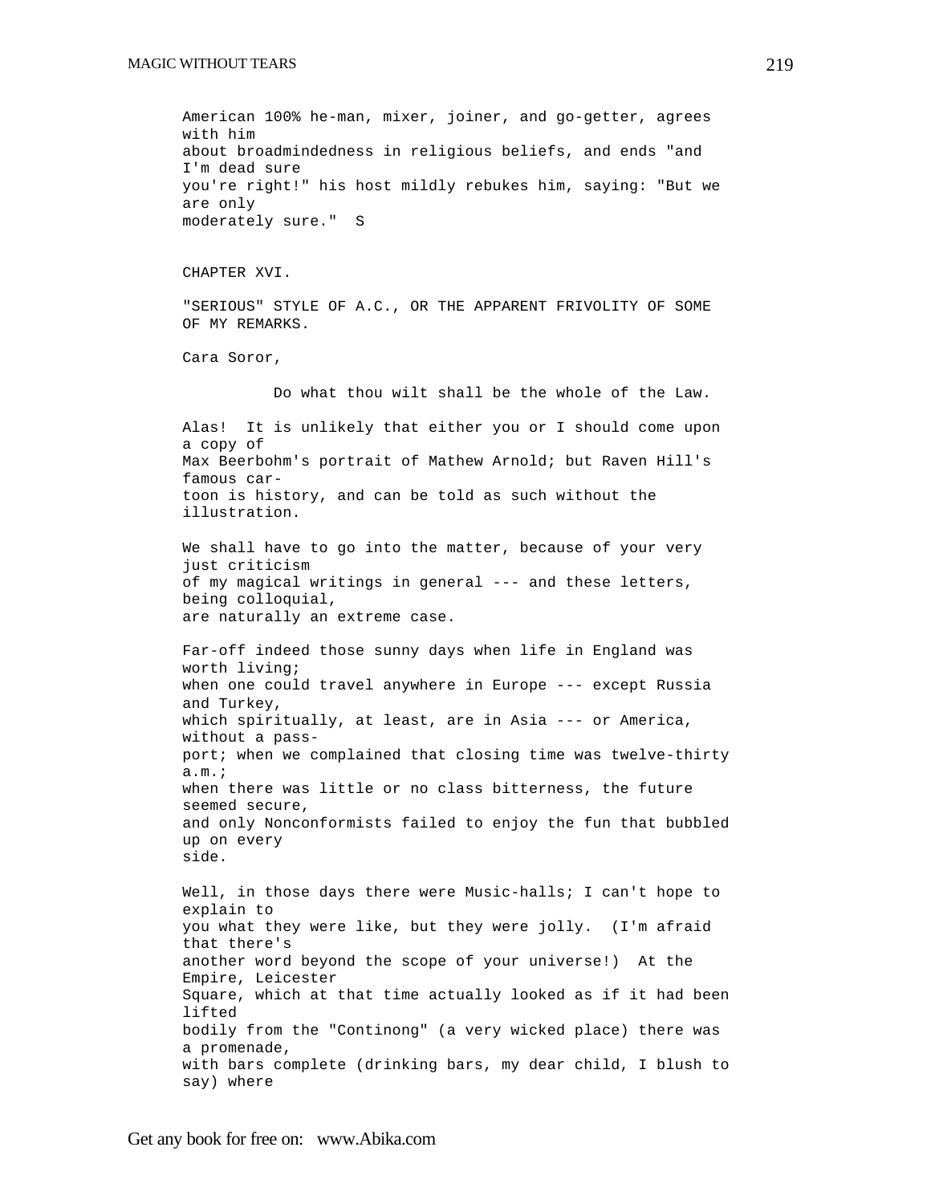American 100% he-man, mixer, joiner, and go-getter, agrees with him about broadmindedness in religious beliefs, and ends "and I'm dead sure you're right!" his host mildly rebukes him, saying: "But we are only moderately sure." S

## CHAPTER XVI.

### "SERIOUS" STYLE OF A.C., OR THE APPARENT FRIVOLITY OF SOME OF MY REMARKS.

Cara Soror,

Do what thou wilt shall be the whole of the Law.

Alas! It is unlikely that either you or I should come upon a copy of Max Beerbohm's portrait of Mathew Arnold; but Raven Hill's famous cartoon is history, and can be told as such without the illustration.

We shall have to go into the matter, because of your very just criticism of my magical writings in general --- and these letters, being colloquial, are naturally an extreme case.

Far-off indeed those sunny days when life in England was worth living; when one could travel anywhere in Europe --- except Russia and Turkey, which spiritually, at least, are in Asia --- or America, without a passport; when we complained that closing time was twelve-thirty a.m.; when there was little or no class bitterness, the future seemed secure, and only Nonconformists failed to enjoy the fun that bubbled up on every side.

Well, in those days there were Music-halls; I can't hope to explain to you what they were like, but they were jolly. (I'm afraid that there's another word beyond the scope of your universe!) At the Empire, Leicester Square, which at that time actually looked as if it had been lifted bodily from the "Continong" (a very wicked place) there was a promenade, with bars complete (drinking bars, my dear child, I blush to say) where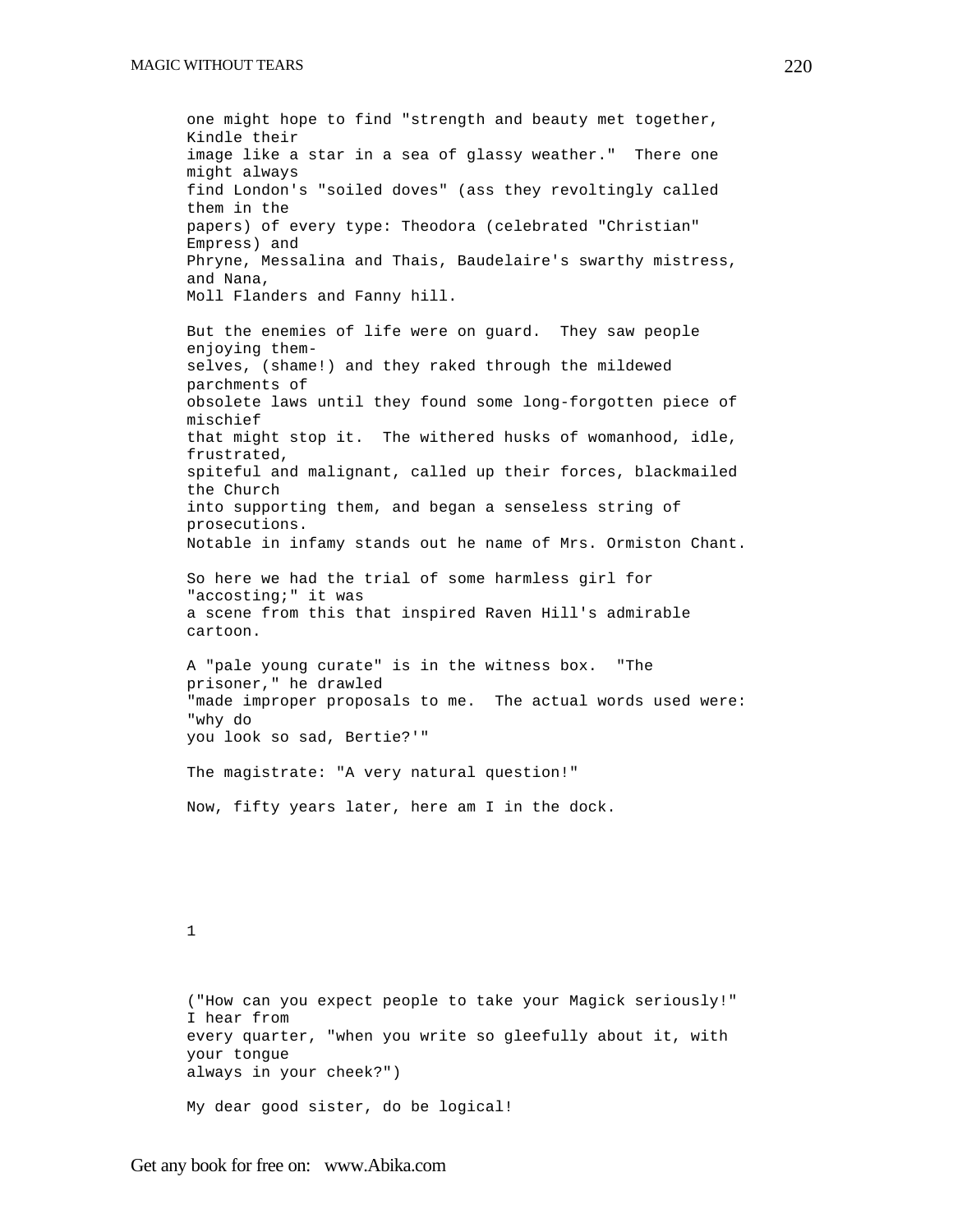one might hope to find "strength and beauty met together, Kindle their image like a star in a sea of glassy weather." There one might always find London's "soiled doves" (ass they revoltingly called them in the papers) of every type: Theodora (celebrated "Christian" Empress) and Phryne, Messalina and Thais, Baudelaire's swarthy mistress, and Nana, Moll Flanders and Fanny hill.

But the enemies of life were on guard. They saw people enjoying them-selves, (shame!) and they raked through the mildewed parchments of obsolete laws until they found some long-forgotten piece of mischief that might stop it. The withered husks of womanhood, idle, frustrated, spiteful and malignant, called up their forces, blackmailed the Church into supporting them, and began a senseless string of prosecutions. Notable in infamy stands out he name of Mrs. Ormiston Chant.

So here we had the trial of some harmless girl for "accosting;" it was a scene from this that inspired Raven Hill's admirable cartoon.

A "pale young curate" is in the witness box. "The prisoner," he drawled "made improper proposals to me. The actual words used were: "why do you look so sad, Bertie?'"

The magistrate: "A very natural question!"

Now, fifty years later, here am I in the dock.

1

("How can you expect people to take your Magick seriously!" I hear from every quarter, "when you write so gleefully about it, with your tongue always in your cheek?")

My dear good sister, do be logical!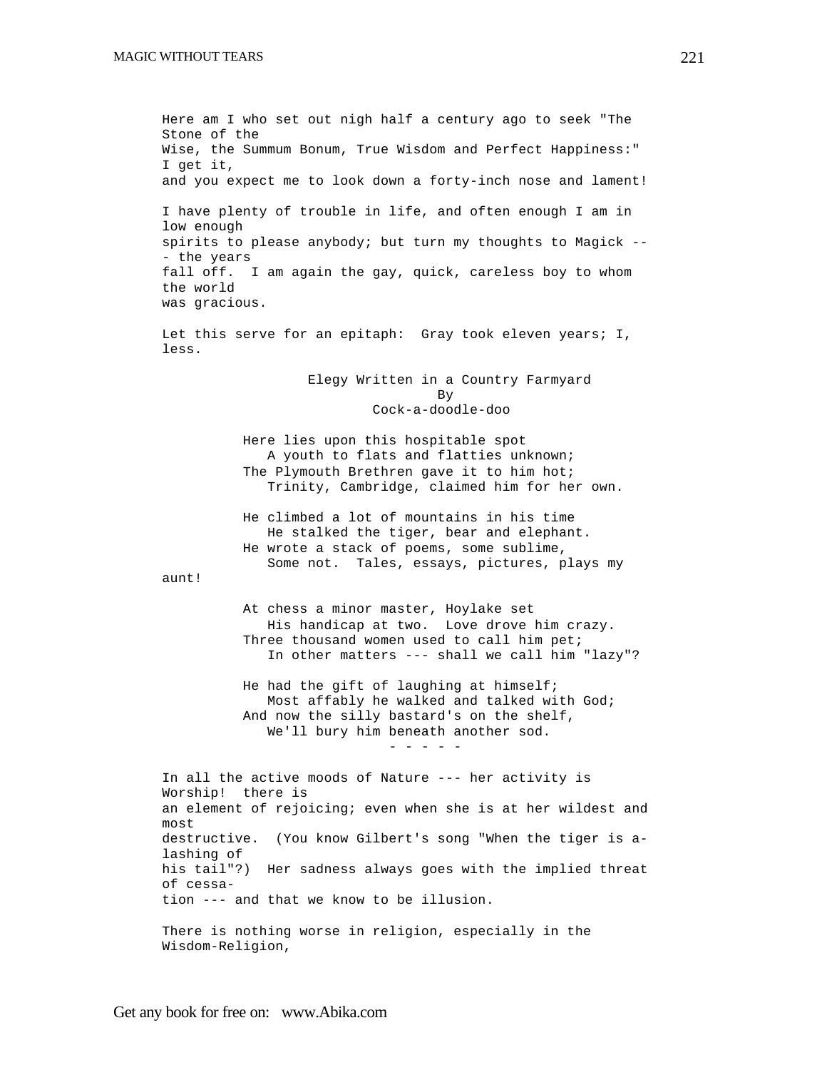Here am I who set out nigh half a century ago to seek "The Stone of the Wise, the Summum Bonum, True Wisdom and Perfect Happiness:" I get it, and you expect me to look down a forty-inch nose and lament!

I have plenty of trouble in life, and often enough I am in low enough spirits to please anybody; but turn my thoughts to Magick --- the years fall off. I am again the gay, quick, careless boy to whom the world was gracious.

Let this serve for an epitaph: Gray took eleven years; I, less.

Elegy Written in a Country Farmyard
By
Cock-a-doodle-doo

Here lies upon this hospitable spot
   A youth to flats and flatties unknown;
The Plymouth Brethren gave it to him hot;
   Trinity, Cambridge, claimed him for her own.

He climbed a lot of mountains in his time
   He stalked the tiger, bear and elephant.
He wrote a stack of poems, some sublime,
   Some not. Tales, essays, pictures, plays my aunt!

At chess a minor master, Hoylake set
   His handicap at two. Love drove him crazy.
Three thousand women used to call him pet;
   In other matters --- shall we call him "lazy"?

He had the gift of laughing at himself;
   Most affably he walked and talked with God;
And now the silly bastard's on the shelf,
   We'll bury him beneath another sod.

- - - - -

In all the active moods of Nature --- her activity is Worship! there is an element of rejoicing; even when she is at her wildest and most destructive. (You know Gilbert's song "When the tiger is a-lashing of his tail"?) Her sadness always goes with the implied threat of cessation --- and that we know to be illusion.

There is nothing worse in religion, especially in the Wisdom-Religion,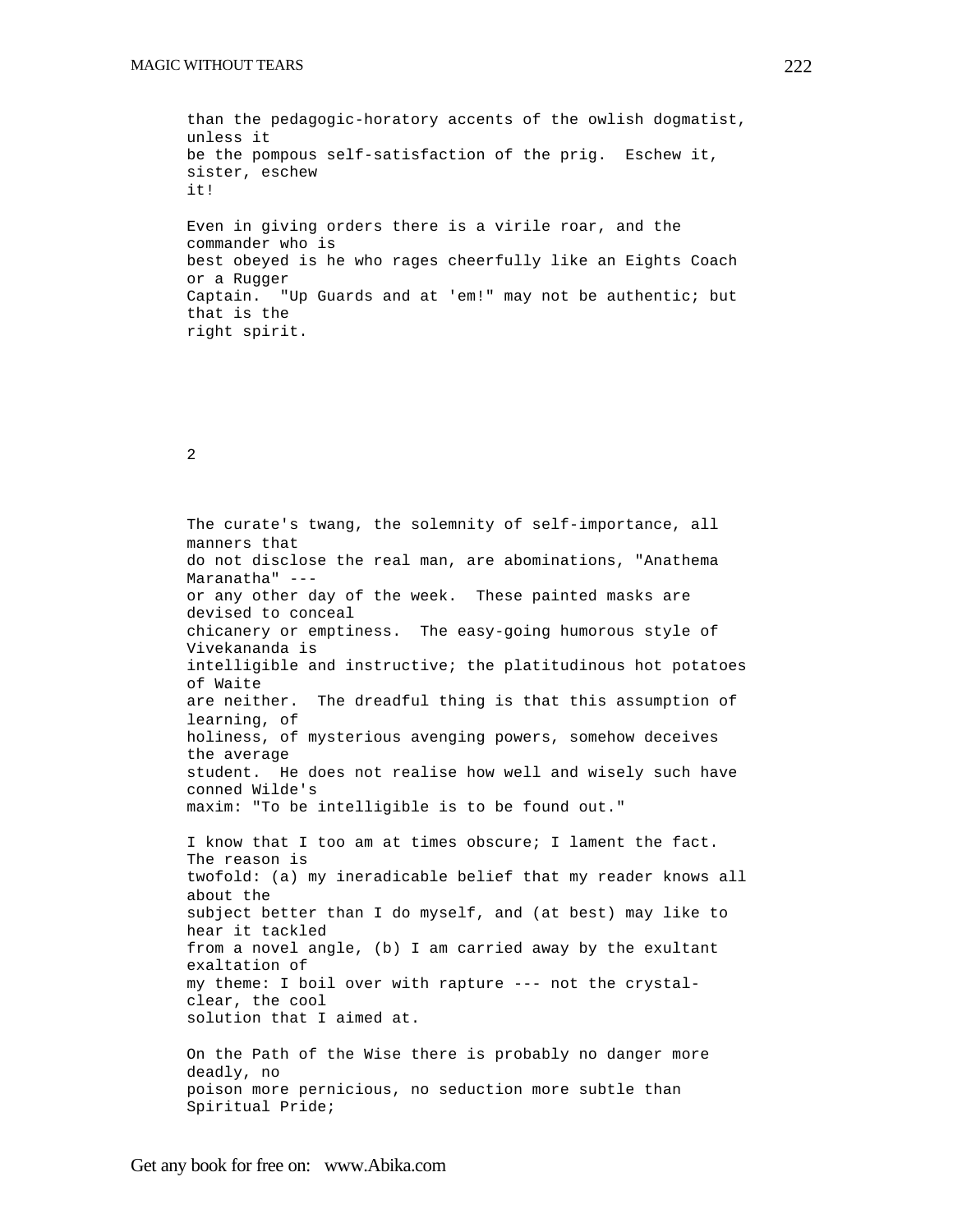than the pedagogic-horatory accents of the owlish dogmatist, unless it be the pompous self-satisfaction of the prig. Eschew it, sister, eschew it!

Even in giving orders there is a virile roar, and the commander who is best obeyed is he who rages cheerfully like an Eights Coach or a Rugger Captain. "Up Guards and at 'em!" may not be authentic; but that is the right spirit.

2

The curate's twang, the solemnity of self-importance, all manners that do not disclose the real man, are abominations, "Anathema Maranatha" --- or any other day of the week. These painted masks are devised to conceal chicanery or emptiness. The easy-going humorous style of Vivekananda is intelligible and instructive; the platitudinous hot potatoes of Waite are neither. The dreadful thing is that this assumption of learning, of holiness, of mysterious avenging powers, somehow deceives the average student. He does not realise how well and wisely such have conned Wilde's maxim: "To be intelligible is to be found out."

I know that I too am at times obscure; I lament the fact. The reason is twofold: (a) my ineradicable belief that my reader knows all about the subject better than I do myself, and (at best) may like to hear it tackled from a novel angle, (b) I am carried away by the exultant exaltation of my theme: I boil over with rapture --- not the crystal-clear, the cool solution that I aimed at.

On the Path of the Wise there is probably no danger more deadly, no poison more pernicious, no seduction more subtle than Spiritual Pride;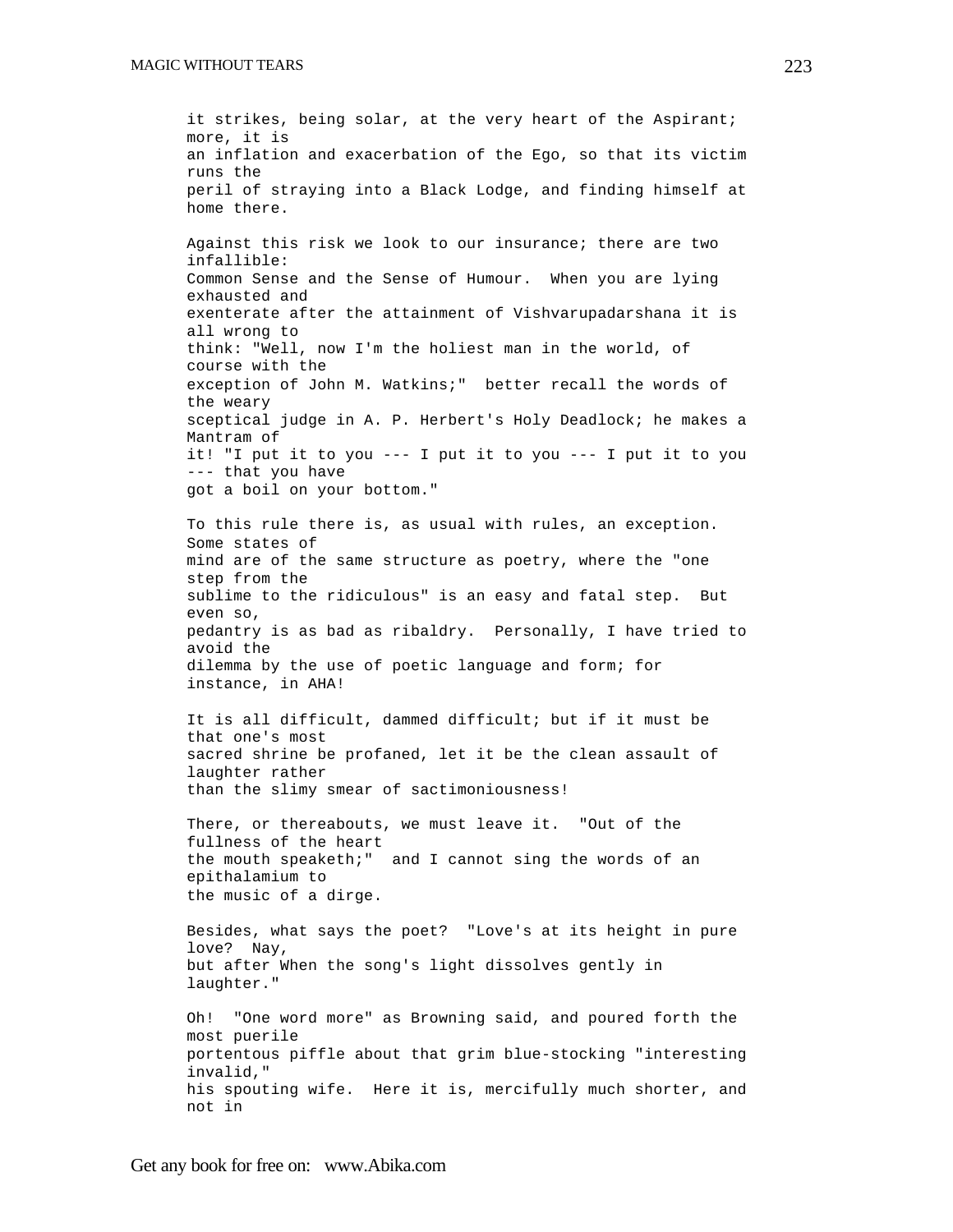it strikes, being solar, at the very heart of the Aspirant; more, it is an inflation and exacerbation of the Ego, so that its victim runs the peril of straying into a Black Lodge, and finding himself at home there.

Against this risk we look to our insurance; there are two infallible: Common Sense and the Sense of Humour. When you are lying exhausted and exenterate after the attainment of Vishvarupadarshana it is all wrong to think: "Well, now I'm the holiest man in the world, of course with the exception of John M. Watkins;" better recall the words of the weary sceptical judge in A. P. Herbert's Holy Deadlock; he makes a Mantram of it! "I put it to you --- I put it to you --- I put it to you --- that you have got a boil on your bottom."

To this rule there is, as usual with rules, an exception. Some states of mind are of the same structure as poetry, where the "one step from the sublime to the ridiculous" is an easy and fatal step. But even so, pedantry is as bad as ribaldry. Personally, I have tried to avoid the dilemma by the use of poetic language and form; for instance, in AHA!

It is all difficult, dammed difficult; but if it must be that one's most sacred shrine be profaned, let it be the clean assault of laughter rather than the slimy smear of sactimoniousness!

There, or thereabouts, we must leave it. "Out of the fullness of the heart the mouth speaketh;" and I cannot sing the words of an epithalamium to the music of a dirge.

Besides, what says the poet? "Love's at its height in pure love? Nay, but after When the song's light dissolves gently in laughter."

Oh! "One word more" as Browning said, and poured forth the most puerile portentous piffle about that grim blue-stocking "interesting invalid," his spouting wife. Here it is, mercifully much shorter, and not in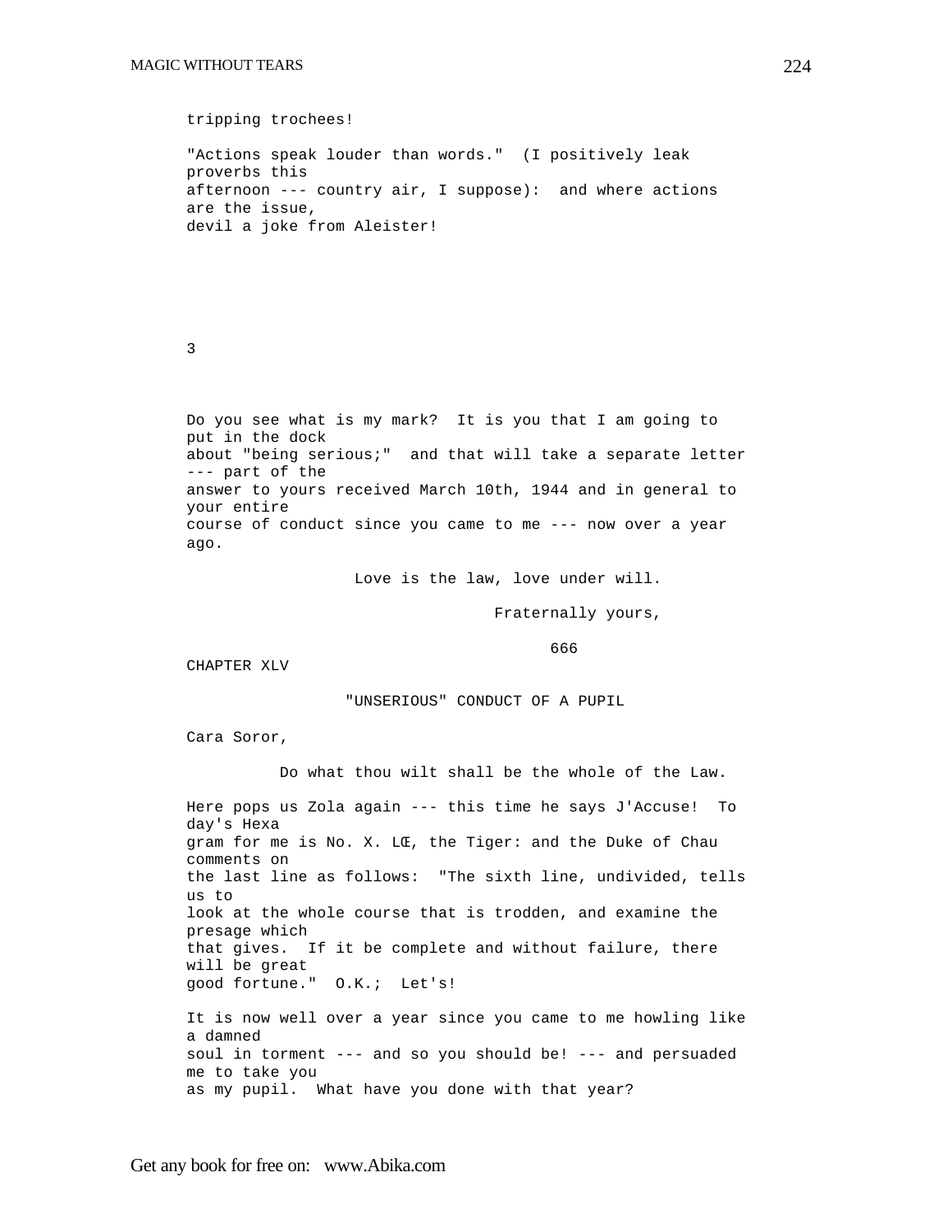tripping trochees!

"Actions speak louder than words." (I positively leak proverbs this afternoon --- country air, I suppose): and where actions are the issue, devil a joke from Aleister!

3

Do you see what is my mark? It is you that I am going to put in the dock about "being serious;" and that will take a separate letter --- part of the answer to yours received March 10th, 1944 and in general to your entire course of conduct since you came to me --- now over a year ago.

Love is the law, love under will.

Fraternally yours,

666

# CHAPTER XLV

## "UNSERIOUS" CONDUCT OF A PUPIL

Cara Soror,

Do what thou wilt shall be the whole of the Law.

Here pops us Zola again --- this time he says J'Accuse! To day's Hexagram for me is No. X. LŒ, the Tiger: and the Duke of Chau comments on the last line as follows: "The sixth line, undivided, tells us to look at the whole course that is trodden, and examine the presage which that gives. If it be complete and without failure, there will be great good fortune." O.K.; Let's!

It is now well over a year since you came to me howling like a damned soul in torment --- and so you should be! --- and persuaded me to take you as my pupil. What have you done with that year?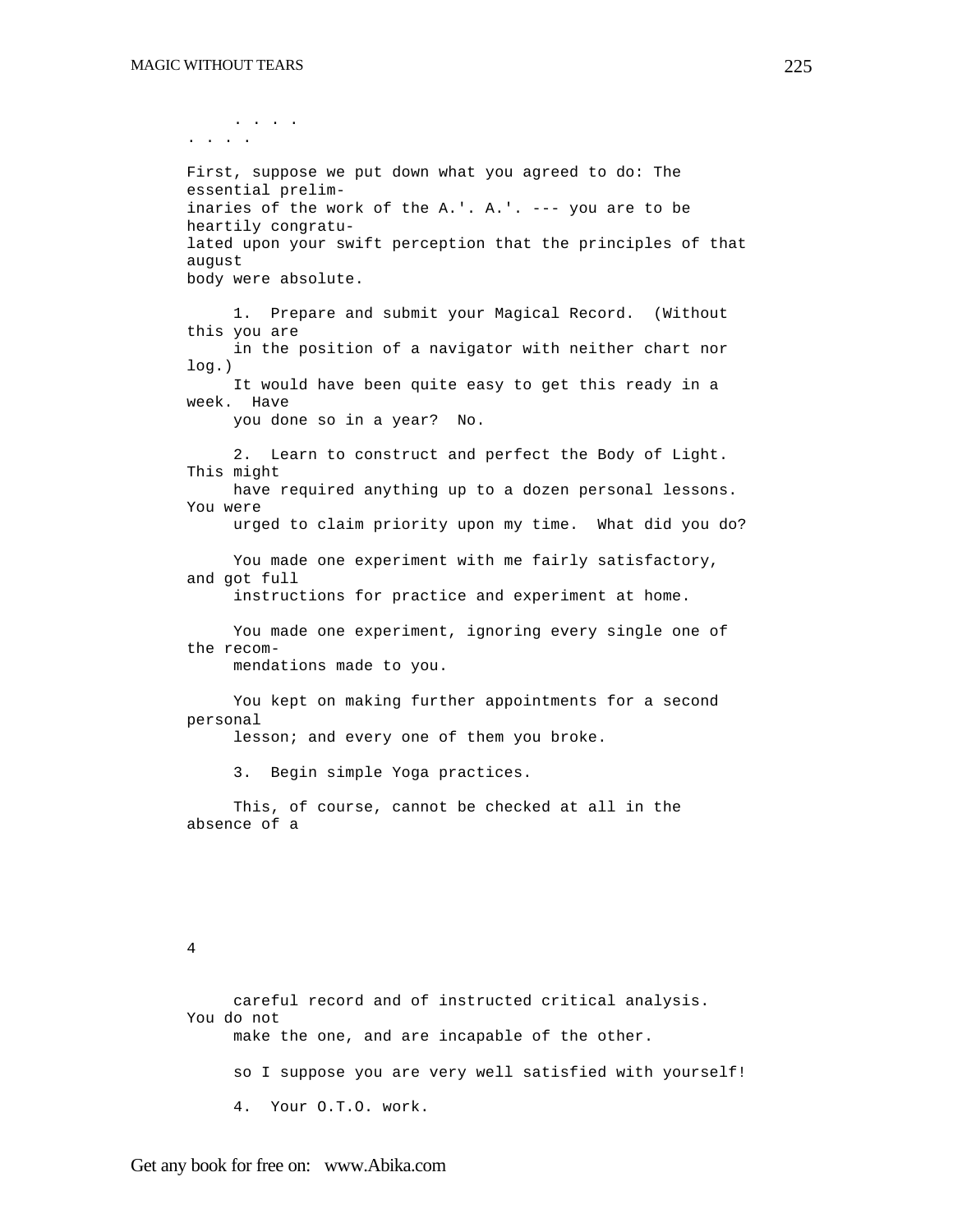. . . .
. . . .

First, suppose we put down what you agreed to do: The essential preliminaries of the work of the A.'. A.'. --- you are to be heartily congratulated upon your swift perception that the principles of that august body were absolute.

1. Prepare and submit your Magical Record. (Without this you are in the position of a navigator with neither chart nor log.)
It would have been quite easy to get this ready in a week. Have you done so in a year? No.

2. Learn to construct and perfect the Body of Light. This might have required anything up to a dozen personal lessons. You were urged to claim priority upon my time. What did you do?

You made one experiment with me fairly satisfactory, and got full instructions for practice and experiment at home.

You made one experiment, ignoring every single one of the recommendations made to you.

You kept on making further appointments for a second personal lesson; and every one of them you broke.

3. Begin simple Yoga practices.

This, of course, cannot be checked at all in the absence of a careful record and of instructed critical analysis. You do not make the one, and are incapable of the other.

so I suppose you are very well satisfied with yourself!

4. Your O.T.O. work.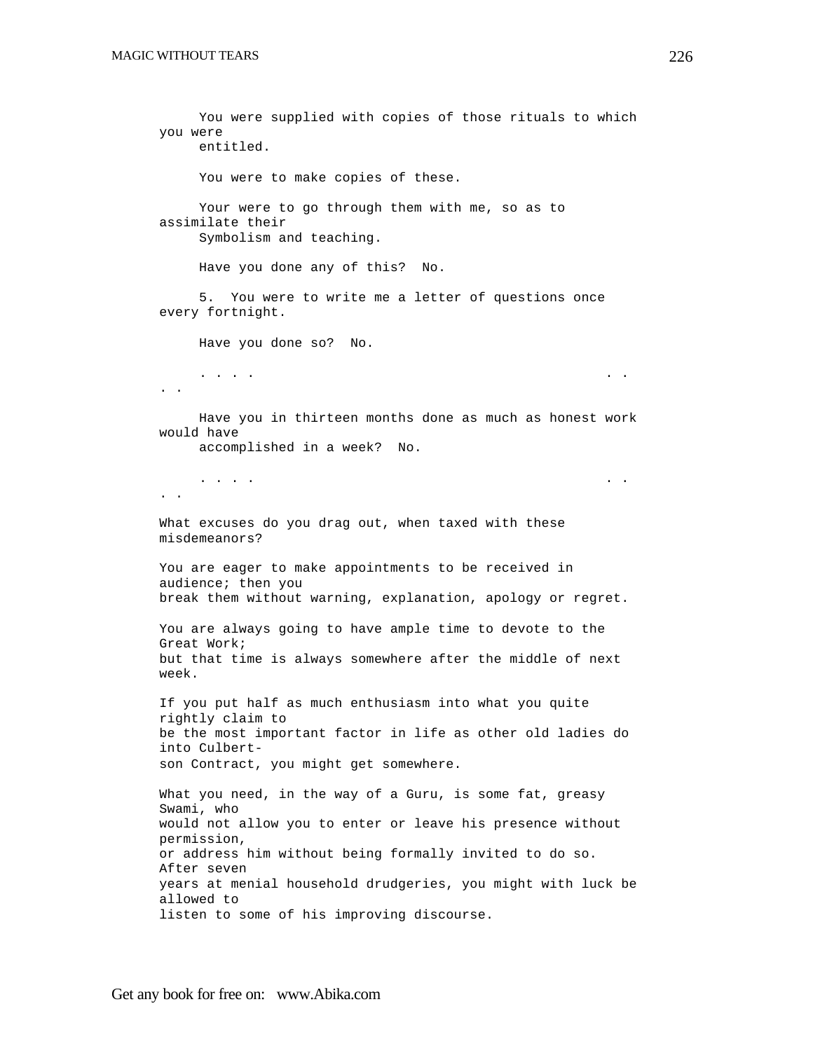You were supplied with copies of those rituals to which you were entitled.

You were to make copies of these.

Your were to go through them with me, so as to assimilate their Symbolism and teaching.

Have you done any of this? No.

5. You were to write me a letter of questions once every fortnight.

Have you done so? No.

. . . . . . . .

Have you in thirteen months done as much as honest work would have accomplished in a week? No.

. . . . . . . .

What excuses do you drag out, when taxed with these misdemeanors?

You are eager to make appointments to be received in audience; then you break them without warning, explanation, apology or regret.

You are always going to have ample time to devote to the Great Work; but that time is always somewhere after the middle of next week.

If you put half as much enthusiasm into what you quite rightly claim to be the most important factor in life as other old ladies do into Culbertson Contract, you might get somewhere.

What you need, in the way of a Guru, is some fat, greasy Swami, who would not allow you to enter or leave his presence without permission, or address him without being formally invited to do so. After seven years at menial household drudgeries, you might with luck be allowed to listen to some of his improving discourse.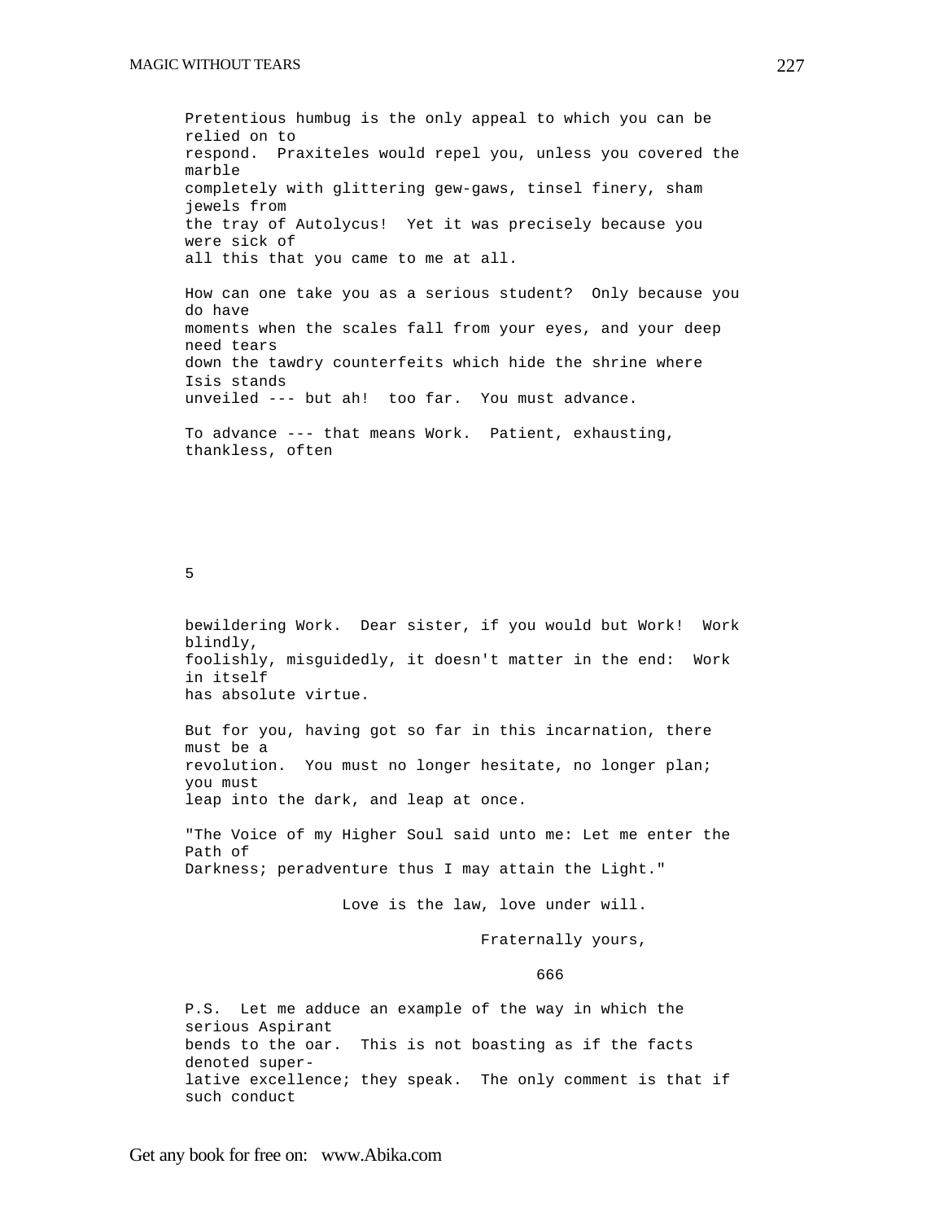Pretentious humbug is the only appeal to which you can be relied on to respond. Praxiteles would repel you, unless you covered the marble completely with glittering gew-gaws, tinsel finery, sham jewels from the tray of Autolycus! Yet it was precisely because you were sick of all this that you came to me at all.

How can one take you as a serious student? Only because you do have moments when the scales fall from your eyes, and your deep need tears down the tawdry counterfeits which hide the shrine where Isis stands unveiled --- but ah! too far. You must advance.

To advance --- that means Work. Patient, exhausting, thankless, often

5

bewildering Work. Dear sister, if you would but Work! Work blindly, foolishly, misguidedly, it doesn't matter in the end: Work in itself has absolute virtue.

But for you, having got so far in this incarnation, there must be a revolution. You must no longer hesitate, no longer plan; you must leap into the dark, and leap at once.

"The Voice of my Higher Soul said unto me: Let me enter the Path of Darkness; peradventure thus I may attain the Light."

Love is the law, love under will.

Fraternally yours,

666

P.S. Let me adduce an example of the way in which the serious Aspirant bends to the oar. This is not boasting as if the facts denoted superlative excellence; they speak. The only comment is that if such conduct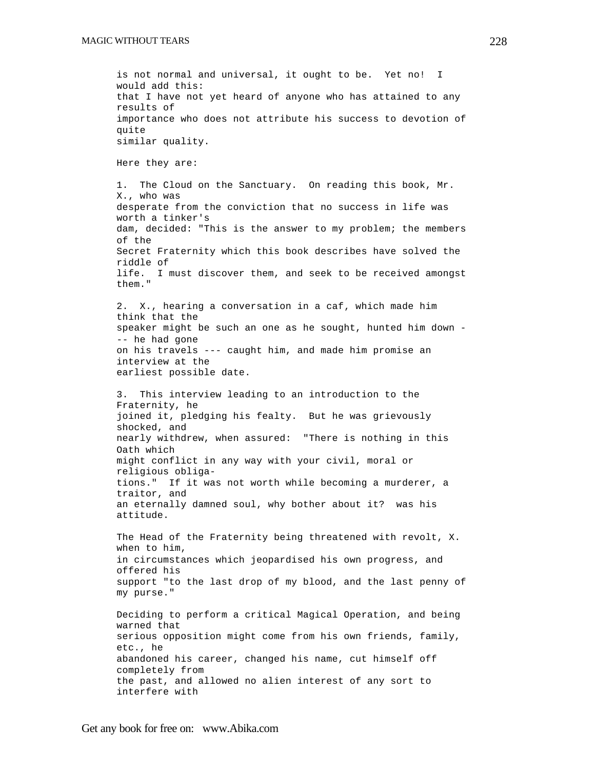is not normal and universal, it ought to be. Yet no! I would add this: that I have not yet heard of anyone who has attained to any results of importance who does not attribute his success to devotion of quite similar quality.

Here they are:

1. The Cloud on the Sanctuary. On reading this book, Mr. X., who was desperate from the conviction that no success in life was worth a tinker's dam, decided: "This is the answer to my problem; the members of the Secret Fraternity which this book describes have solved the riddle of life. I must discover them, and seek to be received amongst them."

2. X., hearing a conversation in a caf, which made him think that the speaker might be such an one as he sought, hunted him down --- he had gone on his travels --- caught him, and made him promise an interview at the earliest possible date.

3. This interview leading to an introduction to the Fraternity, he joined it, pledging his fealty. But he was grievously shocked, and nearly withdrew, when assured: "There is nothing in this Oath which might conflict in any way with your civil, moral or religious obligations." If it was not worth while becoming a murderer, a traitor, and an eternally damned soul, why bother about it? was his attitude.

The Head of the Fraternity being threatened with revolt, X. when to him, in circumstances which jeopardised his own progress, and offered his support "to the last drop of my blood, and the last penny of my purse."

Deciding to perform a critical Magical Operation, and being warned that serious opposition might come from his own friends, family, etc., he abandoned his career, changed his name, cut himself off completely from the past, and allowed no alien interest of any sort to interfere with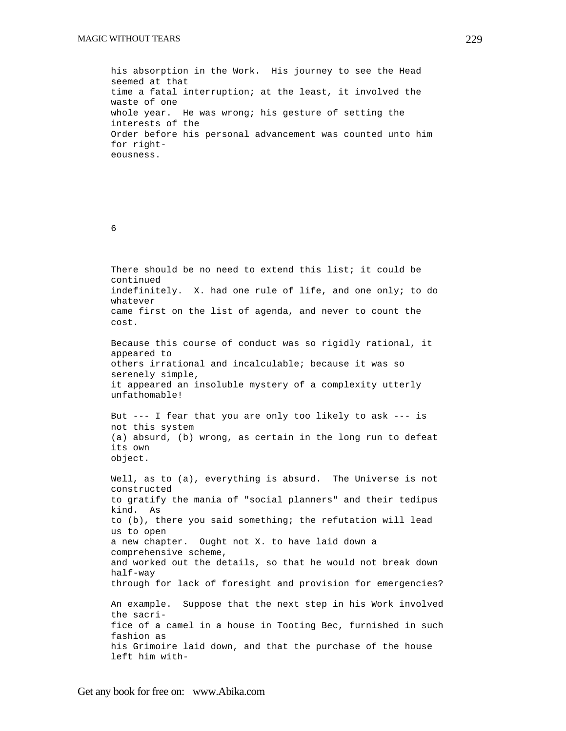his absorption in the Work. His journey to see the Head seemed at that time a fatal interruption; at the least, it involved the waste of one whole year. He was wrong; his gesture of setting the interests of the Order before his personal advancement was counted unto him for righteousness.

## 6

There should be no need to extend this list; it could be continued indefinitely. X. had one rule of life, and one only; to do whatever came first on the list of agenda, and never to count the cost.

Because this course of conduct was so rigidly rational, it appeared to others irrational and incalculable; because it was so serenely simple, it appeared an insoluble mystery of a complexity utterly unfathomable!

But --- I fear that you are only too likely to ask --- is not this system (a) absurd, (b) wrong, as certain in the long run to defeat its own object.

Well, as to (a), everything is absurd. The Universe is not constructed to gratify the mania of "social planners" and their tedipus kind. As to (b), there you said something; the refutation will lead us to open a new chapter. Ought not X. to have laid down a comprehensive scheme, and worked out the details, so that he would not break down half-way through for lack of foresight and provision for emergencies?

An example. Suppose that the next step in his Work involved the sacrifice of a camel in a house in Tooting Bec, furnished in such fashion as his Grimoire laid down, and that the purchase of the house left him with-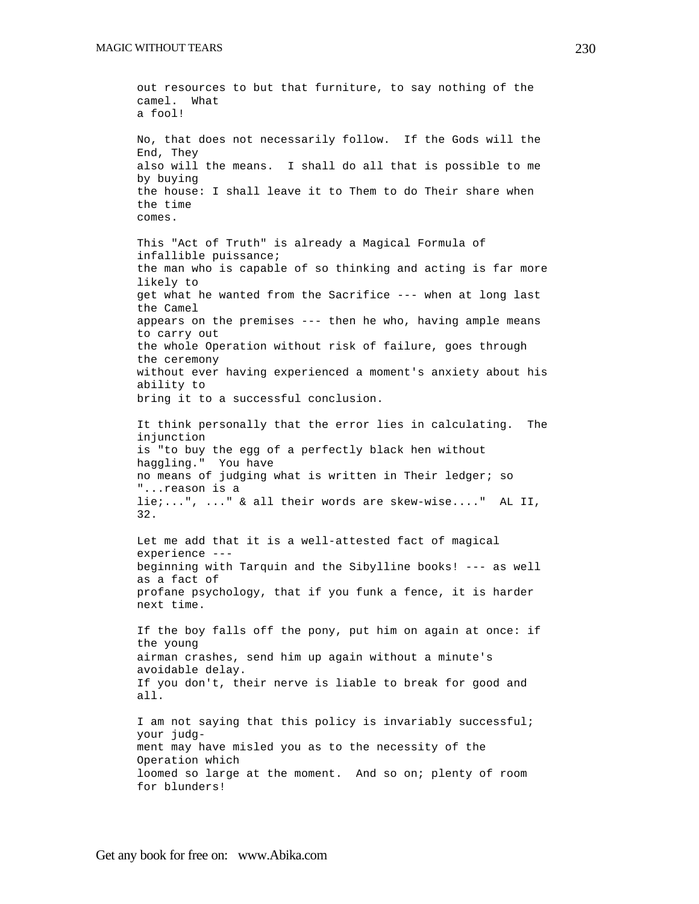out resources to but that furniture, to say nothing of the camel. What a fool!

No, that does not necessarily follow. If the Gods will the End, They also will the means. I shall do all that is possible to me by buying the house: I shall leave it to Them to do Their share when the time comes.

This "Act of Truth" is already a Magical Formula of infallible puissance; the man who is capable of so thinking and acting is far more likely to get what he wanted from the Sacrifice --- when at long last the Camel appears on the premises --- then he who, having ample means to carry out the whole Operation without risk of failure, goes through the ceremony without ever having experienced a moment's anxiety about his ability to bring it to a successful conclusion.

It think personally that the error lies in calculating. The injunction is "to buy the egg of a perfectly black hen without haggling." You have no means of judging what is written in Their ledger; so "...reason is a lie;...", ..." & all their words are skew-wise...." AL II, 32.

Let me add that it is a well-attested fact of magical experience --- beginning with Tarquin and the Sibylline books! --- as well as a fact of profane psychology, that if you funk a fence, it is harder next time.

If the boy falls off the pony, put him on again at once: if the young airman crashes, send him up again without a minute's avoidable delay. If you don't, their nerve is liable to break for good and all.

I am not saying that this policy is invariably successful; your judgment may have misled you as to the necessity of the Operation which loomed so large at the moment. And so on; plenty of room for blunders!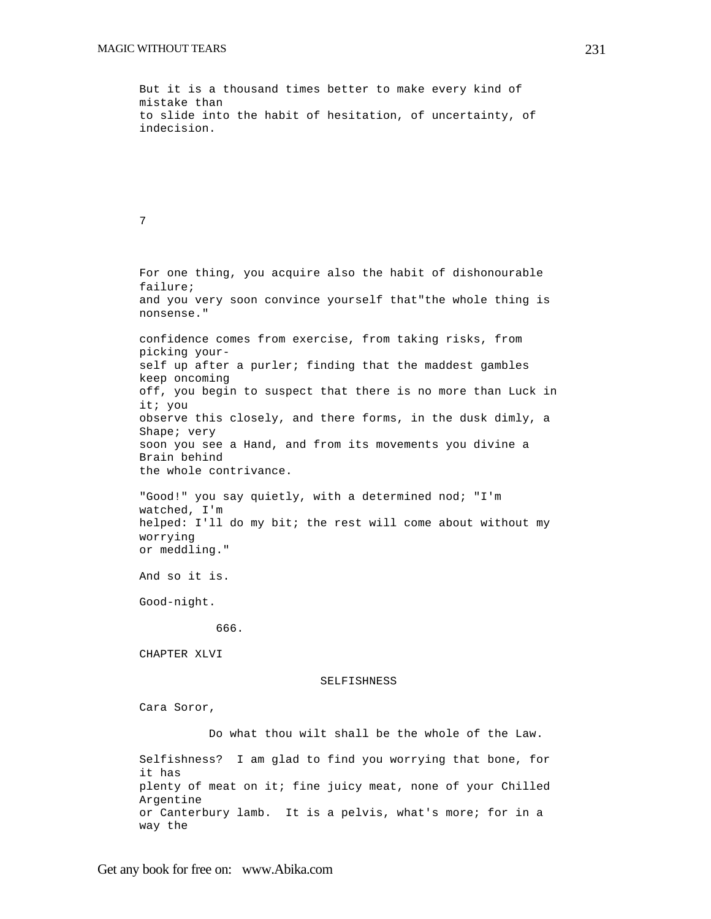But it is a thousand times better to make every kind of mistake than to slide into the habit of hesitation, of uncertainty, of indecision.

7

For one thing, you acquire also the habit of dishonourable failure; and you very soon convince yourself that"the whole thing is nonsense."

confidence comes from exercise, from taking risks, from picking your-self up after a purler; finding that the maddest gambles keep oncoming off, you begin to suspect that there is no more than Luck in it; you observe this closely, and there forms, in the dusk dimly, a Shape; very soon you see a Hand, and from its movements you divine a Brain behind the whole contrivance.

"Good!" you say quietly, with a determined nod; "I'm watched, I'm helped: I'll do my bit; the rest will come about without my worrying or meddling."

And so it is.

Good-night.

666.

CHAPTER XLVI

SELFISHNESS

Cara Soror,

Do what thou wilt shall be the whole of the Law.

Selfishness? I am glad to find you worrying that bone, for it has plenty of meat on it; fine juicy meat, none of your Chilled Argentine or Canterbury lamb. It is a pelvis, what's more; for in a way the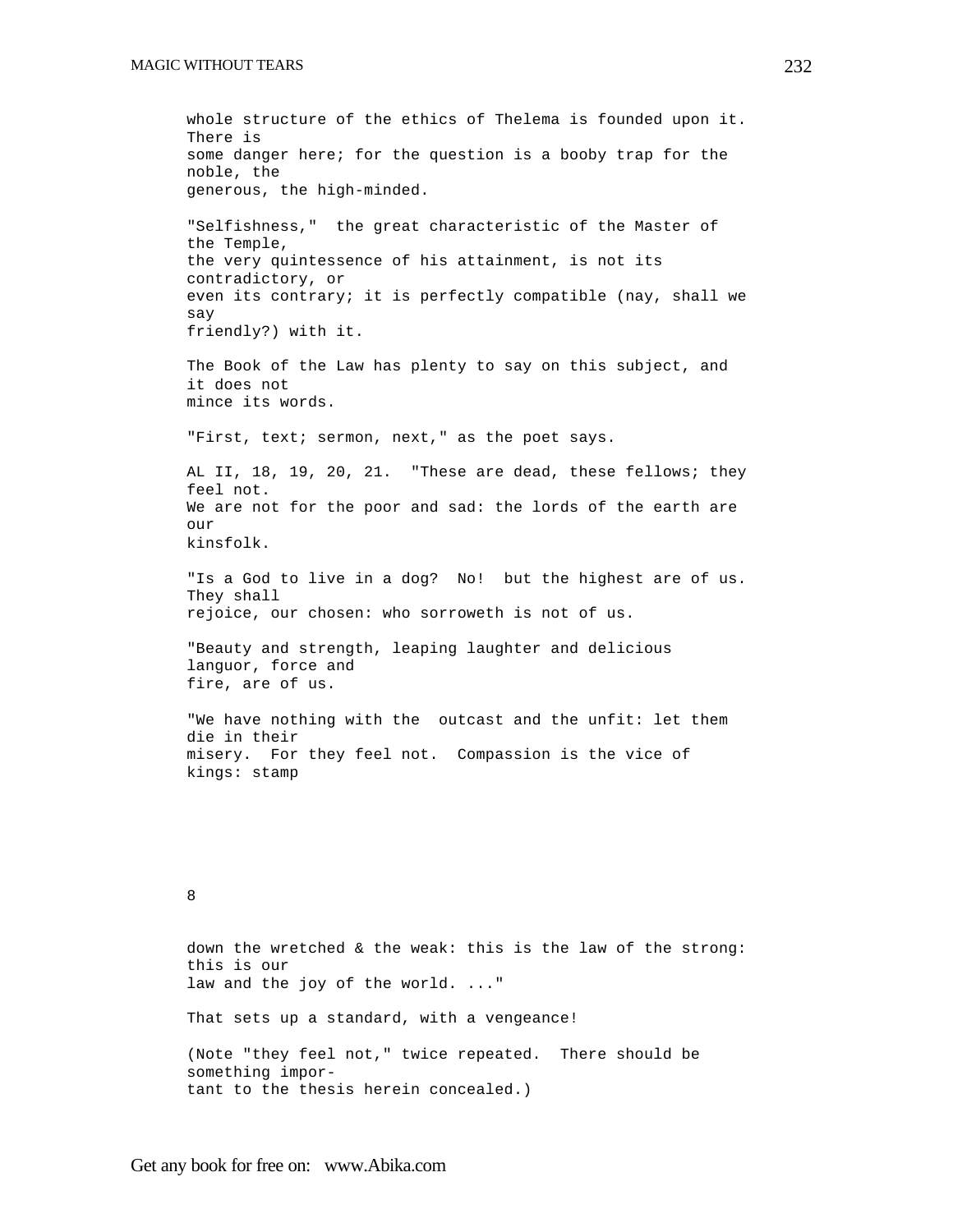whole structure of the ethics of Thelema is founded upon it. There is some danger here; for the question is a booby trap for the noble, the generous, the high-minded.

"Selfishness," the great characteristic of the Master of the Temple, the very quintessence of his attainment, is not its contradictory, or even its contrary; it is perfectly compatible (nay, shall we say friendly?) with it.

The Book of the Law has plenty to say on this subject, and it does not mince its words.

"First, text; sermon, next," as the poet says.

AL II, 18, 19, 20, 21. "These are dead, these fellows; they feel not. We are not for the poor and sad: the lords of the earth are our kinsfolk.

"Is a God to live in a dog? No! but the highest are of us. They shall rejoice, our chosen: who sorroweth is not of us.

"Beauty and strength, leaping laughter and delicious languor, force and fire, are of us.

"We have nothing with the outcast and the unfit: let them die in their misery. For they feel not. Compassion is the vice of kings: stamp down the wretched & the weak: this is the law of the strong: this is our law and the joy of the world. ..."

That sets up a standard, with a vengeance!

(Note "they feel not," twice repeated. There should be something important to the thesis herein concealed.)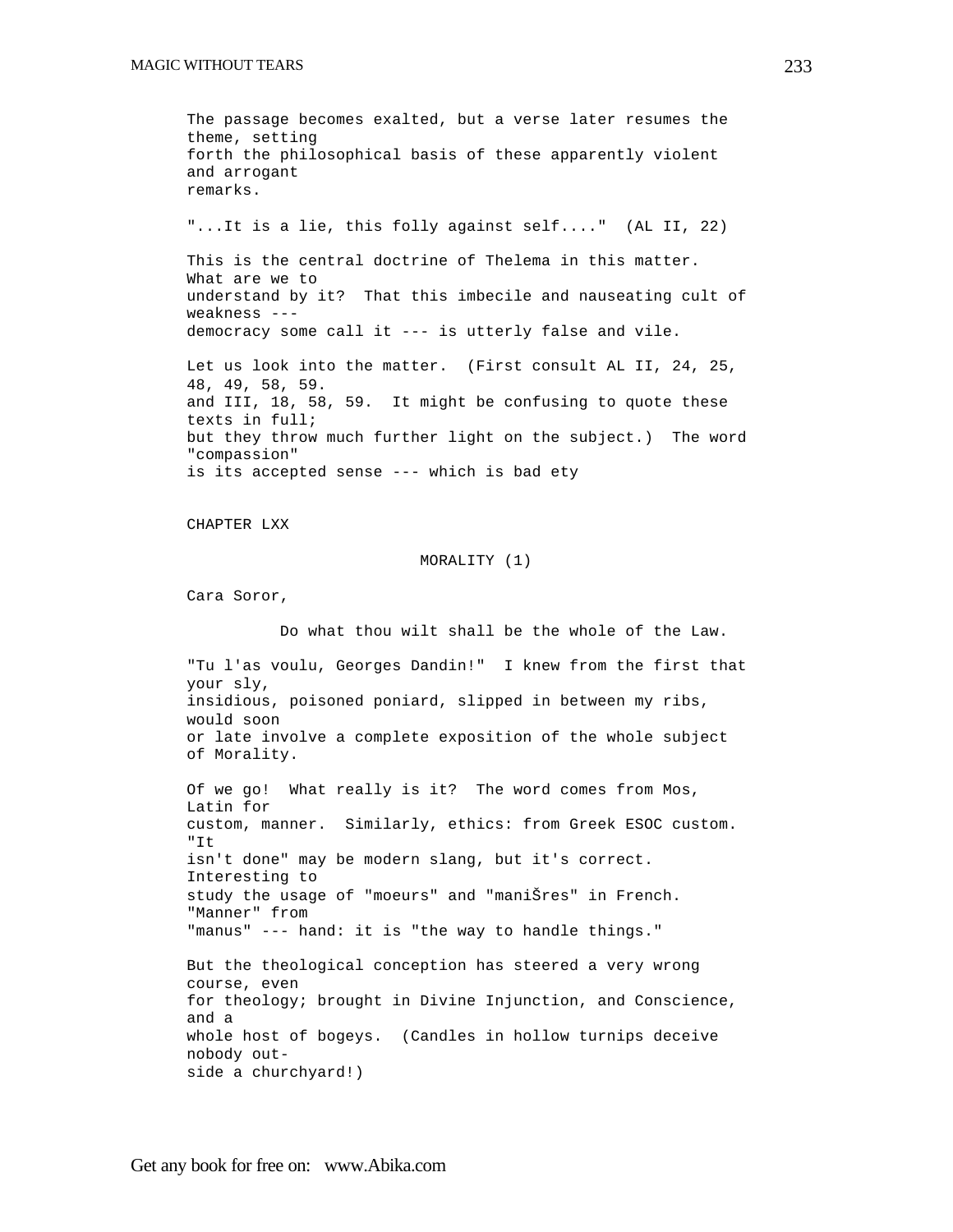The passage becomes exalted, but a verse later resumes the theme, setting forth the philosophical basis of these apparently violent and arrogant remarks.

"...It is a lie, this folly against self...." (AL II, 22)

This is the central doctrine of Thelema in this matter. What are we to understand by it? That this imbecile and nauseating cult of weakness --- democracy some call it --- is utterly false and vile.

Let us look into the matter. (First consult AL II, 24, 25, 48, 49, 58, 59. and III, 18, 58, 59. It might be confusing to quote these texts in full; but they throw much further light on the subject.) The word "compassion" is its accepted sense --- which is bad ety

## CHAPTER LXX

### MORALITY (1)

Cara Soror,

Do what thou wilt shall be the whole of the Law.

"Tu l'as voulu, Georges Dandin!" I knew from the first that your sly, insidious, poisoned poniard, slipped in between my ribs, would soon or late involve a complete exposition of the whole subject of Morality.

Of we go! What really is it? The word comes from Mos, Latin for custom, manner. Similarly, ethics: from Greek ESOC custom. "It isn't done" may be modern slang, but it's correct. Interesting to study the usage of "moeurs" and "maniŠres" in French. "Manner" from "manus" --- hand: it is "the way to handle things."

But the theological conception has steered a very wrong course, even for theology; brought in Divine Injunction, and Conscience, and a whole host of bogeys. (Candles in hollow turnips deceive nobody outside a churchyard!)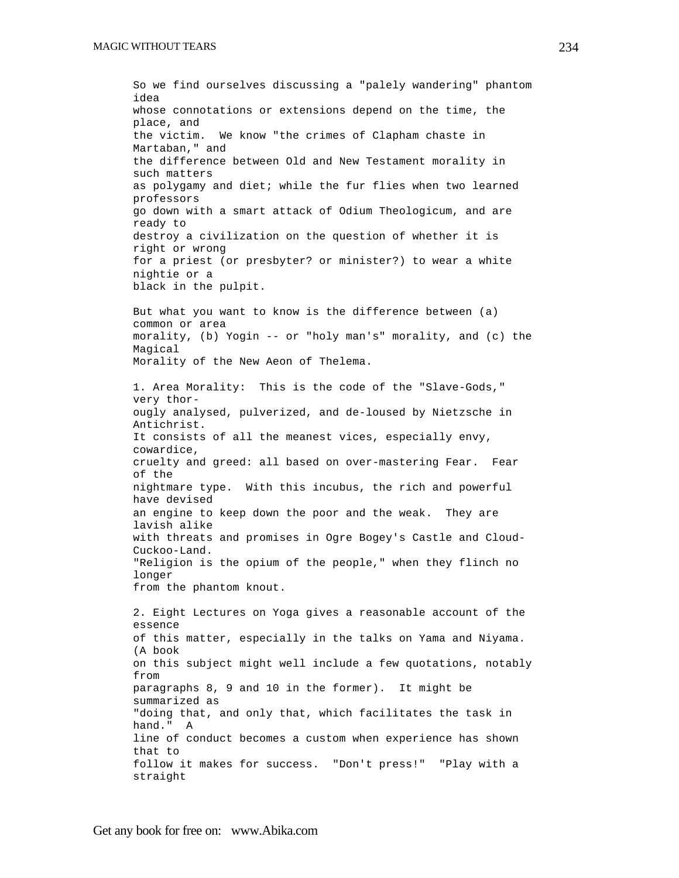So we find ourselves discussing a "palely wandering" phantom idea whose connotations or extensions depend on the time, the place, and the victim. We know "the crimes of Clapham chaste in Martaban," and the difference between Old and New Testament morality in such matters as polygamy and diet; while the fur flies when two learned professors go down with a smart attack of Odium Theologicum, and are ready to destroy a civilization on the question of whether it is right or wrong for a priest (or presbyter? or minister?) to wear a white nightie or a black in the pulpit.

But what you want to know is the difference between (a) common or area morality, (b) Yogin -- or "holy man's" morality, and (c) the Magical Morality of the New Aeon of Thelema.

1. Area Morality: This is the code of the "Slave-Gods," very thorougly analysed, pulverized, and de-loused by Nietzsche in Antichrist. It consists of all the meanest vices, especially envy, cowardice, cruelty and greed: all based on over-mastering Fear. Fear of the nightmare type. With this incubus, the rich and powerful have devised an engine to keep down the poor and the weak. They are lavish alike with threats and promises in Ogre Bogey's Castle and Cloud-Cuckoo-Land. "Religion is the opium of the people," when they flinch no longer from the phantom knout.

2. Eight Lectures on Yoga gives a reasonable account of the essence of this matter, especially in the talks on Yama and Niyama. (A book on this subject might well include a few quotations, notably from paragraphs 8, 9 and 10 in the former). It might be summarized as "doing that, and only that, which facilitates the task in hand." A line of conduct becomes a custom when experience has shown that to follow it makes for success. "Don't press!" "Play with a straight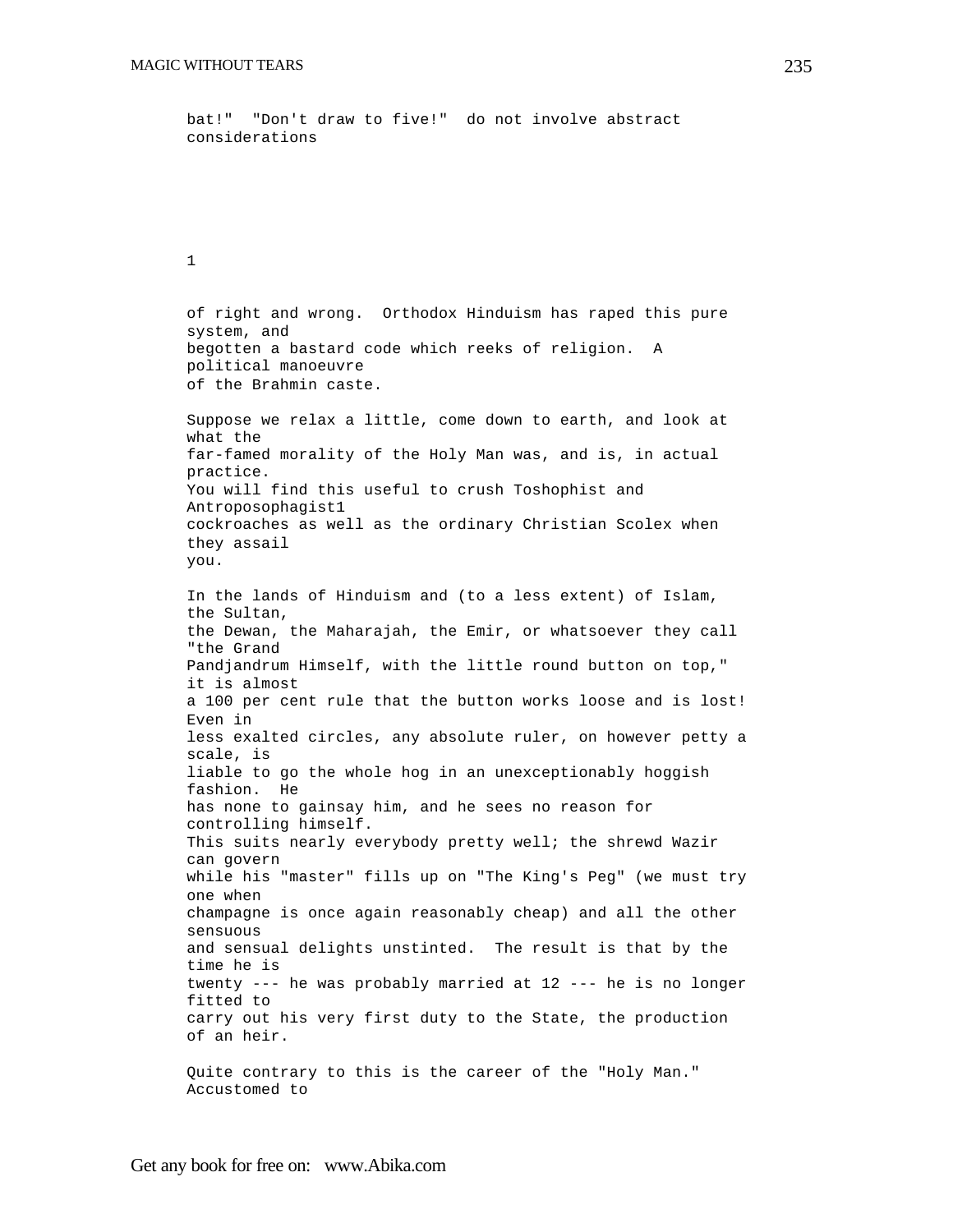bat!" "Don't draw to five!" do not involve abstract considerations

1

of right and wrong. Orthodox Hinduism has raped this pure system, and begotten a bastard code which reeks of religion. A political manoeuvre of the Brahmin caste.

Suppose we relax a little, come down to earth, and look at what the far-famed morality of the Holy Man was, and is, in actual practice. You will find this useful to crush Toshophist and Antroposophagist1 cockroaches as well as the ordinary Christian Scolex when they assail you.

In the lands of Hinduism and (to a less extent) of Islam, the Sultan, the Dewan, the Maharajah, the Emir, or whatsoever they call "the Grand Pandjandrum Himself, with the little round button on top," it is almost a 100 per cent rule that the button works loose and is lost! Even in less exalted circles, any absolute ruler, on however petty a scale, is liable to go the whole hog in an unexceptionably hoggish fashion. He has none to gainsay him, and he sees no reason for controlling himself. This suits nearly everybody pretty well; the shrewd Wazir can govern while his "master" fills up on "The King's Peg" (we must try one when champagne is once again reasonably cheap) and all the other sensuous and sensual delights unstinted. The result is that by the time he is twenty --- he was probably married at 12 --- he is no longer fitted to carry out his very first duty to the State, the production of an heir.

Quite contrary to this is the career of the "Holy Man." Accustomed to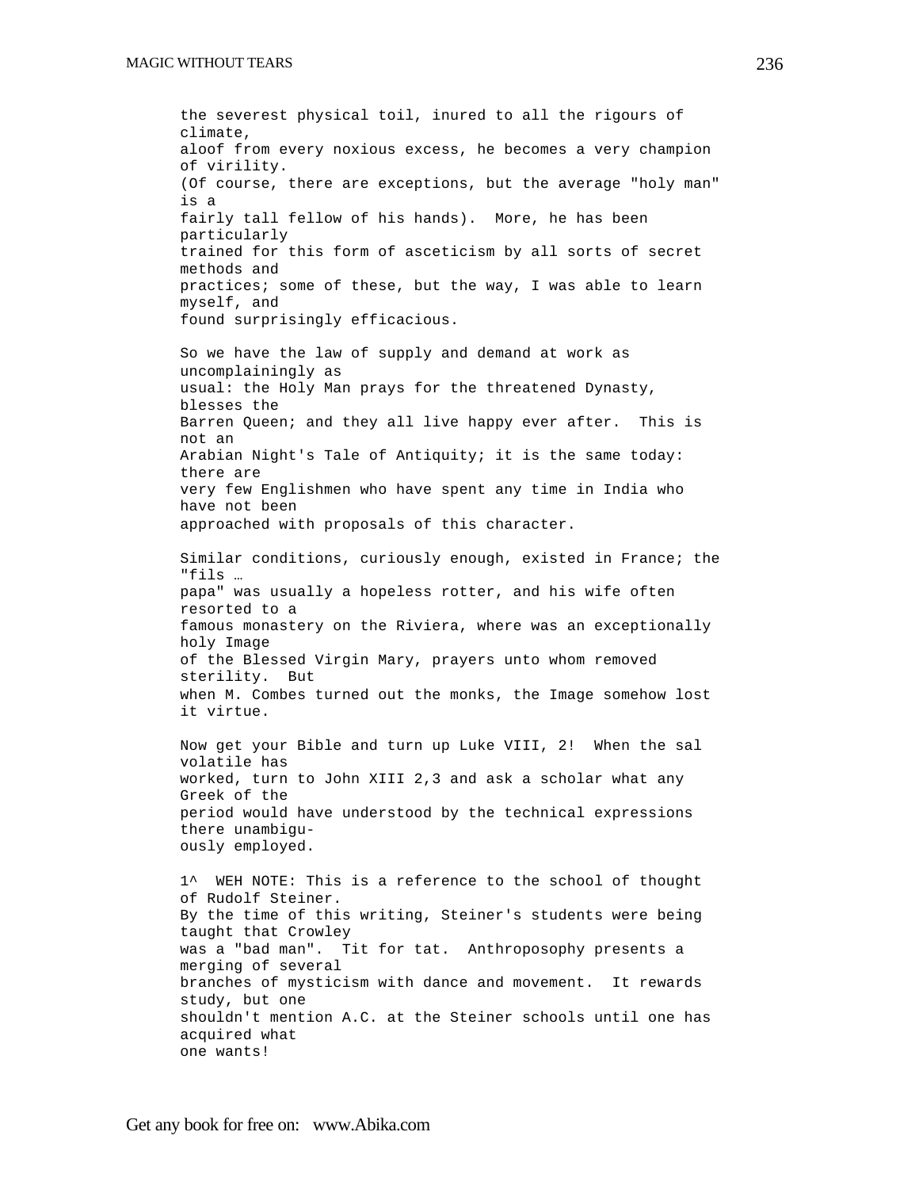the severest physical toil, inured to all the rigours of climate, aloof from every noxious excess, he becomes a very champion of virility. (Of course, there are exceptions, but the average "holy man" is a fairly tall fellow of his hands). More, he has been particularly trained for this form of asceticism by all sorts of secret methods and practices; some of these, but the way, I was able to learn myself, and found surprisingly efficacious.

So we have the law of supply and demand at work as uncomplainingly as usual: the Holy Man prays for the threatened Dynasty, blesses the Barren Queen; and they all live happy ever after. This is not an Arabian Night's Tale of Antiquity; it is the same today: there are very few Englishmen who have spent any time in India who have not been approached with proposals of this character.

Similar conditions, curiously enough, existed in France; the "fils … papa" was usually a hopeless rotter, and his wife often resorted to a famous monastery on the Riviera, where was an exceptionally holy Image of the Blessed Virgin Mary, prayers unto whom removed sterility. But when M. Combes turned out the monks, the Image somehow lost it virtue.

Now get your Bible and turn up Luke VIII, 2! When the sal volatile has worked, turn to John XIII 2,3 and ask a scholar what any Greek of the period would have understood by the technical expressions there unambiguously employed.

1^ WEH NOTE: This is a reference to the school of thought of Rudolf Steiner. By the time of this writing, Steiner's students were being taught that Crowley was a "bad man". Tit for tat. Anthroposophy presents a merging of several branches of mysticism with dance and movement. It rewards study, but one shouldn't mention A.C. at the Steiner schools until one has acquired what one wants!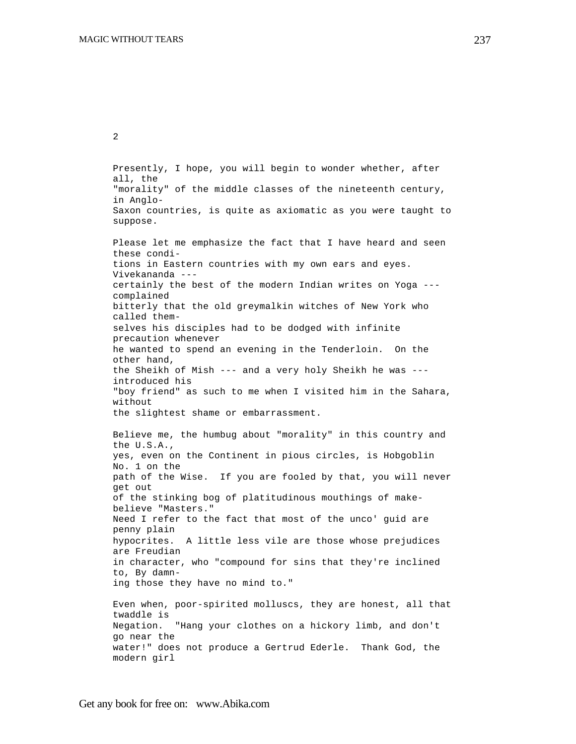2

Presently, I hope, you will begin to wonder whether, after all, the "morality" of the middle classes of the nineteenth century, in Anglo-Saxon countries, is quite as axiomatic as you were taught to suppose.

Please let me emphasize the fact that I have heard and seen these conditions in Eastern countries with my own ears and eyes. Vivekananda --- certainly the best of the modern Indian writes on Yoga --- complained bitterly that the old greymalkin witches of New York who called themselves his disciples had to be dodged with infinite precaution whenever he wanted to spend an evening in the Tenderloin. On the other hand, the Sheikh of Mish --- and a very holy Sheikh he was --- introduced his "boy friend" as such to me when I visited him in the Sahara, without the slightest shame or embarrassment.

Believe me, the humbug about "morality" in this country and the U.S.A., yes, even on the Continent in pious circles, is Hobgoblin No. 1 on the path of the Wise. If you are fooled by that, you will never get out of the stinking bog of platitudinous mouthings of make-believe "Masters." Need I refer to the fact that most of the unco' guid are penny plain hypocrites. A little less vile are those whose prejudices are Freudian in character, who "compound for sins that they're inclined to, By damning those they have no mind to."

Even when, poor-spirited molluscs, they are honest, all that twaddle is Negation. "Hang your clothes on a hickory limb, and don't go near the water!" does not produce a Gertrud Ederle. Thank God, the modern girl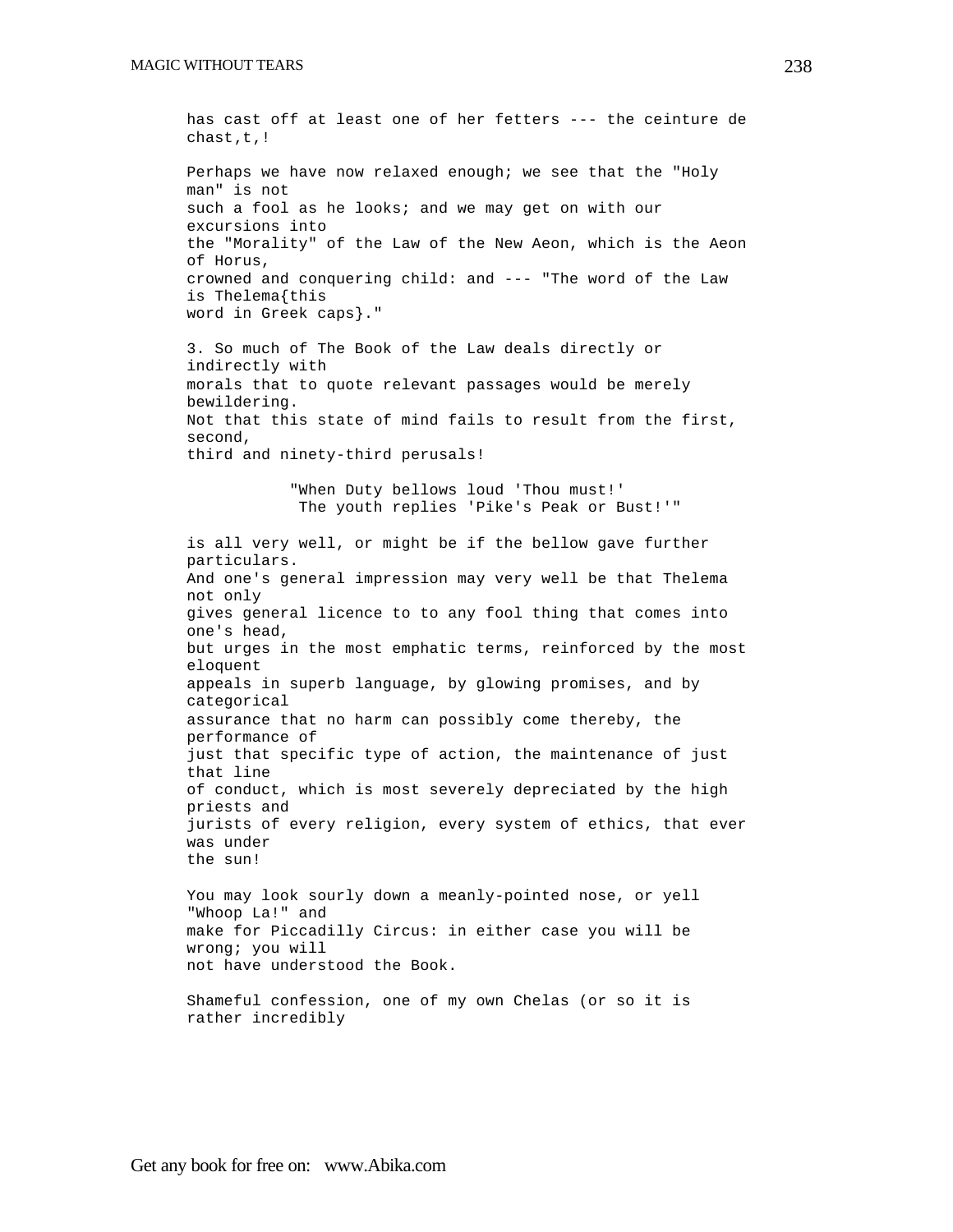has cast off at least one of her fetters --- the ceinture de chast,t,!

Perhaps we have now relaxed enough; we see that the "Holy man" is not such a fool as he looks; and we may get on with our excursions into the "Morality" of the Law of the New Aeon, which is the Aeon of Horus, crowned and conquering child: and --- "The word of the Law is Thelema{this word in Greek caps}."

3. So much of The Book of the Law deals directly or indirectly with morals that to quote relevant passages would be merely bewildering. Not that this state of mind fails to result from the first, second, third and ninety-third perusals!

> "When Duty bellows loud 'Thou must!'
> The youth replies 'Pike's Peak or Bust!'"

is all very well, or might be if the bellow gave further particulars. And one's general impression may very well be that Thelema not only gives general licence to to any fool thing that comes into one's head, but urges in the most emphatic terms, reinforced by the most eloquent appeals in superb language, by glowing promises, and by categorical assurance that no harm can possibly come thereby, the performance of just that specific type of action, the maintenance of just that line of conduct, which is most severely depreciated by the high priests and jurists of every religion, every system of ethics, that ever was under the sun!

You may look sourly down a meanly-pointed nose, or yell "Whoop La!" and make for Piccadilly Circus: in either case you will be wrong; you will not have understood the Book.

Shameful confession, one of my own Chelas (or so it is rather incredibly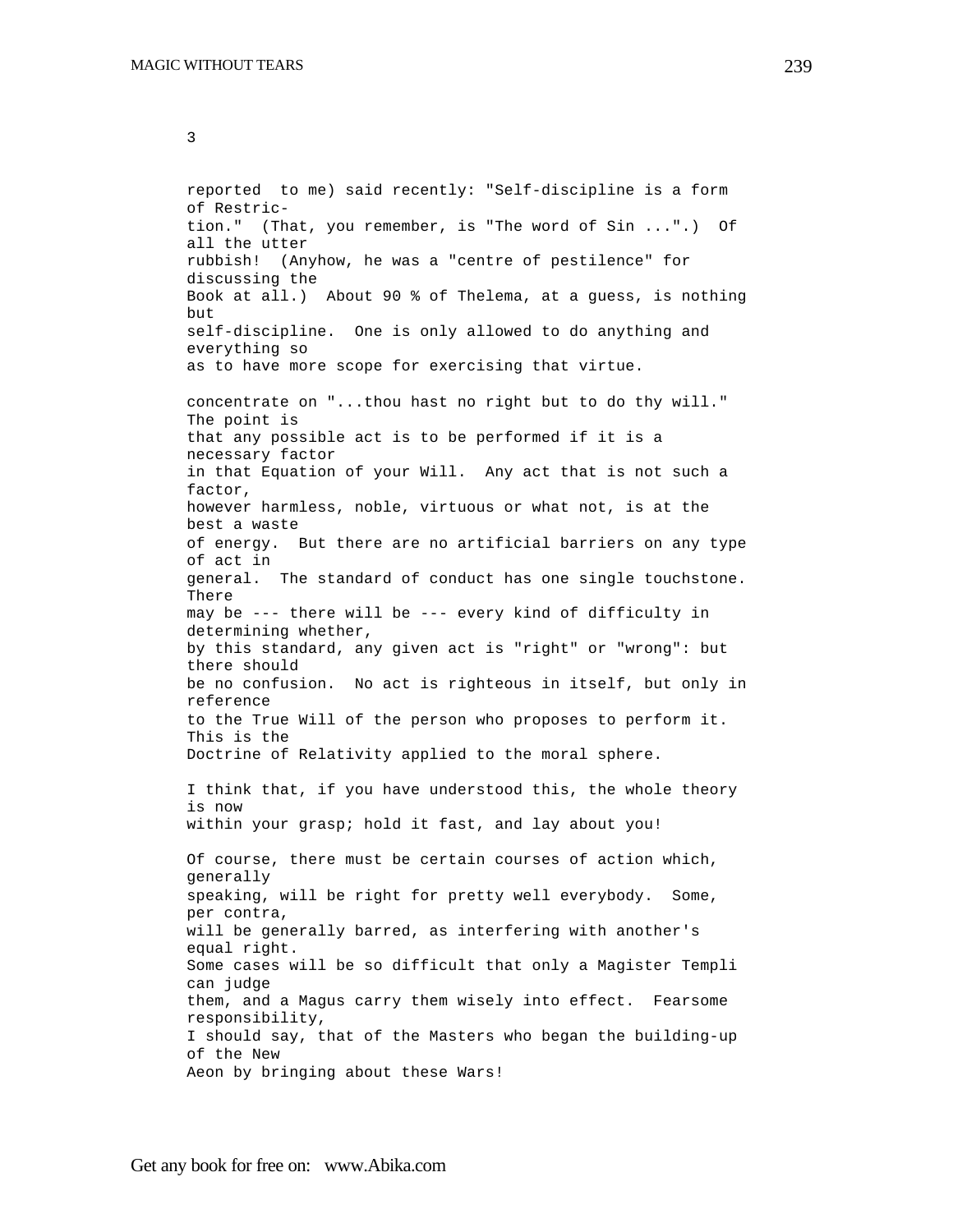3

reported to me) said recently: "Self-discipline is a form of Restriction." (That, you remember, is "The word of Sin ...".) Of all the utter rubbish! (Anyhow, he was a "centre of pestilence" for discussing the Book at all.) About 90 % of Thelema, at a guess, is nothing but self-discipline. One is only allowed to do anything and everything so as to have more scope for exercising that virtue.

concentrate on "...thou hast no right but to do thy will." The point is that any possible act is to be performed if it is a necessary factor in that Equation of your Will. Any act that is not such a factor, however harmless, noble, virtuous or what not, is at the best a waste of energy. But there are no artificial barriers on any type of act in general. The standard of conduct has one single touchstone. There may be --- there will be --- every kind of difficulty in determining whether, by this standard, any given act is "right" or "wrong": but there should be no confusion. No act is righteous in itself, but only in reference to the True Will of the person who proposes to perform it. This is the Doctrine of Relativity applied to the moral sphere.

I think that, if you have understood this, the whole theory is now within your grasp; hold it fast, and lay about you!

Of course, there must be certain courses of action which, generally speaking, will be right for pretty well everybody. Some, per contra, will be generally barred, as interfering with another's equal right. Some cases will be so difficult that only a Magister Templi can judge them, and a Magus carry them wisely into effect. Fearsome responsibility, I should say, that of the Masters who began the building-up of the New Aeon by bringing about these Wars!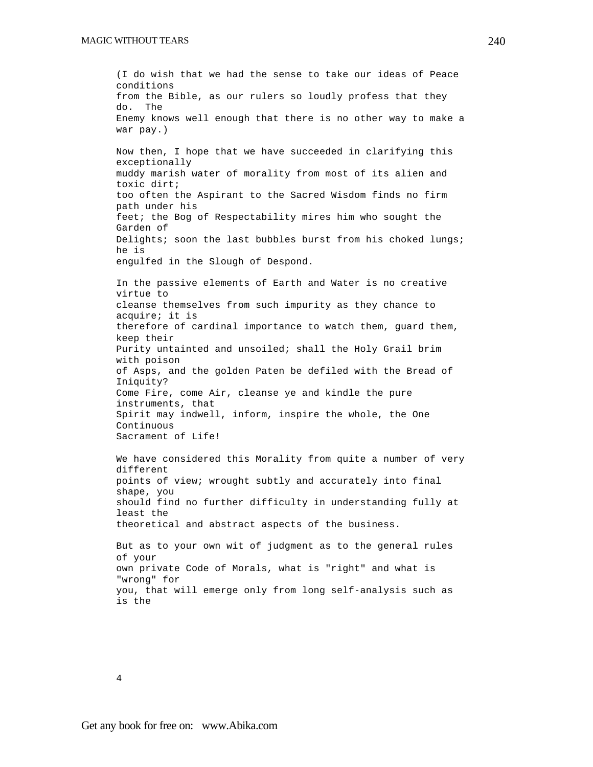(I do wish that we had the sense to take our ideas of Peace conditions from the Bible, as our rulers so loudly profess that they do. The Enemy knows well enough that there is no other way to make a war pay.)

Now then, I hope that we have succeeded in clarifying this exceptionally muddy marish water of morality from most of its alien and toxic dirt; too often the Aspirant to the Sacred Wisdom finds no firm path under his feet; the Bog of Respectability mires him who sought the Garden of Delights; soon the last bubbles burst from his choked lungs; he is engulfed in the Slough of Despond.

In the passive elements of Earth and Water is no creative virtue to cleanse themselves from such impurity as they chance to acquire; it is therefore of cardinal importance to watch them, guard them, keep their Purity untainted and unsoiled; shall the Holy Grail brim with poison of Asps, and the golden Paten be defiled with the Bread of Iniquity? Come Fire, come Air, cleanse ye and kindle the pure instruments, that Spirit may indwell, inform, inspire the whole, the One Continuous Sacrament of Life!

We have considered this Morality from quite a number of very different points of view; wrought subtly and accurately into final shape, you should find no further difficulty in understanding fully at least the theoretical and abstract aspects of the business.

But as to your own wit of judgment as to the general rules of your own private Code of Morals, what is "right" and what is "wrong" for you, that will emerge only from long self-analysis such as is the

4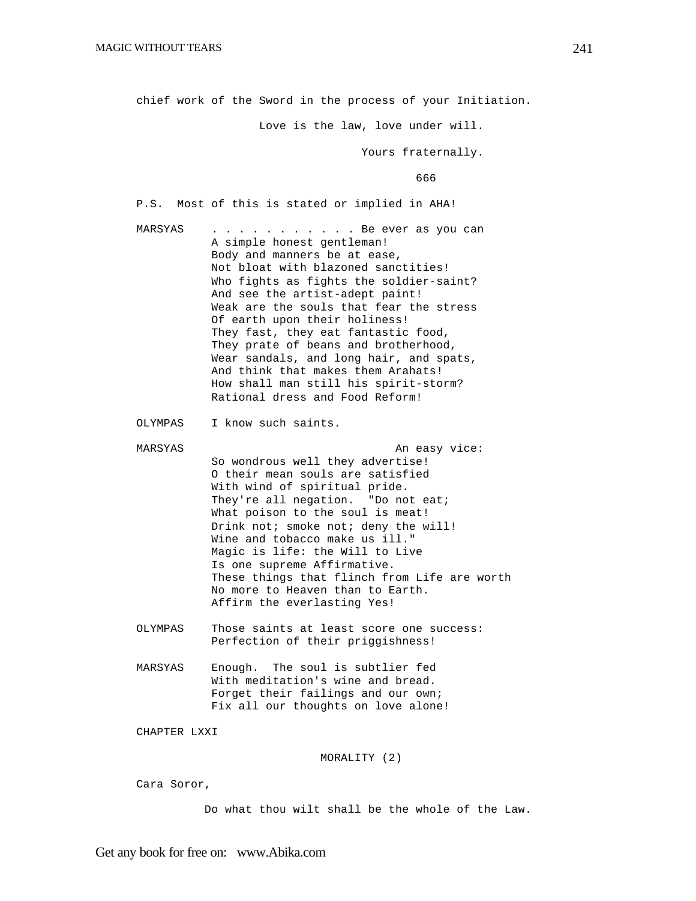chief work of the Sword in the process of your Initiation.

Love is the law, love under will.

Yours fraternally.

666

P.S. Most of this is stated or implied in AHA!

MARSYAS . . . . . . . . . . . Be ever as you can
A simple honest gentleman!
Body and manners be at ease,
Not bloat with blazoned sanctities!
Who fights as fights the soldier-saint?
And see the artist-adept paint!
Weak are the souls that fear the stress
Of earth upon their holiness!
They fast, they eat fantastic food,
They prate of beans and brotherhood,
Wear sandals, and long hair, and spats,
And think that makes them Arahats!
How shall man still his spirit-storm?
Rational dress and Food Reform!

OLYMPAS I know such saints.

MARSYAS An easy vice:
So wondrous well they advertise!
O their mean souls are satisfied
With wind of spiritual pride.
They're all negation. "Do not eat;
What poison to the soul is meat!
Drink not; smoke not; deny the will!
Wine and tobacco make us ill."
Magic is life: the Will to Live
Is one supreme Affirmative.
These things that flinch from Life are worth
No more to Heaven than to Earth.
Affirm the everlasting Yes!

OLYMPAS Those saints at least score one success:
Perfection of their priggishness!

MARSYAS Enough. The soul is subtlier fed
With meditation's wine and bread.
Forget their failings and our own;
Fix all our thoughts on love alone!

CHAPTER LXXI

## MORALITY (2)

Cara Soror,

Do what thou wilt shall be the whole of the Law.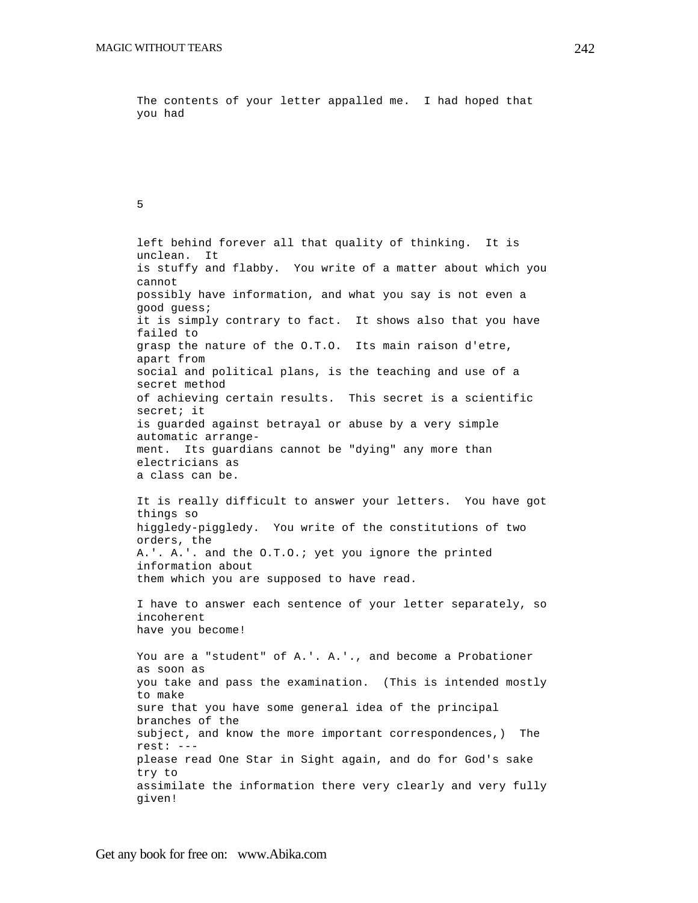The contents of your letter appalled me. I had hoped that you had left behind forever all that quality of thinking. It is unclean. It is stuffy and flabby. You write of a matter about which you cannot possibly have information, and what you say is not even a good guess; it is simply contrary to fact. It shows also that you have failed to grasp the nature of the O.T.O. Its main raison d'etre, apart from social and political plans, is the teaching and use of a secret method of achieving certain results. This secret is a scientific secret; it is guarded against betrayal or abuse by a very simple automatic arrangement. Its guardians cannot be "dying" any more than electricians as a class can be.

It is really difficult to answer your letters. You have got things so higgledy-piggledy. You write of the constitutions of two orders, the A.'. A.'. and the O.T.O.; yet you ignore the printed information about them which you are supposed to have read.

I have to answer each sentence of your letter separately, so incoherent have you become!

You are a "student" of A.'. A.'., and become a Probationer as soon as you take and pass the examination. (This is intended mostly to make sure that you have some general idea of the principal branches of the subject, and know the more important correspondences,) The rest: --- please read One Star in Sight again, and do for God's sake try to assimilate the information there very clearly and very fully given!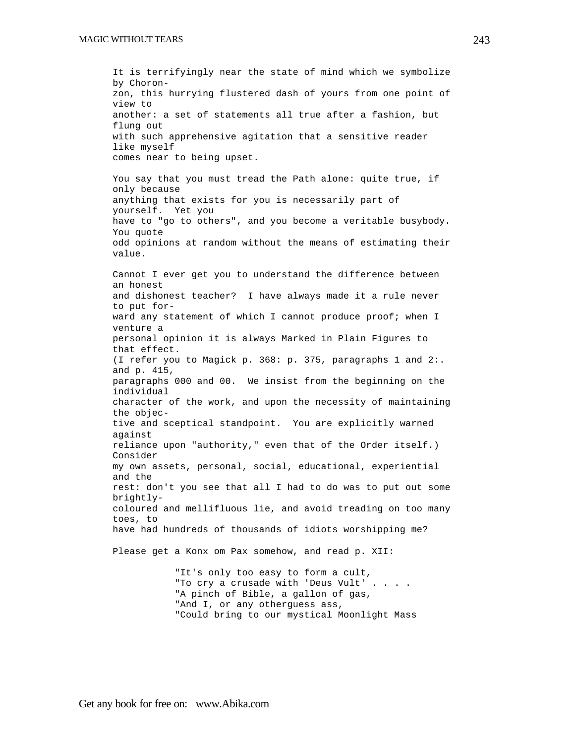It is terrifyingly near the state of mind which we symbolize by Choronzon, this hurrying flustered dash of yours from one point of view to another: a set of statements all true after a fashion, but flung out with such apprehensive agitation that a sensitive reader like myself comes near to being upset.

You say that you must tread the Path alone: quite true, if only because anything that exists for you is necessarily part of yourself. Yet you have to "go to others", and you become a veritable busybody. You quote odd opinions at random without the means of estimating their value.

Cannot I ever get you to understand the difference between an honest and dishonest teacher? I have always made it a rule never to put forward any statement of which I cannot produce proof; when I venture a personal opinion it is always Marked in Plain Figures to that effect. (I refer you to Magick p. 368: p. 375, paragraphs 1 and 2:. and p. 415, paragraphs 000 and 00. We insist from the beginning on the individual character of the work, and upon the necessity of maintaining the objective and sceptical standpoint. You are explicitly warned against reliance upon "authority," even that of the Order itself.) Consider my own assets, personal, social, educational, experiential and the rest: don't you see that all I had to do was to put out some brightly-coloured and mellifluous lie, and avoid treading on too many toes, to have had hundreds of thousands of idiots worshipping me?

Please get a Konx om Pax somehow, and read p. XII:

> "It's only too easy to form a cult,
> "To cry a crusade with 'Deus Vult' . . . .
> "A pinch of Bible, a gallon of gas,
> "And I, or any otherguess ass,
> "Could bring to our mystical Moonlight Mass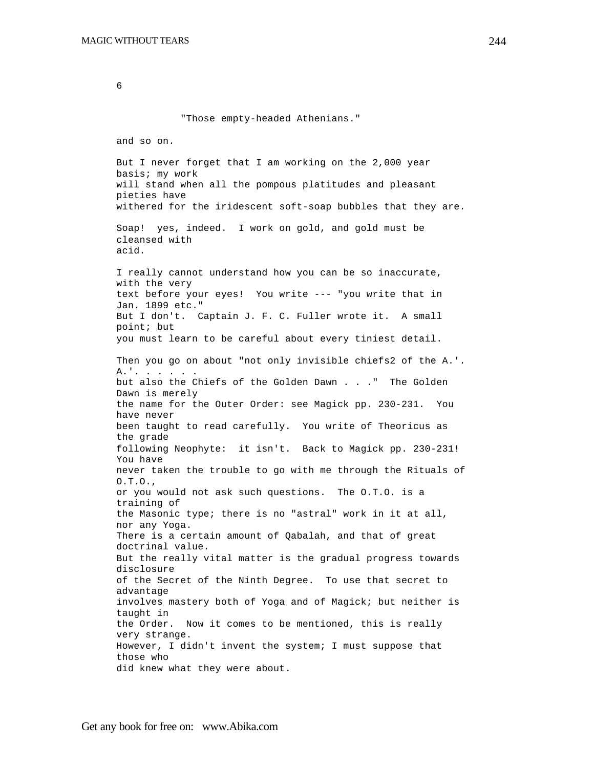6

"Those empty-headed Athenians."

and so on.

But I never forget that I am working on the 2,000 year basis; my work will stand when all the pompous platitudes and pleasant pieties have withered for the iridescent soft-soap bubbles that they are.

Soap! yes, indeed. I work on gold, and gold must be cleansed with acid.

I really cannot understand how you can be so inaccurate, with the very text before your eyes! You write --- "you write that in Jan. 1899 etc." But I don't. Captain J. F. C. Fuller wrote it. A small point; but you must learn to be careful about every tiniest detail.

Then you go on about "not only invisible chiefs2 of the A.'. A.'. . . . . . but also the Chiefs of the Golden Dawn . . ." The Golden Dawn is merely the name for the Outer Order: see Magick pp. 230-231. You have never been taught to read carefully. You write of Theoricus as the grade following Neophyte: it isn't. Back to Magick pp. 230-231! You have never taken the trouble to go with me through the Rituals of O.T.O., or you would not ask such questions. The O.T.O. is a training of the Masonic type; there is no "astral" work in it at all, nor any Yoga. There is a certain amount of Qabalah, and that of great doctrinal value. But the really vital matter is the gradual progress towards disclosure of the Secret of the Ninth Degree. To use that secret to advantage involves mastery both of Yoga and of Magick; but neither is taught in the Order. Now it comes to be mentioned, this is really very strange. However, I didn't invent the system; I must suppose that those who did knew what they were about.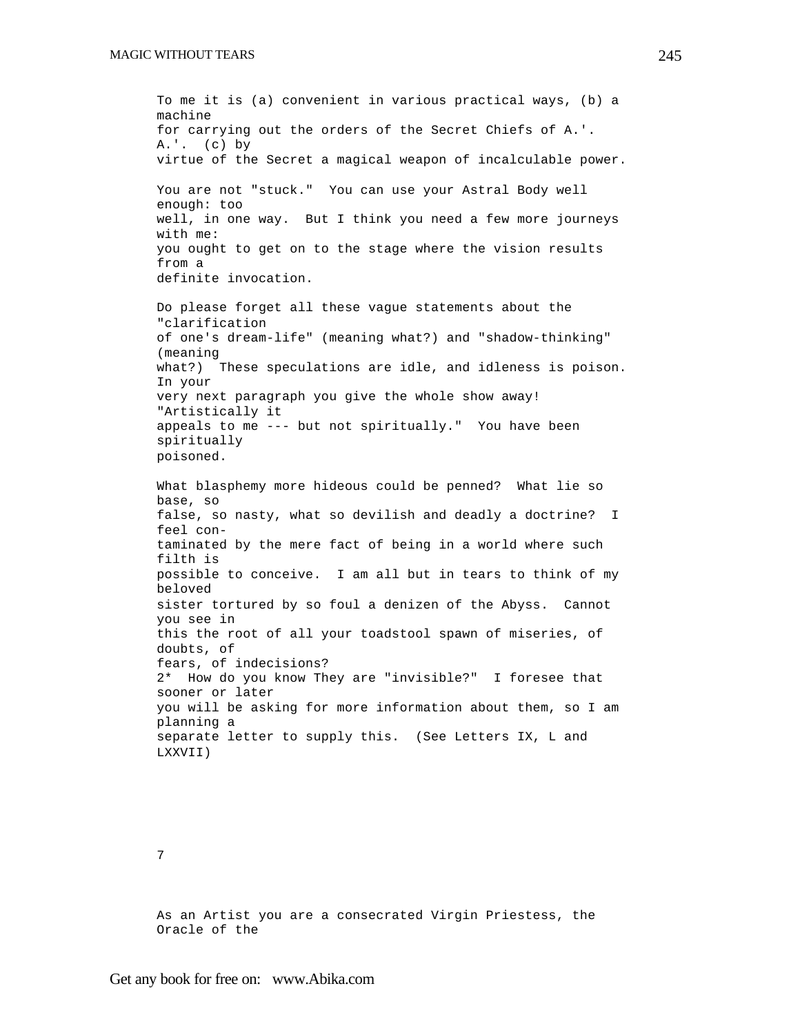To me it is (a) convenient in various practical ways, (b) a machine for carrying out the orders of the Secret Chiefs of A.'. A.'. (c) by virtue of the Secret a magical weapon of incalculable power.

You are not "stuck." You can use your Astral Body well enough: too well, in one way. But I think you need a few more journeys with me: you ought to get on to the stage where the vision results from a definite invocation.

Do please forget all these vague statements about the "clarification of one's dream-life" (meaning what?) and "shadow-thinking" (meaning what?) These speculations are idle, and idleness is poison. In your very next paragraph you give the whole show away! "Artistically it appeals to me --- but not spiritually." You have been spiritually poisoned.

What blasphemy more hideous could be penned? What lie so base, so false, so nasty, what so devilish and deadly a doctrine? I feel contaminated by the mere fact of being in a world where such filth is possible to conceive. I am all but in tears to think of my beloved sister tortured by so foul a denizen of the Abyss. Cannot you see in this the root of all your toadstool spawn of miseries, of doubts, of fears, of indecisions?

2* How do you know They are "invisible?" I foresee that sooner or later you will be asking for more information about them, so I am planning a separate letter to supply this. (See Letters IX, L and LXXVII)

7

As an Artist you are a consecrated Virgin Priestess, the Oracle of the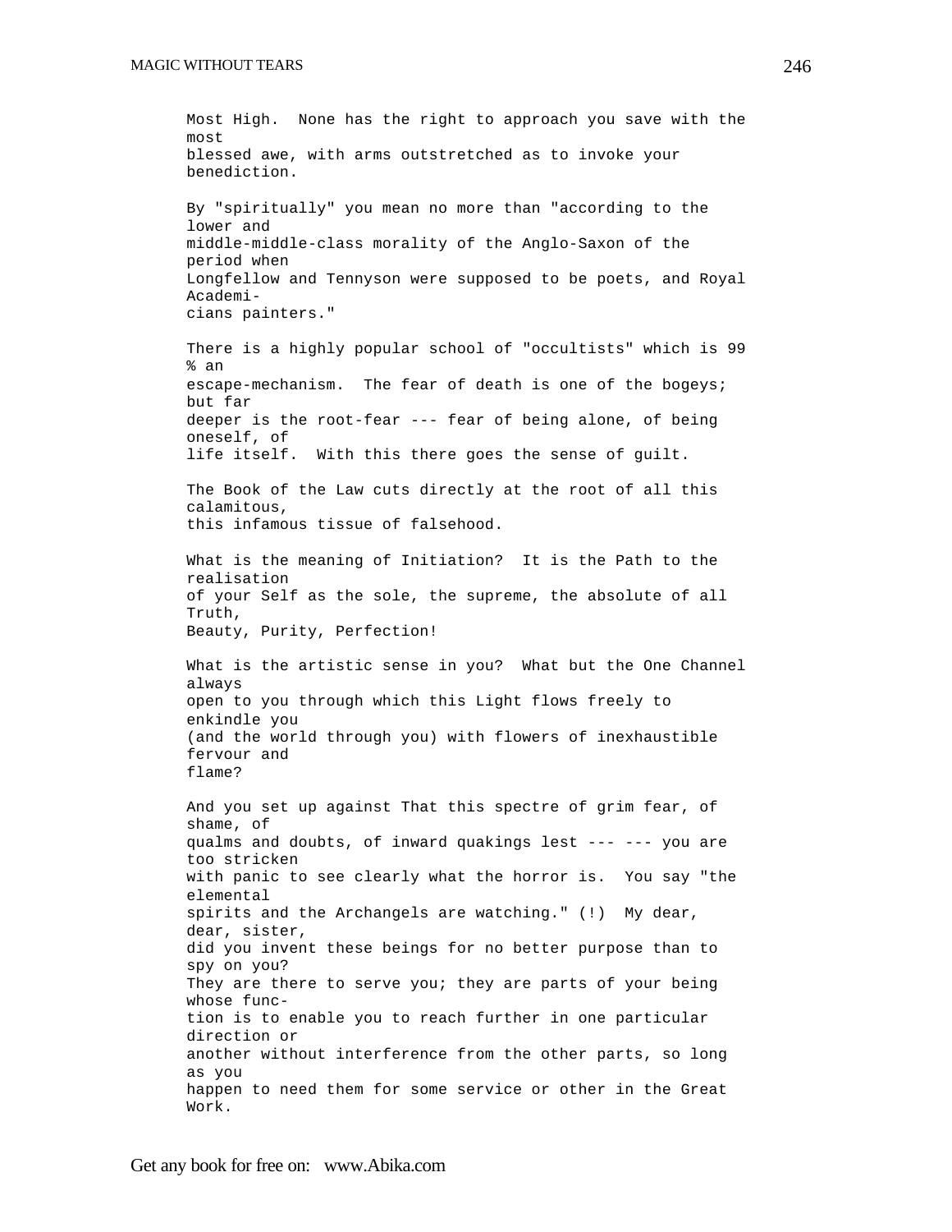Most High. None has the right to approach you save with the most blessed awe, with arms outstretched as to invoke your benediction.

By "spiritually" you mean no more than "according to the lower and middle-middle-class morality of the Anglo-Saxon of the period when Longfellow and Tennyson were supposed to be poets, and Royal Academicians painters."

There is a highly popular school of "occultists" which is 99 % an escape-mechanism. The fear of death is one of the bogeys; but far deeper is the root-fear --- fear of being alone, of being oneself, of life itself. With this there goes the sense of guilt.

The Book of the Law cuts directly at the root of all this calamitous, this infamous tissue of falsehood.

What is the meaning of Initiation? It is the Path to the realisation of your Self as the sole, the supreme, the absolute of all Truth, Beauty, Purity, Perfection!

What is the artistic sense in you? What but the One Channel always open to you through which this Light flows freely to enkindle you (and the world through you) with flowers of inexhaustible fervour and flame?

And you set up against That this spectre of grim fear, of shame, of qualms and doubts, of inward quakings lest --- --- you are too stricken with panic to see clearly what the horror is. You say "the elemental spirits and the Archangels are watching." (!) My dear, dear, sister, did you invent these beings for no better purpose than to spy on you? They are there to serve you; they are parts of your being whose function is to enable you to reach further in one particular direction or another without interference from the other parts, so long as you happen to need them for some service or other in the Great Work.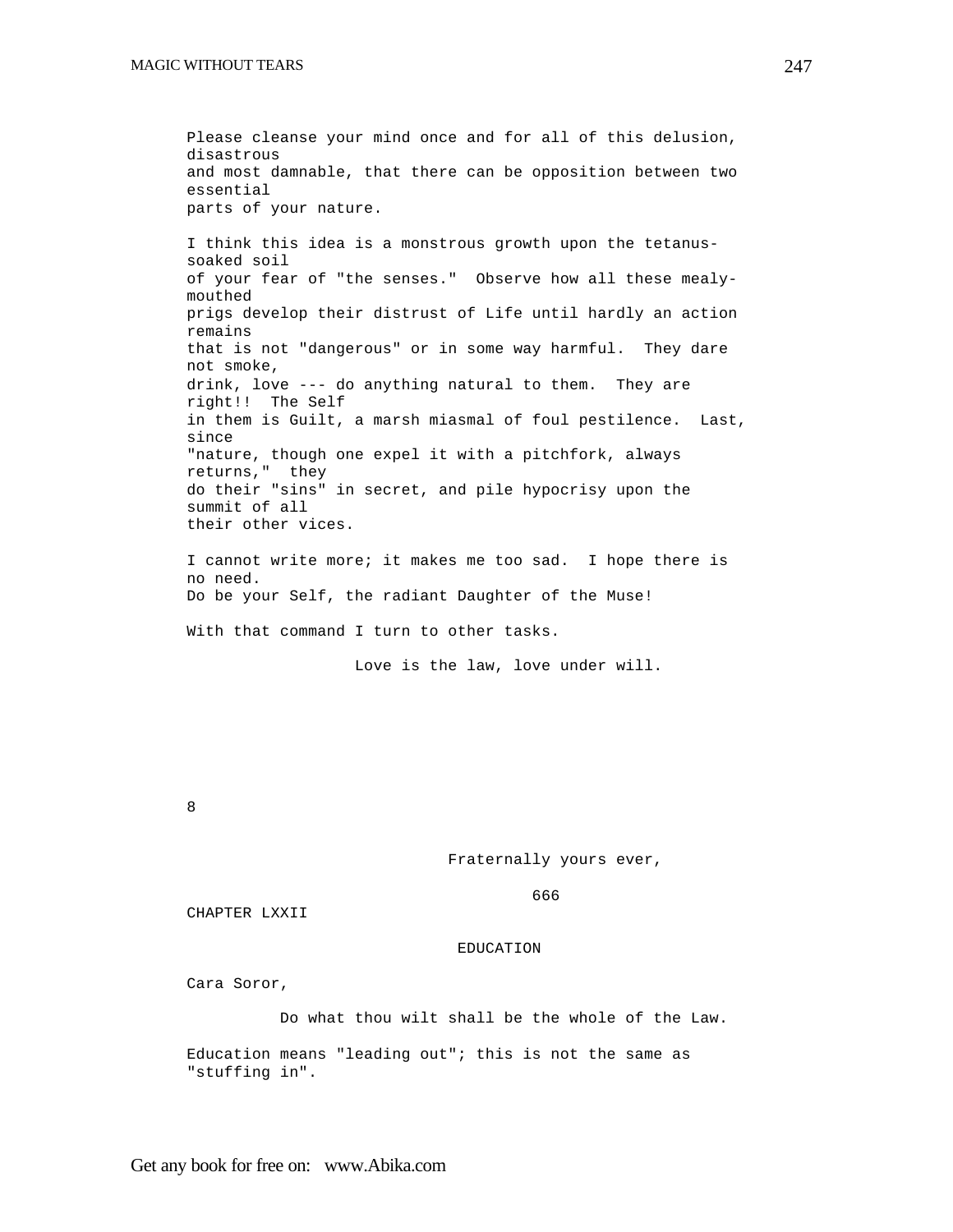Please cleanse your mind once and for all of this delusion, disastrous and most damnable, that there can be opposition between two essential parts of your nature.

I think this idea is a monstrous growth upon the tetanus-soaked soil of your fear of "the senses." Observe how all these mealy-mouthed prigs develop their distrust of Life until hardly an action remains that is not "dangerous" or in some way harmful. They dare not smoke, drink, love --- do anything natural to them. They are right!! The Self in them is Guilt, a marsh miasmal of foul pestilence. Last, since "nature, though one expel it with a pitchfork, always returns," they do their "sins" in secret, and pile hypocrisy upon the summit of all their other vices.

I cannot write more; it makes me too sad. I hope there is no need. Do be your Self, the radiant Daughter of the Muse!

With that command I turn to other tasks.

Love is the law, love under will.

8

Fraternally yours ever,

666

## CHAPTER LXXII

### EDUCATION

Cara Soror,

Do what thou wilt shall be the whole of the Law.

Education means "leading out"; this is not the same as "stuffing in".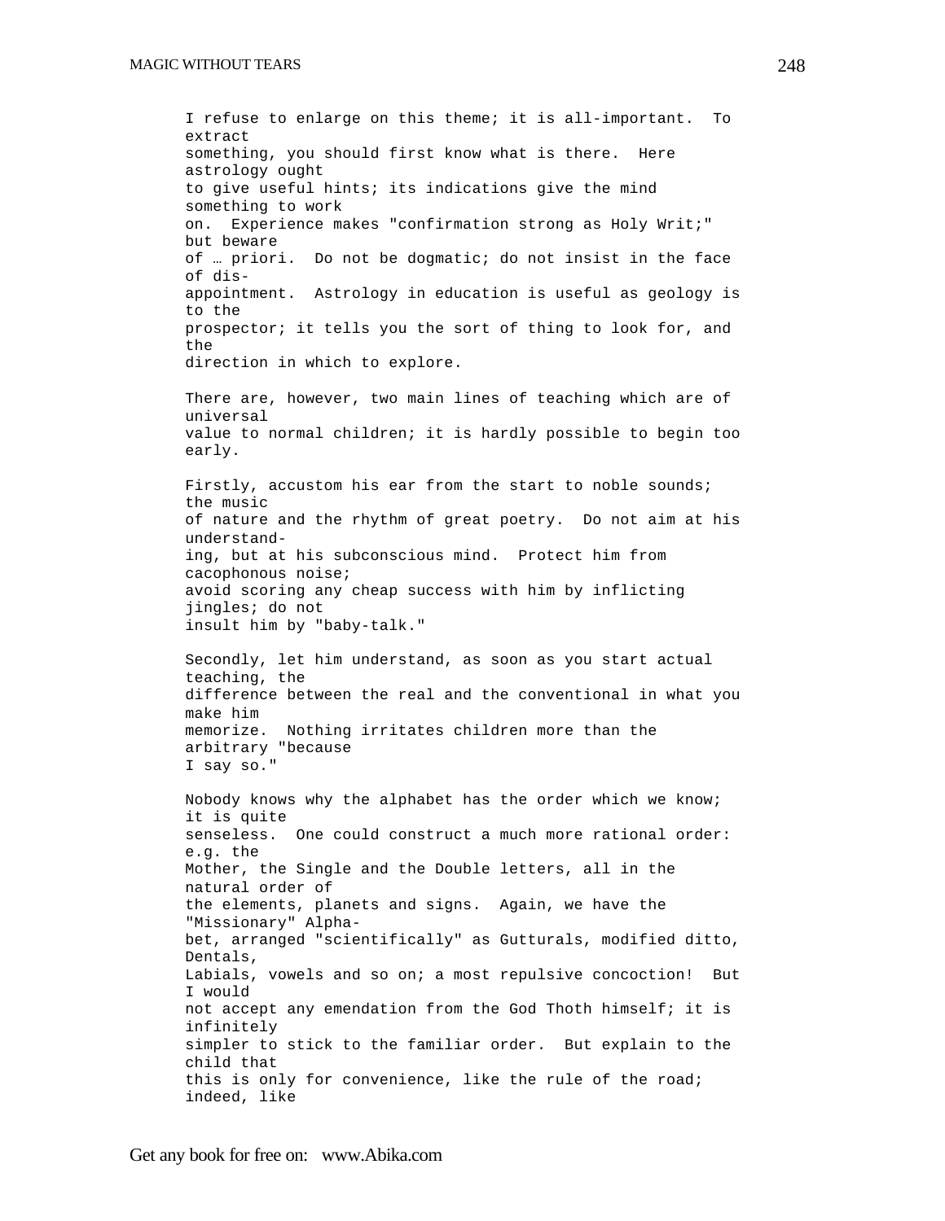I refuse to enlarge on this theme; it is all-important. To extract something, you should first know what is there. Here astrology ought to give useful hints; its indications give the mind something to work on. Experience makes "confirmation strong as Holy Writ;" but beware of … priori. Do not be dogmatic; do not insist in the face of disappointment. Astrology in education is useful as geology is to the prospector; it tells you the sort of thing to look for, and the direction in which to explore.

There are, however, two main lines of teaching which are of universal value to normal children; it is hardly possible to begin too early.

Firstly, accustom his ear from the start to noble sounds; the music of nature and the rhythm of great poetry. Do not aim at his understanding, but at his subconscious mind. Protect him from cacophonous noise; avoid scoring any cheap success with him by inflicting jingles; do not insult him by "baby-talk."

Secondly, let him understand, as soon as you start actual teaching, the difference between the real and the conventional in what you make him memorize. Nothing irritates children more than the arbitrary "because I say so."

Nobody knows why the alphabet has the order which we know; it is quite senseless. One could construct a much more rational order: e.g. the Mother, the Single and the Double letters, all in the natural order of the elements, planets and signs. Again, we have the "Missionary" Alphabet, arranged "scientifically" as Gutturals, modified ditto, Dentals, Labials, vowels and so on; a most repulsive concoction! But I would not accept any emendation from the God Thoth himself; it is infinitely simpler to stick to the familiar order. But explain to the child that this is only for convenience, like the rule of the road; indeed, like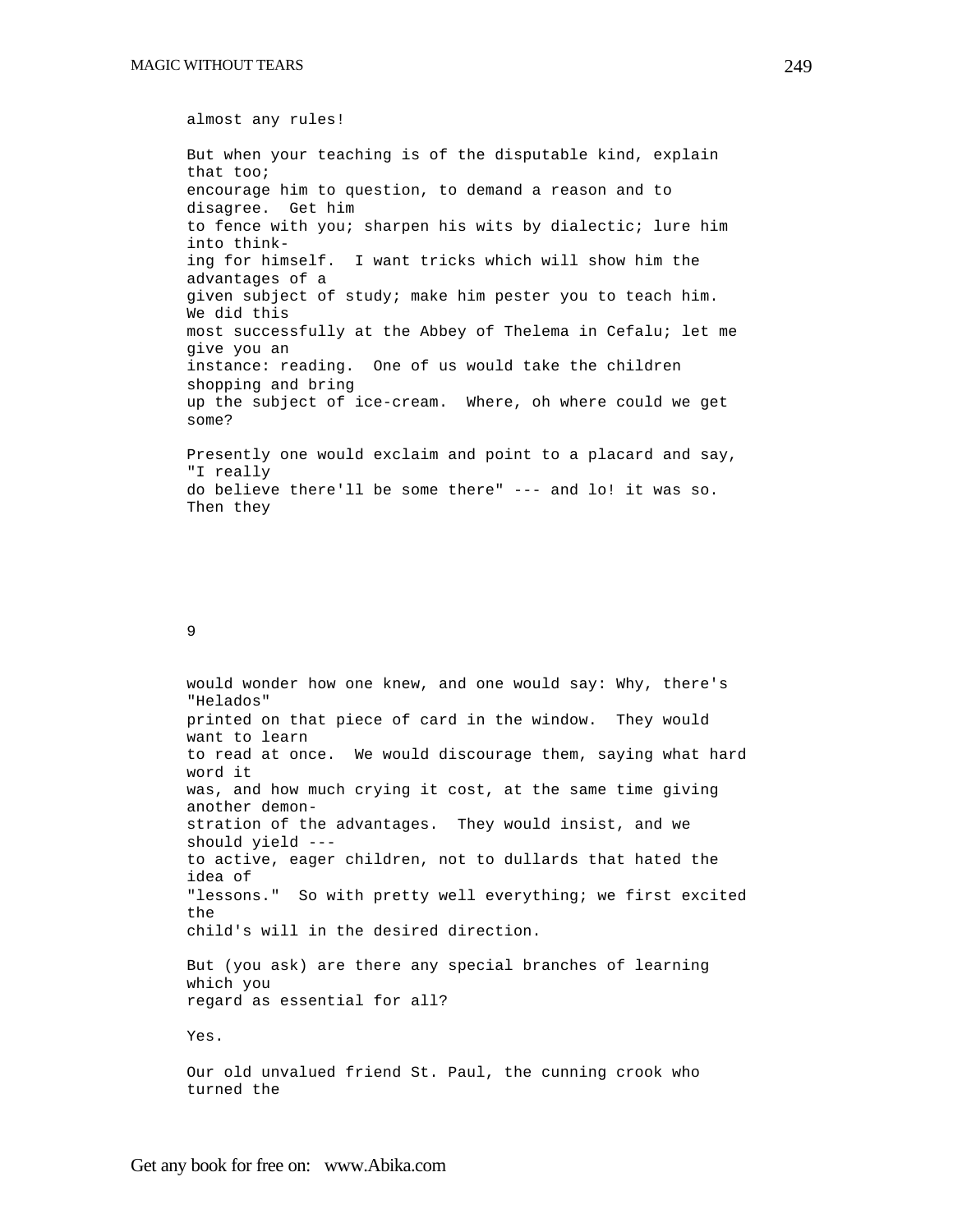almost any rules!

But when your teaching is of the disputable kind, explain that too; encourage him to question, to demand a reason and to disagree. Get him to fence with you; sharpen his wits by dialectic; lure him into thinking for himself. I want tricks which will show him the advantages of a given subject of study; make him pester you to teach him. We did this most successfully at the Abbey of Thelema in Cefalu; let me give you an instance: reading. One of us would take the children shopping and bring up the subject of ice-cream. Where, oh where could we get some?

Presently one would exclaim and point to a placard and say, "I really do believe there'll be some there" --- and lo! it was so. Then they

9

would wonder how one knew, and one would say: Why, there's "Helados" printed on that piece of card in the window. They would want to learn to read at once. We would discourage them, saying what hard word it was, and how much crying it cost, at the same time giving another demonstration of the advantages. They would insist, and we should yield --- to active, eager children, not to dullards that hated the idea of "lessons." So with pretty well everything; we first excited the child's will in the desired direction.

But (you ask) are there any special branches of learning which you regard as essential for all?

Yes.

Our old unvalued friend St. Paul, the cunning crook who turned the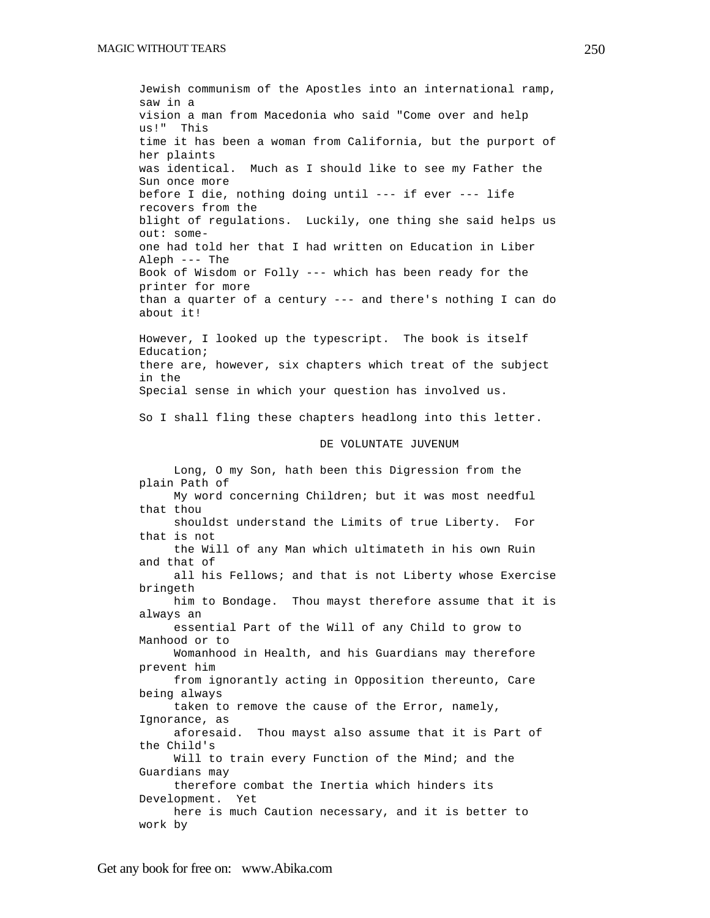Jewish communism of the Apostles into an international ramp, saw in a vision a man from Macedonia who said "Come over and help us!" This time it has been a woman from California, but the purport of her plaints was identical. Much as I should like to see my Father the Sun once more before I die, nothing doing until --- if ever --- life recovers from the blight of regulations. Luckily, one thing she said helps us out: some-one had told her that I had written on Education in Liber Aleph --- The Book of Wisdom or Folly --- which has been ready for the printer for more than a quarter of a century --- and there's nothing I can do about it!

However, I looked up the typescript. The book is itself Education; there are, however, six chapters which treat of the subject in the Special sense in which your question has involved us.

So I shall fling these chapters headlong into this letter.

DE VOLUNTATE JUVENUM

Long, O my Son, hath been this Digression from the plain Path of My word concerning Children; but it was most needful that thou shouldst understand the Limits of true Liberty. For that is not the Will of any Man which ultimateth in his own Ruin and that of all his Fellows; and that is not Liberty whose Exercise bringeth him to Bondage. Thou mayst therefore assume that it is always an essential Part of the Will of any Child to grow to Manhood or to Womanhood in Health, and his Guardians may therefore prevent him from ignorantly acting in Opposition thereunto, Care being always taken to remove the cause of the Error, namely, Ignorance, as aforesaid. Thou mayst also assume that it is Part of the Child's Will to train every Function of the Mind; and the Guardians may therefore combat the Inertia which hinders its Development. Yet here is much Caution necessary, and it is better to work by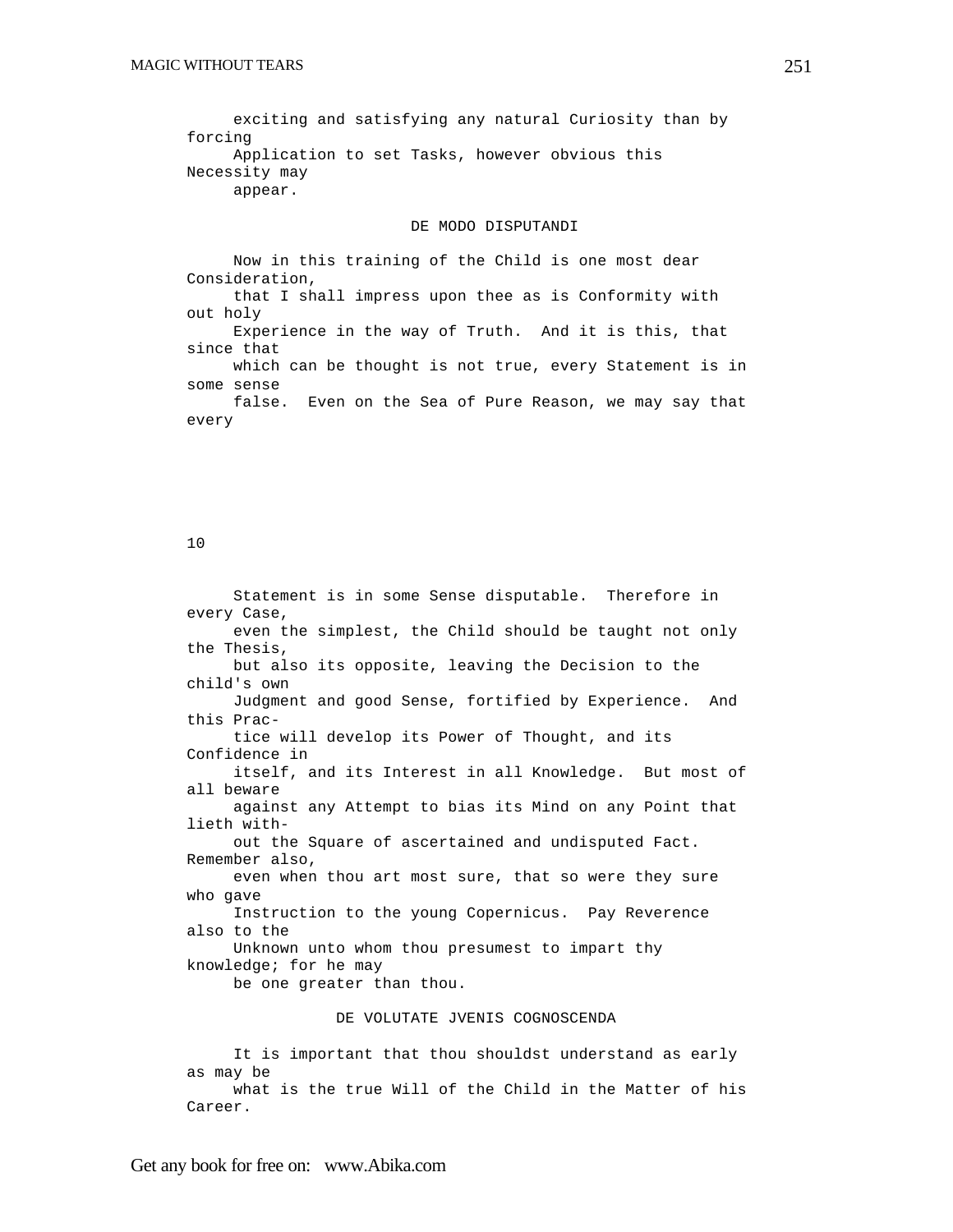exciting and satisfying any natural Curiosity than by forcing Application to set Tasks, however obvious this Necessity may appear.

## DE MODO DISPUTANDI

Now in this training of the Child is one most dear Consideration, that I shall impress upon thee as is Conformity with out holy Experience in the way of Truth. And it is this, that since that which can be thought is not true, every Statement is in some sense false. Even on the Sea of Pure Reason, we may say that every

10

Statement is in some Sense disputable. Therefore in every Case, even the simplest, the Child should be taught not only the Thesis, but also its opposite, leaving the Decision to the child's own Judgment and good Sense, fortified by Experience. And this Practice will develop its Power of Thought, and its Confidence in itself, and its Interest in all Knowledge. But most of all beware against any Attempt to bias its Mind on any Point that lieth without the Square of ascertained and undisputed Fact. Remember also, even when thou art most sure, that so were they sure who gave Instruction to the young Copernicus. Pay Reverence also to the Unknown unto whom thou presumest to impart thy knowledge; for he may be one greater than thou.

## DE VOLUTATE JVENIS COGNOSCENDA

It is important that thou shouldst understand as early as may be what is the true Will of the Child in the Matter of his Career.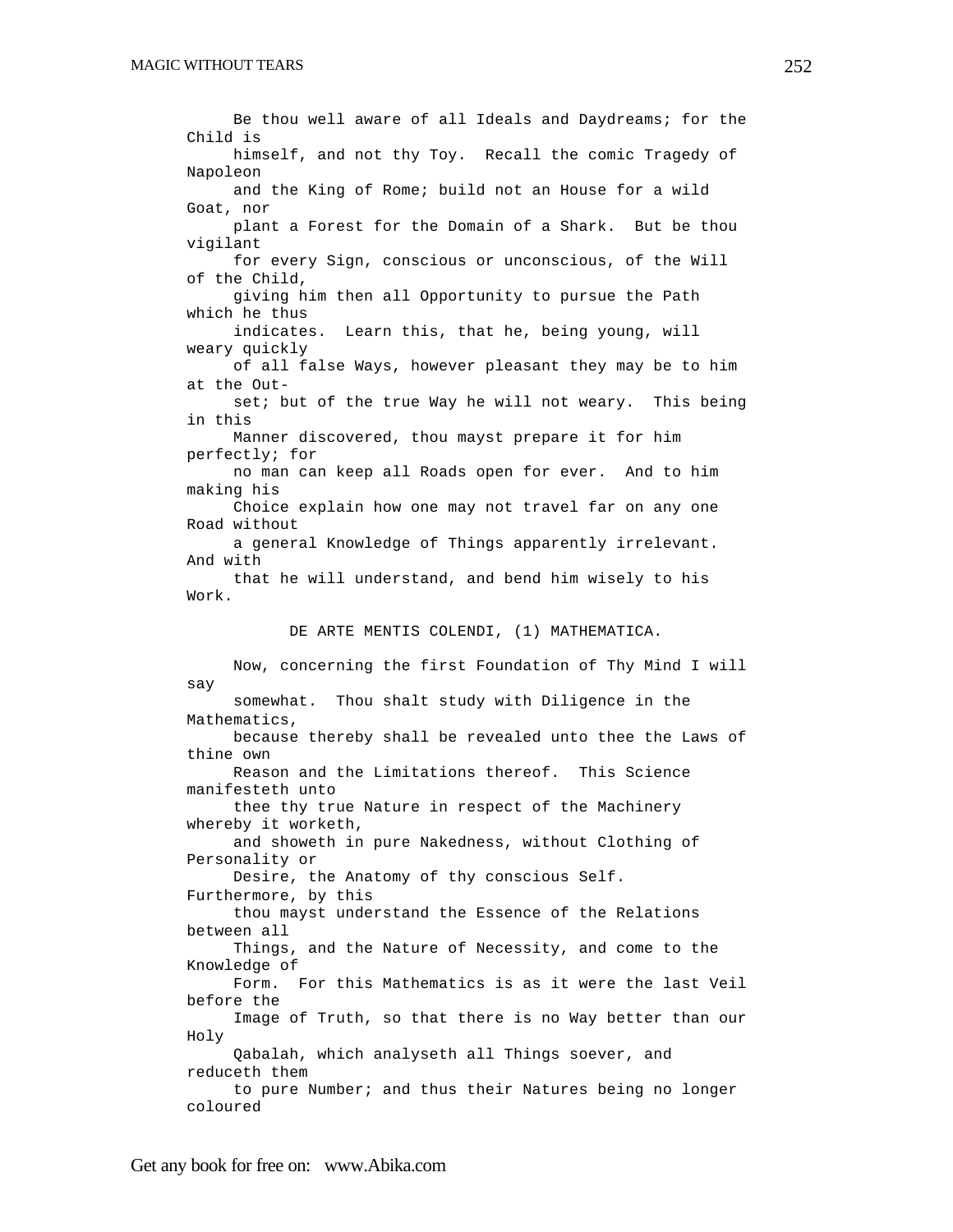Be thou well aware of all Ideals and Daydreams; for the Child is himself, and not thy Toy. Recall the comic Tragedy of Napoleon and the King of Rome; build not an House for a wild Goat, nor plant a Forest for the Domain of a Shark. But be thou vigilant for every Sign, conscious or unconscious, of the Will of the Child, giving him then all Opportunity to pursue the Path which he thus indicates. Learn this, that he, being young, will weary quickly of all false Ways, however pleasant they may be to him at the Outset; but of the true Way he will not weary. This being in this Manner discovered, thou mayst prepare it for him perfectly; for no man can keep all Roads open for ever. And to him making his Choice explain how one may not travel far on any one Road without a general Knowledge of Things apparently irrelevant. And with that he will understand, and bend him wisely to his Work.

DE ARTE MENTIS COLENDI, (1) MATHEMATICA.

Now, concerning the first Foundation of Thy Mind I will say somewhat. Thou shalt study with Diligence in the Mathematics, because thereby shall be revealed unto thee the Laws of thine own Reason and the Limitations thereof. This Science manifesteth unto thee thy true Nature in respect of the Machinery whereby it worketh, and showeth in pure Nakedness, without Clothing of Personality or Desire, the Anatomy of thy conscious Self. Furthermore, by this thou mayst understand the Essence of the Relations between all Things, and the Nature of Necessity, and come to the Knowledge of Form. For this Mathematics is as it were the last Veil before the Image of Truth, so that there is no Way better than our Holy Qabalah, which analyseth all Things soever, and reduceth them to pure Number; and thus their Natures being no longer coloured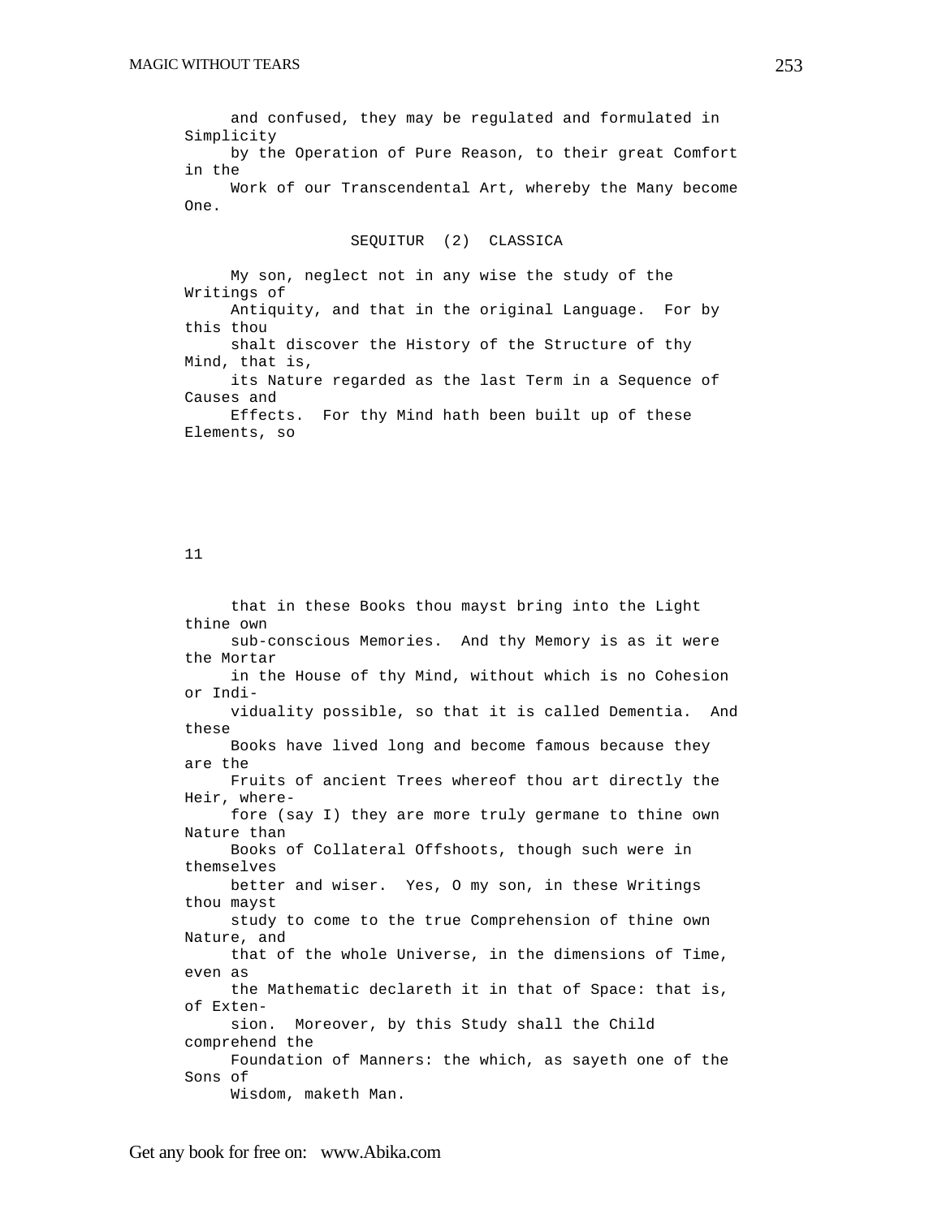and confused, they may be regulated and formulated in Simplicity by the Operation of Pure Reason, to their great Comfort in the Work of our Transcendental Art, whereby the Many become One.

SEQUITUR (2) CLASSICA

My son, neglect not in any wise the study of the Writings of Antiquity, and that in the original Language. For by this thou shalt discover the History of the Structure of thy Mind, that is, its Nature regarded as the last Term in a Sequence of Causes and Effects. For thy Mind hath been built up of these Elements, so

11

that in these Books thou mayst bring into the Light thine own sub-conscious Memories. And thy Memory is as it were the Mortar in the House of thy Mind, without which is no Cohesion or Individuality possible, so that it is called Dementia. And these Books have lived long and become famous because they are the Fruits of ancient Trees whereof thou art directly the Heir, wherefore (say I) they are more truly germane to thine own Nature than Books of Collateral Offshoots, though such were in themselves better and wiser. Yes, O my son, in these Writings thou mayst study to come to the true Comprehension of thine own Nature, and that of the whole Universe, in the dimensions of Time, even as the Mathematic declareth it in that of Space: that is, of Extension. Moreover, by this Study shall the Child comprehend the Foundation of Manners: the which, as sayeth one of the Sons of Wisdom, maketh Man.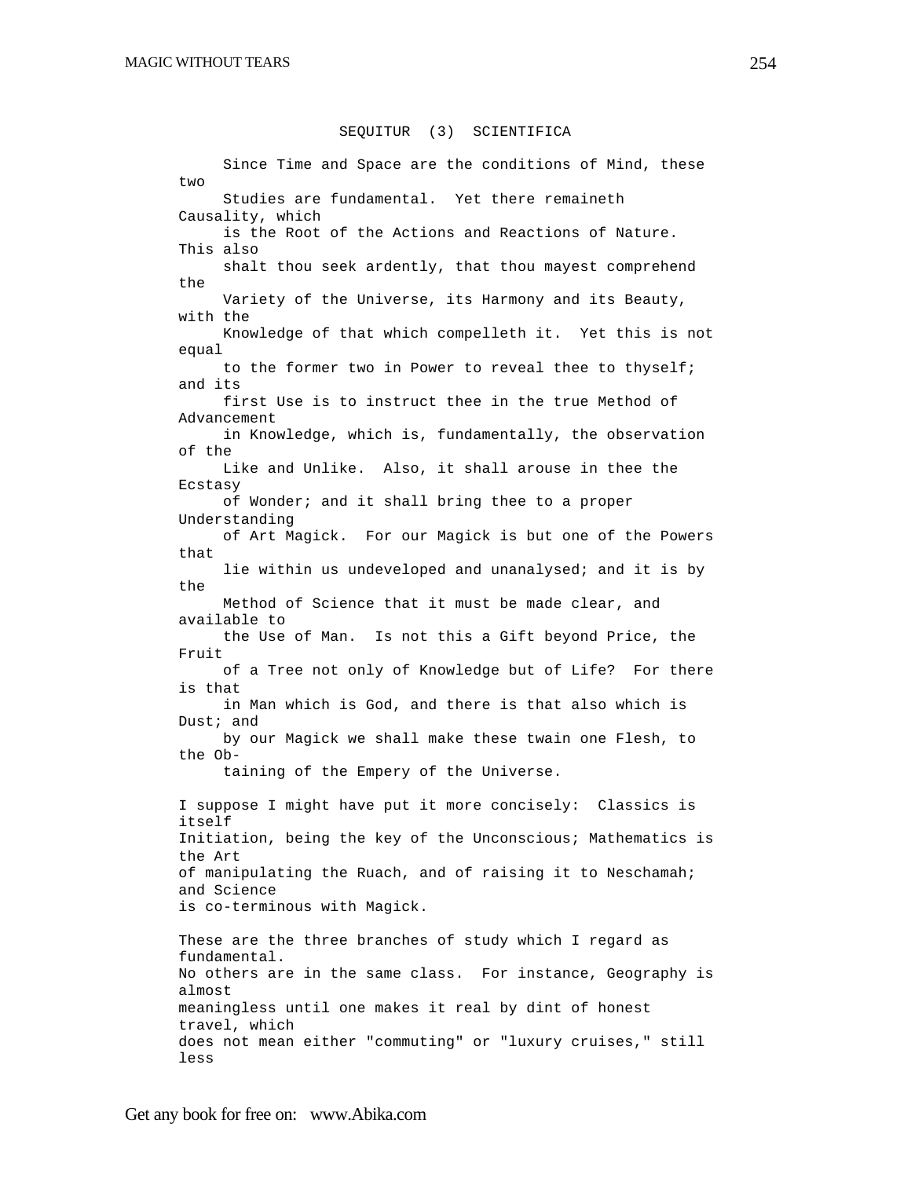SEQUITUR (3) SCIENTIFICA

Since Time and Space are the conditions of Mind, these two Studies are fundamental. Yet there remaineth Causality, which is the Root of the Actions and Reactions of Nature. This also shalt thou seek ardently, that thou mayest comprehend the Variety of the Universe, its Harmony and its Beauty, with the Knowledge of that which compelleth it. Yet this is not equal to the former two in Power to reveal thee to thyself; and its first Use is to instruct thee in the true Method of Advancement in Knowledge, which is, fundamentally, the observation of the Like and Unlike. Also, it shall arouse in thee the Ecstasy of Wonder; and it shall bring thee to a proper Understanding of Art Magick. For our Magick is but one of the Powers that lie within us undeveloped and unanalysed; and it is by the Method of Science that it must be made clear, and available to the Use of Man. Is not this a Gift beyond Price, the Fruit of a Tree not only of Knowledge but of Life? For there is that in Man which is God, and there is that also which is Dust; and by our Magick we shall make these twain one Flesh, to the Obtaining of the Empery of the Universe.

I suppose I might have put it more concisely: Classics is itself Initiation, being the key of the Unconscious; Mathematics is the Art of manipulating the Ruach, and of raising it to Neschamah; and Science is co-terminous with Magick.

These are the three branches of study which I regard as fundamental. No others are in the same class. For instance, Geography is almost meaningless until one makes it real by dint of honest travel, which does not mean either "commuting" or "luxury cruises," still less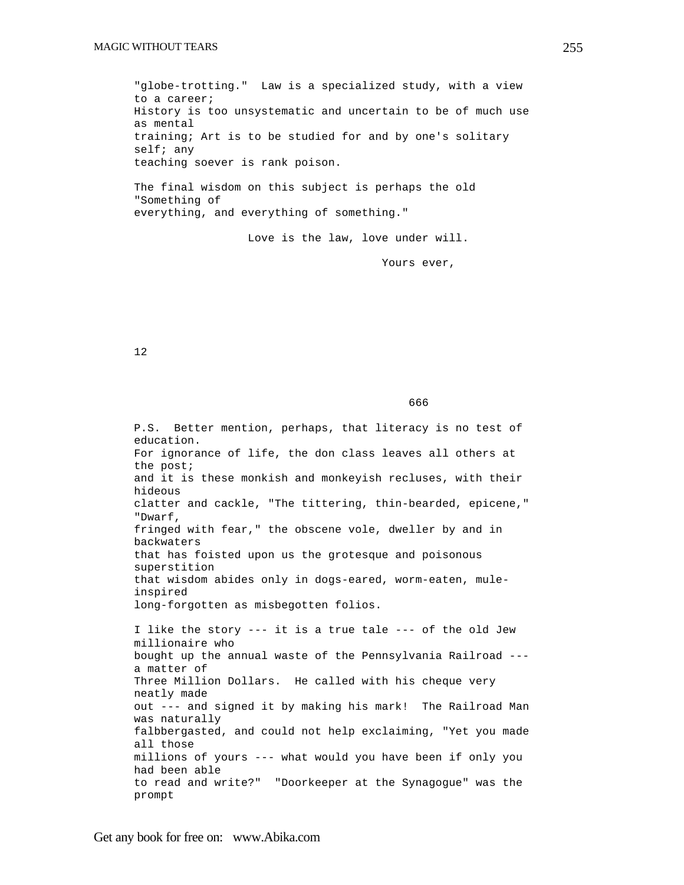"globe-trotting." Law is a specialized study, with a view to a career; History is too unsystematic and uncertain to be of much use as mental training; Art is to be studied for and by one's solitary self; any teaching soever is rank poison.

The final wisdom on this subject is perhaps the old "Something of everything, and everything of something."

Love is the law, love under will.

Yours ever,

12

666

P.S. Better mention, perhaps, that literacy is no test of education. For ignorance of life, the don class leaves all others at the post; and it is these monkish and monkeyish recluses, with their hideous clatter and cackle, "The tittering, thin-bearded, epicene," "Dwarf, fringed with fear," the obscene vole, dweller by and in backwaters that has foisted upon us the grotesque and poisonous superstition that wisdom abides only in dogs-eared, worm-eaten, mule-inspired long-forgotten as misbegotten folios.

I like the story --- it is a true tale --- of the old Jew millionaire who bought up the annual waste of the Pennsylvania Railroad --- a matter of Three Million Dollars. He called with his cheque very neatly made out --- and signed it by making his mark! The Railroad Man was naturally falbbergasted, and could not help exclaiming, "Yet you made all those millions of yours --- what would you have been if only you had been able to read and write?" "Doorkeeper at the Synagogue" was the prompt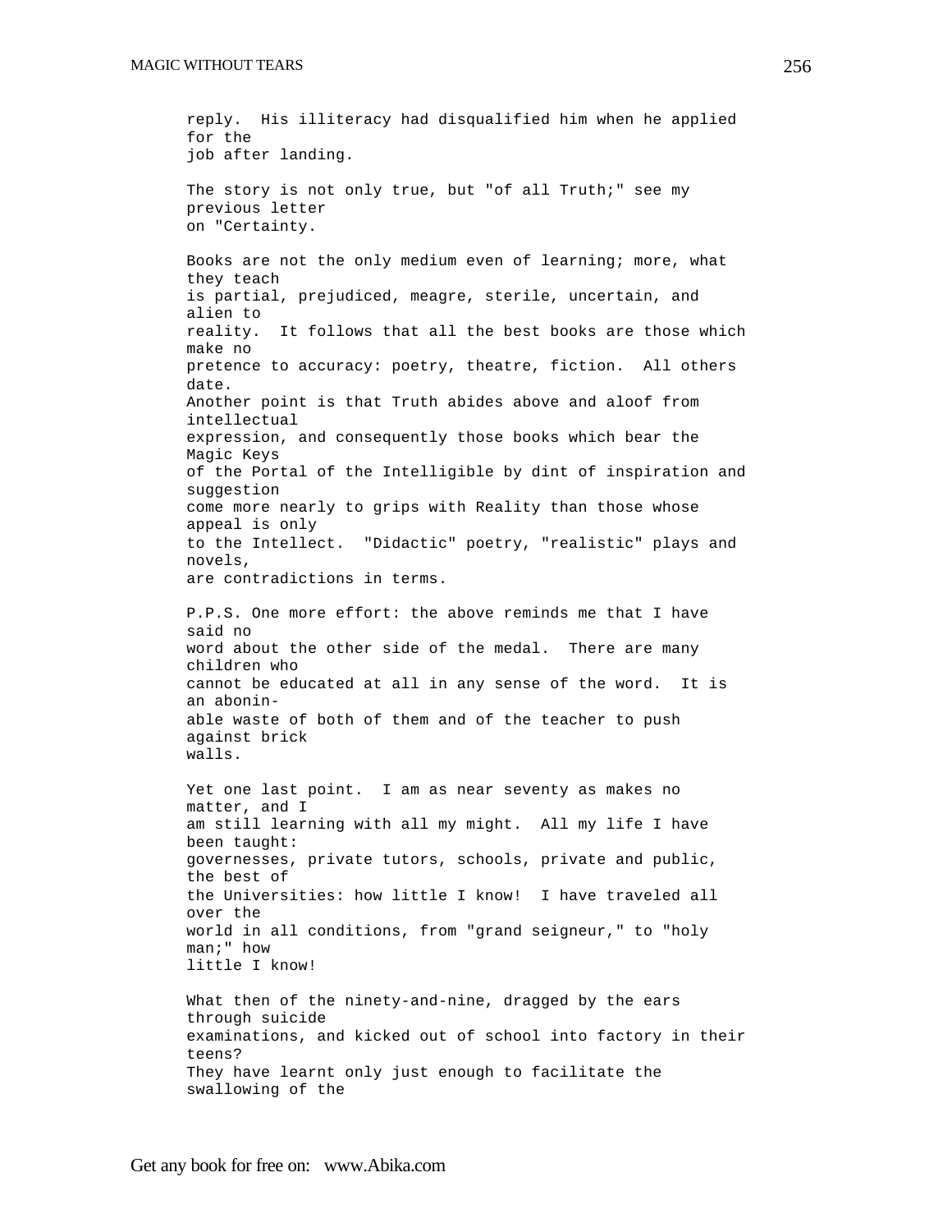reply. His illiteracy had disqualified him when he applied for the job after landing.

The story is not only true, but "of all Truth;" see my previous letter on "Certainty.

Books are not the only medium even of learning; more, what they teach is partial, prejudiced, meagre, sterile, uncertain, and alien to reality. It follows that all the best books are those which make no pretence to accuracy: poetry, theatre, fiction. All others date. Another point is that Truth abides above and aloof from intellectual expression, and consequently those books which bear the Magic Keys of the Portal of the Intelligible by dint of inspiration and suggestion come more nearly to grips with Reality than those whose appeal is only to the Intellect. "Didactic" poetry, "realistic" plays and novels, are contradictions in terms.

P.P.S. One more effort: the above reminds me that I have said no word about the other side of the medal. There are many children who cannot be educated at all in any sense of the word. It is an abonin-able waste of both of them and of the teacher to push against brick walls.

Yet one last point. I am as near seventy as makes no matter, and I am still learning with all my might. All my life I have been taught: governesses, private tutors, schools, private and public, the best of the Universities: how little I know! I have traveled all over the world in all conditions, from "grand seigneur," to "holy man;" how little I know!

What then of the ninety-and-nine, dragged by the ears through suicide examinations, and kicked out of school into factory in their teens? They have learnt only just enough to facilitate the swallowing of the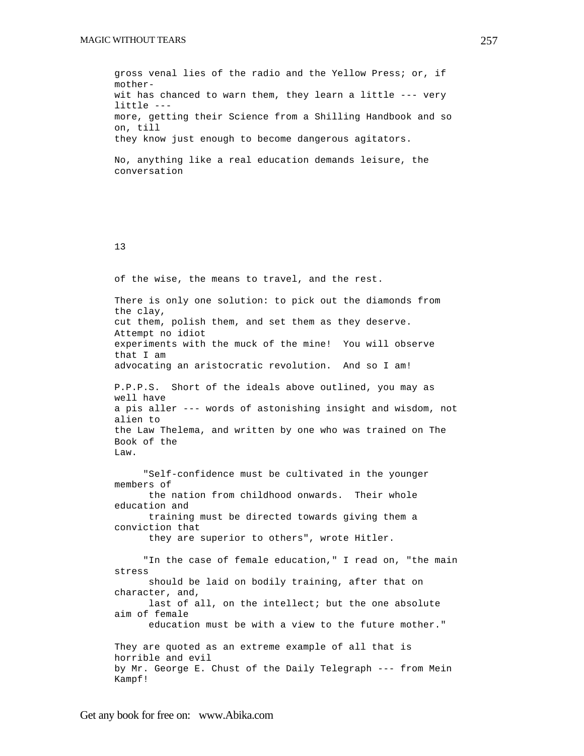gross venal lies of the radio and the Yellow Press; or, if mother-wit has chanced to warn them, they learn a little --- very little --- more, getting their Science from a Shilling Handbook and so on, till they know just enough to become dangerous agitators.

No, anything like a real education demands leisure, the conversation

13

of the wise, the means to travel, and the rest.

There is only one solution: to pick out the diamonds from the clay, cut them, polish them, and set them as they deserve. Attempt no idiot experiments with the muck of the mine! You will observe that I am advocating an aristocratic revolution. And so I am!

P.P.P.S. Short of the ideals above outlined, you may as well have a pis aller --- words of astonishing insight and wisdom, not alien to the Law Thelema, and written by one who was trained on The Book of the Law.

> "Self-confidence must be cultivated in the younger members of the nation from childhood onwards. Their whole education and training must be directed towards giving them a conviction that they are superior to others", wrote Hitler.

> "In the case of female education," I read on, "the main stress should be laid on bodily training, after that on character, and, last of all, on the intellect; but the one absolute aim of female education must be with a view to the future mother."

They are quoted as an extreme example of all that is horrible and evil by Mr. George E. Chust of the Daily Telegraph --- from Mein Kampf!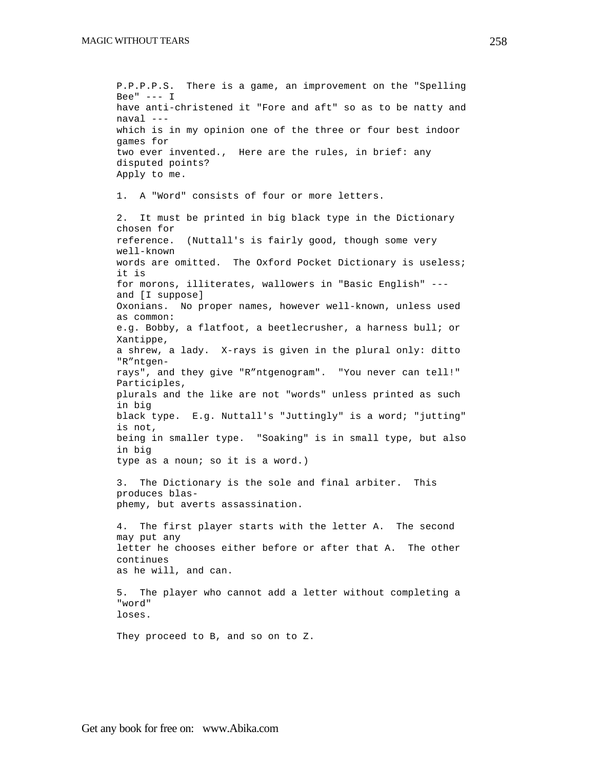P.P.P.P.S. There is a game, an improvement on the "Spelling Bee" --- I have anti-christened it "Fore and aft" so as to be natty and naval --- which is in my opinion one of the three or four best indoor games for two ever invented., Here are the rules, in brief: any disputed points? Apply to me.

1. A "Word" consists of four or more letters.

2. It must be printed in big black type in the Dictionary chosen for reference. (Nuttall's is fairly good, though some very well-known words are omitted. The Oxford Pocket Dictionary is useless; it is for morons, illiterates, wallowers in "Basic English" --- and [I suppose] Oxonians. No proper names, however well-known, unless used as common: e.g. Bobby, a flatfoot, a beetlecrusher, a harness bull; or Xantippe, a shrew, a lady. X-rays is given in the plural only: ditto "R”ntgen-rays", and they give "R”ntgenogram". "You never can tell!" Participles, plurals and the like are not "words" unless printed as such in big black type. E.g. Nuttall's "Juttingly" is a word; "jutting" is not, being in smaller type. "Soaking" is in small type, but also in big type as a noun; so it is a word.)

3. The Dictionary is the sole and final arbiter. This produces blasphemy, but averts assassination.

4. The first player starts with the letter A. The second may put any letter he chooses either before or after that A. The other continues as he will, and can.

5. The player who cannot add a letter without completing a "word" loses.

They proceed to B, and so on to Z.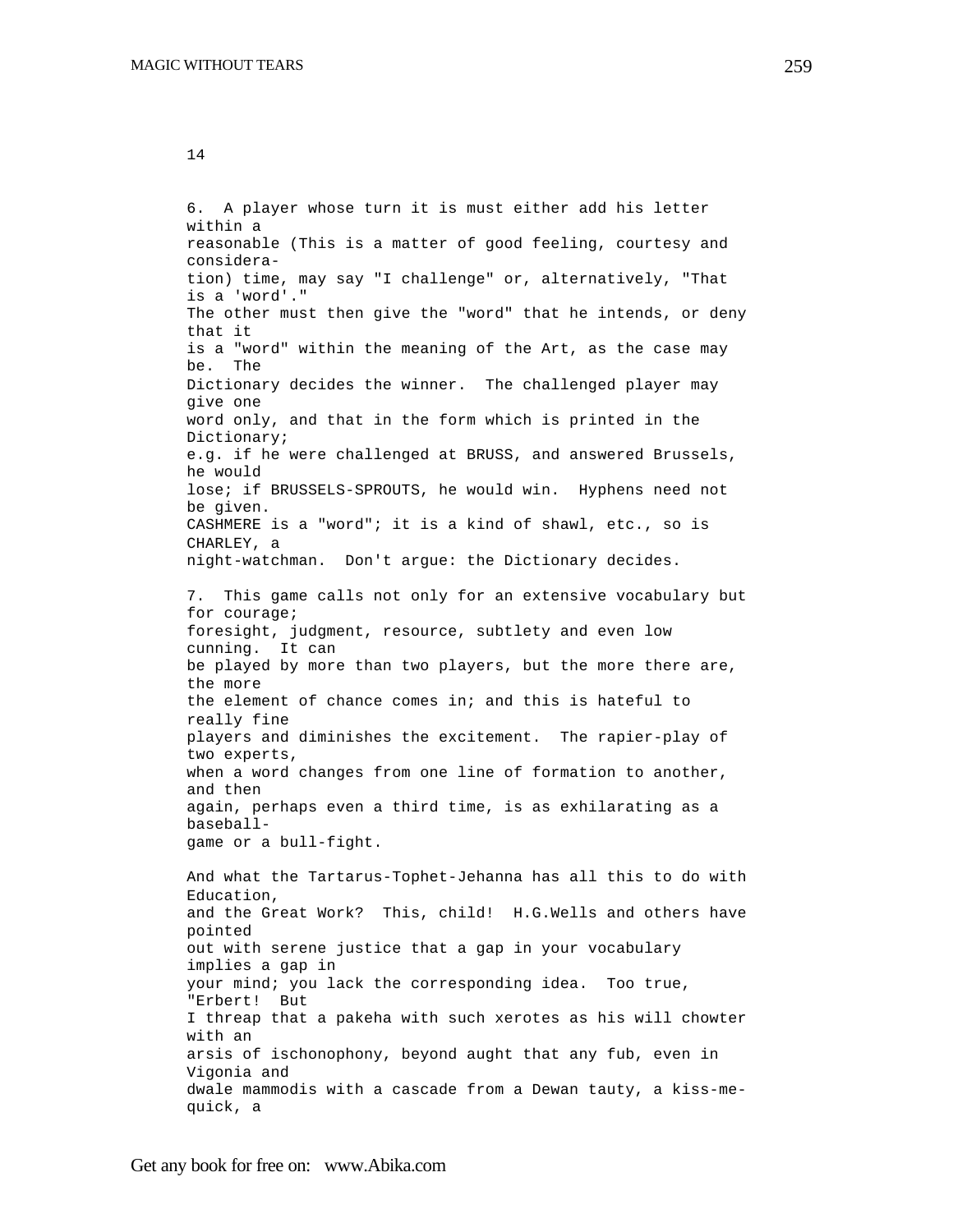14

6. A player whose turn it is must either add his letter within a reasonable (This is a matter of good feeling, courtesy and consideration) time, may say "I challenge" or, alternatively, "That is a 'word'." The other must then give the "word" that he intends, or deny that it is a "word" within the meaning of the Art, as the case may be. The Dictionary decides the winner. The challenged player may give one word only, and that in the form which is printed in the Dictionary; e.g. if he were challenged at BRUSS, and answered Brussels, he would lose; if BRUSSELS-SPROUTS, he would win. Hyphens need not be given. CASHMERE is a "word"; it is a kind of shawl, etc., so is CHARLEY, a night-watchman. Don't argue: the Dictionary decides.

7. This game calls not only for an extensive vocabulary but for courage; foresight, judgment, resource, subtlety and even low cunning. It can be played by more than two players, but the more there are, the more the element of chance comes in; and this is hateful to really fine players and diminishes the excitement. The rapier-play of two experts, when a word changes from one line of formation to another, and then again, perhaps even a third time, is as exhilarating as a baseball-game or a bull-fight.

And what the Tartarus-Tophet-Jehanna has all this to do with Education, and the Great Work? This, child! H.G.Wells and others have pointed out with serene justice that a gap in your vocabulary implies a gap in your mind; you lack the corresponding idea. Too true, "Erbert! But I threap that a pakeha with such xerotes as his will chowter with an arsis of ischonophony, beyond aught that any fub, even in Vigonia and dwale mammodis with a cascade from a Dewan tauty, a kiss-me-quick, a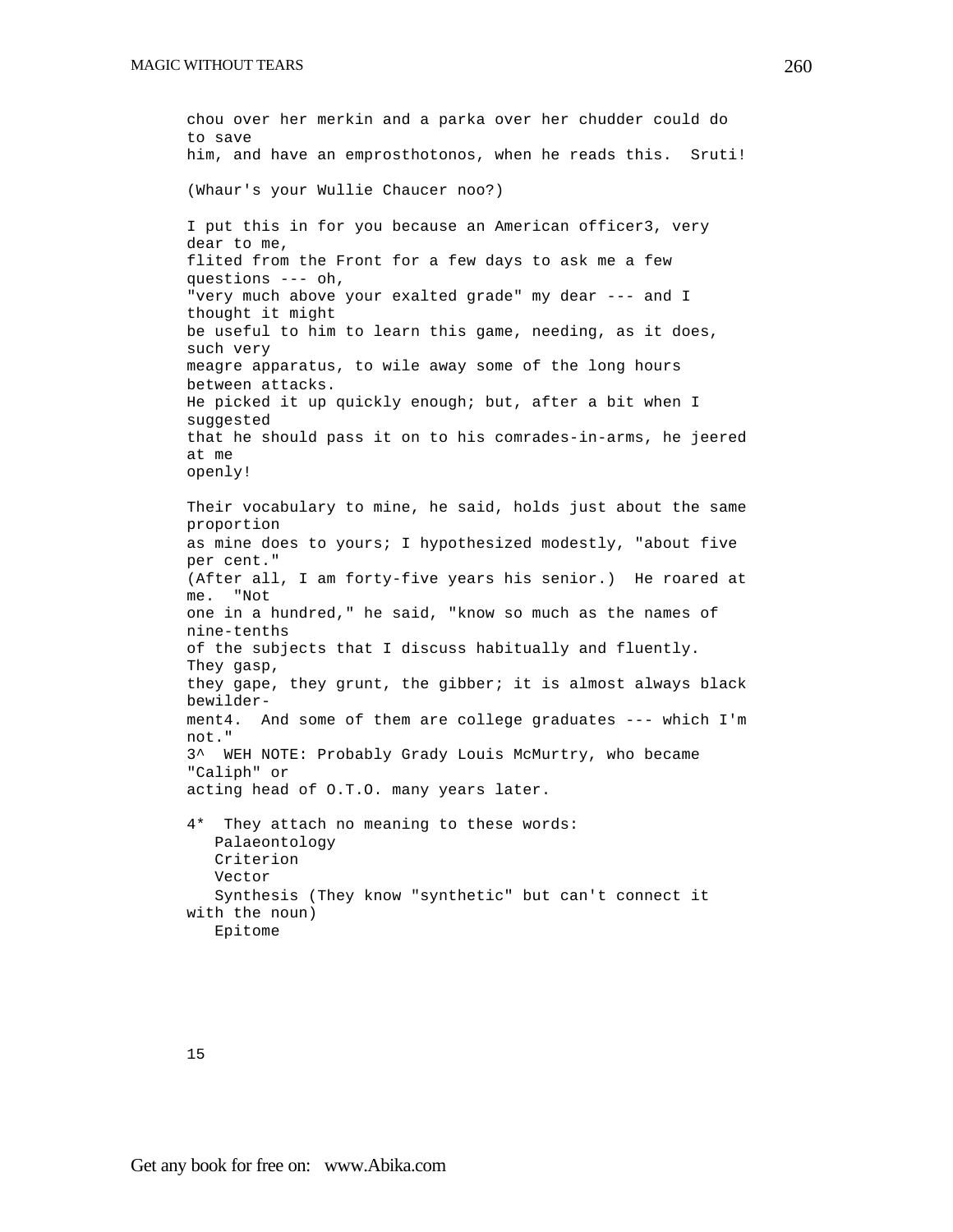chou over her merkin and a parka over her chudder could do to save him, and have an emprosthotonos, when he reads this. Sruti!

(Whaur's your Wullie Chaucer noo?)

I put this in for you because an American officer[3], very dear to me, flited from the Front for a few days to ask me a few questions --- oh, "very much above your exalted grade" my dear --- and I thought it might be useful to him to learn this game, needing, as it does, such very meagre apparatus, to wile away some of the long hours between attacks. He picked it up quickly enough; but, after a bit when I suggested that he should pass it on to his comrades-in-arms, he jeered at me openly!

Their vocabulary to mine, he said, holds just about the same proportion as mine does to yours; I hypothesized modestly, "about five per cent." (After all, I am forty-five years his senior.) He roared at me. "Not one in a hundred," he said, "know so much as the names of nine-tenths of the subjects that I discuss habitually and fluently. They gasp, they gape, they grunt, the gibber; it is almost always black bewilderment[4]. And some of them are college graduates --- which I'm not."

3^ WEH NOTE: Probably Grady Louis McMurtry, who became "Caliph" or acting head of O.T.O. many years later.

4* They attach no meaning to these words:
   Palaeontology
   Criterion
   Vector
   Synthesis (They know "synthetic" but can't connect it with the noun)
   Epitome

15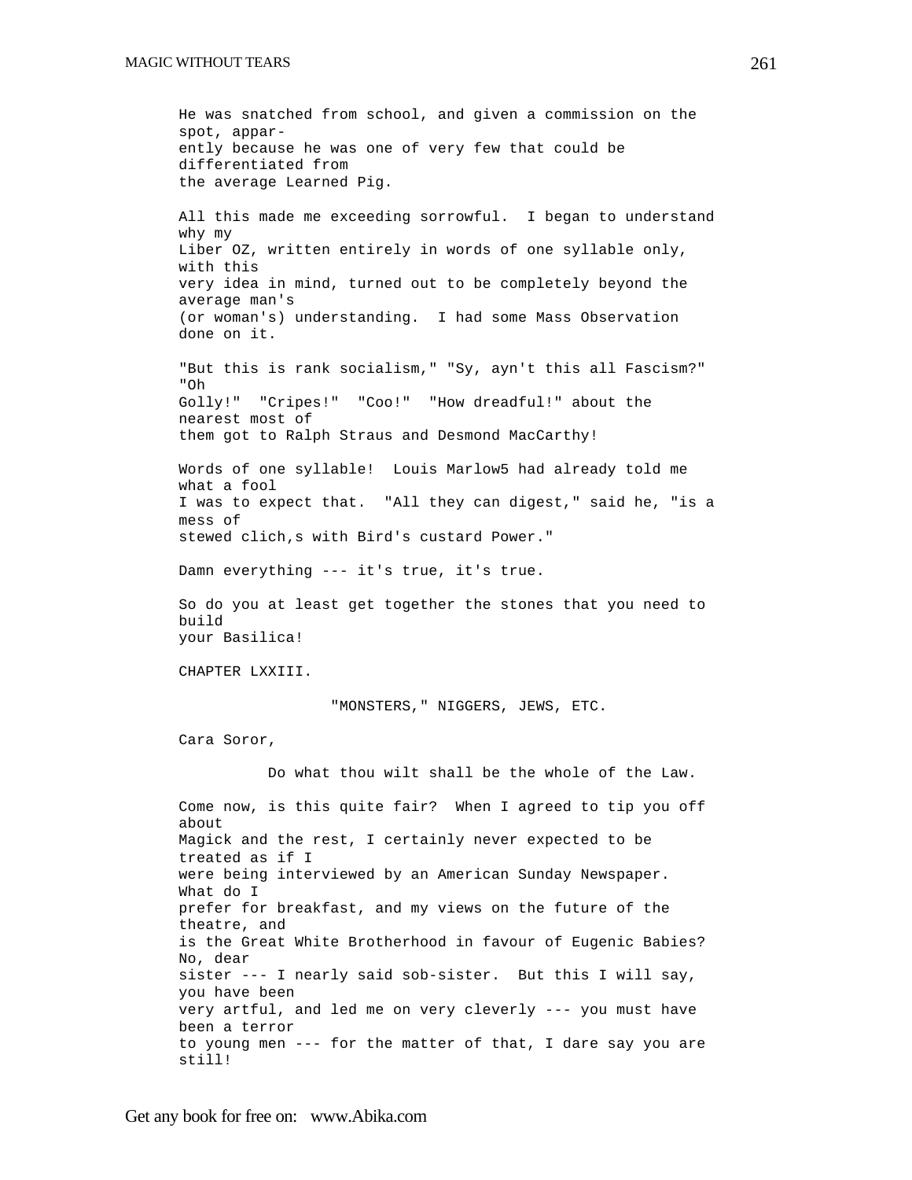He was snatched from school, and given a commission on the spot, apparently because he was one of very few that could be differentiated from the average Learned Pig.

All this made me exceeding sorrowful. I began to understand why my Liber OZ, written entirely in words of one syllable only, with this very idea in mind, turned out to be completely beyond the average man's (or woman's) understanding. I had some Mass Observation done on it.

"But this is rank socialism," "Sy, ayn't this all Fascism?" "Oh Golly!" "Cripes!" "Coo!" "How dreadful!" about the nearest most of them got to Ralph Straus and Desmond MacCarthy!

Words of one syllable! Louis Marlow5 had already told me what a fool I was to expect that. "All they can digest," said he, "is a mess of stewed clich,s with Bird's custard Power."

Damn everything --- it's true, it's true.

So do you at least get together the stones that you need to build your Basilica!

## CHAPTER LXXIII.

### "MONSTERS," NIGGERS, JEWS, ETC.

Cara Soror,

Do what thou wilt shall be the whole of the Law.

Come now, is this quite fair? When I agreed to tip you off about Magick and the rest, I certainly never expected to be treated as if I were being interviewed by an American Sunday Newspaper. What do I prefer for breakfast, and my views on the future of the theatre, and is the Great White Brotherhood in favour of Eugenic Babies? No, dear sister --- I nearly said sob-sister. But this I will say, you have been very artful, and led me on very cleverly --- you must have been a terror to young men --- for the matter of that, I dare say you are still!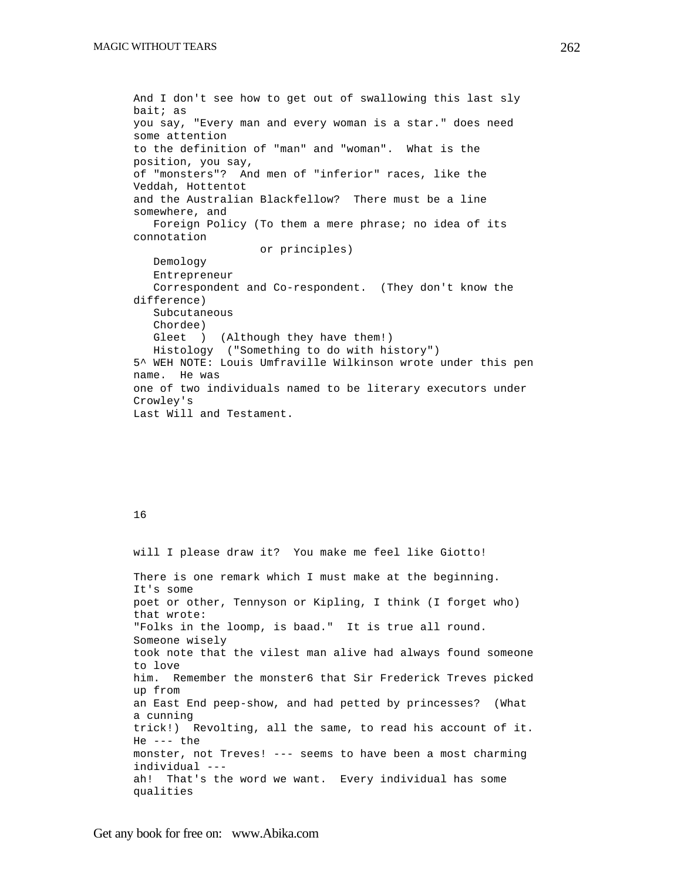And I don't see how to get out of swallowing this last sly bait; as you say, "Every man and every woman is a star." does need some attention to the definition of "man" and "woman". What is the position, you say, of "monsters"? And men of "inferior" races, like the Veddah, Hottentot and the Australian Blackfellow? There must be a line somewhere, and

Foreign Policy (To them a mere phrase; no idea of its connotation or principles)
Demology
Entrepreneur
Correspondent and Co-respondent. (They don't know the difference)
Subcutaneous
Chordee)
Gleet ) (Although they have them!)
Histology ("Something to do with history")

5^ WEH NOTE: Louis Umfraville Wilkinson wrote under this pen name. He was one of two individuals named to be literary executors under Crowley's Last Will and Testament.

16

will I please draw it? You make me feel like Giotto!

There is one remark which I must make at the beginning. It's some poet or other, Tennyson or Kipling, I think (I forget who) that wrote: "Folks in the loomp, is baad." It is true all round. Someone wisely took note that the vilest man alive had always found someone to love him. Remember the monster6 that Sir Frederick Treves picked up from an East End peep-show, and had petted by princesses? (What a cunning trick!) Revolting, all the same, to read his account of it. He --- the monster, not Treves! --- seems to have been a most charming individual --- ah! That's the word we want. Every individual has some qualities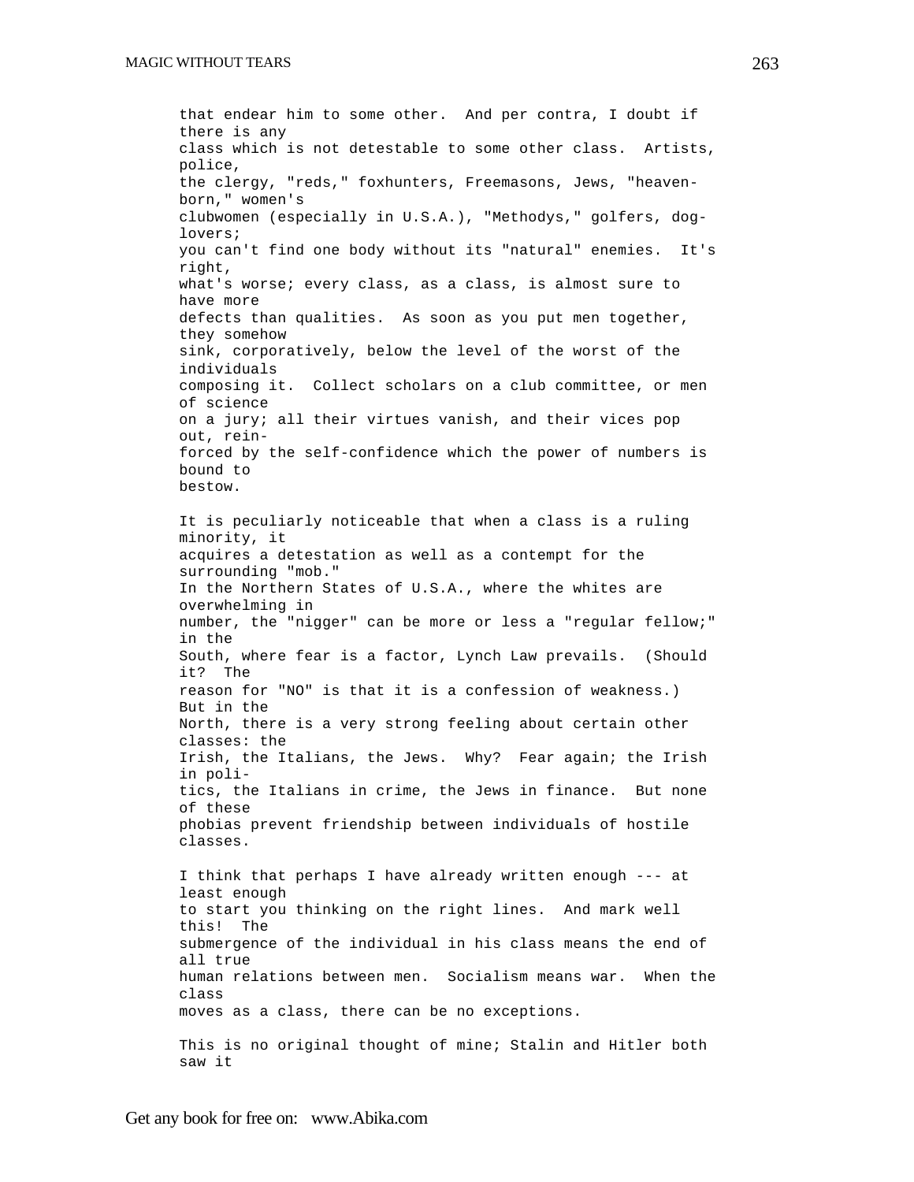that endear him to some other. And per contra, I doubt if there is any class which is not detestable to some other class. Artists, police, the clergy, "reds," foxhunters, Freemasons, Jews, "heaven-born," women's clubwomen (especially in U.S.A.), "Methodys," golfers, dog-lovers; you can't find one body without its "natural" enemies. It's right, what's worse; every class, as a class, is almost sure to have more defects than qualities. As soon as you put men together, they somehow sink, corporatively, below the level of the worst of the individuals composing it. Collect scholars on a club committee, or men of science on a jury; all their virtues vanish, and their vices pop out, reinforced by the self-confidence which the power of numbers is bound to bestow.

It is peculiarly noticeable that when a class is a ruling minority, it acquires a detestation as well as a contempt for the surrounding "mob." In the Northern States of U.S.A., where the whites are overwhelming in number, the "nigger" can be more or less a "regular fellow;" in the South, where fear is a factor, Lynch Law prevails. (Should it? The reason for "NO" is that it is a confession of weakness.) But in the North, there is a very strong feeling about certain other classes: the Irish, the Italians, the Jews. Why? Fear again; the Irish in politics, the Italians in crime, the Jews in finance. But none of these phobias prevent friendship between individuals of hostile classes.

I think that perhaps I have already written enough --- at least enough to start you thinking on the right lines. And mark well this! The submergence of the individual in his class means the end of all true human relations between men. Socialism means war. When the class moves as a class, there can be no exceptions.

This is no original thought of mine; Stalin and Hitler both saw it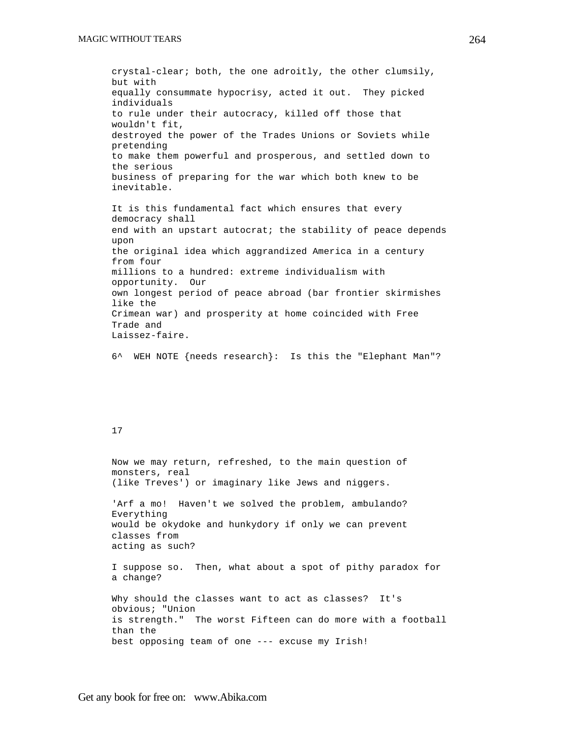crystal-clear; both, the one adroitly, the other clumsily, but with equally consummate hypocrisy, acted it out. They picked individuals to rule under their autocracy, killed off those that wouldn't fit, destroyed the power of the Trades Unions or Soviets while pretending to make them powerful and prosperous, and settled down to the serious business of preparing for the war which both knew to be inevitable.

It is this fundamental fact which ensures that every democracy shall end with an upstart autocrat; the stability of peace depends upon the original idea which aggrandized America in a century from four millions to a hundred: extreme individualism with opportunity. Our own longest period of peace abroad (bar frontier skirmishes like the Crimean war) and prosperity at home coincided with Free Trade and Laissez-faire.

6^ WEH NOTE {needs research}: Is this the "Elephant Man"?

## 17

Now we may return, refreshed, to the main question of monsters, real (like Treves') or imaginary like Jews and niggers.

'Arf a mo! Haven't we solved the problem, ambulando? Everything would be okydoke and hunkydory if only we can prevent classes from acting as such?

I suppose so. Then, what about a spot of pithy paradox for a change?

Why should the classes want to act as classes? It's obvious; "Union is strength." The worst Fifteen can do more with a football than the best opposing team of one --- excuse my Irish!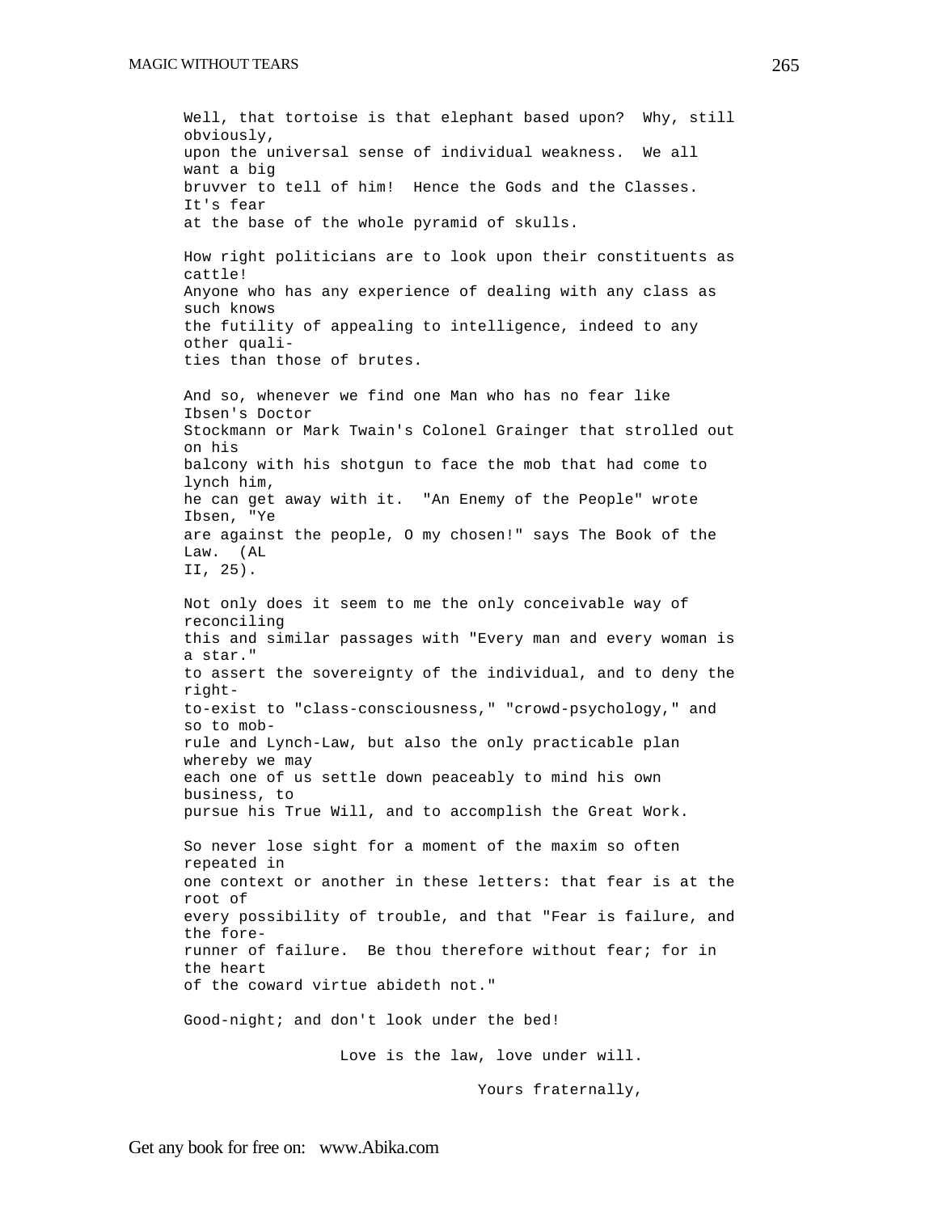Well, that tortoise is that elephant based upon? Why, still obviously, upon the universal sense of individual weakness. We all want a big bruvver to tell of him! Hence the Gods and the Classes. It's fear at the base of the whole pyramid of skulls.

How right politicians are to look upon their constituents as cattle! Anyone who has any experience of dealing with any class as such knows the futility of appealing to intelligence, indeed to any other qualities than those of brutes.

And so, whenever we find one Man who has no fear like Ibsen's Doctor Stockmann or Mark Twain's Colonel Grainger that strolled out on his balcony with his shotgun to face the mob that had come to lynch him, he can get away with it. "An Enemy of the People" wrote Ibsen, "Ye are against the people, O my chosen!" says The Book of the Law. (AL II, 25).

Not only does it seem to me the only conceivable way of reconciling this and similar passages with "Every man and every woman is a star." to assert the sovereignty of the individual, and to deny the right-to-exist to "class-consciousness," "crowd-psychology," and so to mob-rule and Lynch-Law, but also the only practicable plan whereby we may each one of us settle down peaceably to mind his own business, to pursue his True Will, and to accomplish the Great Work.

So never lose sight for a moment of the maxim so often repeated in one context or another in these letters: that fear is at the root of every possibility of trouble, and that "Fear is failure, and the fore-runner of failure. Be thou therefore without fear; for in the heart of the coward virtue abideth not."

Good-night; and don't look under the bed!

Love is the law, love under will.

Yours fraternally,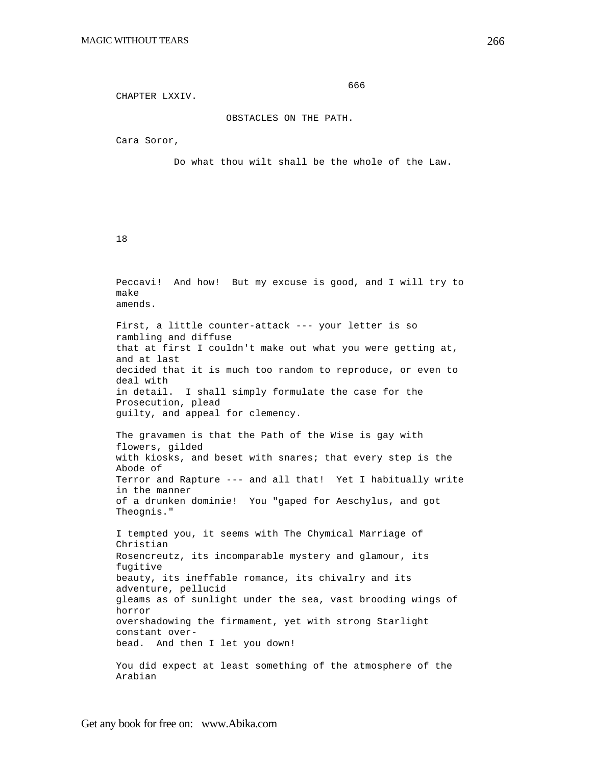666

CHAPTER LXXIV.

## OBSTACLES ON THE PATH.

Cara Soror,

Do what thou wilt shall be the whole of the Law.

18

Peccavi! And how! But my excuse is good, and I will try to make amends.

First, a little counter-attack --- your letter is so rambling and diffuse that at first I couldn't make out what you were getting at, and at last decided that it is much too random to reproduce, or even to deal with in detail. I shall simply formulate the case for the Prosecution, plead guilty, and appeal for clemency.

The gravamen is that the Path of the Wise is gay with flowers, gilded with kiosks, and beset with snares; that every step is the Abode of Terror and Rapture --- and all that! Yet I habitually write in the manner of a drunken dominie! You "gaped for Aeschylus, and got Theognis."

I tempted you, it seems with The Chymical Marriage of Christian Rosencreutz, its incomparable mystery and glamour, its fugitive beauty, its ineffable romance, its chivalry and its adventure, pellucid gleams as of sunlight under the sea, vast brooding wings of horror overshadowing the firmament, yet with strong Starlight constant over-bead. And then I let you down!

You did expect at least something of the atmosphere of the Arabian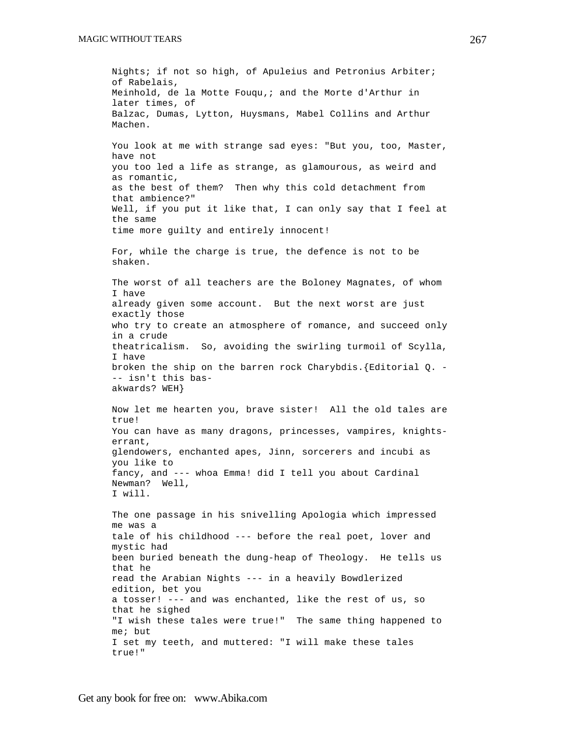Nights; if not so high, of Apuleius and Petronius Arbiter; of Rabelais, Meinhold, de la Motte Fouqu,; and the Morte d'Arthur in later times, of Balzac, Dumas, Lytton, Huysmans, Mabel Collins and Arthur Machen.

You look at me with strange sad eyes: "But you, too, Master, have not you too led a life as strange, as glamourous, as weird and as romantic, as the best of them? Then why this cold detachment from that ambience?" Well, if you put it like that, I can only say that I feel at the same time more guilty and entirely innocent!

For, while the charge is true, the defence is not to be shaken.

The worst of all teachers are the Boloney Magnates, of whom I have already given some account. But the next worst are just exactly those who try to create an atmosphere of romance, and succeed only in a crude theatricalism. So, avoiding the swirling turmoil of Scylla, I have broken the ship on the barren rock Charybdis.{Editorial Q. --- isn't this bas-akwards? WEH}

Now let me hearten you, brave sister! All the old tales are true! You can have as many dragons, princesses, vampires, knights-errant, glendowers, enchanted apes, Jinn, sorcerers and incubi as you like to fancy, and --- whoa Emma! did I tell you about Cardinal Newman? Well, I will.

The one passage in his snivelling Apologia which impressed me was a tale of his childhood --- before the real poet, lover and mystic had been buried beneath the dung-heap of Theology. He tells us that he read the Arabian Nights --- in a heavily Bowdlerized edition, bet you a tosser! --- and was enchanted, like the rest of us, so that he sighed "I wish these tales were true!" The same thing happened to me; but I set my teeth, and muttered: "I will make these tales true!"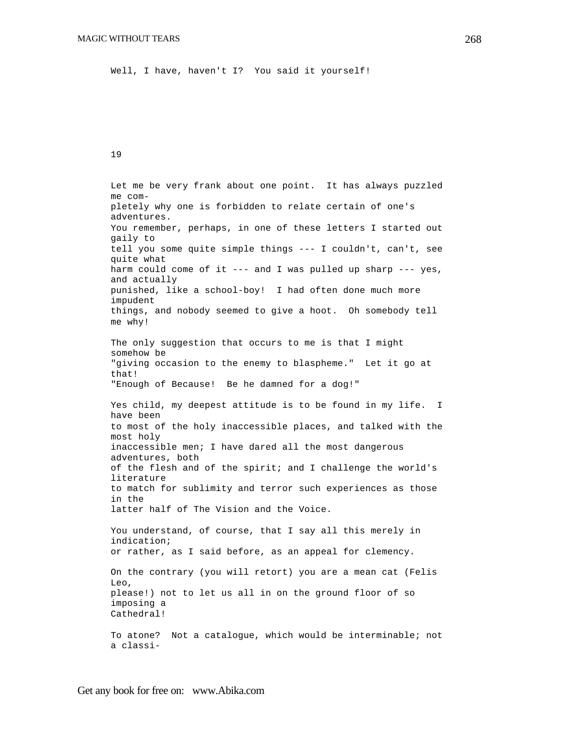Well, I have, haven't I? You said it yourself!

## 19

Let me be very frank about one point. It has always puzzled me completely why one is forbidden to relate certain of one's adventures. You remember, perhaps, in one of these letters I started out gaily to tell you some quite simple things --- I couldn't, can't, see quite what harm could come of it --- and I was pulled up sharp --- yes, and actually punished, like a school-boy! I had often done much more impudent things, and nobody seemed to give a hoot. Oh somebody tell me why!

The only suggestion that occurs to me is that I might somehow be "giving occasion to the enemy to blaspheme." Let it go at that! "Enough of Because! Be he damned for a dog!"

Yes child, my deepest attitude is to be found in my life. I have been to most of the holy inaccessible places, and talked with the most holy inaccessible men; I have dared all the most dangerous adventures, both of the flesh and of the spirit; and I challenge the world's literature to match for sublimity and terror such experiences as those in the latter half of The Vision and the Voice.

You understand, of course, that I say all this merely in indication; or rather, as I said before, as an appeal for clemency.

On the contrary (you will retort) you are a mean cat (Felis Leo, please!) not to let us all in on the ground floor of so imposing a Cathedral!

To atone? Not a catalogue, which would be interminable; not a classi-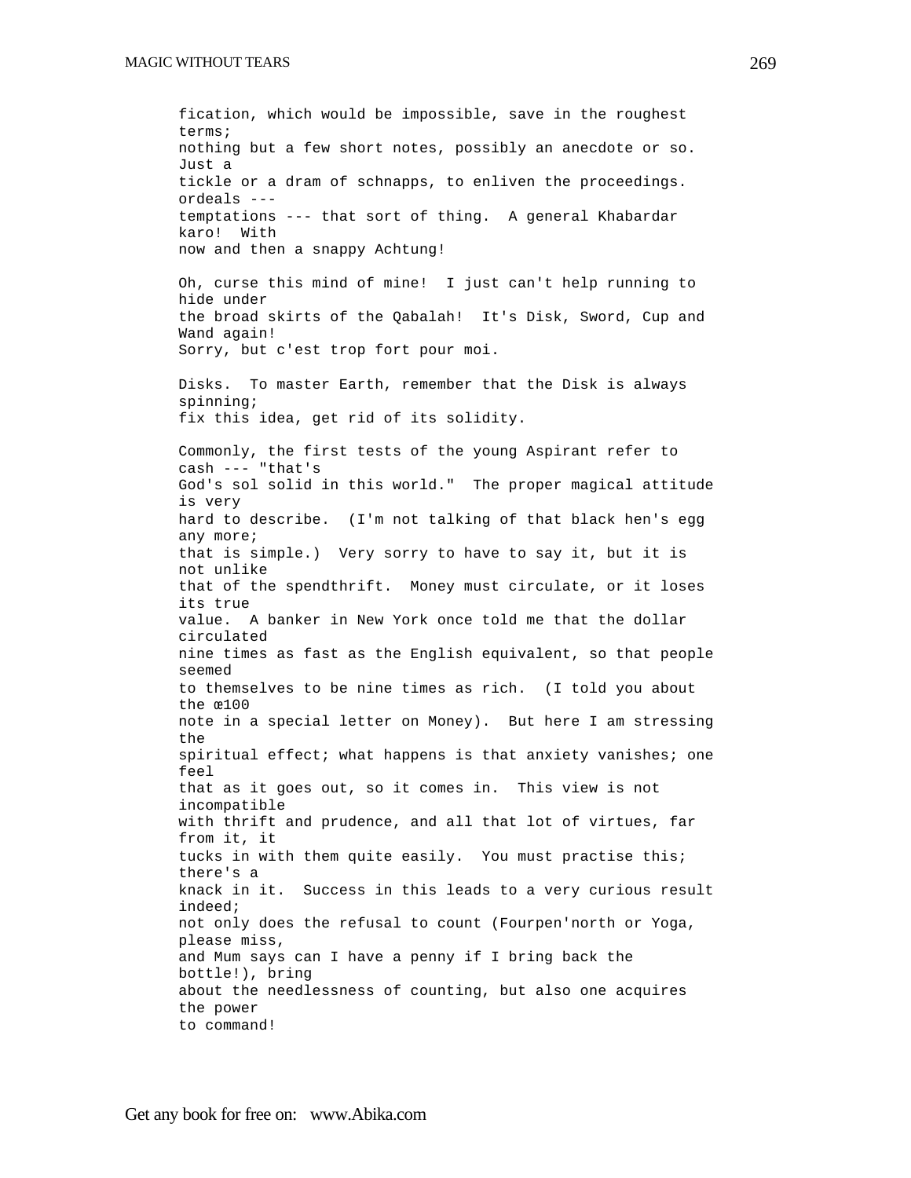fication, which would be impossible, save in the roughest terms; nothing but a few short notes, possibly an anecdote or so. Just a tickle or a dram of schnapps, to enliven the proceedings. ordeals --- temptations --- that sort of thing. A general Khabardar karo! With now and then a snappy Achtung!

Oh, curse this mind of mine! I just can't help running to hide under the broad skirts of the Qabalah! It's Disk, Sword, Cup and Wand again! Sorry, but c'est trop fort pour moi.

Disks. To master Earth, remember that the Disk is always spinning; fix this idea, get rid of its solidity.

Commonly, the first tests of the young Aspirant refer to cash --- "that's God's sol solid in this world." The proper magical attitude is very hard to describe. (I'm not talking of that black hen's egg any more; that is simple.) Very sorry to have to say it, but it is not unlike that of the spendthrift. Money must circulate, or it loses its true value. A banker in New York once told me that the dollar circulated nine times as fast as the English equivalent, so that people seemed to themselves to be nine times as rich. (I told you about the œ100 note in a special letter on Money). But here I am stressing the spiritual effect; what happens is that anxiety vanishes; one feel that as it goes out, so it comes in. This view is not incompatible with thrift and prudence, and all that lot of virtues, far from it, it tucks in with them quite easily. You must practise this; there's a knack in it. Success in this leads to a very curious result indeed; not only does the refusal to count (Fourpen'north or Yoga, please miss, and Mum says can I have a penny if I bring back the bottle!), bring about the needlessness of counting, but also one acquires the power to command!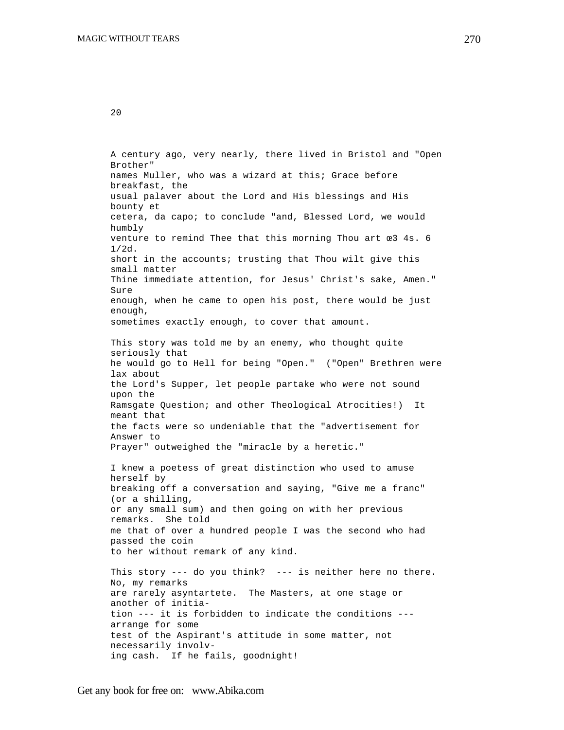20

A century ago, very nearly, there lived in Bristol and "Open Brother" names Muller, who was a wizard at this; Grace before breakfast, the usual palaver about the Lord and His blessings and His bounty et cetera, da capo; to conclude "and, Blessed Lord, we would humbly venture to remind Thee that this morning Thou art œ3 4s. 6 1/2d. short in the accounts; trusting that Thou wilt give this small matter Thine immediate attention, for Jesus' Christ's sake, Amen." Sure enough, when he came to open his post, there would be just enough, sometimes exactly enough, to cover that amount.

This story was told me by an enemy, who thought quite seriously that he would go to Hell for being "Open." ("Open" Brethren were lax about the Lord's Supper, let people partake who were not sound upon the Ramsgate Question; and other Theological Atrocities!) It meant that the facts were so undeniable that the "advertisement for Answer to Prayer" outweighed the "miracle by a heretic."

I knew a poetess of great distinction who used to amuse herself by breaking off a conversation and saying, "Give me a franc" (or a shilling, or any small sum) and then going on with her previous remarks. She told me that of over a hundred people I was the second who had passed the coin to her without remark of any kind.

This story --- do you think? --- is neither here no there. No, my remarks are rarely asyntartete. The Masters, at one stage or another of initiation --- it is forbidden to indicate the conditions --- arrange for some test of the Aspirant's attitude in some matter, not necessarily involving cash. If he fails, goodnight!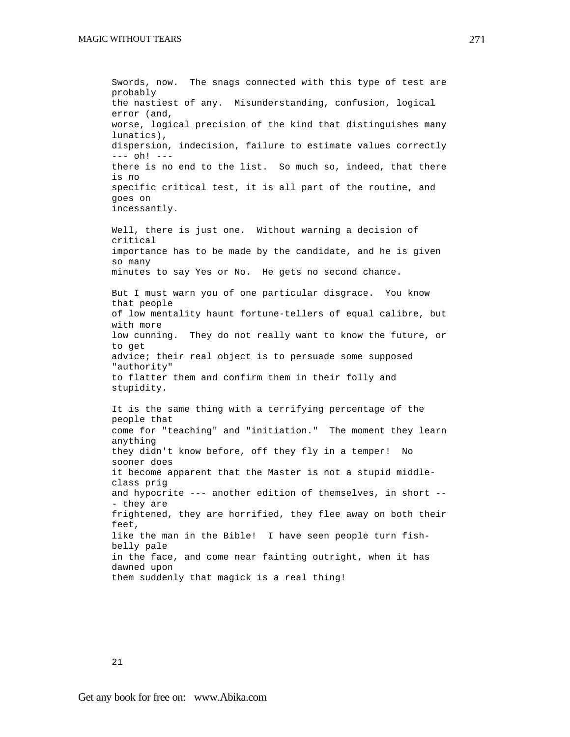Swords, now. The snags connected with this type of test are probably the nastiest of any. Misunderstanding, confusion, logical error (and, worse, logical precision of the kind that distinguishes many lunatics), dispersion, indecision, failure to estimate values correctly --- oh! --- there is no end to the list. So much so, indeed, that there is no specific critical test, it is all part of the routine, and goes on incessantly.

Well, there is just one. Without warning a decision of critical importance has to be made by the candidate, and he is given so many minutes to say Yes or No. He gets no second chance.

But I must warn you of one particular disgrace. You know that people of low mentality haunt fortune-tellers of equal calibre, but with more low cunning. They do not really want to know the future, or to get advice; their real object is to persuade some supposed "authority" to flatter them and confirm them in their folly and stupidity.

It is the same thing with a terrifying percentage of the people that come for "teaching" and "initiation." The moment they learn anything they didn't know before, off they fly in a temper! No sooner does it become apparent that the Master is not a stupid middle-class prig and hypocrite --- another edition of themselves, in short --- they are frightened, they are horrified, they flee away on both their feet, like the man in the Bible! I have seen people turn fish-belly pale in the face, and come near fainting outright, when it has dawned upon them suddenly that magick is a real thing!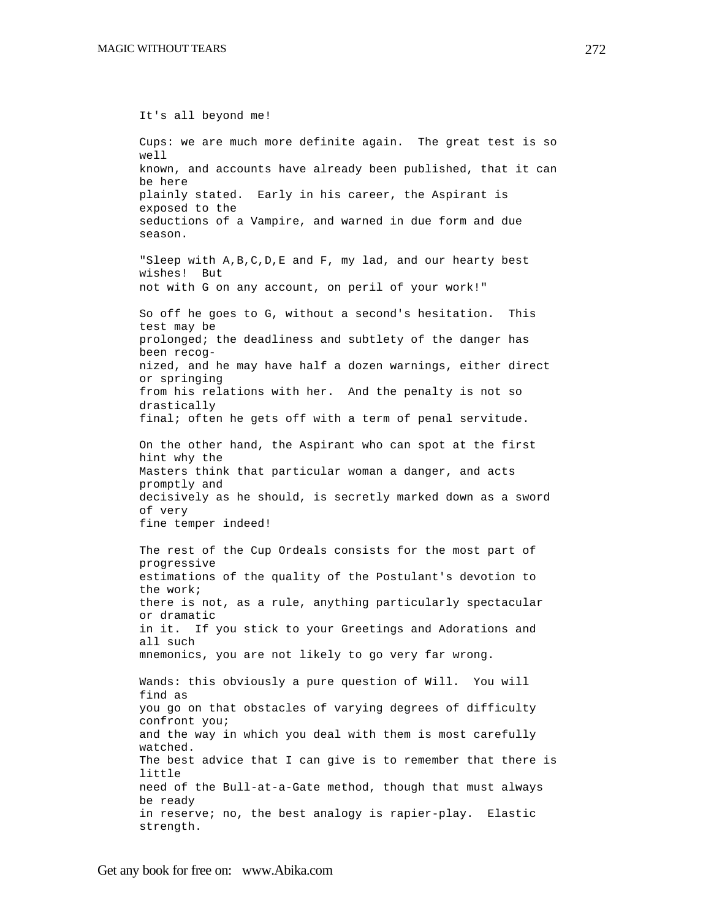It's all beyond me!

Cups: we are much more definite again. The great test is so well known, and accounts have already been published, that it can be here plainly stated. Early in his career, the Aspirant is exposed to the seductions of a Vampire, and warned in due form and due season.

"Sleep with A,B,C,D,E and F, my lad, and our hearty best wishes! But not with G on any account, on peril of your work!"

So off he goes to G, without a second's hesitation. This test may be prolonged; the deadliness and subtlety of the danger has been recognized, and he may have half a dozen warnings, either direct or springing from his relations with her. And the penalty is not so drastically final; often he gets off with a term of penal servitude.

On the other hand, the Aspirant who can spot at the first hint why the Masters think that particular woman a danger, and acts promptly and decisively as he should, is secretly marked down as a sword of very fine temper indeed!

The rest of the Cup Ordeals consists for the most part of progressive estimations of the quality of the Postulant's devotion to the work; there is not, as a rule, anything particularly spectacular or dramatic in it. If you stick to your Greetings and Adorations and all such mnemonics, you are not likely to go very far wrong.

Wands: this obviously a pure question of Will. You will find as you go on that obstacles of varying degrees of difficulty confront you; and the way in which you deal with them is most carefully watched. The best advice that I can give is to remember that there is little need of the Bull-at-a-Gate method, though that must always be ready in reserve; no, the best analogy is rapier-play. Elastic strength.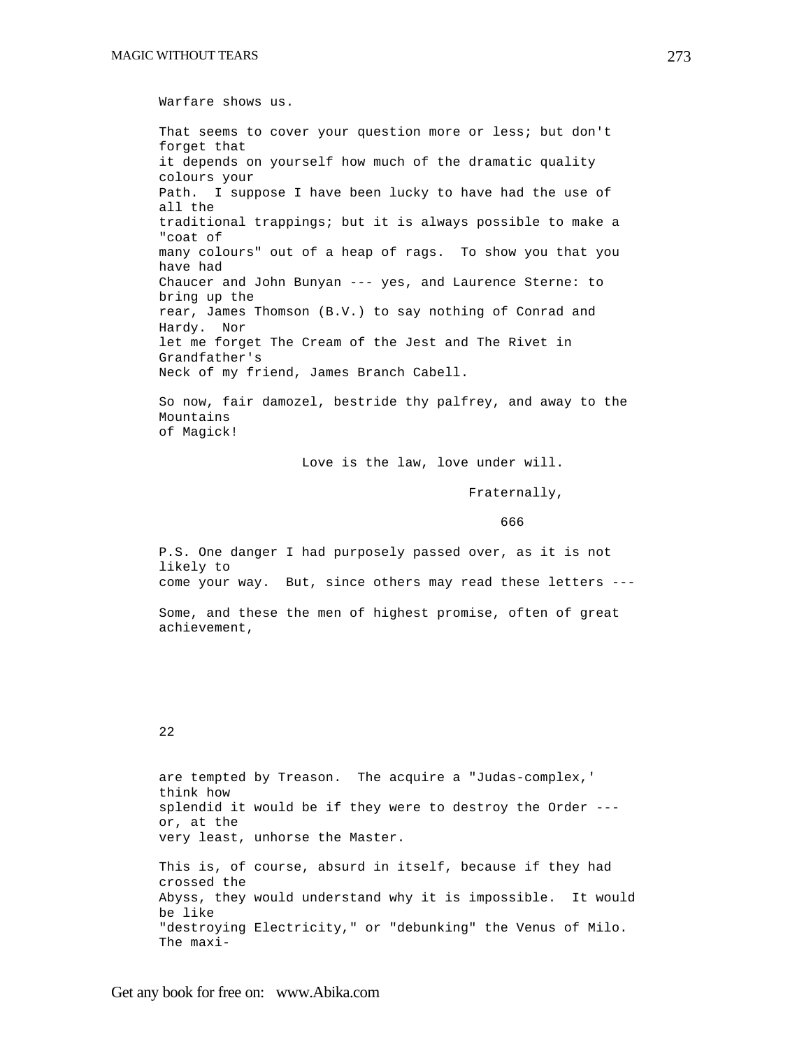Warfare shows us.

That seems to cover your question more or less; but don't forget that it depends on yourself how much of the dramatic quality colours your Path. I suppose I have been lucky to have had the use of all the traditional trappings; but it is always possible to make a "coat of many colours" out of a heap of rags. To show you that you have had Chaucer and John Bunyan --- yes, and Laurence Sterne: to bring up the rear, James Thomson (B.V.) to say nothing of Conrad and Hardy. Nor let me forget The Cream of the Jest and The Rivet in Grandfather's Neck of my friend, James Branch Cabell.

So now, fair damozel, bestride thy palfrey, and away to the Mountains of Magick!

Love is the law, love under will.

Fraternally,

666

P.S. One danger I had purposely passed over, as it is not likely to come your way. But, since others may read these letters ---

Some, and these the men of highest promise, often of great achievement,

22

are tempted by Treason. The acquire a "Judas-complex,' think how splendid it would be if they were to destroy the Order --- or, at the very least, unhorse the Master.

This is, of course, absurd in itself, because if they had crossed the Abyss, they would understand why it is impossible. It would be like "destroying Electricity," or "debunking" the Venus of Milo. The maxi-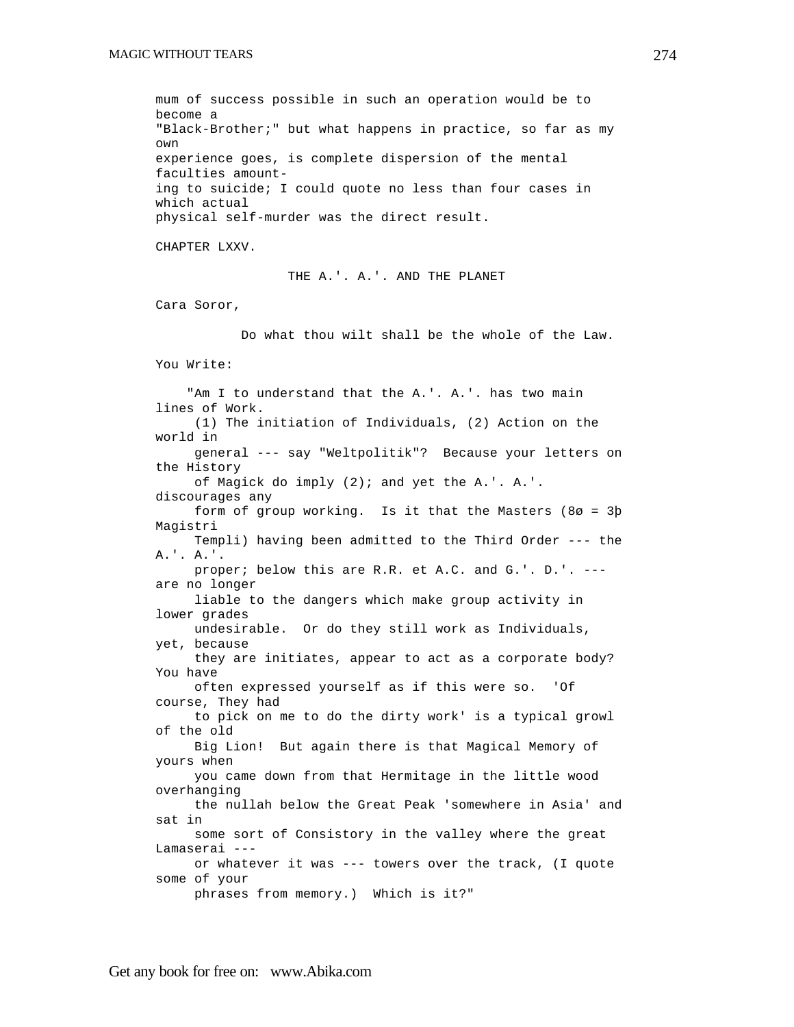mum of success possible in such an operation would be to become a "Black-Brother;" but what happens in practice, so far as my own experience goes, is complete dispersion of the mental faculties amounting to suicide; I could quote no less than four cases in which actual physical self-murder was the direct result.

## CHAPTER LXXV.

### THE A.'. A.'. AND THE PLANET

Cara Soror,

Do what thou wilt shall be the whole of the Law.

You Write:

"Am I to understand that the A.'. A.'. has two main lines of Work. (1) The initiation of Individuals, (2) Action on the world in general --- say "Weltpolitik"? Because your letters on the History of Magick do imply (2); and yet the A.'. A.'. discourages any form of group working. Is it that the Masters (8ø = 3þ Magistri Templi) having been admitted to the Third Order --- the A.'. A.'. proper; below this are R.R. et A.C. and G.'. D.'. --- are no longer liable to the dangers which make group activity in lower grades undesirable. Or do they still work as Individuals, yet, because they are initiates, appear to act as a corporate body? You have often expressed yourself as if this were so. 'Of course, They had to pick on me to do the dirty work' is a typical growl of the old Big Lion! But again there is that Magical Memory of yours when you came down from that Hermitage in the little wood overhanging the nullah below the Great Peak 'somewhere in Asia' and sat in some sort of Consistory in the valley where the great Lamaserai --- or whatever it was --- towers over the track, (I quote some of your phrases from memory.) Which is it?"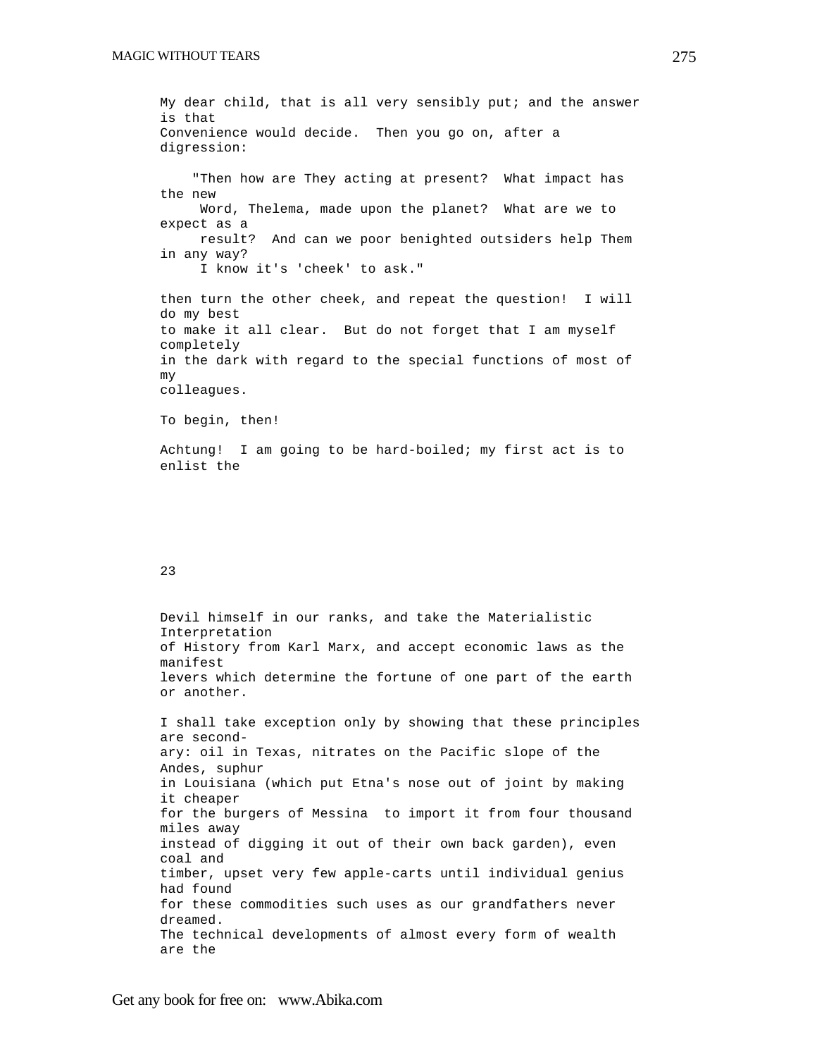My dear child, that is all very sensibly put; and the answer is that Convenience would decide. Then you go on, after a digression:

> "Then how are They acting at present? What impact has the new Word, Thelema, made upon the planet? What are we to expect as a result? And can we poor benighted outsiders help Them in any way? I know it's 'cheek' to ask."

then turn the other cheek, and repeat the question! I will do my best to make it all clear. But do not forget that I am myself completely in the dark with regard to the special functions of most of my colleagues.

To begin, then!

Achtung! I am going to be hard-boiled; my first act is to enlist the

23

Devil himself in our ranks, and take the Materialistic Interpretation of History from Karl Marx, and accept economic laws as the manifest levers which determine the fortune of one part of the earth or another.

I shall take exception only by showing that these principles are secondary: oil in Texas, nitrates on the Pacific slope of the Andes, suphur in Louisiana (which put Etna's nose out of joint by making it cheaper for the burgers of Messina to import it from four thousand miles away instead of digging it out of their own back garden), even coal and timber, upset very few apple-carts until individual genius had found for these commodities such uses as our grandfathers never dreamed. The technical developments of almost every form of wealth are the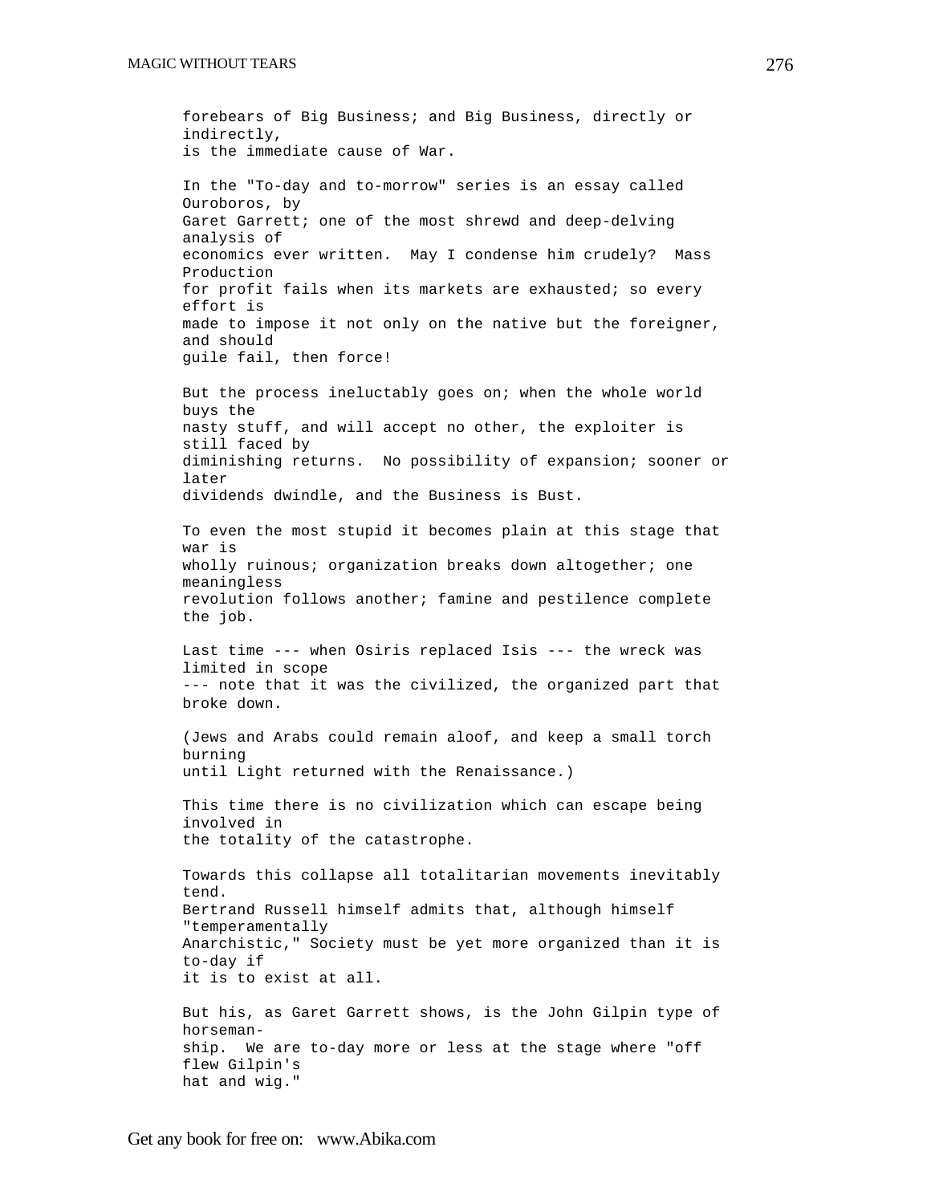forebears of Big Business; and Big Business, directly or indirectly, is the immediate cause of War.

In the "To-day and to-morrow" series is an essay called Ouroboros, by Garet Garrett; one of the most shrewd and deep-delving analysis of economics ever written. May I condense him crudely? Mass Production for profit fails when its markets are exhausted; so every effort is made to impose it not only on the native but the foreigner, and should guile fail, then force!

But the process ineluctably goes on; when the whole world buys the nasty stuff, and will accept no other, the exploiter is still faced by diminishing returns. No possibility of expansion; sooner or later dividends dwindle, and the Business is Bust.

To even the most stupid it becomes plain at this stage that war is wholly ruinous; organization breaks down altogether; one meaningless revolution follows another; famine and pestilence complete the job.

Last time --- when Osiris replaced Isis --- the wreck was limited in scope --- note that it was the civilized, the organized part that broke down.

(Jews and Arabs could remain aloof, and keep a small torch burning until Light returned with the Renaissance.)

This time there is no civilization which can escape being involved in the totality of the catastrophe.

Towards this collapse all totalitarian movements inevitably tend. Bertrand Russell himself admits that, although himself "temperamentally Anarchistic," Society must be yet more organized than it is to-day if it is to exist at all.

But his, as Garet Garrett shows, is the John Gilpin type of horsemanship. We are to-day more or less at the stage where "off flew Gilpin's hat and wig."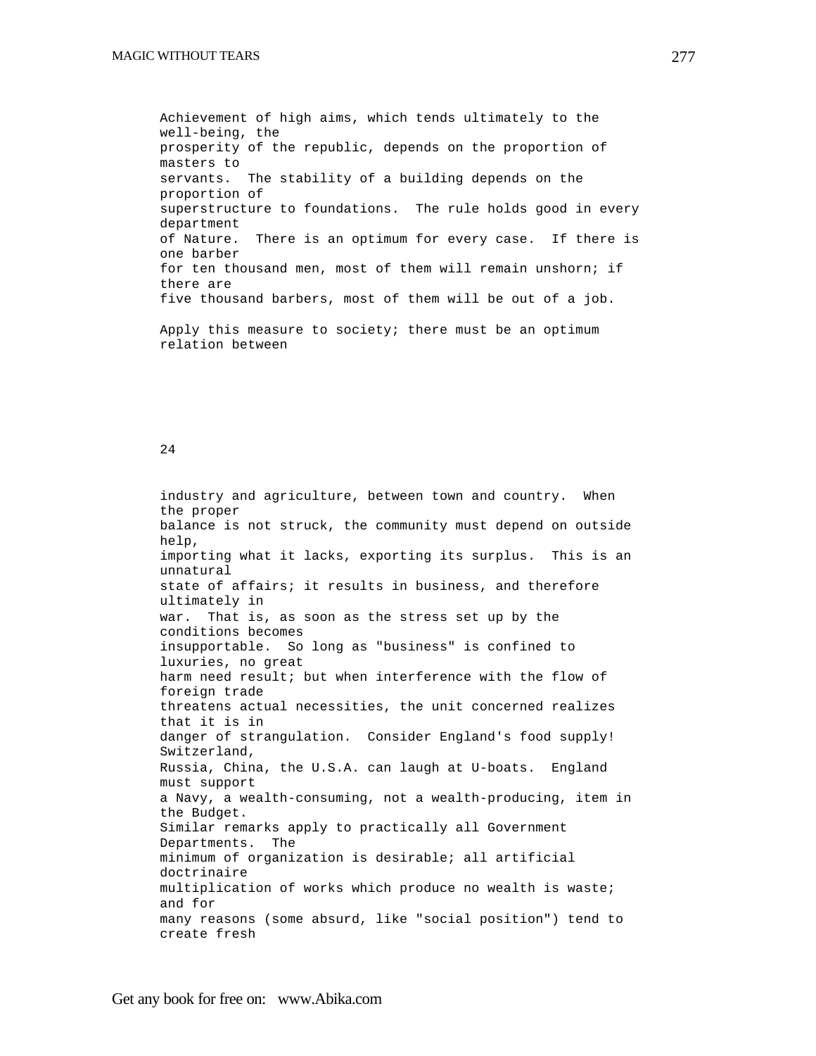Achievement of high aims, which tends ultimately to the well-being, the prosperity of the republic, depends on the proportion of masters to servants. The stability of a building depends on the proportion of superstructure to foundations. The rule holds good in every department of Nature. There is an optimum for every case. If there is one barber for ten thousand men, most of them will remain unshorn; if there are five thousand barbers, most of them will be out of a job.

Apply this measure to society; there must be an optimum relation between industry and agriculture, between town and country. When the proper balance is not struck, the community must depend on outside help, importing what it lacks, exporting its surplus. This is an unnatural state of affairs; it results in business, and therefore ultimately in war. That is, as soon as the stress set up by the conditions becomes insupportable. So long as "business" is confined to luxuries, no great harm need result; but when interference with the flow of foreign trade threatens actual necessities, the unit concerned realizes that it is in danger of strangulation. Consider England's food supply! Switzerland, Russia, China, the U.S.A. can laugh at U-boats. England must support a Navy, a wealth-consuming, not a wealth-producing, item in the Budget. Similar remarks apply to practically all Government Departments. The minimum of organization is desirable; all artificial doctrinaire multiplication of works which produce no wealth is waste; and for many reasons (some absurd, like "social position") tend to create fresh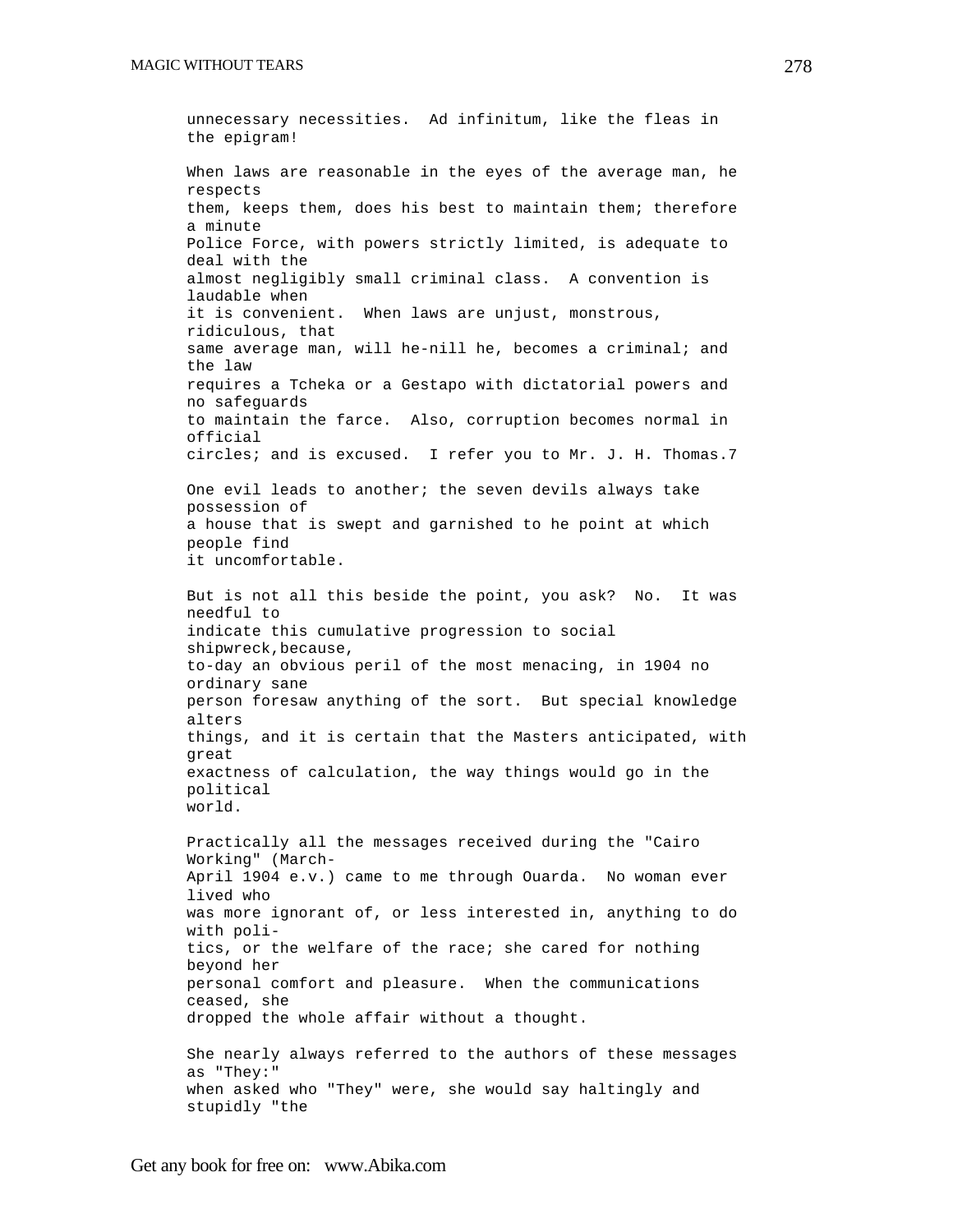unnecessary necessities. Ad infinitum, like the fleas in the epigram!

When laws are reasonable in the eyes of the average man, he respects them, keeps them, does his best to maintain them; therefore a minute Police Force, with powers strictly limited, is adequate to deal with the almost negligibly small criminal class. A convention is laudable when it is convenient. When laws are unjust, monstrous, ridiculous, that same average man, will he-nill he, becomes a criminal; and the law requires a Tcheka or a Gestapo with dictatorial powers and no safeguards to maintain the farce. Also, corruption becomes normal in official circles; and is excused. I refer you to Mr. J. H. Thomas.7

One evil leads to another; the seven devils always take possession of a house that is swept and garnished to he point at which people find it uncomfortable.

But is not all this beside the point, you ask? No. It was needful to indicate this cumulative progression to social shipwreck,because, to-day an obvious peril of the most menacing, in 1904 no ordinary sane person foresaw anything of the sort. But special knowledge alters things, and it is certain that the Masters anticipated, with great exactness of calculation, the way things would go in the political world.

Practically all the messages received during the "Cairo Working" (March-April 1904 e.v.) came to me through Ouarda. No woman ever lived who was more ignorant of, or less interested in, anything to do with politics, or the welfare of the race; she cared for nothing beyond her personal comfort and pleasure. When the communications ceased, she dropped the whole affair without a thought.

She nearly always referred to the authors of these messages as "They:" when asked who "They" were, she would say haltingly and stupidly "the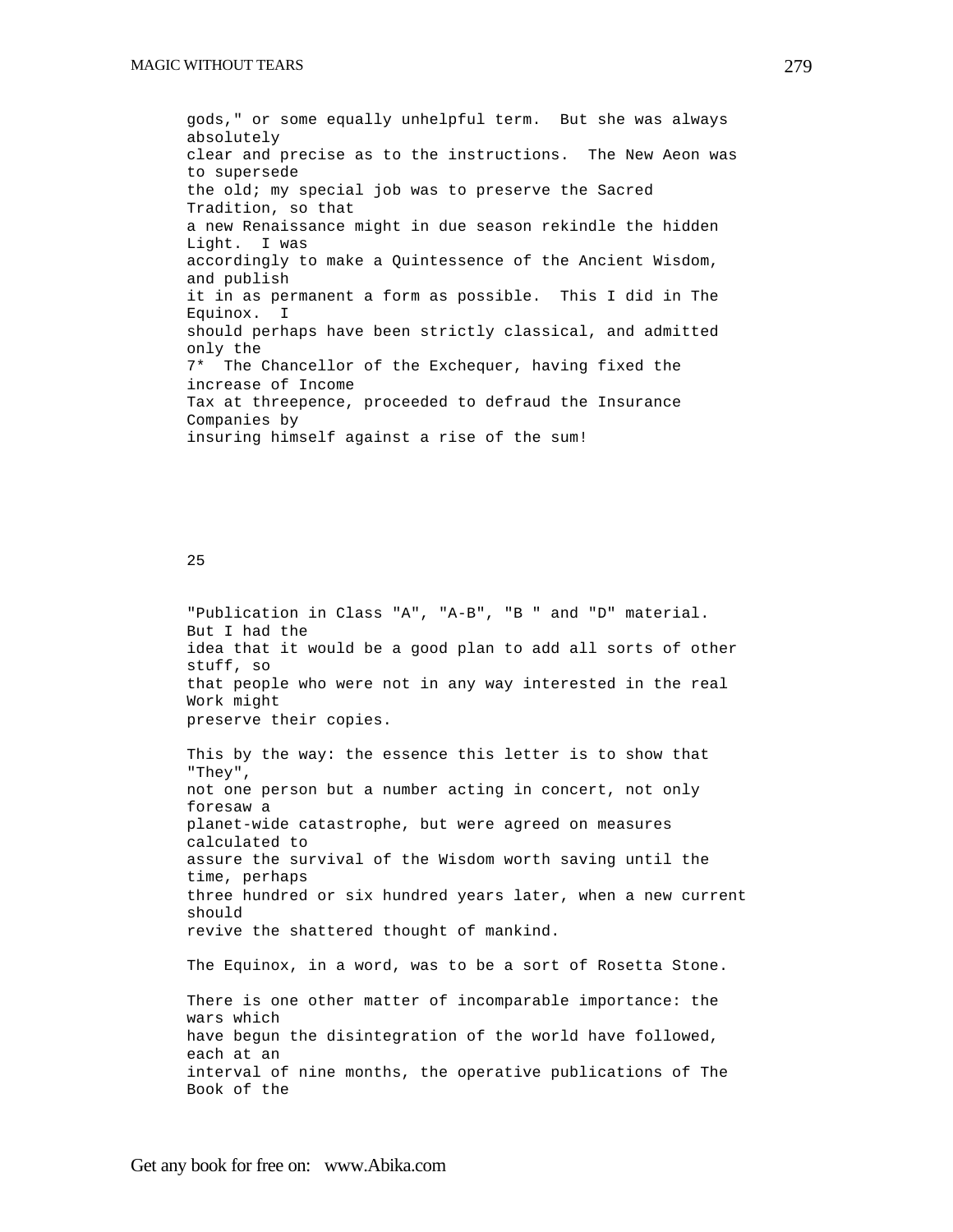gods," or some equally unhelpful term. But she was always absolutely clear and precise as to the instructions. The New Aeon was to supersede the old; my special job was to preserve the Sacred Tradition, so that a new Renaissance might in due season rekindle the hidden Light. I was accordingly to make a Quintessence of the Ancient Wisdom, and publish it in as permanent a form as possible. This I did in The Equinox. I should perhaps have been strictly classical, and admitted only the

7* The Chancellor of the Exchequer, having fixed the increase of Income Tax at threepence, proceeded to defraud the Insurance Companies by insuring himself against a rise of the sum!

25

"Publication in Class "A", "A-B", "B " and "D" material. But I had the idea that it would be a good plan to add all sorts of other stuff, so that people who were not in any way interested in the real Work might preserve their copies.

This by the way: the essence this letter is to show that "They", not one person but a number acting in concert, not only foresaw a planet-wide catastrophe, but were agreed on measures calculated to assure the survival of the Wisdom worth saving until the time, perhaps three hundred or six hundred years later, when a new current should revive the shattered thought of mankind.

The Equinox, in a word, was to be a sort of Rosetta Stone.

There is one other matter of incomparable importance: the wars which have begun the disintegration of the world have followed, each at an interval of nine months, the operative publications of The Book of the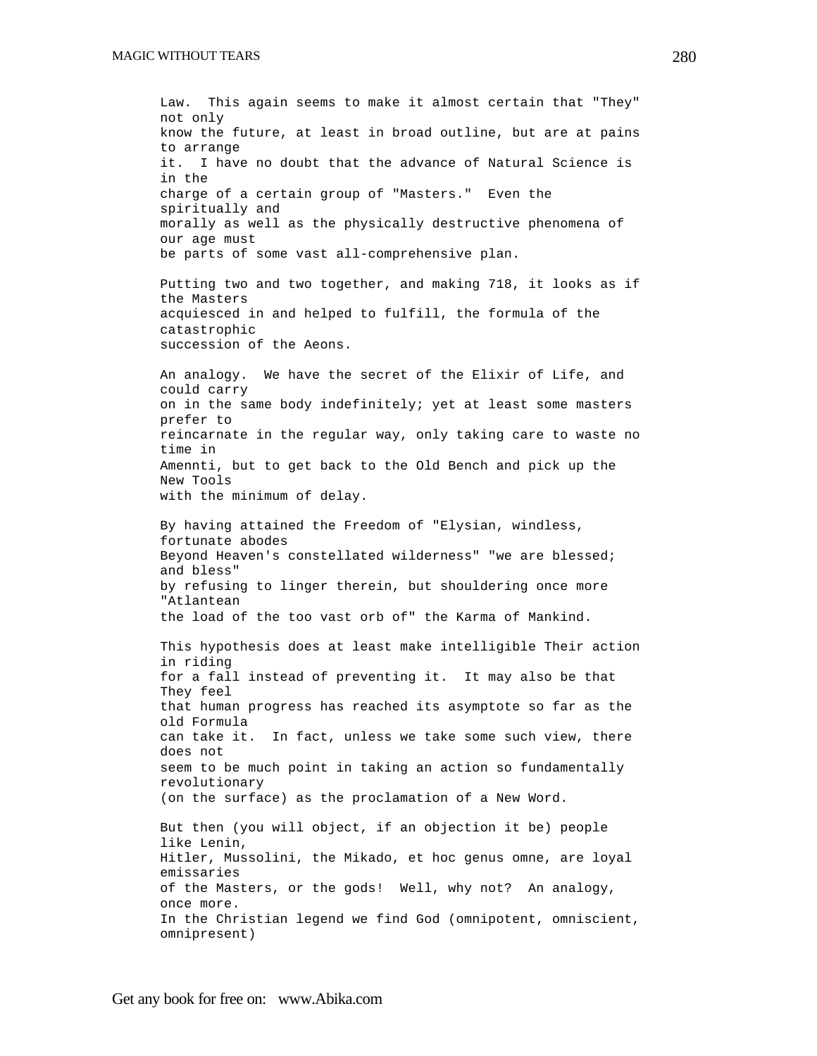Law. This again seems to make it almost certain that "They" not only know the future, at least in broad outline, but are at pains to arrange it. I have no doubt that the advance of Natural Science is in the charge of a certain group of "Masters." Even the spiritually and morally as well as the physically destructive phenomena of our age must be parts of some vast all-comprehensive plan.

Putting two and two together, and making 718, it looks as if the Masters acquiesced in and helped to fulfill, the formula of the catastrophic succession of the Aeons.

An analogy. We have the secret of the Elixir of Life, and could carry on in the same body indefinitely; yet at least some masters prefer to reincarnate in the regular way, only taking care to waste no time in Amennti, but to get back to the Old Bench and pick up the New Tools with the minimum of delay.

By having attained the Freedom of "Elysian, windless, fortunate abodes Beyond Heaven's constellated wilderness" "we are blessed; and bless" by refusing to linger therein, but shouldering once more "Atlantean the load of the too vast orb of" the Karma of Mankind.

This hypothesis does at least make intelligible Their action in riding for a fall instead of preventing it. It may also be that They feel that human progress has reached its asymptote so far as the old Formula can take it. In fact, unless we take some such view, there does not seem to be much point in taking an action so fundamentally revolutionary (on the surface) as the proclamation of a New Word.

But then (you will object, if an objection it be) people like Lenin, Hitler, Mussolini, the Mikado, et hoc genus omne, are loyal emissaries of the Masters, or the gods! Well, why not? An analogy, once more. In the Christian legend we find God (omnipotent, omniscient, omnipresent)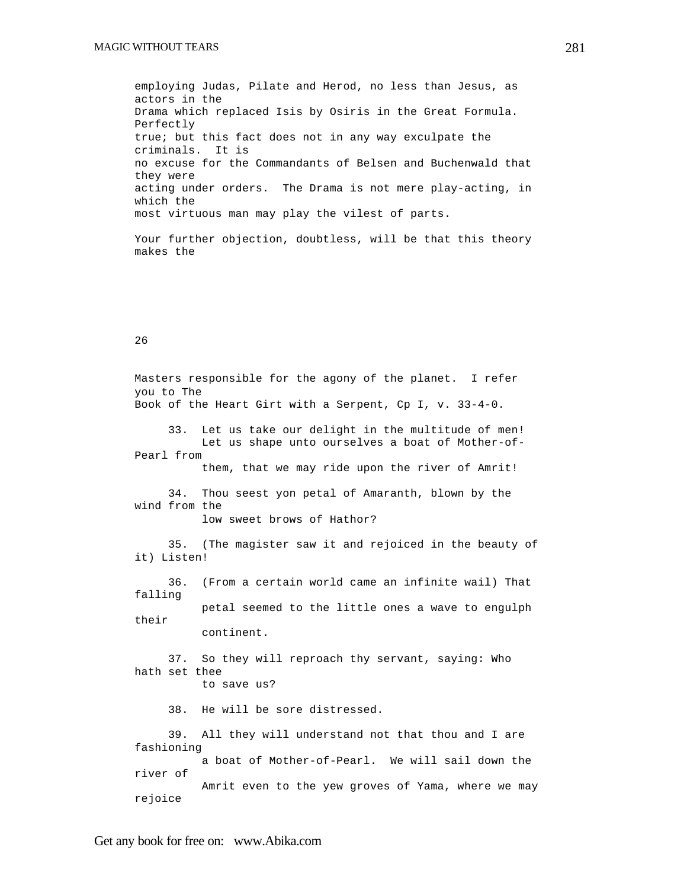employing Judas, Pilate and Herod, no less than Jesus, as actors in the Drama which replaced Isis by Osiris in the Great Formula. Perfectly true; but this fact does not in any way exculpate the criminals. It is no excuse for the Commandants of Belsen and Buchenwald that they were acting under orders. The Drama is not mere play-acting, in which the most virtuous man may play the vilest of parts.

Your further objection, doubtless, will be that this theory makes the

26

Masters responsible for the agony of the planet. I refer you to The Book of the Heart Girt with a Serpent, Cp I, v. 33-4-0.

> 33. Let us take our delight in the multitude of men! Let us shape unto ourselves a boat of Mother-of-Pearl from them, that we may ride upon the river of Amrit!
>
> 34. Thou seest yon petal of Amaranth, blown by the wind from the low sweet brows of Hathor?
>
> 35. (The magister saw it and rejoiced in the beauty of it) Listen!
>
> 36. (From a certain world came an infinite wail) That falling petal seemed to the little ones a wave to engulph their continent.
>
> 37. So they will reproach thy servant, saying: Who hath set thee to save us?
>
> 38. He will be sore distressed.
>
> 39. All they will understand not that thou and I are fashioning a boat of Mother-of-Pearl. We will sail down the river of Amrit even to the yew groves of Yama, where we may rejoice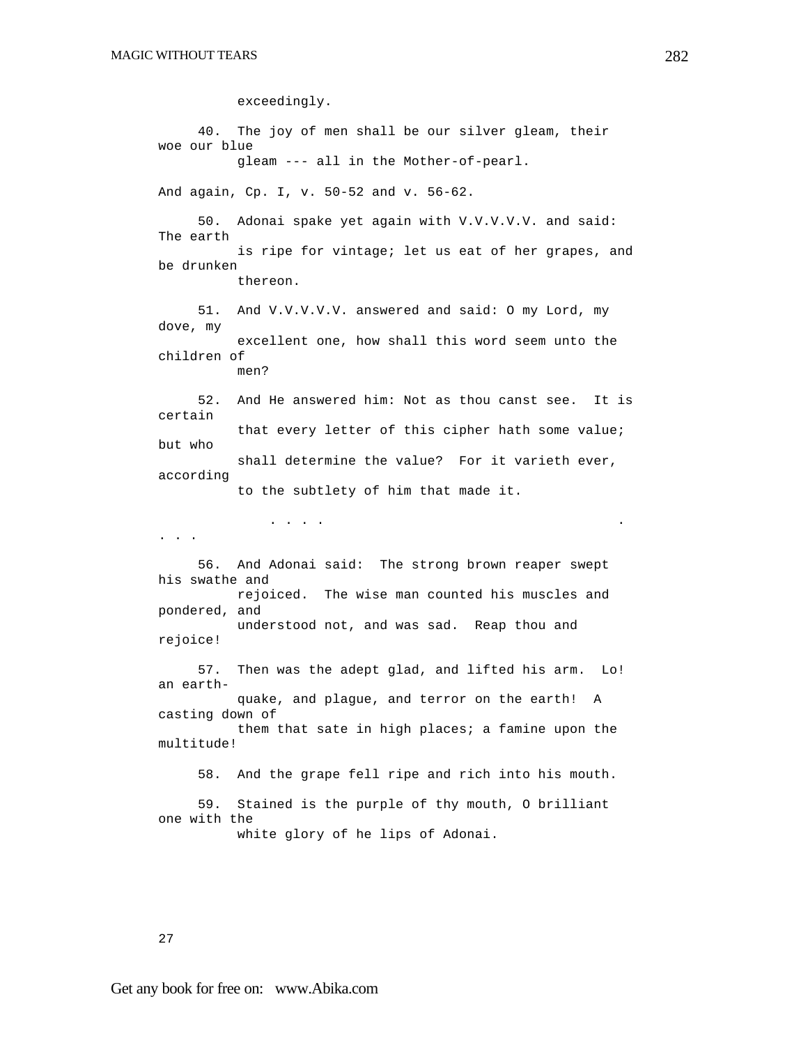exceedingly.

40. The joy of men shall be our silver gleam, their woe our blue gleam --- all in the Mother-of-pearl.

And again, Cp. I, v. 50-52 and v. 56-62.

50. Adonai spake yet again with V.V.V.V.V. and said: The earth is ripe for vintage; let us eat of her grapes, and be drunken thereon.

51. And V.V.V.V.V. answered and said: O my Lord, my dove, my excellent one, how shall this word seem unto the children of men?

52. And He answered him: Not as thou canst see. It is certain that every letter of this cipher hath some value; but who shall determine the value? For it varieth ever, according to the subtlety of him that made it.

. . . . . . . .

56. And Adonai said: The strong brown reaper swept his swathe and rejoiced. The wise man counted his muscles and pondered, and understood not, and was sad. Reap thou and rejoice!

57. Then was the adept glad, and lifted his arm. Lo! an earth-quake, and plague, and terror on the earth! A casting down of them that sate in high places; a famine upon the multitude!

58. And the grape fell ripe and rich into his mouth.

59. Stained is the purple of thy mouth, O brilliant one with the white glory of he lips of Adonai.

27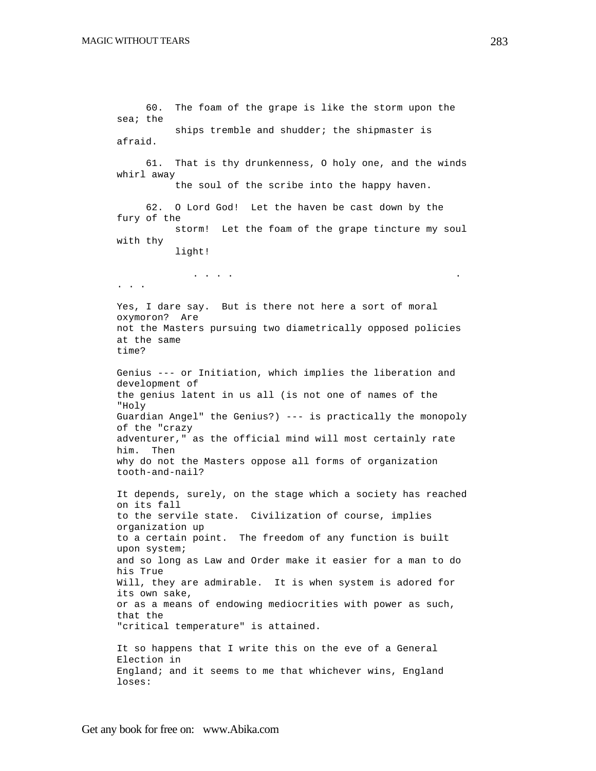60. The foam of the grape is like the storm upon the sea; the ships tremble and shudder; the shipmaster is afraid.

61. That is thy drunkenness, O holy one, and the winds whirl away the soul of the scribe into the happy haven.

62. O Lord God! Let the haven be cast down by the fury of the storm! Let the foam of the grape tincture my soul with thy light!

. . . . . . . .

Yes, I dare say. But is there not here a sort of moral oxymoron? Are not the Masters pursuing two diametrically opposed policies at the same time?

Genius --- or Initiation, which implies the liberation and development of the genius latent in us all (is not one of names of the "Holy Guardian Angel" the Genius?) --- is practically the monopoly of the "crazy adventurer," as the official mind will most certainly rate him. Then why do not the Masters oppose all forms of organization tooth-and-nail?

It depends, surely, on the stage which a society has reached on its fall to the servile state. Civilization of course, implies organization up to a certain point. The freedom of any function is built upon system; and so long as Law and Order make it easier for a man to do his True Will, they are admirable. It is when system is adored for its own sake, or as a means of endowing mediocrities with power as such, that the "critical temperature" is attained.

It so happens that I write this on the eve of a General Election in England; and it seems to me that whichever wins, England loses: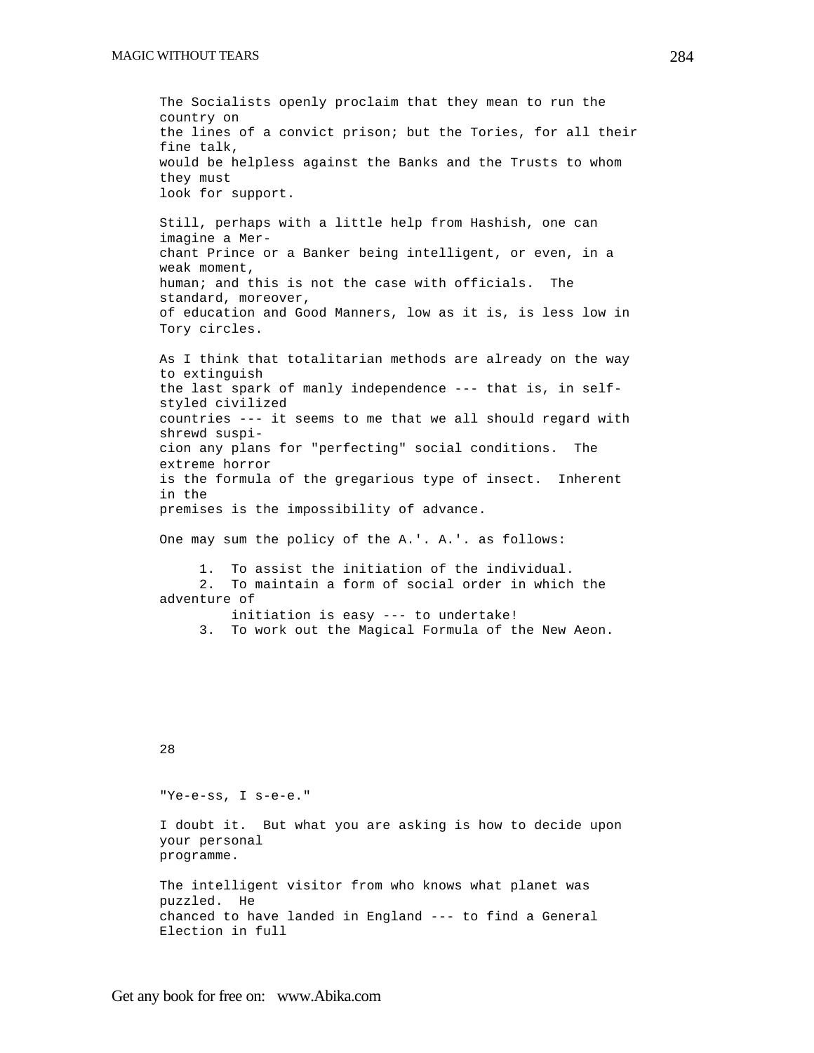The Socialists openly proclaim that they mean to run the country on the lines of a convict prison; but the Tories, for all their fine talk, would be helpless against the Banks and the Trusts to whom they must look for support.

Still, perhaps with a little help from Hashish, one can imagine a Merchant Prince or a Banker being intelligent, or even, in a weak moment, human; and this is not the case with officials. The standard, moreover, of education and Good Manners, low as it is, is less low in Tory circles.

As I think that totalitarian methods are already on the way to extinguish the last spark of manly independence --- that is, in self-styled civilized countries --- it seems to me that we all should regard with shrewd suspicion any plans for "perfecting" social conditions. The extreme horror is the formula of the gregarious type of insect. Inherent in the premises is the impossibility of advance.

One may sum the policy of the A.'. A.'. as follows:

1. To assist the initiation of the individual.
2. To maintain a form of social order in which the adventure of initiation is easy --- to undertake!
3. To work out the Magical Formula of the New Aeon.

## 28

"Ye-e-ss, I s-e-e."

I doubt it. But what you are asking is how to decide upon your personal programme.

The intelligent visitor from who knows what planet was puzzled. He chanced to have landed in England --- to find a General Election in full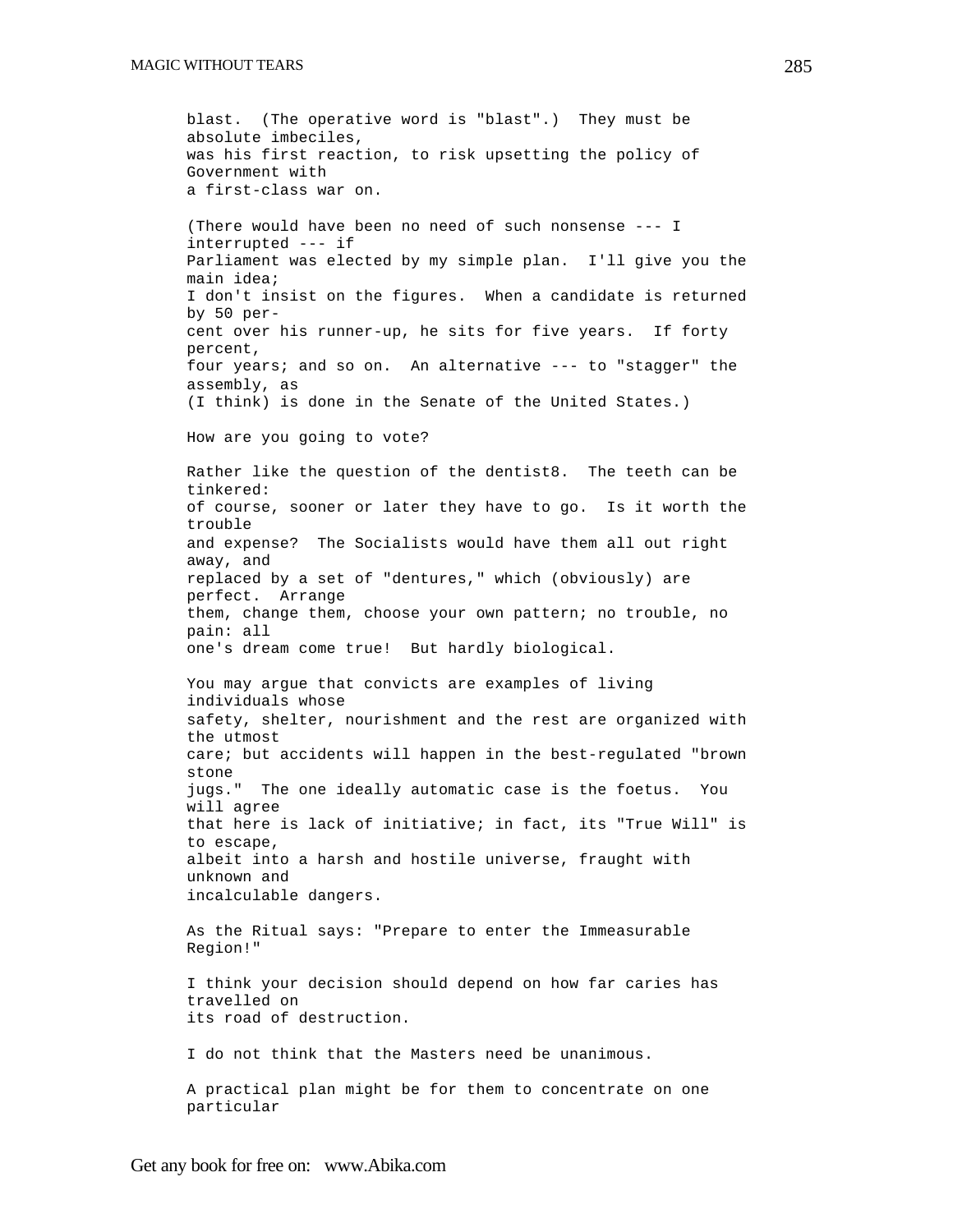blast. (The operative word is "blast".) They must be absolute imbeciles, was his first reaction, to risk upsetting the policy of Government with a first-class war on.

(There would have been no need of such nonsense --- I interrupted --- if Parliament was elected by my simple plan. I'll give you the main idea; I don't insist on the figures. When a candidate is returned by 50 per-cent over his runner-up, he sits for five years. If forty percent, four years; and so on. An alternative --- to "stagger" the assembly, as (I think) is done in the Senate of the United States.)

How are you going to vote?

Rather like the question of the dentist8. The teeth can be tinkered: of course, sooner or later they have to go. Is it worth the trouble and expense? The Socialists would have them all out right away, and replaced by a set of "dentures," which (obviously) are perfect. Arrange them, change them, choose your own pattern; no trouble, no pain: all one's dream come true! But hardly biological.

You may argue that convicts are examples of living individuals whose safety, shelter, nourishment and the rest are organized with the utmost care; but accidents will happen in the best-regulated "brown stone jugs." The one ideally automatic case is the foetus. You will agree that here is lack of initiative; in fact, its "True Will" is to escape, albeit into a harsh and hostile universe, fraught with unknown and incalculable dangers.

As the Ritual says: "Prepare to enter the Immeasurable Region!"

I think your decision should depend on how far caries has travelled on its road of destruction.

I do not think that the Masters need be unanimous.

A practical plan might be for them to concentrate on one particular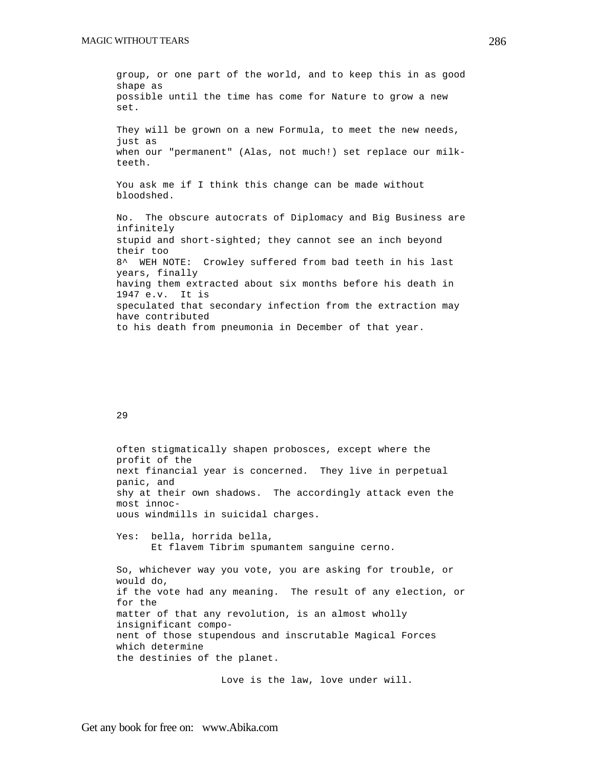group, or one part of the world, and to keep this in as good shape as possible until the time has come for Nature to grow a new set.

They will be grown on a new Formula, to meet the new needs, just as when our "permanent" (Alas, not much!) set replace our milk-teeth.

You ask me if I think this change can be made without bloodshed.

No. The obscure autocrats of Diplomacy and Big Business are infinitely stupid and short-sighted; they cannot see an inch beyond their too

8^ WEH NOTE: Crowley suffered from bad teeth in his last years, finally having them extracted about six months before his death in 1947 e.v. It is speculated that secondary infection from the extraction may have contributed to his death from pneumonia in December of that year.

29

often stigmatically shapen probosces, except where the profit of the next financial year is concerned. They live in perpetual panic, and shy at their own shadows. The accordingly attack even the most innocuous windmills in suicidal charges.

Yes: bella, horrida bella,
      Et flavem Tibrim spumantem sanguine cerno.

So, whichever way you vote, you are asking for trouble, or would do, if the vote had any meaning. The result of any election, or for the matter of that any revolution, is an almost wholly insignificant component of those stupendous and inscrutable Magical Forces which determine the destinies of the planet.

Love is the law, love under will.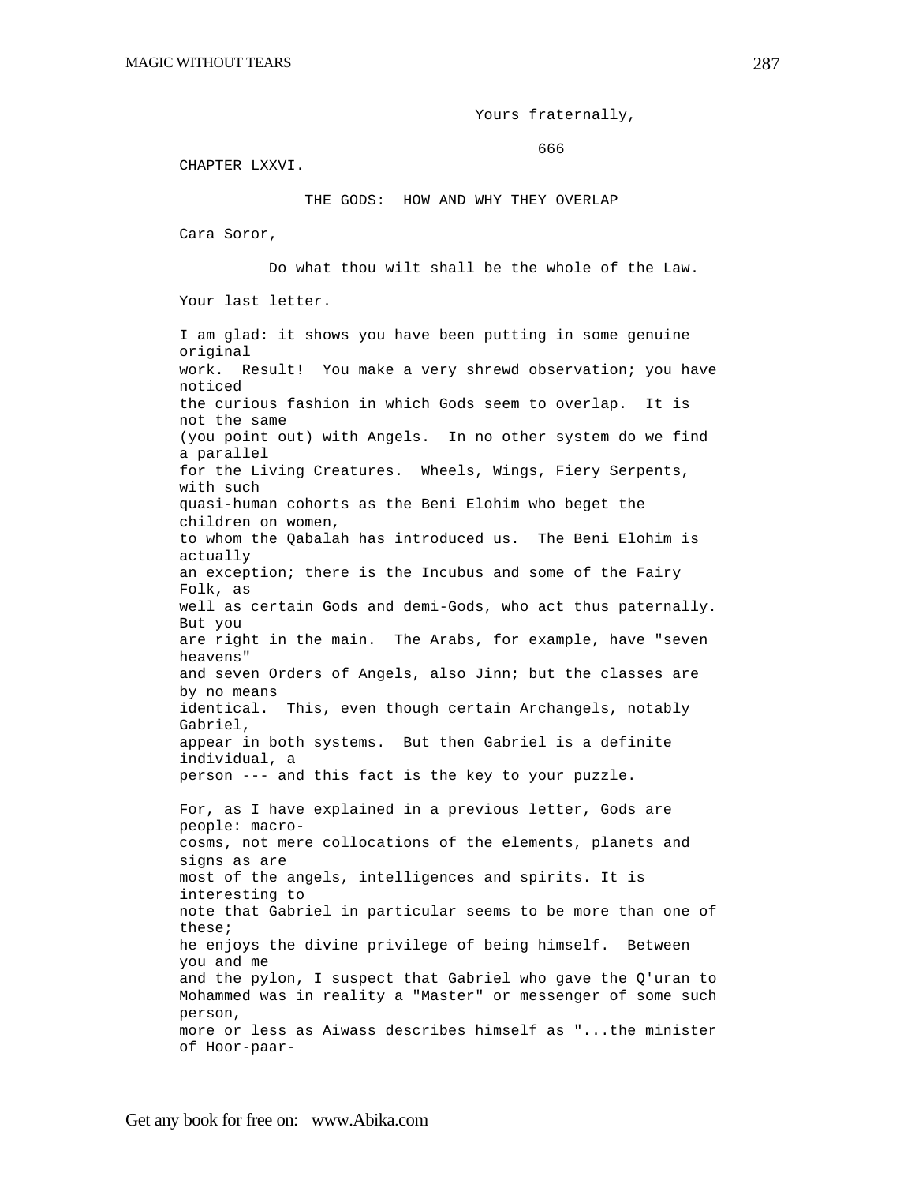Yours fraternally,

666

## CHAPTER LXXVI.

### THE GODS: HOW AND WHY THEY OVERLAP

Cara Soror,

Do what thou wilt shall be the whole of the Law.

Your last letter.

I am glad: it shows you have been putting in some genuine original work. Result! You make a very shrewd observation; you have noticed the curious fashion in which Gods seem to overlap. It is not the same (you point out) with Angels. In no other system do we find a parallel for the Living Creatures. Wheels, Wings, Fiery Serpents, with such quasi-human cohorts as the Beni Elohim who beget the children on women, to whom the Qabalah has introduced us. The Beni Elohim is actually an exception; there is the Incubus and some of the Fairy Folk, as well as certain Gods and demi-Gods, who act thus paternally. But you are right in the main. The Arabs, for example, have "seven heavens" and seven Orders of Angels, also Jinn; but the classes are by no means identical. This, even though certain Archangels, notably Gabriel, appear in both systems. But then Gabriel is a definite individual, a person --- and this fact is the key to your puzzle.

For, as I have explained in a previous letter, Gods are people: macrocosms, not mere collocations of the elements, planets and signs as are most of the angels, intelligences and spirits. It is interesting to note that Gabriel in particular seems to be more than one of these; he enjoys the divine privilege of being himself. Between you and me and the pylon, I suspect that Gabriel who gave the Q'uran to Mohammed was in reality a "Master" or messenger of some such person, more or less as Aiwass describes himself as "...the minister of Hoor-paar-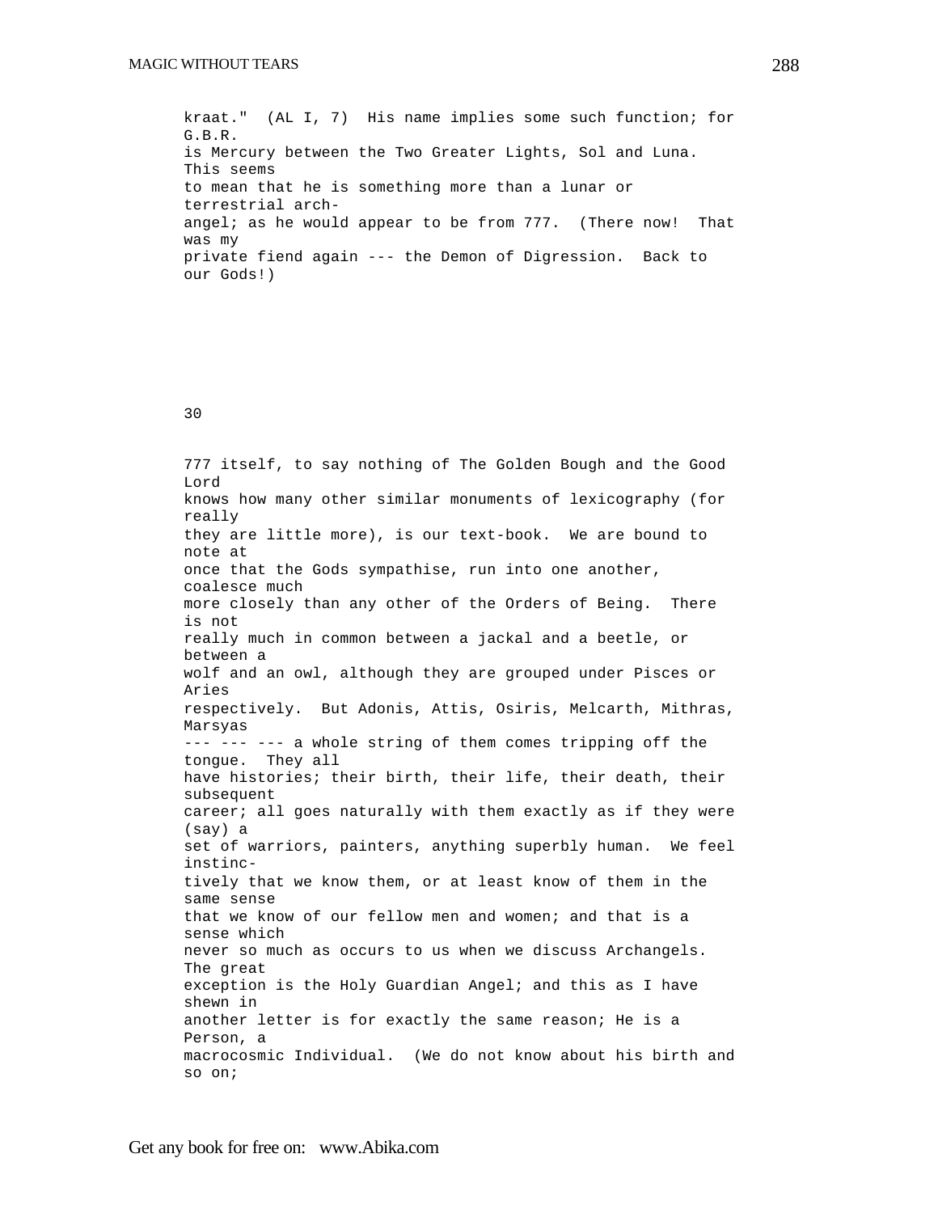kraat." (AL I, 7) His name implies some such function; for G.B.R. is Mercury between the Two Greater Lights, Sol and Luna. This seems to mean that he is something more than a lunar or terrestrial archangel; as he would appear to be from 777. (There now! That was my private fiend again --- the Demon of Digression. Back to our Gods!)

30

777 itself, to say nothing of The Golden Bough and the Good Lord knows how many other similar monuments of lexicography (for really they are little more), is our text-book. We are bound to note at once that the Gods sympathise, run into one another, coalesce much more closely than any other of the Orders of Being. There is not really much in common between a jackal and a beetle, or between a wolf and an owl, although they are grouped under Pisces or Aries respectively. But Adonis, Attis, Osiris, Melcarth, Mithras, Marsyas --- --- --- a whole string of them comes tripping off the tongue. They all have histories; their birth, their life, their death, their subsequent career; all goes naturally with them exactly as if they were (say) a set of warriors, painters, anything superbly human. We feel instinctively that we know them, or at least know of them in the same sense that we know of our fellow men and women; and that is a sense which never so much as occurs to us when we discuss Archangels. The great exception is the Holy Guardian Angel; and this as I have shewn in another letter is for exactly the same reason; He is a Person, a macrocosmic Individual. (We do not know about his birth and so on;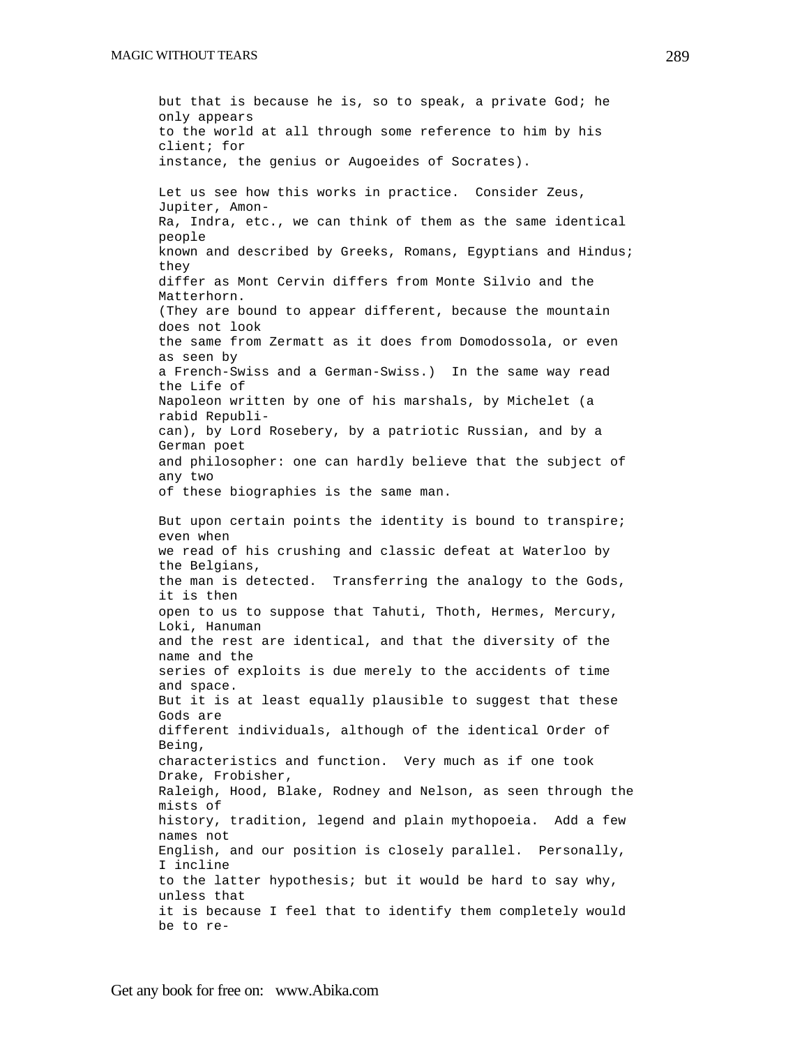but that is because he is, so to speak, a private God; he only appears to the world at all through some reference to him by his client; for instance, the genius or Augoeides of Socrates).

Let us see how this works in practice. Consider Zeus, Jupiter, Amon-Ra, Indra, etc., we can think of them as the same identical people known and described by Greeks, Romans, Egyptians and Hindus; they differ as Mont Cervin differs from Monte Silvio and the Matterhorn. (They are bound to appear different, because the mountain does not look the same from Zermatt as it does from Domodossola, or even as seen by a French-Swiss and a German-Swiss.) In the same way read the Life of Napoleon written by one of his marshals, by Michelet (a rabid Republican), by Lord Rosebery, by a patriotic Russian, and by a German poet and philosopher: one can hardly believe that the subject of any two of these biographies is the same man.

But upon certain points the identity is bound to transpire; even when we read of his crushing and classic defeat at Waterloo by the Belgians, the man is detected. Transferring the analogy to the Gods, it is then open to us to suppose that Tahuti, Thoth, Hermes, Mercury, Loki, Hanuman and the rest are identical, and that the diversity of the name and the series of exploits is due merely to the accidents of time and space. But it is at least equally plausible to suggest that these Gods are different individuals, although of the identical Order of Being, characteristics and function. Very much as if one took Drake, Frobisher, Raleigh, Hood, Blake, Rodney and Nelson, as seen through the mists of history, tradition, legend and plain mythopoeia. Add a few names not English, and our position is closely parallel. Personally, I incline to the latter hypothesis; but it would be hard to say why, unless that it is because I feel that to identify them completely would be to re-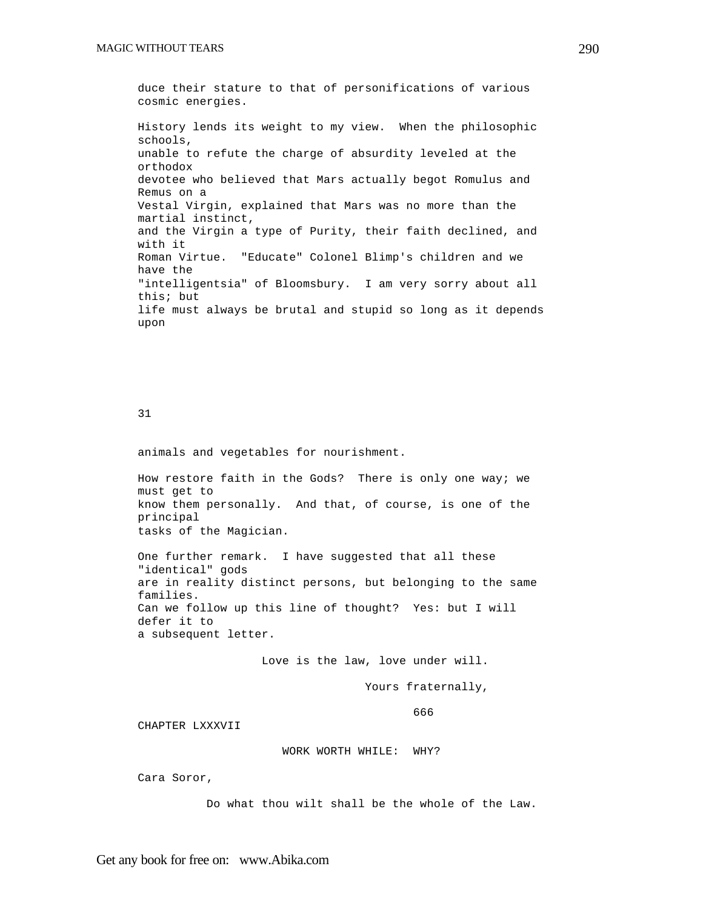duce their stature to that of personifications of various cosmic energies.

History lends its weight to my view. When the philosophic schools, unable to refute the charge of absurdity leveled at the orthodox devotee who believed that Mars actually begot Romulus and Remus on a Vestal Virgin, explained that Mars was no more than the martial instinct, and the Virgin a type of Purity, their faith declined, and with it Roman Virtue. "Educate" Colonel Blimp's children and we have the "intelligentsia" of Bloomsbury. I am very sorry about all this; but life must always be brutal and stupid so long as it depends upon

31

animals and vegetables for nourishment.

How restore faith in the Gods? There is only one way; we must get to know them personally. And that, of course, is one of the principal tasks of the Magician.

One further remark. I have suggested that all these "identical" gods are in reality distinct persons, but belonging to the same families. Can we follow up this line of thought? Yes: but I will defer it to a subsequent letter.

Love is the law, love under will.

Yours fraternally,

666

## CHAPTER LXXXVII

### WORK WORTH WHILE: WHY?

Cara Soror,

Do what thou wilt shall be the whole of the Law.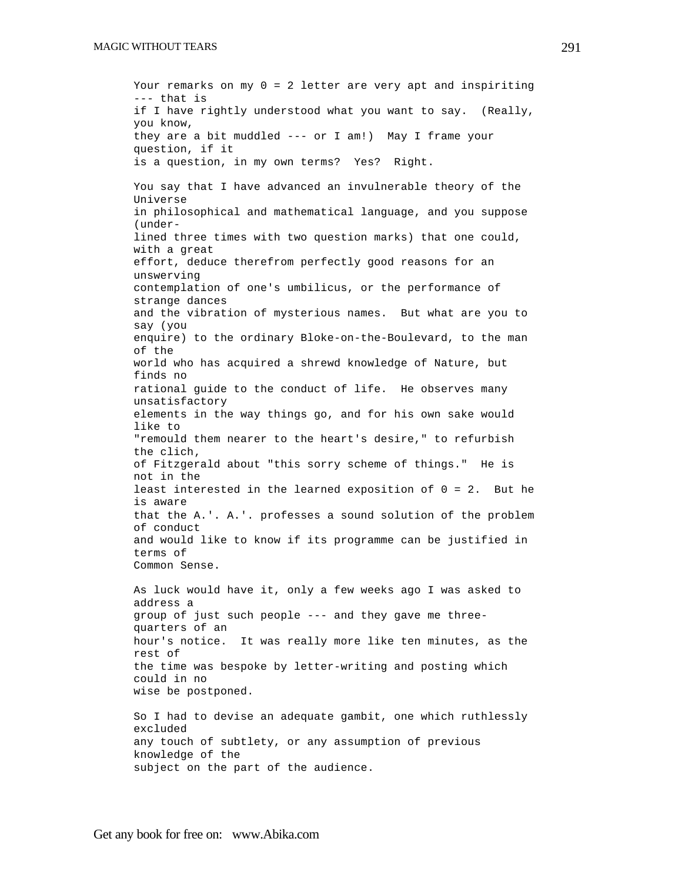Your remarks on my 0 = 2 letter are very apt and inspiriting --- that is if I have rightly understood what you want to say. (Really, you know, they are a bit muddled --- or I am!) May I frame your question, if it is a question, in my own terms? Yes? Right.

You say that I have advanced an invulnerable theory of the Universe in philosophical and mathematical language, and you suppose (underlined three times with two question marks) that one could, with a great effort, deduce therefrom perfectly good reasons for an unswerving contemplation of one's umbilicus, or the performance of strange dances and the vibration of mysterious names. But what are you to say (you enquire) to the ordinary Bloke-on-the-Boulevard, to the man of the world who has acquired a shrewd knowledge of Nature, but finds no rational guide to the conduct of life. He observes many unsatisfactory elements in the way things go, and for his own sake would like to "remould them nearer to the heart's desire," to refurbish the clich, of Fitzgerald about "this sorry scheme of things." He is not in the least interested in the learned exposition of 0 = 2. But he is aware that the A.'. A.'. professes a sound solution of the problem of conduct and would like to know if its programme can be justified in terms of Common Sense.

As luck would have it, only a few weeks ago I was asked to address a group of just such people --- and they gave me three-quarters of an hour's notice. It was really more like ten minutes, as the rest of the time was bespoke by letter-writing and posting which could in no wise be postponed.

So I had to devise an adequate gambit, one which ruthlessly excluded any touch of subtlety, or any assumption of previous knowledge of the subject on the part of the audience.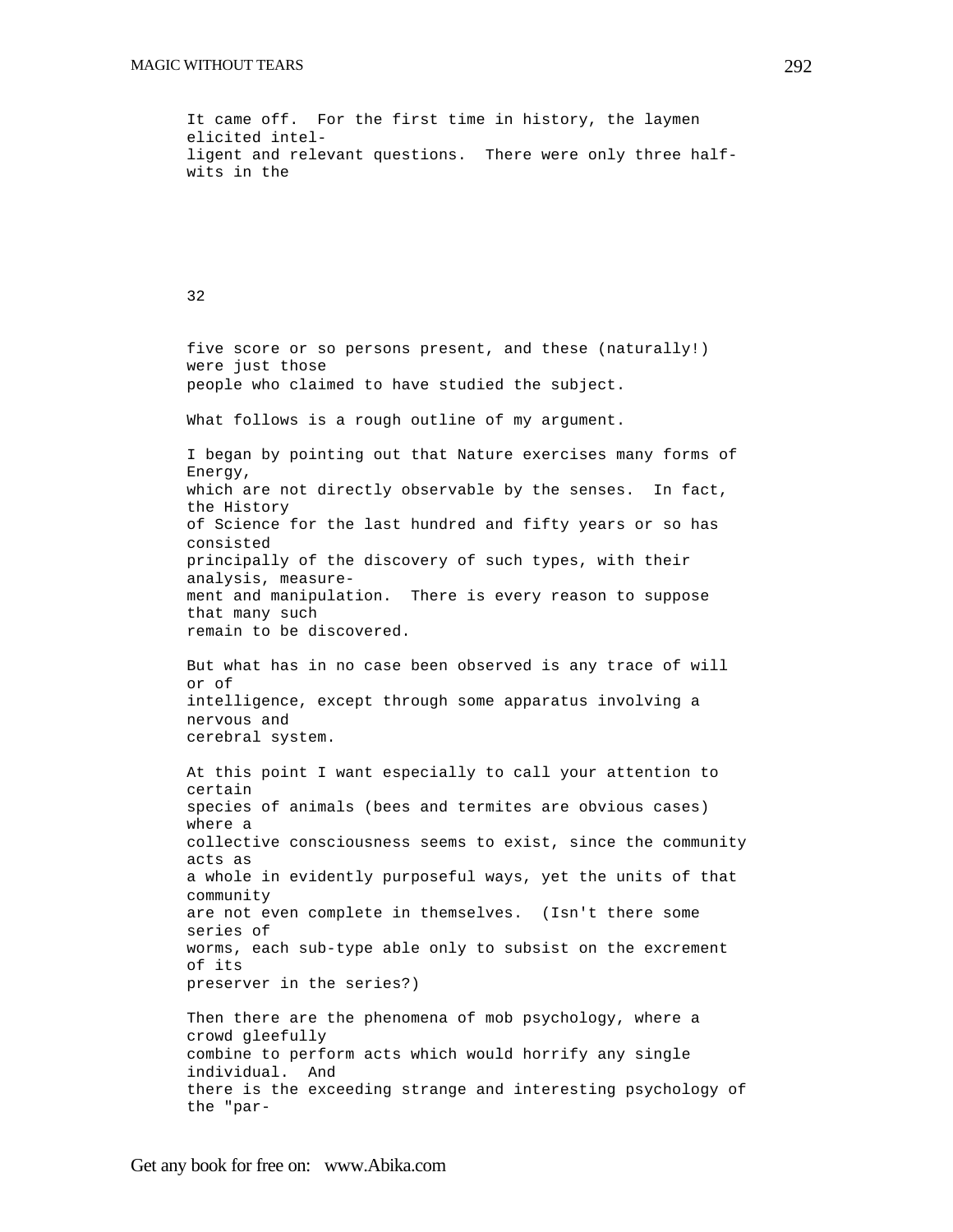It came off. For the first time in history, the laymen elicited intelligent and relevant questions. There were only three half-wits in the

32

five score or so persons present, and these (naturally!) were just those people who claimed to have studied the subject.

What follows is a rough outline of my argument.

I began by pointing out that Nature exercises many forms of Energy, which are not directly observable by the senses. In fact, the History of Science for the last hundred and fifty years or so has consisted principally of the discovery of such types, with their analysis, measurement and manipulation. There is every reason to suppose that many such remain to be discovered.

But what has in no case been observed is any trace of will or of intelligence, except through some apparatus involving a nervous and cerebral system.

At this point I want especially to call your attention to certain species of animals (bees and termites are obvious cases) where a collective consciousness seems to exist, since the community acts as a whole in evidently purposeful ways, yet the units of that community are not even complete in themselves. (Isn't there some series of worms, each sub-type able only to subsist on the excrement of its preserver in the series?)

Then there are the phenomena of mob psychology, where a crowd gleefully combine to perform acts which would horrify any single individual. And there is the exceeding strange and interesting psychology of the "par-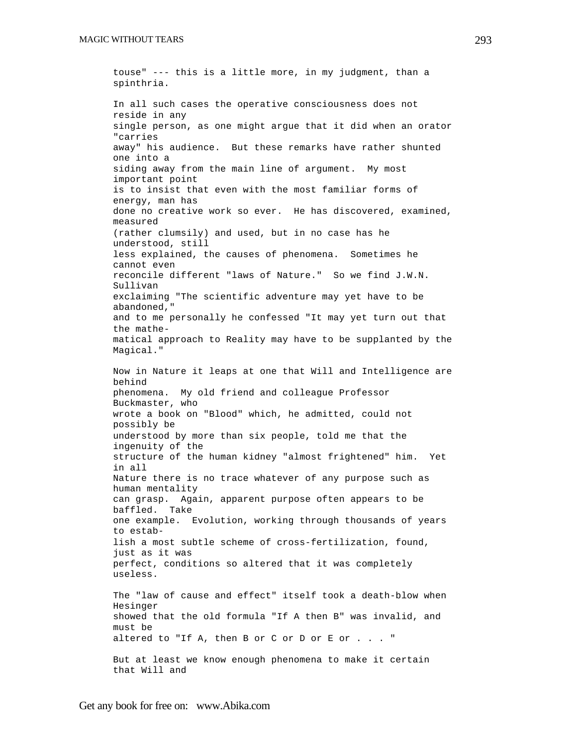touse" --- this is a little more, in my judgment, than a spinthria.

In all such cases the operative consciousness does not reside in any single person, as one might argue that it did when an orator "carries away" his audience. But these remarks have rather shunted one into a siding away from the main line of argument. My most important point is to insist that even with the most familiar forms of energy, man has done no creative work so ever. He has discovered, examined, measured (rather clumsily) and used, but in no case has he understood, still less explained, the causes of phenomena. Sometimes he cannot even reconcile different "laws of Nature." So we find J.W.N. Sullivan exclaiming "The scientific adventure may yet have to be abandoned," and to me personally he confessed "It may yet turn out that the mathematical approach to Reality may have to be supplanted by the Magical."

Now in Nature it leaps at one that Will and Intelligence are behind phenomena. My old friend and colleague Professor Buckmaster, who wrote a book on "Blood" which, he admitted, could not possibly be understood by more than six people, told me that the ingenuity of the structure of the human kidney "almost frightened" him. Yet in all Nature there is no trace whatever of any purpose such as human mentality can grasp. Again, apparent purpose often appears to be baffled. Take one example. Evolution, working through thousands of years to establish a most subtle scheme of cross-fertilization, found, just as it was perfect, conditions so altered that it was completely useless.

The "law of cause and effect" itself took a death-blow when Hesinger showed that the old formula "If A then B" was invalid, and must be altered to "If A, then B or C or D or E or . . . "

But at least we know enough phenomena to make it certain that Will and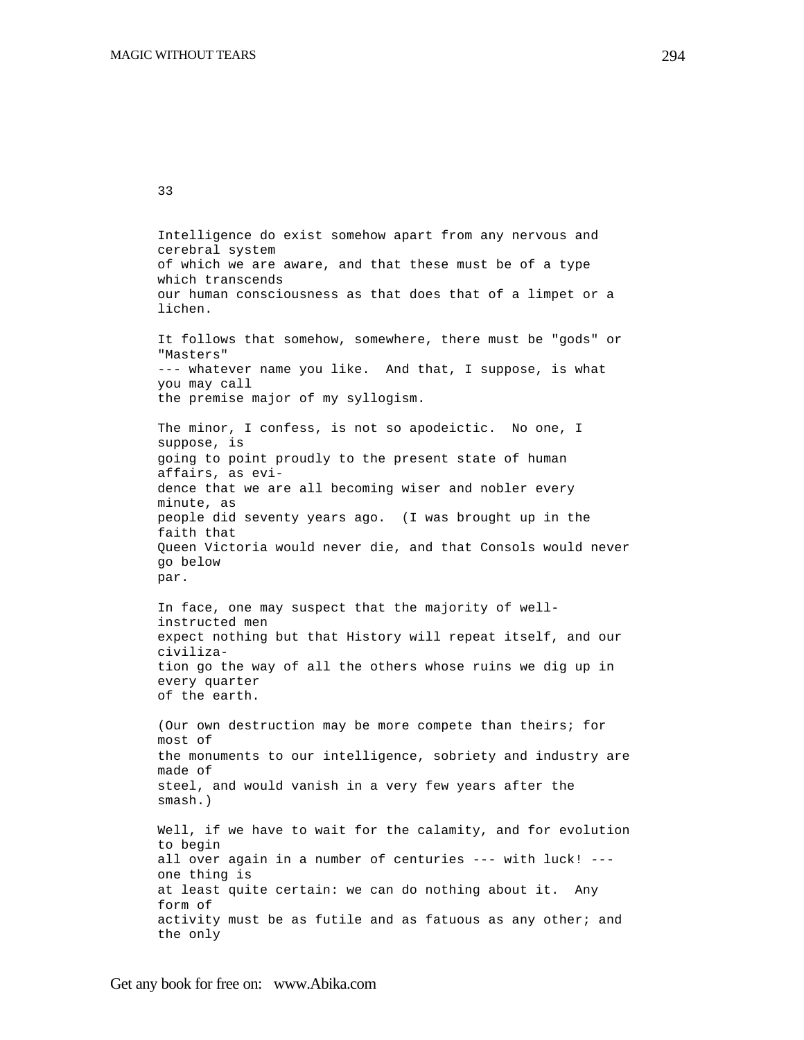## 33

Intelligence do exist somehow apart from any nervous and cerebral system of which we are aware, and that these must be of a type which transcends our human consciousness as that does that of a limpet or a lichen.

It follows that somehow, somewhere, there must be "gods" or "Masters" --- whatever name you like. And that, I suppose, is what you may call the premise major of my syllogism.

The minor, I confess, is not so apodeictic. No one, I suppose, is going to point proudly to the present state of human affairs, as evidence that we are all becoming wiser and nobler every minute, as people did seventy years ago. (I was brought up in the faith that Queen Victoria would never die, and that Consols would never go below par.

In face, one may suspect that the majority of well-instructed men expect nothing but that History will repeat itself, and our civilization go the way of all the others whose ruins we dig up in every quarter of the earth.

(Our own destruction may be more compete than theirs; for most of the monuments to our intelligence, sobriety and industry are made of steel, and would vanish in a very few years after the smash.)

Well, if we have to wait for the calamity, and for evolution to begin all over again in a number of centuries --- with luck! --- one thing is at least quite certain: we can do nothing about it. Any form of activity must be as futile and as fatuous as any other; and the only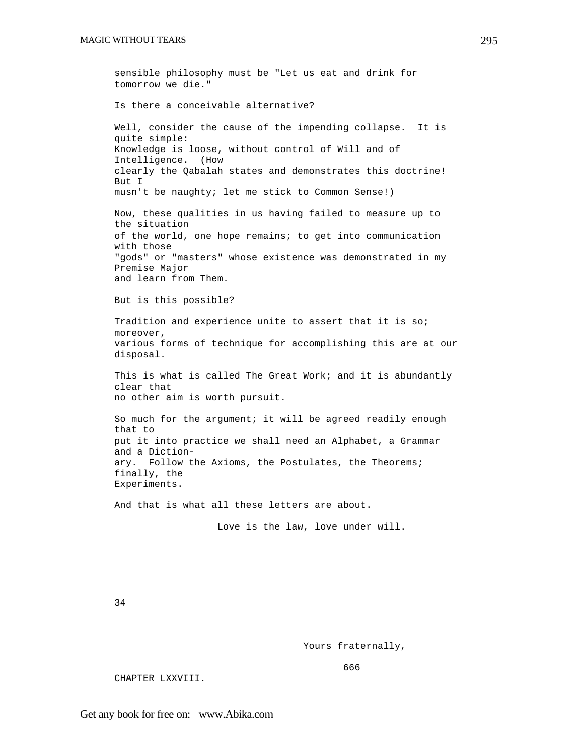sensible philosophy must be "Let us eat and drink for tomorrow we die."

Is there a conceivable alternative?

Well, consider the cause of the impending collapse. It is quite simple:
Knowledge is loose, without control of Will and of Intelligence. (How clearly the Qabalah states and demonstrates this doctrine! But I musn't be naughty; let me stick to Common Sense!)

Now, these qualities in us having failed to measure up to the situation of the world, one hope remains; to get into communication with those "gods" or "masters" whose existence was demonstrated in my Premise Major and learn from Them.

But is this possible?

Tradition and experience unite to assert that it is so; moreover, various forms of technique for accomplishing this are at our disposal.

This is what is called The Great Work; and it is abundantly clear that no other aim is worth pursuit.

So much for the argument; it will be agreed readily enough that to put it into practice we shall need an Alphabet, a Grammar and a Dictionary. Follow the Axioms, the Postulates, the Theorems; finally, the Experiments.

And that is what all these letters are about.

Love is the law, love under will.

34

Yours fraternally,

666

CHAPTER LXXVIII.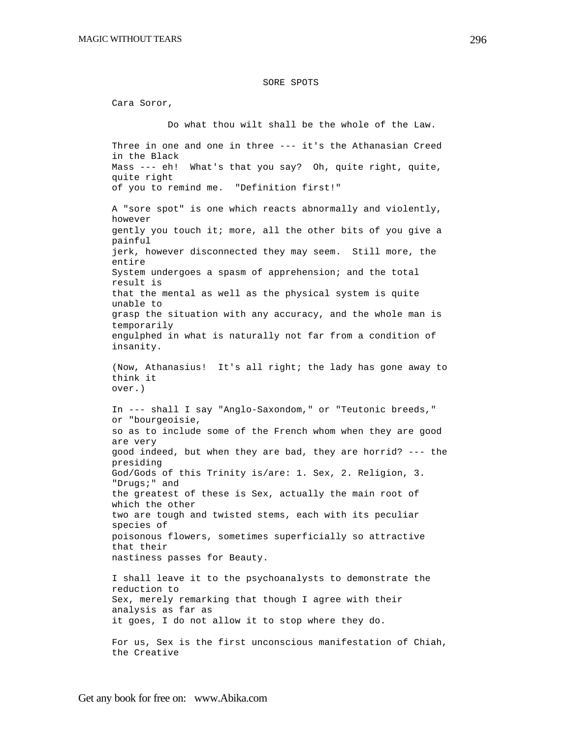## SORE SPOTS

Cara Soror,

Do what thou wilt shall be the whole of the Law.

Three in one and one in three --- it's the Athanasian Creed in the Black Mass --- eh! What's that you say? Oh, quite right, quite, quite right of you to remind me. "Definition first!"

A "sore spot" is one which reacts abnormally and violently, however gently you touch it; more, all the other bits of you give a painful jerk, however disconnected they may seem. Still more, the entire System undergoes a spasm of apprehension; and the total result is that the mental as well as the physical system is quite unable to grasp the situation with any accuracy, and the whole man is temporarily engulphed in what is naturally not far from a condition of insanity.

(Now, Athanasius! It's all right; the lady has gone away to think it over.)

In --- shall I say "Anglo-Saxondom," or "Teutonic breeds," or "bourgeoisie, so as to include some of the French whom when they are good are very good indeed, but when they are bad, they are horrid? --- the presiding God/Gods of this Trinity is/are: 1. Sex, 2. Religion, 3. "Drugs;" and the greatest of these is Sex, actually the main root of which the other two are tough and twisted stems, each with its peculiar species of poisonous flowers, sometimes superficially so attractive that their nastiness passes for Beauty.

I shall leave it to the psychoanalysts to demonstrate the reduction to Sex, merely remarking that though I agree with their analysis as far as it goes, I do not allow it to stop where they do.

For us, Sex is the first unconscious manifestation of Chiah, the Creative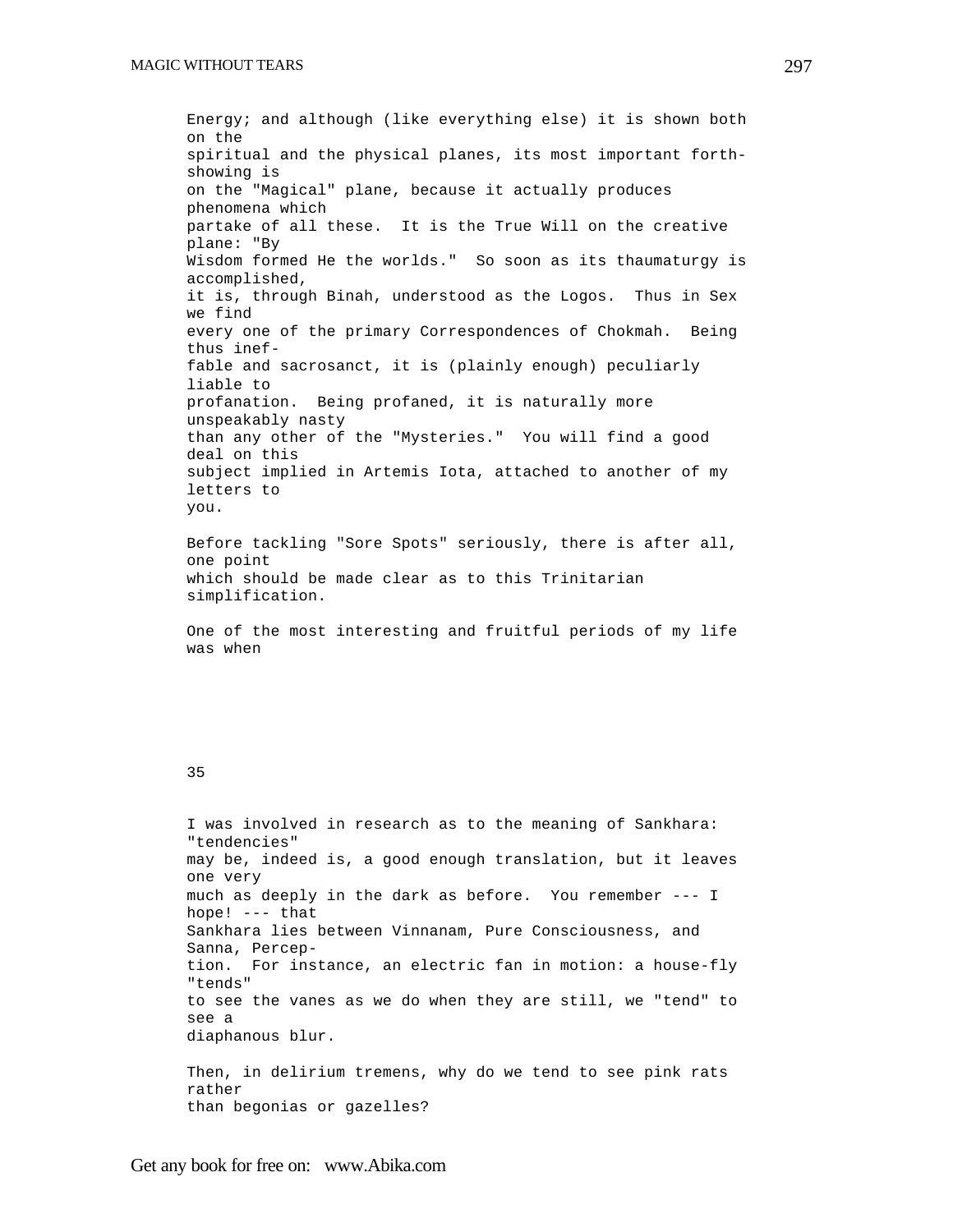Energy; and although (like everything else) it is shown both on the spiritual and the physical planes, its most important forth-showing is on the "Magical" plane, because it actually produces phenomena which partake of all these. It is the True Will on the creative plane: "By Wisdom formed He the worlds." So soon as its thaumaturgy is accomplished, it is, through Binah, understood as the Logos. Thus in Sex we find every one of the primary Correspondences of Chokmah. Being thus ineffable and sacrosanct, it is (plainly enough) peculiarly liable to profanation. Being profaned, it is naturally more unspeakably nasty than any other of the "Mysteries." You will find a good deal on this subject implied in Artemis Iota, attached to another of my letters to you.

Before tackling "Sore Spots" seriously, there is after all, one point which should be made clear as to this Trinitarian simplification.

One of the most interesting and fruitful periods of my life was when

35

I was involved in research as to the meaning of Sankhara: "tendencies" may be, indeed is, a good enough translation, but it leaves one very much as deeply in the dark as before. You remember --- I hope! --- that Sankhara lies between Vinnanam, Pure Consciousness, and Sanna, Perception. For instance, an electric fan in motion: a house-fly "tends" to see the vanes as we do when they are still, we "tend" to see a diaphanous blur.

Then, in delirium tremens, why do we tend to see pink rats rather than begonias or gazelles?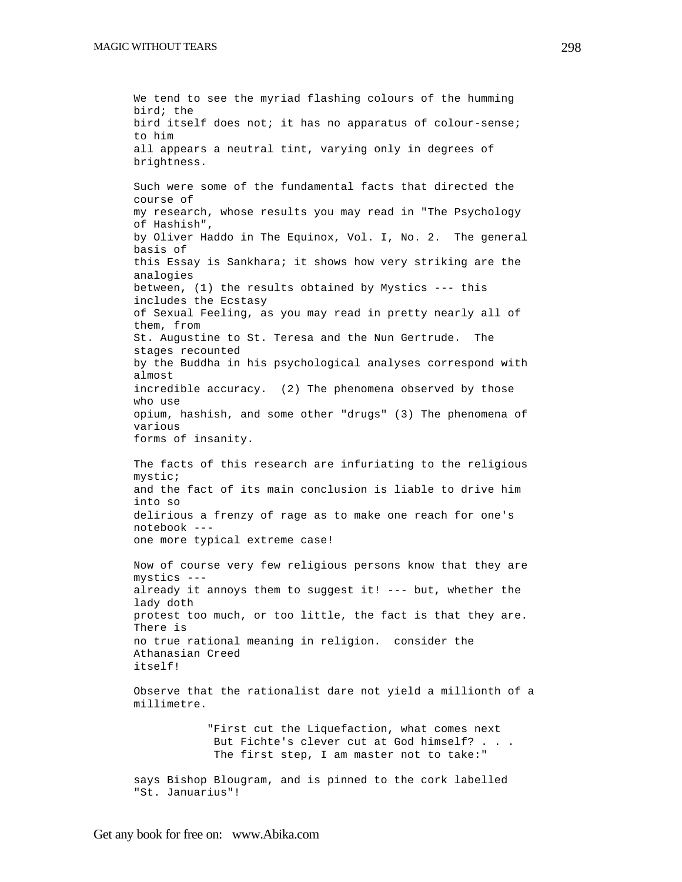We tend to see the myriad flashing colours of the humming bird; the bird itself does not; it has no apparatus of colour-sense; to him all appears a neutral tint, varying only in degrees of brightness.

Such were some of the fundamental facts that directed the course of my research, whose results you may read in "The Psychology of Hashish", by Oliver Haddo in The Equinox, Vol. I, No. 2. The general basis of this Essay is Sankhara; it shows how very striking are the analogies between, (1) the results obtained by Mystics --- this includes the Ecstasy of Sexual Feeling, as you may read in pretty nearly all of them, from St. Augustine to St. Teresa and the Nun Gertrude. The stages recounted by the Buddha in his psychological analyses correspond with almost incredible accuracy. (2) The phenomena observed by those who use opium, hashish, and some other "drugs" (3) The phenomena of various forms of insanity.

The facts of this research are infuriating to the religious mystic; and the fact of its main conclusion is liable to drive him into so delirious a frenzy of rage as to make one reach for one's notebook --- one more typical extreme case!

Now of course very few religious persons know that they are mystics --- already it annoys them to suggest it! --- but, whether the lady doth protest too much, or too little, the fact is that they are. There is no true rational meaning in religion. consider the Athanasian Creed itself!

Observe that the rationalist dare not yield a millionth of a millimetre.

> "First cut the Liquefaction, what comes next
> But Fichte's clever cut at God himself? . . .
> The first step, I am master not to take:"

says Bishop Blougram, and is pinned to the cork labelled "St. Januarius"!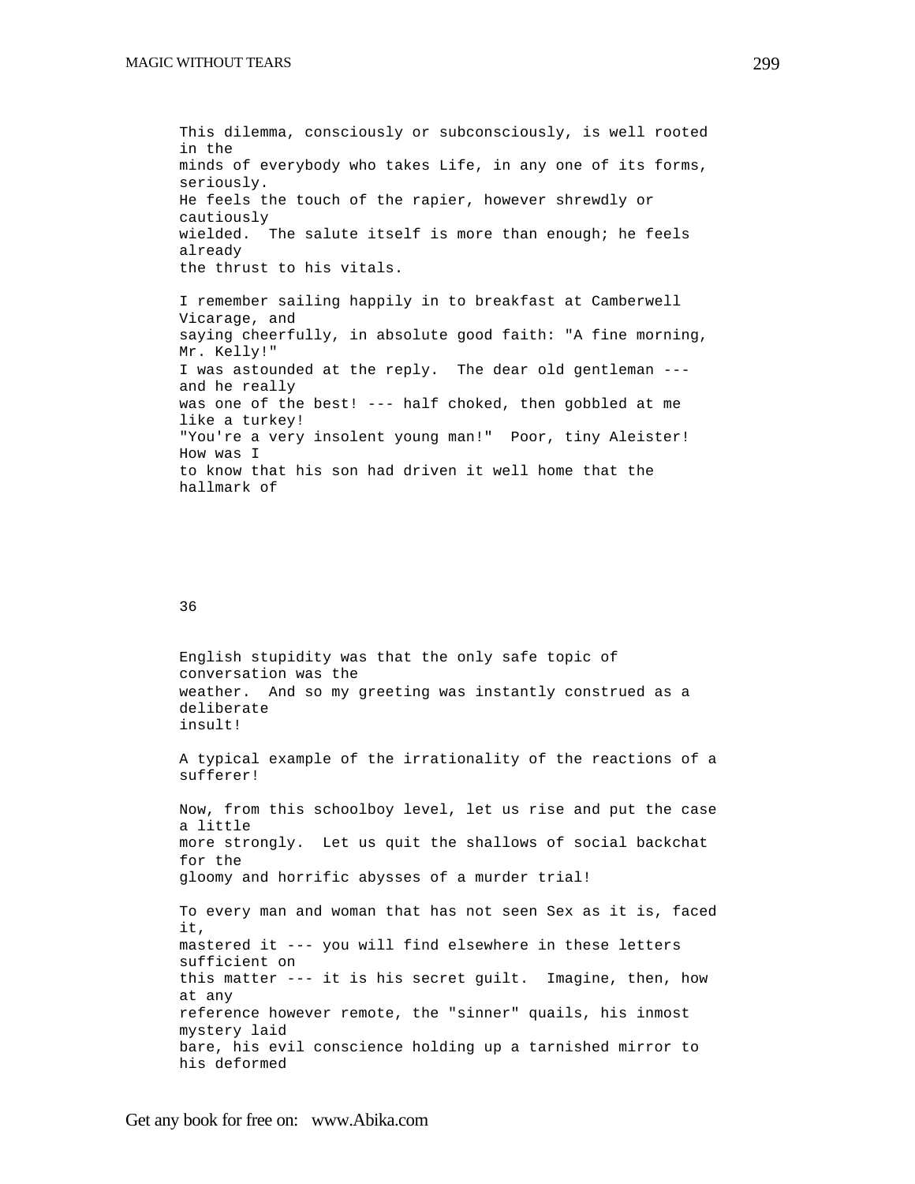This dilemma, consciously or subconsciously, is well rooted in the minds of everybody who takes Life, in any one of its forms, seriously. He feels the touch of the rapier, however shrewdly or cautiously wielded. The salute itself is more than enough; he feels already the thrust to his vitals.

I remember sailing happily in to breakfast at Camberwell Vicarage, and saying cheerfully, in absolute good faith: "A fine morning, Mr. Kelly!" I was astounded at the reply. The dear old gentleman --- and he really was one of the best! --- half choked, then gobbled at me like a turkey! "You're a very insolent young man!" Poor, tiny Aleister! How was I to know that his son had driven it well home that the hallmark of

36

English stupidity was that the only safe topic of conversation was the weather. And so my greeting was instantly construed as a deliberate insult!

A typical example of the irrationality of the reactions of a sufferer!

Now, from this schoolboy level, let us rise and put the case a little more strongly. Let us quit the shallows of social backchat for the gloomy and horrific abysses of a murder trial!

To every man and woman that has not seen Sex as it is, faced it, mastered it --- you will find elsewhere in these letters sufficient on this matter --- it is his secret guilt. Imagine, then, how at any reference however remote, the "sinner" quails, his inmost mystery laid bare, his evil conscience holding up a tarnished mirror to his deformed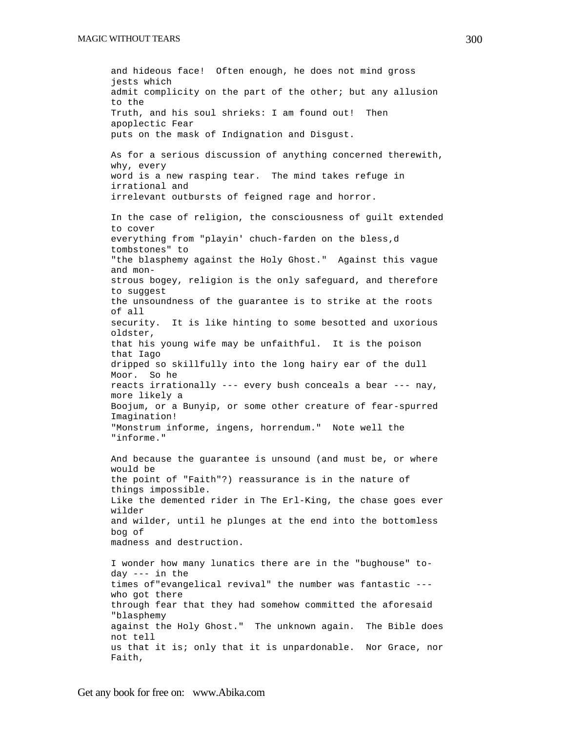and hideous face! Often enough, he does not mind gross jests which admit complicity on the part of the other; but any allusion to the Truth, and his soul shrieks: I am found out! Then apoplectic Fear puts on the mask of Indignation and Disgust.

As for a serious discussion of anything concerned therewith, why, every word is a new rasping tear. The mind takes refuge in irrational and irrelevant outbursts of feigned rage and horror.

In the case of religion, the consciousness of guilt extended to cover everything from "playin' chuch-farden on the bless,d tombstones" to "the blasphemy against the Holy Ghost." Against this vague and monstrous bogey, religion is the only safeguard, and therefore to suggest the unsoundness of the guarantee is to strike at the roots of all security. It is like hinting to some besotted and uxorious oldster, that his young wife may be unfaithful. It is the poison that Iago dripped so skillfully into the long hairy ear of the dull Moor. So he reacts irrationally --- every bush conceals a bear --- nay, more likely a Boojum, or a Bunyip, or some other creature of fear-spurred Imagination! "Monstrum informe, ingens, horrendum." Note well the "informe."

And because the guarantee is unsound (and must be, or where would be the point of "Faith"?) reassurance is in the nature of things impossible. Like the demented rider in The Erl-King, the chase goes ever wilder and wilder, until he plunges at the end into the bottomless bog of madness and destruction.

I wonder how many lunatics there are in the "bughouse" to-day --- in the times of"evangelical revival" the number was fantastic --- who got there through fear that they had somehow committed the aforesaid "blasphemy against the Holy Ghost." The unknown again. The Bible does not tell us that it is; only that it is unpardonable. Nor Grace, nor Faith,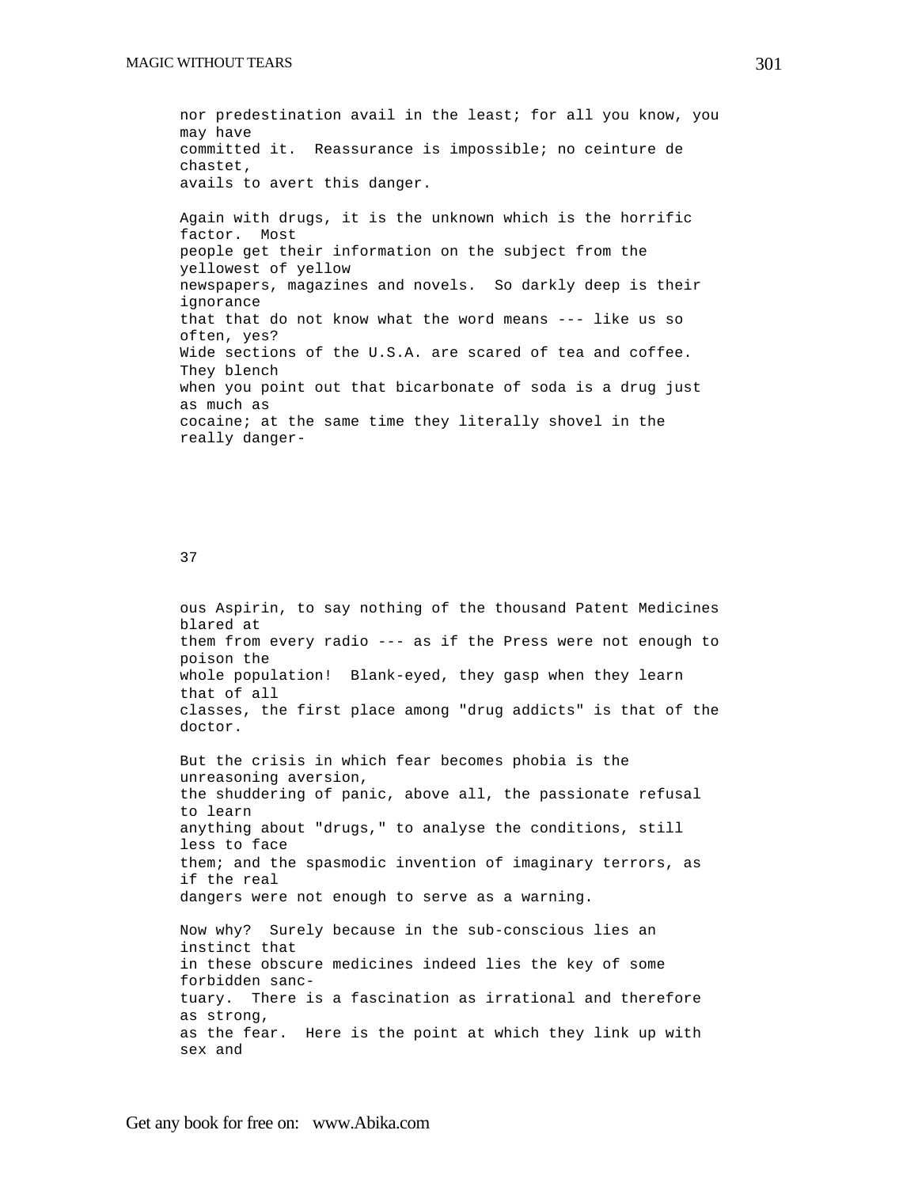nor predestination avail in the least; for all you know, you may have committed it. Reassurance is impossible; no ceinture de chastet, avails to avert this danger.

Again with drugs, it is the unknown which is the horrific factor. Most people get their information on the subject from the yellowest of yellow newspapers, magazines and novels. So darkly deep is their ignorance that that do not know what the word means --- like us so often, yes? Wide sections of the U.S.A. are scared of tea and coffee. They blench when you point out that bicarbonate of soda is a drug just as much as cocaine; at the same time they literally shovel in the really danger-

37

ous Aspirin, to say nothing of the thousand Patent Medicines blared at them from every radio --- as if the Press were not enough to poison the whole population! Blank-eyed, they gasp when they learn that of all classes, the first place among "drug addicts" is that of the doctor.

But the crisis in which fear becomes phobia is the unreasoning aversion, the shuddering of panic, above all, the passionate refusal to learn anything about "drugs," to analyse the conditions, still less to face them; and the spasmodic invention of imaginary terrors, as if the real dangers were not enough to serve as a warning.

Now why? Surely because in the sub-conscious lies an instinct that in these obscure medicines indeed lies the key of some forbidden sanctuary. There is a fascination as irrational and therefore as strong, as the fear. Here is the point at which they link up with sex and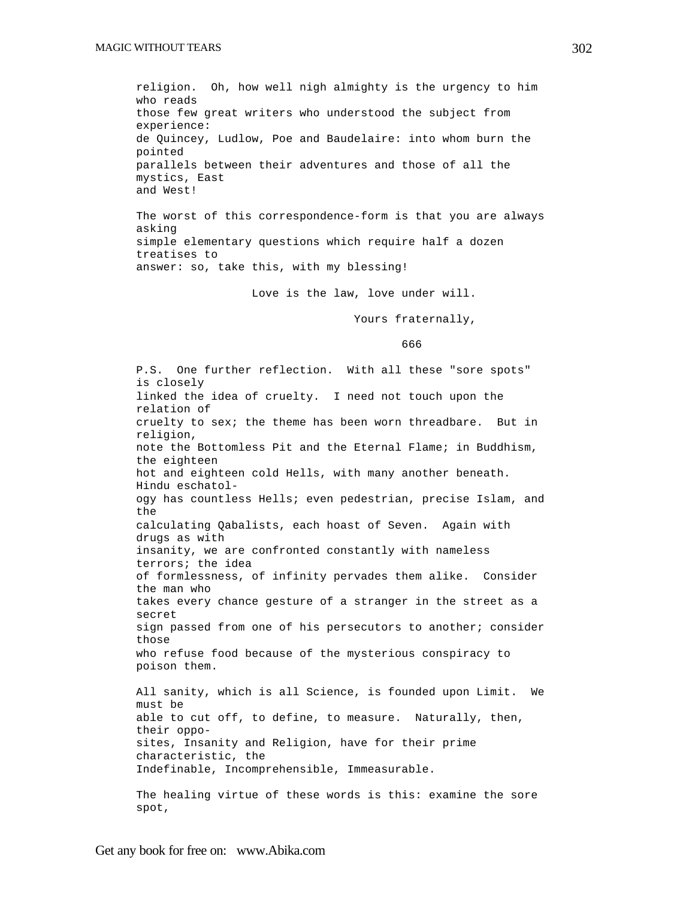religion. Oh, how well nigh almighty is the urgency to him who reads those few great writers who understood the subject from experience: de Quincey, Ludlow, Poe and Baudelaire: into whom burn the pointed parallels between their adventures and those of all the mystics, East and West!

The worst of this correspondence-form is that you are always asking simple elementary questions which require half a dozen treatises to answer: so, take this, with my blessing!

Love is the law, love under will.

Yours fraternally,

666

P.S. One further reflection. With all these "sore spots" is closely linked the idea of cruelty. I need not touch upon the relation of cruelty to sex; the theme has been worn threadbare. But in religion, note the Bottomless Pit and the Eternal Flame; in Buddhism, the eighteen hot and eighteen cold Hells, with many another beneath. Hindu eschatology has countless Hells; even pedestrian, precise Islam, and the calculating Qabalists, each hoast of Seven. Again with drugs as with insanity, we are confronted constantly with nameless terrors; the idea of formlessness, of infinity pervades them alike. Consider the man who takes every chance gesture of a stranger in the street as a secret sign passed from one of his persecutors to another; consider those who refuse food because of the mysterious conspiracy to poison them.

All sanity, which is all Science, is founded upon Limit. We must be able to cut off, to define, to measure. Naturally, then, their opposites, Insanity and Religion, have for their prime characteristic, the Indefinable, Incomprehensible, Immeasurable.

The healing virtue of these words is this: examine the sore spot,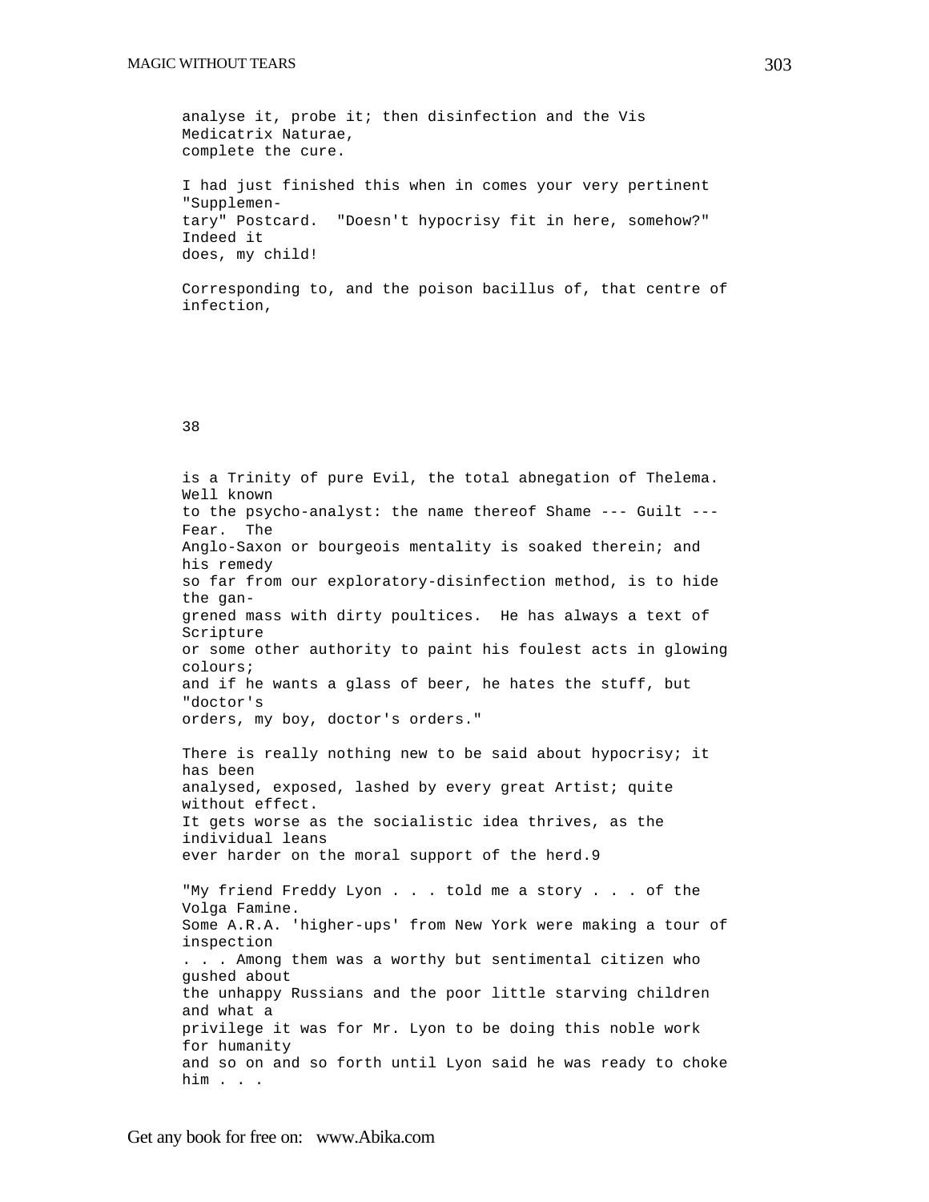analyse it, probe it; then disinfection and the Vis Medicatrix Naturae, complete the cure.

I had just finished this when in comes your very pertinent "Supplementary" Postcard. "Doesn't hypocrisy fit in here, somehow?" Indeed it does, my child!

Corresponding to, and the poison bacillus of, that centre of infection,

38

is a Trinity of pure Evil, the total abnegation of Thelema. Well known to the psycho-analyst: the name thereof Shame --- Guilt --- Fear. The Anglo-Saxon or bourgeois mentality is soaked therein; and his remedy so far from our exploratory-disinfection method, is to hide the gangrened mass with dirty poultices. He has always a text of Scripture or some other authority to paint his foulest acts in glowing colours; and if he wants a glass of beer, he hates the stuff, but "doctor's orders, my boy, doctor's orders."

There is really nothing new to be said about hypocrisy; it has been analysed, exposed, lashed by every great Artist; quite without effect. It gets worse as the socialistic idea thrives, as the individual leans ever harder on the moral support of the herd.9

"My friend Freddy Lyon . . . told me a story . . . of the Volga Famine. Some A.R.A. 'higher-ups' from New York were making a tour of inspection . . . Among them was a worthy but sentimental citizen who gushed about the unhappy Russians and the poor little starving children and what a privilege it was for Mr. Lyon to be doing this noble work for humanity and so on and so forth until Lyon said he was ready to choke him . . .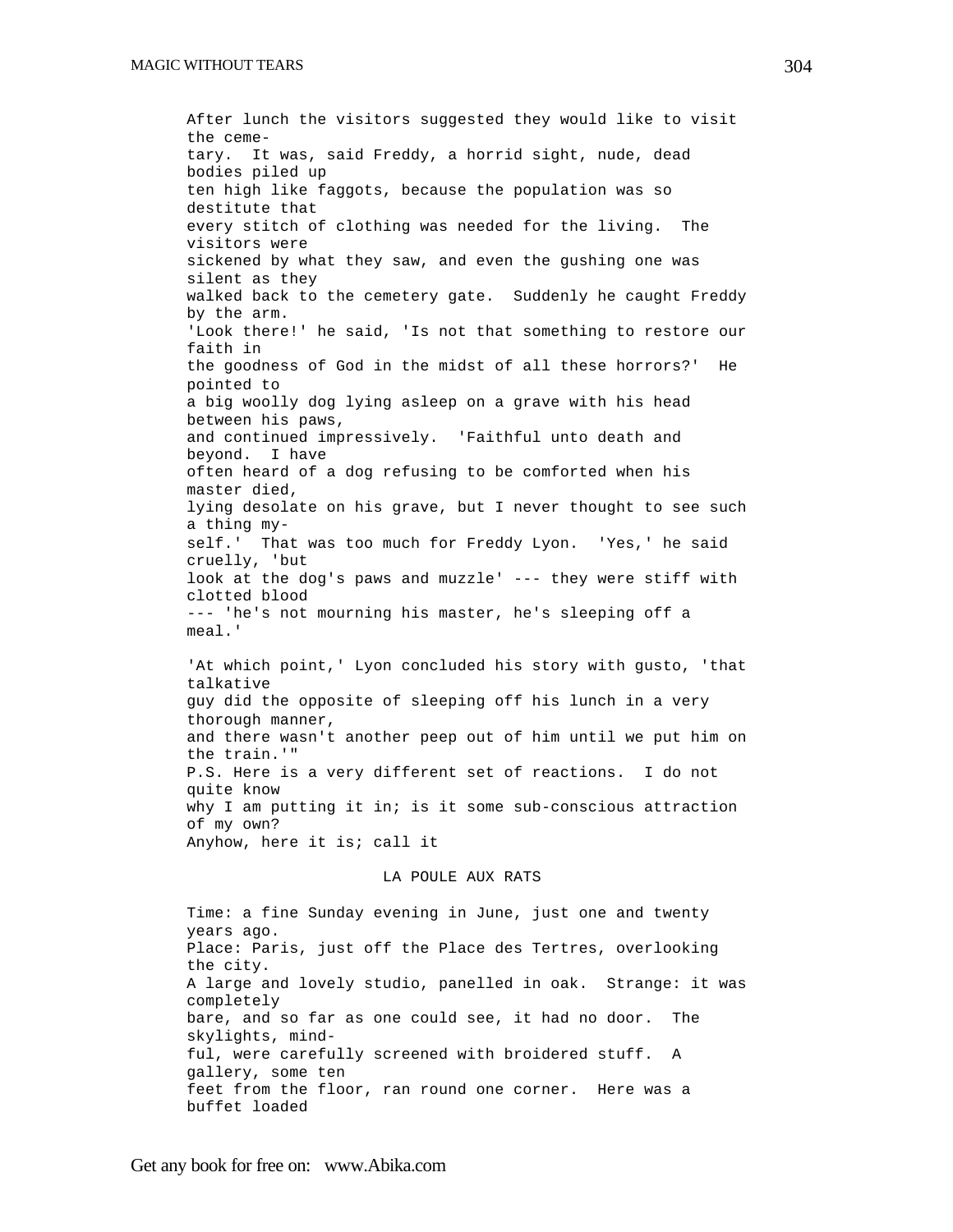After lunch the visitors suggested they would like to visit the cemetery. It was, said Freddy, a horrid sight, nude, dead bodies piled up ten high like faggots, because the population was so destitute that every stitch of clothing was needed for the living. The visitors were sickened by what they saw, and even the gushing one was silent as they walked back to the cemetery gate. Suddenly he caught Freddy by the arm. 'Look there!' he said, 'Is not that something to restore our faith in the goodness of God in the midst of all these horrors?' He pointed to a big woolly dog lying asleep on a grave with his head between his paws, and continued impressively. 'Faithful unto death and beyond. I have often heard of a dog refusing to be comforted when his master died, lying desolate on his grave, but I never thought to see such a thing myself.' That was too much for Freddy Lyon. 'Yes,' he said cruelly, 'but look at the dog's paws and muzzle' --- they were stiff with clotted blood --- 'he's not mourning his master, he's sleeping off a meal.'

'At which point,' Lyon concluded his story with gusto, 'that talkative guy did the opposite of sleeping off his lunch in a very thorough manner, and there wasn't another peep out of him until we put him on the train.'"

P.S. Here is a very different set of reactions. I do not quite know why I am putting it in; is it some sub-conscious attraction of my own? Anyhow, here it is; call it

LA POULE AUX RATS

Time: a fine Sunday evening in June, just one and twenty years ago.
Place: Paris, just off the Place des Tertres, overlooking the city.
A large and lovely studio, panelled in oak. Strange: it was completely bare, and so far as one could see, it had no door. The skylights, mindful, were carefully screened with broidered stuff. A gallery, some ten feet from the floor, ran round one corner. Here was a buffet loaded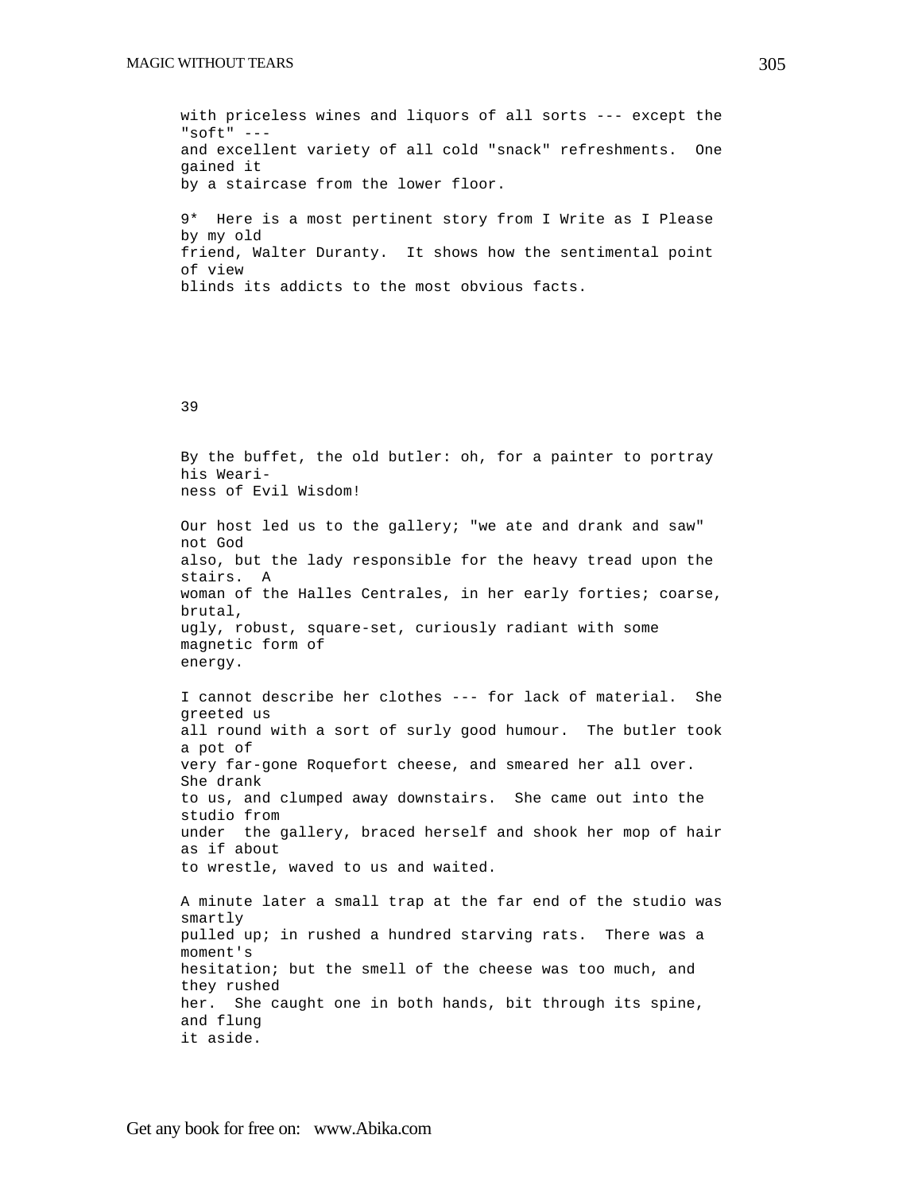with priceless wines and liquors of all sorts --- except the "soft" --- and excellent variety of all cold "snack" refreshments. One gained it by a staircase from the lower floor.

9* Here is a most pertinent story from I Write as I Please by my old friend, Walter Duranty. It shows how the sentimental point of view blinds its addicts to the most obvious facts.

39

By the buffet, the old butler: oh, for a painter to portray his Weariness of Evil Wisdom!

Our host led us to the gallery; "we ate and drank and saw" not God also, but the lady responsible for the heavy tread upon the stairs. A woman of the Halles Centrales, in her early forties; coarse, brutal, ugly, robust, square-set, curiously radiant with some magnetic form of energy.

I cannot describe her clothes --- for lack of material. She greeted us all round with a sort of surly good humour. The butler took a pot of very far-gone Roquefort cheese, and smeared her all over. She drank to us, and clumped away downstairs. She came out into the studio from under the gallery, braced herself and shook her mop of hair as if about to wrestle, waved to us and waited.

A minute later a small trap at the far end of the studio was smartly pulled up; in rushed a hundred starving rats. There was a moment's hesitation; but the smell of the cheese was too much, and they rushed her. She caught one in both hands, bit through its spine, and flung it aside.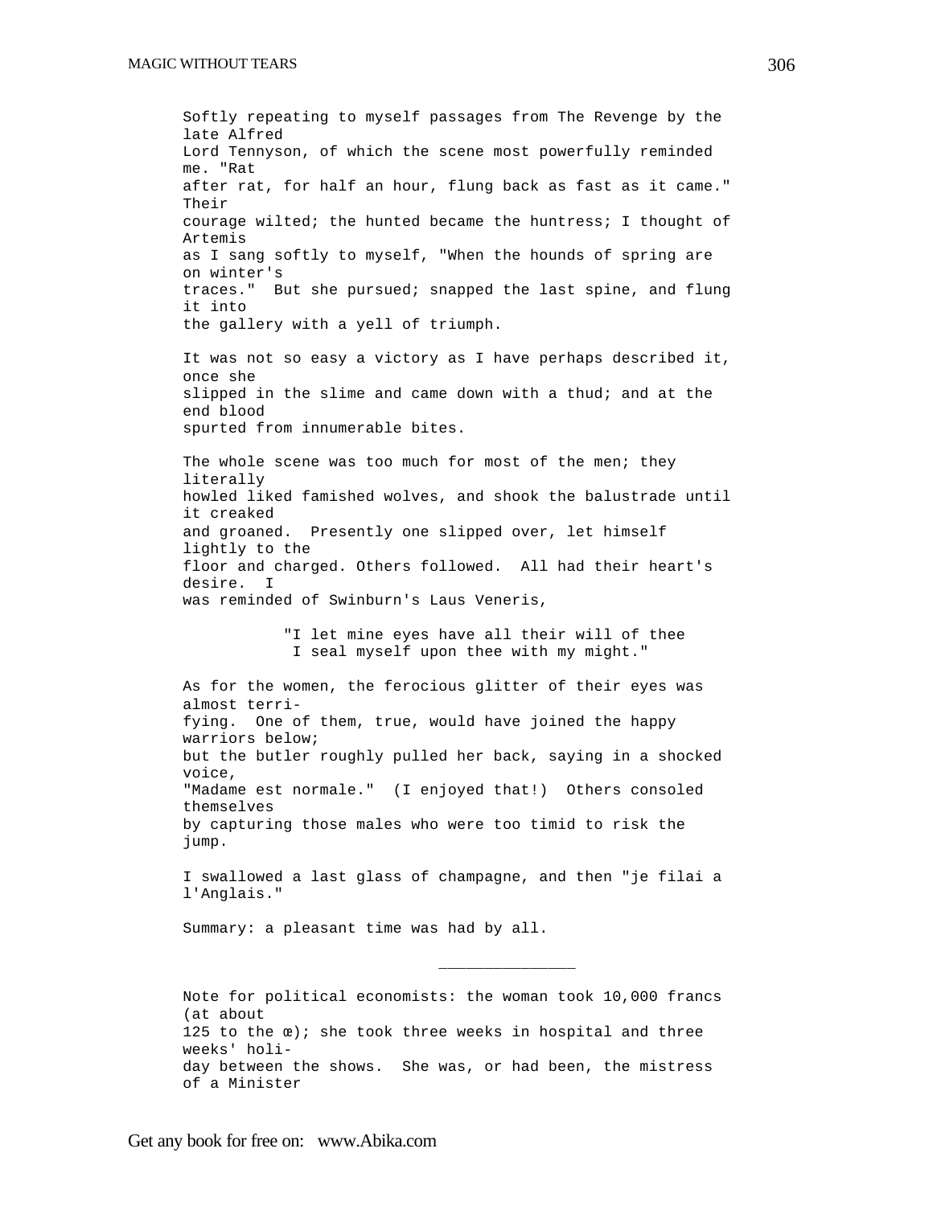Softly repeating to myself passages from The Revenge by the late Alfred Lord Tennyson, of which the scene most powerfully reminded me. "Rat after rat, for half an hour, flung back as fast as it came." Their courage wilted; the hunted became the huntress; I thought of Artemis as I sang softly to myself, "When the hounds of spring are on winter's traces." But she pursued; snapped the last spine, and flung it into the gallery with a yell of triumph.

It was not so easy a victory as I have perhaps described it, once she slipped in the slime and came down with a thud; and at the end blood spurted from innumerable bites.

The whole scene was too much for most of the men; they literally howled liked famished wolves, and shook the balustrade until it creaked and groaned. Presently one slipped over, let himself lightly to the floor and charged. Others followed. All had their heart's desire. I was reminded of Swinburn's Laus Veneris,

> "I let mine eyes have all their will of thee
> I seal myself upon thee with my might."

As for the women, the ferocious glitter of their eyes was almost terrifying. One of them, true, would have joined the happy warriors below; but the butler roughly pulled her back, saying in a shocked voice, "Madame est normale." (I enjoyed that!) Others consoled themselves by capturing those males who were too timid to risk the jump.

I swallowed a last glass of champagne, and then "je filai a l'Anglais."

Summary: a pleasant time was had by all.

---

Note for political economists: the woman took 10,000 francs (at about 125 to the œ); she took three weeks in hospital and three weeks' holiday between the shows. She was, or had been, the mistress of a Minister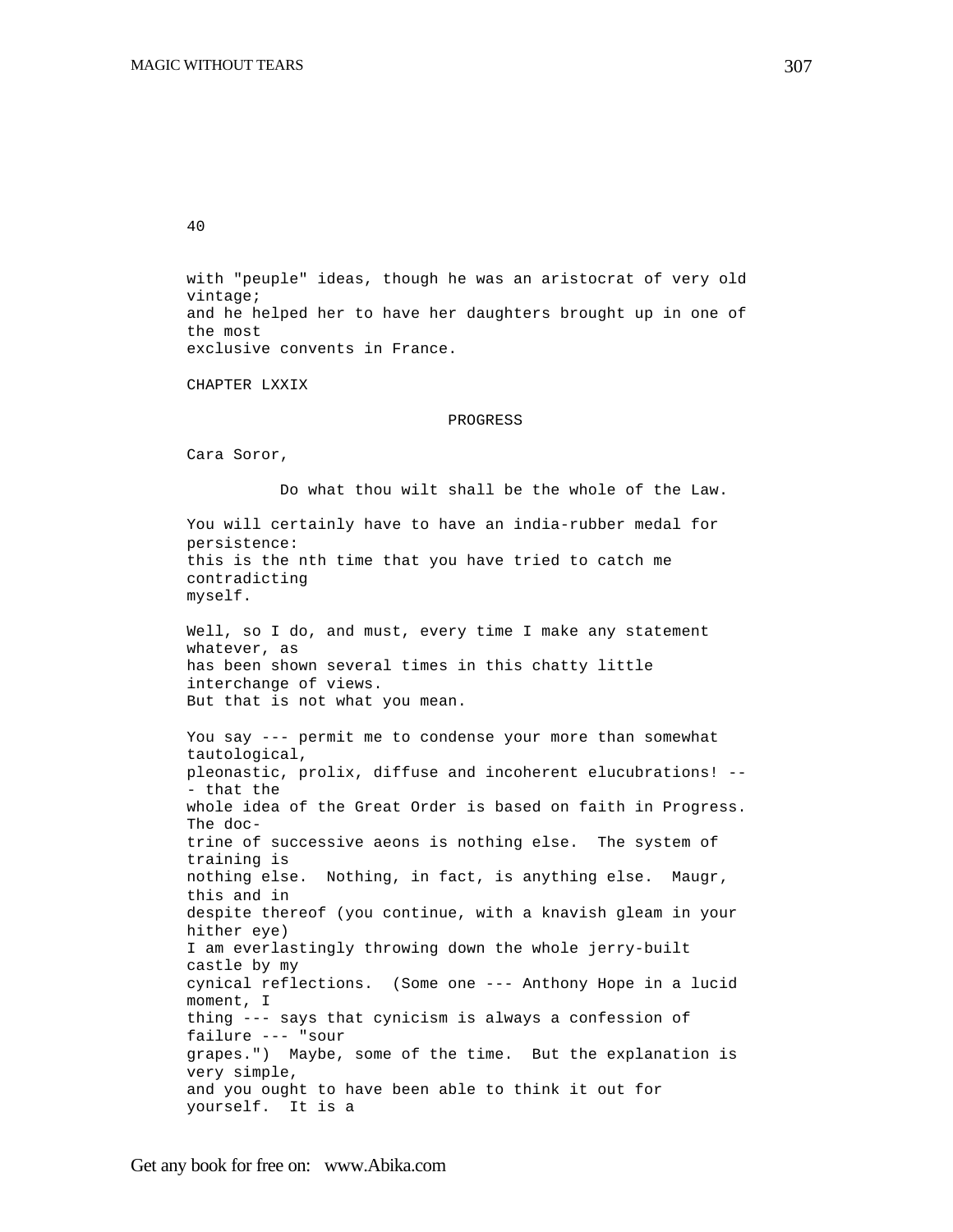40

with "peuple" ideas, though he was an aristocrat of very old vintage; and he helped her to have her daughters brought up in one of the most exclusive convents in France.

## CHAPTER LXXIX

### PROGRESS

Cara Soror,

Do what thou wilt shall be the whole of the Law.

You will certainly have to have an india-rubber medal for persistence: this is the nth time that you have tried to catch me contradicting myself.

Well, so I do, and must, every time I make any statement whatever, as has been shown several times in this chatty little interchange of views. But that is not what you mean.

You say --- permit me to condense your more than somewhat tautological, pleonastic, prolix, diffuse and incoherent elucubrations! --- that the whole idea of the Great Order is based on faith in Progress. The doctrine of successive aeons is nothing else. The system of training is nothing else. Nothing, in fact, is anything else. Maugr, this and in despite thereof (you continue, with a knavish gleam in your hither eye) I am everlastingly throwing down the whole jerry-built castle by my cynical reflections. (Some one --- Anthony Hope in a lucid moment, I thing --- says that cynicism is always a confession of failure --- "sour grapes.") Maybe, some of the time. But the explanation is very simple, and you ought to have been able to think it out for yourself. It is a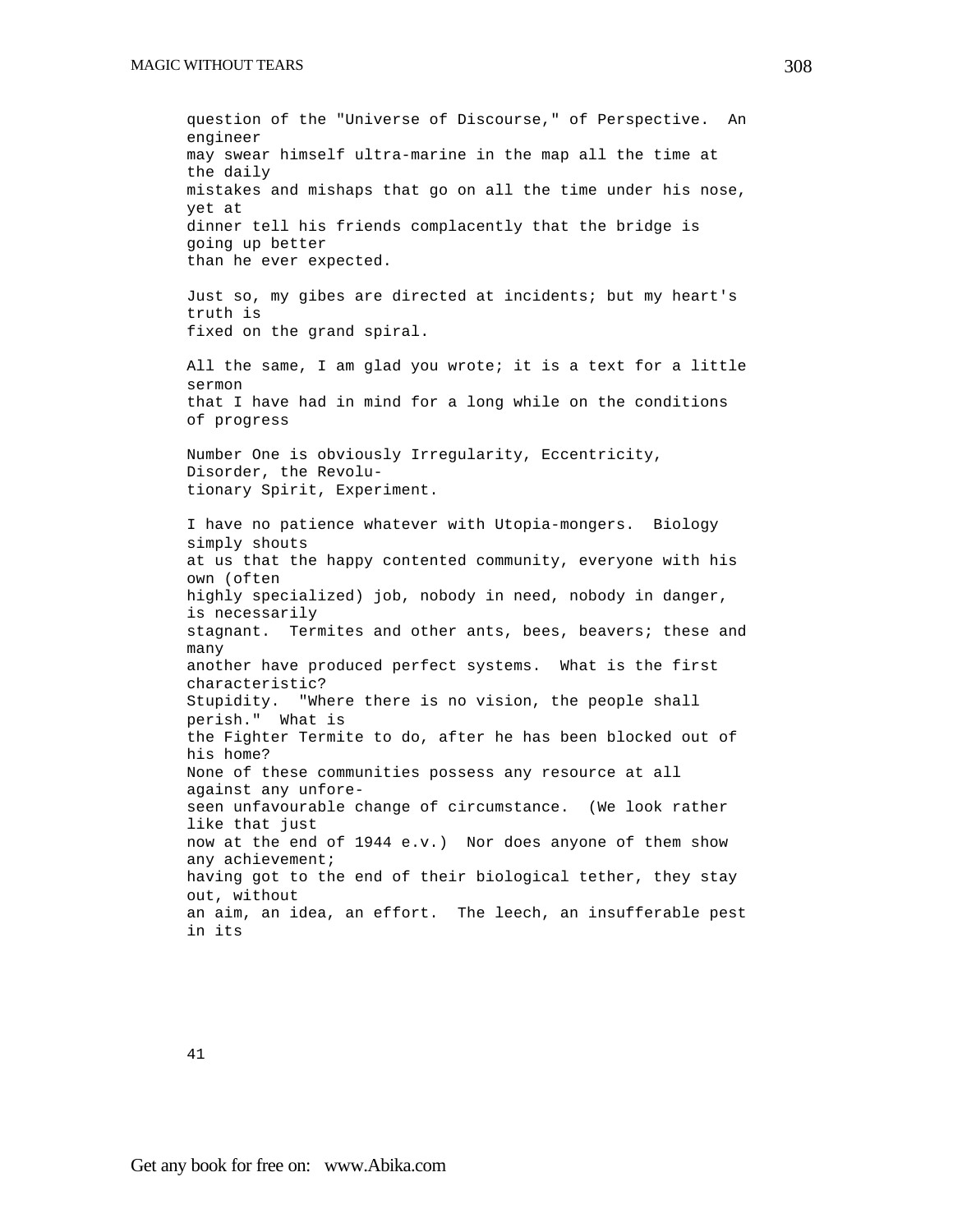question of the "Universe of Discourse," of Perspective. An engineer may swear himself ultra-marine in the map all the time at the daily mistakes and mishaps that go on all the time under his nose, yet at dinner tell his friends complacently that the bridge is going up better than he ever expected.

Just so, my gibes are directed at incidents; but my heart's truth is fixed on the grand spiral.

All the same, I am glad you wrote; it is a text for a little sermon that I have had in mind for a long while on the conditions of progress

Number One is obviously Irregularity, Eccentricity, Disorder, the Revolutionary Spirit, Experiment.

I have no patience whatever with Utopia-mongers. Biology simply shouts at us that the happy contented community, everyone with his own (often highly specialized) job, nobody in need, nobody in danger, is necessarily stagnant. Termites and other ants, bees, beavers; these and many another have produced perfect systems. What is the first characteristic? Stupidity. "Where there is no vision, the people shall perish." What is the Fighter Termite to do, after he has been blocked out of his home? None of these communities possess any resource at all against any unforeseen unfavourable change of circumstance. (We look rather like that just now at the end of 1944 e.v.) Nor does anyone of them show any achievement; having got to the end of their biological tether, they stay out, without an aim, an idea, an effort. The leech, an insufferable pest in its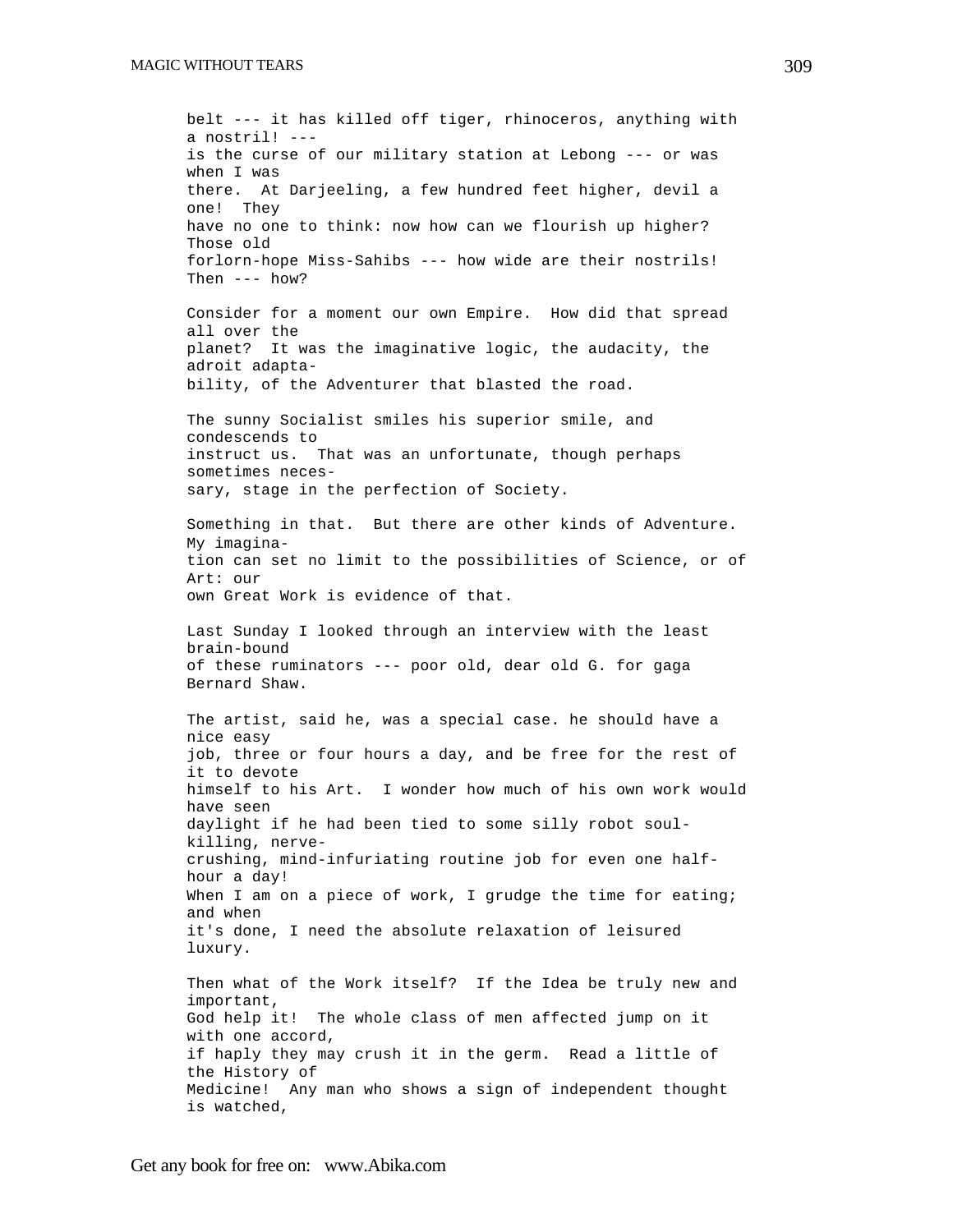belt --- it has killed off tiger, rhinoceros, anything with a nostril! --- is the curse of our military station at Lebong --- or was when I was there. At Darjeeling, a few hundred feet higher, devil a one! They have no one to think: now how can we flourish up higher? Those old forlorn-hope Miss-Sahibs --- how wide are their nostrils! Then --- how?

Consider for a moment our own Empire. How did that spread all over the planet? It was the imaginative logic, the audacity, the adroit adaptability, of the Adventurer that blasted the road.

The sunny Socialist smiles his superior smile, and condescends to instruct us. That was an unfortunate, though perhaps sometimes necessary, stage in the perfection of Society.

Something in that. But there are other kinds of Adventure. My imagination can set no limit to the possibilities of Science, or of Art: our own Great Work is evidence of that.

Last Sunday I looked through an interview with the least brain-bound of these ruminators --- poor old, dear old G. for gaga Bernard Shaw.

The artist, said he, was a special case. he should have a nice easy job, three or four hours a day, and be free for the rest of it to devote himself to his Art. I wonder how much of his own work would have seen daylight if he had been tied to some silly robot soul-killing, nerve-crushing, mind-infuriating routine job for even one half-hour a day! When I am on a piece of work, I grudge the time for eating; and when it's done, I need the absolute relaxation of leisured luxury.

Then what of the Work itself? If the Idea be truly new and important, God help it! The whole class of men affected jump on it with one accord, if haply they may crush it in the germ. Read a little of the History of Medicine! Any man who shows a sign of independent thought is watched,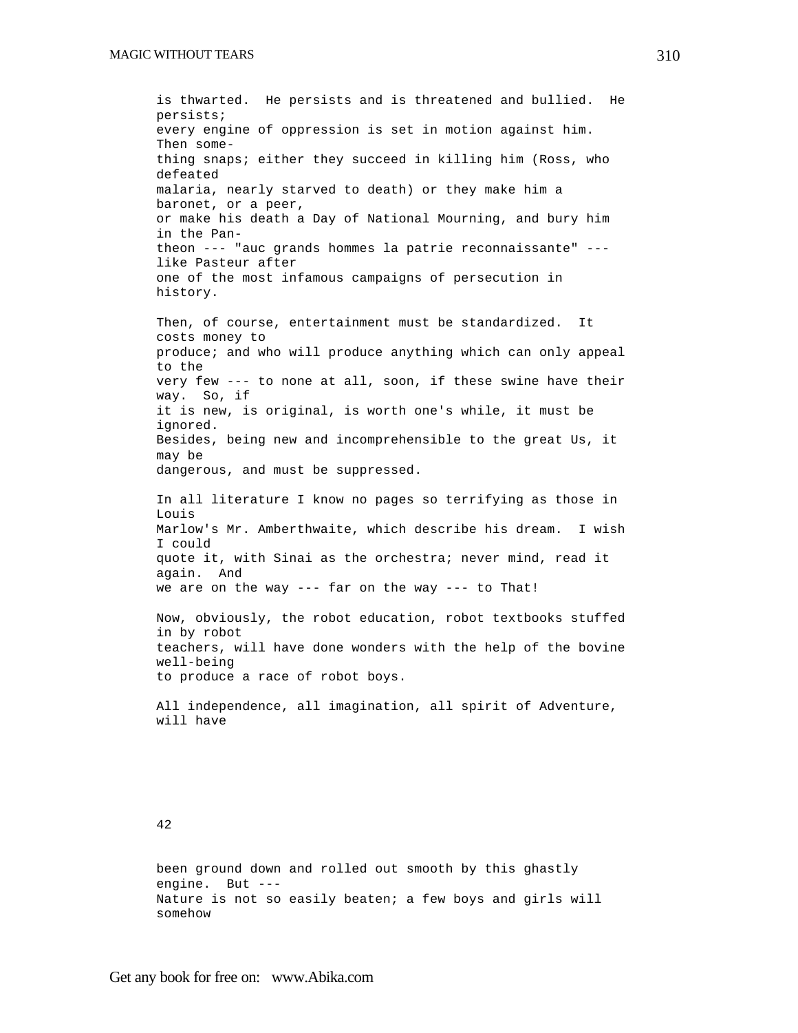is thwarted. He persists and is threatened and bullied. He persists; every engine of oppression is set in motion against him. Then something snaps; either they succeed in killing him (Ross, who defeated malaria, nearly starved to death) or they make him a baronet, or a peer, or make his death a Day of National Mourning, and bury him in the Pantheon --- "auc grands hommes la patrie reconnaissante" --- like Pasteur after one of the most infamous campaigns of persecution in history.

Then, of course, entertainment must be standardized. It costs money to produce; and who will produce anything which can only appeal to the very few --- to none at all, soon, if these swine have their way. So, if it is new, is original, is worth one's while, it must be ignored. Besides, being new and incomprehensible to the great Us, it may be dangerous, and must be suppressed.

In all literature I know no pages so terrifying as those in Louis Marlow's Mr. Amberthwaite, which describe his dream. I wish I could quote it, with Sinai as the orchestra; never mind, read it again. And we are on the way --- far on the way --- to That!

Now, obviously, the robot education, robot textbooks stuffed in by robot teachers, will have done wonders with the help of the bovine well-being to produce a race of robot boys.

All independence, all imagination, all spirit of Adventure, will have

42

been ground down and rolled out smooth by this ghastly engine. But --- Nature is not so easily beaten; a few boys and girls will somehow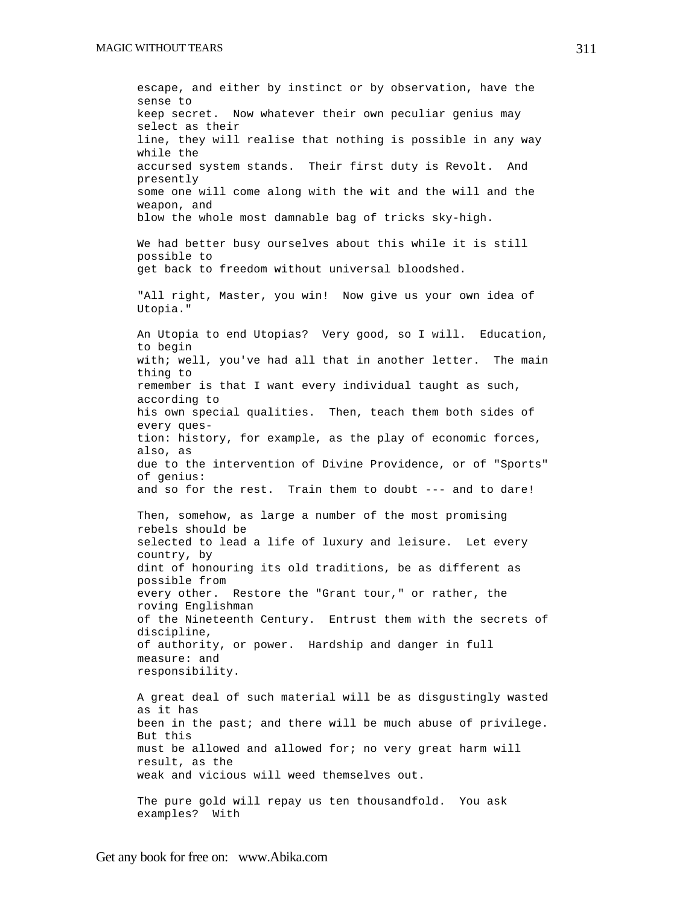escape, and either by instinct or by observation, have the sense to keep secret. Now whatever their own peculiar genius may select as their line, they will realise that nothing is possible in any way while the accursed system stands. Their first duty is Revolt. And presently some one will come along with the wit and the will and the weapon, and blow the whole most damnable bag of tricks sky-high.

We had better busy ourselves about this while it is still possible to get back to freedom without universal bloodshed.

"All right, Master, you win! Now give us your own idea of Utopia."

An Utopia to end Utopias? Very good, so I will. Education, to begin with; well, you've had all that in another letter. The main thing to remember is that I want every individual taught as such, according to his own special qualities. Then, teach them both sides of every question: history, for example, as the play of economic forces, also, as due to the intervention of Divine Providence, or of "Sports" of genius: and so for the rest. Train them to doubt --- and to dare!

Then, somehow, as large a number of the most promising rebels should be selected to lead a life of luxury and leisure. Let every country, by dint of honouring its old traditions, be as different as possible from every other. Restore the "Grant tour," or rather, the roving Englishman of the Nineteenth Century. Entrust them with the secrets of discipline, of authority, or power. Hardship and danger in full measure: and responsibility.

A great deal of such material will be as disgustingly wasted as it has been in the past; and there will be much abuse of privilege. But this must be allowed and allowed for; no very great harm will result, as the weak and vicious will weed themselves out.

The pure gold will repay us ten thousandfold. You ask examples? With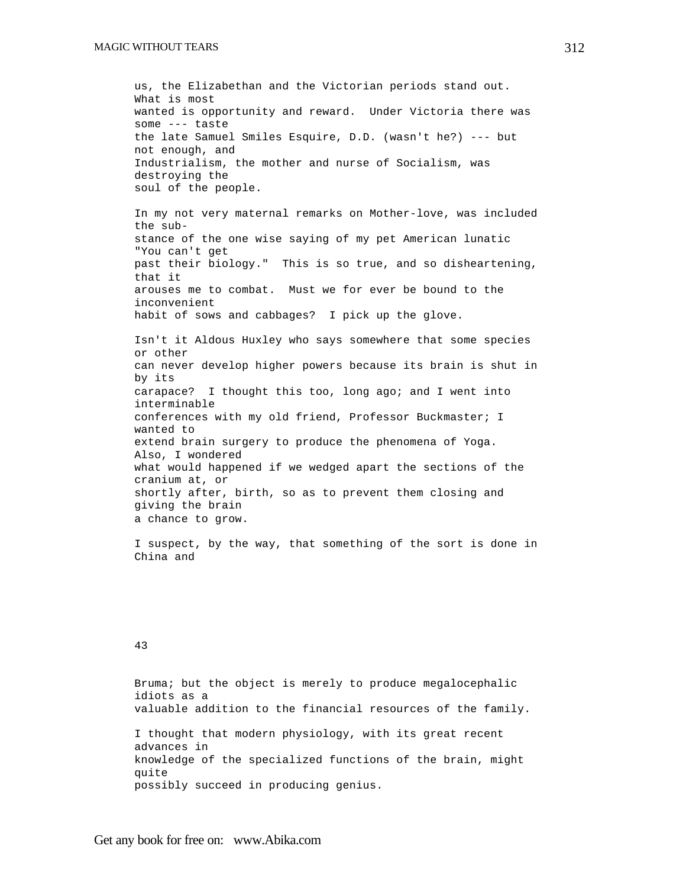us, the Elizabethan and the Victorian periods stand out. What is most wanted is opportunity and reward. Under Victoria there was some --- taste the late Samuel Smiles Esquire, D.D. (wasn't he?) --- but not enough, and Industrialism, the mother and nurse of Socialism, was destroying the soul of the people.

In my not very maternal remarks on Mother-love, was included the substance of the one wise saying of my pet American lunatic "You can't get past their biology." This is so true, and so disheartening, that it arouses me to combat. Must we for ever be bound to the inconvenient habit of sows and cabbages? I pick up the glove.

Isn't it Aldous Huxley who says somewhere that some species or other can never develop higher powers because its brain is shut in by its carapace? I thought this too, long ago; and I went into interminable conferences with my old friend, Professor Buckmaster; I wanted to extend brain surgery to produce the phenomena of Yoga. Also, I wondered what would happened if we wedged apart the sections of the cranium at, or shortly after, birth, so as to prevent them closing and giving the brain a chance to grow.

I suspect, by the way, that something of the sort is done in China and

43

Bruma; but the object is merely to produce megalocephalic idiots as a valuable addition to the financial resources of the family.

I thought that modern physiology, with its great recent advances in knowledge of the specialized functions of the brain, might quite possibly succeed in producing genius.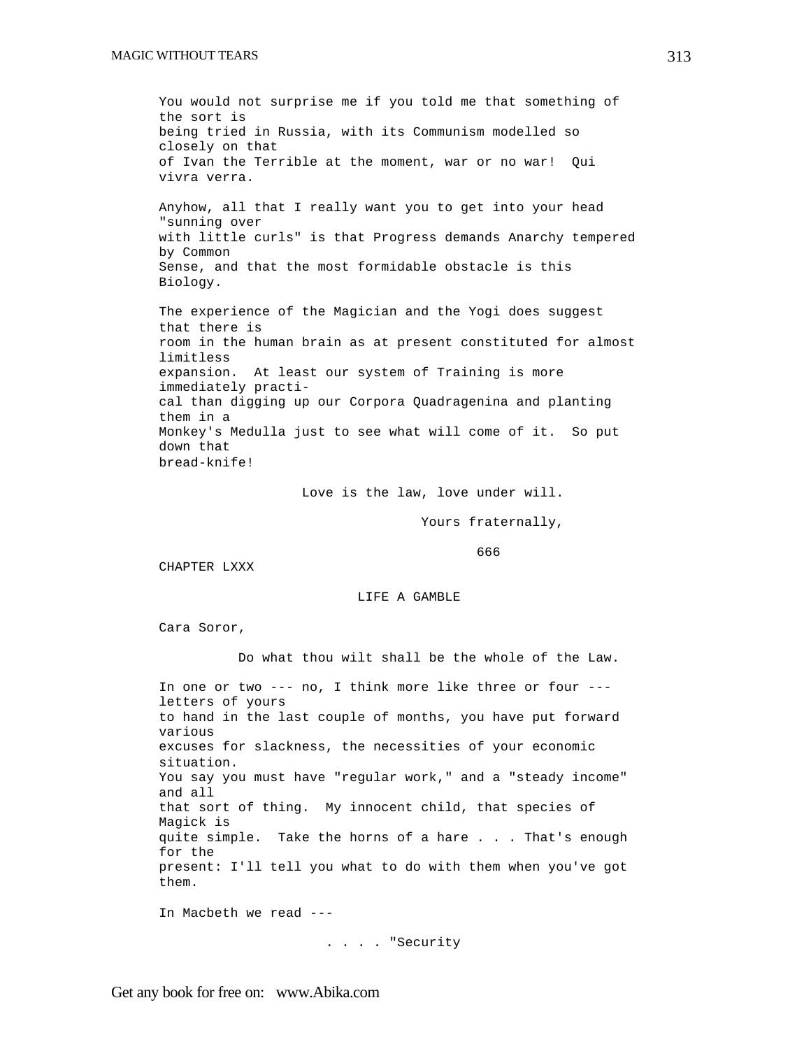You would not surprise me if you told me that something of the sort is being tried in Russia, with its Communism modelled so closely on that of Ivan the Terrible at the moment, war or no war! Qui vivra verra.

Anyhow, all that I really want you to get into your head "sunning over with little curls" is that Progress demands Anarchy tempered by Common Sense, and that the most formidable obstacle is this Biology.

The experience of the Magician and the Yogi does suggest that there is room in the human brain as at present constituted for almost limitless expansion. At least our system of Training is more immediately practical than digging up our Corpora Quadragenina and planting them in a Monkey's Medulla just to see what will come of it. So put down that bread-knife!

Love is the law, love under will.

Yours fraternally,

666

## CHAPTER LXXX

### LIFE A GAMBLE

Cara Soror,

Do what thou wilt shall be the whole of the Law.

In one or two --- no, I think more like three or four --- letters of yours to hand in the last couple of months, you have put forward various excuses for slackness, the necessities of your economic situation. You say you must have "regular work," and a "steady income" and all that sort of thing. My innocent child, that species of Magick is quite simple. Take the horns of a hare . . . That's enough for the present: I'll tell you what to do with them when you've got them.

In Macbeth we read ---

. . . . "Security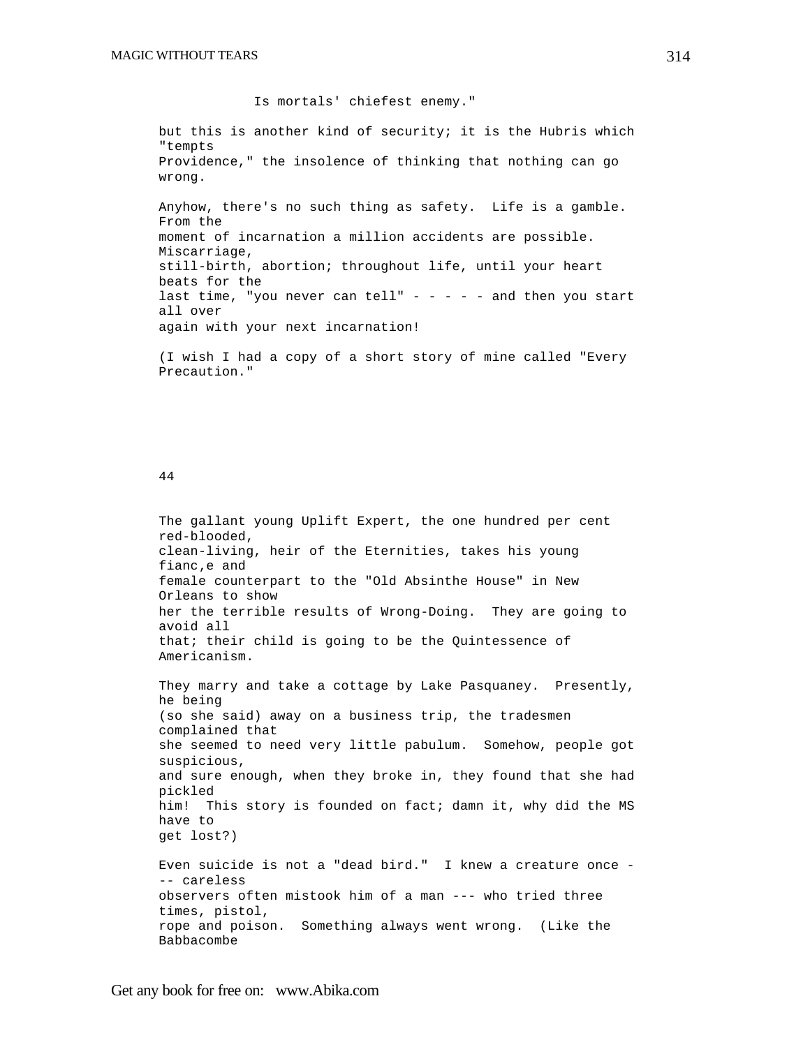Is mortals' chiefest enemy."

but this is another kind of security; it is the Hubris which "tempts Providence," the insolence of thinking that nothing can go wrong.

Anyhow, there's no such thing as safety. Life is a gamble. From the moment of incarnation a million accidents are possible. Miscarriage, still-birth, abortion; throughout life, until your heart beats for the last time, "you never can tell" - - - - - and then you start all over again with your next incarnation!

(I wish I had a copy of a short story of mine called "Every Precaution."

44

The gallant young Uplift Expert, the one hundred per cent red-blooded, clean-living, heir of the Eternities, takes his young fianc,e and female counterpart to the "Old Absinthe House" in New Orleans to show her the terrible results of Wrong-Doing. They are going to avoid all that; their child is going to be the Quintessence of Americanism.

They marry and take a cottage by Lake Pasquaney. Presently, he being (so she said) away on a business trip, the tradesmen complained that she seemed to need very little pabulum. Somehow, people got suspicious, and sure enough, when they broke in, they found that she had pickled him! This story is founded on fact; damn it, why did the MS have to get lost?)

Even suicide is not a "dead bird." I knew a creature once --- careless observers often mistook him of a man --- who tried three times, pistol, rope and poison. Something always went wrong. (Like the Babbacombe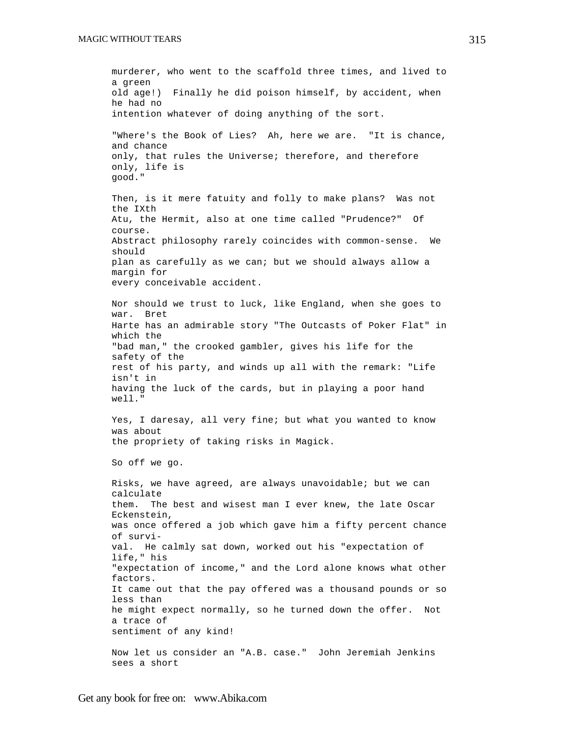murderer, who went to the scaffold three times, and lived to a green old age!) Finally he did poison himself, by accident, when he had no intention whatever of doing anything of the sort.

"Where's the Book of Lies? Ah, here we are. "It is chance, and chance only, that rules the Universe; therefore, and therefore only, life is good."

Then, is it mere fatuity and folly to make plans? Was not the IXth Atu, the Hermit, also at one time called "Prudence?" Of course. Abstract philosophy rarely coincides with common-sense. We should plan as carefully as we can; but we should always allow a margin for every conceivable accident.

Nor should we trust to luck, like England, when she goes to war. Bret Harte has an admirable story "The Outcasts of Poker Flat" in which the "bad man," the crooked gambler, gives his life for the safety of the rest of his party, and winds up all with the remark: "Life isn't in having the luck of the cards, but in playing a poor hand well."

Yes, I daresay, all very fine; but what you wanted to know was about the propriety of taking risks in Magick.

So off we go.

Risks, we have agreed, are always unavoidable; but we can calculate them. The best and wisest man I ever knew, the late Oscar Eckenstein, was once offered a job which gave him a fifty percent chance of survival. He calmly sat down, worked out his "expectation of life," his "expectation of income," and the Lord alone knows what other factors. It came out that the pay offered was a thousand pounds or so less than he might expect normally, so he turned down the offer. Not a trace of sentiment of any kind!

Now let us consider an "A.B. case." John Jeremiah Jenkins sees a short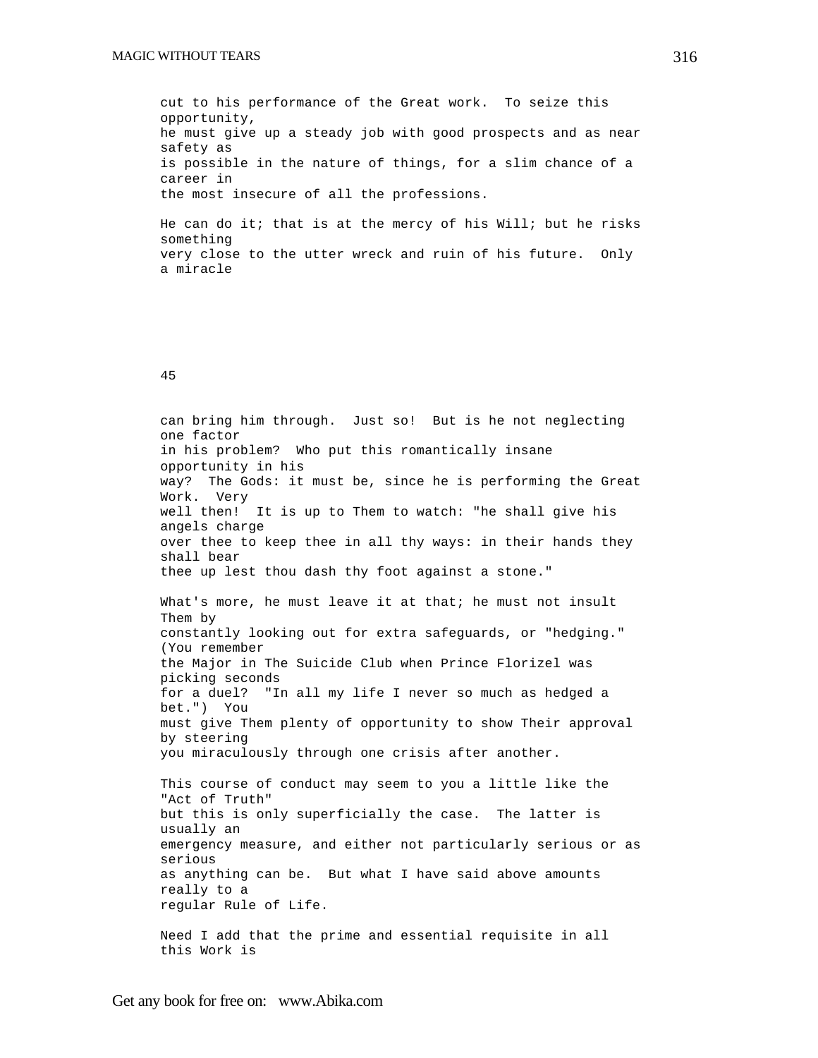cut to his performance of the Great work. To seize this opportunity, he must give up a steady job with good prospects and as near safety as is possible in the nature of things, for a slim chance of a career in the most insecure of all the professions.

He can do it; that is at the mercy of his Will; but he risks something very close to the utter wreck and ruin of his future. Only a miracle

45

can bring him through. Just so! But is he not neglecting one factor in his problem? Who put this romantically insane opportunity in his way? The Gods: it must be, since he is performing the Great Work. Very well then! It is up to Them to watch: "he shall give his angels charge over thee to keep thee in all thy ways: in their hands they shall bear thee up lest thou dash thy foot against a stone."

What's more, he must leave it at that; he must not insult Them by constantly looking out for extra safeguards, or "hedging." (You remember the Major in The Suicide Club when Prince Florizel was picking seconds for a duel? "In all my life I never so much as hedged a bet.") You must give Them plenty of opportunity to show Their approval by steering you miraculously through one crisis after another.

This course of conduct may seem to you a little like the "Act of Truth" but this is only superficially the case. The latter is usually an emergency measure, and either not particularly serious or as serious as anything can be. But what I have said above amounts really to a regular Rule of Life.

Need I add that the prime and essential requisite in all this Work is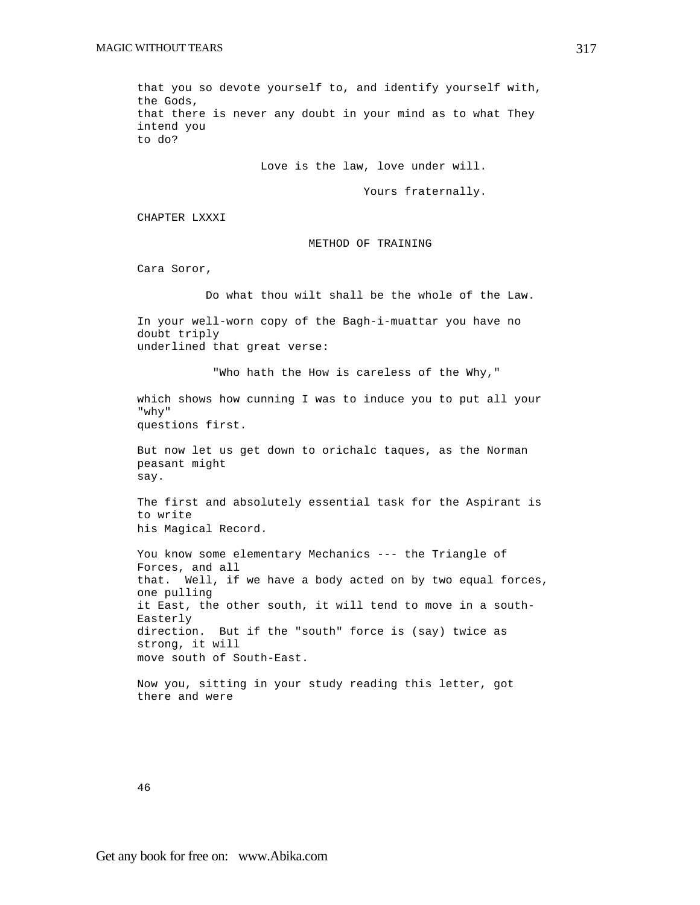that you so devote yourself to, and identify yourself with, the Gods, that there is never any doubt in your mind as to what They intend you to do?

Love is the law, love under will.

Yours fraternally.

## CHAPTER LXXXI

### METHOD OF TRAINING

Cara Soror,

Do what thou wilt shall be the whole of the Law.

In your well-worn copy of the Bagh-i-muattar you have no doubt triply underlined that great verse:

"Who hath the How is careless of the Why,"

which shows how cunning I was to induce you to put all your "why" questions first.

But now let us get down to orichalc taques, as the Norman peasant might say.

The first and absolutely essential task for the Aspirant is to write his Magical Record.

You know some elementary Mechanics --- the Triangle of Forces, and all that. Well, if we have a body acted on by two equal forces, one pulling it East, the other south, it will tend to move in a south-Easterly direction. But if the "south" force is (say) twice as strong, it will move south of South-East.

Now you, sitting in your study reading this letter, got there and were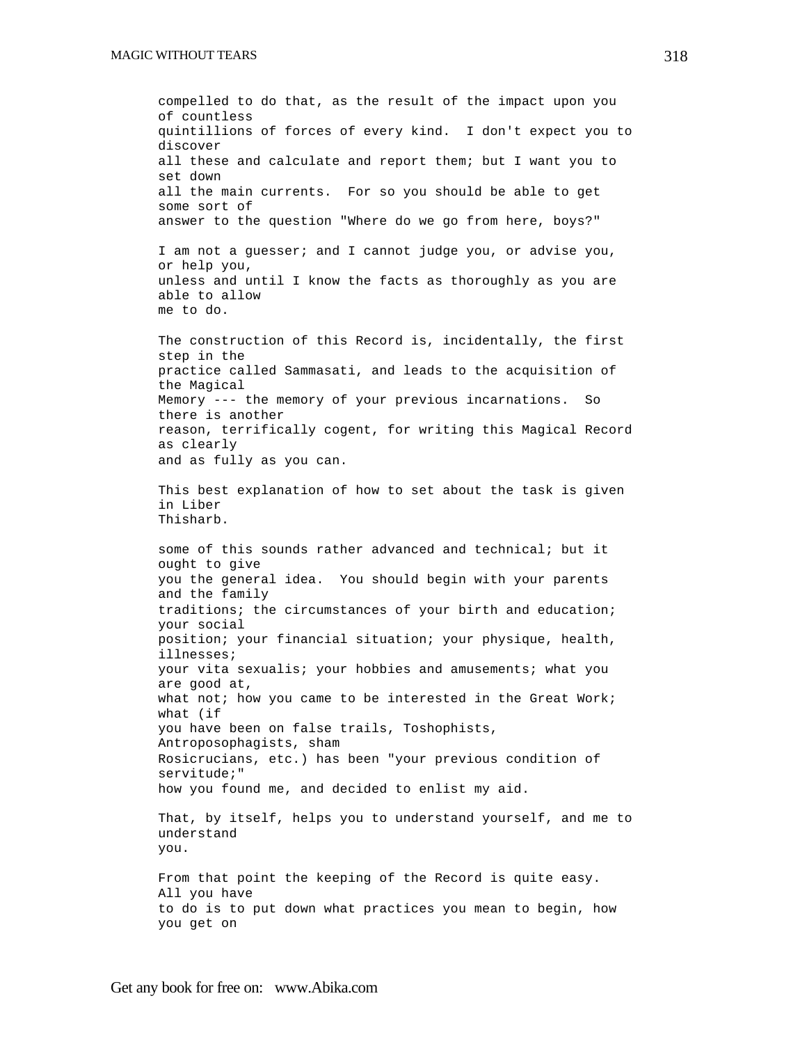compelled to do that, as the result of the impact upon you of countless quintillions of forces of every kind. I don't expect you to discover all these and calculate and report them; but I want you to set down all the main currents. For so you should be able to get some sort of answer to the question "Where do we go from here, boys?"

I am not a guesser; and I cannot judge you, or advise you, or help you, unless and until I know the facts as thoroughly as you are able to allow me to do.

The construction of this Record is, incidentally, the first step in the practice called Sammasati, and leads to the acquisition of the Magical Memory --- the memory of your previous incarnations. So there is another reason, terrifically cogent, for writing this Magical Record as clearly and as fully as you can.

This best explanation of how to set about the task is given in Liber Thisharb.

some of this sounds rather advanced and technical; but it ought to give you the general idea. You should begin with your parents and the family traditions; the circumstances of your birth and education; your social position; your financial situation; your physique, health, illnesses; your vita sexualis; your hobbies and amusements; what you are good at, what not; how you came to be interested in the Great Work; what (if you have been on false trails, Toshophists, Antroposophagists, sham Rosicrucians, etc.) has been "your previous condition of servitude;" how you found me, and decided to enlist my aid.

That, by itself, helps you to understand yourself, and me to understand you.

From that point the keeping of the Record is quite easy. All you have to do is to put down what practices you mean to begin, how you get on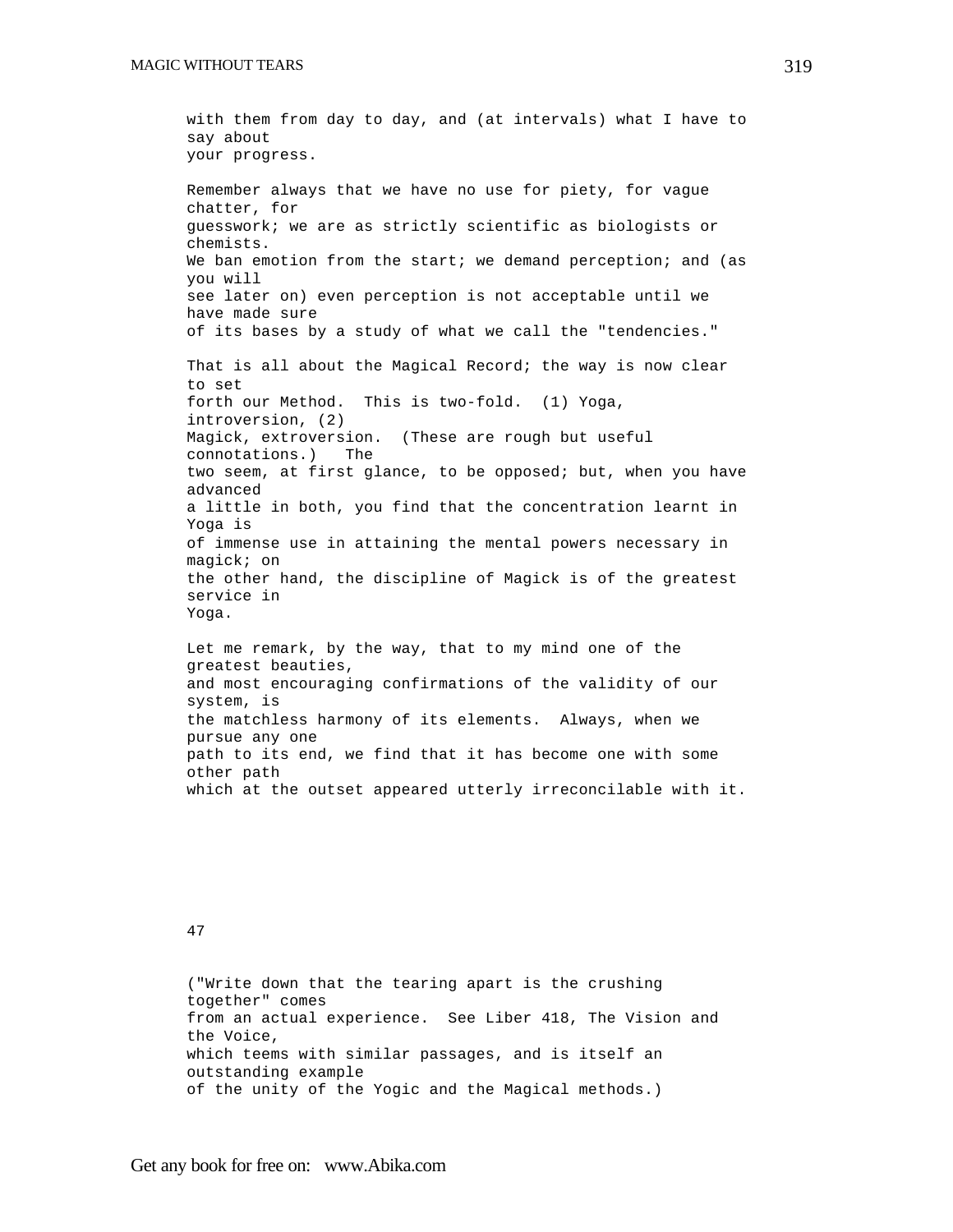with them from day to day, and (at intervals) what I have to say about your progress.

Remember always that we have no use for piety, for vague chatter, for guesswork; we are as strictly scientific as biologists or chemists. We ban emotion from the start; we demand perception; and (as you will see later on) even perception is not acceptable until we have made sure of its bases by a study of what we call the "tendencies."

That is all about the Magical Record; the way is now clear to set forth our Method. This is two-fold. (1) Yoga, introversion, (2) Magick, extroversion. (These are rough but useful connotations.) The two seem, at first glance, to be opposed; but, when you have advanced a little in both, you find that the concentration learnt in Yoga is of immense use in attaining the mental powers necessary in magick; on the other hand, the discipline of Magick is of the greatest service in Yoga.

Let me remark, by the way, that to my mind one of the greatest beauties, and most encouraging confirmations of the validity of our system, is the matchless harmony of its elements. Always, when we pursue any one path to its end, we find that it has become one with some other path which at the outset appeared utterly irreconcilable with it.

47

("Write down that the tearing apart is the crushing together" comes from an actual experience. See Liber 418, The Vision and the Voice, which teems with similar passages, and is itself an outstanding example of the unity of the Yogic and the Magical methods.)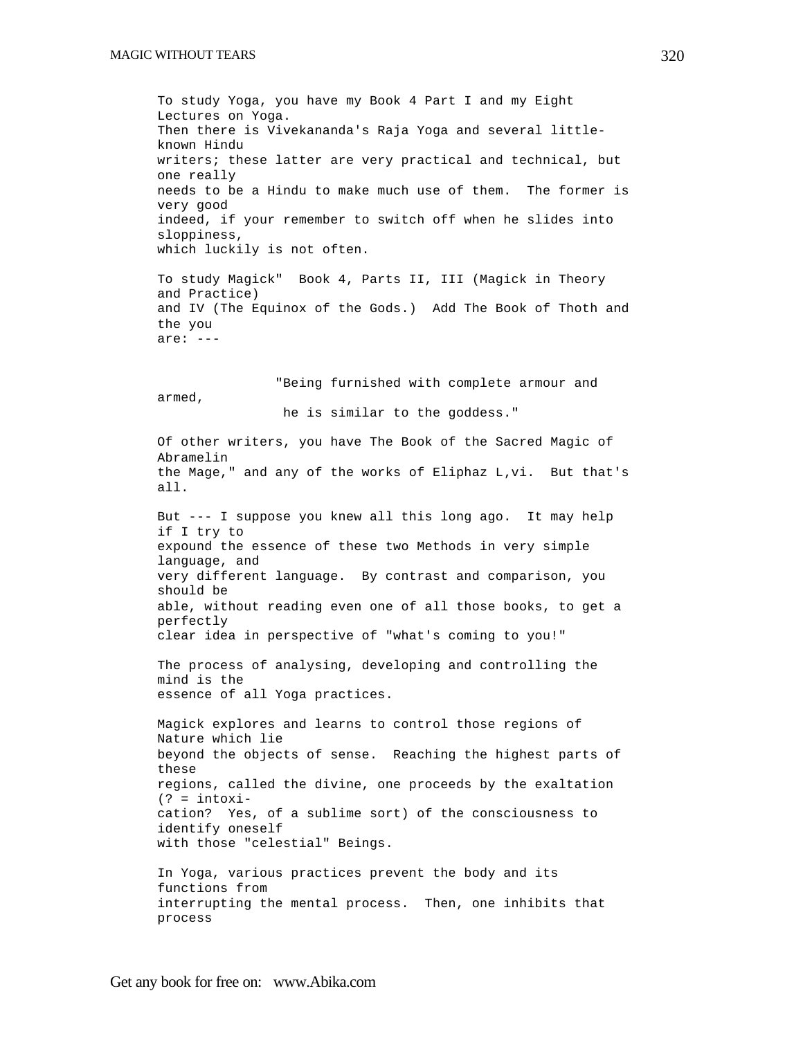To study Yoga, you have my Book 4 Part I and my Eight Lectures on Yoga. Then there is Vivekananda's Raja Yoga and several little-known Hindu writers; these latter are very practical and technical, but one really needs to be a Hindu to make much use of them. The former is very good indeed, if your remember to switch off when he slides into sloppiness, which luckily is not often.

To study Magick" Book 4, Parts II, III (Magick in Theory and Practice) and IV (The Equinox of the Gods.) Add The Book of Thoth and the you are: ---

> "Being furnished with complete armour and armed,
> he is similar to the goddess."

Of other writers, you have The Book of the Sacred Magic of Abramelin the Mage," and any of the works of Eliphaz L,vi. But that's all.

But --- I suppose you knew all this long ago. It may help if I try to expound the essence of these two Methods in very simple language, and very different language. By contrast and comparison, you should be able, without reading even one of all those books, to get a perfectly clear idea in perspective of "what's coming to you!"

The process of analysing, developing and controlling the mind is the essence of all Yoga practices.

Magick explores and learns to control those regions of Nature which lie beyond the objects of sense. Reaching the highest parts of these regions, called the divine, one proceeds by the exaltation (? = intoxi-cation? Yes, of a sublime sort) of the consciousness to identify oneself with those "celestial" Beings.

In Yoga, various practices prevent the body and its functions from interrupting the mental process. Then, one inhibits that process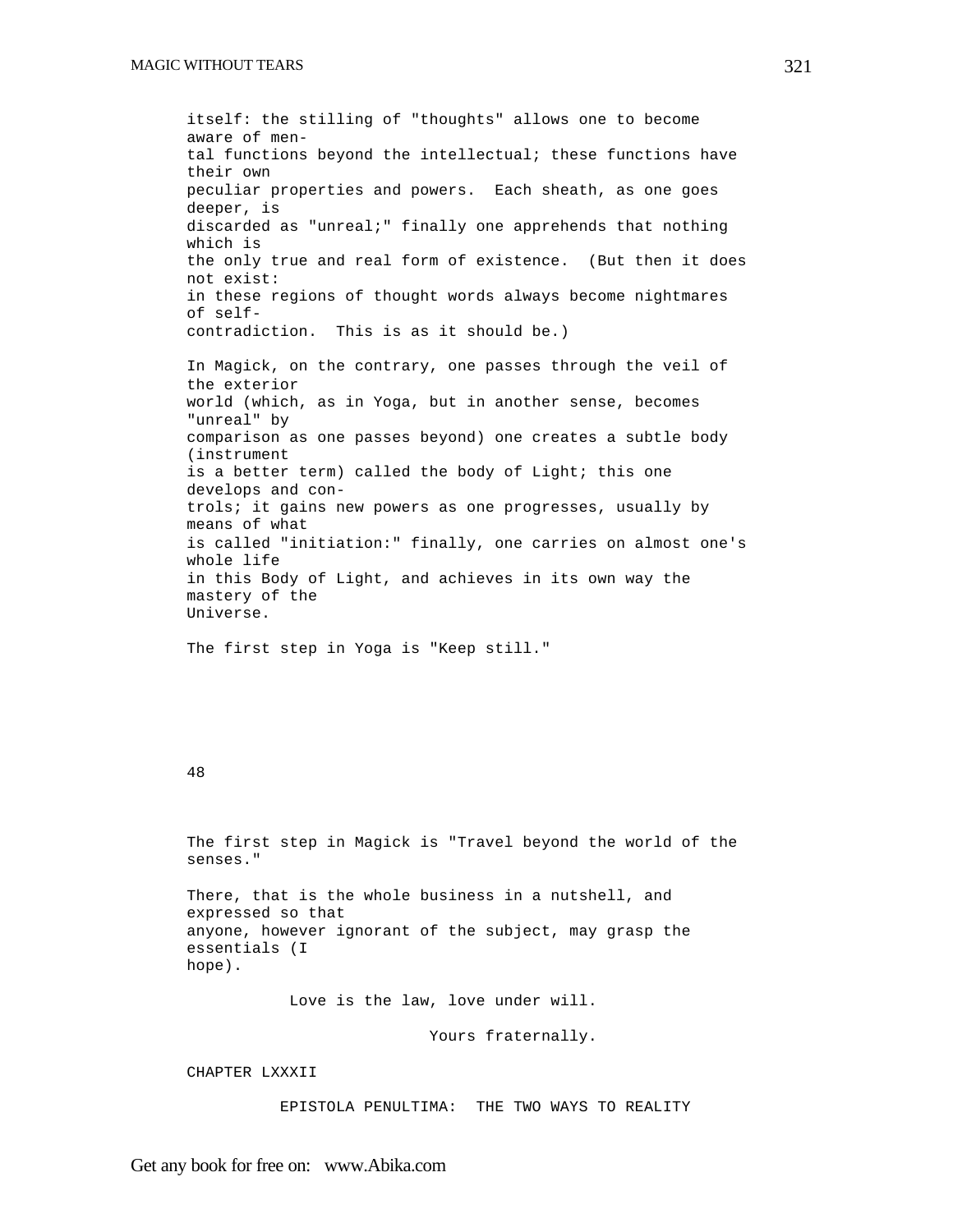itself: the stilling of "thoughts" allows one to become aware of mental functions beyond the intellectual; these functions have their own peculiar properties and powers. Each sheath, as one goes deeper, is discarded as "unreal;" finally one apprehends that nothing which is the only true and real form of existence. (But then it does not exist: in these regions of thought words always become nightmares of self-contradiction. This is as it should be.)

In Magick, on the contrary, one passes through the veil of the exterior world (which, as in Yoga, but in another sense, becomes "unreal" by comparison as one passes beyond) one creates a subtle body (instrument is a better term) called the body of Light; this one develops and controls; it gains new powers as one progresses, usually by means of what is called "initiation:" finally, one carries on almost one's whole life in this Body of Light, and achieves in its own way the mastery of the Universe.

The first step in Yoga is "Keep still."

48

The first step in Magick is "Travel beyond the world of the senses."

There, that is the whole business in a nutshell, and expressed so that anyone, however ignorant of the subject, may grasp the essentials (I hope).

Love is the law, love under will.

Yours fraternally.

CHAPTER LXXXII

EPISTOLA PENULTIMA: THE TWO WAYS TO REALITY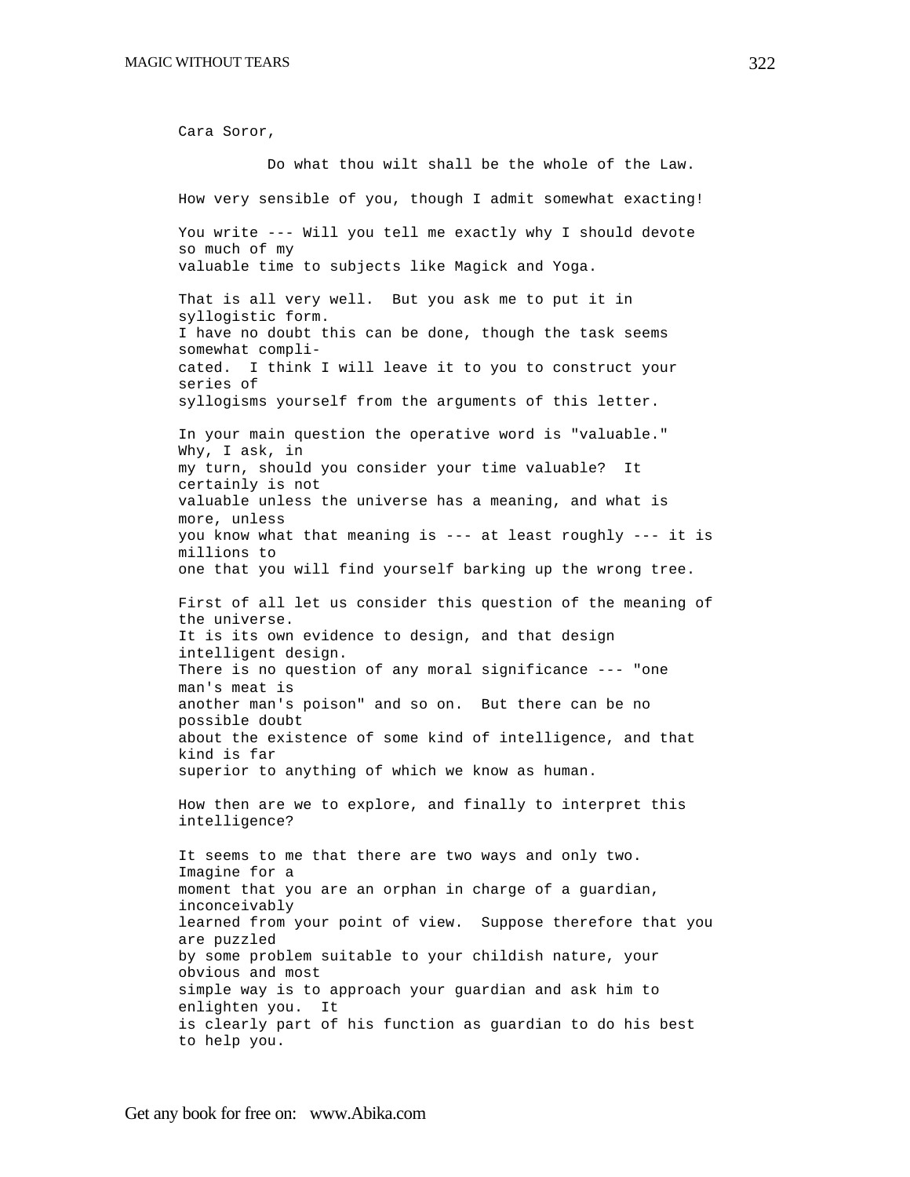Cara Soror,

Do what thou wilt shall be the whole of the Law.

How very sensible of you, though I admit somewhat exacting!

You write --- Will you tell me exactly why I should devote so much of my valuable time to subjects like Magick and Yoga.

That is all very well. But you ask me to put it in syllogistic form. I have no doubt this can be done, though the task seems somewhat complicated. I think I will leave it to you to construct your series of syllogisms yourself from the arguments of this letter.

In your main question the operative word is "valuable." Why, I ask, in my turn, should you consider your time valuable? It certainly is not valuable unless the universe has a meaning, and what is more, unless you know what that meaning is --- at least roughly --- it is millions to one that you will find yourself barking up the wrong tree.

First of all let us consider this question of the meaning of the universe. It is its own evidence to design, and that design intelligent design. There is no question of any moral significance --- "one man's meat is another man's poison" and so on. But there can be no possible doubt about the existence of some kind of intelligence, and that kind is far superior to anything of which we know as human.

How then are we to explore, and finally to interpret this intelligence?

It seems to me that there are two ways and only two. Imagine for a moment that you are an orphan in charge of a guardian, inconceivably learned from your point of view. Suppose therefore that you are puzzled by some problem suitable to your childish nature, your obvious and most simple way is to approach your guardian and ask him to enlighten you. It is clearly part of his function as guardian to do his best to help you.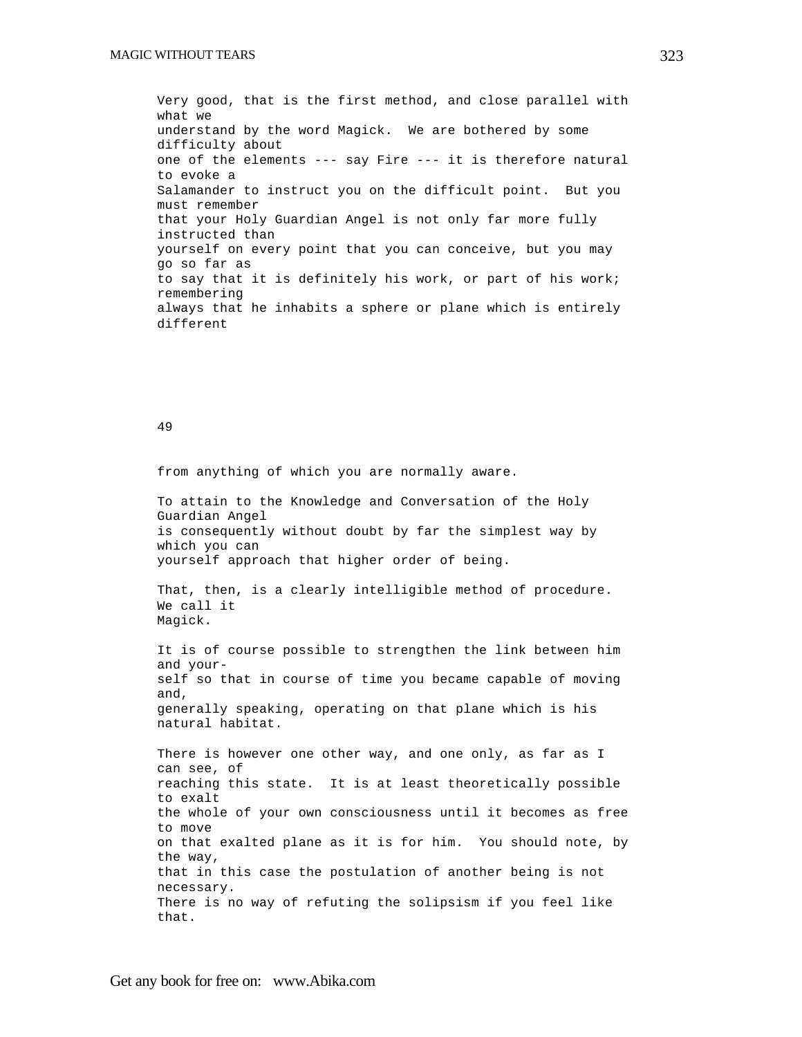Very good, that is the first method, and close parallel with what we understand by the word Magick. We are bothered by some difficulty about one of the elements --- say Fire --- it is therefore natural to evoke a Salamander to instruct you on the difficult point. But you must remember that your Holy Guardian Angel is not only far more fully instructed than yourself on every point that you can conceive, but you may go so far as to say that it is definitely his work, or part of his work; remembering always that he inhabits a sphere or plane which is entirely different

49

from anything of which you are normally aware.

To attain to the Knowledge and Conversation of the Holy Guardian Angel is consequently without doubt by far the simplest way by which you can yourself approach that higher order of being.

That, then, is a clearly intelligible method of procedure. We call it Magick.

It is of course possible to strengthen the link between him and yourself so that in course of time you became capable of moving and, generally speaking, operating on that plane which is his natural habitat.

There is however one other way, and one only, as far as I can see, of reaching this state. It is at least theoretically possible to exalt the whole of your own consciousness until it becomes as free to move on that exalted plane as it is for him. You should note, by the way, that in this case the postulation of another being is not necessary. There is no way of refuting the solipsism if you feel like that.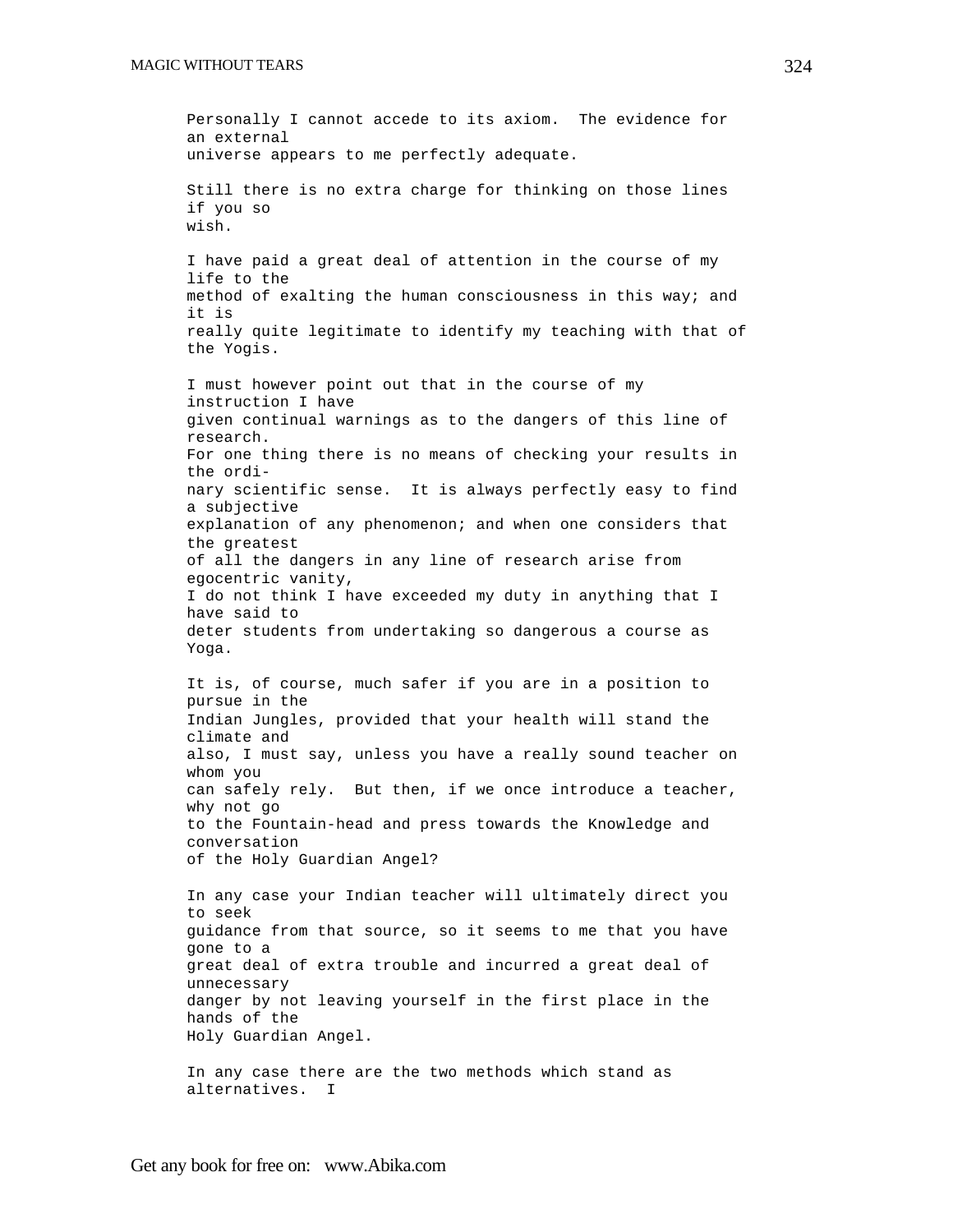Personally I cannot accede to its axiom. The evidence for an external universe appears to me perfectly adequate.

Still there is no extra charge for thinking on those lines if you so wish.

I have paid a great deal of attention in the course of my life to the method of exalting the human consciousness in this way; and it is really quite legitimate to identify my teaching with that of the Yogis.

I must however point out that in the course of my instruction I have given continual warnings as to the dangers of this line of research. For one thing there is no means of checking your results in the ordinary scientific sense. It is always perfectly easy to find a subjective explanation of any phenomenon; and when one considers that the greatest of all the dangers in any line of research arise from egocentric vanity, I do not think I have exceeded my duty in anything that I have said to deter students from undertaking so dangerous a course as Yoga.

It is, of course, much safer if you are in a position to pursue in the Indian Jungles, provided that your health will stand the climate and also, I must say, unless you have a really sound teacher on whom you can safely rely. But then, if we once introduce a teacher, why not go to the Fountain-head and press towards the Knowledge and conversation of the Holy Guardian Angel?

In any case your Indian teacher will ultimately direct you to seek guidance from that source, so it seems to me that you have gone to a great deal of extra trouble and incurred a great deal of unnecessary danger by not leaving yourself in the first place in the hands of the Holy Guardian Angel.

In any case there are the two methods which stand as alternatives. I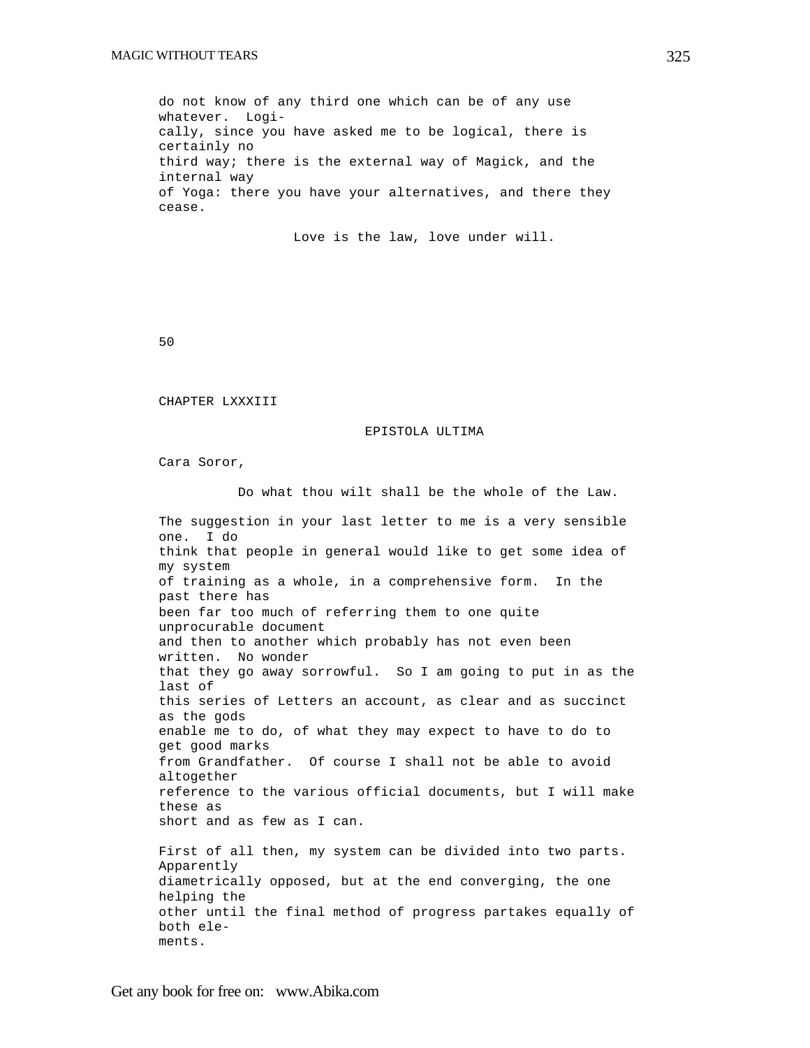do not know of any third one which can be of any use whatever. Logically, since you have asked me to be logical, there is certainly no third way; there is the external way of Magick, and the internal way of Yoga: there you have your alternatives, and there they cease.

Love is the law, love under will.

50

## CHAPTER LXXXIII

### EPISTOLA ULTIMA

Cara Soror,

Do what thou wilt shall be the whole of the Law.

The suggestion in your last letter to me is a very sensible one. I do think that people in general would like to get some idea of my system of training as a whole, in a comprehensive form. In the past there has been far too much of referring them to one quite unprocurable document and then to another which probably has not even been written. No wonder that they go away sorrowful. So I am going to put in as the last of this series of Letters an account, as clear and as succinct as the gods enable me to do, of what they may expect to have to do to get good marks from Grandfather. Of course I shall not be able to avoid altogether reference to the various official documents, but I will make these as short and as few as I can.

First of all then, my system can be divided into two parts. Apparently diametrically opposed, but at the end converging, the one helping the other until the final method of progress partakes equally of both elements.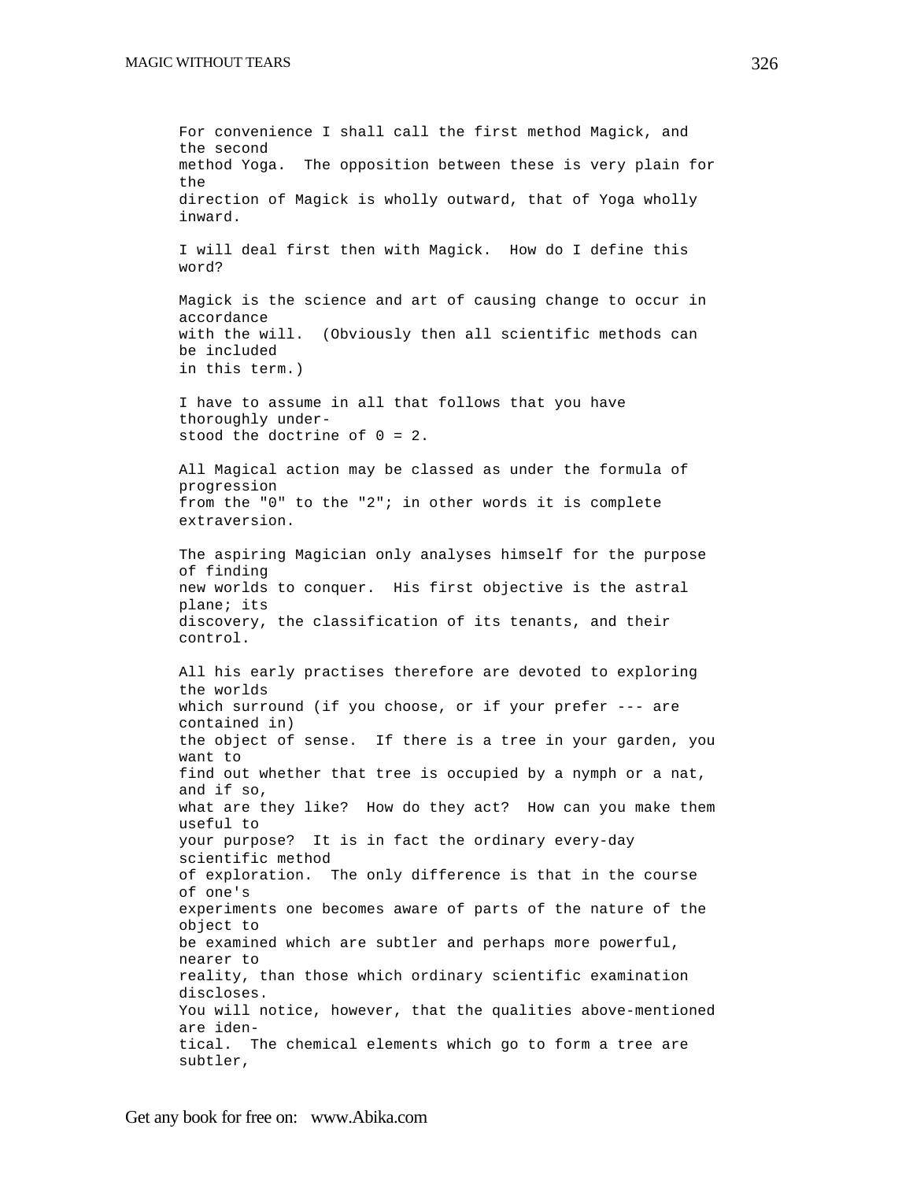For convenience I shall call the first method Magick, and the second method Yoga. The opposition between these is very plain for the direction of Magick is wholly outward, that of Yoga wholly inward.

I will deal first then with Magick. How do I define this word?

Magick is the science and art of causing change to occur in accordance with the will. (Obviously then all scientific methods can be included in this term.)

I have to assume in all that follows that you have thoroughly understood the doctrine of 0 = 2.

All Magical action may be classed as under the formula of progression from the "0" to the "2"; in other words it is complete extraversion.

The aspiring Magician only analyses himself for the purpose of finding new worlds to conquer. His first objective is the astral plane; its discovery, the classification of its tenants, and their control.

All his early practises therefore are devoted to exploring the worlds which surround (if you choose, or if your prefer --- are contained in) the object of sense. If there is a tree in your garden, you want to find out whether that tree is occupied by a nymph or a nat, and if so, what are they like? How do they act? How can you make them useful to your purpose? It is in fact the ordinary every-day scientific method of exploration. The only difference is that in the course of one's experiments one becomes aware of parts of the nature of the object to be examined which are subtler and perhaps more powerful, nearer to reality, than those which ordinary scientific examination discloses. You will notice, however, that the qualities above-mentioned are identical. The chemical elements which go to form a tree are subtler,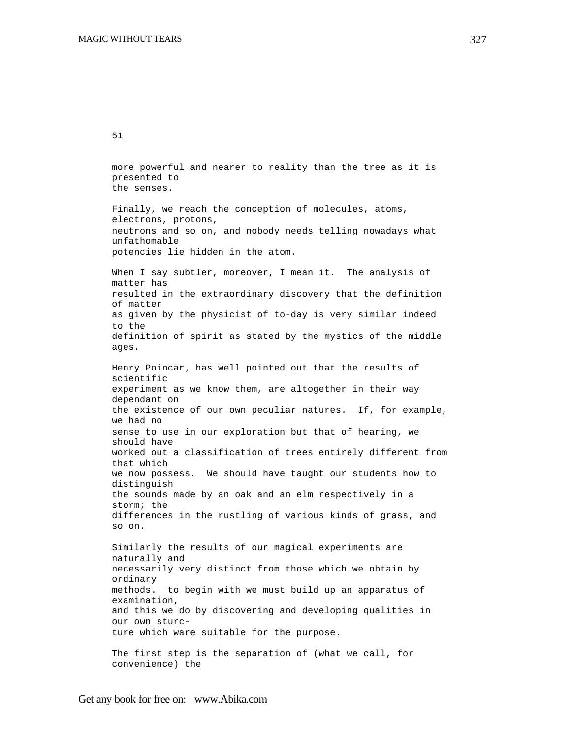51

more powerful and nearer to reality than the tree as it is presented to the senses.

Finally, we reach the conception of molecules, atoms, electrons, protons, neutrons and so on, and nobody needs telling nowadays what unfathomable potencies lie hidden in the atom.

When I say subtler, moreover, I mean it. The analysis of matter has resulted in the extraordinary discovery that the definition of matter as given by the physicist of to-day is very similar indeed to the definition of spirit as stated by the mystics of the middle ages.

Henry Poincar, has well pointed out that the results of scientific experiment as we know them, are altogether in their way dependant on the existence of our own peculiar natures. If, for example, we had no sense to use in our exploration but that of hearing, we should have worked out a classification of trees entirely different from that which we now possess. We should have taught our students how to distinguish the sounds made by an oak and an elm respectively in a storm; the differences in the rustling of various kinds of grass, and so on.

Similarly the results of our magical experiments are naturally and necessarily very distinct from those which we obtain by ordinary methods. to begin with we must build up an apparatus of examination, and this we do by discovering and developing qualities in our own sturc-ture which ware suitable for the purpose.

The first step is the separation of (what we call, for convenience) the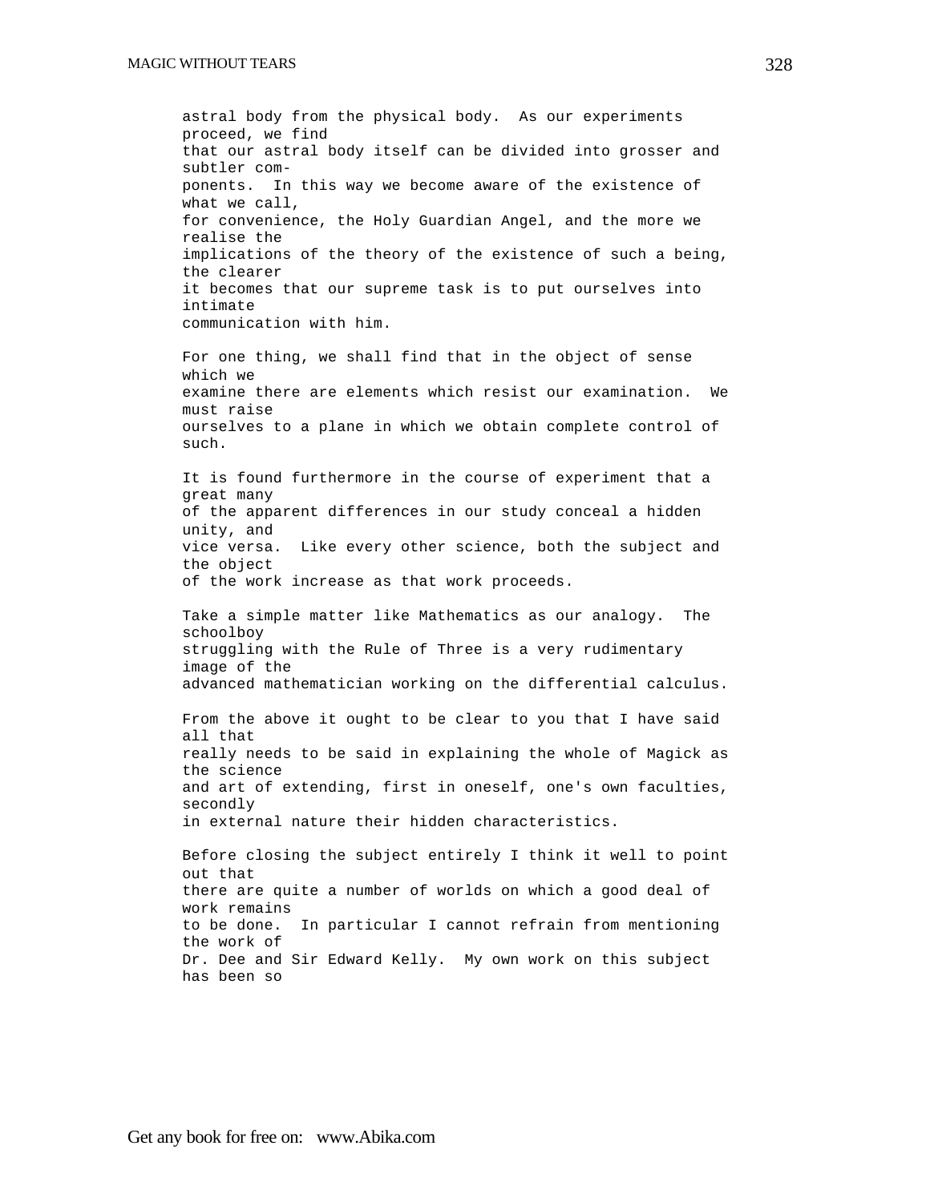astral body from the physical body. As our experiments proceed, we find that our astral body itself can be divided into grosser and subtler components. In this way we become aware of the existence of what we call, for convenience, the Holy Guardian Angel, and the more we realise the implications of the theory of the existence of such a being, the clearer it becomes that our supreme task is to put ourselves into intimate communication with him.

For one thing, we shall find that in the object of sense which we examine there are elements which resist our examination. We must raise ourselves to a plane in which we obtain complete control of such.

It is found furthermore in the course of experiment that a great many of the apparent differences in our study conceal a hidden unity, and vice versa. Like every other science, both the subject and the object of the work increase as that work proceeds.

Take a simple matter like Mathematics as our analogy. The schoolboy struggling with the Rule of Three is a very rudimentary image of the advanced mathematician working on the differential calculus.

From the above it ought to be clear to you that I have said all that really needs to be said in explaining the whole of Magick as the science and art of extending, first in oneself, one's own faculties, secondly in external nature their hidden characteristics.

Before closing the subject entirely I think it well to point out that there are quite a number of worlds on which a good deal of work remains to be done. In particular I cannot refrain from mentioning the work of Dr. Dee and Sir Edward Kelly. My own work on this subject has been so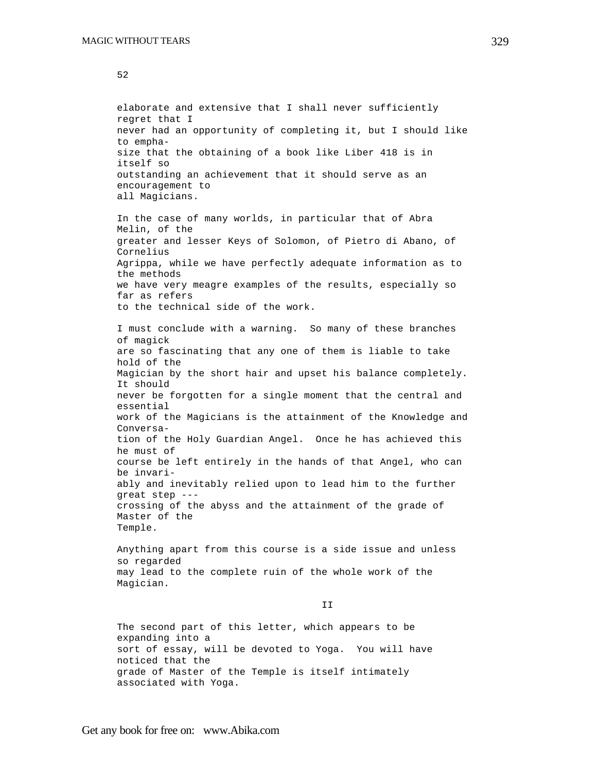52

elaborate and extensive that I shall never sufficiently regret that I never had an opportunity of completing it, but I should like to emphasize that the obtaining of a book like Liber 418 is in itself so outstanding an achievement that it should serve as an encouragement to all Magicians.

In the case of many worlds, in particular that of Abra Melin, of the greater and lesser Keys of Solomon, of Pietro di Abano, of Cornelius Agrippa, while we have perfectly adequate information as to the methods we have very meagre examples of the results, especially so far as refers to the technical side of the work.

I must conclude with a warning. So many of these branches of magick are so fascinating that any one of them is liable to take hold of the Magician by the short hair and upset his balance completely. It should never be forgotten for a single moment that the central and essential work of the Magicians is the attainment of the Knowledge and Conversation of the Holy Guardian Angel. Once he has achieved this he must of course be left entirely in the hands of that Angel, who can be invariably and inevitably relied upon to lead him to the further great step --- crossing of the abyss and the attainment of the grade of Master of the Temple.

Anything apart from this course is a side issue and unless so regarded may lead to the complete ruin of the whole work of the Magician.

## II

The second part of this letter, which appears to be expanding into a sort of essay, will be devoted to Yoga. You will have noticed that the grade of Master of the Temple is itself intimately associated with Yoga.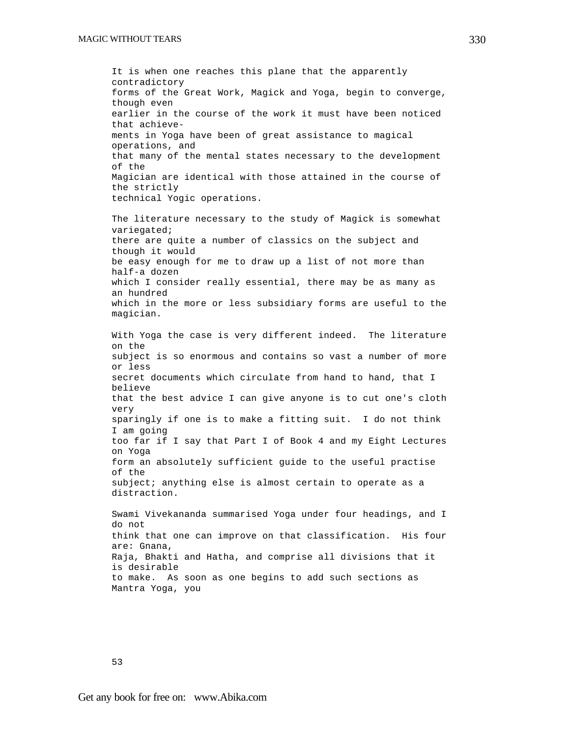It is when one reaches this plane that the apparently contradictory forms of the Great Work, Magick and Yoga, begin to converge, though even earlier in the course of the work it must have been noticed that achievements in Yoga have been of great assistance to magical operations, and that many of the mental states necessary to the development of the Magician are identical with those attained in the course of the strictly technical Yogic operations.

The literature necessary to the study of Magick is somewhat variegated; there are quite a number of classics on the subject and though it would be easy enough for me to draw up a list of not more than half-a dozen which I consider really essential, there may be as many as an hundred which in the more or less subsidiary forms are useful to the magician.

With Yoga the case is very different indeed. The literature on the subject is so enormous and contains so vast a number of more or less secret documents which circulate from hand to hand, that I believe that the best advice I can give anyone is to cut one's cloth very sparingly if one is to make a fitting suit. I do not think I am going too far if I say that Part I of Book 4 and my Eight Lectures on Yoga form an absolutely sufficient guide to the useful practise of the subject; anything else is almost certain to operate as a distraction.

Swami Vivekananda summarised Yoga under four headings, and I do not think that one can improve on that classification. His four are: Gnana, Raja, Bhakti and Hatha, and comprise all divisions that it is desirable to make. As soon as one begins to add such sections as Mantra Yoga, you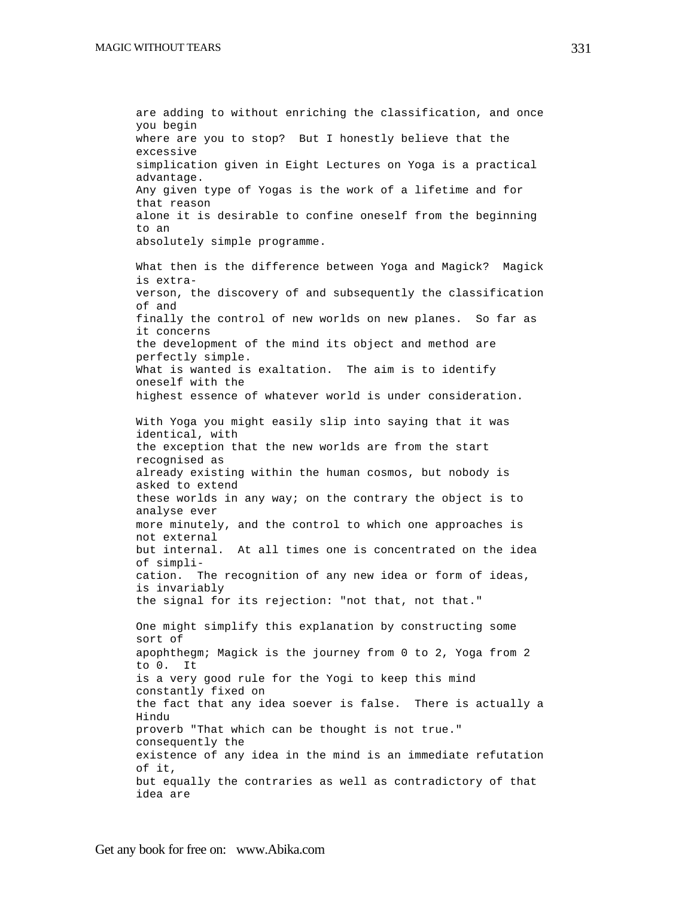are adding to without enriching the classification, and once you begin where are you to stop? But I honestly believe that the excessive simplication given in Eight Lectures on Yoga is a practical advantage. Any given type of Yogas is the work of a lifetime and for that reason alone it is desirable to confine oneself from the beginning to an absolutely simple programme.

What then is the difference between Yoga and Magick? Magick is extra-verson, the discovery of and subsequently the classification of and finally the control of new worlds on new planes. So far as it concerns the development of the mind its object and method are perfectly simple. What is wanted is exaltation. The aim is to identify oneself with the highest essence of whatever world is under consideration.

With Yoga you might easily slip into saying that it was identical, with the exception that the new worlds are from the start recognised as already existing within the human cosmos, but nobody is asked to extend these worlds in any way; on the contrary the object is to analyse ever more minutely, and the control to which one approaches is not external but internal. At all times one is concentrated on the idea of simpli-cation. The recognition of any new idea or form of ideas, is invariably the signal for its rejection: "not that, not that."

One might simplify this explanation by constructing some sort of apophthegm; Magick is the journey from 0 to 2, Yoga from 2 to 0. It is a very good rule for the Yogi to keep this mind constantly fixed on the fact that any idea soever is false. There is actually a Hindu proverb "That which can be thought is not true." consequently the existence of any idea in the mind is an immediate refutation of it, but equally the contraries as well as contradictory of that idea are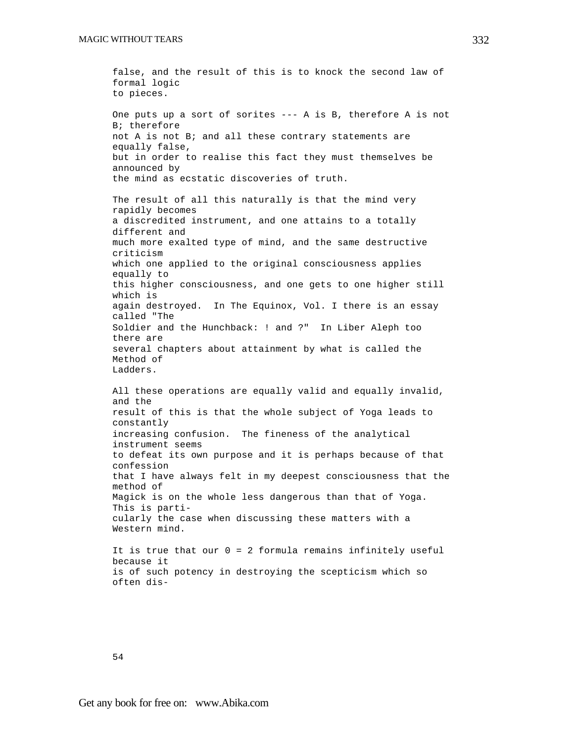false, and the result of this is to knock the second law of formal logic to pieces.

One puts up a sort of sorites --- A is B, therefore A is not B; therefore not A is not B; and all these contrary statements are equally false, but in order to realise this fact they must themselves be announced by the mind as ecstatic discoveries of truth.

The result of all this naturally is that the mind very rapidly becomes a discredited instrument, and one attains to a totally different and much more exalted type of mind, and the same destructive criticism which one applied to the original consciousness applies equally to this higher consciousness, and one gets to one higher still which is again destroyed. In The Equinox, Vol. I there is an essay called "The Soldier and the Hunchback: ! and ?" In Liber Aleph too there are several chapters about attainment by what is called the Method of Ladders.

All these operations are equally valid and equally invalid, and the result of this is that the whole subject of Yoga leads to constantly increasing confusion. The fineness of the analytical instrument seems to defeat its own purpose and it is perhaps because of that confession that I have always felt in my deepest consciousness that the method of Magick is on the whole less dangerous than that of Yoga. This is particularly the case when discussing these matters with a Western mind.

It is true that our 0 = 2 formula remains infinitely useful because it is of such potency in destroying the scepticism which so often dis-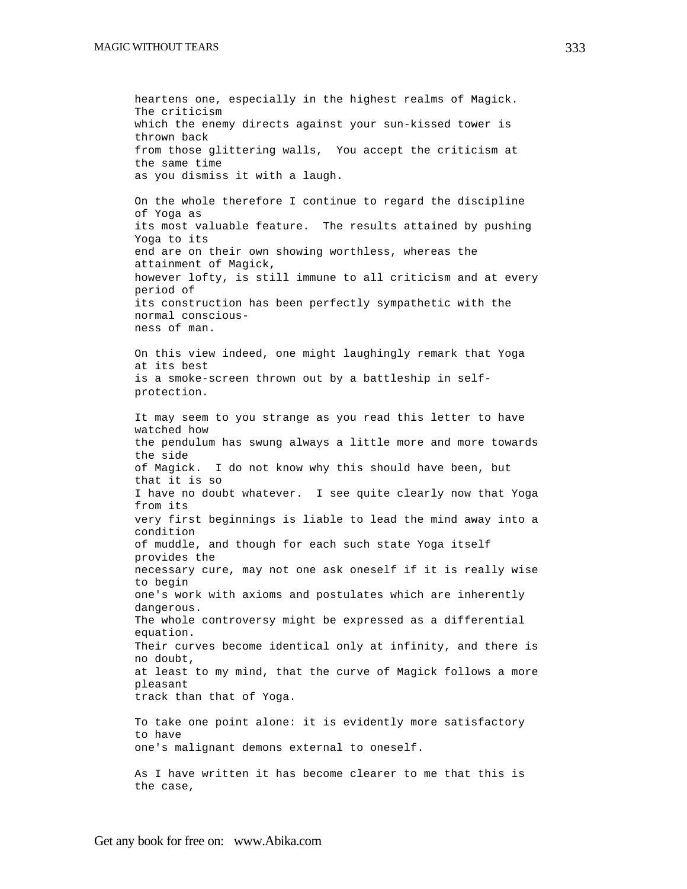heartens one, especially in the highest realms of Magick. The criticism which the enemy directs against your sun-kissed tower is thrown back from those glittering walls, You accept the criticism at the same time as you dismiss it with a laugh.

On the whole therefore I continue to regard the discipline of Yoga as its most valuable feature. The results attained by pushing Yoga to its end are on their own showing worthless, whereas the attainment of Magick, however lofty, is still immune to all criticism and at every period of its construction has been perfectly sympathetic with the normal consciousness of man.

On this view indeed, one might laughingly remark that Yoga at its best is a smoke-screen thrown out by a battleship in self-protection.

It may seem to you strange as you read this letter to have watched how the pendulum has swung always a little more and more towards the side of Magick. I do not know why this should have been, but that it is so I have no doubt whatever. I see quite clearly now that Yoga from its very first beginnings is liable to lead the mind away into a condition of muddle, and though for each such state Yoga itself provides the necessary cure, may not one ask oneself if it is really wise to begin one's work with axioms and postulates which are inherently dangerous. The whole controversy might be expressed as a differential equation. Their curves become identical only at infinity, and there is no doubt, at least to my mind, that the curve of Magick follows a more pleasant track than that of Yoga.

To take one point alone: it is evidently more satisfactory to have one's malignant demons external to oneself.

As I have written it has become clearer to me that this is the case,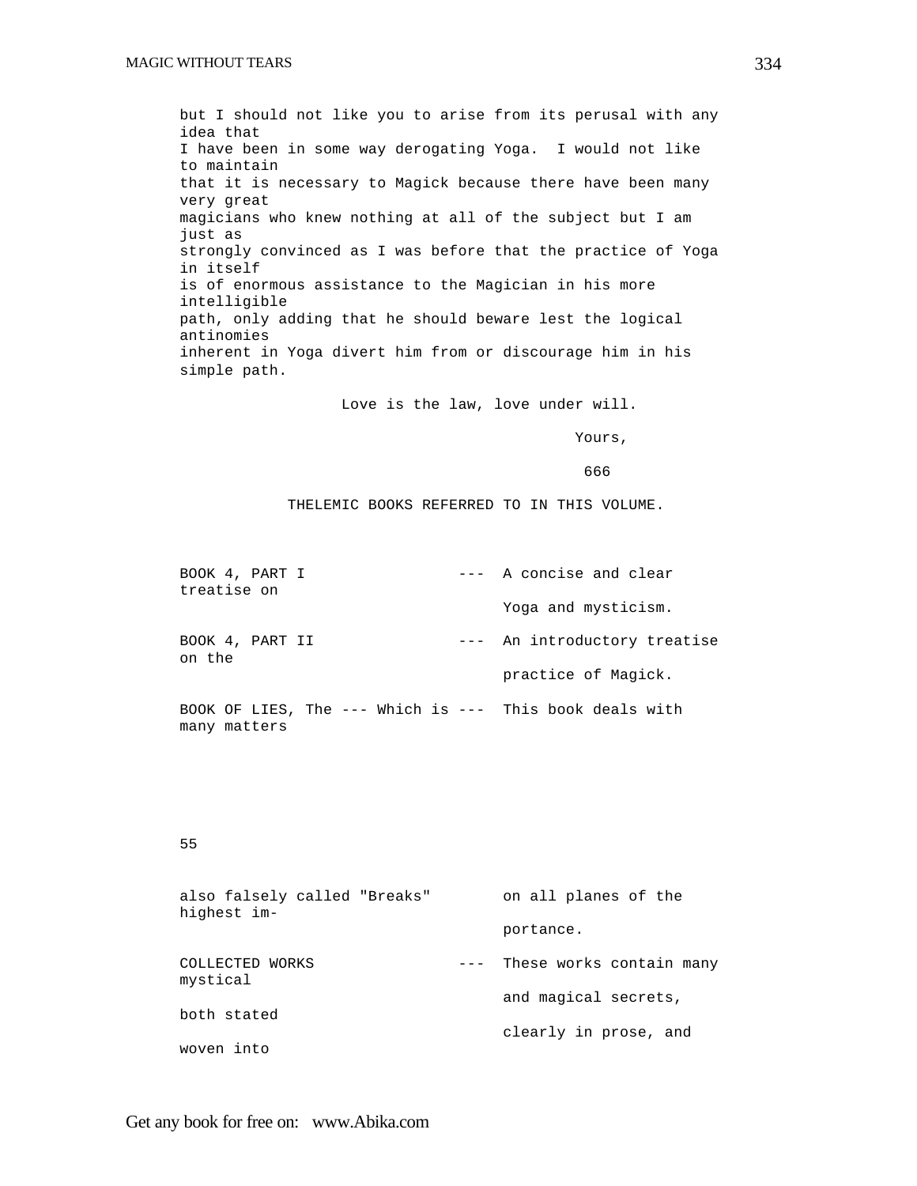but I should not like you to arise from its perusal with any idea that I have been in some way derogating Yoga. I would not like to maintain that it is necessary to Magick because there have been many very great magicians who knew nothing at all of the subject but I am just as strongly convinced as I was before that the practice of Yoga in itself is of enormous assistance to the Magician in his more intelligible path, only adding that he should beware lest the logical antinomies inherent in Yoga divert him from or discourage him in his simple path.

Love is the law, love under will.

Yours,

666

## THELEMIC BOOKS REFERRED TO IN THIS VOLUME.

| | |
|---|---|
| BOOK 4, PART I | A concise and clear treatise on Yoga and mysticism. |
| BOOK 4, PART II | An introductory treatise on the practice of Magick. |
| BOOK OF LIES, The --- Which is also falsely called "Breaks" | This book deals with many matters on all planes of the highest importance. |
| COLLECTED WORKS | These works contain many mystical and magical secrets, both stated clearly in prose, and woven into |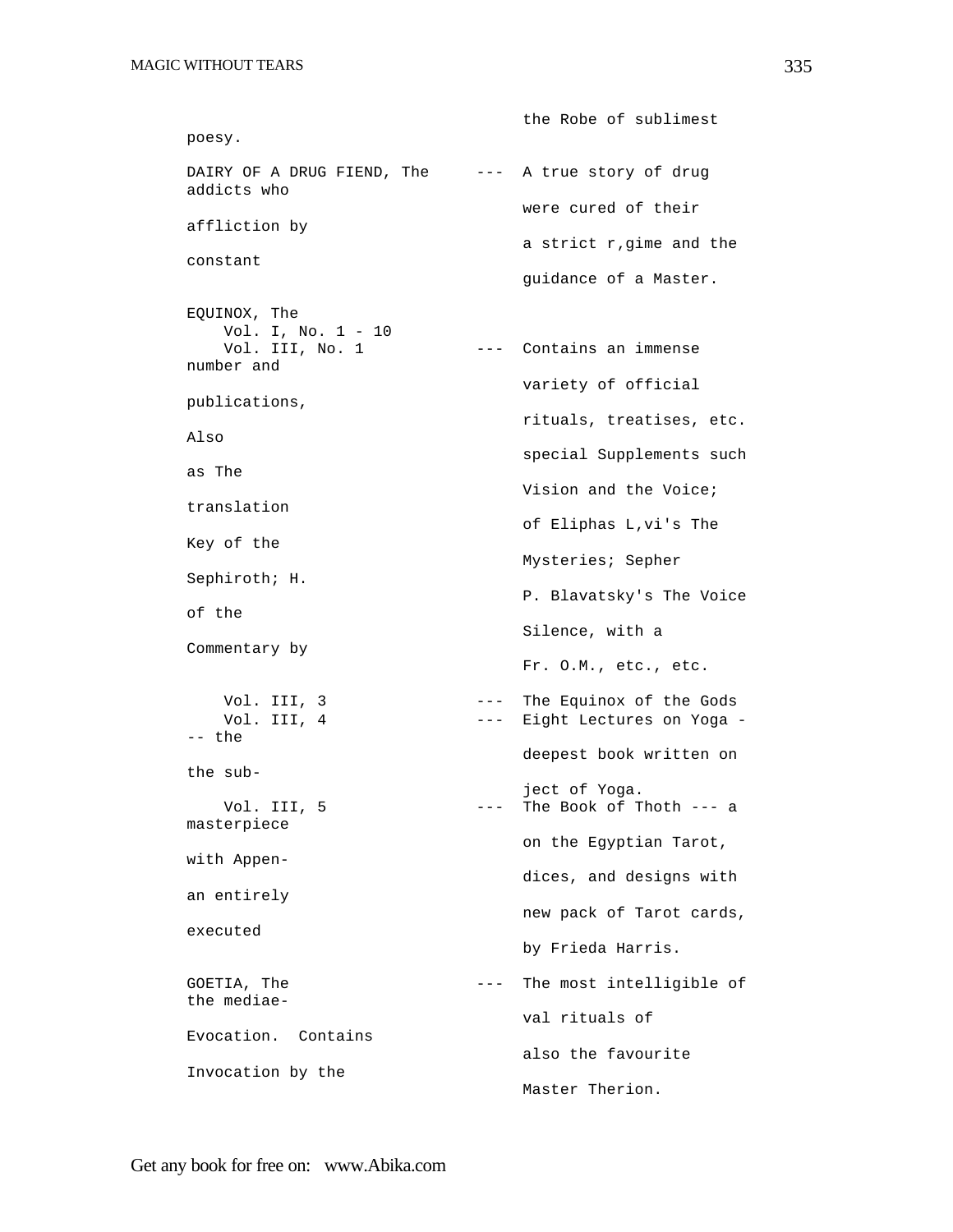the Robe of sublimest poesy.

DAIRY OF A DRUG FIEND, The --- A true story of drug addicts who were cured of their affliction by a strict r,gime and the constant guidance of a Master.

EQUINOX, The
Vol. I, No. 1 - 10
Vol. III, No. 1 --- Contains an immense number and variety of official publications, rituals, treatises, etc. Also special Supplements such as The Vision and the Voice; translation of Eliphas L,vi's The Key of the Mysteries; Sepher Sephiroth; H. P. Blavatsky's The Voice of the Silence, with a Commentary by Fr. O.M., etc., etc.

Vol. III, 3 --- The Equinox of the Gods
Vol. III, 4 --- Eight Lectures on Yoga --- the deepest book written on the subject of Yoga.
Vol. III, 5 --- The Book of Thoth --- a masterpiece on the Egyptian Tarot, with Appendices, and designs with an entirely new pack of Tarot cards, executed by Frieda Harris.

GOETIA, The --- The most intelligible of the mediaeval rituals of Evocation. Contains also the favourite Invocation by the Master Therion.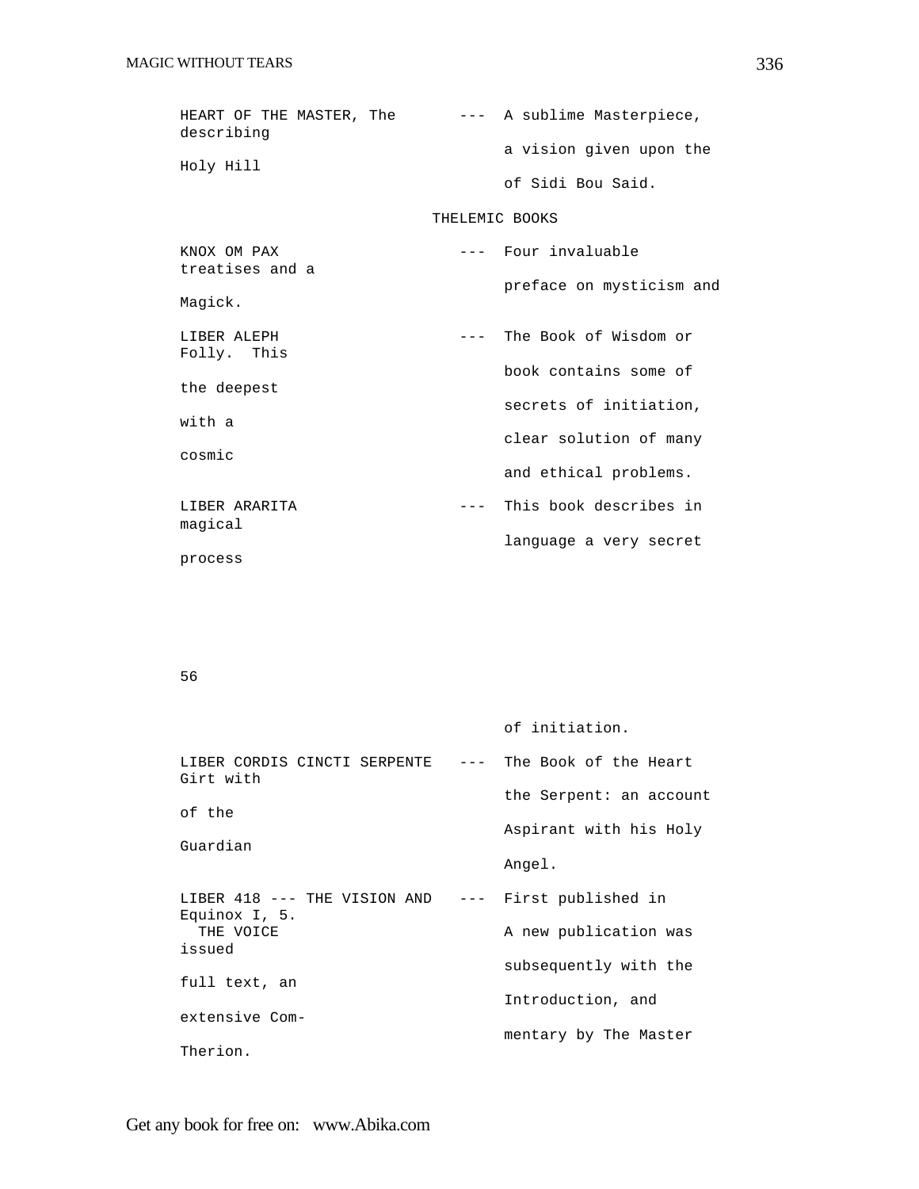HEART OF THE MASTER, The --- A sublime Masterpiece, describing a vision given upon the Holy Hill of Sidi Bou Said.

## THELEMIC BOOKS

KNOX OM PAX --- Four invaluable treatises and a preface on mysticism and Magick.

LIBER ALEPH --- The Book of Wisdom or Folly. This book contains some of the deepest secrets of initiation, with a clear solution of many cosmic and ethical problems.

LIBER ARARITA --- This book describes in magical language a very secret process

56

of initiation.

LIBER CORDIS CINCTI SERPENTE --- The Book of the Heart Girt with the Serpent: an account of the Aspirant with his Holy Guardian Angel.

LIBER 418 --- THE VISION AND THE VOICE --- First published in Equinox I, 5. A new publication was issued subsequently with the full text, an Introduction, and extensive Commentary by The Master Therion.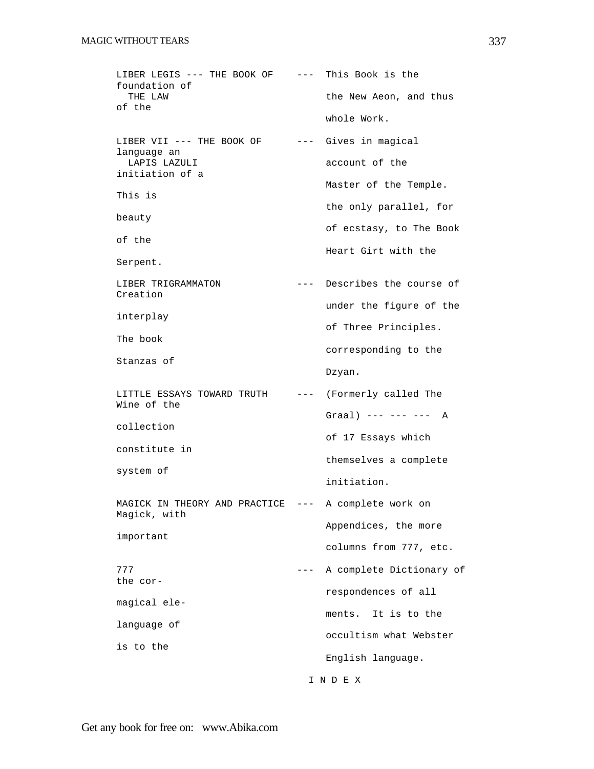| Title | Description |
|---|---|
| LIBER LEGIS --- THE BOOK OF THE LAW | This Book is the foundation of the New Aeon, and thus of the whole Work. |
| LIBER VII --- THE BOOK OF LAPIS LAZULI | Gives in magical language an account of the initiation of a Master of the Temple. This is the only parallel, for beauty of ecstasy, to The Book of the Heart Girt with the Serpent. |
| LIBER TRIGRAMMATON | Describes the course of Creation under the figure of the interplay of Three Principles. The book corresponding to the Stanzas of Dzyan. |
| LITTLE ESSAYS TOWARD TRUTH | (Formerly called The Wine of the Graal) --- --- --- A collection of 17 Essays which constitute in themselves a complete system of initiation. |
| MAGICK IN THEORY AND PRACTICE | A complete work on Magick, with Appendices, the more important columns from 777, etc. |
| 777 | A complete Dictionary of the correspondences of all magical elements. It is to the language of occultism what Webster is to the English language. |

I N D E X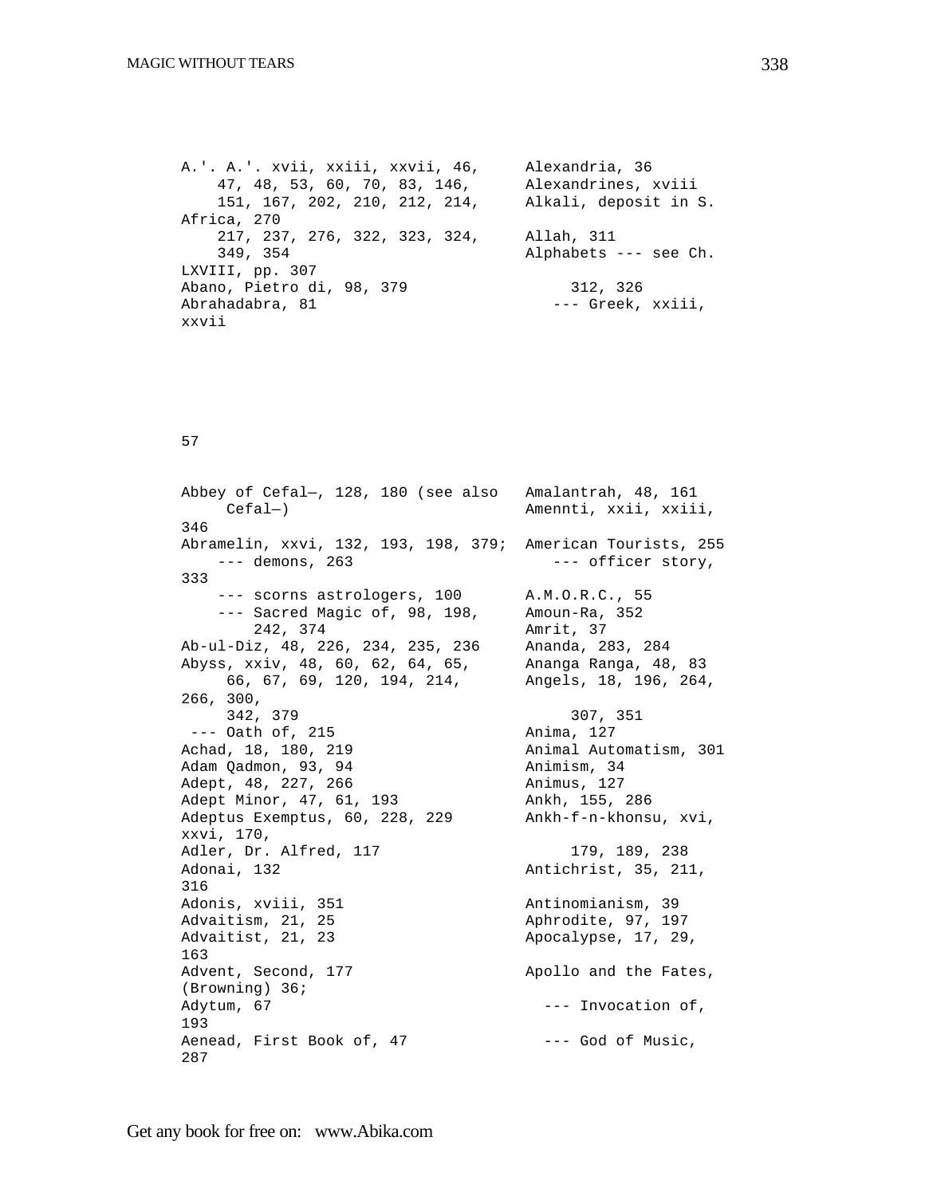A.'. A.'. xvii, xxiii, xxvii, 46, 47, 48, 53, 60, 70, 83, 146, 151, 167, 202, 210, 212, 214, 217, 237, 276, 322, 323, 324, 349, 354

Abano, Pietro di, 98, 379

Abrahadabra, 81

Alexandria, 36

Alexandrines, xviii

Alkali, deposit in S. Africa, 270

Allah, 311

Alphabets --- see Ch. LXVIII, pp. 307 312, 326

--- Greek, xxiii, xxvii

57

Abbey of Cefal—, 128, 180 (see also Cefal—)

Abramelin, xxvi, 132, 193, 198, 379;

--- demons, 263

--- scorns astrologers, 100

--- Sacred Magic of, 98, 198, 242, 374

Ab-ul-Diz, 48, 226, 234, 235, 236

Abyss, xxiv, 48, 60, 62, 64, 65, 66, 67, 69, 120, 194, 214, 342, 379

--- Oath of, 215

Achad, 18, 180, 219

Adam Qadmon, 93, 94

Adept, 48, 227, 266

Adept Minor, 47, 61, 193

Adeptus Exemptus, 60, 228, 229

Adler, Dr. Alfred, 117

Adonai, 132

Adonis, xviii, 351

Advaitism, 21, 25

Advaitist, 21, 23

Advent, Second, 177

Adytum, 67

Aenead, First Book of, 47

Amalantrah, 48, 161

Amennti, xxii, xxiii, 346

American Tourists, 255

--- officer story, 333

A.M.O.R.C., 55

Amoun-Ra, 352

Amrit, 37

Ananda, 283, 284

Ananga Ranga, 48, 83

Angels, 18, 196, 264, 266, 300, 307, 351

Anima, 127

Animal Automatism, 301

Animism, 34

Animus, 127

Ankh, 155, 286

Ankh-f-n-khonsu, xvi, xxvi, 170, 179, 189, 238

Antichrist, 35, 211, 316

Antinomianism, 39

Aphrodite, 97, 197

Apocalypse, 17, 29, 163

Apollo and the Fates, (Browning) 36;

--- Invocation of, 193

--- God of Music, 287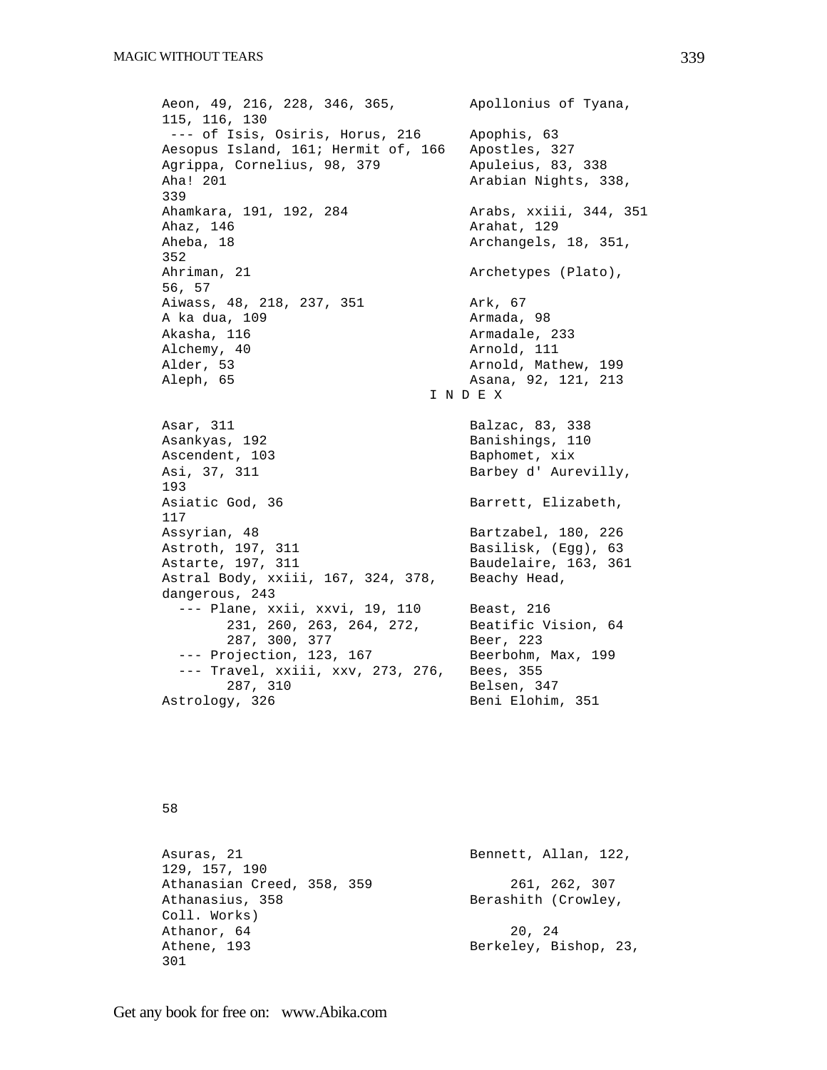Aeon, 49, 216, 228, 346, 365, 115, 116, 130
--- of Isis, Osiris, Horus, 216
Aesopus Island, 161; Hermit of, 166
Agrippa, Cornelius, 98, 379
Aha! 201
Ahamkara, 191, 192, 284
Ahaz, 146
Aheba, 18
Ahriman, 21
Aiwass, 48, 218, 237, 351
A ka dua, 109
Akasha, 116
Alchemy, 40
Alder, 53
Aleph, 65

Apollonius of Tyana,
Apophis, 63
Apostles, 327
Apuleius, 83, 338
Arabian Nights, 338, 339
Arabs, xxiii, 344, 351
Arahat, 129
Archangels, 18, 351, 352
Archetypes (Plato), 56, 57
Ark, 67
Armada, 98
Armadale, 233
Arnold, 111
Arnold, Mathew, 199
Asana, 92, 121, 213

I N D E X

Asar, 311
Asankyas, 192
Ascendent, 103
Asi, 37, 311
Asiatic God, 36
Assyrian, 48
Astroth, 197, 311
Astarte, 197, 311
Astral Body, xxiii, 167, 324, 378, dangerous, 243
--- Plane, xxii, xxvi, 19, 110 231, 260, 263, 264, 272, 287, 300, 377
--- Projection, 123, 167
--- Travel, xxiii, xxv, 273, 276, 287, 310
Astrology, 326

Balzac, 83, 338
Banishings, 110
Baphomet, xix
Barbey d' Aurevilly, 193
Barrett, Elizabeth, 117
Bartzabel, 180, 226
Basilisk, (Egg), 63
Baudelaire, 163, 361
Beachy Head, 58
Beast, 216
Beatific Vision, 64
Beer, 223
Beerbohm, Max, 199
Bees, 355
Belsen, 347
Beni Elohim, 351

Asuras, 21
Athanasian Creed, 358, 359
Athanasius, 358
Athanor, 64
Athene, 193

Bennett, Allan, 122, 129, 157, 190, 261, 262, 307
Berashith (Crowley, Coll. Works) 20, 24
Berkeley, Bishop, 23, 301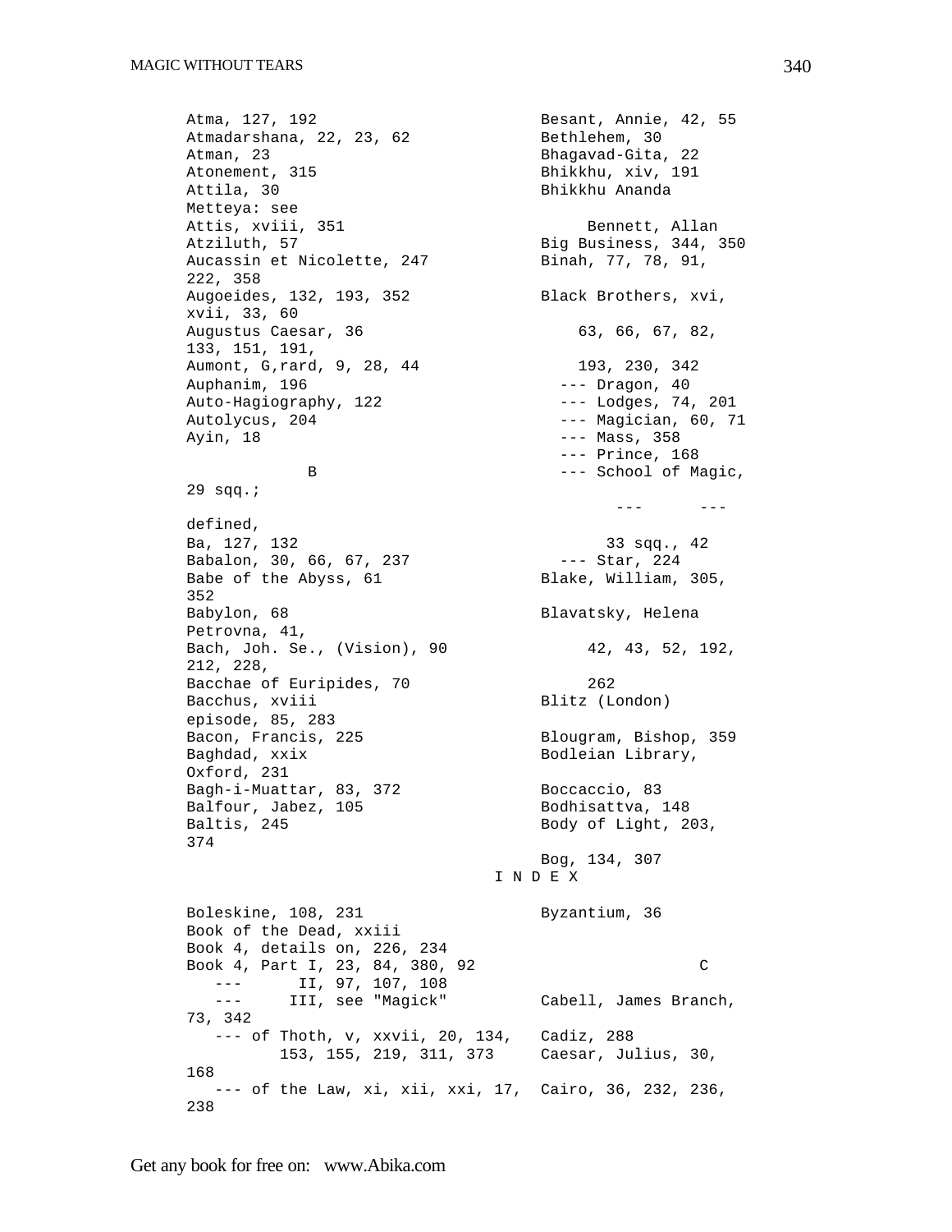Atma, 127, 192
Atmadarshana, 22, 23, 62
Atman, 23
Atonement, 315
Attila, 30
Attis, xviii, 351
Atziluth, 57
Aucassin et Nicolette, 247
Augoeides, 132, 193, 352
Augustus Caesar, 36
Aumont, G,rard, 9, 28, 44
Auphanim, 196
Auto-Hagiography, 122
Autolycus, 204
Ayin, 18

B

Ba, 127, 132
Babalon, 30, 66, 67, 237
Babe of the Abyss, 61
Babylon, 68
Bach, Joh. Se., (Vision), 90
Bacchae of Euripides, 70
Bacchus, xviii
Bacon, Francis, 225
Baghdad, xxix
Bagh-i-Muattar, 83, 372
Balfour, Jabez, 105
Baltis, 245
Besant, Annie, 42, 55
Bethlehem, 30
Bhagavad-Gita, 22
Bhikkhu, xiv, 191
Bhikkhu Ananda Metteya: see Bennett, Allan
Big Business, 344, 350
Binah, 77, 78, 91, 222, 358
Black Brothers, xvi, xvii, 33, 60, 63, 66, 67, 82, 133, 151, 191, 193, 230, 342
--- Dragon, 40
--- Lodges, 74, 201
--- Magician, 60, 71
--- Mass, 358
--- Prince, 168
--- School of Magic, 29 sqq.;
--- --- defined, 33 sqq., 42
--- Star, 224
Blake, William, 305, 352
Blavatsky, Helena Petrovna, 41, 42, 43, 52, 192, 212, 228, 262
Blitz (London) episode, 85, 283
Blougram, Bishop, 359
Bodleian Library, Oxford, 231
Boccaccio, 83
Bodhisattva, 148
Body of Light, 203, 374
Bog, 134, 307

I N D E X

Boleskine, 108, 231
Book of the Dead, xxiii
Book 4, details on, 226, 234
Book 4, Part I, 23, 84, 380, 92
--- II, 97, 107, 108
--- III, see "Magick"
--- of Thoth, v, xxvii, 20, 134, 153, 155, 219, 311, 373
--- of the Law, xi, xii, xxi, 17,
Byzantium, 36

C

Cabell, James Branch, 73, 342
Cadiz, 288
Caesar, Julius, 30, 168
Cairo, 36, 232, 236, 238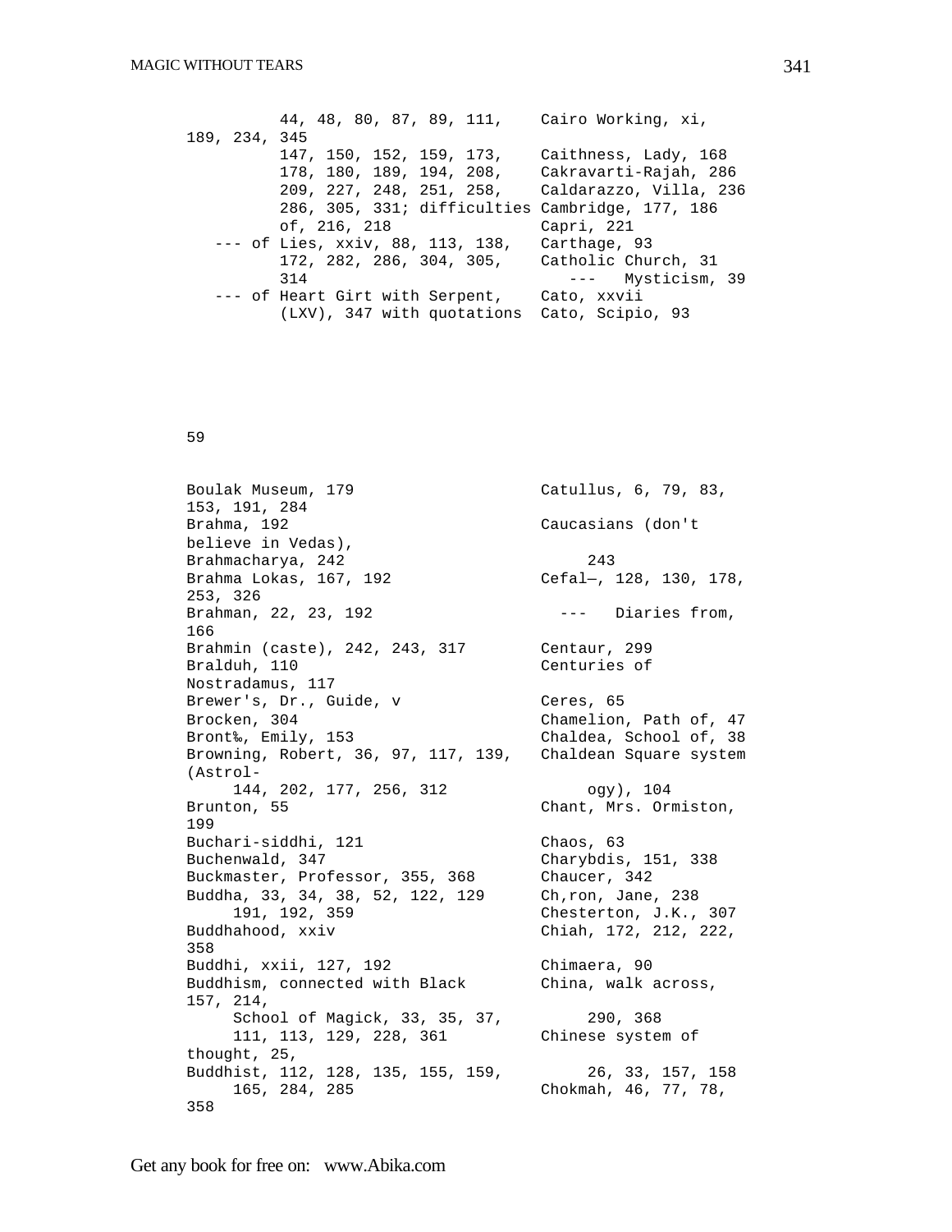44, 48, 80, 87, 89, 111, 189, 234, 345
147, 150, 152, 159, 173,
178, 180, 189, 194, 208,
209, 227, 248, 251, 258,
286, 305, 331; difficulties of, 216, 218
--- of Lies, xxiv, 88, 113, 138, 172, 282, 286, 304, 305, 314
--- of Heart Girt with Serpent, (LXV), 347 with quotations

Cairo Working, xi,
Caithness, Lady, 168
Cakravarti-Rajah, 286
Caldarazzo, Villa, 236
Cambridge, 177, 186
Capri, 221
Carthage, 93
Catholic Church, 31
--- Mysticism, 39
Cato, xxvii
Cato, Scipio, 93

59

Boulak Museum, 179
Brahma, 192
Brahmacharya, 242
Brahma Lokas, 167, 192
Brahman, 22, 23, 192
Brahmin (caste), 242, 243, 317
Bralduh, 110
Brewer's, Dr., Guide, v
Brocken, 304
Bront‰, Emily, 153
Browning, Robert, 36, 97, 117, 139, 144, 202, 177, 256, 312
Brunton, 55
Buchari-siddhi, 121
Buchenwald, 347
Buckmaster, Professor, 355, 368
Buddha, 33, 34, 38, 52, 122, 129 191, 192, 359
Buddhahood, xxiv
Buddhi, xxii, 127, 192
Buddhism, connected with Black School of Magick, 33, 35, 37, 111, 113, 129, 228, 361
Buddhist, 112, 128, 135, 155, 159, 165, 284, 285

Catullus, 6, 79, 83, 153, 191, 284
Caucasians (don't believe in Vedas), 243
Cefal—, 128, 130, 178, 253, 326
--- Diaries from, 166
Centaur, 299
Centuries of Nostradamus, 117
Ceres, 65
Chamelion, Path of, 47
Chaldea, School of, 38
Chaldean Square system (Astrology), 104
Chant, Mrs. Ormiston, 199
Chaos, 63
Charybdis, 151, 338
Chaucer, 342
Ch,ron, Jane, 238
Chesterton, J.K., 307
Chiah, 172, 212, 222, 358
Chimaera, 90
China, walk across, 157, 214, 290, 368
Chinese system of thought, 25, 26, 33, 157, 158
Chokmah, 46, 77, 78, 358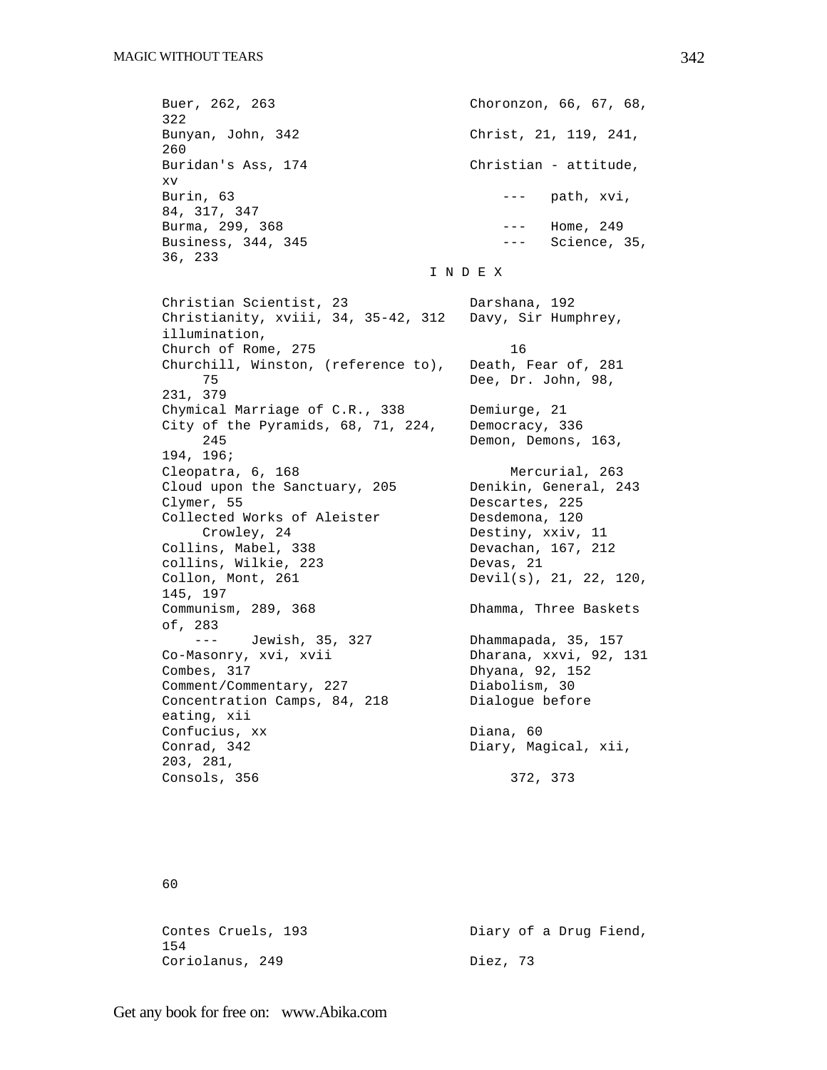Buer, 262, 263
322
Bunyan, John, 342
260
Buridan's Ass, 174
xv
Burin, 63
84, 317, 347
Burma, 299, 368
Business, 344, 345
36, 233

Choronzon, 66, 67, 68,
Christ, 21, 119, 241,
Christian - attitude,
--- path, xvi,
--- Home, 249
--- Science, 35,

I N D E X

Christian Scientist, 23
Christianity, xviii, 34, 35-42, 312
illumination,
Church of Rome, 275
Churchill, Winston, (reference to),
75
231, 379
Chymical Marriage of C.R., 338
City of the Pyramids, 68, 71, 224,
245
194, 196;
Cleopatra, 6, 168
Cloud upon the Sanctuary, 205
Clymer, 55
Collected Works of Aleister
Crowley, 24
Collins, Mabel, 338
collins, Wilkie, 223
Collon, Mont, 261
145, 197
Communism, 289, 368
of, 283
--- Jewish, 35, 327
Co-Masonry, xvi, xvii
Combes, 317
Comment/Commentary, 227
Concentration Camps, 84, 218
eating, xii
Confucius, xx
Conrad, 342
203, 281,
Consols, 356

Darshana, 192
Davy, Sir Humphrey,
16
Death, Fear of, 281
Dee, Dr. John, 98,
Demiurge, 21
Democracy, 336
Demon, Demons, 163,
Mercurial, 263
Denikin, General, 243
Descartes, 225
Desdemona, 120
Destiny, xxiv, 11
Devachan, 167, 212
Devas, 21
Devil(s), 21, 22, 120,
Dhamma, Three Baskets
Dhammapada, 35, 157
Dharana, xxvi, 92, 131
Dhyana, 92, 152
Diabolism, 30
Dialogue before
Diana, 60
Diary, Magical, xii,
372, 373

60

Contes Cruels, 193
154
Coriolanus, 249

Diary of a Drug Fiend,
Diez, 73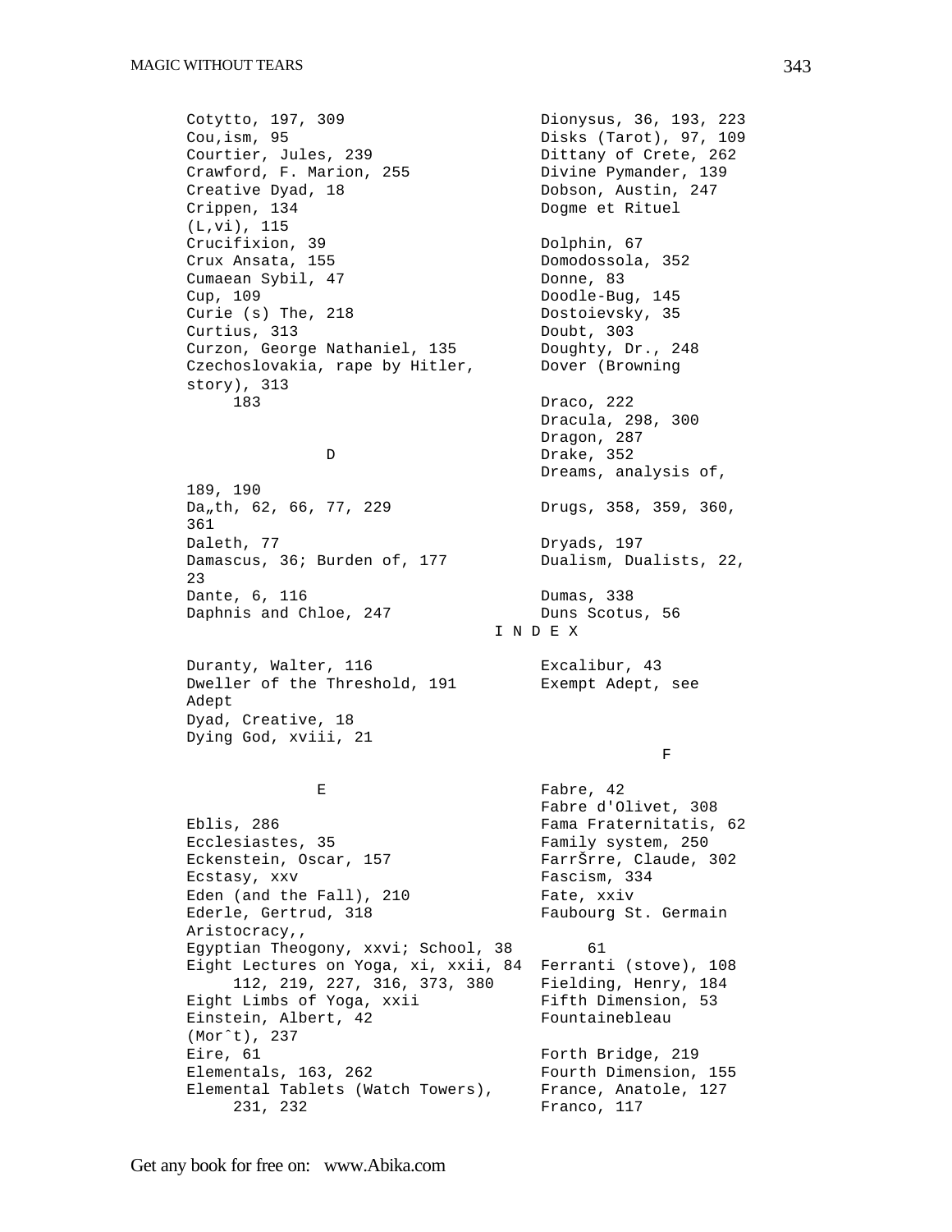Cotytto, 197, 309
Cou,ism, 95
Courtier, Jules, 239
Crawford, F. Marion, 255
Creative Dyad, 18
Crippen, 134
(L,vi), 115
Crucifixion, 39
Crux Ansata, 155
Cumaean Sybil, 47
Cup, 109
Curie (s) The, 218
Curtius, 313
Curzon, George Nathaniel, 135
Czechoslovakia, rape by Hitler, story), 313
183

D

189, 190
Da„th, 62, 66, 77, 229
361
Daleth, 77
Damascus, 36; Burden of, 177
23
Dante, 6, 116
Daphnis and Chloe, 247

Dionysus, 36, 193, 223
Disks (Tarot), 97, 109
Dittany of Crete, 262
Divine Pymander, 139
Dobson, Austin, 247
Dogme et Rituel

Dolphin, 67
Domodossola, 352
Donne, 83
Doodle-Bug, 145
Dostoievsky, 35
Doubt, 303
Doughty, Dr., 248
Dover (Browning

Draco, 222
Dracula, 298, 300
Dragon, 287
Drake, 352
Dreams, analysis of,

Drugs, 358, 359, 360,

Dryads, 197
Dualism, Dualists, 22,

Dumas, 338
Duns Scotus, 56

I N D E X

Duranty, Walter, 116
Dweller of the Threshold, 191
Adept
Dyad, Creative, 18
Dying God, xviii, 21

E

Eblis, 286
Ecclesiastes, 35
Eckenstein, Oscar, 157
Ecstasy, xxv
Eden (and the Fall), 210
Ederle, Gertrud, 318
Aristocracy,,
Egyptian Theogony, xxvi; School, 38
Eight Lectures on Yoga, xi, xxii, 84
112, 219, 227, 316, 373, 380
Eight Limbs of Yoga, xxii
Einstein, Albert, 42
(Morˆt), 237
Eire, 61
Elementals, 163, 262
Elemental Tablets (Watch Towers), 231, 232

Excalibur, 43
Exempt Adept, see

F

Fabre, 42
Fabre d'Olivet, 308
Fama Fraternitatis, 62
Family system, 250
FarrŠrre, Claude, 302
Fascism, 334
Fate, xxiv
Faubourg St. Germain

61
Ferranti (stove), 108
Fielding, Henry, 184
Fifth Dimension, 53
Fountainebleau

Forth Bridge, 219
Fourth Dimension, 155
France, Anatole, 127
Franco, 117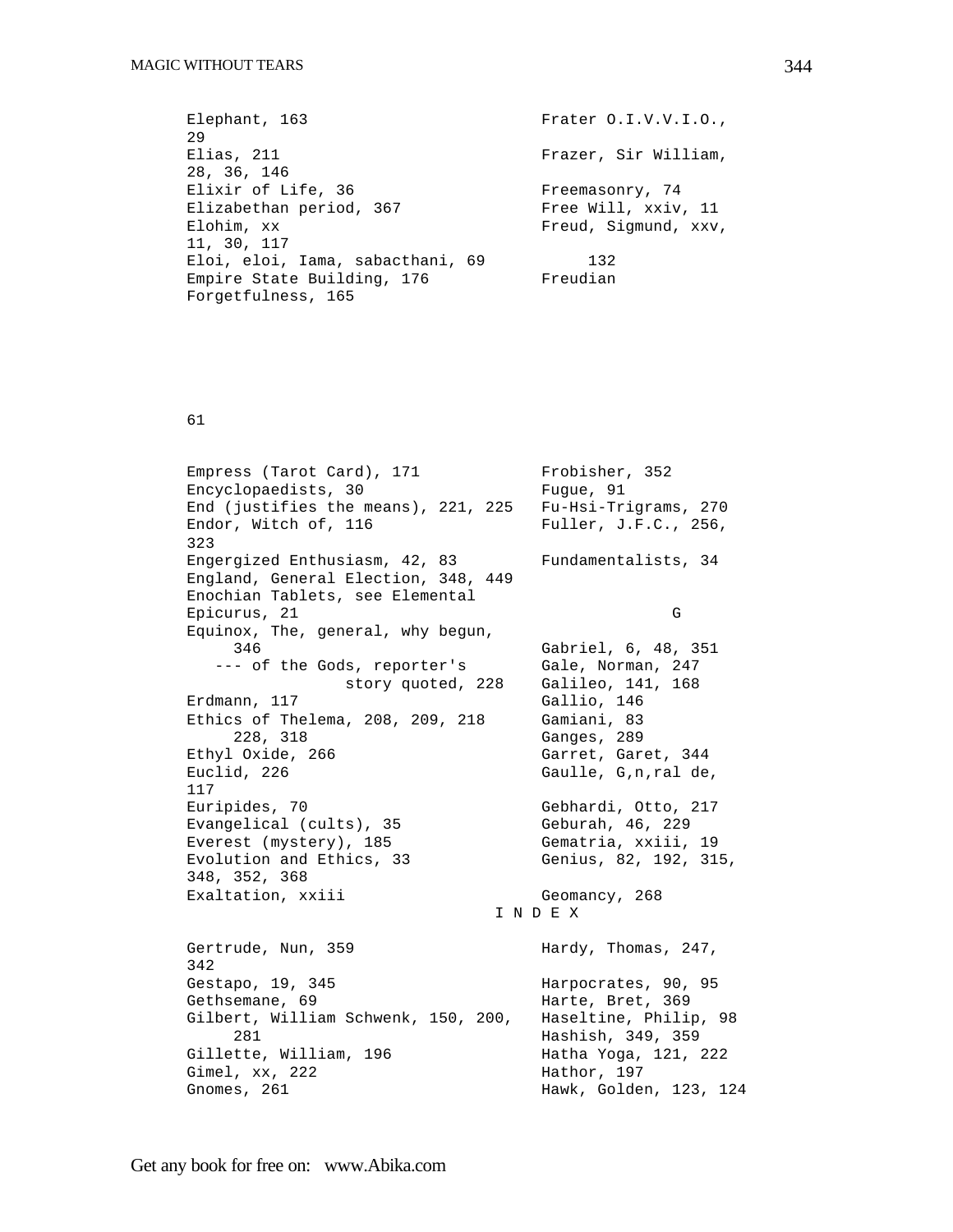Elephant, 163
Elias, 211
Elixir of Life, 36
Elizabethan period, 367
Elohim, xx
Eloi, eloi, Iama, sabacthani, 69
Empire State Building, 176
Forgetfulness, 165

Frater O.I.V.V.I.O., 29
Frazer, Sir William, 28, 36, 146
Freemasonry, 74
Free Will, xxiv, 11
Freud, Sigmund, xxv, 11, 30, 117, 132
Freudian 61

Empress (Tarot Card), 171
Encyclopaedists, 30
End (justifies the means), 221, 225
Endor, Witch of, 116
Engergized Enthusiasm, 42, 83
England, General Election, 348, 449
Enochian Tablets, see Elemental
Epicurus, 21
Equinox, The, general, why begun, 346
--- of the Gods, reporter's story quoted, 228
Erdmann, 117
Ethics of Thelema, 208, 209, 218 228, 318
Ethyl Oxide, 266
Euclid, 226
Euripides, 70
Evangelical (cults), 35
Everest (mystery), 185
Evolution and Ethics, 33
Exaltation, xxiii

Frobisher, 352
Fugue, 91
Fu-Hsi-Trigrams, 270
Fuller, J.F.C., 256, 323
Fundamentalists, 34

G

Gabriel, 6, 48, 351
Gale, Norman, 247
Galileo, 141, 168
Gallio, 146
Gamiani, 83
Ganges, 289
Garret, Garet, 344
Gaulle, G,n,ral de, 117
Gebhardi, Otto, 217
Geburah, 46, 229
Gematria, xxiii, 19
Genius, 82, 192, 315, 348, 352, 368
Geomancy, 268

I N D E X

Gertrude, Nun, 359
Gestapo, 19, 345
Gethsemane, 69
Gilbert, William Schwenk, 150, 200, 281
Gillette, William, 196
Gimel, xx, 222
Gnomes, 261

Hardy, Thomas, 247, 342
Harpocrates, 90, 95
Harte, Bret, 369
Haseltine, Philip, 98
Hashish, 349, 359
Hatha Yoga, 121, 222
Hathor, 197
Hawk, Golden, 123, 124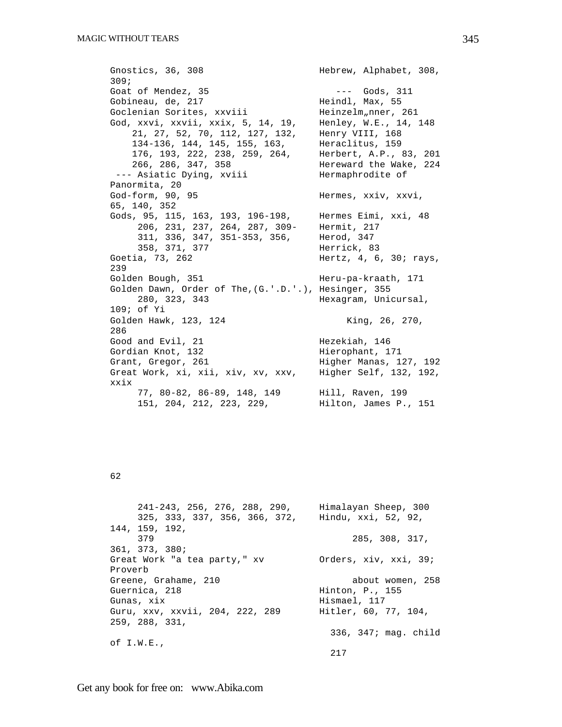Gnostics, 36, 308
309;
Goat of Mendez, 35
Gobineau, de, 217
Goclenian Sorites, xxviii
God, xxvi, xxvii, xxix, 5, 14, 19, 21, 27, 52, 70, 112, 127, 132, 134-136, 144, 145, 155, 163, 176, 193, 222, 238, 259, 264, 266, 286, 347, 358
--- Asiatic Dying, xviii
Panormita, 20
God-form, 90, 95
65, 140, 352
Gods, 95, 115, 163, 193, 196-198, 206, 231, 237, 264, 287, 309-311, 336, 347, 351-353, 356, 358, 371, 377
Goetia, 73, 262
239
Golden Bough, 351
Golden Dawn, Order of The,(G.'.D.'.), 280, 323, 343
109; of Yi
Golden Hawk, 123, 124
286
Good and Evil, 21
Gordian Knot, 132
Grant, Gregor, 261
Great Work, xi, xii, xiv, xv, xxv,
xxix
77, 80-82, 86-89, 148, 149
151, 204, 212, 223, 229,

Hebrew, Alphabet, 308,
--- Gods, 311
Heindl, Max, 55
Heinzelm„nner, 261
Henley, W.E., 14, 148
Henry VIII, 168
Heraclitus, 159
Herbert, A.P., 83, 201
Hereward the Wake, 224
Hermaphrodite of
Hermes, xxiv, xxvi,
Hermes Eimi, xxi, 48
Hermit, 217
Herod, 347
Herrick, 83
Hertz, 4, 6, 30; rays,
Heru-pa-kraath, 171
Hesinger, 355
Hexagram, Unicursal,
King, 26, 270,
Hezekiah, 146
Hierophant, 171
Higher Manas, 127, 192
Higher Self, 132, 192,
Hill, Raven, 199
Hilton, James P., 151

62

241-243, 256, 276, 288, 290, 325, 333, 337, 356, 366, 372,
144, 159, 192,
379
361, 373, 380;
Great Work "a tea party," xv
Proverb
Greene, Grahame, 210
Guernica, 218
Gunas, xix
Guru, xxv, xxvii, 204, 222, 289
259, 288, 331,

of I.W.E.,

Himalayan Sheep, 300
Hindu, xxi, 52, 92,
285, 308, 317,
Orders, xiv, xxi, 39;
about women, 258
Hinton, P., 155
Hismael, 117
Hitler, 60, 77, 104,
336, 347; mag. child
217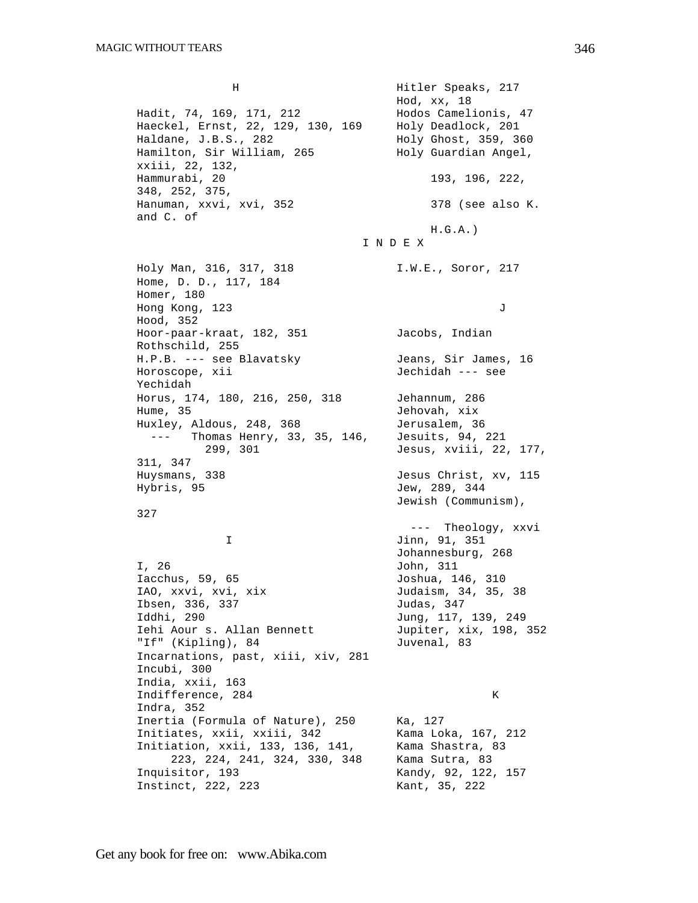# INDEX

### H

Hadit, 74, 169, 171, 212
Haeckel, Ernst, 22, 129, 130, 169
Haldane, J.B.S., 282
Hamilton, Sir William, 265
Hammurabi, 20
Hanuman, xxvi, xvi, 352
Hitler Speaks, 217
Hod, xx, 18
Hodos Camelionis, 47
Holy Deadlock, 201
Holy Ghost, 359, 360
Holy Guardian Angel, xxiii, 22, 132, 193, 196, 222, 348, 252, 375, 378 (see also K. and C. of H.G.A.)
Holy Man, 316, 317, 318
Home, D. D., 117, 184
Homer, 180
Hong Kong, 123
Hood, 352
Hoor-paar-kraat, 182, 351
H.P.B. --- see Blavatsky
Horoscope, xii
Horus, 174, 180, 216, 250, 318
Hume, 35
Huxley, Aldous, 248, 368
 --- Thomas Henry, 33, 35, 146, 299, 301
Huysmans, 338
Hybris, 95

### I

I, 26
Iacchus, 59, 65
IAO, xxvi, xvi, xix
Ibsen, 336, 337
Iddhi, 290
Iehi Aour s. Allan Bennett
"If" (Kipling), 84
Incarnations, past, xiii, xiv, 281
Incubi, 300
India, xxii, 163
Indifference, 284
Indra, 352
Inertia (Formula of Nature), 250
Initiates, xxii, xxiii, 342
Initiation, xxii, 133, 136, 141, 223, 224, 241, 324, 330, 348
Inquisitor, 193
Instinct, 222, 223
I.W.E., Soror, 217

### J

Jacobs, Indian Rothschild, 255
Jeans, Sir James, 16
Jechidah --- see Yechidah
Jehannum, 286
Jehovah, xix
Jerusalem, 36
Jesuits, 94, 221
Jesus, xviii, 22, 177, 311, 347
Jesus Christ, xv, 115
Jew, 289, 344
Jewish (Communism), 327
 --- Theology, xxvi
Jinn, 91, 351
Johannesburg, 268
John, 311
Joshua, 146, 310
Judaism, 34, 35, 38
Judas, 347
Jung, 117, 139, 249
Jupiter, xix, 198, 352
Juvenal, 83

### K

Ka, 127
Kama Loka, 167, 212
Kama Shastra, 83
Kama Sutra, 83
Kandy, 92, 122, 157
Kant, 35, 222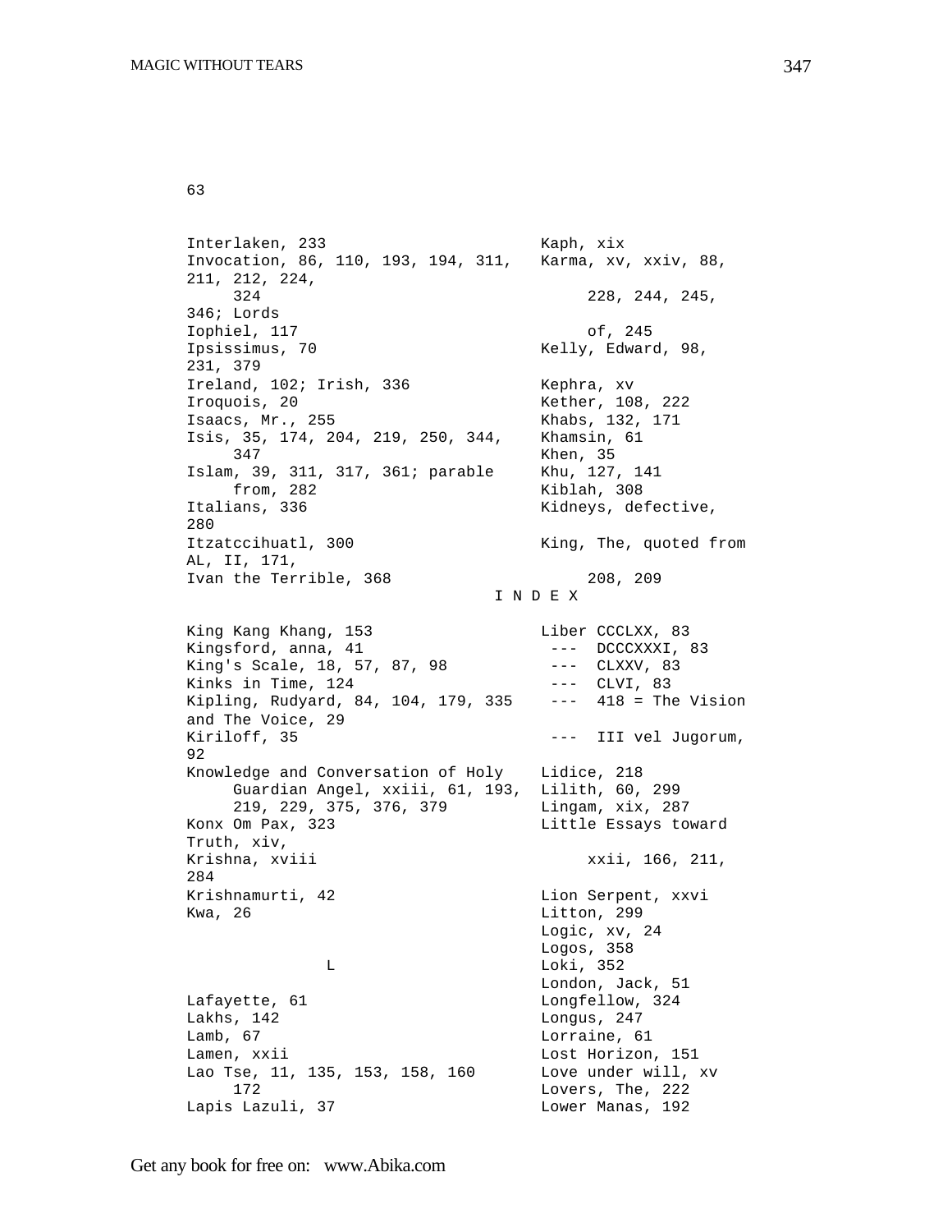63

Interlaken, 233
Invocation, 86, 110, 193, 194, 311, 324
Iophiel, 117
Ipsissimus, 70
Ireland, 102; Irish, 336
Iroquois, 20
Isaacs, Mr., 255
Isis, 35, 174, 204, 219, 250, 344, 347
Islam, 39, 311, 317, 361; parable from, 282
Italians, 336
Itzatccihuatl, 300
Ivan the Terrible, 368

Kaph, xix
Karma, xv, xxiv, 88, 211, 212, 224, 228, 244, 245, 346; Lords of, 245
Kelly, Edward, 98, 231, 379
Kephra, xv
Kether, 108, 222
Khabs, 132, 171
Khamsin, 61
Khen, 35
Khu, 127, 141
Kiblah, 308
Kidneys, defective, 280
King, The, quoted from AL, II, 171, 208, 209

I N D E X

King Kang Khang, 153
Kingsford, anna, 41
King's Scale, 18, 57, 87, 98
Kinks in Time, 124
Kipling, Rudyard, 84, 104, 179, 335
Kiriloff, 35
Knowledge and Conversation of Holy Guardian Angel, xxiii, 61, 193, 219, 229, 375, 376, 379
Konx Om Pax, 323
Krishna, xviii
Krishnamurti, 42
Kwa, 26

L

Lafayette, 61
Lakhs, 142
Lamb, 67
Lamen, xxii
Lao Tse, 11, 135, 153, 158, 160 172
Lapis Lazuli, 37

Liber CCCLXX, 83
--- DCCCXXXI, 83
--- CLXXV, 83
--- CLVI, 83
--- 418 = The Vision and The Voice, 29
--- III vel Jugorum, 92
Lidice, 218
Lilith, 60, 299
Lingam, xix, 287
Little Essays toward Truth, xiv, xxii, 166, 211, 284
Lion Serpent, xxvi
Litton, 299
Logic, xv, 24
Logos, 358
Loki, 352
London, Jack, 51
Longfellow, 324
Longus, 247
Lorraine, 61
Lost Horizon, 151
Love under will, xv
Lovers, The, 222
Lower Manas, 192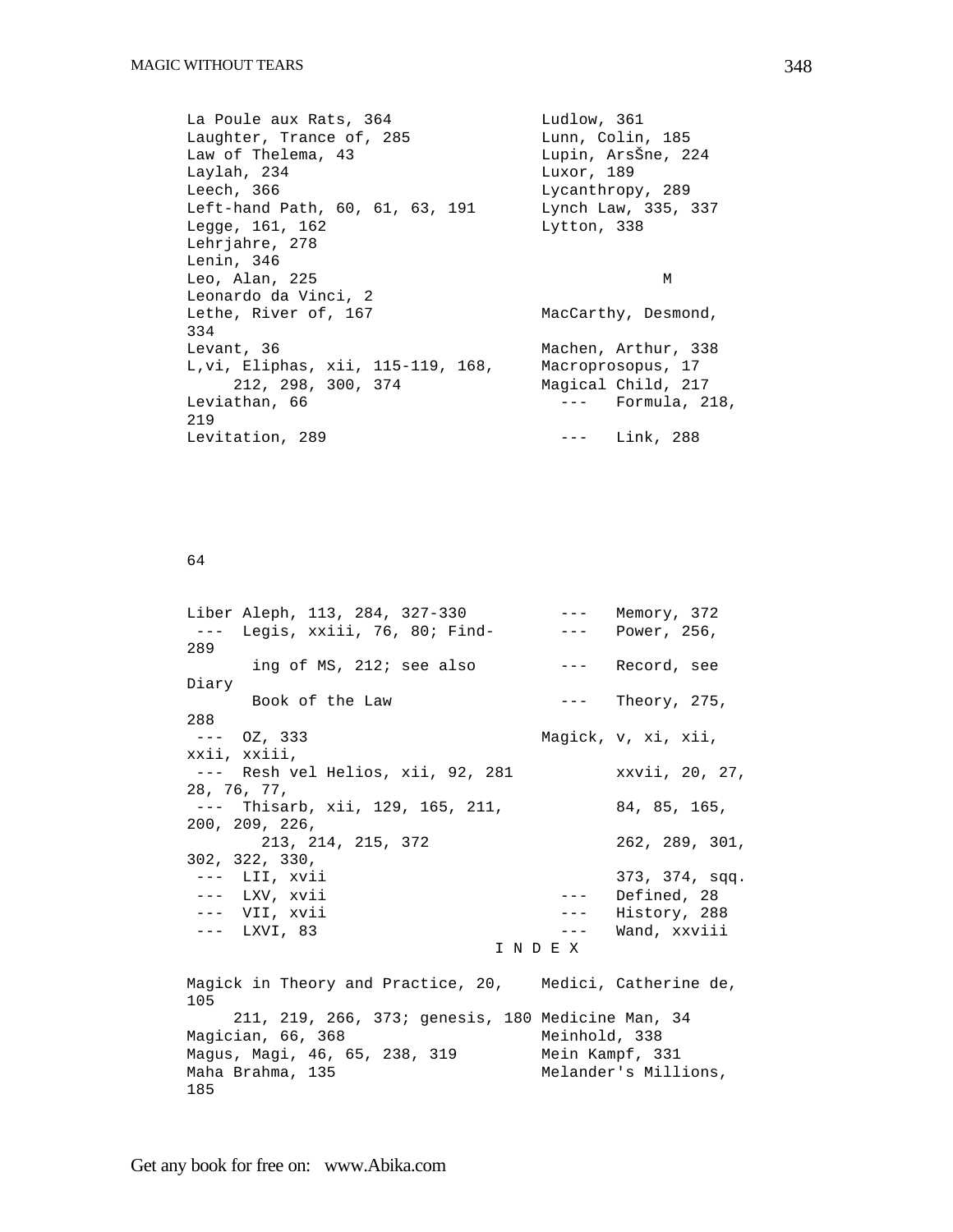La Poule aux Rats, 364
Laughter, Trance of, 285
Law of Thelema, 43
Laylah, 234
Leech, 366
Left-hand Path, 60, 61, 63, 191
Legge, 161, 162
Lehrjahre, 278
Lenin, 346
Leo, Alan, 225
Leonardo da Vinci, 2
Lethe, River of, 167
L,vi, Eliphas, xii, 115-119, 168, 212, 298, 300, 374
Leviathan, 66
Levitation, 289

Ludlow, 361
Lunn, Colin, 185
Lupin, ArsŠne, 224
Luxor, 189
Lycanthropy, 289
Lynch Law, 335, 337
Lytton, 338

M

MacCarthy, Desmond, 334
Levant, 36
Machen, Arthur, 338
Macroprosopus, 17
Magical Child, 217
--- Formula, 218, 219
--- Link, 288

64

Liber Aleph, 113, 284, 327-330
--- Legis, xxiii, 76, 80; Finding of MS, 212; see also Book of the Law
--- OZ, 333
--- Resh vel Helios, xii, 92, 281
--- Thisarb, xii, 129, 165, 211, 213, 214, 215, 372
--- LII, xvii
--- LXV, xvii
--- VII, xvii
--- LXVI, 83

--- Memory, 372
--- Power, 256, 289
--- Record, see Diary
--- Theory, 275, 288
Magick, v, xi, xii, xxii, xxiii, xxvii, 20, 27, 28, 76, 77, 84, 85, 165, 200, 209, 226, 262, 289, 301, 302, 322, 330, 373, 374, sqq.
--- Defined, 28
--- History, 288
--- Wand, xxviii

I N D E X

Magick in Theory and Practice, 20, 211, 219, 266, 373; genesis, 180
Magician, 66, 368
Magus, Magi, 46, 65, 238, 319
Maha Brahma, 135

Medici, Catherine de, 105
Medicine Man, 34
Meinhold, 338
Mein Kampf, 331
Melander's Millions, 185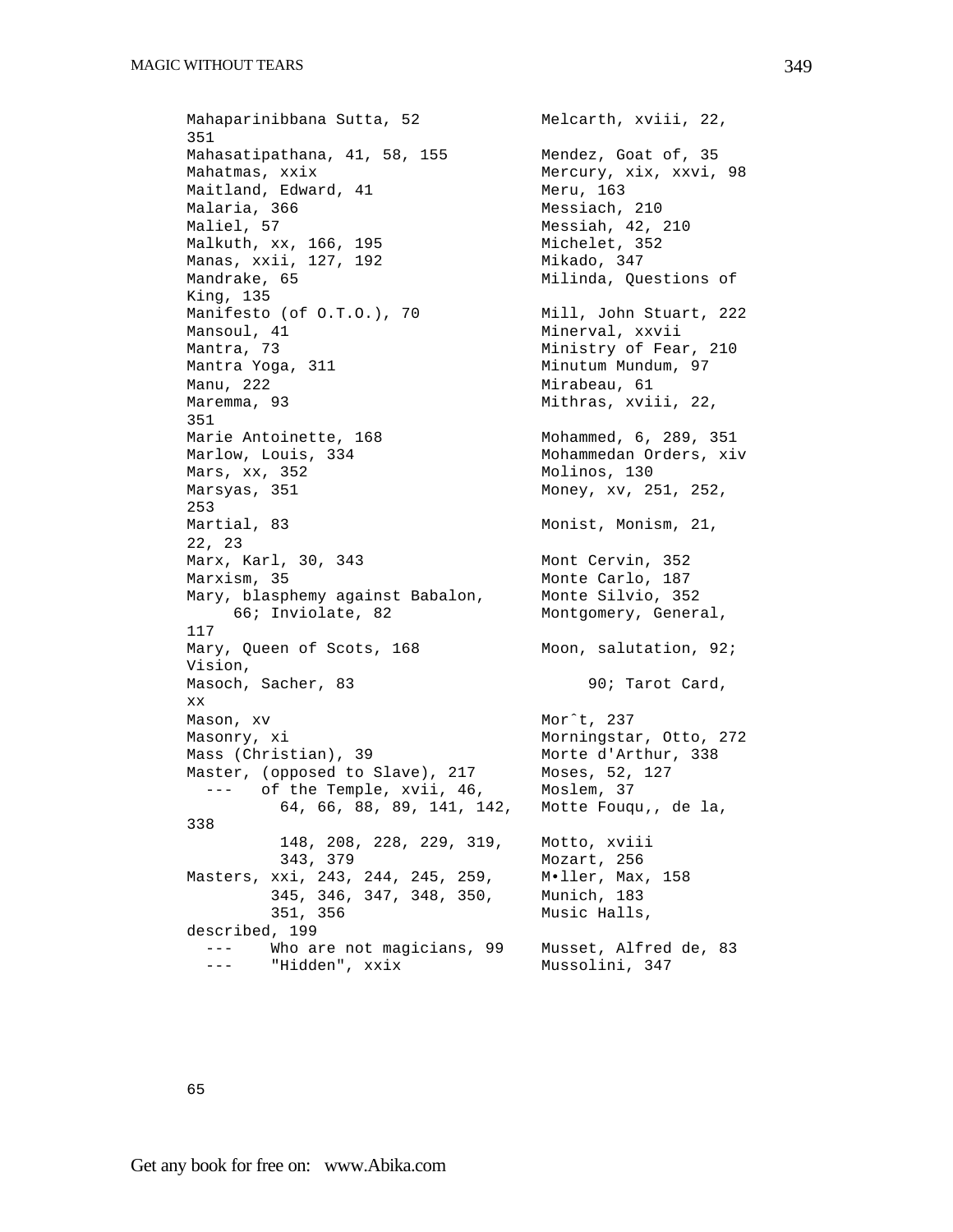Mahaparinibbana Sutta, 52
351
Mahasatipathana, 41, 58, 155
Mahatmas, xxix
Maitland, Edward, 41
Malaria, 366
Maliel, 57
Malkuth, xx, 166, 195
Manas, xxii, 127, 192
Mandrake, 65
King, 135
Manifesto (of O.T.O.), 70
Mansoul, 41
Mantra, 73
Mantra Yoga, 311
Manu, 222
Maremma, 93
351
Marie Antoinette, 168
Marlow, Louis, 334
Mars, xx, 352
Marsyas, 351
253
Martial, 83
22, 23
Marx, Karl, 30, 343
Marxism, 35
Mary, blasphemy against Babalon, 66; Inviolate, 82
117
Mary, Queen of Scots, 168
Vision,
Masoch, Sacher, 83
xx
Mason, xv
Masonry, xi
Mass (Christian), 39
Master, (opposed to Slave), 217
--- of the Temple, xvii, 46, 64, 66, 88, 89, 141, 142,
338
148, 208, 228, 229, 319, 343, 379
Masters, xxi, 243, 244, 245, 259, 345, 346, 347, 348, 350, 351, 356
described, 199
--- Who are not magicians, 99
--- "Hidden", xxix

Melcarth, xviii, 22,
Mendez, Goat of, 35
Mercury, xix, xxvi, 98
Meru, 163
Messiach, 210
Messiah, 42, 210
Michelet, 352
Mikado, 347
Milinda, Questions of
Mill, John Stuart, 222
Minerval, xxvii
Ministry of Fear, 210
Minutum Mundum, 97
Mirabeau, 61
Mithras, xviii, 22,
Mohammed, 6, 289, 351
Mohammedan Orders, xiv
Molinos, 130
Money, xv, 251, 252,
Monist, Monism, 21,
Mont Cervin, 352
Monte Carlo, 187
Monte Silvio, 352
Montgomery, General,
Moon, salutation, 92;
90; Tarot Card,
Morˆt, 237
Morningstar, Otto, 272
Morte d'Arthur, 338
Moses, 52, 127
Moslem, 37
Motte Fouqu,, de la,
Motto, xviii
Mozart, 256
M•ller, Max, 158
Munich, 183
Music Halls,
Musset, Alfred de, 83
Mussolini, 347

65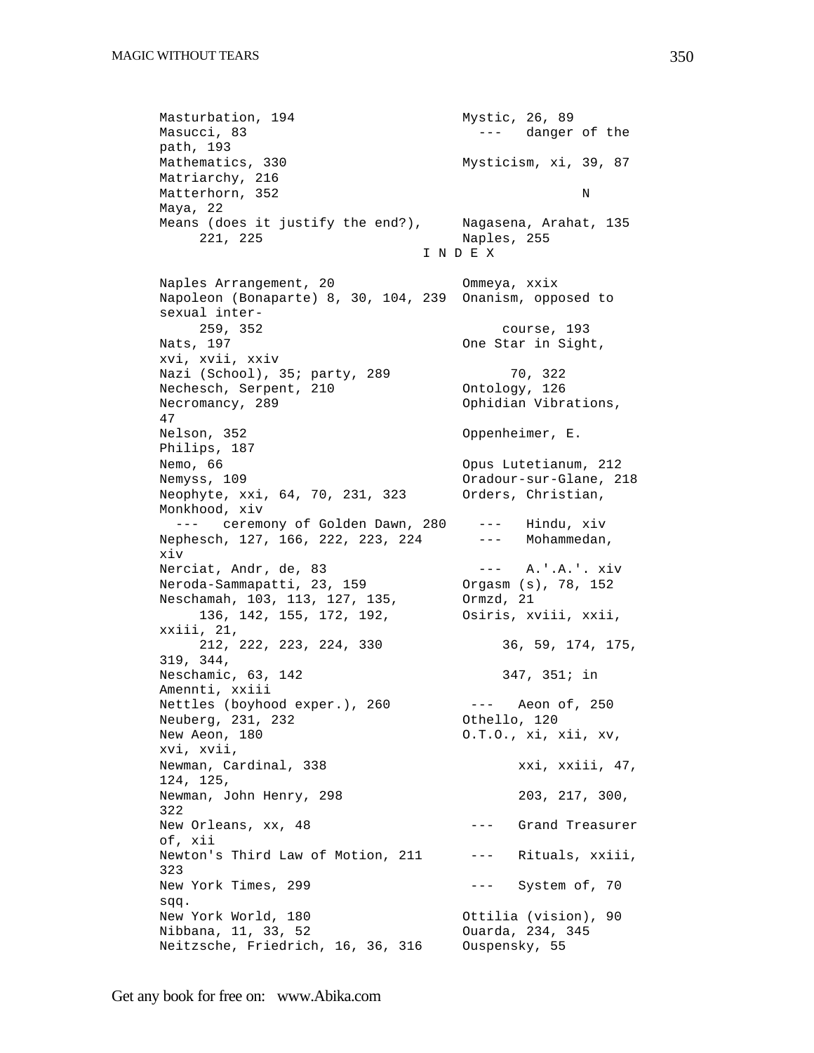Masturbation, 194
Masucci, 83
Mathematics, 330
Matriarchy, 216
Matterhorn, 352
Maya, 22
Means (does it justify the end?), 221, 225

Mystic, 26, 89
--- danger of the path, 193
Mysticism, xi, 39, 87

N

Nagasena, Arahat, 135
Naples, 255

I N D E X

Naples Arrangement, 20
Napoleon (Bonaparte) 8, 30, 104, 239, 259, 352
Nats, 197
Nazi (School), 35; party, 289
Nechesch, Serpent, 210
Necromancy, 289
Nelson, 352
Nemo, 66
Nemyss, 109
Neophyte, xxi, 64, 70, 231, 323
--- ceremony of Golden Dawn, 280
Nephesch, 127, 166, 222, 223, 224
Nerciat, Andr, de, 83
Neroda-Sammapatti, 23, 159
Neschamah, 103, 113, 127, 135, 136, 142, 155, 172, 192, 212, 222, 223, 224, 330
Neschamic, 63, 142
Nettles (boyhood exper.), 260
Neuberg, 231, 232
New Aeon, 180
Newman, Cardinal, 338
Newman, John Henry, 298
New Orleans, xx, 48
Newton's Third Law of Motion, 211
New York Times, 299
New York World, 180
Nibbana, 11, 33, 52
Neitzsche, Friedrich, 16, 36, 316

Ommeya, xxix
Onanism, opposed to sexual intercourse, 193
One Star in Sight, xvi, xvii, xxiv, 70, 322
Ontology, 126
Ophidian Vibrations, 47
Oppenheimer, E. Philips, 187
Opus Lutetianum, 212
Oradour-sur-Glane, 218
Orders, Christian, Monkhood, xiv
--- Hindu, xiv
--- Mohammedan, xiv
--- A.'.A.'. xiv
Orgasm (s), 78, 152
Ormzd, 21
Osiris, xviii, xxii, xxiii, 21, 36, 59, 174, 175, 319, 344, 347, 351; in Amennti, xxiii
--- Aeon of, 250
Othello, 120
O.T.O., xi, xii, xv, xvi, xvii, xxi, xxiii, 47, 124, 125, 203, 217, 300, 322
--- Grand Treasurer of, xii
--- Rituals, xxiii, 323
--- System of, 70 sqq.
Ottilia (vision), 90
Ouarda, 234, 345
Ouspensky, 55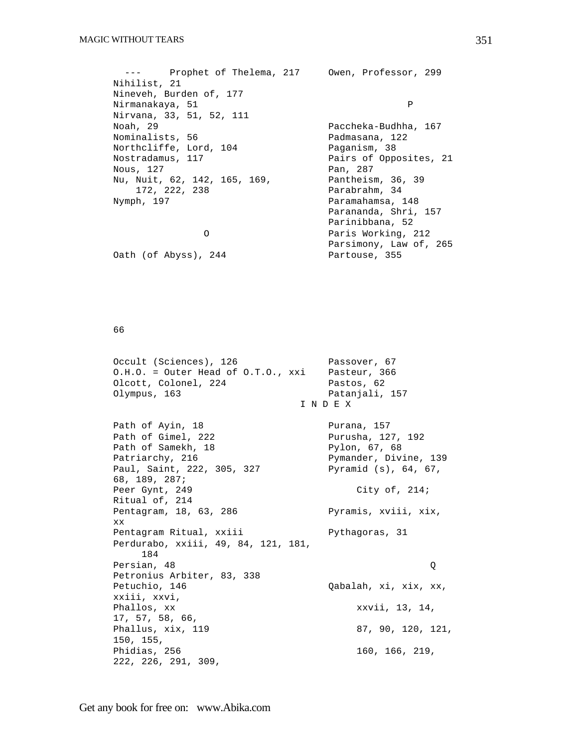--- Prophet of Thelema, 217
Nihilist, 21
Nineveh, Burden of, 177
Nirmanakaya, 51
Nirvana, 33, 51, 52, 111
Noah, 29
Nominalists, 56
Northcliffe, Lord, 104
Nostradamus, 117
Nous, 127
Nu, Nuit, 62, 142, 165, 169, 172, 222, 238
Nymph, 197

O

Oath (of Abyss), 244

66

Occult (Sciences), 126
O.H.O. = Outer Head of O.T.O., xxi
Olcott, Colonel, 224
Olympus, 163

Owen, Professor, 299

P

Paccheka-Budhha, 167
Padmasana, 122
Paganism, 38
Pairs of Opposites, 21
Pan, 287
Pantheism, 36, 39
Parabrahm, 34
Paramahamsa, 148
Parananda, Shri, 157
Parinibbana, 52
Paris Working, 212
Parsimony, Law of, 265
Partouse, 355
Passover, 67
Pasteur, 366
Pastos, 62
Patanjali, 157

I N D E X

Path of Ayin, 18
Path of Gimel, 222
Path of Samekh, 18
Patriarchy, 216
Paul, Saint, 222, 305, 327
Peer Gynt, 249
Pentagram, 18, 63, 286
Pentagram Ritual, xxiii
Perdurabo, xxiii, 49, 84, 121, 181, 184
Persian, 48
Petronius Arbiter, 83, 338
Petuchio, 146
Phallos, xx
Phallus, xix, 119
Phidias, 256

Purana, 157
Purusha, 127, 192
Pylon, 67, 68
Pymander, Divine, 139
Pyramid (s), 64, 67, 68, 189, 287;
 City of, 214;
 Ritual of, 214
Pyramis, xviii, xix, xx
Pythagoras, 31

Q

Qabalah, xi, xix, xx, xxiii, xxvi, xxvii, 13, 14, 17, 57, 58, 66, 87, 90, 120, 121, 150, 155, 160, 166, 219, 222, 226, 291, 309,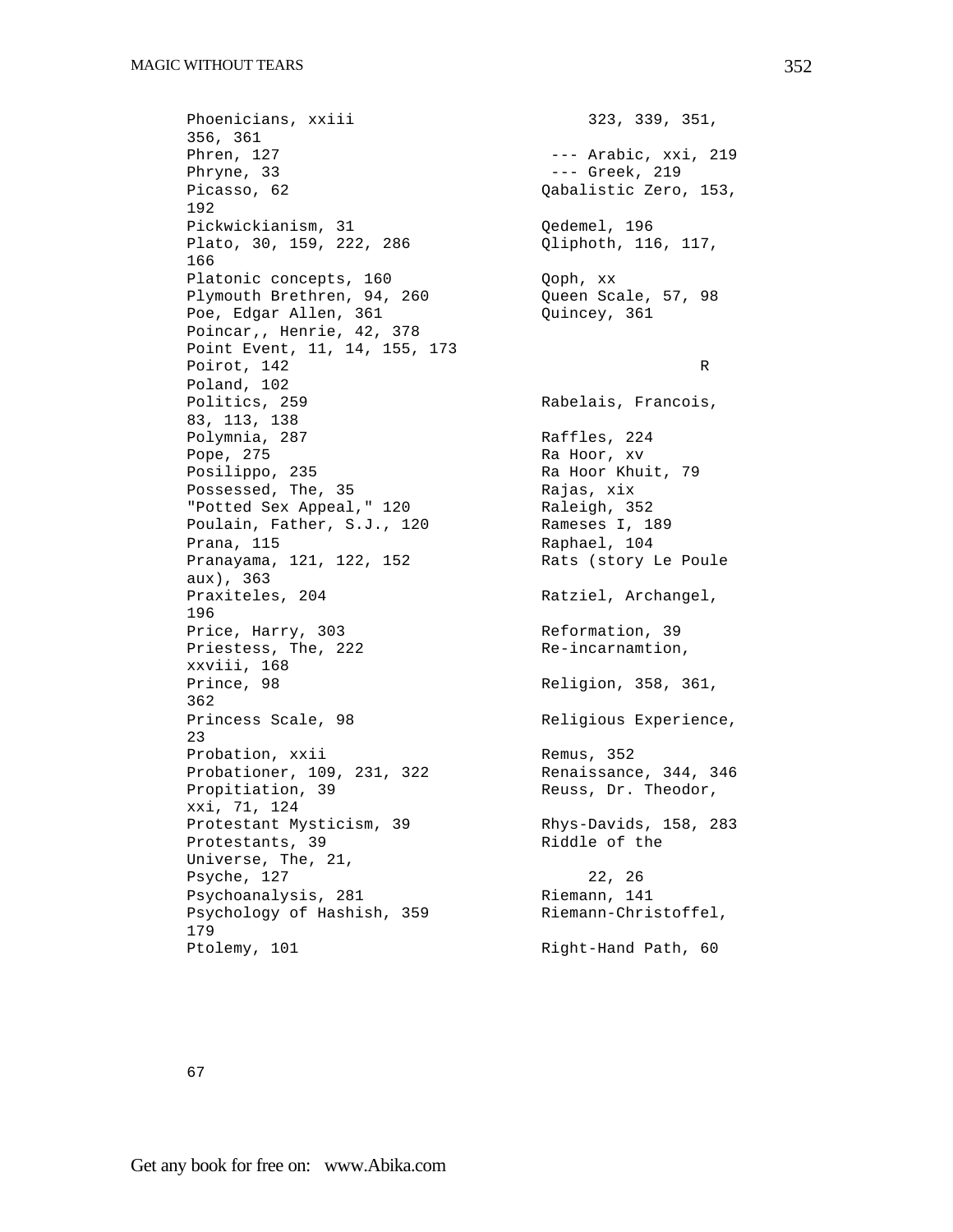Phoenicians, xxiii
356, 361
Phren, 127
Phryne, 33
Picasso, 62
192
Pickwickianism, 31
Plato, 30, 159, 222, 286
166
Platonic concepts, 160
Plymouth Brethren, 94, 260
Poe, Edgar Allen, 361
Poincar,, Henrie, 42, 378
Point Event, 11, 14, 155, 173
Poirot, 142
Poland, 102
Politics, 259
83, 113, 138
Polymnia, 287
Pope, 275
Posilippo, 235
Possessed, The, 35
"Potted Sex Appeal," 120
Poulain, Father, S.J., 120
Prana, 115
Pranayama, 121, 122, 152
aux), 363
Praxiteles, 204
196
Price, Harry, 303
Priestess, The, 222
xxviii, 168
Prince, 98
362
Princess Scale, 98
23
Probation, xxii
Probationer, 109, 231, 322
Propitiation, 39
xxi, 71, 124
Protestant Mysticism, 39
Protestants, 39
Universe, The, 21,
Psyche, 127
Psychoanalysis, 281
Psychology of Hashish, 359
179
Ptolemy, 101

323, 339, 351,
--- Arabic, xxi, 219
--- Greek, 219
Qabalistic Zero, 153,
Qedemel, 196
Qliphoth, 116, 117,
Qoph, xx
Queen Scale, 57, 98
Quincey, 361

R

Rabelais, Francois,
Raffles, 224
Ra Hoor, xv
Ra Hoor Khuit, 79
Rajas, xix
Raleigh, 352
Rameses I, 189
Raphael, 104
Rats (story Le Poule
Ratziel, Archangel,
Reformation, 39
Re-incarnamtion,
Religion, 358, 361,
Religious Experience,
Remus, 352
Renaissance, 344, 346
Reuss, Dr. Theodor,
Rhys-Davids, 158, 283
Riddle of the
22, 26
Riemann, 141
Riemann-Christoffel,
Right-Hand Path, 60

67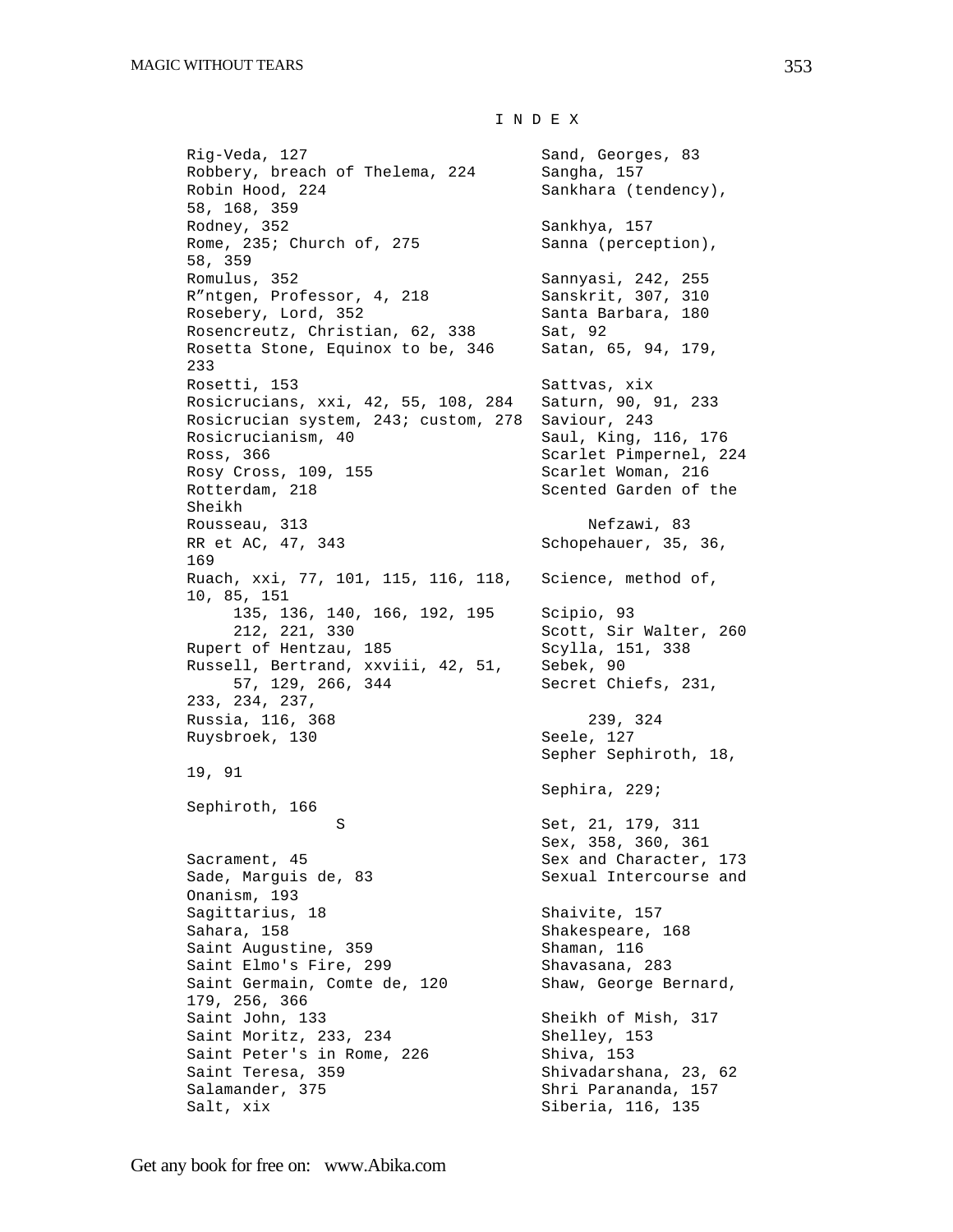# I N D E X

Rig-Veda, 127
Robbery, breach of Thelema, 224
Robin Hood, 224
58, 168, 359
Rodney, 352
Rome, 235; Church of, 275
58, 359
Romulus, 352
R"ntgen, Professor, 4, 218
Rosebery, Lord, 352
Rosencreutz, Christian, 62, 338
Rosetta Stone, Equinox to be, 346
233
Rosetti, 153
Rosicrucians, xxi, 42, 55, 108, 284
Rosicrucian system, 243; custom, 278
Rosicrucianism, 40
Ross, 366
Rosy Cross, 109, 155
Rotterdam, 218
Sheikh
Rousseau, 313
RR et AC, 47, 343
169
Ruach, xxi, 77, 101, 115, 116, 118,
10, 85, 151
135, 136, 140, 166, 192, 195
212, 221, 330
Rupert of Hentzau, 185
Russell, Bertrand, xxviii, 42, 51,
57, 129, 266, 344
233, 234, 237,
Russia, 116, 368
Ruysbroek, 130

19, 91

Sephiroth, 166

## S

Sacrament, 45
Sade, Marguis de, 83
Onanism, 193
Sagittarius, 18
Sahara, 158
Saint Augustine, 359
Saint Elmo's Fire, 299
Saint Germain, Comte de, 120
179, 256, 366
Saint John, 133
Saint Moritz, 233, 234
Saint Peter's in Rome, 226
Saint Teresa, 359
Salamander, 375
Salt, xix

Sand, Georges, 83
Sangha, 157
Sankhara (tendency),

Sankhya, 157
Sanna (perception),

Sannyasi, 242, 255
Sanskrit, 307, 310
Santa Barbara, 180
Sat, 92
Satan, 65, 94, 179,

Sattvas, xix
Saturn, 90, 91, 233
Saviour, 243
Saul, King, 116, 176
Scarlet Pimpernel, 224
Scarlet Woman, 216
Scented Garden of the

Nefzawi, 83
Schopehauer, 35, 36,

Science, method of,

Scipio, 93
Scott, Sir Walter, 260
Scylla, 151, 338
Sebek, 90
Secret Chiefs, 231,

239, 324
Seele, 127
Sepher Sephiroth, 18,

Sephira, 229;

Set, 21, 179, 311
Sex, 358, 360, 361
Sex and Character, 173
Sexual Intercourse and

Shaivite, 157
Shakespeare, 168
Shaman, 116
Shavasana, 283
Shaw, George Bernard,

Sheikh of Mish, 317
Shelley, 153
Shiva, 153
Shivadarshana, 23, 62
Shri Paranandа, 157
Siberia, 116, 135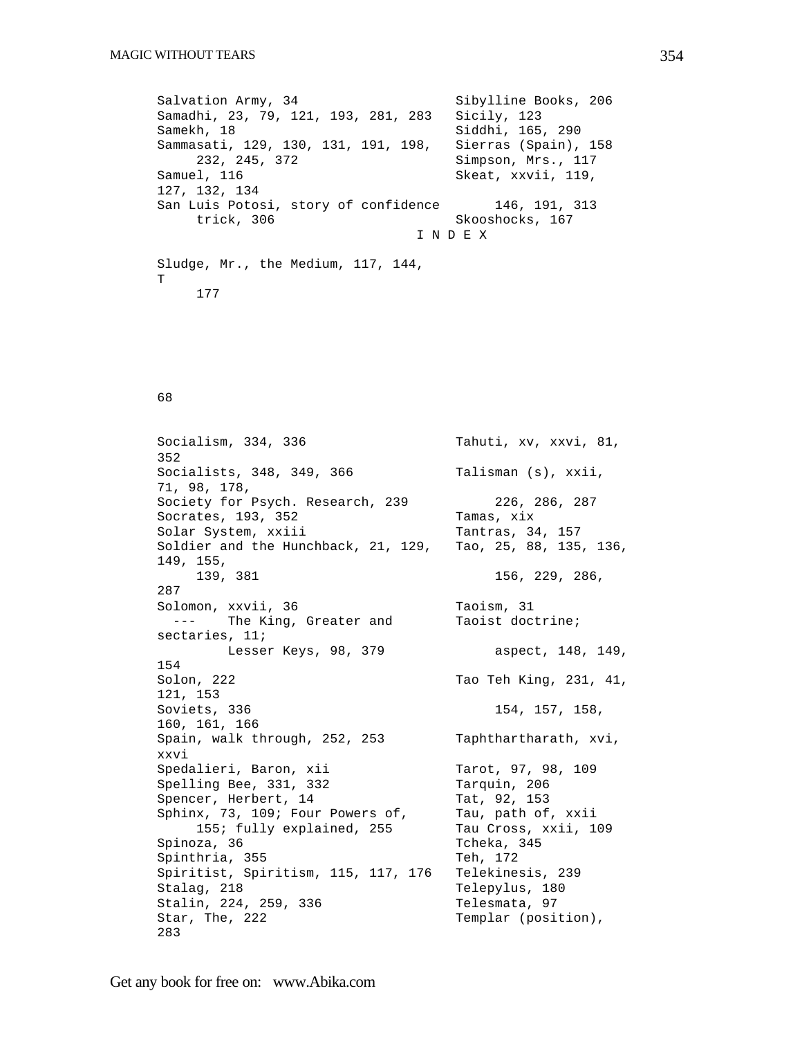Salvation Army, 34
Samadhi, 23, 79, 121, 193, 281, 283
Samekh, 18
Sammasati, 129, 130, 131, 191, 198, 232, 245, 372
Samuel, 116
San Luis Potosi, story of confidence trick, 306
Sibylline Books, 206
Sicily, 123
Siddhi, 165, 290
Sierras (Spain), 158
Simpson, Mrs., 117
Skeat, xxvii, 119, 127, 132, 134, 146, 191, 313
Skooshocks, 167
Sludge, Mr., the Medium, 117, 144, 177

I N D E X

T

68

Socialism, 334, 336
Socialists, 348, 349, 366
Society for Psych. Research, 239
Socrates, 193, 352
Solar System, xxiii
Soldier and the Hunchback, 21, 129, 139, 381
Solomon, xxvii, 36
--- The King, Greater and Lesser Keys, 98, 379
Solon, 222
Soviets, 336
Spain, walk through, 252, 253
Spedalieri, Baron, xii
Spelling Bee, 331, 332
Spencer, Herbert, 14
Sphinx, 73, 109; Four Powers of, 155; fully explained, 255
Spinoza, 36
Spinthria, 355
Spiritist, Spiritism, 115, 117, 176
Stalag, 218
Stalin, 224, 259, 336
Star, The, 222

Tahuti, xv, xxvi, 81, 352
Talisman (s), xxii, 71, 98, 178, 226, 286, 287
Tamas, xix
Tantras, 34, 157
Tao, 25, 88, 135, 136, 149, 155, 156, 229, 286, 287
Taoism, 31
Taoist doctrine; sectaries, 11; aspect, 148, 149, 154
Tao Teh King, 231, 41, 121, 153, 154, 157, 158, 160, 161, 166
Taphthartharath, xvi, xxvi
Tarot, 97, 98, 109
Tarquin, 206
Tat, 92, 153
Tau, path of, xxii
Tau Cross, xxii, 109
Tcheka, 345
Teh, 172
Telekinesis, 239
Telepylus, 180
Telesmata, 97
Templar (position), 283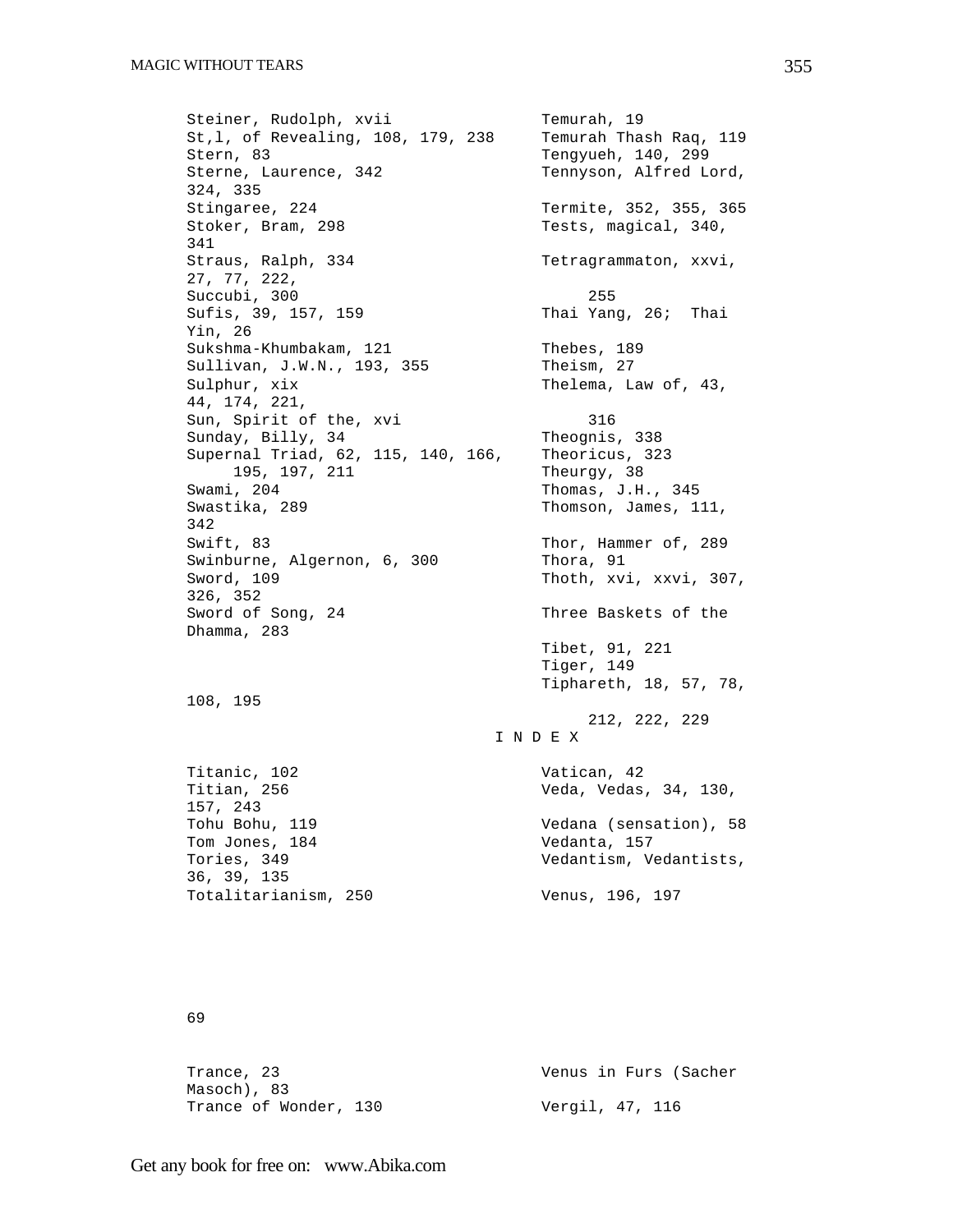Steiner, Rudolph, xvii
St,l, of Revealing, 108, 179, 238
Stern, 83
Sterne, Laurence, 342
Stingaree, 224
Stoker, Bram, 298
Straus, Ralph, 334
Succubi, 300
Sufis, 39, 157, 159
Sukshma-Khumbakam, 121
Sullivan, J.W.N., 193, 355
Sulphur, xix
Sun, Spirit of the, xvi
Sunday, Billy, 34
Supernal Triad, 62, 115, 140, 166, 195, 197, 211
Swami, 204
Swastika, 289
Swift, 83
Swinburne, Algernon, 6, 300
Sword, 109
Sword of Song, 24

Temurah, 19
Temurah Thash Raq, 119
Tengyueh, 140, 299
Tennyson, Alfred Lord, 324, 335
Termite, 352, 355, 365
Tests, magical, 340, 341
Tetragrammaton, xxvi, 27, 77, 222, 255
Thai Yang, 26; Thai Yin, 26
Thebes, 189
Theism, 27
Thelema, Law of, 43, 44, 174, 221, 316
Theognis, 338
Theoricus, 323
Theurgy, 38
Thomas, J.H., 345
Thomson, James, 111, 342
Thor, Hammer of, 289
Thora, 91
Thoth, xvi, xxvi, 307, 326, 352
Three Baskets of the Dhamma, 283
Tibet, 91, 221
Tiger, 149
Tiphareth, 18, 57, 78, 108, 195, 212, 222, 229

I N D E X

Titanic, 102
Titian, 256
Tohu Bohu, 119
Tom Jones, 184
Tories, 349
Totalitarianism, 250
Trance, 23
Trance of Wonder, 130

Vatican, 42
Veda, Vedas, 34, 130, 157, 243
Vedana (sensation), 58
Vedanta, 157
Vedantism, Vedantists, 36, 39, 135
Venus, 196, 197
Venus in Furs (Sacher Masoch), 83
Vergil, 47, 116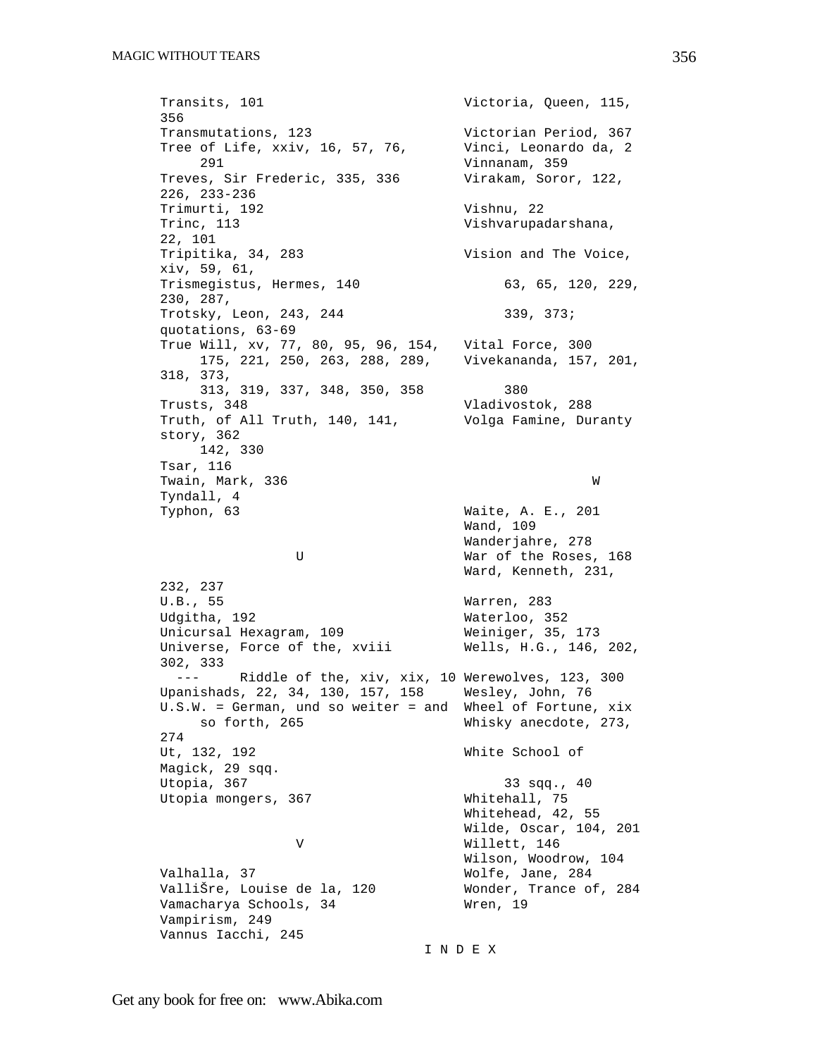Transits, 101
Transmutations, 123
Tree of Life, xxiv, 16, 57, 76, 291
Treves, Sir Frederic, 335, 336
Trimurti, 192
Trinc, 113
Tripitika, 34, 283
Trismegistus, Hermes, 140
Trotsky, Leon, 243, 244
True Will, xv, 77, 80, 95, 96, 154, 175, 221, 250, 263, 288, 289, 313, 319, 337, 348, 350, 358
Trusts, 348
Truth, of All Truth, 140, 141, 142, 330
Tsar, 116
Twain, Mark, 336
Tyndall, 4
Typhon, 63

U

U.B., 55
Udgitha, 192
Unicursal Hexagram, 109
Universe, Force of the, xviii
--- Riddle of the, xiv, xix, 10
Upanishads, 22, 34, 130, 157, 158
U.S.W. = German, und so weiter = and so forth, 265
Ut, 132, 192
Utopia, 367
Utopia mongers, 367

V

Valhalla, 37
ValliŠre, Louise de la, 120
Vamacharya Schools, 34
Vampirism, 249
Vannus Iacchi, 245
Victoria, Queen, 115, 356
Victorian Period, 367
Vinci, Leonardo da, 2
Vinnanam, 359
Virakam, Soror, 122, 226, 233-236
Vishnu, 22
Vishvarupadarshana, 22, 101
Vision and The Voice, xiv, 59, 61, 63, 65, 120, 229, 230, 287, 339, 373; quotations, 63-69
Vital Force, 300
Vivekananda, 157, 201, 318, 373, 380
Vladivostok, 288
Volga Famine, Duranty story, 362

W

Waite, A. E., 201
Wand, 109
Wanderjahre, 278
War of the Roses, 168
Ward, Kenneth, 231, 232, 237
Warren, 283
Waterloo, 352
Weiniger, 35, 173
Wells, H.G., 146, 202, 302, 333
Werewolves, 123, 300
Wesley, John, 76
Wheel of Fortune, xix
Whisky anecdote, 273, 274
White School of Magick, 29 sqq. 33 sqq., 40
Whitehall, 75
Whitehead, 42, 55
Wilde, Oscar, 104, 201
Willett, 146
Wilson, Woodrow, 104
Wolfe, Jane, 284
Wonder, Trance of, 284
Wren, 19

I N D E X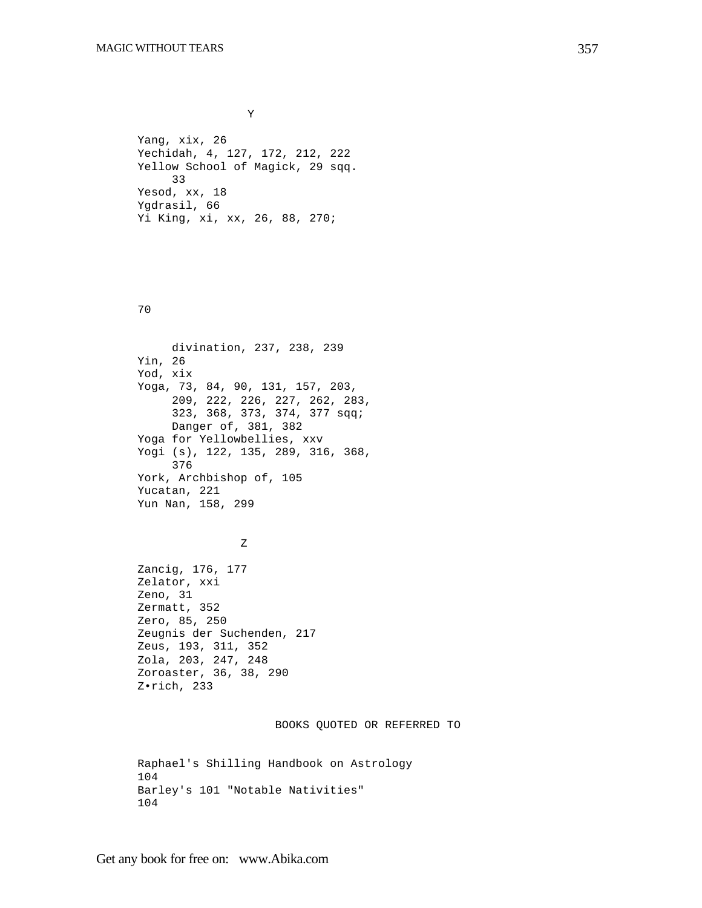## Y

Yang, xix, 26
Yechidah, 4, 127, 172, 212, 222
Yellow School of Magick, 29 sqq.
    33
Yesod, xx, 18
Ygdrasil, 66
Yi King, xi, xx, 26, 88, 270;

70

    divination, 237, 238, 239
Yin, 26
Yod, xix
Yoga, 73, 84, 90, 131, 157, 203,
    209, 222, 226, 227, 262, 283,
    323, 368, 373, 374, 377 sqq;
    Danger of, 381, 382
Yoga for Yellowbellies, xxv
Yogi (s), 122, 135, 289, 316, 368,
    376
York, Archbishop of, 105
Yucatan, 221
Yun Nan, 158, 299

## Z

Zancig, 176, 177
Zelator, xxi
Zeno, 31
Zermatt, 352
Zero, 85, 250
Zeugnis der Suchenden, 217
Zeus, 193, 311, 352
Zola, 203, 247, 248
Zoroaster, 36, 38, 290
Z•rich, 233

## BOOKS QUOTED OR REFERRED TO

Raphael's Shilling Handbook on Astrology
104
Barley's 101 "Notable Nativities"
104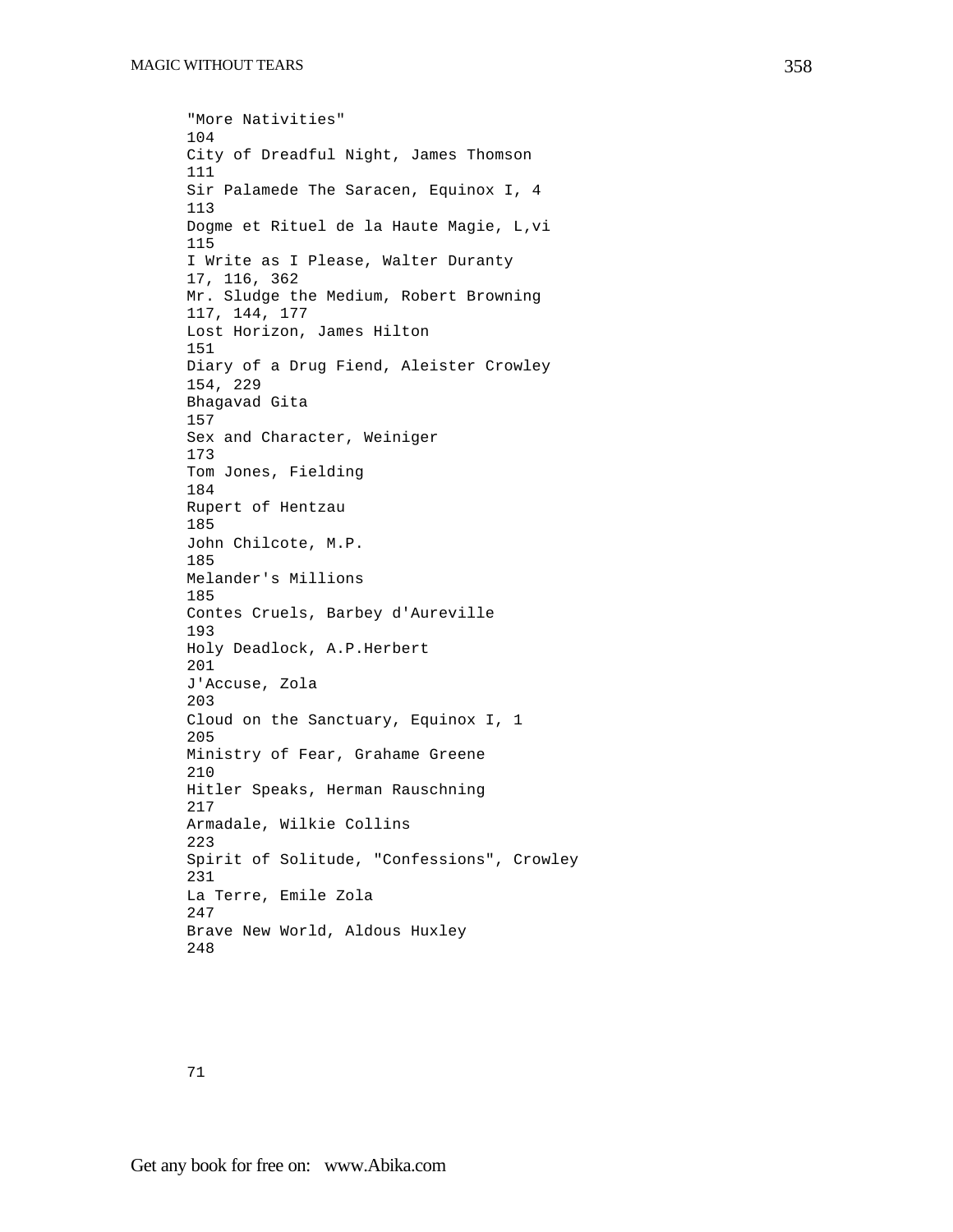"More Nativities"
104
City of Dreadful Night, James Thomson
111
Sir Palamede The Saracen, Equinox I, 4
113
Dogme et Rituel de la Haute Magie, L,vi
115
I Write as I Please, Walter Duranty
17, 116, 362
Mr. Sludge the Medium, Robert Browning
117, 144, 177
Lost Horizon, James Hilton
151
Diary of a Drug Fiend, Aleister Crowley
154, 229
Bhagavad Gita
157
Sex and Character, Weiniger
173
Tom Jones, Fielding
184
Rupert of Hentzau
185
John Chilcote, M.P.
185
Melander's Millions
185
Contes Cruels, Barbey d'Aureville
193
Holy Deadlock, A.P.Herbert
201
J'Accuse, Zola
203
Cloud on the Sanctuary, Equinox I, 1
205
Ministry of Fear, Grahame Greene
210
Hitler Speaks, Herman Rauschning
217
Armadale, Wilkie Collins
223
Spirit of Solitude, "Confessions", Crowley
231
La Terre, Emile Zola
247
Brave New World, Aldous Huxley
248

71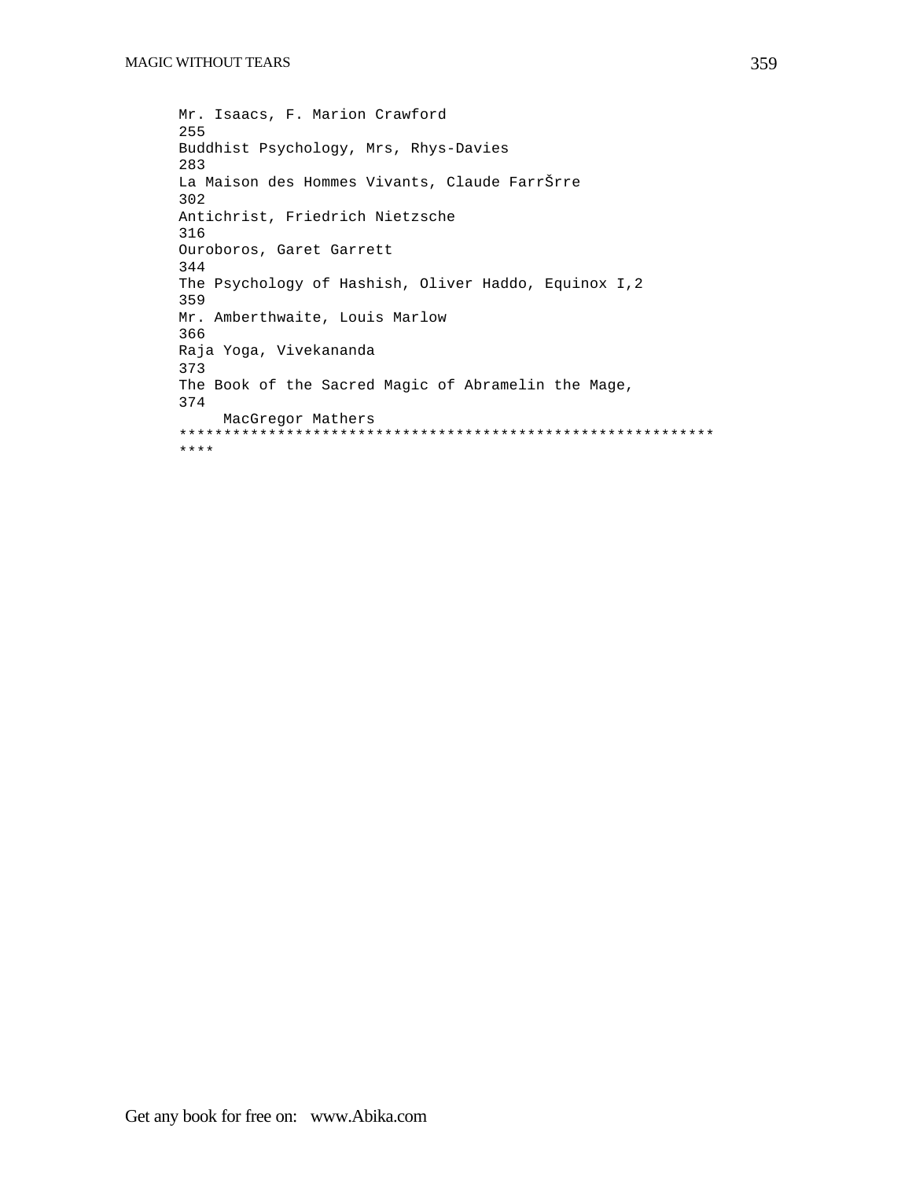Mr. Isaacs, F. Marion Crawford
255
Buddhist Psychology, Mrs, Rhys-Davies
283
La Maison des Hommes Vivants, Claude FarrŠrre
302
Antichrist, Friedrich Nietzsche
316
Ouroboros, Garet Garrett
344
The Psychology of Hashish, Oliver Haddo, Equinox I,2
359
Mr. Amberthwaite, Louis Marlow
366
Raja Yoga, Vivekananda
373
The Book of the Sacred Magic of Abramelin the Mage,
374
MacGregor Mathers
****************************************************************